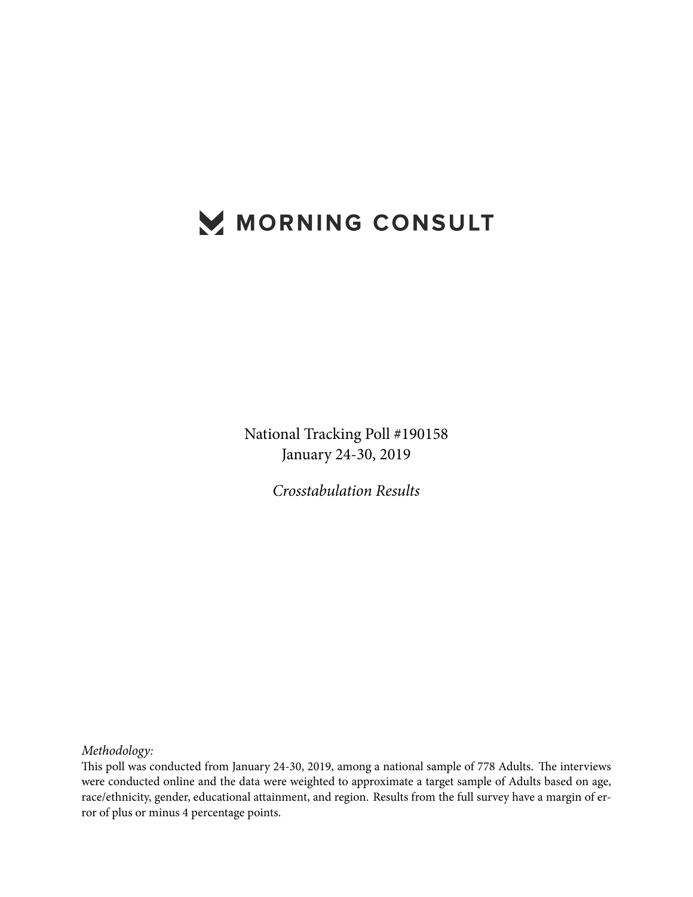# MORNING CONSULT

National Tracking Poll #190158
January 24-30, 2019

*Crosstabulation Results*

*Methodology:*
This poll was conducted from January 24-30, 2019, among a national sample of 778 Adults. The interviews were conducted online and the data were weighted to approximate a target sample of Adults based on age, race/ethnicity, gender, educational attainment, and region. Results from the full survey have a margin of error of plus or minus 4 percentage points.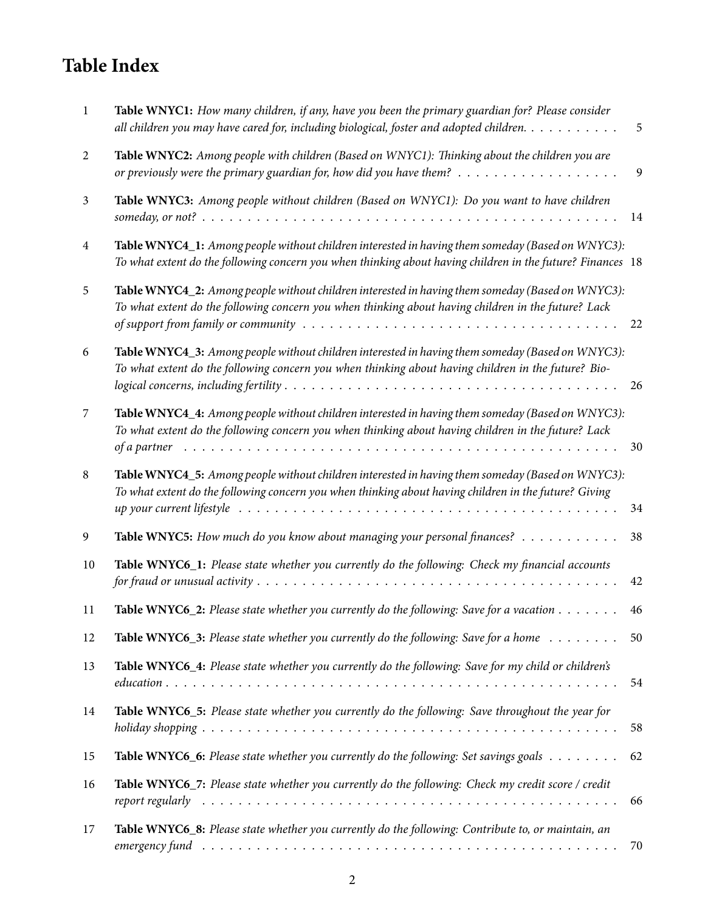# Table Index

| | | |
|---|---|---|
| 1 | **Table WNYC1:** *How many children, if any, have you been the primary guardian for? Please consider all children you may have cared for, including biological, foster and adopted children.* | 5 |
| 2 | **Table WNYC2:** *Among people with children (Based on WNYC1): Thinking about the children you are or previously were the primary guardian for, how did you have them?* | 9 |
| 3 | **Table WNYC3:** *Among people without children (Based on WNYC1): Do you want to have children someday, or not?* | 14 |
| 4 | **Table WNYC4_1:** *Among people without children interested in having them someday (Based on WNYC3): To what extent do the following concern you when thinking about having children in the future? Finances* | 18 |
| 5 | **Table WNYC4_2:** *Among people without children interested in having them someday (Based on WNYC3): To what extent do the following concern you when thinking about having children in the future? Lack of support from family or community* | 22 |
| 6 | **Table WNYC4_3:** *Among people without children interested in having them someday (Based on WNYC3): To what extent do the following concern you when thinking about having children in the future? Biological concerns, including fertility* | 26 |
| 7 | **Table WNYC4_4:** *Among people without children interested in having them someday (Based on WNYC3): To what extent do the following concern you when thinking about having children in the future? Lack of a partner* | 30 |
| 8 | **Table WNYC4_5:** *Among people without children interested in having them someday (Based on WNYC3): To what extent do the following concern you when thinking about having children in the future? Giving up your current lifestyle* | 34 |
| 9 | **Table WNYC5:** *How much do you know about managing your personal finances?* | 38 |
| 10 | **Table WNYC6_1:** *Please state whether you currently do the following: Check my financial accounts for fraud or unusual activity* | 42 |
| 11 | **Table WNYC6_2:** *Please state whether you currently do the following: Save for a vacation* | 46 |
| 12 | **Table WNYC6_3:** *Please state whether you currently do the following: Save for a home* | 50 |
| 13 | **Table WNYC6_4:** *Please state whether you currently do the following: Save for my child or children's education* | 54 |
| 14 | **Table WNYC6_5:** *Please state whether you currently do the following: Save throughout the year for holiday shopping* | 58 |
| 15 | **Table WNYC6_6:** *Please state whether you currently do the following: Set savings goals* | 62 |
| 16 | **Table WNYC6_7:** *Please state whether you currently do the following: Check my credit score / credit report regularly* | 66 |
| 17 | **Table WNYC6_8:** *Please state whether you currently do the following: Contribute to, or maintain, an emergency fund* | 70 |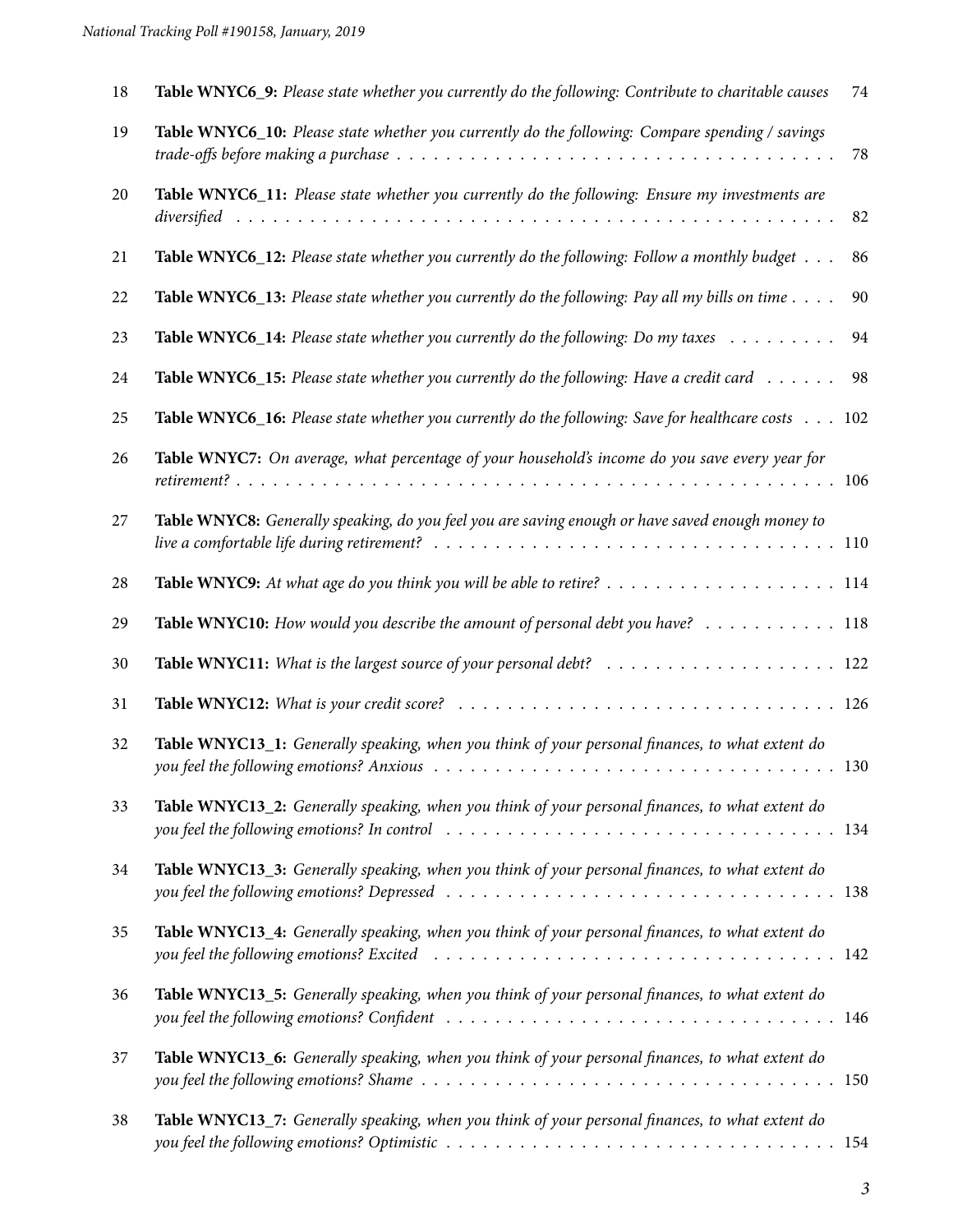| | | |
|---|---|---|
| 18 | **Table WNYC6_9:** *Please state whether you currently do the following: Contribute to charitable causes* | 74 |
| 19 | **Table WNYC6_10:** *Please state whether you currently do the following: Compare spending / savings trade-offs before making a purchase* | 78 |
| 20 | **Table WNYC6_11:** *Please state whether you currently do the following: Ensure my investments are diversified* | 82 |
| 21 | **Table WNYC6_12:** *Please state whether you currently do the following: Follow a monthly budget* | 86 |
| 22 | **Table WNYC6_13:** *Please state whether you currently do the following: Pay all my bills on time* | 90 |
| 23 | **Table WNYC6_14:** *Please state whether you currently do the following: Do my taxes* | 94 |
| 24 | **Table WNYC6_15:** *Please state whether you currently do the following: Have a credit card* | 98 |
| 25 | **Table WNYC6_16:** *Please state whether you currently do the following: Save for healthcare costs* | 102 |
| 26 | **Table WNYC7:** *On average, what percentage of your household's income do you save every year for retirement?* | 106 |
| 27 | **Table WNYC8:** *Generally speaking, do you feel you are saving enough or have saved enough money to live a comfortable life during retirement?* | 110 |
| 28 | **Table WNYC9:** *At what age do you think you will be able to retire?* | 114 |
| 29 | **Table WNYC10:** *How would you describe the amount of personal debt you have?* | 118 |
| 30 | **Table WNYC11:** *What is the largest source of your personal debt?* | 122 |
| 31 | **Table WNYC12:** *What is your credit score?* | 126 |
| 32 | **Table WNYC13_1:** *Generally speaking, when you think of your personal finances, to what extent do you feel the following emotions? Anxious* | 130 |
| 33 | **Table WNYC13_2:** *Generally speaking, when you think of your personal finances, to what extent do you feel the following emotions? In control* | 134 |
| 34 | **Table WNYC13_3:** *Generally speaking, when you think of your personal finances, to what extent do you feel the following emotions? Depressed* | 138 |
| 35 | **Table WNYC13_4:** *Generally speaking, when you think of your personal finances, to what extent do you feel the following emotions? Excited* | 142 |
| 36 | **Table WNYC13_5:** *Generally speaking, when you think of your personal finances, to what extent do you feel the following emotions? Confident* | 146 |
| 37 | **Table WNYC13_6:** *Generally speaking, when you think of your personal finances, to what extent do you feel the following emotions? Shame* | 150 |
| 38 | **Table WNYC13_7:** *Generally speaking, when you think of your personal finances, to what extent do you feel the following emotions? Optimistic* | 154 |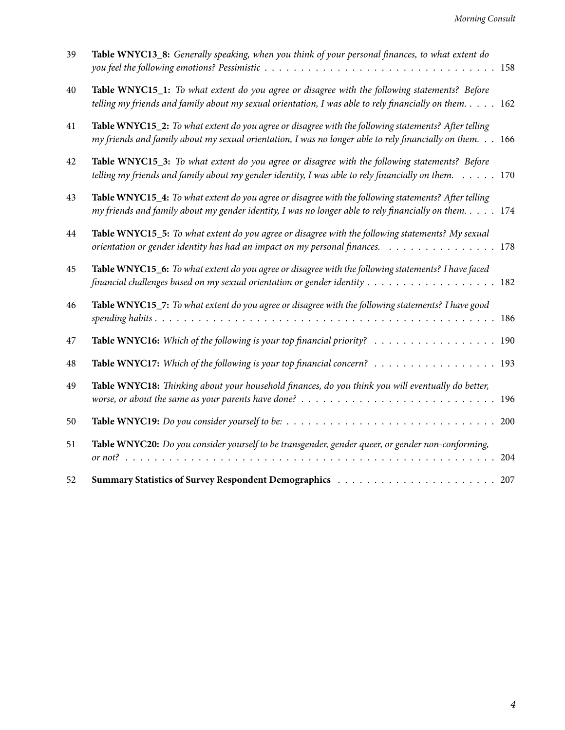| | | |
|---|---|---|
| 39 | **Table WNYC13_8:** *Generally speaking, when you think of your personal finances, to what extent do you feel the following emotions? Pessimistic* | 158 |
| 40 | **Table WNYC15_1:** *To what extent do you agree or disagree with the following statements? Before telling my friends and family about my sexual orientation, I was able to rely financially on them.* | 162 |
| 41 | **Table WNYC15_2:** *To what extent do you agree or disagree with the following statements? After telling my friends and family about my sexual orientation, I was no longer able to rely financially on them.* | 166 |
| 42 | **Table WNYC15_3:** *To what extent do you agree or disagree with the following statements? Before telling my friends and family about my gender identity, I was able to rely financially on them.* | 170 |
| 43 | **Table WNYC15_4:** *To what extent do you agree or disagree with the following statements? After telling my friends and family about my gender identity, I was no longer able to rely financially on them.* | 174 |
| 44 | **Table WNYC15_5:** *To what extent do you agree or disagree with the following statements? My sexual orientation or gender identity has had an impact on my personal finances.* | 178 |
| 45 | **Table WNYC15_6:** *To what extent do you agree or disagree with the following statements? I have faced financial challenges based on my sexual orientation or gender identity* | 182 |
| 46 | **Table WNYC15_7:** *To what extent do you agree or disagree with the following statements? I have good spending habits* | 186 |
| 47 | **Table WNYC16:** *Which of the following is your top financial priority?* | 190 |
| 48 | **Table WNYC17:** *Which of the following is your top financial concern?* | 193 |
| 49 | **Table WNYC18:** *Thinking about your household finances, do you think you will eventually do better, worse, or about the same as your parents have done?* | 196 |
| 50 | **Table WNYC19:** *Do you consider yourself to be:* | 200 |
| 51 | **Table WNYC20:** *Do you consider yourself to be transgender, gender queer, or gender non-conforming, or not?* | 204 |
| 52 | **Summary Statistics of Survey Respondent Demographics** | 207 |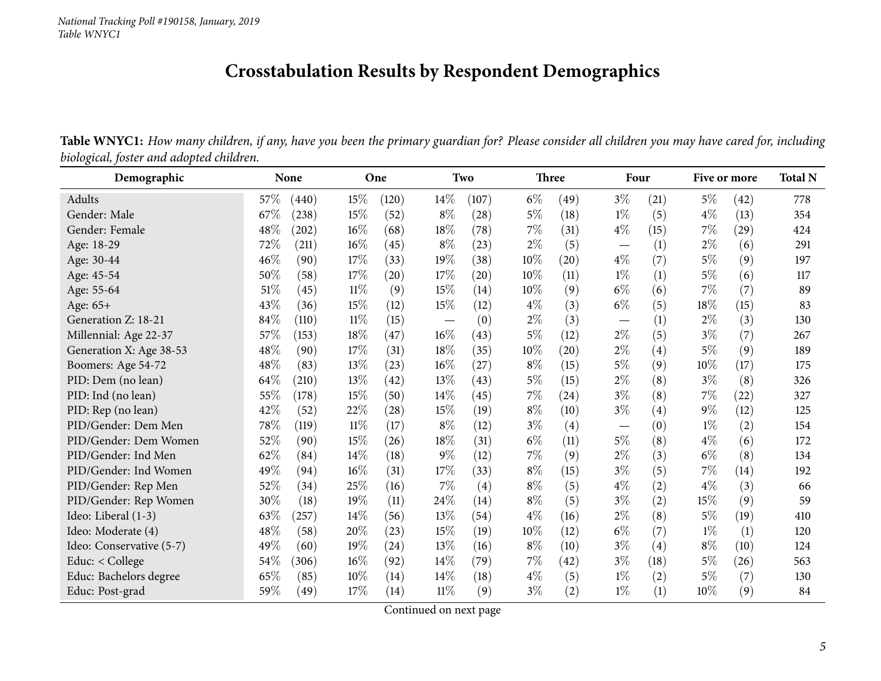*National Tracking Poll #190158, January, 2019*
*Table WNYC1*

# Crosstabulation Results by Respondent Demographics

**Table WNYC1:** *How many children, if any, have you been the primary guardian for? Please consider all children you may have cared for, including biological, foster and adopted children.*

| Demographic | None | | One | | Two | | Three | | Four | | Five or more | | Total N |
|---|---|---|---|---|---|---|---|---|---|---|---|---|---|
| Adults | 57% | (440) | 15% | (120) | 14% | (107) | 6% | (49) | 3% | (21) | 5% | (42) | 778 |
| Gender: Male | 67% | (238) | 15% | (52) | 8% | (28) | 5% | (18) | 1% | (5) | 4% | (13) | 354 |
| Gender: Female | 48% | (202) | 16% | (68) | 18% | (78) | 7% | (31) | 4% | (15) | 7% | (29) | 424 |
| Age: 18-29 | 72% | (211) | 16% | (45) | 8% | (23) | 2% | (5) | — | (1) | 2% | (6) | 291 |
| Age: 30-44 | 46% | (90) | 17% | (33) | 19% | (38) | 10% | (20) | 4% | (7) | 5% | (9) | 197 |
| Age: 45-54 | 50% | (58) | 17% | (20) | 17% | (20) | 10% | (11) | 1% | (1) | 5% | (6) | 117 |
| Age: 55-64 | 51% | (45) | 11% | (9) | 15% | (14) | 10% | (9) | 6% | (6) | 7% | (7) | 89 |
| Age: 65+ | 43% | (36) | 15% | (12) | 15% | (12) | 4% | (3) | 6% | (5) | 18% | (15) | 83 |
| Generation Z: 18-21 | 84% | (110) | 11% | (15) | — | (0) | 2% | (3) | — | (1) | 2% | (3) | 130 |
| Millennial: Age 22-37 | 57% | (153) | 18% | (47) | 16% | (43) | 5% | (12) | 2% | (5) | 3% | (7) | 267 |
| Generation X: Age 38-53 | 48% | (90) | 17% | (31) | 18% | (35) | 10% | (20) | 2% | (4) | 5% | (9) | 189 |
| Boomers: Age 54-72 | 48% | (83) | 13% | (23) | 16% | (27) | 8% | (15) | 5% | (9) | 10% | (17) | 175 |
| PID: Dem (no lean) | 64% | (210) | 13% | (42) | 13% | (43) | 5% | (15) | 2% | (8) | 3% | (8) | 326 |
| PID: Ind (no lean) | 55% | (178) | 15% | (50) | 14% | (45) | 7% | (24) | 3% | (8) | 7% | (22) | 327 |
| PID: Rep (no lean) | 42% | (52) | 22% | (28) | 15% | (19) | 8% | (10) | 3% | (4) | 9% | (12) | 125 |
| PID/Gender: Dem Men | 78% | (119) | 11% | (17) | 8% | (12) | 3% | (4) | — | (0) | 1% | (2) | 154 |
| PID/Gender: Dem Women | 52% | (90) | 15% | (26) | 18% | (31) | 6% | (11) | 5% | (8) | 4% | (6) | 172 |
| PID/Gender: Ind Men | 62% | (84) | 14% | (18) | 9% | (12) | 7% | (9) | 2% | (3) | 6% | (8) | 134 |
| PID/Gender: Ind Women | 49% | (94) | 16% | (31) | 17% | (33) | 8% | (15) | 3% | (5) | 7% | (14) | 192 |
| PID/Gender: Rep Men | 52% | (34) | 25% | (16) | 7% | (4) | 8% | (5) | 4% | (2) | 4% | (3) | 66 |
| PID/Gender: Rep Women | 30% | (18) | 19% | (11) | 24% | (14) | 8% | (5) | 3% | (2) | 15% | (9) | 59 |
| Ideo: Liberal (1-3) | 63% | (257) | 14% | (56) | 13% | (54) | 4% | (16) | 2% | (8) | 5% | (19) | 410 |
| Ideo: Moderate (4) | 48% | (58) | 20% | (23) | 15% | (19) | 10% | (12) | 6% | (7) | 1% | (1) | 120 |
| Ideo: Conservative (5-7) | 49% | (60) | 19% | (24) | 13% | (16) | 8% | (10) | 3% | (4) | 8% | (10) | 124 |
| Educ: < College | 54% | (306) | 16% | (92) | 14% | (79) | 7% | (42) | 3% | (18) | 5% | (26) | 563 |
| Educ: Bachelors degree | 65% | (85) | 10% | (14) | 14% | (18) | 4% | (5) | 1% | (2) | 5% | (7) | 130 |
| Educ: Post-grad | 59% | (49) | 17% | (14) | 11% | (9) | 3% | (2) | 1% | (1) | 10% | (9) | 84 |

Continued on next page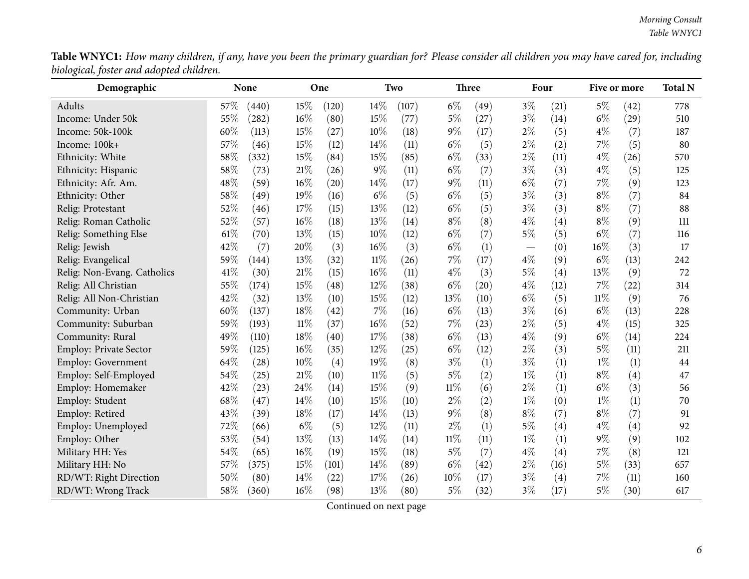**Table WNYC1:** *How many children, if any, have you been the primary guardian for? Please consider all children you may have cared for, including biological, foster and adopted children.*

| Demographic | None | | One | | Two | | Three | | Four | | Five or more | | Total N |
|---|---|---|---|---|---|---|---|---|---|---|---|---|---|
| Adults | 57% | (440) | 15% | (120) | 14% | (107) | 6% | (49) | 3% | (21) | 5% | (42) | 778 |
| Income: Under 50k | 55% | (282) | 16% | (80) | 15% | (77) | 5% | (27) | 3% | (14) | 6% | (29) | 510 |
| Income: 50k-100k | 60% | (113) | 15% | (27) | 10% | (18) | 9% | (17) | 2% | (5) | 4% | (7) | 187 |
| Income: 100k+ | 57% | (46) | 15% | (12) | 14% | (11) | 6% | (5) | 2% | (2) | 7% | (5) | 80 |
| Ethnicity: White | 58% | (332) | 15% | (84) | 15% | (85) | 6% | (33) | 2% | (11) | 4% | (26) | 570 |
| Ethnicity: Hispanic | 58% | (73) | 21% | (26) | 9% | (11) | 6% | (7) | 3% | (3) | 4% | (5) | 125 |
| Ethnicity: Afr. Am. | 48% | (59) | 16% | (20) | 14% | (17) | 9% | (11) | 6% | (7) | 7% | (9) | 123 |
| Ethnicity: Other | 58% | (49) | 19% | (16) | 6% | (5) | 6% | (5) | 3% | (3) | 8% | (7) | 84 |
| Relig: Protestant | 52% | (46) | 17% | (15) | 13% | (12) | 6% | (5) | 3% | (3) | 8% | (7) | 88 |
| Relig: Roman Catholic | 52% | (57) | 16% | (18) | 13% | (14) | 8% | (8) | 4% | (4) | 8% | (9) | 111 |
| Relig: Something Else | 61% | (70) | 13% | (15) | 10% | (12) | 6% | (7) | 5% | (5) | 6% | (7) | 116 |
| Relig: Jewish | 42% | (7) | 20% | (3) | 16% | (3) | 6% | (1) | — | (0) | 16% | (3) | 17 |
| Relig: Evangelical | 59% | (144) | 13% | (32) | 11% | (26) | 7% | (17) | 4% | (9) | 6% | (13) | 242 |
| Relig: Non-Evang. Catholics | 41% | (30) | 21% | (15) | 16% | (11) | 4% | (3) | 5% | (4) | 13% | (9) | 72 |
| Relig: All Christian | 55% | (174) | 15% | (48) | 12% | (38) | 6% | (20) | 4% | (12) | 7% | (22) | 314 |
| Relig: All Non-Christian | 42% | (32) | 13% | (10) | 15% | (12) | 13% | (10) | 6% | (5) | 11% | (9) | 76 |
| Community: Urban | 60% | (137) | 18% | (42) | 7% | (16) | 6% | (13) | 3% | (6) | 6% | (13) | 228 |
| Community: Suburban | 59% | (193) | 11% | (37) | 16% | (52) | 7% | (23) | 2% | (5) | 4% | (15) | 325 |
| Community: Rural | 49% | (110) | 18% | (40) | 17% | (38) | 6% | (13) | 4% | (9) | 6% | (14) | 224 |
| Employ: Private Sector | 59% | (125) | 16% | (35) | 12% | (25) | 6% | (12) | 2% | (3) | 5% | (11) | 211 |
| Employ: Government | 64% | (28) | 10% | (4) | 19% | (8) | 3% | (1) | 3% | (1) | 1% | (1) | 44 |
| Employ: Self-Employed | 54% | (25) | 21% | (10) | 11% | (5) | 5% | (2) | 1% | (1) | 8% | (4) | 47 |
| Employ: Homemaker | 42% | (23) | 24% | (14) | 15% | (9) | 11% | (6) | 2% | (1) | 6% | (3) | 56 |
| Employ: Student | 68% | (47) | 14% | (10) | 15% | (10) | 2% | (2) | 1% | (0) | 1% | (1) | 70 |
| Employ: Retired | 43% | (39) | 18% | (17) | 14% | (13) | 9% | (8) | 8% | (7) | 8% | (7) | 91 |
| Employ: Unemployed | 72% | (66) | 6% | (5) | 12% | (11) | 2% | (1) | 5% | (4) | 4% | (4) | 92 |
| Employ: Other | 53% | (54) | 13% | (13) | 14% | (14) | 11% | (11) | 1% | (1) | 9% | (9) | 102 |
| Military HH: Yes | 54% | (65) | 16% | (19) | 15% | (18) | 5% | (7) | 4% | (4) | 7% | (8) | 121 |
| Military HH: No | 57% | (375) | 15% | (101) | 14% | (89) | 6% | (42) | 2% | (16) | 5% | (33) | 657 |
| RD/WT: Right Direction | 50% | (80) | 14% | (22) | 17% | (26) | 10% | (17) | 3% | (4) | 7% | (11) | 160 |
| RD/WT: Wrong Track | 58% | (360) | 16% | (98) | 13% | (80) | 5% | (32) | 3% | (17) | 5% | (30) | 617 |

Continued on next page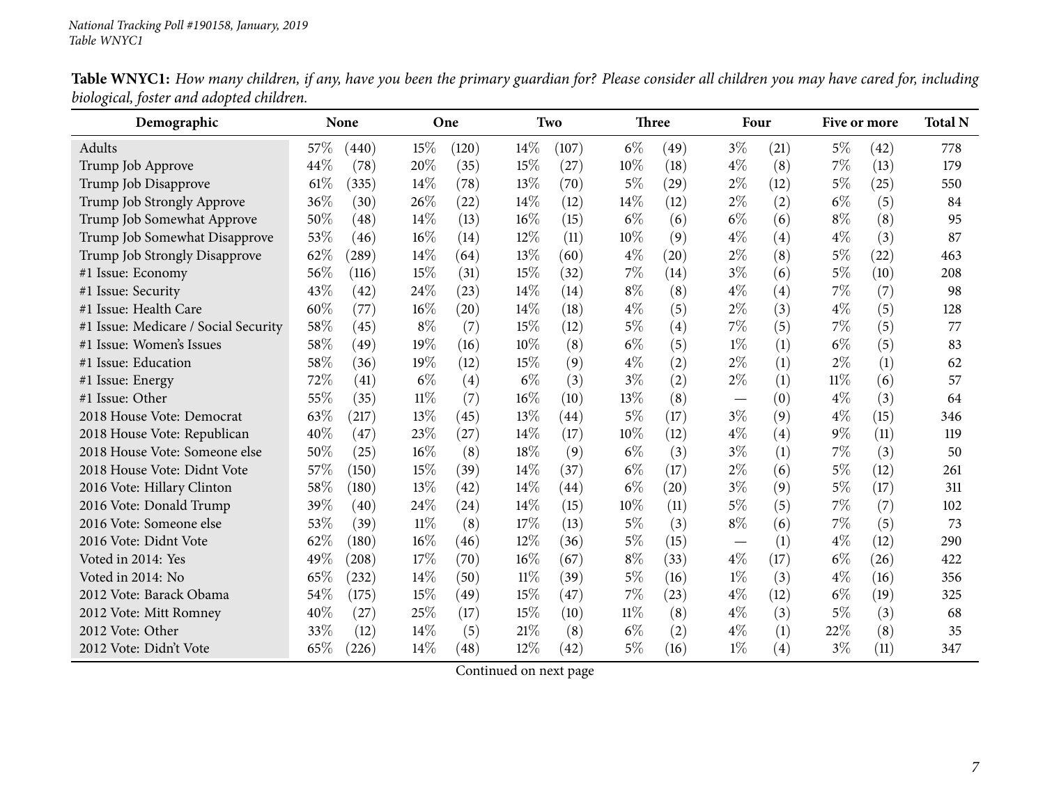*National Tracking Poll #190158, January, 2019*
*Table WNYC1*

**Table WNYC1:** *How many children, if any, have you been the primary guardian for? Please consider all children you may have cared for, including biological, foster and adopted children.*

| Demographic | None | | One | | Two | | Three | | Four | | Five or more | | Total N |
|---|---|---|---|---|---|---|---|---|---|---|---|---|---|
| Adults | 57% | (440) | 15% | (120) | 14% | (107) | 6% | (49) | 3% | (21) | 5% | (42) | 778 |
| Trump Job Approve | 44% | (78) | 20% | (35) | 15% | (27) | 10% | (18) | 4% | (8) | 7% | (13) | 179 |
| Trump Job Disapprove | 61% | (335) | 14% | (78) | 13% | (70) | 5% | (29) | 2% | (12) | 5% | (25) | 550 |
| Trump Job Strongly Approve | 36% | (30) | 26% | (22) | 14% | (12) | 14% | (12) | 2% | (2) | 6% | (5) | 84 |
| Trump Job Somewhat Approve | 50% | (48) | 14% | (13) | 16% | (15) | 6% | (6) | 6% | (6) | 8% | (8) | 95 |
| Trump Job Somewhat Disapprove | 53% | (46) | 16% | (14) | 12% | (11) | 10% | (9) | 4% | (4) | 4% | (3) | 87 |
| Trump Job Strongly Disapprove | 62% | (289) | 14% | (64) | 13% | (60) | 4% | (20) | 2% | (8) | 5% | (22) | 463 |
| #1 Issue: Economy | 56% | (116) | 15% | (31) | 15% | (32) | 7% | (14) | 3% | (6) | 5% | (10) | 208 |
| #1 Issue: Security | 43% | (42) | 24% | (23) | 14% | (14) | 8% | (8) | 4% | (4) | 7% | (7) | 98 |
| #1 Issue: Health Care | 60% | (77) | 16% | (20) | 14% | (18) | 4% | (5) | 2% | (3) | 4% | (5) | 128 |
| #1 Issue: Medicare / Social Security | 58% | (45) | 8% | (7) | 15% | (12) | 5% | (4) | 7% | (5) | 7% | (5) | 77 |
| #1 Issue: Women's Issues | 58% | (49) | 19% | (16) | 10% | (8) | 6% | (5) | 1% | (1) | 6% | (5) | 83 |
| #1 Issue: Education | 58% | (36) | 19% | (12) | 15% | (9) | 4% | (2) | 2% | (1) | 2% | (1) | 62 |
| #1 Issue: Energy | 72% | (41) | 6% | (4) | 6% | (3) | 3% | (2) | 2% | (1) | 11% | (6) | 57 |
| #1 Issue: Other | 55% | (35) | 11% | (7) | 16% | (10) | 13% | (8) | — | (0) | 4% | (3) | 64 |
| 2018 House Vote: Democrat | 63% | (217) | 13% | (45) | 13% | (44) | 5% | (17) | 3% | (9) | 4% | (15) | 346 |
| 2018 House Vote: Republican | 40% | (47) | 23% | (27) | 14% | (17) | 10% | (12) | 4% | (4) | 9% | (11) | 119 |
| 2018 House Vote: Someone else | 50% | (25) | 16% | (8) | 18% | (9) | 6% | (3) | 3% | (1) | 7% | (3) | 50 |
| 2018 House Vote: Didnt Vote | 57% | (150) | 15% | (39) | 14% | (37) | 6% | (17) | 2% | (6) | 5% | (12) | 261 |
| 2016 Vote: Hillary Clinton | 58% | (180) | 13% | (42) | 14% | (44) | 6% | (20) | 3% | (9) | 5% | (17) | 311 |
| 2016 Vote: Donald Trump | 39% | (40) | 24% | (24) | 14% | (15) | 10% | (11) | 5% | (5) | 7% | (7) | 102 |
| 2016 Vote: Someone else | 53% | (39) | 11% | (8) | 17% | (13) | 5% | (3) | 8% | (6) | 7% | (5) | 73 |
| 2016 Vote: Didnt Vote | 62% | (180) | 16% | (46) | 12% | (36) | 5% | (15) | — | (1) | 4% | (12) | 290 |
| Voted in 2014: Yes | 49% | (208) | 17% | (70) | 16% | (67) | 8% | (33) | 4% | (17) | 6% | (26) | 422 |
| Voted in 2014: No | 65% | (232) | 14% | (50) | 11% | (39) | 5% | (16) | 1% | (3) | 4% | (16) | 356 |
| 2012 Vote: Barack Obama | 54% | (175) | 15% | (49) | 15% | (47) | 7% | (23) | 4% | (12) | 6% | (19) | 325 |
| 2012 Vote: Mitt Romney | 40% | (27) | 25% | (17) | 15% | (10) | 11% | (8) | 4% | (3) | 5% | (3) | 68 |
| 2012 Vote: Other | 33% | (12) | 14% | (5) | 21% | (8) | 6% | (2) | 4% | (1) | 22% | (8) | 35 |
| 2012 Vote: Didn't Vote | 65% | (226) | 14% | (48) | 12% | (42) | 5% | (16) | 1% | (4) | 3% | (11) | 347 |

Continued on next page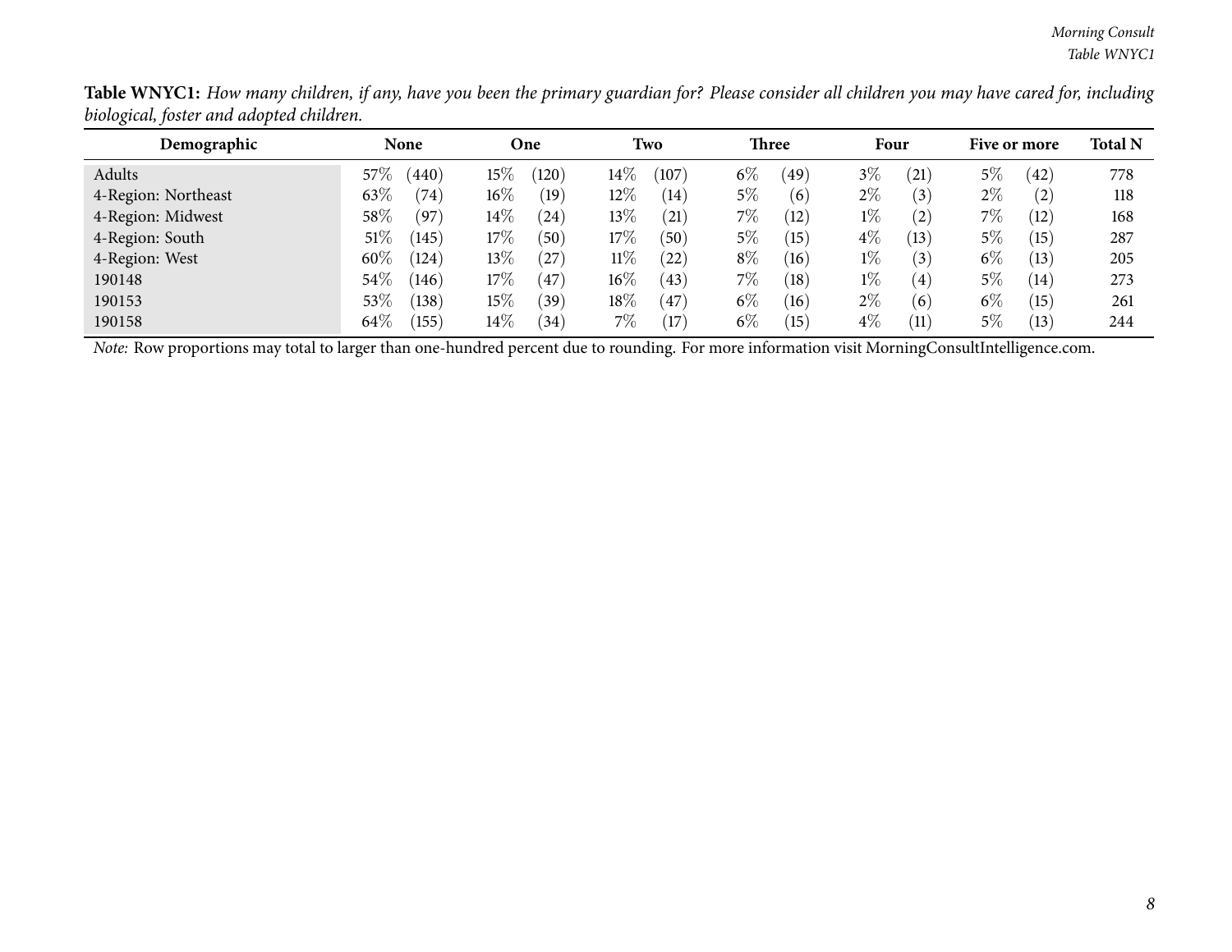**Table WNYC1:** *How many children, if any, have you been the primary guardian for? Please consider all children you may have cared for, including biological, foster and adopted children.*

| Demographic | None | | One | | Two | | Three | | Four | | Five or more | | Total N |
|---|---|---|---|---|---|---|---|---|---|---|---|---|---|
| Adults | 57% | (440) | 15% | (120) | 14% | (107) | 6% | (49) | 3% | (21) | 5% | (42) | 778 |
| 4-Region: Northeast | 63% | (74) | 16% | (19) | 12% | (14) | 5% | (6) | 2% | (3) | 2% | (2) | 118 |
| 4-Region: Midwest | 58% | (97) | 14% | (24) | 13% | (21) | 7% | (12) | 1% | (2) | 7% | (12) | 168 |
| 4-Region: South | 51% | (145) | 17% | (50) | 17% | (50) | 5% | (15) | 4% | (13) | 5% | (15) | 287 |
| 4-Region: West | 60% | (124) | 13% | (27) | 11% | (22) | 8% | (16) | 1% | (3) | 6% | (13) | 205 |
| 190148 | 54% | (146) | 17% | (47) | 16% | (43) | 7% | (18) | 1% | (4) | 5% | (14) | 273 |
| 190153 | 53% | (138) | 15% | (39) | 18% | (47) | 6% | (16) | 2% | (6) | 6% | (15) | 261 |
| 190158 | 64% | (155) | 14% | (34) | 7% | (17) | 6% | (15) | 4% | (11) | 5% | (13) | 244 |

*Note:* Row proportions may total to larger than one-hundred percent due to rounding. For more information visit MorningConsultIntelligence.com.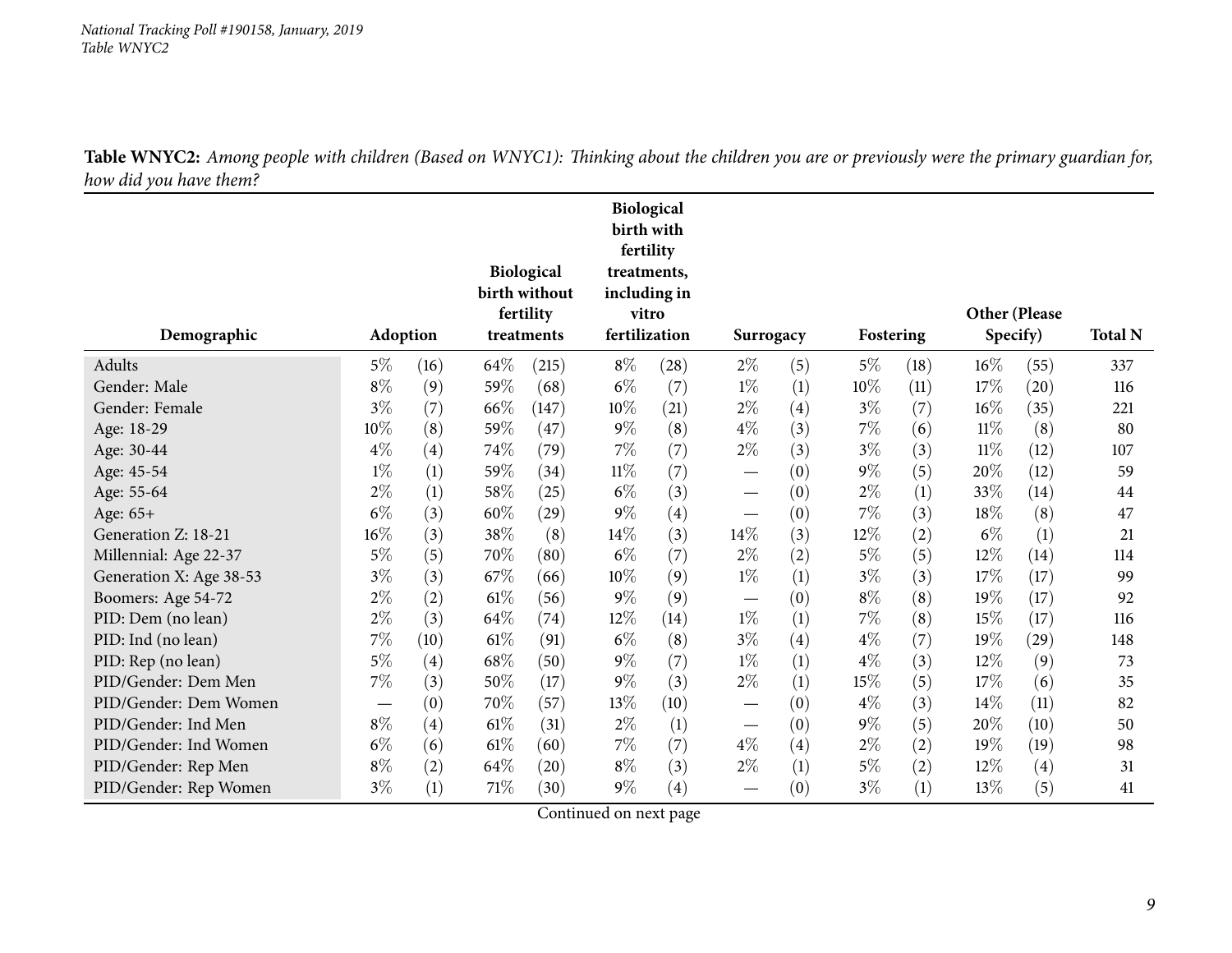**Table WNYC2:** *Among people with children (Based on WNYC1): Thinking about the children you are or previously were the primary guardian for, how did you have them?*

| Demographic | Adoption | | Biological birth without fertility treatments | | Biological birth with fertility treatments, including in vitro fertilization | | Surrogacy | | Fostering | | Other (Please Specify) | | Total N |
|---|---|---|---|---|---|---|---|---|---|---|---|---|---|
| Adults | 5% | (16) | 64% | (215) | 8% | (28) | 2% | (5) | 5% | (18) | 16% | (55) | 337 |
| Gender: Male | 8% | (9) | 59% | (68) | 6% | (7) | 1% | (1) | 10% | (11) | 17% | (20) | 116 |
| Gender: Female | 3% | (7) | 66% | (147) | 10% | (21) | 2% | (4) | 3% | (7) | 16% | (35) | 221 |
| Age: 18-29 | 10% | (8) | 59% | (47) | 9% | (8) | 4% | (3) | 7% | (6) | 11% | (8) | 80 |
| Age: 30-44 | 4% | (4) | 74% | (79) | 7% | (7) | 2% | (3) | 3% | (3) | 11% | (12) | 107 |
| Age: 45-54 | 1% | (1) | 59% | (34) | 11% | (7) | — | (0) | 9% | (5) | 20% | (12) | 59 |
| Age: 55-64 | 2% | (1) | 58% | (25) | 6% | (3) | — | (0) | 2% | (1) | 33% | (14) | 44 |
| Age: 65+ | 6% | (3) | 60% | (29) | 9% | (4) | — | (0) | 7% | (3) | 18% | (8) | 47 |
| Generation Z: 18-21 | 16% | (3) | 38% | (8) | 14% | (3) | 14% | (3) | 12% | (2) | 6% | (1) | 21 |
| Millennial: Age 22-37 | 5% | (5) | 70% | (80) | 6% | (7) | 2% | (2) | 5% | (5) | 12% | (14) | 114 |
| Generation X: Age 38-53 | 3% | (3) | 67% | (66) | 10% | (9) | 1% | (1) | 3% | (3) | 17% | (17) | 99 |
| Boomers: Age 54-72 | 2% | (2) | 61% | (56) | 9% | (9) | — | (0) | 8% | (8) | 19% | (17) | 92 |
| PID: Dem (no lean) | 2% | (3) | 64% | (74) | 12% | (14) | 1% | (1) | 7% | (8) | 15% | (17) | 116 |
| PID: Ind (no lean) | 7% | (10) | 61% | (91) | 6% | (8) | 3% | (4) | 4% | (7) | 19% | (29) | 148 |
| PID: Rep (no lean) | 5% | (4) | 68% | (50) | 9% | (7) | 1% | (1) | 4% | (3) | 12% | (9) | 73 |
| PID/Gender: Dem Men | 7% | (3) | 50% | (17) | 9% | (3) | 2% | (1) | 15% | (5) | 17% | (6) | 35 |
| PID/Gender: Dem Women | — | (0) | 70% | (57) | 13% | (10) | — | (0) | 4% | (3) | 14% | (11) | 82 |
| PID/Gender: Ind Men | 8% | (4) | 61% | (31) | 2% | (1) | — | (0) | 9% | (5) | 20% | (10) | 50 |
| PID/Gender: Ind Women | 6% | (6) | 61% | (60) | 7% | (7) | 4% | (4) | 2% | (2) | 19% | (19) | 98 |
| PID/Gender: Rep Men | 8% | (2) | 64% | (20) | 8% | (3) | 2% | (1) | 5% | (2) | 12% | (4) | 31 |
| PID/Gender: Rep Women | 3% | (1) | 71% | (30) | 9% | (4) | — | (0) | 3% | (1) | 13% | (5) | 41 |

Continued on next page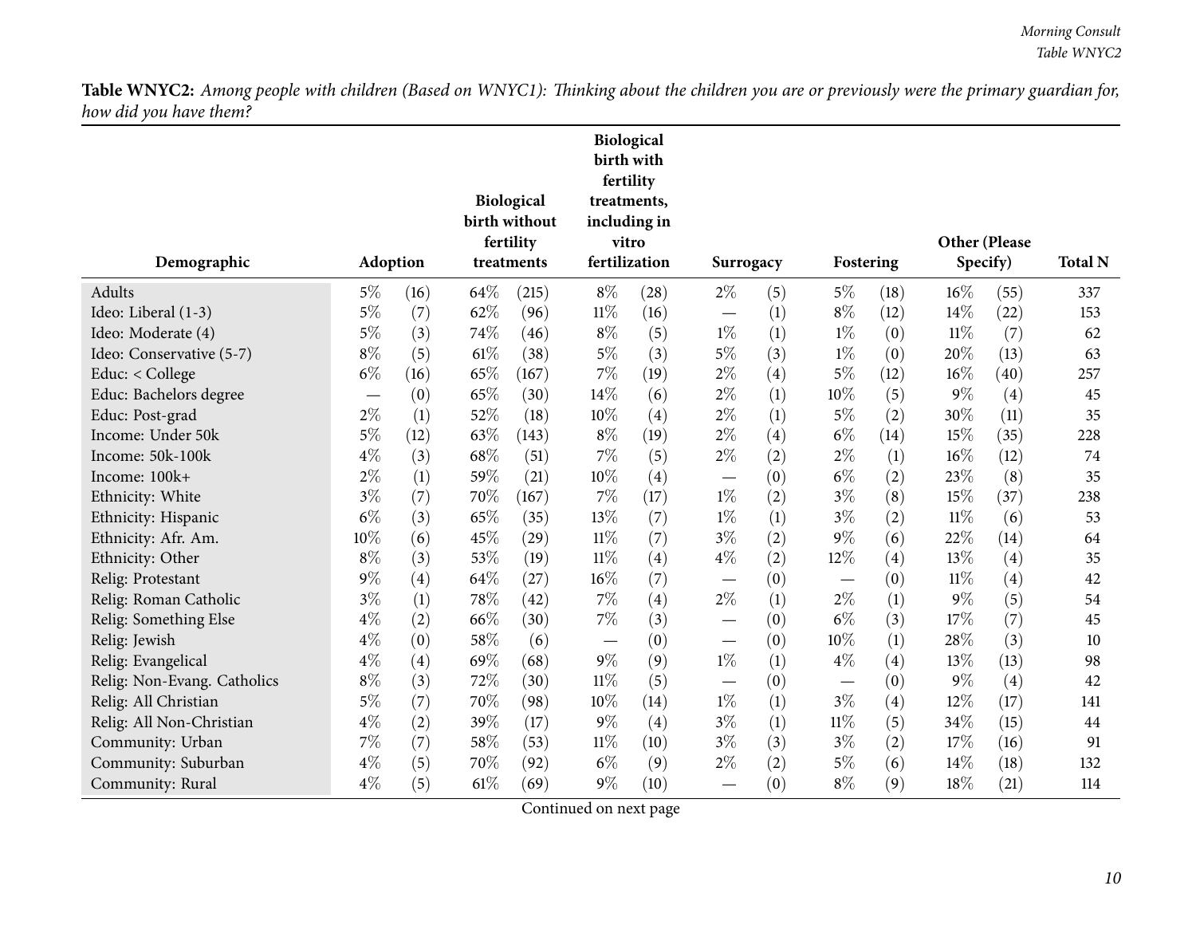**Table WNYC2:** *Among people with children (Based on WNYC1): Thinking about the children you are or previously were the primary guardian for, how did you have them?*

| Demographic | Adoption | | Biological birth without fertility treatments | | Biological birth with fertility treatments, including in vitro fertilization | | Surrogacy | | Fostering | | Other (Please Specify) | | Total N |
|---|---|---|---|---|---|---|---|---|---|---|---|---|---|
| Adults | 5% | (16) | 64% | (215) | 8% | (28) | 2% | (5) | 5% | (18) | 16% | (55) | 337 |
| Ideo: Liberal (1-3) | 5% | (7) | 62% | (96) | 11% | (16) | — | (1) | 8% | (12) | 14% | (22) | 153 |
| Ideo: Moderate (4) | 5% | (3) | 74% | (46) | 8% | (5) | 1% | (1) | 1% | (0) | 11% | (7) | 62 |
| Ideo: Conservative (5-7) | 8% | (5) | 61% | (38) | 5% | (3) | 5% | (3) | 1% | (0) | 20% | (13) | 63 |
| Educ: < College | 6% | (16) | 65% | (167) | 7% | (19) | 2% | (4) | 5% | (12) | 16% | (40) | 257 |
| Educ: Bachelors degree | — | (0) | 65% | (30) | 14% | (6) | 2% | (1) | 10% | (5) | 9% | (4) | 45 |
| Educ: Post-grad | 2% | (1) | 52% | (18) | 10% | (4) | 2% | (1) | 5% | (2) | 30% | (11) | 35 |
| Income: Under 50k | 5% | (12) | 63% | (143) | 8% | (19) | 2% | (4) | 6% | (14) | 15% | (35) | 228 |
| Income: 50k-100k | 4% | (3) | 68% | (51) | 7% | (5) | 2% | (2) | 2% | (1) | 16% | (12) | 74 |
| Income: 100k+ | 2% | (1) | 59% | (21) | 10% | (4) | — | (0) | 6% | (2) | 23% | (8) | 35 |
| Ethnicity: White | 3% | (7) | 70% | (167) | 7% | (17) | 1% | (2) | 3% | (8) | 15% | (37) | 238 |
| Ethnicity: Hispanic | 6% | (3) | 65% | (35) | 13% | (7) | 1% | (1) | 3% | (2) | 11% | (6) | 53 |
| Ethnicity: Afr. Am. | 10% | (6) | 45% | (29) | 11% | (7) | 3% | (2) | 9% | (6) | 22% | (14) | 64 |
| Ethnicity: Other | 8% | (3) | 53% | (19) | 11% | (4) | 4% | (2) | 12% | (4) | 13% | (4) | 35 |
| Relig: Protestant | 9% | (4) | 64% | (27) | 16% | (7) | — | (0) | — | (0) | 11% | (4) | 42 |
| Relig: Roman Catholic | 3% | (1) | 78% | (42) | 7% | (4) | 2% | (1) | 2% | (1) | 9% | (5) | 54 |
| Relig: Something Else | 4% | (2) | 66% | (30) | 7% | (3) | — | (0) | 6% | (3) | 17% | (7) | 45 |
| Relig: Jewish | 4% | (0) | 58% | (6) | — | (0) | — | (0) | 10% | (1) | 28% | (3) | 10 |
| Relig: Evangelical | 4% | (4) | 69% | (68) | 9% | (9) | 1% | (1) | 4% | (4) | 13% | (13) | 98 |
| Relig: Non-Evang. Catholics | 8% | (3) | 72% | (30) | 11% | (5) | — | (0) | — | (0) | 9% | (4) | 42 |
| Relig: All Christian | 5% | (7) | 70% | (98) | 10% | (14) | 1% | (1) | 3% | (4) | 12% | (17) | 141 |
| Relig: All Non-Christian | 4% | (2) | 39% | (17) | 9% | (4) | 3% | (1) | 11% | (5) | 34% | (15) | 44 |
| Community: Urban | 7% | (7) | 58% | (53) | 11% | (10) | 3% | (3) | 3% | (2) | 17% | (16) | 91 |
| Community: Suburban | 4% | (5) | 70% | (92) | 6% | (9) | 2% | (2) | 5% | (6) | 14% | (18) | 132 |
| Community: Rural | 4% | (5) | 61% | (69) | 9% | (10) | — | (0) | 8% | (9) | 18% | (21) | 114 |

Continued on next page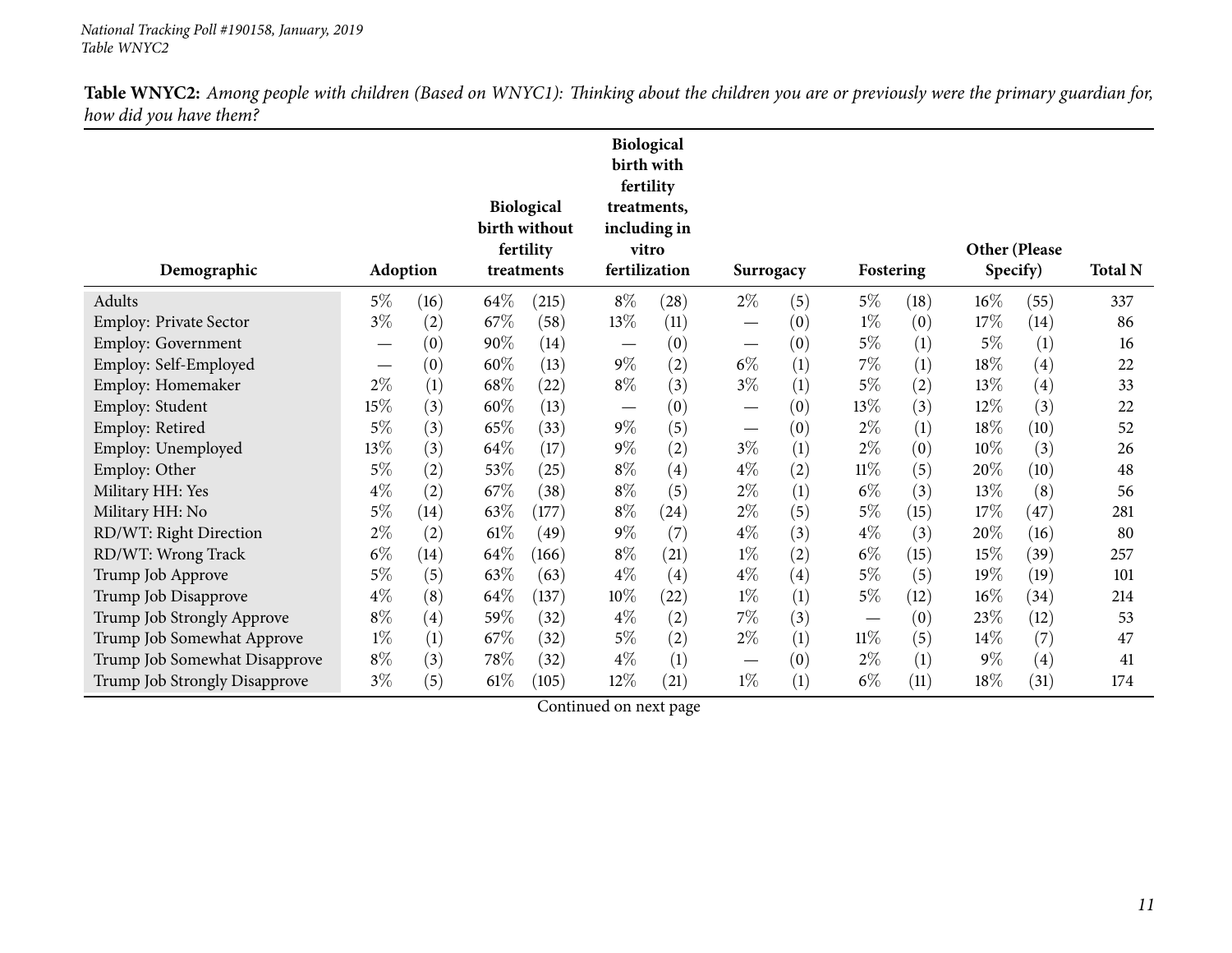**Table WNYC2:** *Among people with children (Based on WNYC1): Thinking about the children you are or previously were the primary guardian for, how did you have them?*

| Demographic | Adoption | | Biological birth without fertility treatments | | Biological birth with fertility treatments, including in vitro fertilization | | Surrogacy | | Fostering | | Other (Please Specify) | | Total N |
|---|---|---|---|---|---|---|---|---|---|---|---|---|---|
| Adults | 5% | (16) | 64% | (215) | 8% | (28) | 2% | (5) | 5% | (18) | 16% | (55) | 337 |
| Employ: Private Sector | 3% | (2) | 67% | (58) | 13% | (11) | — | (0) | 1% | (0) | 17% | (14) | 86 |
| Employ: Government | — | (0) | 90% | (14) | — | (0) | — | (0) | 5% | (1) | 5% | (1) | 16 |
| Employ: Self-Employed | — | (0) | 60% | (13) | 9% | (2) | 6% | (1) | 7% | (1) | 18% | (4) | 22 |
| Employ: Homemaker | 2% | (1) | 68% | (22) | 8% | (3) | 3% | (1) | 5% | (2) | 13% | (4) | 33 |
| Employ: Student | 15% | (3) | 60% | (13) | — | (0) | — | (0) | 13% | (3) | 12% | (3) | 22 |
| Employ: Retired | 5% | (3) | 65% | (33) | 9% | (5) | — | (0) | 2% | (1) | 18% | (10) | 52 |
| Employ: Unemployed | 13% | (3) | 64% | (17) | 9% | (2) | 3% | (1) | 2% | (0) | 10% | (3) | 26 |
| Employ: Other | 5% | (2) | 53% | (25) | 8% | (4) | 4% | (2) | 11% | (5) | 20% | (10) | 48 |
| Military HH: Yes | 4% | (2) | 67% | (38) | 8% | (5) | 2% | (1) | 6% | (3) | 13% | (8) | 56 |
| Military HH: No | 5% | (14) | 63% | (177) | 8% | (24) | 2% | (5) | 5% | (15) | 17% | (47) | 281 |
| RD/WT: Right Direction | 2% | (2) | 61% | (49) | 9% | (7) | 4% | (3) | 4% | (3) | 20% | (16) | 80 |
| RD/WT: Wrong Track | 6% | (14) | 64% | (166) | 8% | (21) | 1% | (2) | 6% | (15) | 15% | (39) | 257 |
| Trump Job Approve | 5% | (5) | 63% | (63) | 4% | (4) | 4% | (4) | 5% | (5) | 19% | (19) | 101 |
| Trump Job Disapprove | 4% | (8) | 64% | (137) | 10% | (22) | 1% | (1) | 5% | (12) | 16% | (34) | 214 |
| Trump Job Strongly Approve | 8% | (4) | 59% | (32) | 4% | (2) | 7% | (3) | — | (0) | 23% | (12) | 53 |
| Trump Job Somewhat Approve | 1% | (1) | 67% | (32) | 5% | (2) | 2% | (1) | 11% | (5) | 14% | (7) | 47 |
| Trump Job Somewhat Disapprove | 8% | (3) | 78% | (32) | 4% | (1) | — | (0) | 2% | (1) | 9% | (4) | 41 |
| Trump Job Strongly Disapprove | 3% | (5) | 61% | (105) | 12% | (21) | 1% | (1) | 6% | (11) | 18% | (31) | 174 |

Continued on next page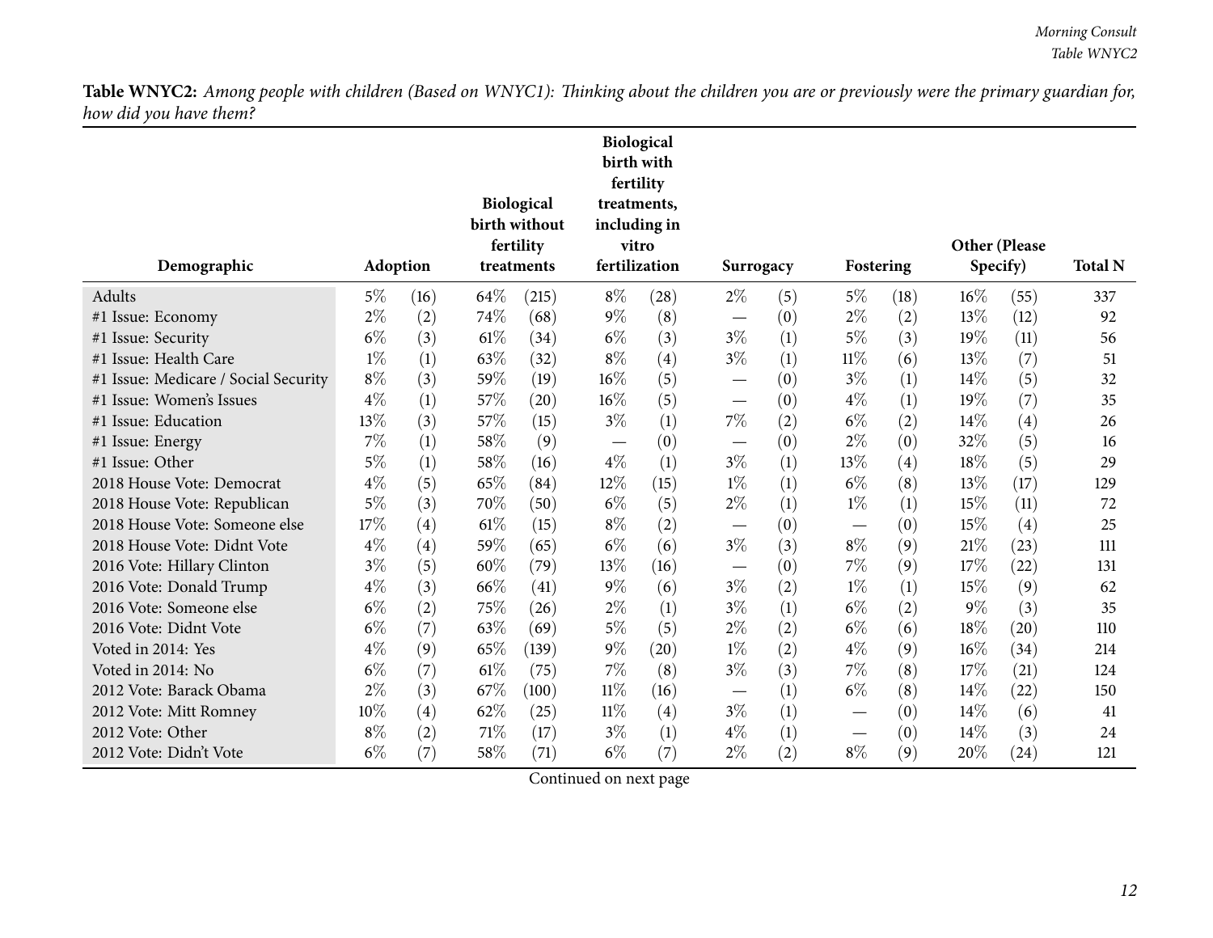**Table WNYC2:** *Among people with children (Based on WNYC1): Thinking about the children you are or previously were the primary guardian for, how did you have them?*

| Demographic | Adoption | | Biological birth without fertility treatments | | Biological birth with fertility treatments, including in vitro fertilization | | Surrogacy | | Fostering | | Other (Please Specify) | | Total N |
|---|---|---|---|---|---|---|---|---|---|---|---|---|---|
| Adults | 5% | (16) | 64% | (215) | 8% | (28) | 2% | (5) | 5% | (18) | 16% | (55) | 337 |
| #1 Issue: Economy | 2% | (2) | 74% | (68) | 9% | (8) | — | (0) | 2% | (2) | 13% | (12) | 92 |
| #1 Issue: Security | 6% | (3) | 61% | (34) | 6% | (3) | 3% | (1) | 5% | (3) | 19% | (11) | 56 |
| #1 Issue: Health Care | 1% | (1) | 63% | (32) | 8% | (4) | 3% | (1) | 11% | (6) | 13% | (7) | 51 |
| #1 Issue: Medicare / Social Security | 8% | (3) | 59% | (19) | 16% | (5) | — | (0) | 3% | (1) | 14% | (5) | 32 |
| #1 Issue: Women's Issues | 4% | (1) | 57% | (20) | 16% | (5) | — | (0) | 4% | (1) | 19% | (7) | 35 |
| #1 Issue: Education | 13% | (3) | 57% | (15) | 3% | (1) | 7% | (2) | 6% | (2) | 14% | (4) | 26 |
| #1 Issue: Energy | 7% | (1) | 58% | (9) | — | (0) | — | (0) | 2% | (0) | 32% | (5) | 16 |
| #1 Issue: Other | 5% | (1) | 58% | (16) | 4% | (1) | 3% | (1) | 13% | (4) | 18% | (5) | 29 |
| 2018 House Vote: Democrat | 4% | (5) | 65% | (84) | 12% | (15) | 1% | (1) | 6% | (8) | 13% | (17) | 129 |
| 2018 House Vote: Republican | 5% | (3) | 70% | (50) | 6% | (5) | 2% | (1) | 1% | (1) | 15% | (11) | 72 |
| 2018 House Vote: Someone else | 17% | (4) | 61% | (15) | 8% | (2) | — | (0) | — | (0) | 15% | (4) | 25 |
| 2018 House Vote: Didnt Vote | 4% | (4) | 59% | (65) | 6% | (6) | 3% | (3) | 8% | (9) | 21% | (23) | 111 |
| 2016 Vote: Hillary Clinton | 3% | (5) | 60% | (79) | 13% | (16) | — | (0) | 7% | (9) | 17% | (22) | 131 |
| 2016 Vote: Donald Trump | 4% | (3) | 66% | (41) | 9% | (6) | 3% | (2) | 1% | (1) | 15% | (9) | 62 |
| 2016 Vote: Someone else | 6% | (2) | 75% | (26) | 2% | (1) | 3% | (1) | 6% | (2) | 9% | (3) | 35 |
| 2016 Vote: Didnt Vote | 6% | (7) | 63% | (69) | 5% | (5) | 2% | (2) | 6% | (6) | 18% | (20) | 110 |
| Voted in 2014: Yes | 4% | (9) | 65% | (139) | 9% | (20) | 1% | (2) | 4% | (9) | 16% | (34) | 214 |
| Voted in 2014: No | 6% | (7) | 61% | (75) | 7% | (8) | 3% | (3) | 7% | (8) | 17% | (21) | 124 |
| 2012 Vote: Barack Obama | 2% | (3) | 67% | (100) | 11% | (16) | — | (1) | 6% | (8) | 14% | (22) | 150 |
| 2012 Vote: Mitt Romney | 10% | (4) | 62% | (25) | 11% | (4) | 3% | (1) | — | (0) | 14% | (6) | 41 |
| 2012 Vote: Other | 8% | (2) | 71% | (17) | 3% | (1) | 4% | (1) | — | (0) | 14% | (3) | 24 |
| 2012 Vote: Didn't Vote | 6% | (7) | 58% | (71) | 6% | (7) | 2% | (2) | 8% | (9) | 20% | (24) | 121 |

Continued on next page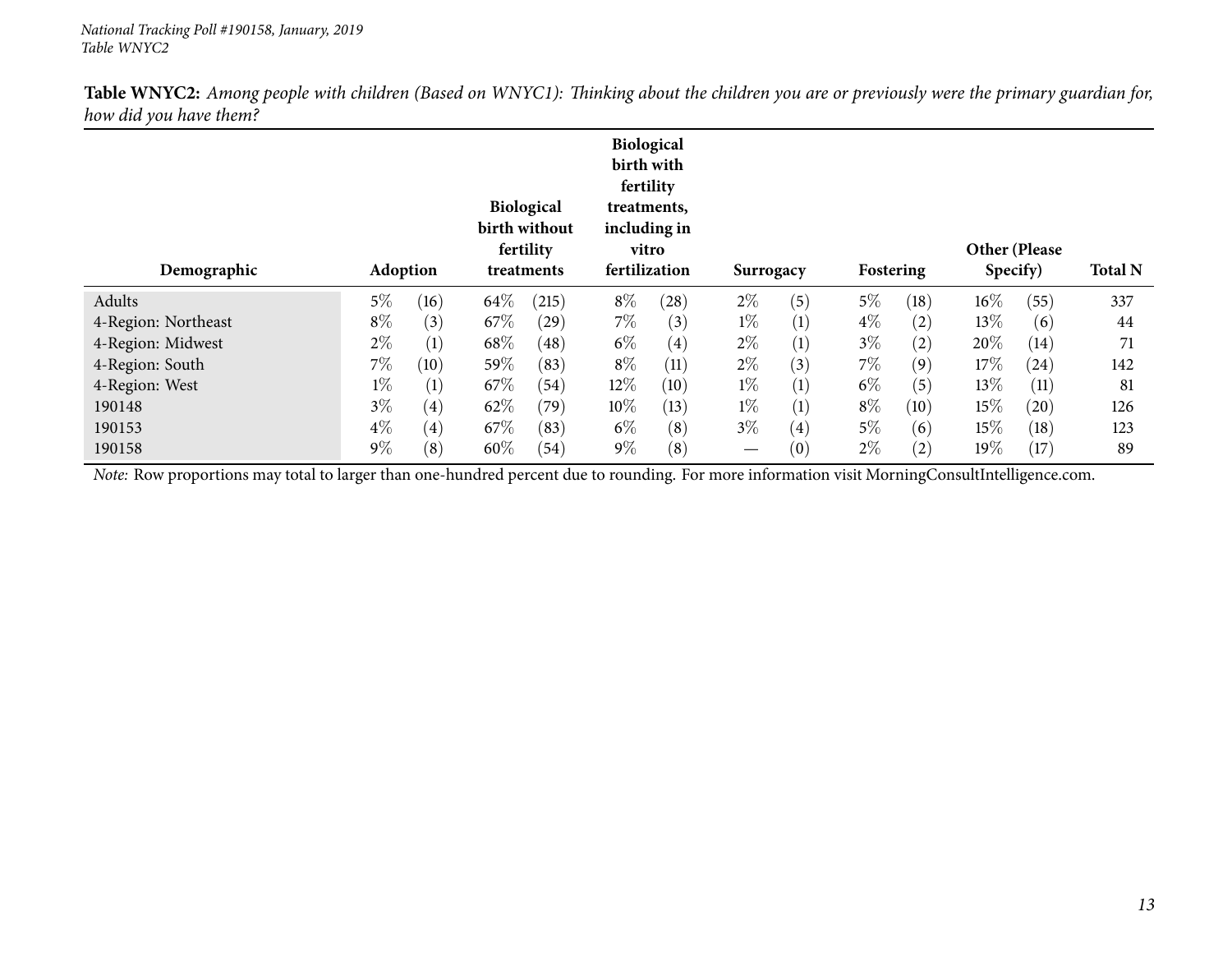**Table WNYC2:** *Among people with children (Based on WNYC1): Thinking about the children you are or previously were the primary guardian for, how did you have them?*

| Demographic | Adoption | | Biological birth without fertility treatments | | Biological birth with fertility treatments, including in vitro fertilization | | Surrogacy | | Fostering | | Other (Please Specify) | | Total N |
|---|---|---|---|---|---|---|---|---|---|---|---|---|---|
| Adults | 5% | (16) | 64% | (215) | 8% | (28) | 2% | (5) | 5% | (18) | 16% | (55) | 337 |
| 4-Region: Northeast | 8% | (3) | 67% | (29) | 7% | (3) | 1% | (1) | 4% | (2) | 13% | (6) | 44 |
| 4-Region: Midwest | 2% | (1) | 68% | (48) | 6% | (4) | 2% | (1) | 3% | (2) | 20% | (14) | 71 |
| 4-Region: South | 7% | (10) | 59% | (83) | 8% | (11) | 2% | (3) | 7% | (9) | 17% | (24) | 142 |
| 4-Region: West | 1% | (1) | 67% | (54) | 12% | (10) | 1% | (1) | 6% | (5) | 13% | (11) | 81 |
| 190148 | 3% | (4) | 62% | (79) | 10% | (13) | 1% | (1) | 8% | (10) | 15% | (20) | 126 |
| 190153 | 4% | (4) | 67% | (83) | 6% | (8) | 3% | (4) | 5% | (6) | 15% | (18) | 123 |
| 190158 | 9% | (8) | 60% | (54) | 9% | (8) | — | (0) | 2% | (2) | 19% | (17) | 89 |

*Note:* Row proportions may total to larger than one-hundred percent due to rounding. For more information visit MorningConsultIntelligence.com.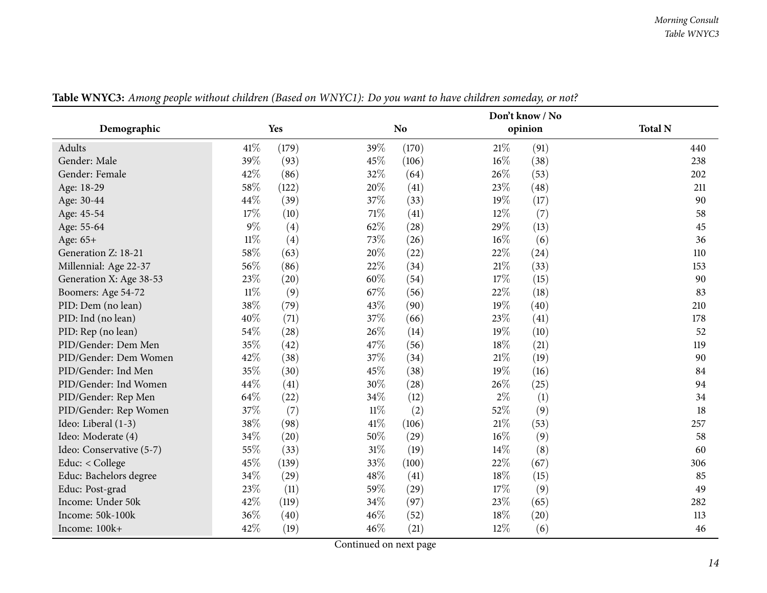**Table WNYC3:** *Among people without children (Based on WNYC1): Do you want to have children someday, or not?*

| Demographic | Yes | | No | | Don't know / No opinion | | Total N |
|---|---|---|---|---|---|---|---|
| Adults | 41% | (179) | 39% | (170) | 21% | (91) | 440 |
| Gender: Male | 39% | (93) | 45% | (106) | 16% | (38) | 238 |
| Gender: Female | 42% | (86) | 32% | (64) | 26% | (53) | 202 |
| Age: 18-29 | 58% | (122) | 20% | (41) | 23% | (48) | 211 |
| Age: 30-44 | 44% | (39) | 37% | (33) | 19% | (17) | 90 |
| Age: 45-54 | 17% | (10) | 71% | (41) | 12% | (7) | 58 |
| Age: 55-64 | 9% | (4) | 62% | (28) | 29% | (13) | 45 |
| Age: 65+ | 11% | (4) | 73% | (26) | 16% | (6) | 36 |
| Generation Z: 18-21 | 58% | (63) | 20% | (22) | 22% | (24) | 110 |
| Millennial: Age 22-37 | 56% | (86) | 22% | (34) | 21% | (33) | 153 |
| Generation X: Age 38-53 | 23% | (20) | 60% | (54) | 17% | (15) | 90 |
| Boomers: Age 54-72 | 11% | (9) | 67% | (56) | 22% | (18) | 83 |
| PID: Dem (no lean) | 38% | (79) | 43% | (90) | 19% | (40) | 210 |
| PID: Ind (no lean) | 40% | (71) | 37% | (66) | 23% | (41) | 178 |
| PID: Rep (no lean) | 54% | (28) | 26% | (14) | 19% | (10) | 52 |
| PID/Gender: Dem Men | 35% | (42) | 47% | (56) | 18% | (21) | 119 |
| PID/Gender: Dem Women | 42% | (38) | 37% | (34) | 21% | (19) | 90 |
| PID/Gender: Ind Men | 35% | (30) | 45% | (38) | 19% | (16) | 84 |
| PID/Gender: Ind Women | 44% | (41) | 30% | (28) | 26% | (25) | 94 |
| PID/Gender: Rep Men | 64% | (22) | 34% | (12) | 2% | (1) | 34 |
| PID/Gender: Rep Women | 37% | (7) | 11% | (2) | 52% | (9) | 18 |
| Ideo: Liberal (1-3) | 38% | (98) | 41% | (106) | 21% | (53) | 257 |
| Ideo: Moderate (4) | 34% | (20) | 50% | (29) | 16% | (9) | 58 |
| Ideo: Conservative (5-7) | 55% | (33) | 31% | (19) | 14% | (8) | 60 |
| Educ: < College | 45% | (139) | 33% | (100) | 22% | (67) | 306 |
| Educ: Bachelors degree | 34% | (29) | 48% | (41) | 18% | (15) | 85 |
| Educ: Post-grad | 23% | (11) | 59% | (29) | 17% | (9) | 49 |
| Income: Under 50k | 42% | (119) | 34% | (97) | 23% | (65) | 282 |
| Income: 50k-100k | 36% | (40) | 46% | (52) | 18% | (20) | 113 |
| Income: 100k+ | 42% | (19) | 46% | (21) | 12% | (6) | 46 |

Continued on next page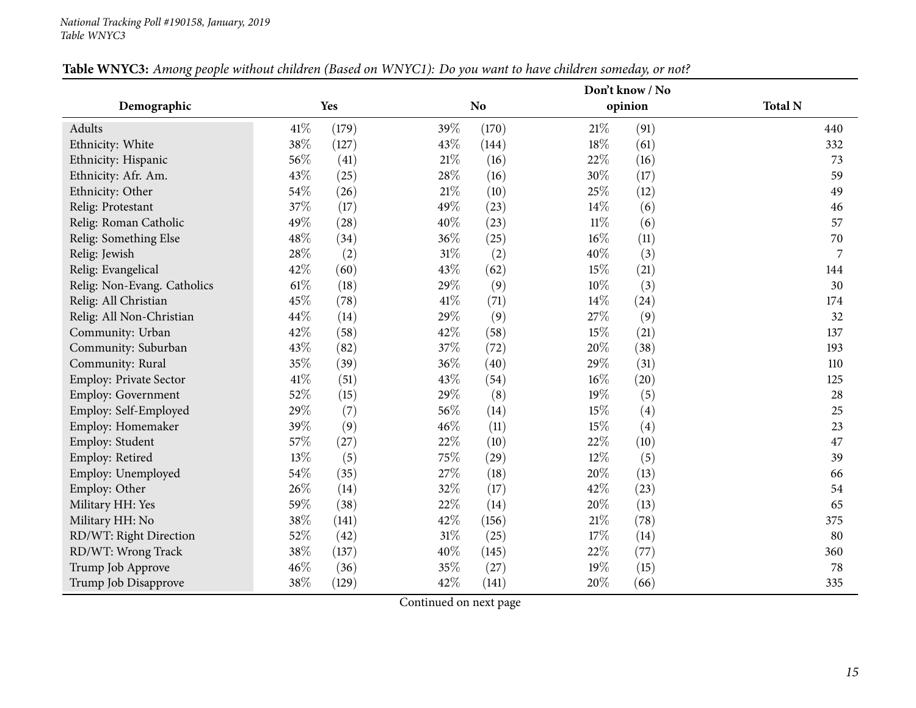National Tracking Poll #190158, January, 2019
Table WNYC3

**Table WNYC3:** *Among people without children (Based on WNYC1): Do you want to have children someday, or not?*

| Demographic | Yes | | No | | Don't know / No opinion | | Total N |
|---|---|---|---|---|---|---|---|
| Adults | 41% | (179) | 39% | (170) | 21% | (91) | 440 |
| Ethnicity: White | 38% | (127) | 43% | (144) | 18% | (61) | 332 |
| Ethnicity: Hispanic | 56% | (41) | 21% | (16) | 22% | (16) | 73 |
| Ethnicity: Afr. Am. | 43% | (25) | 28% | (16) | 30% | (17) | 59 |
| Ethnicity: Other | 54% | (26) | 21% | (10) | 25% | (12) | 49 |
| Relig: Protestant | 37% | (17) | 49% | (23) | 14% | (6) | 46 |
| Relig: Roman Catholic | 49% | (28) | 40% | (23) | 11% | (6) | 57 |
| Relig: Something Else | 48% | (34) | 36% | (25) | 16% | (11) | 70 |
| Relig: Jewish | 28% | (2) | 31% | (2) | 40% | (3) | 7 |
| Relig: Evangelical | 42% | (60) | 43% | (62) | 15% | (21) | 144 |
| Relig: Non-Evang. Catholics | 61% | (18) | 29% | (9) | 10% | (3) | 30 |
| Relig: All Christian | 45% | (78) | 41% | (71) | 14% | (24) | 174 |
| Relig: All Non-Christian | 44% | (14) | 29% | (9) | 27% | (9) | 32 |
| Community: Urban | 42% | (58) | 42% | (58) | 15% | (21) | 137 |
| Community: Suburban | 43% | (82) | 37% | (72) | 20% | (38) | 193 |
| Community: Rural | 35% | (39) | 36% | (40) | 29% | (31) | 110 |
| Employ: Private Sector | 41% | (51) | 43% | (54) | 16% | (20) | 125 |
| Employ: Government | 52% | (15) | 29% | (8) | 19% | (5) | 28 |
| Employ: Self-Employed | 29% | (7) | 56% | (14) | 15% | (4) | 25 |
| Employ: Homemaker | 39% | (9) | 46% | (11) | 15% | (4) | 23 |
| Employ: Student | 57% | (27) | 22% | (10) | 22% | (10) | 47 |
| Employ: Retired | 13% | (5) | 75% | (29) | 12% | (5) | 39 |
| Employ: Unemployed | 54% | (35) | 27% | (18) | 20% | (13) | 66 |
| Employ: Other | 26% | (14) | 32% | (17) | 42% | (23) | 54 |
| Military HH: Yes | 59% | (38) | 22% | (14) | 20% | (13) | 65 |
| Military HH: No | 38% | (141) | 42% | (156) | 21% | (78) | 375 |
| RD/WT: Right Direction | 52% | (42) | 31% | (25) | 17% | (14) | 80 |
| RD/WT: Wrong Track | 38% | (137) | 40% | (145) | 22% | (77) | 360 |
| Trump Job Approve | 46% | (36) | 35% | (27) | 19% | (15) | 78 |
| Trump Job Disapprove | 38% | (129) | 42% | (141) | 20% | (66) | 335 |

Continued on next page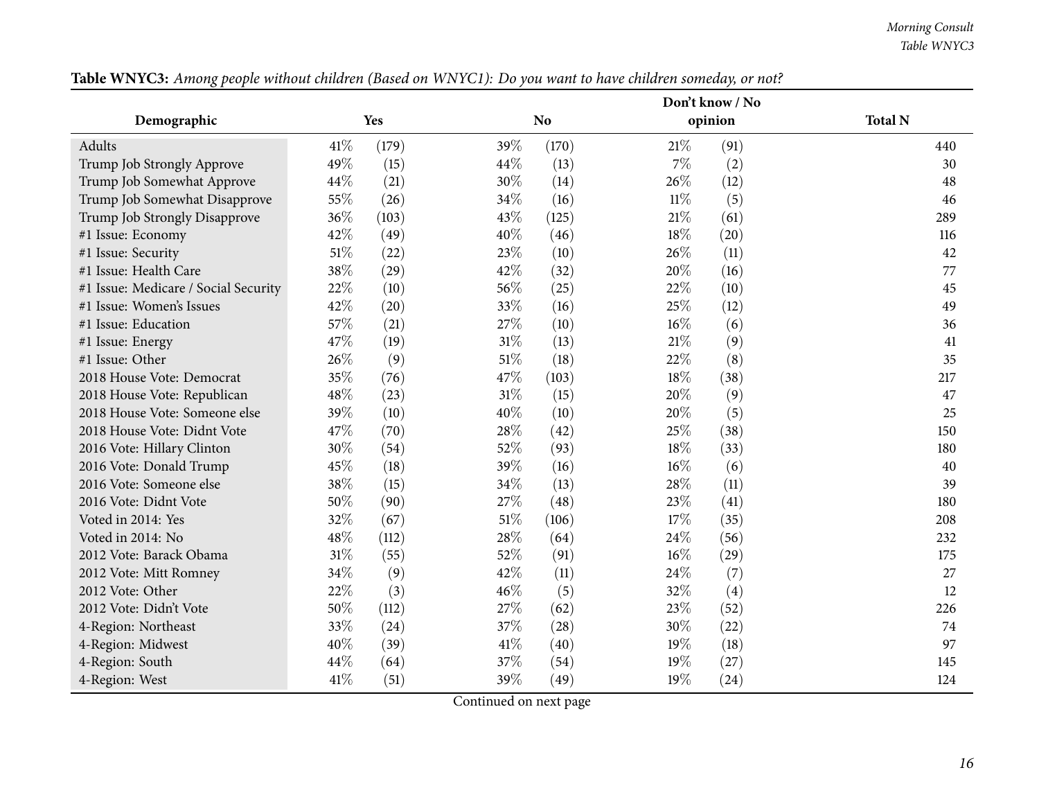**Table WNYC3:** *Among people without children (Based on WNYC1): Do you want to have children someday, or not?*

| Demographic | Yes | | No | | Don't know / No opinion | | Total N |
|---|---|---|---|---|---|---|---|
| Adults | 41% | (179) | 39% | (170) | 21% | (91) | 440 |
| Trump Job Strongly Approve | 49% | (15) | 44% | (13) | 7% | (2) | 30 |
| Trump Job Somewhat Approve | 44% | (21) | 30% | (14) | 26% | (12) | 48 |
| Trump Job Somewhat Disapprove | 55% | (26) | 34% | (16) | 11% | (5) | 46 |
| Trump Job Strongly Disapprove | 36% | (103) | 43% | (125) | 21% | (61) | 289 |
| #1 Issue: Economy | 42% | (49) | 40% | (46) | 18% | (20) | 116 |
| #1 Issue: Security | 51% | (22) | 23% | (10) | 26% | (11) | 42 |
| #1 Issue: Health Care | 38% | (29) | 42% | (32) | 20% | (16) | 77 |
| #1 Issue: Medicare / Social Security | 22% | (10) | 56% | (25) | 22% | (10) | 45 |
| #1 Issue: Women's Issues | 42% | (20) | 33% | (16) | 25% | (12) | 49 |
| #1 Issue: Education | 57% | (21) | 27% | (10) | 16% | (6) | 36 |
| #1 Issue: Energy | 47% | (19) | 31% | (13) | 21% | (9) | 41 |
| #1 Issue: Other | 26% | (9) | 51% | (18) | 22% | (8) | 35 |
| 2018 House Vote: Democrat | 35% | (76) | 47% | (103) | 18% | (38) | 217 |
| 2018 House Vote: Republican | 48% | (23) | 31% | (15) | 20% | (9) | 47 |
| 2018 House Vote: Someone else | 39% | (10) | 40% | (10) | 20% | (5) | 25 |
| 2018 House Vote: Didnt Vote | 47% | (70) | 28% | (42) | 25% | (38) | 150 |
| 2016 Vote: Hillary Clinton | 30% | (54) | 52% | (93) | 18% | (33) | 180 |
| 2016 Vote: Donald Trump | 45% | (18) | 39% | (16) | 16% | (6) | 40 |
| 2016 Vote: Someone else | 38% | (15) | 34% | (13) | 28% | (11) | 39 |
| 2016 Vote: Didnt Vote | 50% | (90) | 27% | (48) | 23% | (41) | 180 |
| Voted in 2014: Yes | 32% | (67) | 51% | (106) | 17% | (35) | 208 |
| Voted in 2014: No | 48% | (112) | 28% | (64) | 24% | (56) | 232 |
| 2012 Vote: Barack Obama | 31% | (55) | 52% | (91) | 16% | (29) | 175 |
| 2012 Vote: Mitt Romney | 34% | (9) | 42% | (11) | 24% | (7) | 27 |
| 2012 Vote: Other | 22% | (3) | 46% | (5) | 32% | (4) | 12 |
| 2012 Vote: Didn't Vote | 50% | (112) | 27% | (62) | 23% | (52) | 226 |
| 4-Region: Northeast | 33% | (24) | 37% | (28) | 30% | (22) | 74 |
| 4-Region: Midwest | 40% | (39) | 41% | (40) | 19% | (18) | 97 |
| 4-Region: South | 44% | (64) | 37% | (54) | 19% | (27) | 145 |
| 4-Region: West | 41% | (51) | 39% | (49) | 19% | (24) | 124 |

Continued on next page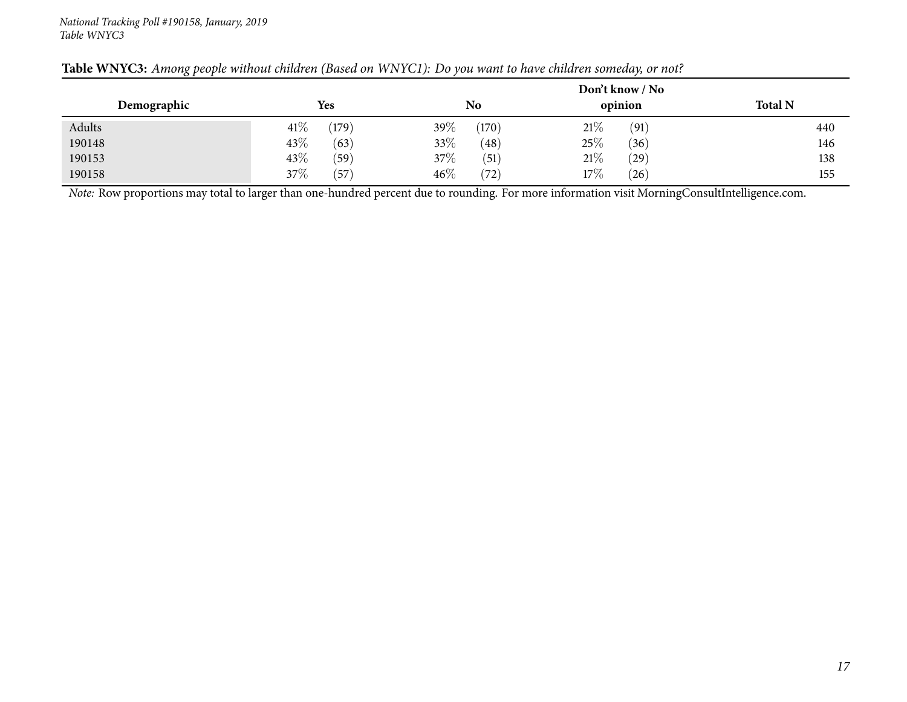**Table WNYC3:** *Among people without children (Based on WNYC1): Do you want to have children someday, or not?*

| Demographic | Yes | | No | | Don't know / No opinion | | Total N |
|---|---|---|---|---|---|---|---|
| Adults | 41% | (179) | 39% | (170) | 21% | (91) | 440 |
| 190148 | 43% | (63) | 33% | (48) | 25% | (36) | 146 |
| 190153 | 43% | (59) | 37% | (51) | 21% | (29) | 138 |
| 190158 | 37% | (57) | 46% | (72) | 17% | (26) | 155 |

*Note:* Row proportions may total to larger than one-hundred percent due to rounding. For more information visit MorningConsultIntelligence.com.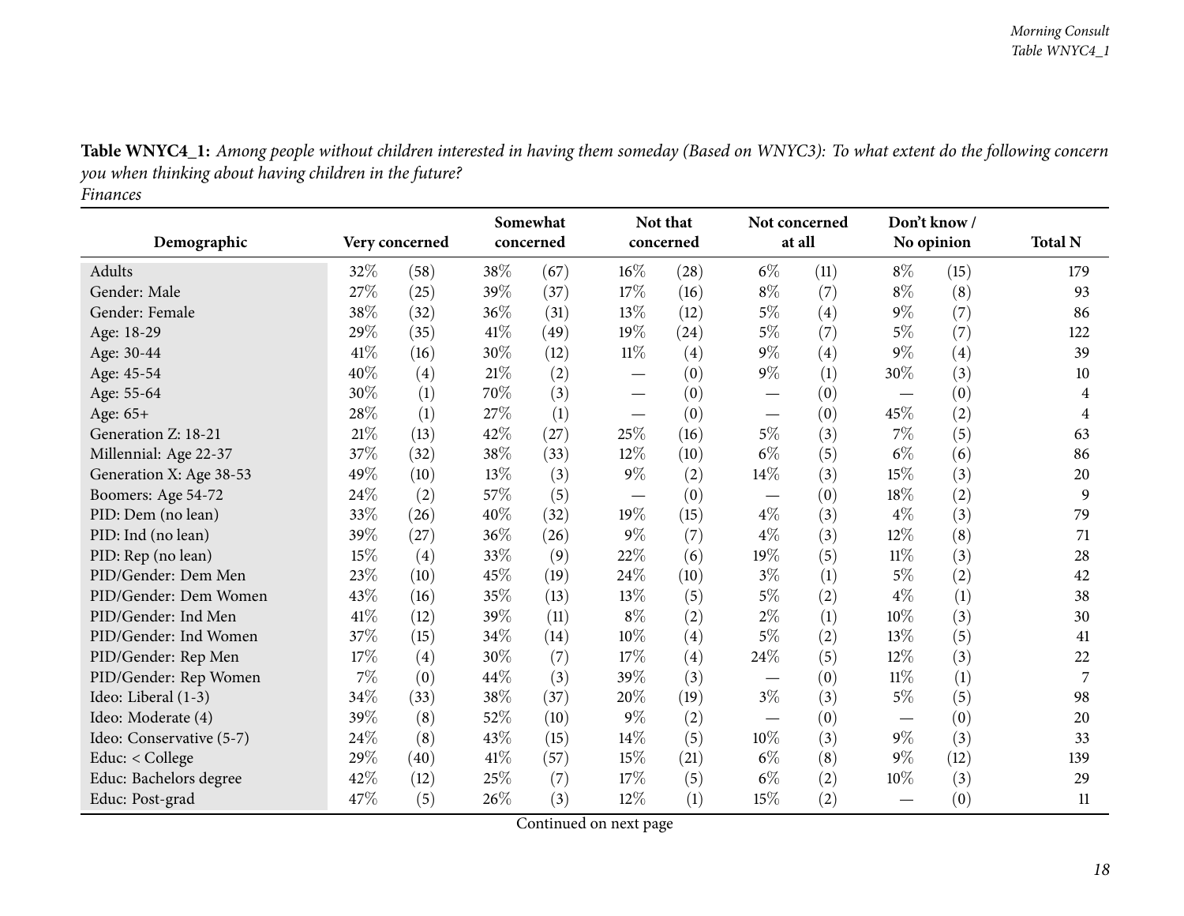**Table WNYC4_1:** *Among people without children interested in having them someday (Based on WNYC3): To what extent do the following concern you when thinking about having children in the future?*
*Finances*

| Demographic | Very concerned | | Somewhat concerned | | Not that concerned | | Not concerned at all | | Don't know / No opinion | | Total N |
|---|---|---|---|---|---|---|---|---|---|---|---|
| Adults | 32% | (58) | 38% | (67) | 16% | (28) | 6% | (11) | 8% | (15) | 179 |
| Gender: Male | 27% | (25) | 39% | (37) | 17% | (16) | 8% | (7) | 8% | (8) | 93 |
| Gender: Female | 38% | (32) | 36% | (31) | 13% | (12) | 5% | (4) | 9% | (7) | 86 |
| Age: 18-29 | 29% | (35) | 41% | (49) | 19% | (24) | 5% | (7) | 5% | (7) | 122 |
| Age: 30-44 | 41% | (16) | 30% | (12) | 11% | (4) | 9% | (4) | 9% | (4) | 39 |
| Age: 45-54 | 40% | (4) | 21% | (2) | — | (0) | 9% | (1) | 30% | (3) | 10 |
| Age: 55-64 | 30% | (1) | 70% | (3) | — | (0) | — | (0) | — | (0) | 4 |
| Age: 65+ | 28% | (1) | 27% | (1) | — | (0) | — | (0) | 45% | (2) | 4 |
| Generation Z: 18-21 | 21% | (13) | 42% | (27) | 25% | (16) | 5% | (3) | 7% | (5) | 63 |
| Millennial: Age 22-37 | 37% | (32) | 38% | (33) | 12% | (10) | 6% | (5) | 6% | (6) | 86 |
| Generation X: Age 38-53 | 49% | (10) | 13% | (3) | 9% | (2) | 14% | (3) | 15% | (3) | 20 |
| Boomers: Age 54-72 | 24% | (2) | 57% | (5) | — | (0) | — | (0) | 18% | (2) | 9 |
| PID: Dem (no lean) | 33% | (26) | 40% | (32) | 19% | (15) | 4% | (3) | 4% | (3) | 79 |
| PID: Ind (no lean) | 39% | (27) | 36% | (26) | 9% | (7) | 4% | (3) | 12% | (8) | 71 |
| PID: Rep (no lean) | 15% | (4) | 33% | (9) | 22% | (6) | 19% | (5) | 11% | (3) | 28 |
| PID/Gender: Dem Men | 23% | (10) | 45% | (19) | 24% | (10) | 3% | (1) | 5% | (2) | 42 |
| PID/Gender: Dem Women | 43% | (16) | 35% | (13) | 13% | (5) | 5% | (2) | 4% | (1) | 38 |
| PID/Gender: Ind Men | 41% | (12) | 39% | (11) | 8% | (2) | 2% | (1) | 10% | (3) | 30 |
| PID/Gender: Ind Women | 37% | (15) | 34% | (14) | 10% | (4) | 5% | (2) | 13% | (5) | 41 |
| PID/Gender: Rep Men | 17% | (4) | 30% | (7) | 17% | (4) | 24% | (5) | 12% | (3) | 22 |
| PID/Gender: Rep Women | 7% | (0) | 44% | (3) | 39% | (3) | — | (0) | 11% | (1) | 7 |
| Ideo: Liberal (1-3) | 34% | (33) | 38% | (37) | 20% | (19) | 3% | (3) | 5% | (5) | 98 |
| Ideo: Moderate (4) | 39% | (8) | 52% | (10) | 9% | (2) | — | (0) | — | (0) | 20 |
| Ideo: Conservative (5-7) | 24% | (8) | 43% | (15) | 14% | (5) | 10% | (3) | 9% | (3) | 33 |
| Educ: < College | 29% | (40) | 41% | (57) | 15% | (21) | 6% | (8) | 9% | (12) | 139 |
| Educ: Bachelors degree | 42% | (12) | 25% | (7) | 17% | (5) | 6% | (2) | 10% | (3) | 29 |
| Educ: Post-grad | 47% | (5) | 26% | (3) | 12% | (1) | 15% | (2) | — | (0) | 11 |

Continued on next page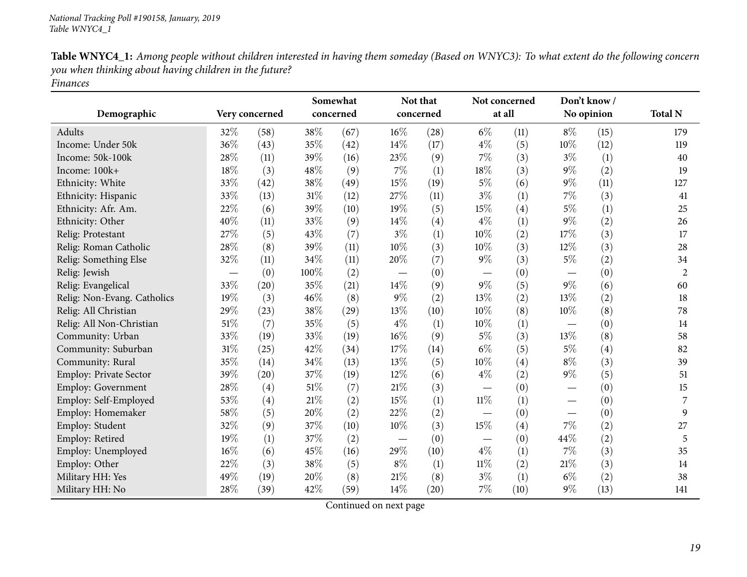**Table WNYC4_1:** *Among people without children interested in having them someday (Based on WNYC3): To what extent do the following concern you when thinking about having children in the future?*
*Finances*

| Demographic | Very concerned | | Somewhat concerned | | Not that concerned | | Not concerned at all | | Don't know / No opinion | | Total N |
|---|---|---|---|---|---|---|---|---|---|---|---|
| Adults | 32% | (58) | 38% | (67) | 16% | (28) | 6% | (11) | 8% | (15) | 179 |
| Income: Under 50k | 36% | (43) | 35% | (42) | 14% | (17) | 4% | (5) | 10% | (12) | 119 |
| Income: 50k-100k | 28% | (11) | 39% | (16) | 23% | (9) | 7% | (3) | 3% | (1) | 40 |
| Income: 100k+ | 18% | (3) | 48% | (9) | 7% | (1) | 18% | (3) | 9% | (2) | 19 |
| Ethnicity: White | 33% | (42) | 38% | (49) | 15% | (19) | 5% | (6) | 9% | (11) | 127 |
| Ethnicity: Hispanic | 33% | (13) | 31% | (12) | 27% | (11) | 3% | (1) | 7% | (3) | 41 |
| Ethnicity: Afr. Am. | 22% | (6) | 39% | (10) | 19% | (5) | 15% | (4) | 5% | (1) | 25 |
| Ethnicity: Other | 40% | (11) | 33% | (9) | 14% | (4) | 4% | (1) | 9% | (2) | 26 |
| Relig: Protestant | 27% | (5) | 43% | (7) | 3% | (1) | 10% | (2) | 17% | (3) | 17 |
| Relig: Roman Catholic | 28% | (8) | 39% | (11) | 10% | (3) | 10% | (3) | 12% | (3) | 28 |
| Relig: Something Else | 32% | (11) | 34% | (11) | 20% | (7) | 9% | (3) | 5% | (2) | 34 |
| Relig: Jewish | — | (0) | 100% | (2) | — | (0) | — | (0) | — | (0) | 2 |
| Relig: Evangelical | 33% | (20) | 35% | (21) | 14% | (9) | 9% | (5) | 9% | (6) | 60 |
| Relig: Non-Evang. Catholics | 19% | (3) | 46% | (8) | 9% | (2) | 13% | (2) | 13% | (2) | 18 |
| Relig: All Christian | 29% | (23) | 38% | (29) | 13% | (10) | 10% | (8) | 10% | (8) | 78 |
| Relig: All Non-Christian | 51% | (7) | 35% | (5) | 4% | (1) | 10% | (1) | — | (0) | 14 |
| Community: Urban | 33% | (19) | 33% | (19) | 16% | (9) | 5% | (3) | 13% | (8) | 58 |
| Community: Suburban | 31% | (25) | 42% | (34) | 17% | (14) | 6% | (5) | 5% | (4) | 82 |
| Community: Rural | 35% | (14) | 34% | (13) | 13% | (5) | 10% | (4) | 8% | (3) | 39 |
| Employ: Private Sector | 39% | (20) | 37% | (19) | 12% | (6) | 4% | (2) | 9% | (5) | 51 |
| Employ: Government | 28% | (4) | 51% | (7) | 21% | (3) | — | (0) | — | (0) | 15 |
| Employ: Self-Employed | 53% | (4) | 21% | (2) | 15% | (1) | 11% | (1) | — | (0) | 7 |
| Employ: Homemaker | 58% | (5) | 20% | (2) | 22% | (2) | — | (0) | — | (0) | 9 |
| Employ: Student | 32% | (9) | 37% | (10) | 10% | (3) | 15% | (4) | 7% | (2) | 27 |
| Employ: Retired | 19% | (1) | 37% | (2) | — | (0) | — | (0) | 44% | (2) | 5 |
| Employ: Unemployed | 16% | (6) | 45% | (16) | 29% | (10) | 4% | (1) | 7% | (3) | 35 |
| Employ: Other | 22% | (3) | 38% | (5) | 8% | (1) | 11% | (2) | 21% | (3) | 14 |
| Military HH: Yes | 49% | (19) | 20% | (8) | 21% | (8) | 3% | (1) | 6% | (2) | 38 |
| Military HH: No | 28% | (39) | 42% | (59) | 14% | (20) | 7% | (10) | 9% | (13) | 141 |

Continued on next page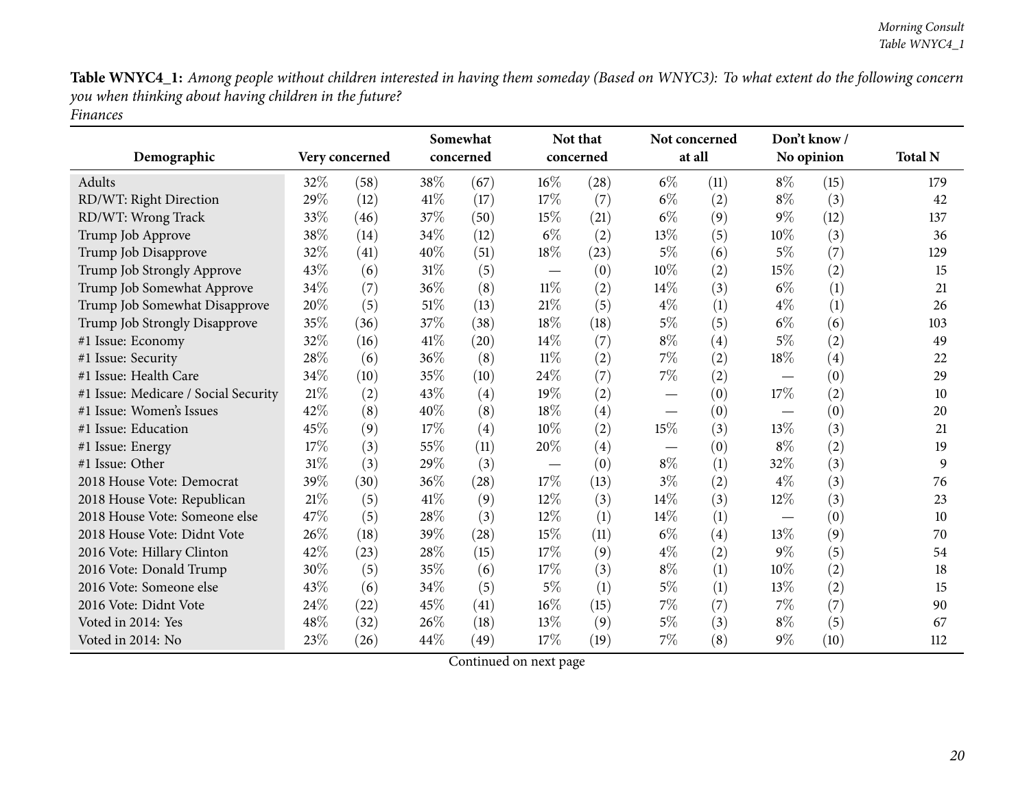**Table WNYC4_1:** *Among people without children interested in having them someday (Based on WNYC3): To what extent do the following concern you when thinking about having children in the future?*
*Finances*

| Demographic | Very concerned | | Somewhat concerned | | Not that concerned | | Not concerned at all | | Don't know / No opinion | | Total N |
|---|---|---|---|---|---|---|---|---|---|---|---|
| Adults | 32% | (58) | 38% | (67) | 16% | (28) | 6% | (11) | 8% | (15) | 179 |
| RD/WT: Right Direction | 29% | (12) | 41% | (17) | 17% | (7) | 6% | (2) | 8% | (3) | 42 |
| RD/WT: Wrong Track | 33% | (46) | 37% | (50) | 15% | (21) | 6% | (9) | 9% | (12) | 137 |
| Trump Job Approve | 38% | (14) | 34% | (12) | 6% | (2) | 13% | (5) | 10% | (3) | 36 |
| Trump Job Disapprove | 32% | (41) | 40% | (51) | 18% | (23) | 5% | (6) | 5% | (7) | 129 |
| Trump Job Strongly Approve | 43% | (6) | 31% | (5) | — | (0) | 10% | (2) | 15% | (2) | 15 |
| Trump Job Somewhat Approve | 34% | (7) | 36% | (8) | 11% | (2) | 14% | (3) | 6% | (1) | 21 |
| Trump Job Somewhat Disapprove | 20% | (5) | 51% | (13) | 21% | (5) | 4% | (1) | 4% | (1) | 26 |
| Trump Job Strongly Disapprove | 35% | (36) | 37% | (38) | 18% | (18) | 5% | (5) | 6% | (6) | 103 |
| #1 Issue: Economy | 32% | (16) | 41% | (20) | 14% | (7) | 8% | (4) | 5% | (2) | 49 |
| #1 Issue: Security | 28% | (6) | 36% | (8) | 11% | (2) | 7% | (2) | 18% | (4) | 22 |
| #1 Issue: Health Care | 34% | (10) | 35% | (10) | 24% | (7) | 7% | (2) | — | (0) | 29 |
| #1 Issue: Medicare / Social Security | 21% | (2) | 43% | (4) | 19% | (2) | — | (0) | 17% | (2) | 10 |
| #1 Issue: Women's Issues | 42% | (8) | 40% | (8) | 18% | (4) | — | (0) | — | (0) | 20 |
| #1 Issue: Education | 45% | (9) | 17% | (4) | 10% | (2) | 15% | (3) | 13% | (3) | 21 |
| #1 Issue: Energy | 17% | (3) | 55% | (11) | 20% | (4) | — | (0) | 8% | (2) | 19 |
| #1 Issue: Other | 31% | (3) | 29% | (3) | — | (0) | 8% | (1) | 32% | (3) | 9 |
| 2018 House Vote: Democrat | 39% | (30) | 36% | (28) | 17% | (13) | 3% | (2) | 4% | (3) | 76 |
| 2018 House Vote: Republican | 21% | (5) | 41% | (9) | 12% | (3) | 14% | (3) | 12% | (3) | 23 |
| 2018 House Vote: Someone else | 47% | (5) | 28% | (3) | 12% | (1) | 14% | (1) | — | (0) | 10 |
| 2018 House Vote: Didnt Vote | 26% | (18) | 39% | (28) | 15% | (11) | 6% | (4) | 13% | (9) | 70 |
| 2016 Vote: Hillary Clinton | 42% | (23) | 28% | (15) | 17% | (9) | 4% | (2) | 9% | (5) | 54 |
| 2016 Vote: Donald Trump | 30% | (5) | 35% | (6) | 17% | (3) | 8% | (1) | 10% | (2) | 18 |
| 2016 Vote: Someone else | 43% | (6) | 34% | (5) | 5% | (1) | 5% | (1) | 13% | (2) | 15 |
| 2016 Vote: Didnt Vote | 24% | (22) | 45% | (41) | 16% | (15) | 7% | (7) | 7% | (7) | 90 |
| Voted in 2014: Yes | 48% | (32) | 26% | (18) | 13% | (9) | 5% | (3) | 8% | (5) | 67 |
| Voted in 2014: No | 23% | (26) | 44% | (49) | 17% | (19) | 7% | (8) | 9% | (10) | 112 |

Continued on next page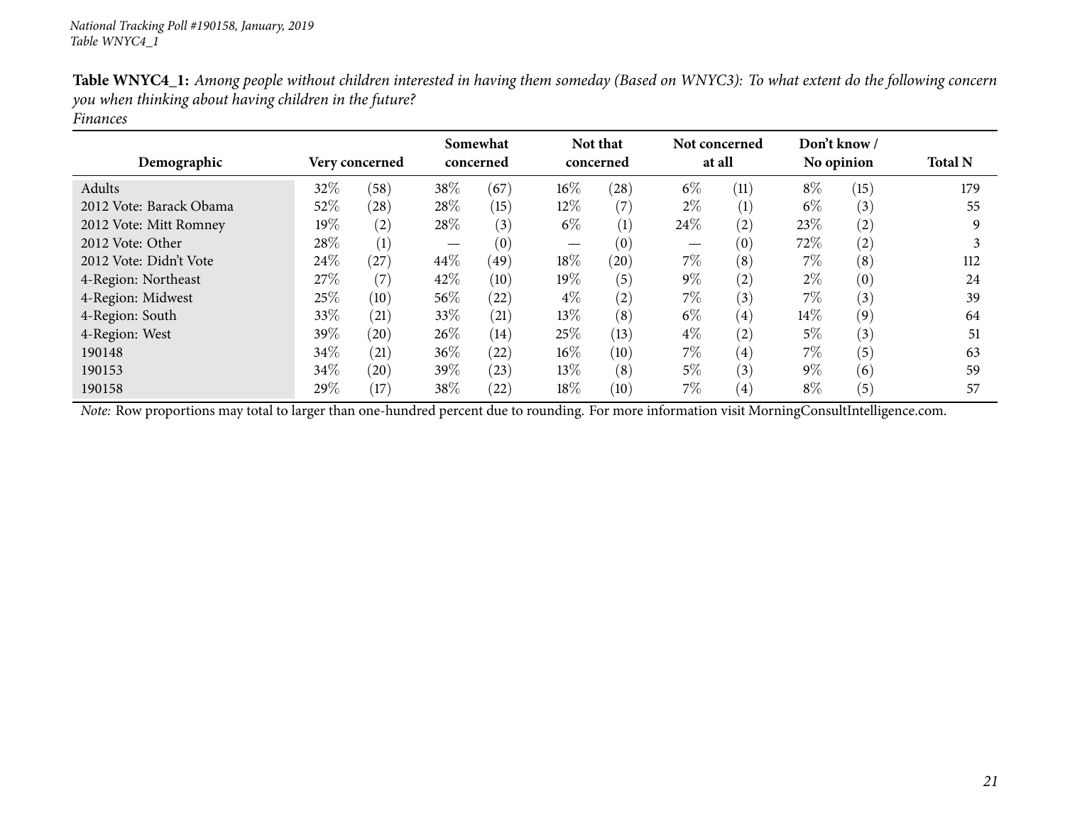*National Tracking Poll #190158, January, 2019*
*Table WNYC4_1*

**Table WNYC4_1:** *Among people without children interested in having them someday (Based on WNYC3): To what extent do the following concern you when thinking about having children in the future?*
*Finances*

| Demographic | Very concerned | | Somewhat concerned | | Not that concerned | | Not concerned at all | | Don't know / No opinion | | Total N |
|---|---|---|---|---|---|---|---|---|---|---|---|
| Adults | 32% | (58) | 38% | (67) | 16% | (28) | 6% | (11) | 8% | (15) | 179 |
| 2012 Vote: Barack Obama | 52% | (28) | 28% | (15) | 12% | (7) | 2% | (1) | 6% | (3) | 55 |
| 2012 Vote: Mitt Romney | 19% | (2) | 28% | (3) | 6% | (1) | 24% | (2) | 23% | (2) | 9 |
| 2012 Vote: Other | 28% | (1) | — | (0) | — | (0) | — | (0) | 72% | (2) | 3 |
| 2012 Vote: Didn't Vote | 24% | (27) | 44% | (49) | 18% | (20) | 7% | (8) | 7% | (8) | 112 |
| 4-Region: Northeast | 27% | (7) | 42% | (10) | 19% | (5) | 9% | (2) | 2% | (0) | 24 |
| 4-Region: Midwest | 25% | (10) | 56% | (22) | 4% | (2) | 7% | (3) | 7% | (3) | 39 |
| 4-Region: South | 33% | (21) | 33% | (21) | 13% | (8) | 6% | (4) | 14% | (9) | 64 |
| 4-Region: West | 39% | (20) | 26% | (14) | 25% | (13) | 4% | (2) | 5% | (3) | 51 |
| 190148 | 34% | (21) | 36% | (22) | 16% | (10) | 7% | (4) | 7% | (5) | 63 |
| 190153 | 34% | (20) | 39% | (23) | 13% | (8) | 5% | (3) | 9% | (6) | 59 |
| 190158 | 29% | (17) | 38% | (22) | 18% | (10) | 7% | (4) | 8% | (5) | 57 |

*Note:* Row proportions may total to larger than one-hundred percent due to rounding. For more information visit MorningConsultIntelligence.com.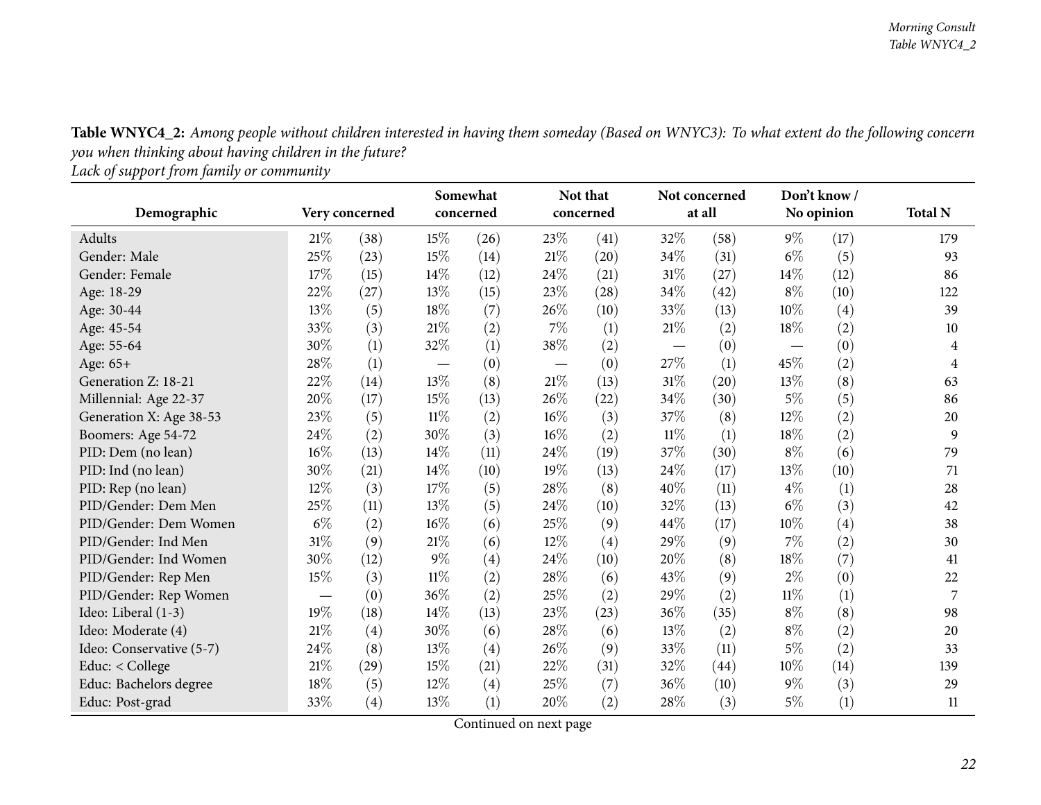**Table WNYC4_2:** *Among people without children interested in having them someday (Based on WNYC3): To what extent do the following concern you when thinking about having children in the future?*
*Lack of support from family or community*

| Demographic | Very concerned | | Somewhat concerned | | Not that concerned | | Not concerned at all | | Don't know / No opinion | | Total N |
|---|---|---|---|---|---|---|---|---|---|---|---|
| Adults | 21% | (38) | 15% | (26) | 23% | (41) | 32% | (58) | 9% | (17) | 179 |
| Gender: Male | 25% | (23) | 15% | (14) | 21% | (20) | 34% | (31) | 6% | (5) | 93 |
| Gender: Female | 17% | (15) | 14% | (12) | 24% | (21) | 31% | (27) | 14% | (12) | 86 |
| Age: 18-29 | 22% | (27) | 13% | (15) | 23% | (28) | 34% | (42) | 8% | (10) | 122 |
| Age: 30-44 | 13% | (5) | 18% | (7) | 26% | (10) | 33% | (13) | 10% | (4) | 39 |
| Age: 45-54 | 33% | (3) | 21% | (2) | 7% | (1) | 21% | (2) | 18% | (2) | 10 |
| Age: 55-64 | 30% | (1) | 32% | (1) | 38% | (2) | — | (0) | — | (0) | 4 |
| Age: 65+ | 28% | (1) | — | (0) | — | (0) | 27% | (1) | 45% | (2) | 4 |
| Generation Z: 18-21 | 22% | (14) | 13% | (8) | 21% | (13) | 31% | (20) | 13% | (8) | 63 |
| Millennial: Age 22-37 | 20% | (17) | 15% | (13) | 26% | (22) | 34% | (30) | 5% | (5) | 86 |
| Generation X: Age 38-53 | 23% | (5) | 11% | (2) | 16% | (3) | 37% | (8) | 12% | (2) | 20 |
| Boomers: Age 54-72 | 24% | (2) | 30% | (3) | 16% | (2) | 11% | (1) | 18% | (2) | 9 |
| PID: Dem (no lean) | 16% | (13) | 14% | (11) | 24% | (19) | 37% | (30) | 8% | (6) | 79 |
| PID: Ind (no lean) | 30% | (21) | 14% | (10) | 19% | (13) | 24% | (17) | 13% | (10) | 71 |
| PID: Rep (no lean) | 12% | (3) | 17% | (5) | 28% | (8) | 40% | (11) | 4% | (1) | 28 |
| PID/Gender: Dem Men | 25% | (11) | 13% | (5) | 24% | (10) | 32% | (13) | 6% | (3) | 42 |
| PID/Gender: Dem Women | 6% | (2) | 16% | (6) | 25% | (9) | 44% | (17) | 10% | (4) | 38 |
| PID/Gender: Ind Men | 31% | (9) | 21% | (6) | 12% | (4) | 29% | (9) | 7% | (2) | 30 |
| PID/Gender: Ind Women | 30% | (12) | 9% | (4) | 24% | (10) | 20% | (8) | 18% | (7) | 41 |
| PID/Gender: Rep Men | 15% | (3) | 11% | (2) | 28% | (6) | 43% | (9) | 2% | (0) | 22 |
| PID/Gender: Rep Women | — | (0) | 36% | (2) | 25% | (2) | 29% | (2) | 11% | (1) | 7 |
| Ideo: Liberal (1-3) | 19% | (18) | 14% | (13) | 23% | (23) | 36% | (35) | 8% | (8) | 98 |
| Ideo: Moderate (4) | 21% | (4) | 30% | (6) | 28% | (6) | 13% | (2) | 8% | (2) | 20 |
| Ideo: Conservative (5-7) | 24% | (8) | 13% | (4) | 26% | (9) | 33% | (11) | 5% | (2) | 33 |
| Educ: < College | 21% | (29) | 15% | (21) | 22% | (31) | 32% | (44) | 10% | (14) | 139 |
| Educ: Bachelors degree | 18% | (5) | 12% | (4) | 25% | (7) | 36% | (10) | 9% | (3) | 29 |
| Educ: Post-grad | 33% | (4) | 13% | (1) | 20% | (2) | 28% | (3) | 5% | (1) | 11 |

Continued on next page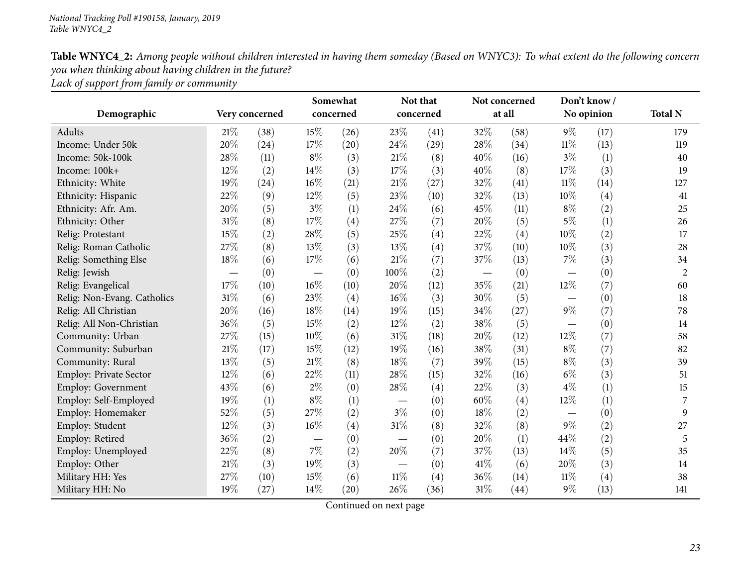**Table WNYC4_2:** *Among people without children interested in having them someday (Based on WNYC3): To what extent do the following concern you when thinking about having children in the future?*
*Lack of support from family or community*

| Demographic | Very concerned | | Somewhat concerned | | Not that concerned | | Not concerned at all | | Don't know / No opinion | | Total N |
|---|---|---|---|---|---|---|---|---|---|---|---|
| Adults | 21% | (38) | 15% | (26) | 23% | (41) | 32% | (58) | 9% | (17) | 179 |
| Income: Under 50k | 20% | (24) | 17% | (20) | 24% | (29) | 28% | (34) | 11% | (13) | 119 |
| Income: 50k-100k | 28% | (11) | 8% | (3) | 21% | (8) | 40% | (16) | 3% | (1) | 40 |
| Income: 100k+ | 12% | (2) | 14% | (3) | 17% | (3) | 40% | (8) | 17% | (3) | 19 |
| Ethnicity: White | 19% | (24) | 16% | (21) | 21% | (27) | 32% | (41) | 11% | (14) | 127 |
| Ethnicity: Hispanic | 22% | (9) | 12% | (5) | 23% | (10) | 32% | (13) | 10% | (4) | 41 |
| Ethnicity: Afr. Am. | 20% | (5) | 3% | (1) | 24% | (6) | 45% | (11) | 8% | (2) | 25 |
| Ethnicity: Other | 31% | (8) | 17% | (4) | 27% | (7) | 20% | (5) | 5% | (1) | 26 |
| Relig: Protestant | 15% | (2) | 28% | (5) | 25% | (4) | 22% | (4) | 10% | (2) | 17 |
| Relig: Roman Catholic | 27% | (8) | 13% | (3) | 13% | (4) | 37% | (10) | 10% | (3) | 28 |
| Relig: Something Else | 18% | (6) | 17% | (6) | 21% | (7) | 37% | (13) | 7% | (3) | 34 |
| Relig: Jewish | — | (0) | — | (0) | 100% | (2) | — | (0) | — | (0) | 2 |
| Relig: Evangelical | 17% | (10) | 16% | (10) | 20% | (12) | 35% | (21) | 12% | (7) | 60 |
| Relig: Non-Evang. Catholics | 31% | (6) | 23% | (4) | 16% | (3) | 30% | (5) | — | (0) | 18 |
| Relig: All Christian | 20% | (16) | 18% | (14) | 19% | (15) | 34% | (27) | 9% | (7) | 78 |
| Relig: All Non-Christian | 36% | (5) | 15% | (2) | 12% | (2) | 38% | (5) | — | (0) | 14 |
| Community: Urban | 27% | (15) | 10% | (6) | 31% | (18) | 20% | (12) | 12% | (7) | 58 |
| Community: Suburban | 21% | (17) | 15% | (12) | 19% | (16) | 38% | (31) | 8% | (7) | 82 |
| Community: Rural | 13% | (5) | 21% | (8) | 18% | (7) | 39% | (15) | 8% | (3) | 39 |
| Employ: Private Sector | 12% | (6) | 22% | (11) | 28% | (15) | 32% | (16) | 6% | (3) | 51 |
| Employ: Government | 43% | (6) | 2% | (0) | 28% | (4) | 22% | (3) | 4% | (1) | 15 |
| Employ: Self-Employed | 19% | (1) | 8% | (1) | — | (0) | 60% | (4) | 12% | (1) | 7 |
| Employ: Homemaker | 52% | (5) | 27% | (2) | 3% | (0) | 18% | (2) | — | (0) | 9 |
| Employ: Student | 12% | (3) | 16% | (4) | 31% | (8) | 32% | (8) | 9% | (2) | 27 |
| Employ: Retired | 36% | (2) | — | (0) | — | (0) | 20% | (1) | 44% | (2) | 5 |
| Employ: Unemployed | 22% | (8) | 7% | (2) | 20% | (7) | 37% | (13) | 14% | (5) | 35 |
| Employ: Other | 21% | (3) | 19% | (3) | — | (0) | 41% | (6) | 20% | (3) | 14 |
| Military HH: Yes | 27% | (10) | 15% | (6) | 11% | (4) | 36% | (14) | 11% | (4) | 38 |
| Military HH: No | 19% | (27) | 14% | (20) | 26% | (36) | 31% | (44) | 9% | (13) | 141 |

Continued on next page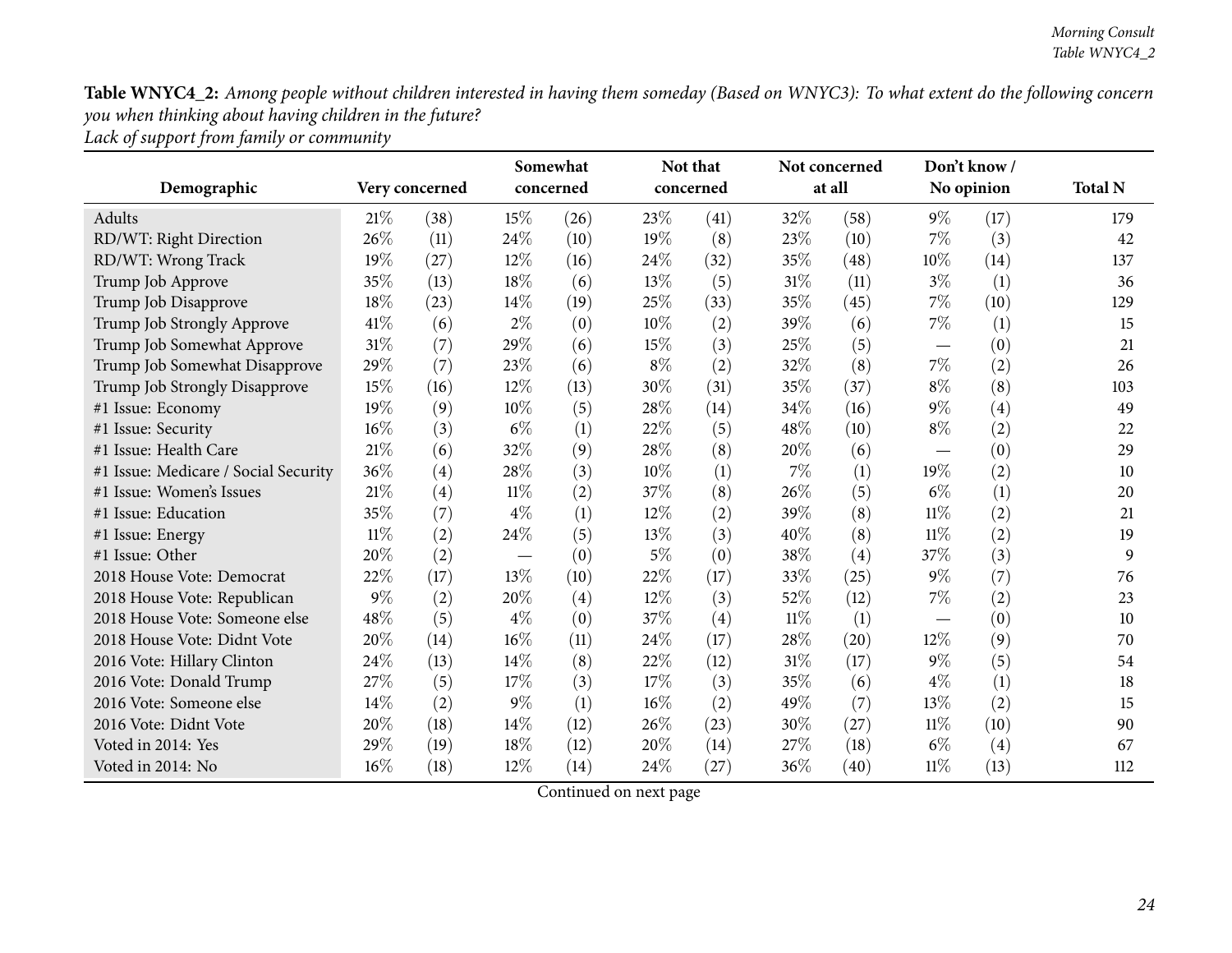**Table WNYC4_2:** *Among people without children interested in having them someday (Based on WNYC3): To what extent do the following concern you when thinking about having children in the future?*
*Lack of support from family or community*

| Demographic | Very concerned | | Somewhat concerned | | Not that concerned | | Not concerned at all | | Don't know / No opinion | | Total N |
|---|---|---|---|---|---|---|---|---|---|---|---|
| Adults | 21% | (38) | 15% | (26) | 23% | (41) | 32% | (58) | 9% | (17) | 179 |
| RD/WT: Right Direction | 26% | (11) | 24% | (10) | 19% | (8) | 23% | (10) | 7% | (3) | 42 |
| RD/WT: Wrong Track | 19% | (27) | 12% | (16) | 24% | (32) | 35% | (48) | 10% | (14) | 137 |
| Trump Job Approve | 35% | (13) | 18% | (6) | 13% | (5) | 31% | (11) | 3% | (1) | 36 |
| Trump Job Disapprove | 18% | (23) | 14% | (19) | 25% | (33) | 35% | (45) | 7% | (10) | 129 |
| Trump Job Strongly Approve | 41% | (6) | 2% | (0) | 10% | (2) | 39% | (6) | 7% | (1) | 15 |
| Trump Job Somewhat Approve | 31% | (7) | 29% | (6) | 15% | (3) | 25% | (5) | — | (0) | 21 |
| Trump Job Somewhat Disapprove | 29% | (7) | 23% | (6) | 8% | (2) | 32% | (8) | 7% | (2) | 26 |
| Trump Job Strongly Disapprove | 15% | (16) | 12% | (13) | 30% | (31) | 35% | (37) | 8% | (8) | 103 |
| #1 Issue: Economy | 19% | (9) | 10% | (5) | 28% | (14) | 34% | (16) | 9% | (4) | 49 |
| #1 Issue: Security | 16% | (3) | 6% | (1) | 22% | (5) | 48% | (10) | 8% | (2) | 22 |
| #1 Issue: Health Care | 21% | (6) | 32% | (9) | 28% | (8) | 20% | (6) | — | (0) | 29 |
| #1 Issue: Medicare / Social Security | 36% | (4) | 28% | (3) | 10% | (1) | 7% | (1) | 19% | (2) | 10 |
| #1 Issue: Women's Issues | 21% | (4) | 11% | (2) | 37% | (8) | 26% | (5) | 6% | (1) | 20 |
| #1 Issue: Education | 35% | (7) | 4% | (1) | 12% | (2) | 39% | (8) | 11% | (2) | 21 |
| #1 Issue: Energy | 11% | (2) | 24% | (5) | 13% | (3) | 40% | (8) | 11% | (2) | 19 |
| #1 Issue: Other | 20% | (2) | — | (0) | 5% | (0) | 38% | (4) | 37% | (3) | 9 |
| 2018 House Vote: Democrat | 22% | (17) | 13% | (10) | 22% | (17) | 33% | (25) | 9% | (7) | 76 |
| 2018 House Vote: Republican | 9% | (2) | 20% | (4) | 12% | (3) | 52% | (12) | 7% | (2) | 23 |
| 2018 House Vote: Someone else | 48% | (5) | 4% | (0) | 37% | (4) | 11% | (1) | — | (0) | 10 |
| 2018 House Vote: Didnt Vote | 20% | (14) | 16% | (11) | 24% | (17) | 28% | (20) | 12% | (9) | 70 |
| 2016 Vote: Hillary Clinton | 24% | (13) | 14% | (8) | 22% | (12) | 31% | (17) | 9% | (5) | 54 |
| 2016 Vote: Donald Trump | 27% | (5) | 17% | (3) | 17% | (3) | 35% | (6) | 4% | (1) | 18 |
| 2016 Vote: Someone else | 14% | (2) | 9% | (1) | 16% | (2) | 49% | (7) | 13% | (2) | 15 |
| 2016 Vote: Didnt Vote | 20% | (18) | 14% | (12) | 26% | (23) | 30% | (27) | 11% | (10) | 90 |
| Voted in 2014: Yes | 29% | (19) | 18% | (12) | 20% | (14) | 27% | (18) | 6% | (4) | 67 |
| Voted in 2014: No | 16% | (18) | 12% | (14) | 24% | (27) | 36% | (40) | 11% | (13) | 112 |

Continued on next page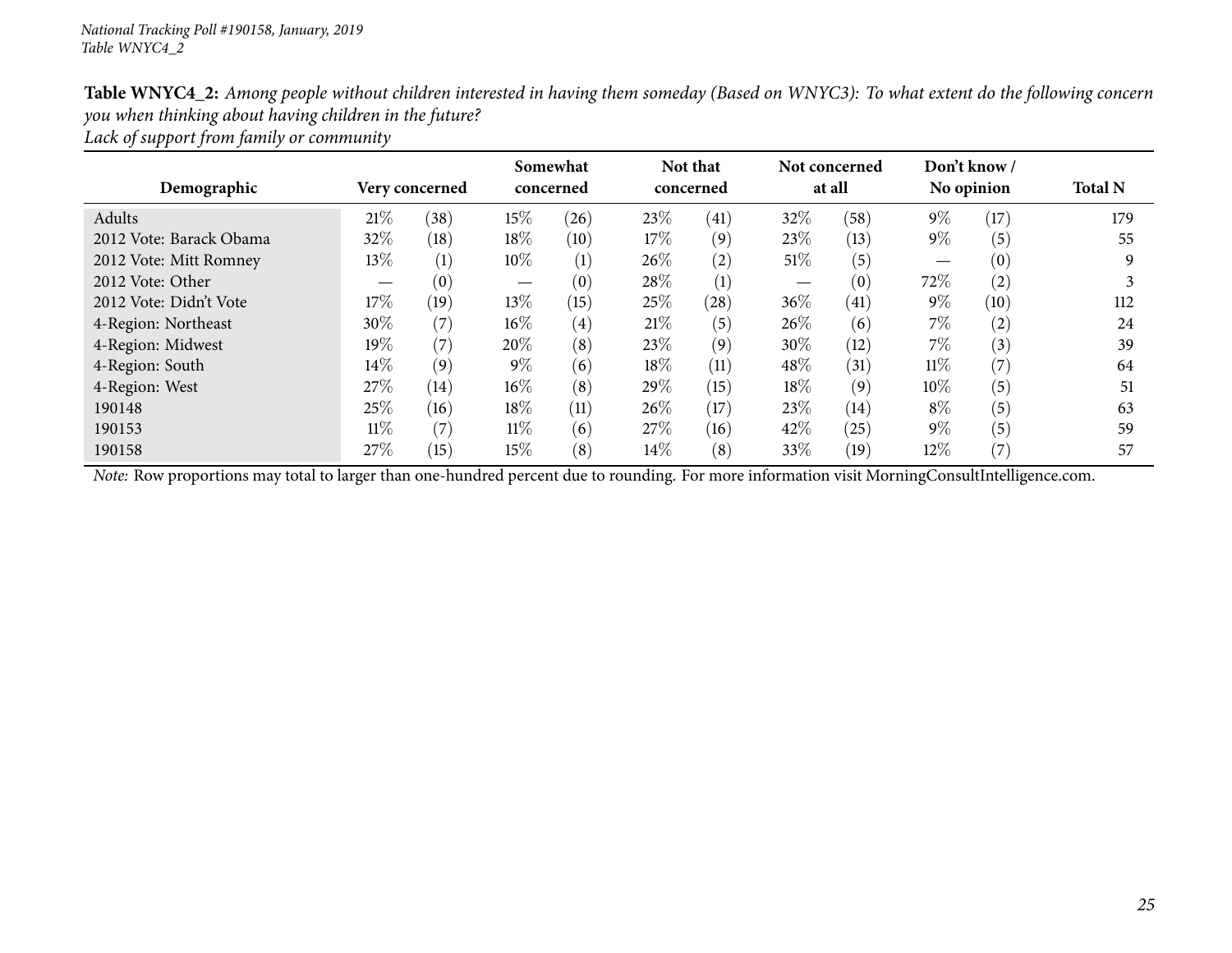*National Tracking Poll #190158, January, 2019*
*Table WNYC4_2*

**Table WNYC4_2:** *Among people without children interested in having them someday (Based on WNYC3): To what extent do the following concern you when thinking about having children in the future?*
*Lack of support from family or community*

| Demographic | Very concerned | | Somewhat concerned | | Not that concerned | | Not concerned at all | | Don't know / No opinion | | Total N |
|---|---|---|---|---|---|---|---|---|---|---|---|
| Adults | 21% | (38) | 15% | (26) | 23% | (41) | 32% | (58) | 9% | (17) | 179 |
| 2012 Vote: Barack Obama | 32% | (18) | 18% | (10) | 17% | (9) | 23% | (13) | 9% | (5) | 55 |
| 2012 Vote: Mitt Romney | 13% | (1) | 10% | (1) | 26% | (2) | 51% | (5) | — | (0) | 9 |
| 2012 Vote: Other | — | (0) | — | (0) | 28% | (1) | — | (0) | 72% | (2) | 3 |
| 2012 Vote: Didn't Vote | 17% | (19) | 13% | (15) | 25% | (28) | 36% | (41) | 9% | (10) | 112 |
| 4-Region: Northeast | 30% | (7) | 16% | (4) | 21% | (5) | 26% | (6) | 7% | (2) | 24 |
| 4-Region: Midwest | 19% | (7) | 20% | (8) | 23% | (9) | 30% | (12) | 7% | (3) | 39 |
| 4-Region: South | 14% | (9) | 9% | (6) | 18% | (11) | 48% | (31) | 11% | (7) | 64 |
| 4-Region: West | 27% | (14) | 16% | (8) | 29% | (15) | 18% | (9) | 10% | (5) | 51 |
| 190148 | 25% | (16) | 18% | (11) | 26% | (17) | 23% | (14) | 8% | (5) | 63 |
| 190153 | 11% | (7) | 11% | (6) | 27% | (16) | 42% | (25) | 9% | (5) | 59 |
| 190158 | 27% | (15) | 15% | (8) | 14% | (8) | 33% | (19) | 12% | (7) | 57 |

*Note:* Row proportions may total to larger than one-hundred percent due to rounding. For more information visit MorningConsultIntelligence.com.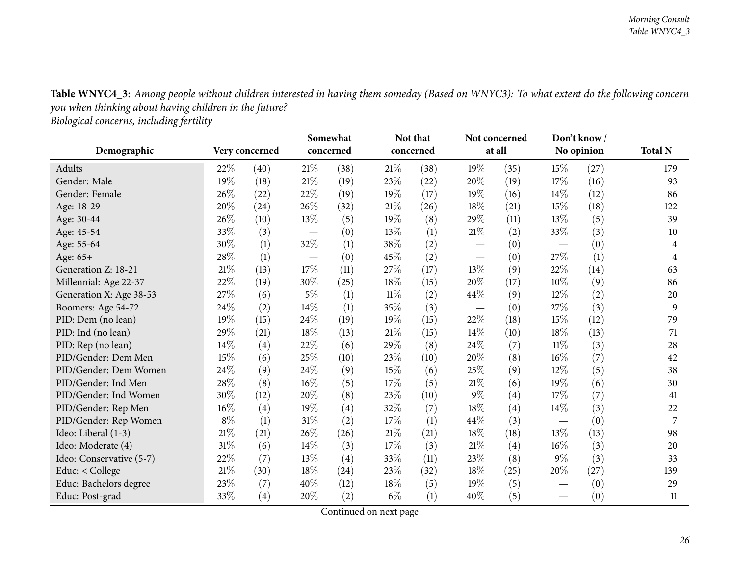**Table WNYC4_3:** *Among people without children interested in having them someday (Based on WNYC3): To what extent do the following concern you when thinking about having children in the future?*
*Biological concerns, including fertility*

| Demographic | Very concerned | | Somewhat concerned | | Not that concerned | | Not concerned at all | | Don't know / No opinion | | Total N |
|---|---|---|---|---|---|---|---|---|---|---|---|
| Adults | 22% | (40) | 21% | (38) | 21% | (38) | 19% | (35) | 15% | (27) | 179 |
| Gender: Male | 19% | (18) | 21% | (19) | 23% | (22) | 20% | (19) | 17% | (16) | 93 |
| Gender: Female | 26% | (22) | 22% | (19) | 19% | (17) | 19% | (16) | 14% | (12) | 86 |
| Age: 18-29 | 20% | (24) | 26% | (32) | 21% | (26) | 18% | (21) | 15% | (18) | 122 |
| Age: 30-44 | 26% | (10) | 13% | (5) | 19% | (8) | 29% | (11) | 13% | (5) | 39 |
| Age: 45-54 | 33% | (3) | — | (0) | 13% | (1) | 21% | (2) | 33% | (3) | 10 |
| Age: 55-64 | 30% | (1) | 32% | (1) | 38% | (2) | — | (0) | — | (0) | 4 |
| Age: 65+ | 28% | (1) | — | (0) | 45% | (2) | — | (0) | 27% | (1) | 4 |
| Generation Z: 18-21 | 21% | (13) | 17% | (11) | 27% | (17) | 13% | (9) | 22% | (14) | 63 |
| Millennial: Age 22-37 | 22% | (19) | 30% | (25) | 18% | (15) | 20% | (17) | 10% | (9) | 86 |
| Generation X: Age 38-53 | 27% | (6) | 5% | (1) | 11% | (2) | 44% | (9) | 12% | (2) | 20 |
| Boomers: Age 54-72 | 24% | (2) | 14% | (1) | 35% | (3) | — | (0) | 27% | (3) | 9 |
| PID: Dem (no lean) | 19% | (15) | 24% | (19) | 19% | (15) | 22% | (18) | 15% | (12) | 79 |
| PID: Ind (no lean) | 29% | (21) | 18% | (13) | 21% | (15) | 14% | (10) | 18% | (13) | 71 |
| PID: Rep (no lean) | 14% | (4) | 22% | (6) | 29% | (8) | 24% | (7) | 11% | (3) | 28 |
| PID/Gender: Dem Men | 15% | (6) | 25% | (10) | 23% | (10) | 20% | (8) | 16% | (7) | 42 |
| PID/Gender: Dem Women | 24% | (9) | 24% | (9) | 15% | (6) | 25% | (9) | 12% | (5) | 38 |
| PID/Gender: Ind Men | 28% | (8) | 16% | (5) | 17% | (5) | 21% | (6) | 19% | (6) | 30 |
| PID/Gender: Ind Women | 30% | (12) | 20% | (8) | 23% | (10) | 9% | (4) | 17% | (7) | 41 |
| PID/Gender: Rep Men | 16% | (4) | 19% | (4) | 32% | (7) | 18% | (4) | 14% | (3) | 22 |
| PID/Gender: Rep Women | 8% | (1) | 31% | (2) | 17% | (1) | 44% | (3) | — | (0) | 7 |
| Ideo: Liberal (1-3) | 21% | (21) | 26% | (26) | 21% | (21) | 18% | (18) | 13% | (13) | 98 |
| Ideo: Moderate (4) | 31% | (6) | 14% | (3) | 17% | (3) | 21% | (4) | 16% | (3) | 20 |
| Ideo: Conservative (5-7) | 22% | (7) | 13% | (4) | 33% | (11) | 23% | (8) | 9% | (3) | 33 |
| Educ: < College | 21% | (30) | 18% | (24) | 23% | (32) | 18% | (25) | 20% | (27) | 139 |
| Educ: Bachelors degree | 23% | (7) | 40% | (12) | 18% | (5) | 19% | (5) | — | (0) | 29 |
| Educ: Post-grad | 33% | (4) | 20% | (2) | 6% | (1) | 40% | (5) | — | (0) | 11 |

Continued on next page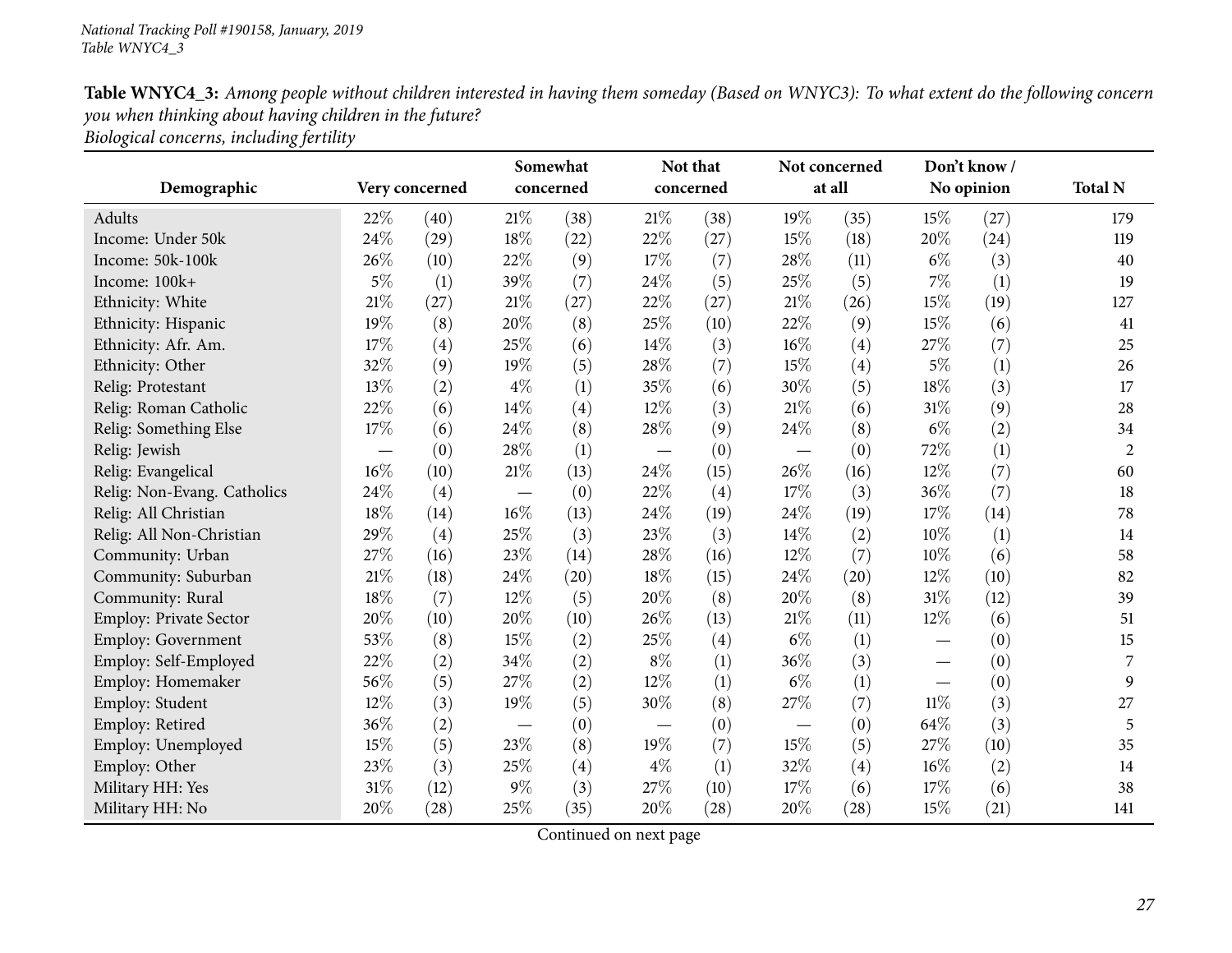**Table WNYC4_3:** *Among people without children interested in having them someday (Based on WNYC3): To what extent do the following concern you when thinking about having children in the future?*
*Biological concerns, including fertility*

| Demographic | Very concerned | | Somewhat concerned | | Not that concerned | | Not concerned at all | | Don't know / No opinion | | Total N |
|---|---|---|---|---|---|---|---|---|---|---|---|
| Adults | 22% | (40) | 21% | (38) | 21% | (38) | 19% | (35) | 15% | (27) | 179 |
| Income: Under 50k | 24% | (29) | 18% | (22) | 22% | (27) | 15% | (18) | 20% | (24) | 119 |
| Income: 50k-100k | 26% | (10) | 22% | (9) | 17% | (7) | 28% | (11) | 6% | (3) | 40 |
| Income: 100k+ | 5% | (1) | 39% | (7) | 24% | (5) | 25% | (5) | 7% | (1) | 19 |
| Ethnicity: White | 21% | (27) | 21% | (27) | 22% | (27) | 21% | (26) | 15% | (19) | 127 |
| Ethnicity: Hispanic | 19% | (8) | 20% | (8) | 25% | (10) | 22% | (9) | 15% | (6) | 41 |
| Ethnicity: Afr. Am. | 17% | (4) | 25% | (6) | 14% | (3) | 16% | (4) | 27% | (7) | 25 |
| Ethnicity: Other | 32% | (9) | 19% | (5) | 28% | (7) | 15% | (4) | 5% | (1) | 26 |
| Relig: Protestant | 13% | (2) | 4% | (1) | 35% | (6) | 30% | (5) | 18% | (3) | 17 |
| Relig: Roman Catholic | 22% | (6) | 14% | (4) | 12% | (3) | 21% | (6) | 31% | (9) | 28 |
| Relig: Something Else | 17% | (6) | 24% | (8) | 28% | (9) | 24% | (8) | 6% | (2) | 34 |
| Relig: Jewish | — | (0) | 28% | (1) | — | (0) | — | (0) | 72% | (1) | 2 |
| Relig: Evangelical | 16% | (10) | 21% | (13) | 24% | (15) | 26% | (16) | 12% | (7) | 60 |
| Relig: Non-Evang. Catholics | 24% | (4) | — | (0) | 22% | (4) | 17% | (3) | 36% | (7) | 18 |
| Relig: All Christian | 18% | (14) | 16% | (13) | 24% | (19) | 24% | (19) | 17% | (14) | 78 |
| Relig: All Non-Christian | 29% | (4) | 25% | (3) | 23% | (3) | 14% | (2) | 10% | (1) | 14 |
| Community: Urban | 27% | (16) | 23% | (14) | 28% | (16) | 12% | (7) | 10% | (6) | 58 |
| Community: Suburban | 21% | (18) | 24% | (20) | 18% | (15) | 24% | (20) | 12% | (10) | 82 |
| Community: Rural | 18% | (7) | 12% | (5) | 20% | (8) | 20% | (8) | 31% | (12) | 39 |
| Employ: Private Sector | 20% | (10) | 20% | (10) | 26% | (13) | 21% | (11) | 12% | (6) | 51 |
| Employ: Government | 53% | (8) | 15% | (2) | 25% | (4) | 6% | (1) | — | (0) | 15 |
| Employ: Self-Employed | 22% | (2) | 34% | (2) | 8% | (1) | 36% | (3) | — | (0) | 7 |
| Employ: Homemaker | 56% | (5) | 27% | (2) | 12% | (1) | 6% | (1) | — | (0) | 9 |
| Employ: Student | 12% | (3) | 19% | (5) | 30% | (8) | 27% | (7) | 11% | (3) | 27 |
| Employ: Retired | 36% | (2) | — | (0) | — | (0) | — | (0) | 64% | (3) | 5 |
| Employ: Unemployed | 15% | (5) | 23% | (8) | 19% | (7) | 15% | (5) | 27% | (10) | 35 |
| Employ: Other | 23% | (3) | 25% | (4) | 4% | (1) | 32% | (4) | 16% | (2) | 14 |
| Military HH: Yes | 31% | (12) | 9% | (3) | 27% | (10) | 17% | (6) | 17% | (6) | 38 |
| Military HH: No | 20% | (28) | 25% | (35) | 20% | (28) | 20% | (28) | 15% | (21) | 141 |

Continued on next page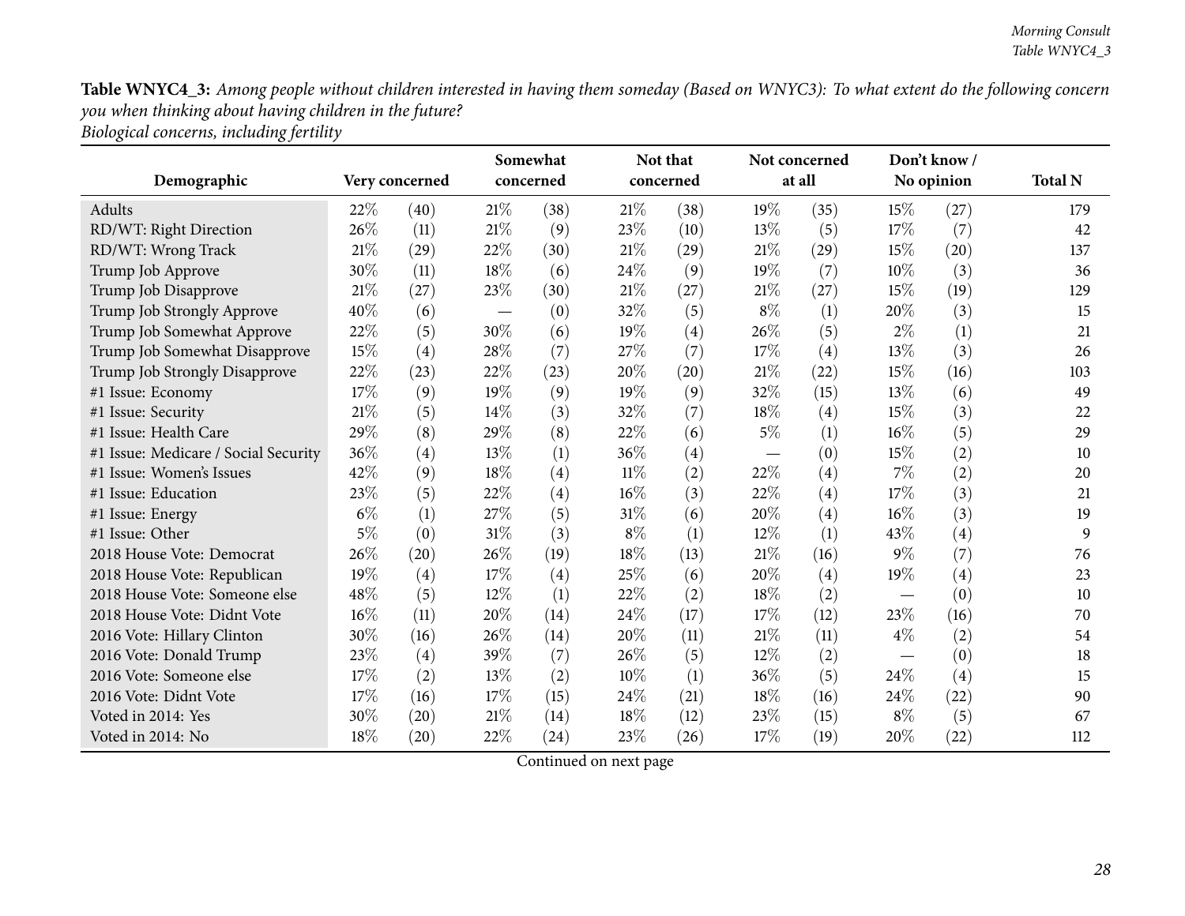**Table WNYC4_3:** *Among people without children interested in having them someday (Based on WNYC3): To what extent do the following concern you when thinking about having children in the future?*
*Biological concerns, including fertility*

| Demographic | Very concerned | | Somewhat concerned | | Not that concerned | | Not concerned at all | | Don't know / No opinion | | Total N |
|---|---|---|---|---|---|---|---|---|---|---|---|
| Adults | 22% | (40) | 21% | (38) | 21% | (38) | 19% | (35) | 15% | (27) | 179 |
| RD/WT: Right Direction | 26% | (11) | 21% | (9) | 23% | (10) | 13% | (5) | 17% | (7) | 42 |
| RD/WT: Wrong Track | 21% | (29) | 22% | (30) | 21% | (29) | 21% | (29) | 15% | (20) | 137 |
| Trump Job Approve | 30% | (11) | 18% | (6) | 24% | (9) | 19% | (7) | 10% | (3) | 36 |
| Trump Job Disapprove | 21% | (27) | 23% | (30) | 21% | (27) | 21% | (27) | 15% | (19) | 129 |
| Trump Job Strongly Approve | 40% | (6) | — | (0) | 32% | (5) | 8% | (1) | 20% | (3) | 15 |
| Trump Job Somewhat Approve | 22% | (5) | 30% | (6) | 19% | (4) | 26% | (5) | 2% | (1) | 21 |
| Trump Job Somewhat Disapprove | 15% | (4) | 28% | (7) | 27% | (7) | 17% | (4) | 13% | (3) | 26 |
| Trump Job Strongly Disapprove | 22% | (23) | 22% | (23) | 20% | (20) | 21% | (22) | 15% | (16) | 103 |
| #1 Issue: Economy | 17% | (9) | 19% | (9) | 19% | (9) | 32% | (15) | 13% | (6) | 49 |
| #1 Issue: Security | 21% | (5) | 14% | (3) | 32% | (7) | 18% | (4) | 15% | (3) | 22 |
| #1 Issue: Health Care | 29% | (8) | 29% | (8) | 22% | (6) | 5% | (1) | 16% | (5) | 29 |
| #1 Issue: Medicare / Social Security | 36% | (4) | 13% | (1) | 36% | (4) | — | (0) | 15% | (2) | 10 |
| #1 Issue: Women's Issues | 42% | (9) | 18% | (4) | 11% | (2) | 22% | (4) | 7% | (2) | 20 |
| #1 Issue: Education | 23% | (5) | 22% | (4) | 16% | (3) | 22% | (4) | 17% | (3) | 21 |
| #1 Issue: Energy | 6% | (1) | 27% | (5) | 31% | (6) | 20% | (4) | 16% | (3) | 19 |
| #1 Issue: Other | 5% | (0) | 31% | (3) | 8% | (1) | 12% | (1) | 43% | (4) | 9 |
| 2018 House Vote: Democrat | 26% | (20) | 26% | (19) | 18% | (13) | 21% | (16) | 9% | (7) | 76 |
| 2018 House Vote: Republican | 19% | (4) | 17% | (4) | 25% | (6) | 20% | (4) | 19% | (4) | 23 |
| 2018 House Vote: Someone else | 48% | (5) | 12% | (1) | 22% | (2) | 18% | (2) | — | (0) | 10 |
| 2018 House Vote: Didnt Vote | 16% | (11) | 20% | (14) | 24% | (17) | 17% | (12) | 23% | (16) | 70 |
| 2016 Vote: Hillary Clinton | 30% | (16) | 26% | (14) | 20% | (11) | 21% | (11) | 4% | (2) | 54 |
| 2016 Vote: Donald Trump | 23% | (4) | 39% | (7) | 26% | (5) | 12% | (2) | — | (0) | 18 |
| 2016 Vote: Someone else | 17% | (2) | 13% | (2) | 10% | (1) | 36% | (5) | 24% | (4) | 15 |
| 2016 Vote: Didnt Vote | 17% | (16) | 17% | (15) | 24% | (21) | 18% | (16) | 24% | (22) | 90 |
| Voted in 2014: Yes | 30% | (20) | 21% | (14) | 18% | (12) | 23% | (15) | 8% | (5) | 67 |
| Voted in 2014: No | 18% | (20) | 22% | (24) | 23% | (26) | 17% | (19) | 20% | (22) | 112 |

Continued on next page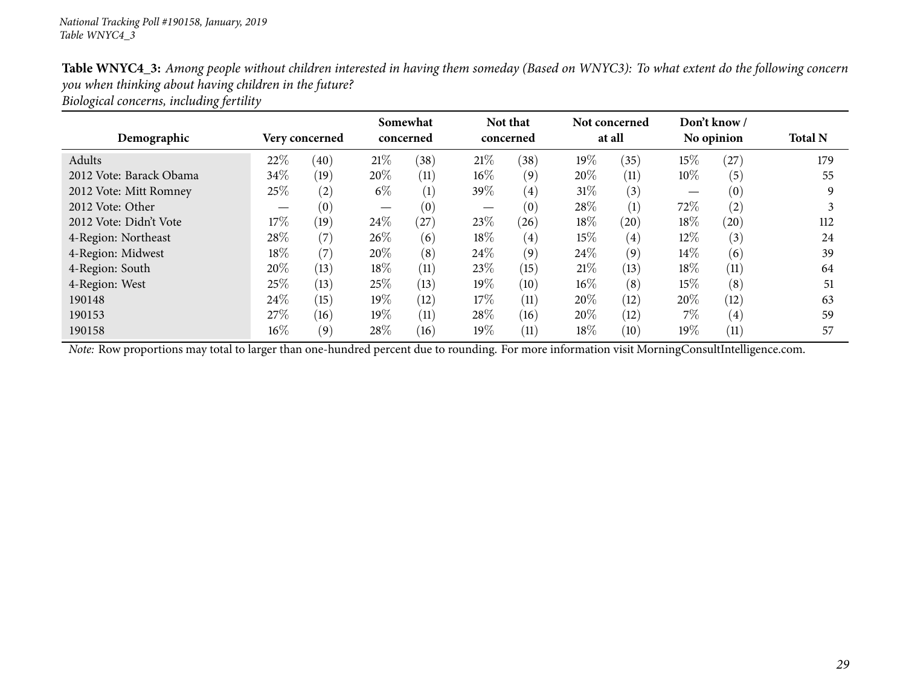**Table WNYC4_3:** *Among people without children interested in having them someday (Based on WNYC3): To what extent do the following concern you when thinking about having children in the future?*
*Biological concerns, including fertility*

| Demographic | Very concerned | | Somewhat concerned | | Not that concerned | | Not concerned at all | | Don't know / No opinion | | Total N |
|---|---|---|---|---|---|---|---|---|---|---|---|
| Adults | 22% | (40) | 21% | (38) | 21% | (38) | 19% | (35) | 15% | (27) | 179 |
| 2012 Vote: Barack Obama | 34% | (19) | 20% | (11) | 16% | (9) | 20% | (11) | 10% | (5) | 55 |
| 2012 Vote: Mitt Romney | 25% | (2) | 6% | (1) | 39% | (4) | 31% | (3) | — | (0) | 9 |
| 2012 Vote: Other | — | (0) | — | (0) | — | (0) | 28% | (1) | 72% | (2) | 3 |
| 2012 Vote: Didn't Vote | 17% | (19) | 24% | (27) | 23% | (26) | 18% | (20) | 18% | (20) | 112 |
| 4-Region: Northeast | 28% | (7) | 26% | (6) | 18% | (4) | 15% | (4) | 12% | (3) | 24 |
| 4-Region: Midwest | 18% | (7) | 20% | (8) | 24% | (9) | 24% | (9) | 14% | (6) | 39 |
| 4-Region: South | 20% | (13) | 18% | (11) | 23% | (15) | 21% | (13) | 18% | (11) | 64 |
| 4-Region: West | 25% | (13) | 25% | (13) | 19% | (10) | 16% | (8) | 15% | (8) | 51 |
| 190148 | 24% | (15) | 19% | (12) | 17% | (11) | 20% | (12) | 20% | (12) | 63 |
| 190153 | 27% | (16) | 19% | (11) | 28% | (16) | 20% | (12) | 7% | (4) | 59 |
| 190158 | 16% | (9) | 28% | (16) | 19% | (11) | 18% | (10) | 19% | (11) | 57 |

*Note:* Row proportions may total to larger than one-hundred percent due to rounding. For more information visit MorningConsultIntelligence.com.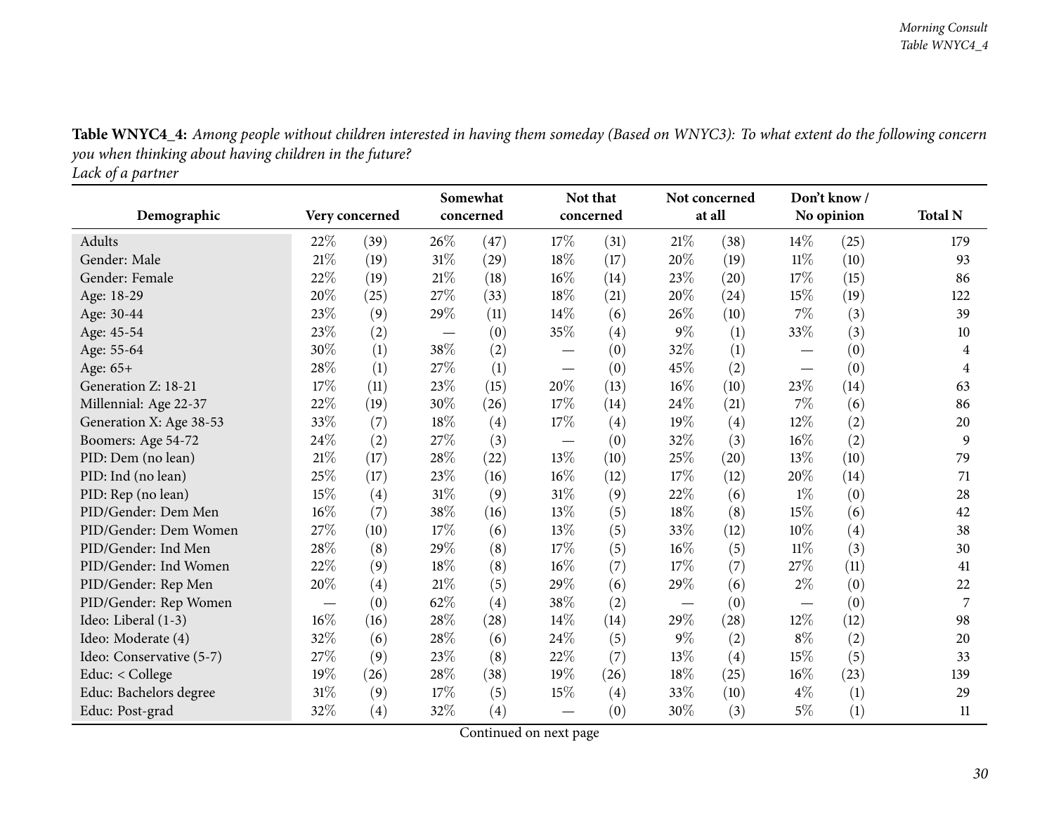**Table WNYC4_4:** *Among people without children interested in having them someday (Based on WNYC3): To what extent do the following concern you when thinking about having children in the future?*
*Lack of a partner*

| Demographic | Very concerned | | Somewhat concerned | | Not that concerned | | Not concerned at all | | Don't know / No opinion | | Total N |
|---|---|---|---|---|---|---|---|---|---|---|---|
| Adults | 22% | (39) | 26% | (47) | 17% | (31) | 21% | (38) | 14% | (25) | 179 |
| Gender: Male | 21% | (19) | 31% | (29) | 18% | (17) | 20% | (19) | 11% | (10) | 93 |
| Gender: Female | 22% | (19) | 21% | (18) | 16% | (14) | 23% | (20) | 17% | (15) | 86 |
| Age: 18-29 | 20% | (25) | 27% | (33) | 18% | (21) | 20% | (24) | 15% | (19) | 122 |
| Age: 30-44 | 23% | (9) | 29% | (11) | 14% | (6) | 26% | (10) | 7% | (3) | 39 |
| Age: 45-54 | 23% | (2) | — | (0) | 35% | (4) | 9% | (1) | 33% | (3) | 10 |
| Age: 55-64 | 30% | (1) | 38% | (2) | — | (0) | 32% | (1) | — | (0) | 4 |
| Age: 65+ | 28% | (1) | 27% | (1) | — | (0) | 45% | (2) | — | (0) | 4 |
| Generation Z: 18-21 | 17% | (11) | 23% | (15) | 20% | (13) | 16% | (10) | 23% | (14) | 63 |
| Millennial: Age 22-37 | 22% | (19) | 30% | (26) | 17% | (14) | 24% | (21) | 7% | (6) | 86 |
| Generation X: Age 38-53 | 33% | (7) | 18% | (4) | 17% | (4) | 19% | (4) | 12% | (2) | 20 |
| Boomers: Age 54-72 | 24% | (2) | 27% | (3) | — | (0) | 32% | (3) | 16% | (2) | 9 |
| PID: Dem (no lean) | 21% | (17) | 28% | (22) | 13% | (10) | 25% | (20) | 13% | (10) | 79 |
| PID: Ind (no lean) | 25% | (17) | 23% | (16) | 16% | (12) | 17% | (12) | 20% | (14) | 71 |
| PID: Rep (no lean) | 15% | (4) | 31% | (9) | 31% | (9) | 22% | (6) | 1% | (0) | 28 |
| PID/Gender: Dem Men | 16% | (7) | 38% | (16) | 13% | (5) | 18% | (8) | 15% | (6) | 42 |
| PID/Gender: Dem Women | 27% | (10) | 17% | (6) | 13% | (5) | 33% | (12) | 10% | (4) | 38 |
| PID/Gender: Ind Men | 28% | (8) | 29% | (8) | 17% | (5) | 16% | (5) | 11% | (3) | 30 |
| PID/Gender: Ind Women | 22% | (9) | 18% | (8) | 16% | (7) | 17% | (7) | 27% | (11) | 41 |
| PID/Gender: Rep Men | 20% | (4) | 21% | (5) | 29% | (6) | 29% | (6) | 2% | (0) | 22 |
| PID/Gender: Rep Women | — | (0) | 62% | (4) | 38% | (2) | — | (0) | — | (0) | 7 |
| Ideo: Liberal (1-3) | 16% | (16) | 28% | (28) | 14% | (14) | 29% | (28) | 12% | (12) | 98 |
| Ideo: Moderate (4) | 32% | (6) | 28% | (6) | 24% | (5) | 9% | (2) | 8% | (2) | 20 |
| Ideo: Conservative (5-7) | 27% | (9) | 23% | (8) | 22% | (7) | 13% | (4) | 15% | (5) | 33 |
| Educ: < College | 19% | (26) | 28% | (38) | 19% | (26) | 18% | (25) | 16% | (23) | 139 |
| Educ: Bachelors degree | 31% | (9) | 17% | (5) | 15% | (4) | 33% | (10) | 4% | (1) | 29 |
| Educ: Post-grad | 32% | (4) | 32% | (4) | — | (0) | 30% | (3) | 5% | (1) | 11 |

Continued on next page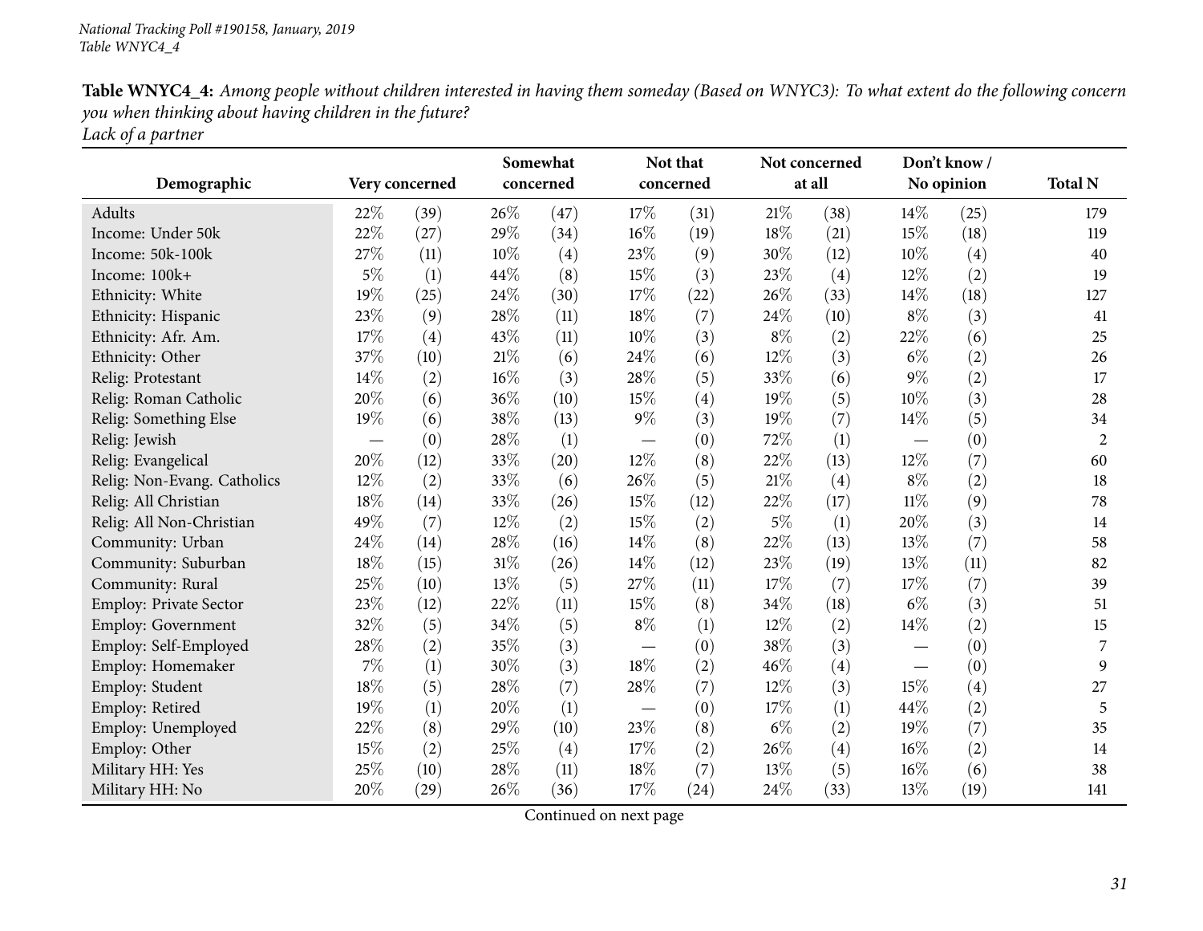*National Tracking Poll #190158, January, 2019*
*Table WNYC4_4*

**Table WNYC4_4:** *Among people without children interested in having them someday (Based on WNYC3): To what extent do the following concern you when thinking about having children in the future?*
*Lack of a partner*

| Demographic | Very concerned | | Somewhat concerned | | Not that concerned | | Not concerned at all | | Don't know / No opinion | | Total N |
|---|---|---|---|---|---|---|---|---|---|---|---|
| Adults | 22% | (39) | 26% | (47) | 17% | (31) | 21% | (38) | 14% | (25) | 179 |
| Income: Under 50k | 22% | (27) | 29% | (34) | 16% | (19) | 18% | (21) | 15% | (18) | 119 |
| Income: 50k-100k | 27% | (11) | 10% | (4) | 23% | (9) | 30% | (12) | 10% | (4) | 40 |
| Income: 100k+ | 5% | (1) | 44% | (8) | 15% | (3) | 23% | (4) | 12% | (2) | 19 |
| Ethnicity: White | 19% | (25) | 24% | (30) | 17% | (22) | 26% | (33) | 14% | (18) | 127 |
| Ethnicity: Hispanic | 23% | (9) | 28% | (11) | 18% | (7) | 24% | (10) | 8% | (3) | 41 |
| Ethnicity: Afr. Am. | 17% | (4) | 43% | (11) | 10% | (3) | 8% | (2) | 22% | (6) | 25 |
| Ethnicity: Other | 37% | (10) | 21% | (6) | 24% | (6) | 12% | (3) | 6% | (2) | 26 |
| Relig: Protestant | 14% | (2) | 16% | (3) | 28% | (5) | 33% | (6) | 9% | (2) | 17 |
| Relig: Roman Catholic | 20% | (6) | 36% | (10) | 15% | (4) | 19% | (5) | 10% | (3) | 28 |
| Relig: Something Else | 19% | (6) | 38% | (13) | 9% | (3) | 19% | (7) | 14% | (5) | 34 |
| Relig: Jewish | — | (0) | 28% | (1) | — | (0) | 72% | (1) | — | (0) | 2 |
| Relig: Evangelical | 20% | (12) | 33% | (20) | 12% | (8) | 22% | (13) | 12% | (7) | 60 |
| Relig: Non-Evang. Catholics | 12% | (2) | 33% | (6) | 26% | (5) | 21% | (4) | 8% | (2) | 18 |
| Relig: All Christian | 18% | (14) | 33% | (26) | 15% | (12) | 22% | (17) | 11% | (9) | 78 |
| Relig: All Non-Christian | 49% | (7) | 12% | (2) | 15% | (2) | 5% | (1) | 20% | (3) | 14 |
| Community: Urban | 24% | (14) | 28% | (16) | 14% | (8) | 22% | (13) | 13% | (7) | 58 |
| Community: Suburban | 18% | (15) | 31% | (26) | 14% | (12) | 23% | (19) | 13% | (11) | 82 |
| Community: Rural | 25% | (10) | 13% | (5) | 27% | (11) | 17% | (7) | 17% | (7) | 39 |
| Employ: Private Sector | 23% | (12) | 22% | (11) | 15% | (8) | 34% | (18) | 6% | (3) | 51 |
| Employ: Government | 32% | (5) | 34% | (5) | 8% | (1) | 12% | (2) | 14% | (2) | 15 |
| Employ: Self-Employed | 28% | (2) | 35% | (3) | — | (0) | 38% | (3) | — | (0) | 7 |
| Employ: Homemaker | 7% | (1) | 30% | (3) | 18% | (2) | 46% | (4) | — | (0) | 9 |
| Employ: Student | 18% | (5) | 28% | (7) | 28% | (7) | 12% | (3) | 15% | (4) | 27 |
| Employ: Retired | 19% | (1) | 20% | (1) | — | (0) | 17% | (1) | 44% | (2) | 5 |
| Employ: Unemployed | 22% | (8) | 29% | (10) | 23% | (8) | 6% | (2) | 19% | (7) | 35 |
| Employ: Other | 15% | (2) | 25% | (4) | 17% | (2) | 26% | (4) | 16% | (2) | 14 |
| Military HH: Yes | 25% | (10) | 28% | (11) | 18% | (7) | 13% | (5) | 16% | (6) | 38 |
| Military HH: No | 20% | (29) | 26% | (36) | 17% | (24) | 24% | (33) | 13% | (19) | 141 |

Continued on next page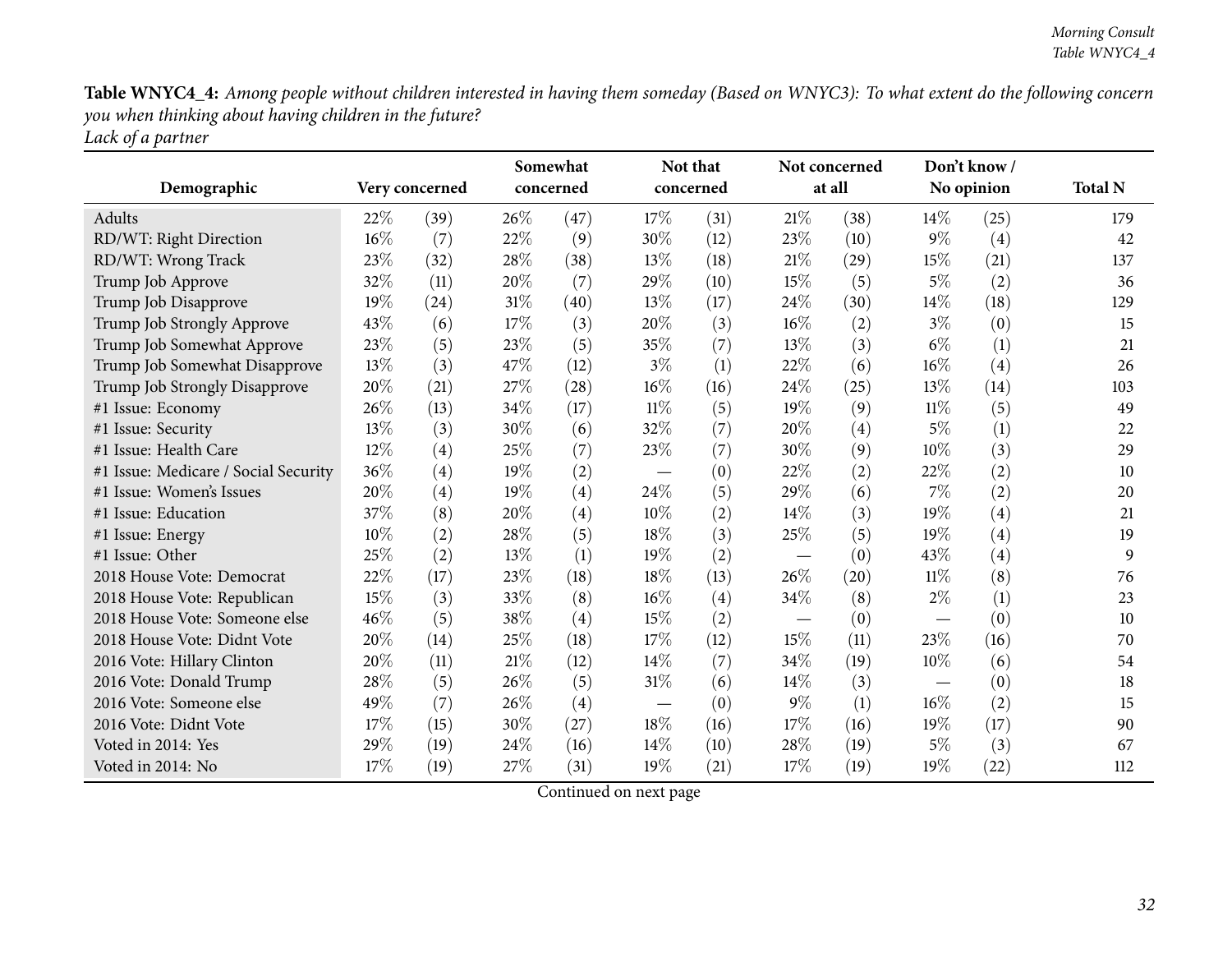**Table WNYC4_4:** *Among people without children interested in having them someday (Based on WNYC3): To what extent do the following concern you when thinking about having children in the future?*
*Lack of a partner*

| Demographic | Very concerned | | Somewhat concerned | | Not that concerned | | Not concerned at all | | Don't know / No opinion | | Total N |
|---|---|---|---|---|---|---|---|---|---|---|---|
| Adults | 22% | (39) | 26% | (47) | 17% | (31) | 21% | (38) | 14% | (25) | 179 |
| RD/WT: Right Direction | 16% | (7) | 22% | (9) | 30% | (12) | 23% | (10) | 9% | (4) | 42 |
| RD/WT: Wrong Track | 23% | (32) | 28% | (38) | 13% | (18) | 21% | (29) | 15% | (21) | 137 |
| Trump Job Approve | 32% | (11) | 20% | (7) | 29% | (10) | 15% | (5) | 5% | (2) | 36 |
| Trump Job Disapprove | 19% | (24) | 31% | (40) | 13% | (17) | 24% | (30) | 14% | (18) | 129 |
| Trump Job Strongly Approve | 43% | (6) | 17% | (3) | 20% | (3) | 16% | (2) | 3% | (0) | 15 |
| Trump Job Somewhat Approve | 23% | (5) | 23% | (5) | 35% | (7) | 13% | (3) | 6% | (1) | 21 |
| Trump Job Somewhat Disapprove | 13% | (3) | 47% | (12) | 3% | (1) | 22% | (6) | 16% | (4) | 26 |
| Trump Job Strongly Disapprove | 20% | (21) | 27% | (28) | 16% | (16) | 24% | (25) | 13% | (14) | 103 |
| #1 Issue: Economy | 26% | (13) | 34% | (17) | 11% | (5) | 19% | (9) | 11% | (5) | 49 |
| #1 Issue: Security | 13% | (3) | 30% | (6) | 32% | (7) | 20% | (4) | 5% | (1) | 22 |
| #1 Issue: Health Care | 12% | (4) | 25% | (7) | 23% | (7) | 30% | (9) | 10% | (3) | 29 |
| #1 Issue: Medicare / Social Security | 36% | (4) | 19% | (2) | — | (0) | 22% | (2) | 22% | (2) | 10 |
| #1 Issue: Women's Issues | 20% | (4) | 19% | (4) | 24% | (5) | 29% | (6) | 7% | (2) | 20 |
| #1 Issue: Education | 37% | (8) | 20% | (4) | 10% | (2) | 14% | (3) | 19% | (4) | 21 |
| #1 Issue: Energy | 10% | (2) | 28% | (5) | 18% | (3) | 25% | (5) | 19% | (4) | 19 |
| #1 Issue: Other | 25% | (2) | 13% | (1) | 19% | (2) | — | (0) | 43% | (4) | 9 |
| 2018 House Vote: Democrat | 22% | (17) | 23% | (18) | 18% | (13) | 26% | (20) | 11% | (8) | 76 |
| 2018 House Vote: Republican | 15% | (3) | 33% | (8) | 16% | (4) | 34% | (8) | 2% | (1) | 23 |
| 2018 House Vote: Someone else | 46% | (5) | 38% | (4) | 15% | (2) | — | (0) | — | (0) | 10 |
| 2018 House Vote: Didnt Vote | 20% | (14) | 25% | (18) | 17% | (12) | 15% | (11) | 23% | (16) | 70 |
| 2016 Vote: Hillary Clinton | 20% | (11) | 21% | (12) | 14% | (7) | 34% | (19) | 10% | (6) | 54 |
| 2016 Vote: Donald Trump | 28% | (5) | 26% | (5) | 31% | (6) | 14% | (3) | — | (0) | 18 |
| 2016 Vote: Someone else | 49% | (7) | 26% | (4) | — | (0) | 9% | (1) | 16% | (2) | 15 |
| 2016 Vote: Didnt Vote | 17% | (15) | 30% | (27) | 18% | (16) | 17% | (16) | 19% | (17) | 90 |
| Voted in 2014: Yes | 29% | (19) | 24% | (16) | 14% | (10) | 28% | (19) | 5% | (3) | 67 |
| Voted in 2014: No | 17% | (19) | 27% | (31) | 19% | (21) | 17% | (19) | 19% | (22) | 112 |

Continued on next page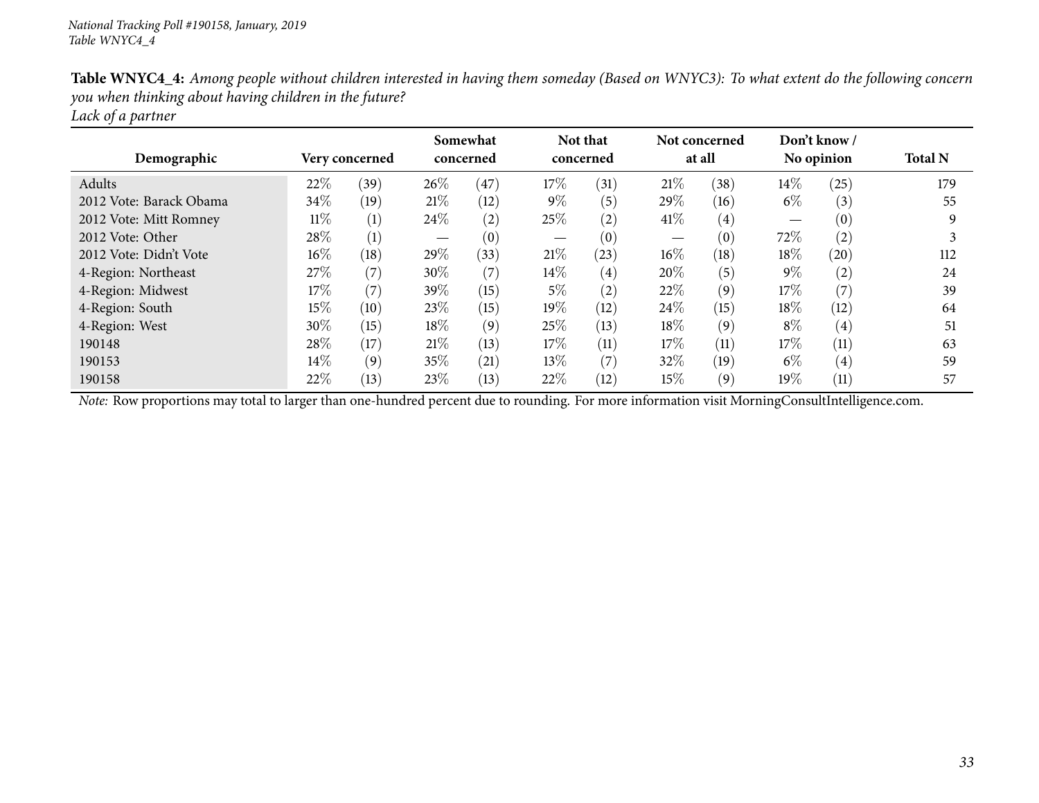**Table WNYC4_4:** *Among people without children interested in having them someday (Based on WNYC3): To what extent do the following concern you when thinking about having children in the future?*
*Lack of a partner*

| Demographic | Very concerned | | Somewhat concerned | | Not that concerned | | Not concerned at all | | Don't know / No opinion | | Total N |
|---|---|---|---|---|---|---|---|---|---|---|---|
| Adults | 22% | (39) | 26% | (47) | 17% | (31) | 21% | (38) | 14% | (25) | 179 |
| 2012 Vote: Barack Obama | 34% | (19) | 21% | (12) | 9% | (5) | 29% | (16) | 6% | (3) | 55 |
| 2012 Vote: Mitt Romney | 11% | (1) | 24% | (2) | 25% | (2) | 41% | (4) | — | (0) | 9 |
| 2012 Vote: Other | 28% | (1) | — | (0) | — | (0) | — | (0) | 72% | (2) | 3 |
| 2012 Vote: Didn't Vote | 16% | (18) | 29% | (33) | 21% | (23) | 16% | (18) | 18% | (20) | 112 |
| 4-Region: Northeast | 27% | (7) | 30% | (7) | 14% | (4) | 20% | (5) | 9% | (2) | 24 |
| 4-Region: Midwest | 17% | (7) | 39% | (15) | 5% | (2) | 22% | (9) | 17% | (7) | 39 |
| 4-Region: South | 15% | (10) | 23% | (15) | 19% | (12) | 24% | (15) | 18% | (12) | 64 |
| 4-Region: West | 30% | (15) | 18% | (9) | 25% | (13) | 18% | (9) | 8% | (4) | 51 |
| 190148 | 28% | (17) | 21% | (13) | 17% | (11) | 17% | (11) | 17% | (11) | 63 |
| 190153 | 14% | (9) | 35% | (21) | 13% | (7) | 32% | (19) | 6% | (4) | 59 |
| 190158 | 22% | (13) | 23% | (13) | 22% | (12) | 15% | (9) | 19% | (11) | 57 |

*Note:* Row proportions may total to larger than one-hundred percent due to rounding. For more information visit MorningConsultIntelligence.com.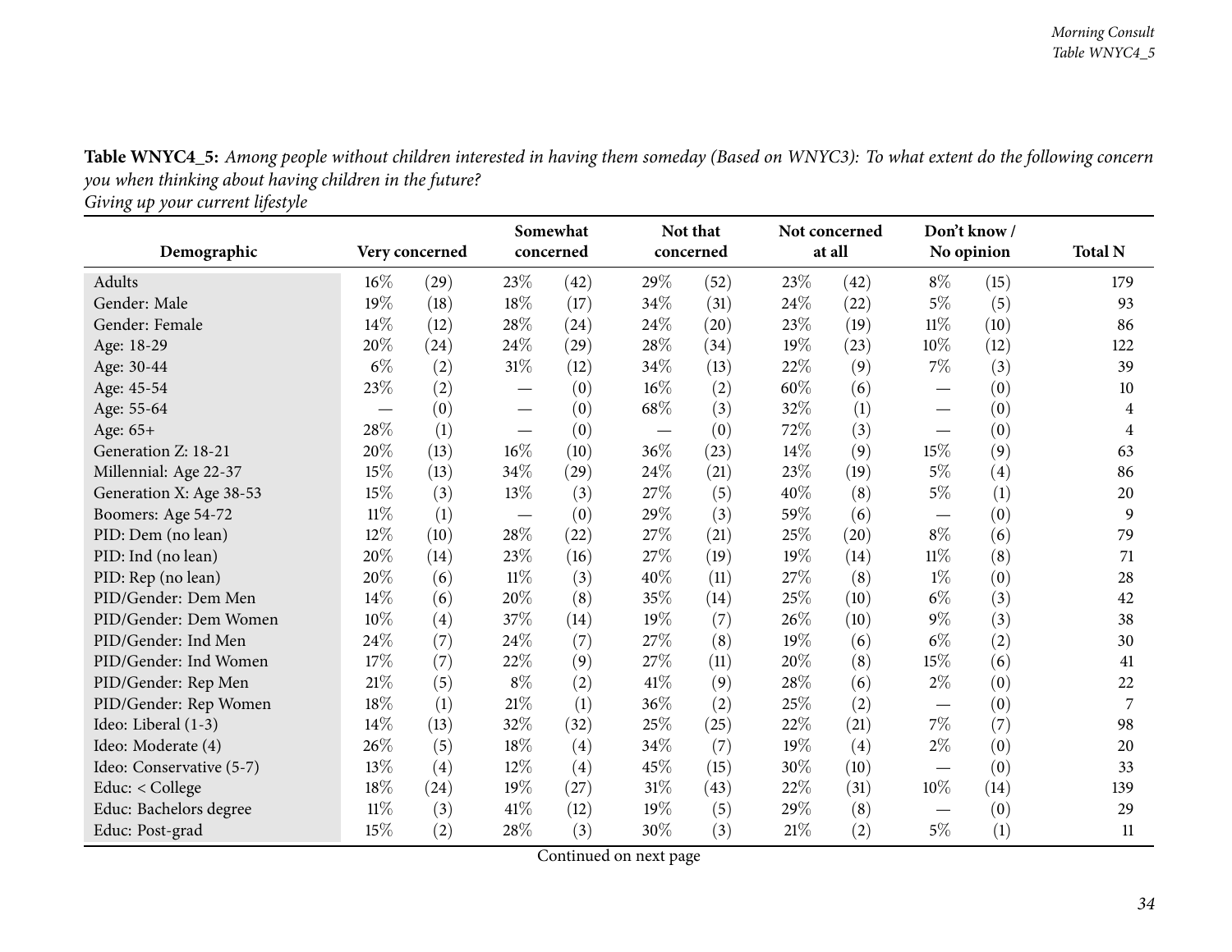**Table WNYC4_5:** *Among people without children interested in having them someday (Based on WNYC3): To what extent do the following concern you when thinking about having children in the future?*
*Giving up your current lifestyle*

| Demographic | Very concerned | | Somewhat concerned | | Not that concerned | | Not concerned at all | | Don't know / No opinion | | Total N |
|---|---|---|---|---|---|---|---|---|---|---|---|
| Adults | 16% | (29) | 23% | (42) | 29% | (52) | 23% | (42) | 8% | (15) | 179 |
| Gender: Male | 19% | (18) | 18% | (17) | 34% | (31) | 24% | (22) | 5% | (5) | 93 |
| Gender: Female | 14% | (12) | 28% | (24) | 24% | (20) | 23% | (19) | 11% | (10) | 86 |
| Age: 18-29 | 20% | (24) | 24% | (29) | 28% | (34) | 19% | (23) | 10% | (12) | 122 |
| Age: 30-44 | 6% | (2) | 31% | (12) | 34% | (13) | 22% | (9) | 7% | (3) | 39 |
| Age: 45-54 | 23% | (2) | — | (0) | 16% | (2) | 60% | (6) | — | (0) | 10 |
| Age: 55-64 | — | (0) | — | (0) | 68% | (3) | 32% | (1) | — | (0) | 4 |
| Age: 65+ | 28% | (1) | — | (0) | — | (0) | 72% | (3) | — | (0) | 4 |
| Generation Z: 18-21 | 20% | (13) | 16% | (10) | 36% | (23) | 14% | (9) | 15% | (9) | 63 |
| Millennial: Age 22-37 | 15% | (13) | 34% | (29) | 24% | (21) | 23% | (19) | 5% | (4) | 86 |
| Generation X: Age 38-53 | 15% | (3) | 13% | (3) | 27% | (5) | 40% | (8) | 5% | (1) | 20 |
| Boomers: Age 54-72 | 11% | (1) | — | (0) | 29% | (3) | 59% | (6) | — | (0) | 9 |
| PID: Dem (no lean) | 12% | (10) | 28% | (22) | 27% | (21) | 25% | (20) | 8% | (6) | 79 |
| PID: Ind (no lean) | 20% | (14) | 23% | (16) | 27% | (19) | 19% | (14) | 11% | (8) | 71 |
| PID: Rep (no lean) | 20% | (6) | 11% | (3) | 40% | (11) | 27% | (8) | 1% | (0) | 28 |
| PID/Gender: Dem Men | 14% | (6) | 20% | (8) | 35% | (14) | 25% | (10) | 6% | (3) | 42 |
| PID/Gender: Dem Women | 10% | (4) | 37% | (14) | 19% | (7) | 26% | (10) | 9% | (3) | 38 |
| PID/Gender: Ind Men | 24% | (7) | 24% | (7) | 27% | (8) | 19% | (6) | 6% | (2) | 30 |
| PID/Gender: Ind Women | 17% | (7) | 22% | (9) | 27% | (11) | 20% | (8) | 15% | (6) | 41 |
| PID/Gender: Rep Men | 21% | (5) | 8% | (2) | 41% | (9) | 28% | (6) | 2% | (0) | 22 |
| PID/Gender: Rep Women | 18% | (1) | 21% | (1) | 36% | (2) | 25% | (2) | — | (0) | 7 |
| Ideo: Liberal (1-3) | 14% | (13) | 32% | (32) | 25% | (25) | 22% | (21) | 7% | (7) | 98 |
| Ideo: Moderate (4) | 26% | (5) | 18% | (4) | 34% | (7) | 19% | (4) | 2% | (0) | 20 |
| Ideo: Conservative (5-7) | 13% | (4) | 12% | (4) | 45% | (15) | 30% | (10) | — | (0) | 33 |
| Educ: < College | 18% | (24) | 19% | (27) | 31% | (43) | 22% | (31) | 10% | (14) | 139 |
| Educ: Bachelors degree | 11% | (3) | 41% | (12) | 19% | (5) | 29% | (8) | — | (0) | 29 |
| Educ: Post-grad | 15% | (2) | 28% | (3) | 30% | (3) | 21% | (2) | 5% | (1) | 11 |

Continued on next page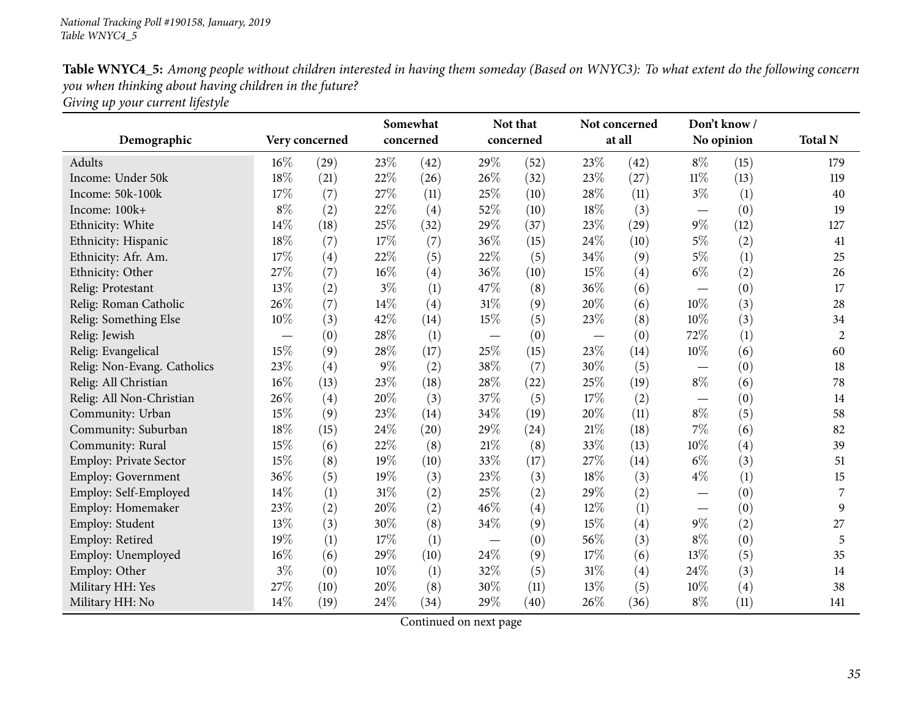**Table WNYC4_5:** *Among people without children interested in having them someday (Based on WNYC3): To what extent do the following concern you when thinking about having children in the future?*
*Giving up your current lifestyle*

| Demographic | Very concerned | | Somewhat concerned | | Not that concerned | | Not concerned at all | | Don't know / No opinion | | Total N |
|---|---|---|---|---|---|---|---|---|---|---|---|
| Adults | 16% | (29) | 23% | (42) | 29% | (52) | 23% | (42) | 8% | (15) | 179 |
| Income: Under 50k | 18% | (21) | 22% | (26) | 26% | (32) | 23% | (27) | 11% | (13) | 119 |
| Income: 50k-100k | 17% | (7) | 27% | (11) | 25% | (10) | 28% | (11) | 3% | (1) | 40 |
| Income: 100k+ | 8% | (2) | 22% | (4) | 52% | (10) | 18% | (3) | — | (0) | 19 |
| Ethnicity: White | 14% | (18) | 25% | (32) | 29% | (37) | 23% | (29) | 9% | (12) | 127 |
| Ethnicity: Hispanic | 18% | (7) | 17% | (7) | 36% | (15) | 24% | (10) | 5% | (2) | 41 |
| Ethnicity: Afr. Am. | 17% | (4) | 22% | (5) | 22% | (5) | 34% | (9) | 5% | (1) | 25 |
| Ethnicity: Other | 27% | (7) | 16% | (4) | 36% | (10) | 15% | (4) | 6% | (2) | 26 |
| Relig: Protestant | 13% | (2) | 3% | (1) | 47% | (8) | 36% | (6) | — | (0) | 17 |
| Relig: Roman Catholic | 26% | (7) | 14% | (4) | 31% | (9) | 20% | (6) | 10% | (3) | 28 |
| Relig: Something Else | 10% | (3) | 42% | (14) | 15% | (5) | 23% | (8) | 10% | (3) | 34 |
| Relig: Jewish | — | (0) | 28% | (1) | — | (0) | — | (0) | 72% | (1) | 2 |
| Relig: Evangelical | 15% | (9) | 28% | (17) | 25% | (15) | 23% | (14) | 10% | (6) | 60 |
| Relig: Non-Evang. Catholics | 23% | (4) | 9% | (2) | 38% | (7) | 30% | (5) | — | (0) | 18 |
| Relig: All Christian | 16% | (13) | 23% | (18) | 28% | (22) | 25% | (19) | 8% | (6) | 78 |
| Relig: All Non-Christian | 26% | (4) | 20% | (3) | 37% | (5) | 17% | (2) | — | (0) | 14 |
| Community: Urban | 15% | (9) | 23% | (14) | 34% | (19) | 20% | (11) | 8% | (5) | 58 |
| Community: Suburban | 18% | (15) | 24% | (20) | 29% | (24) | 21% | (18) | 7% | (6) | 82 |
| Community: Rural | 15% | (6) | 22% | (8) | 21% | (8) | 33% | (13) | 10% | (4) | 39 |
| Employ: Private Sector | 15% | (8) | 19% | (10) | 33% | (17) | 27% | (14) | 6% | (3) | 51 |
| Employ: Government | 36% | (5) | 19% | (3) | 23% | (3) | 18% | (3) | 4% | (1) | 15 |
| Employ: Self-Employed | 14% | (1) | 31% | (2) | 25% | (2) | 29% | (2) | — | (0) | 7 |
| Employ: Homemaker | 23% | (2) | 20% | (2) | 46% | (4) | 12% | (1) | — | (0) | 9 |
| Employ: Student | 13% | (3) | 30% | (8) | 34% | (9) | 15% | (4) | 9% | (2) | 27 |
| Employ: Retired | 19% | (1) | 17% | (1) | — | (0) | 56% | (3) | 8% | (0) | 5 |
| Employ: Unemployed | 16% | (6) | 29% | (10) | 24% | (9) | 17% | (6) | 13% | (5) | 35 |
| Employ: Other | 3% | (0) | 10% | (1) | 32% | (5) | 31% | (4) | 24% | (3) | 14 |
| Military HH: Yes | 27% | (10) | 20% | (8) | 30% | (11) | 13% | (5) | 10% | (4) | 38 |
| Military HH: No | 14% | (19) | 24% | (34) | 29% | (40) | 26% | (36) | 8% | (11) | 141 |

Continued on next page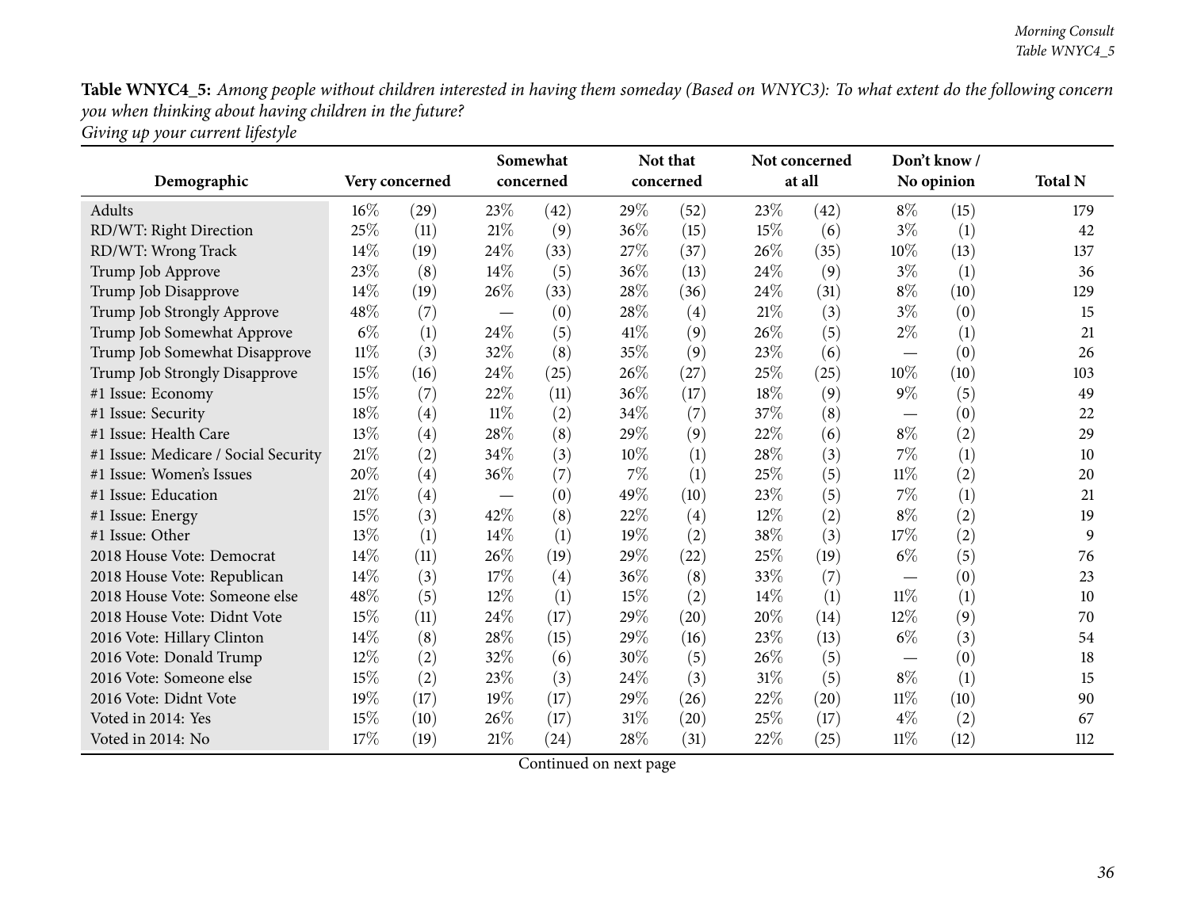**Table WNYC4_5:** *Among people without children interested in having them someday (Based on WNYC3): To what extent do the following concern you when thinking about having children in the future?*
*Giving up your current lifestyle*

| Demographic | Very concerned | | Somewhat concerned | | Not that concerned | | Not concerned at all | | Don't know / No opinion | | Total N |
|---|---|---|---|---|---|---|---|---|---|---|---|
| Adults | 16% | (29) | 23% | (42) | 29% | (52) | 23% | (42) | 8% | (15) | 179 |
| RD/WT: Right Direction | 25% | (11) | 21% | (9) | 36% | (15) | 15% | (6) | 3% | (1) | 42 |
| RD/WT: Wrong Track | 14% | (19) | 24% | (33) | 27% | (37) | 26% | (35) | 10% | (13) | 137 |
| Trump Job Approve | 23% | (8) | 14% | (5) | 36% | (13) | 24% | (9) | 3% | (1) | 36 |
| Trump Job Disapprove | 14% | (19) | 26% | (33) | 28% | (36) | 24% | (31) | 8% | (10) | 129 |
| Trump Job Strongly Approve | 48% | (7) | — | (0) | 28% | (4) | 21% | (3) | 3% | (0) | 15 |
| Trump Job Somewhat Approve | 6% | (1) | 24% | (5) | 41% | (9) | 26% | (5) | 2% | (1) | 21 |
| Trump Job Somewhat Disapprove | 11% | (3) | 32% | (8) | 35% | (9) | 23% | (6) | — | (0) | 26 |
| Trump Job Strongly Disapprove | 15% | (16) | 24% | (25) | 26% | (27) | 25% | (25) | 10% | (10) | 103 |
| #1 Issue: Economy | 15% | (7) | 22% | (11) | 36% | (17) | 18% | (9) | 9% | (5) | 49 |
| #1 Issue: Security | 18% | (4) | 11% | (2) | 34% | (7) | 37% | (8) | — | (0) | 22 |
| #1 Issue: Health Care | 13% | (4) | 28% | (8) | 29% | (9) | 22% | (6) | 8% | (2) | 29 |
| #1 Issue: Medicare / Social Security | 21% | (2) | 34% | (3) | 10% | (1) | 28% | (3) | 7% | (1) | 10 |
| #1 Issue: Women's Issues | 20% | (4) | 36% | (7) | 7% | (1) | 25% | (5) | 11% | (2) | 20 |
| #1 Issue: Education | 21% | (4) | — | (0) | 49% | (10) | 23% | (5) | 7% | (1) | 21 |
| #1 Issue: Energy | 15% | (3) | 42% | (8) | 22% | (4) | 12% | (2) | 8% | (2) | 19 |
| #1 Issue: Other | 13% | (1) | 14% | (1) | 19% | (2) | 38% | (3) | 17% | (2) | 9 |
| 2018 House Vote: Democrat | 14% | (11) | 26% | (19) | 29% | (22) | 25% | (19) | 6% | (5) | 76 |
| 2018 House Vote: Republican | 14% | (3) | 17% | (4) | 36% | (8) | 33% | (7) | — | (0) | 23 |
| 2018 House Vote: Someone else | 48% | (5) | 12% | (1) | 15% | (2) | 14% | (1) | 11% | (1) | 10 |
| 2018 House Vote: Didnt Vote | 15% | (11) | 24% | (17) | 29% | (20) | 20% | (14) | 12% | (9) | 70 |
| 2016 Vote: Hillary Clinton | 14% | (8) | 28% | (15) | 29% | (16) | 23% | (13) | 6% | (3) | 54 |
| 2016 Vote: Donald Trump | 12% | (2) | 32% | (6) | 30% | (5) | 26% | (5) | — | (0) | 18 |
| 2016 Vote: Someone else | 15% | (2) | 23% | (3) | 24% | (3) | 31% | (5) | 8% | (1) | 15 |
| 2016 Vote: Didnt Vote | 19% | (17) | 19% | (17) | 29% | (26) | 22% | (20) | 11% | (10) | 90 |
| Voted in 2014: Yes | 15% | (10) | 26% | (17) | 31% | (20) | 25% | (17) | 4% | (2) | 67 |
| Voted in 2014: No | 17% | (19) | 21% | (24) | 28% | (31) | 22% | (25) | 11% | (12) | 112 |

Continued on next page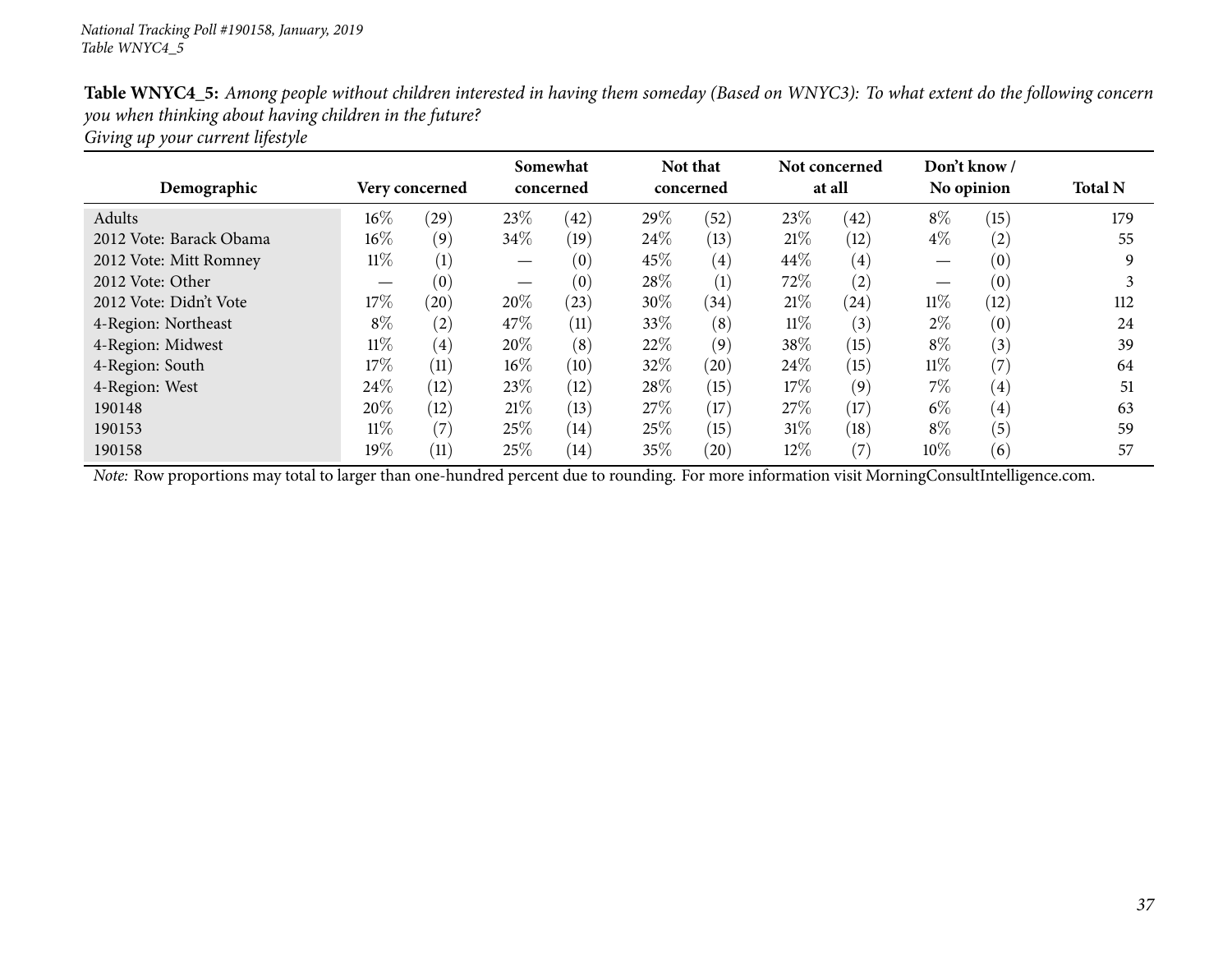**Table WNYC4_5:** *Among people without children interested in having them someday (Based on WNYC3): To what extent do the following concern you when thinking about having children in the future?*
*Giving up your current lifestyle*

| Demographic | Very concerned | | Somewhat concerned | | Not that concerned | | Not concerned at all | | Don't know / No opinion | | Total N |
|---|---|---|---|---|---|---|---|---|---|---|---|
| Adults | 16% | (29) | 23% | (42) | 29% | (52) | 23% | (42) | 8% | (15) | 179 |
| 2012 Vote: Barack Obama | 16% | (9) | 34% | (19) | 24% | (13) | 21% | (12) | 4% | (2) | 55 |
| 2012 Vote: Mitt Romney | 11% | (1) | — | (0) | 45% | (4) | 44% | (4) | — | (0) | 9 |
| 2012 Vote: Other | — | (0) | — | (0) | 28% | (1) | 72% | (2) | — | (0) | 3 |
| 2012 Vote: Didn't Vote | 17% | (20) | 20% | (23) | 30% | (34) | 21% | (24) | 11% | (12) | 112 |
| 4-Region: Northeast | 8% | (2) | 47% | (11) | 33% | (8) | 11% | (3) | 2% | (0) | 24 |
| 4-Region: Midwest | 11% | (4) | 20% | (8) | 22% | (9) | 38% | (15) | 8% | (3) | 39 |
| 4-Region: South | 17% | (11) | 16% | (10) | 32% | (20) | 24% | (15) | 11% | (7) | 64 |
| 4-Region: West | 24% | (12) | 23% | (12) | 28% | (15) | 17% | (9) | 7% | (4) | 51 |
| 190148 | 20% | (12) | 21% | (13) | 27% | (17) | 27% | (17) | 6% | (4) | 63 |
| 190153 | 11% | (7) | 25% | (14) | 25% | (15) | 31% | (18) | 8% | (5) | 59 |
| 190158 | 19% | (11) | 25% | (14) | 35% | (20) | 12% | (7) | 10% | (6) | 57 |

*Note:* Row proportions may total to larger than one-hundred percent due to rounding. For more information visit MorningConsultIntelligence.com.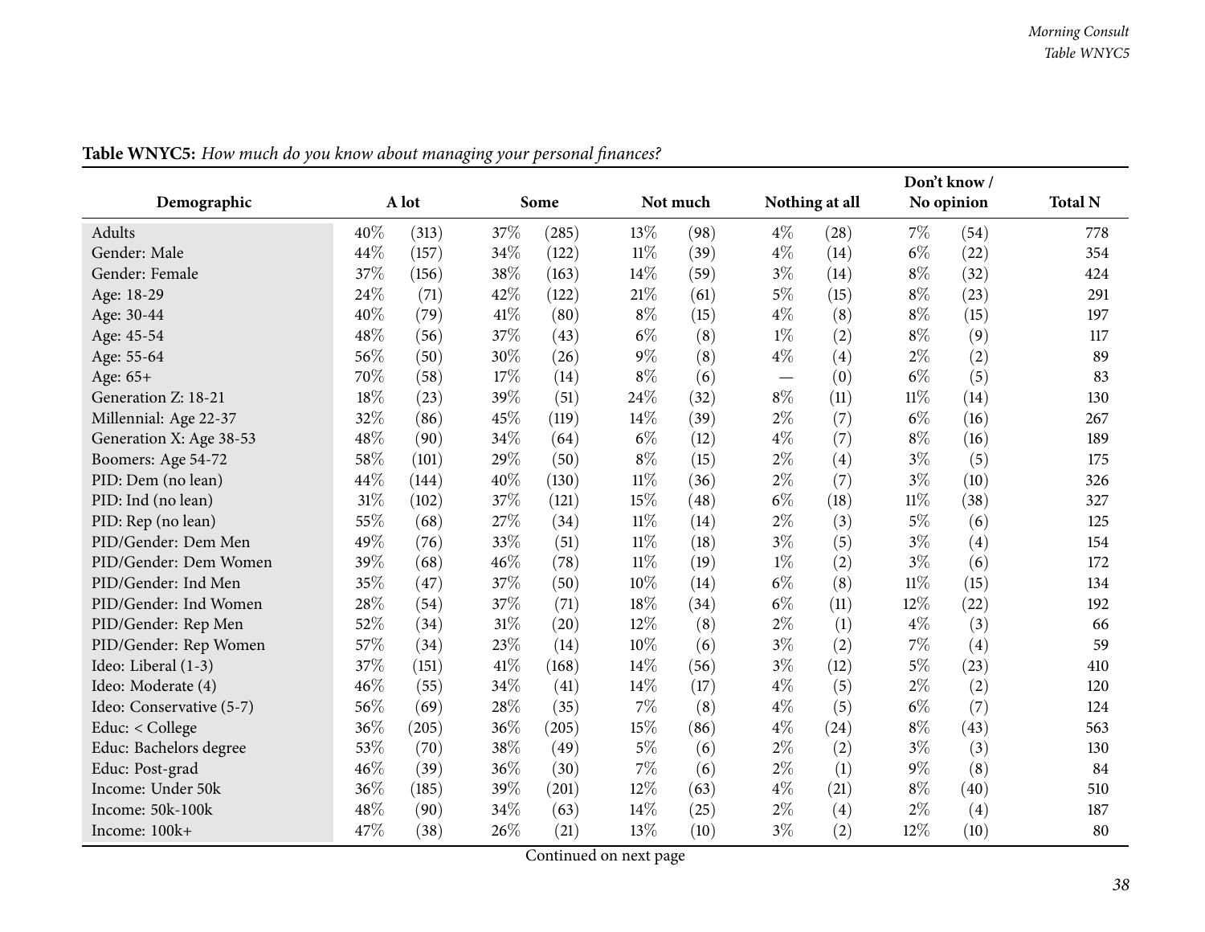**Table WNYC5:** *How much do you know about managing your personal finances?*

| Demographic | A lot | | Some | | Not much | | Nothing at all | | Don't know / No opinion | | Total N |
|---|---|---|---|---|---|---|---|---|---|---|---|
| Adults | 40% | (313) | 37% | (285) | 13% | (98) | 4% | (28) | 7% | (54) | 778 |
| Gender: Male | 44% | (157) | 34% | (122) | 11% | (39) | 4% | (14) | 6% | (22) | 354 |
| Gender: Female | 37% | (156) | 38% | (163) | 14% | (59) | 3% | (14) | 8% | (32) | 424 |
| Age: 18-29 | 24% | (71) | 42% | (122) | 21% | (61) | 5% | (15) | 8% | (23) | 291 |
| Age: 30-44 | 40% | (79) | 41% | (80) | 8% | (15) | 4% | (8) | 8% | (15) | 197 |
| Age: 45-54 | 48% | (56) | 37% | (43) | 6% | (8) | 1% | (2) | 8% | (9) | 117 |
| Age: 55-64 | 56% | (50) | 30% | (26) | 9% | (8) | 4% | (4) | 2% | (2) | 89 |
| Age: 65+ | 70% | (58) | 17% | (14) | 8% | (6) | — | (0) | 6% | (5) | 83 |
| Generation Z: 18-21 | 18% | (23) | 39% | (51) | 24% | (32) | 8% | (11) | 11% | (14) | 130 |
| Millennial: Age 22-37 | 32% | (86) | 45% | (119) | 14% | (39) | 2% | (7) | 6% | (16) | 267 |
| Generation X: Age 38-53 | 48% | (90) | 34% | (64) | 6% | (12) | 4% | (7) | 8% | (16) | 189 |
| Boomers: Age 54-72 | 58% | (101) | 29% | (50) | 8% | (15) | 2% | (4) | 3% | (5) | 175 |
| PID: Dem (no lean) | 44% | (144) | 40% | (130) | 11% | (36) | 2% | (7) | 3% | (10) | 326 |
| PID: Ind (no lean) | 31% | (102) | 37% | (121) | 15% | (48) | 6% | (18) | 11% | (38) | 327 |
| PID: Rep (no lean) | 55% | (68) | 27% | (34) | 11% | (14) | 2% | (3) | 5% | (6) | 125 |
| PID/Gender: Dem Men | 49% | (76) | 33% | (51) | 11% | (18) | 3% | (5) | 3% | (4) | 154 |
| PID/Gender: Dem Women | 39% | (68) | 46% | (78) | 11% | (19) | 1% | (2) | 3% | (6) | 172 |
| PID/Gender: Ind Men | 35% | (47) | 37% | (50) | 10% | (14) | 6% | (8) | 11% | (15) | 134 |
| PID/Gender: Ind Women | 28% | (54) | 37% | (71) | 18% | (34) | 6% | (11) | 12% | (22) | 192 |
| PID/Gender: Rep Men | 52% | (34) | 31% | (20) | 12% | (8) | 2% | (1) | 4% | (3) | 66 |
| PID/Gender: Rep Women | 57% | (34) | 23% | (14) | 10% | (6) | 3% | (2) | 7% | (4) | 59 |
| Ideo: Liberal (1-3) | 37% | (151) | 41% | (168) | 14% | (56) | 3% | (12) | 5% | (23) | 410 |
| Ideo: Moderate (4) | 46% | (55) | 34% | (41) | 14% | (17) | 4% | (5) | 2% | (2) | 120 |
| Ideo: Conservative (5-7) | 56% | (69) | 28% | (35) | 7% | (8) | 4% | (5) | 6% | (7) | 124 |
| Educ: < College | 36% | (205) | 36% | (205) | 15% | (86) | 4% | (24) | 8% | (43) | 563 |
| Educ: Bachelors degree | 53% | (70) | 38% | (49) | 5% | (6) | 2% | (2) | 3% | (3) | 130 |
| Educ: Post-grad | 46% | (39) | 36% | (30) | 7% | (6) | 2% | (1) | 9% | (8) | 84 |
| Income: Under 50k | 36% | (185) | 39% | (201) | 12% | (63) | 4% | (21) | 8% | (40) | 510 |
| Income: 50k-100k | 48% | (90) | 34% | (63) | 14% | (25) | 2% | (4) | 2% | (4) | 187 |
| Income: 100k+ | 47% | (38) | 26% | (21) | 13% | (10) | 3% | (2) | 12% | (10) | 80 |

Continued on next page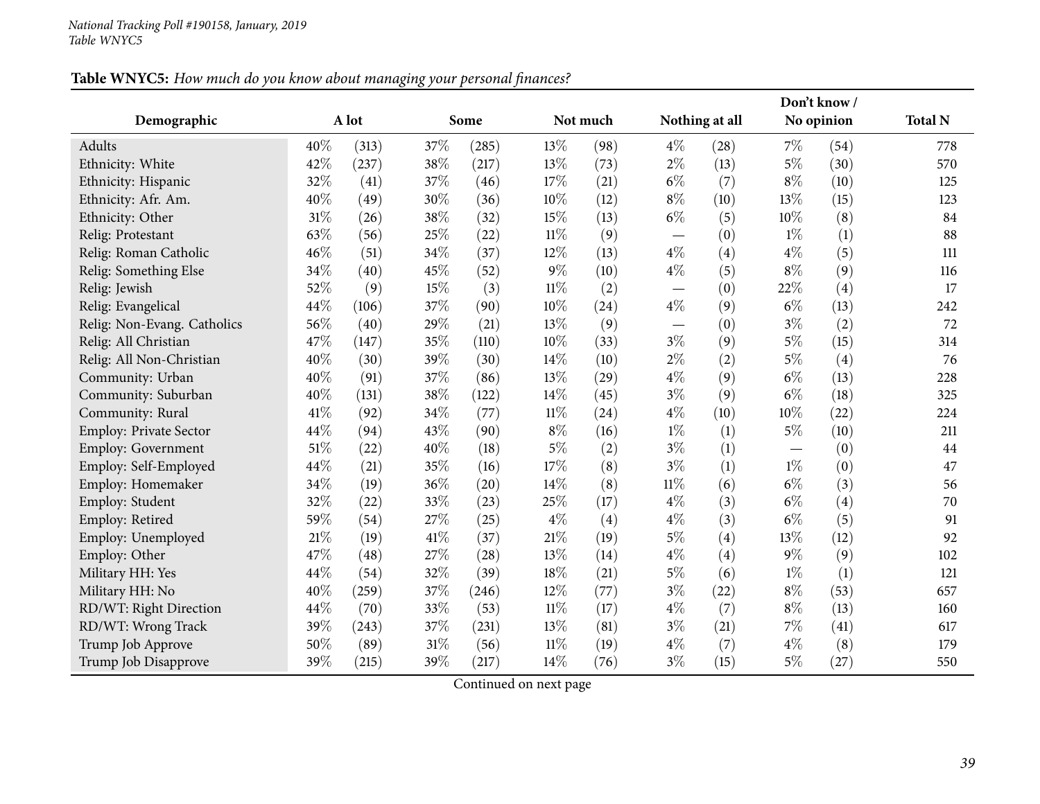**Table WNYC5:** *How much do you know about managing your personal finances?*

| Demographic | A lot | | Some | | Not much | | Nothing at all | | Don't know / No opinion | | Total N |
|---|---|---|---|---|---|---|---|---|---|---|---|
| Adults | 40% | (313) | 37% | (285) | 13% | (98) | 4% | (28) | 7% | (54) | 778 |
| Ethnicity: White | 42% | (237) | 38% | (217) | 13% | (73) | 2% | (13) | 5% | (30) | 570 |
| Ethnicity: Hispanic | 32% | (41) | 37% | (46) | 17% | (21) | 6% | (7) | 8% | (10) | 125 |
| Ethnicity: Afr. Am. | 40% | (49) | 30% | (36) | 10% | (12) | 8% | (10) | 13% | (15) | 123 |
| Ethnicity: Other | 31% | (26) | 38% | (32) | 15% | (13) | 6% | (5) | 10% | (8) | 84 |
| Relig: Protestant | 63% | (56) | 25% | (22) | 11% | (9) | — | (0) | 1% | (1) | 88 |
| Relig: Roman Catholic | 46% | (51) | 34% | (37) | 12% | (13) | 4% | (4) | 4% | (5) | 111 |
| Relig: Something Else | 34% | (40) | 45% | (52) | 9% | (10) | 4% | (5) | 8% | (9) | 116 |
| Relig: Jewish | 52% | (9) | 15% | (3) | 11% | (2) | — | (0) | 22% | (4) | 17 |
| Relig: Evangelical | 44% | (106) | 37% | (90) | 10% | (24) | 4% | (9) | 6% | (13) | 242 |
| Relig: Non-Evang. Catholics | 56% | (40) | 29% | (21) | 13% | (9) | — | (0) | 3% | (2) | 72 |
| Relig: All Christian | 47% | (147) | 35% | (110) | 10% | (33) | 3% | (9) | 5% | (15) | 314 |
| Relig: All Non-Christian | 40% | (30) | 39% | (30) | 14% | (10) | 2% | (2) | 5% | (4) | 76 |
| Community: Urban | 40% | (91) | 37% | (86) | 13% | (29) | 4% | (9) | 6% | (13) | 228 |
| Community: Suburban | 40% | (131) | 38% | (122) | 14% | (45) | 3% | (9) | 6% | (18) | 325 |
| Community: Rural | 41% | (92) | 34% | (77) | 11% | (24) | 4% | (10) | 10% | (22) | 224 |
| Employ: Private Sector | 44% | (94) | 43% | (90) | 8% | (16) | 1% | (1) | 5% | (10) | 211 |
| Employ: Government | 51% | (22) | 40% | (18) | 5% | (2) | 3% | (1) | — | (0) | 44 |
| Employ: Self-Employed | 44% | (21) | 35% | (16) | 17% | (8) | 3% | (1) | 1% | (0) | 47 |
| Employ: Homemaker | 34% | (19) | 36% | (20) | 14% | (8) | 11% | (6) | 6% | (3) | 56 |
| Employ: Student | 32% | (22) | 33% | (23) | 25% | (17) | 4% | (3) | 6% | (4) | 70 |
| Employ: Retired | 59% | (54) | 27% | (25) | 4% | (4) | 4% | (3) | 6% | (5) | 91 |
| Employ: Unemployed | 21% | (19) | 41% | (37) | 21% | (19) | 5% | (4) | 13% | (12) | 92 |
| Employ: Other | 47% | (48) | 27% | (28) | 13% | (14) | 4% | (4) | 9% | (9) | 102 |
| Military HH: Yes | 44% | (54) | 32% | (39) | 18% | (21) | 5% | (6) | 1% | (1) | 121 |
| Military HH: No | 40% | (259) | 37% | (246) | 12% | (77) | 3% | (22) | 8% | (53) | 657 |
| RD/WT: Right Direction | 44% | (70) | 33% | (53) | 11% | (17) | 4% | (7) | 8% | (13) | 160 |
| RD/WT: Wrong Track | 39% | (243) | 37% | (231) | 13% | (81) | 3% | (21) | 7% | (41) | 617 |
| Trump Job Approve | 50% | (89) | 31% | (56) | 11% | (19) | 4% | (7) | 4% | (8) | 179 |
| Trump Job Disapprove | 39% | (215) | 39% | (217) | 14% | (76) | 3% | (15) | 5% | (27) | 550 |

Continued on next page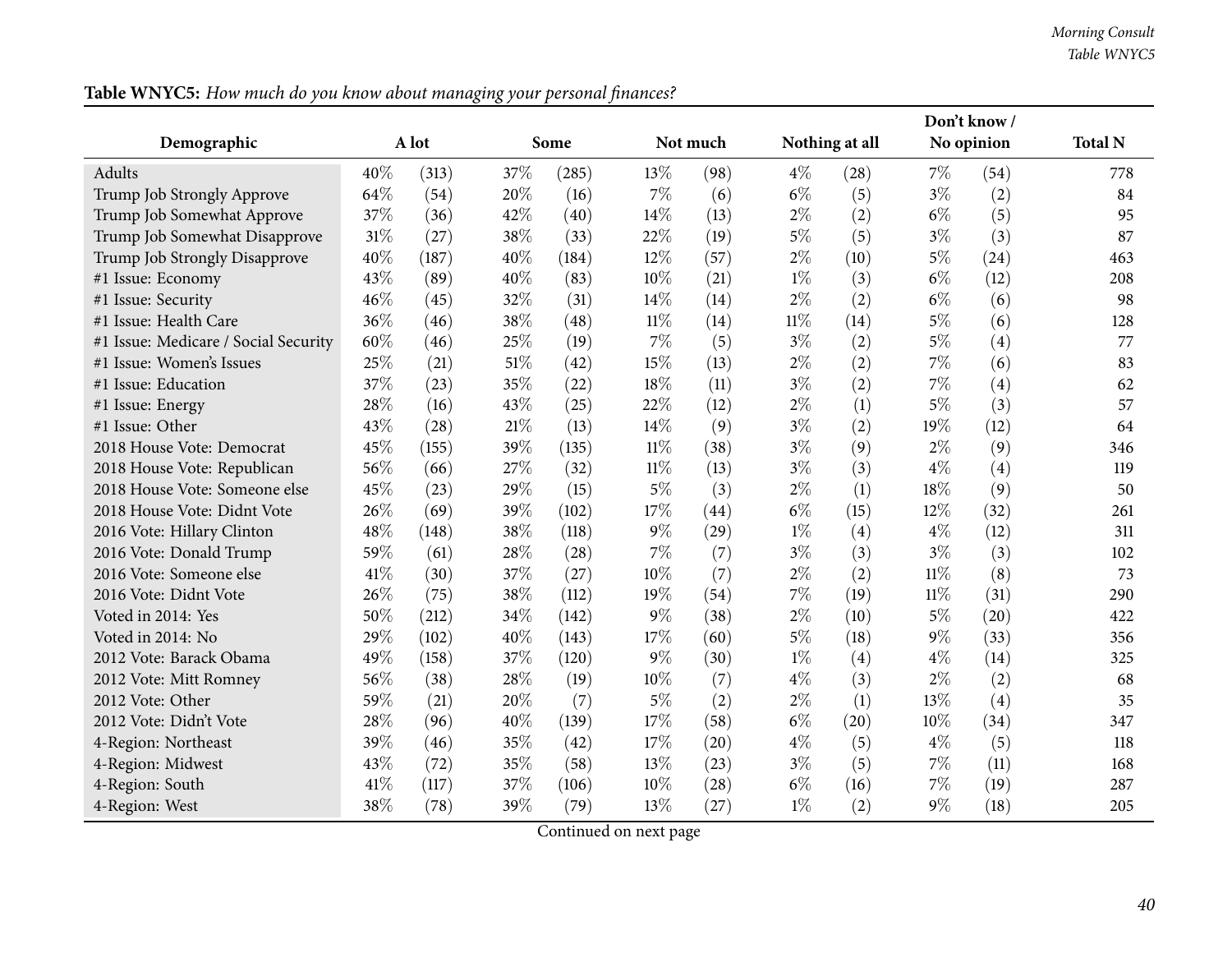**Table WNYC5:** *How much do you know about managing your personal finances?*

| Demographic | A lot | | Some | | Not much | | Nothing at all | | Don't know / No opinion | | Total N |
|---|---|---|---|---|---|---|---|---|---|---|---|
| Adults | 40% | (313) | 37% | (285) | 13% | (98) | 4% | (28) | 7% | (54) | 778 |
| Trump Job Strongly Approve | 64% | (54) | 20% | (16) | 7% | (6) | 6% | (5) | 3% | (2) | 84 |
| Trump Job Somewhat Approve | 37% | (36) | 42% | (40) | 14% | (13) | 2% | (2) | 6% | (5) | 95 |
| Trump Job Somewhat Disapprove | 31% | (27) | 38% | (33) | 22% | (19) | 5% | (5) | 3% | (3) | 87 |
| Trump Job Strongly Disapprove | 40% | (187) | 40% | (184) | 12% | (57) | 2% | (10) | 5% | (24) | 463 |
| #1 Issue: Economy | 43% | (89) | 40% | (83) | 10% | (21) | 1% | (3) | 6% | (12) | 208 |
| #1 Issue: Security | 46% | (45) | 32% | (31) | 14% | (14) | 2% | (2) | 6% | (6) | 98 |
| #1 Issue: Health Care | 36% | (46) | 38% | (48) | 11% | (14) | 11% | (14) | 5% | (6) | 128 |
| #1 Issue: Medicare / Social Security | 60% | (46) | 25% | (19) | 7% | (5) | 3% | (2) | 5% | (4) | 77 |
| #1 Issue: Women's Issues | 25% | (21) | 51% | (42) | 15% | (13) | 2% | (2) | 7% | (6) | 83 |
| #1 Issue: Education | 37% | (23) | 35% | (22) | 18% | (11) | 3% | (2) | 7% | (4) | 62 |
| #1 Issue: Energy | 28% | (16) | 43% | (25) | 22% | (12) | 2% | (1) | 5% | (3) | 57 |
| #1 Issue: Other | 43% | (28) | 21% | (13) | 14% | (9) | 3% | (2) | 19% | (12) | 64 |
| 2018 House Vote: Democrat | 45% | (155) | 39% | (135) | 11% | (38) | 3% | (9) | 2% | (9) | 346 |
| 2018 House Vote: Republican | 56% | (66) | 27% | (32) | 11% | (13) | 3% | (3) | 4% | (4) | 119 |
| 2018 House Vote: Someone else | 45% | (23) | 29% | (15) | 5% | (3) | 2% | (1) | 18% | (9) | 50 |
| 2018 House Vote: Didnt Vote | 26% | (69) | 39% | (102) | 17% | (44) | 6% | (15) | 12% | (32) | 261 |
| 2016 Vote: Hillary Clinton | 48% | (148) | 38% | (118) | 9% | (29) | 1% | (4) | 4% | (12) | 311 |
| 2016 Vote: Donald Trump | 59% | (61) | 28% | (28) | 7% | (7) | 3% | (3) | 3% | (3) | 102 |
| 2016 Vote: Someone else | 41% | (30) | 37% | (27) | 10% | (7) | 2% | (2) | 11% | (8) | 73 |
| 2016 Vote: Didnt Vote | 26% | (75) | 38% | (112) | 19% | (54) | 7% | (19) | 11% | (31) | 290 |
| Voted in 2014: Yes | 50% | (212) | 34% | (142) | 9% | (38) | 2% | (10) | 5% | (20) | 422 |
| Voted in 2014: No | 29% | (102) | 40% | (143) | 17% | (60) | 5% | (18) | 9% | (33) | 356 |
| 2012 Vote: Barack Obama | 49% | (158) | 37% | (120) | 9% | (30) | 1% | (4) | 4% | (14) | 325 |
| 2012 Vote: Mitt Romney | 56% | (38) | 28% | (19) | 10% | (7) | 4% | (3) | 2% | (2) | 68 |
| 2012 Vote: Other | 59% | (21) | 20% | (7) | 5% | (2) | 2% | (1) | 13% | (4) | 35 |
| 2012 Vote: Didn't Vote | 28% | (96) | 40% | (139) | 17% | (58) | 6% | (20) | 10% | (34) | 347 |
| 4-Region: Northeast | 39% | (46) | 35% | (42) | 17% | (20) | 4% | (5) | 4% | (5) | 118 |
| 4-Region: Midwest | 43% | (72) | 35% | (58) | 13% | (23) | 3% | (5) | 7% | (11) | 168 |
| 4-Region: South | 41% | (117) | 37% | (106) | 10% | (28) | 6% | (16) | 7% | (19) | 287 |
| 4-Region: West | 38% | (78) | 39% | (79) | 13% | (27) | 1% | (2) | 9% | (18) | 205 |

Continued on next page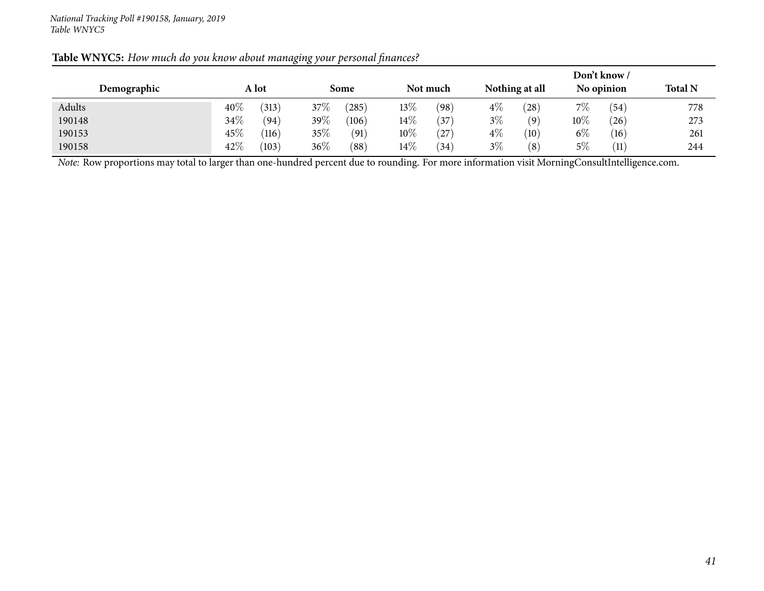**Table WNYC5:** *How much do you know about managing your personal finances?*

| Demographic | A lot | | Some | | Not much | | Nothing at all | | Don't know / No opinion | | Total N |
|---|---|---|---|---|---|---|---|---|---|---|---|
| Adults | 40% | (313) | 37% | (285) | 13% | (98) | 4% | (28) | 7% | (54) | 778 |
| 190148 | 34% | (94) | 39% | (106) | 14% | (37) | 3% | (9) | 10% | (26) | 273 |
| 190153 | 45% | (116) | 35% | (91) | 10% | (27) | 4% | (10) | 6% | (16) | 261 |
| 190158 | 42% | (103) | 36% | (88) | 14% | (34) | 3% | (8) | 5% | (11) | 244 |

*Note:* Row proportions may total to larger than one-hundred percent due to rounding. For more information visit MorningConsultIntelligence.com.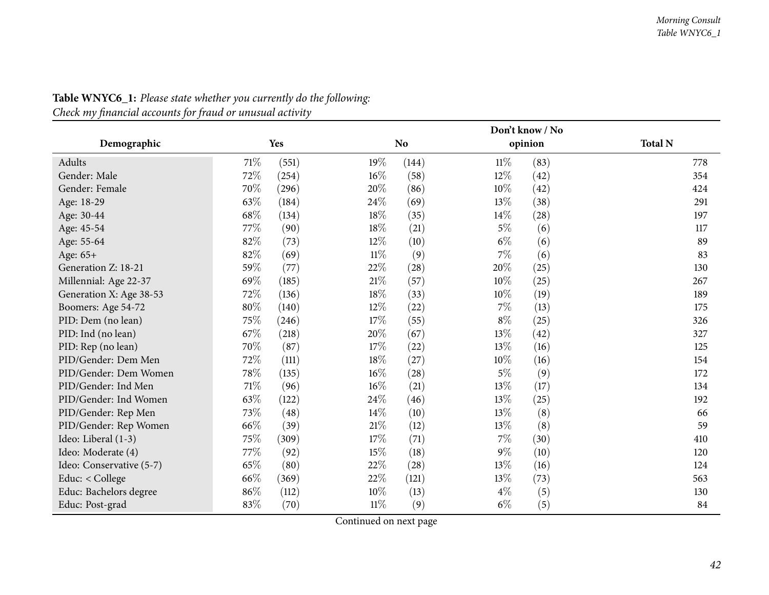**Table WNYC6_1:** *Please state whether you currently do the following: Check my financial accounts for fraud or unusual activity*

| Demographic | Yes | | No | | Don't know / No opinion | | Total N |
|---|---|---|---|---|---|---|---|
| Adults | 71% | (551) | 19% | (144) | 11% | (83) | 778 |
| Gender: Male | 72% | (254) | 16% | (58) | 12% | (42) | 354 |
| Gender: Female | 70% | (296) | 20% | (86) | 10% | (42) | 424 |
| Age: 18-29 | 63% | (184) | 24% | (69) | 13% | (38) | 291 |
| Age: 30-44 | 68% | (134) | 18% | (35) | 14% | (28) | 197 |
| Age: 45-54 | 77% | (90) | 18% | (21) | 5% | (6) | 117 |
| Age: 55-64 | 82% | (73) | 12% | (10) | 6% | (6) | 89 |
| Age: 65+ | 82% | (69) | 11% | (9) | 7% | (6) | 83 |
| Generation Z: 18-21 | 59% | (77) | 22% | (28) | 20% | (25) | 130 |
| Millennial: Age 22-37 | 69% | (185) | 21% | (57) | 10% | (25) | 267 |
| Generation X: Age 38-53 | 72% | (136) | 18% | (33) | 10% | (19) | 189 |
| Boomers: Age 54-72 | 80% | (140) | 12% | (22) | 7% | (13) | 175 |
| PID: Dem (no lean) | 75% | (246) | 17% | (55) | 8% | (25) | 326 |
| PID: Ind (no lean) | 67% | (218) | 20% | (67) | 13% | (42) | 327 |
| PID: Rep (no lean) | 70% | (87) | 17% | (22) | 13% | (16) | 125 |
| PID/Gender: Dem Men | 72% | (111) | 18% | (27) | 10% | (16) | 154 |
| PID/Gender: Dem Women | 78% | (135) | 16% | (28) | 5% | (9) | 172 |
| PID/Gender: Ind Men | 71% | (96) | 16% | (21) | 13% | (17) | 134 |
| PID/Gender: Ind Women | 63% | (122) | 24% | (46) | 13% | (25) | 192 |
| PID/Gender: Rep Men | 73% | (48) | 14% | (10) | 13% | (8) | 66 |
| PID/Gender: Rep Women | 66% | (39) | 21% | (12) | 13% | (8) | 59 |
| Ideo: Liberal (1-3) | 75% | (309) | 17% | (71) | 7% | (30) | 410 |
| Ideo: Moderate (4) | 77% | (92) | 15% | (18) | 9% | (10) | 120 |
| Ideo: Conservative (5-7) | 65% | (80) | 22% | (28) | 13% | (16) | 124 |
| Educ: < College | 66% | (369) | 22% | (121) | 13% | (73) | 563 |
| Educ: Bachelors degree | 86% | (112) | 10% | (13) | 4% | (5) | 130 |
| Educ: Post-grad | 83% | (70) | 11% | (9) | 6% | (5) | 84 |

Continued on next page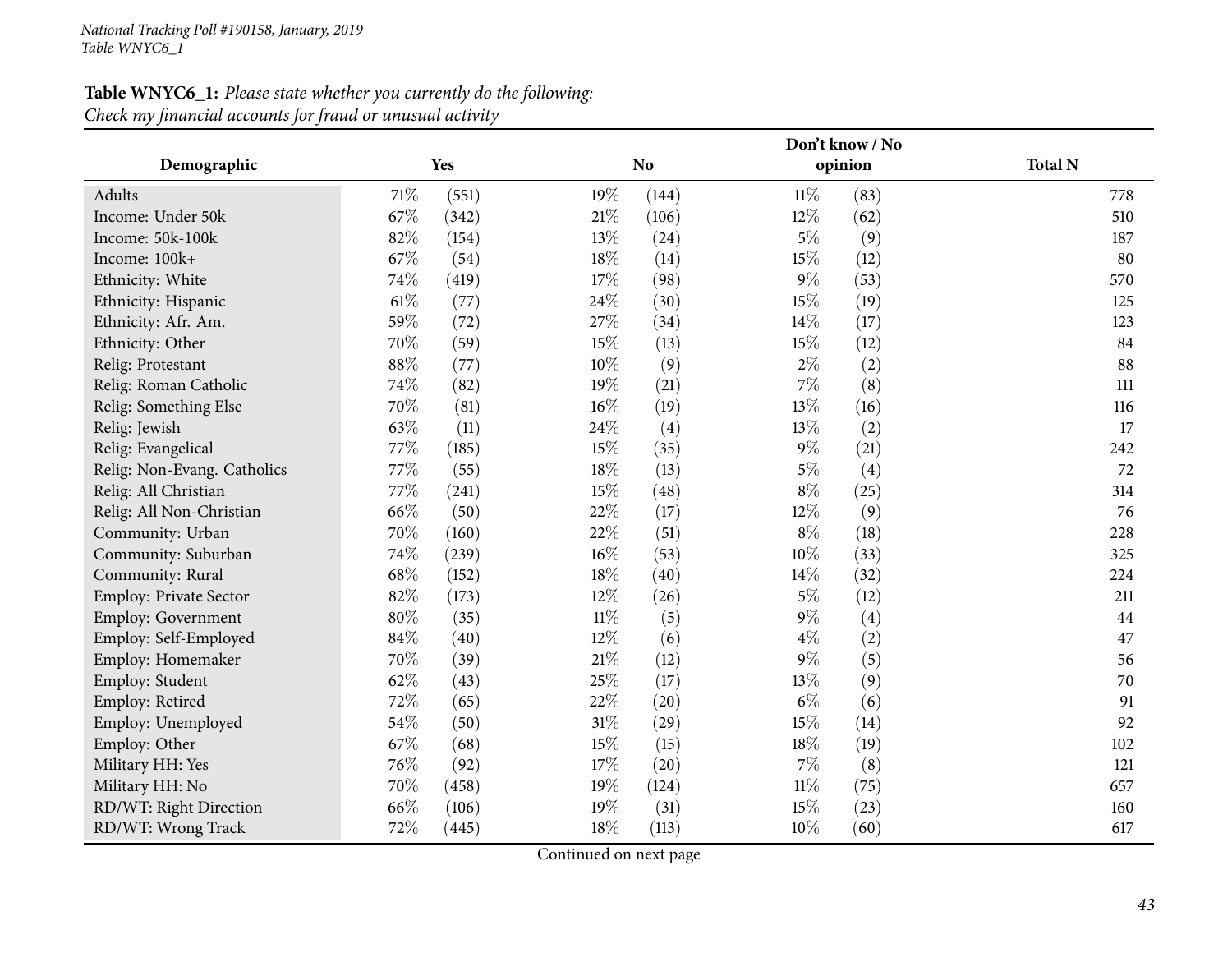*National Tracking Poll #190158, January, 2019*
*Table WNYC6_1*

**Table WNYC6_1:** *Please state whether you currently do the following: Check my financial accounts for fraud or unusual activity*

| Demographic | Yes | | No | | Don't know / No opinion | | Total N |
|---|---|---|---|---|---|---|---|
| Adults | 71% | (551) | 19% | (144) | 11% | (83) | 778 |
| Income: Under 50k | 67% | (342) | 21% | (106) | 12% | (62) | 510 |
| Income: 50k-100k | 82% | (154) | 13% | (24) | 5% | (9) | 187 |
| Income: 100k+ | 67% | (54) | 18% | (14) | 15% | (12) | 80 |
| Ethnicity: White | 74% | (419) | 17% | (98) | 9% | (53) | 570 |
| Ethnicity: Hispanic | 61% | (77) | 24% | (30) | 15% | (19) | 125 |
| Ethnicity: Afr. Am. | 59% | (72) | 27% | (34) | 14% | (17) | 123 |
| Ethnicity: Other | 70% | (59) | 15% | (13) | 15% | (12) | 84 |
| Relig: Protestant | 88% | (77) | 10% | (9) | 2% | (2) | 88 |
| Relig: Roman Catholic | 74% | (82) | 19% | (21) | 7% | (8) | 111 |
| Relig: Something Else | 70% | (81) | 16% | (19) | 13% | (16) | 116 |
| Relig: Jewish | 63% | (11) | 24% | (4) | 13% | (2) | 17 |
| Relig: Evangelical | 77% | (185) | 15% | (35) | 9% | (21) | 242 |
| Relig: Non-Evang. Catholics | 77% | (55) | 18% | (13) | 5% | (4) | 72 |
| Relig: All Christian | 77% | (241) | 15% | (48) | 8% | (25) | 314 |
| Relig: All Non-Christian | 66% | (50) | 22% | (17) | 12% | (9) | 76 |
| Community: Urban | 70% | (160) | 22% | (51) | 8% | (18) | 228 |
| Community: Suburban | 74% | (239) | 16% | (53) | 10% | (33) | 325 |
| Community: Rural | 68% | (152) | 18% | (40) | 14% | (32) | 224 |
| Employ: Private Sector | 82% | (173) | 12% | (26) | 5% | (12) | 211 |
| Employ: Government | 80% | (35) | 11% | (5) | 9% | (4) | 44 |
| Employ: Self-Employed | 84% | (40) | 12% | (6) | 4% | (2) | 47 |
| Employ: Homemaker | 70% | (39) | 21% | (12) | 9% | (5) | 56 |
| Employ: Student | 62% | (43) | 25% | (17) | 13% | (9) | 70 |
| Employ: Retired | 72% | (65) | 22% | (20) | 6% | (6) | 91 |
| Employ: Unemployed | 54% | (50) | 31% | (29) | 15% | (14) | 92 |
| Employ: Other | 67% | (68) | 15% | (15) | 18% | (19) | 102 |
| Military HH: Yes | 76% | (92) | 17% | (20) | 7% | (8) | 121 |
| Military HH: No | 70% | (458) | 19% | (124) | 11% | (75) | 657 |
| RD/WT: Right Direction | 66% | (106) | 19% | (31) | 15% | (23) | 160 |
| RD/WT: Wrong Track | 72% | (445) | 18% | (113) | 10% | (60) | 617 |

Continued on next page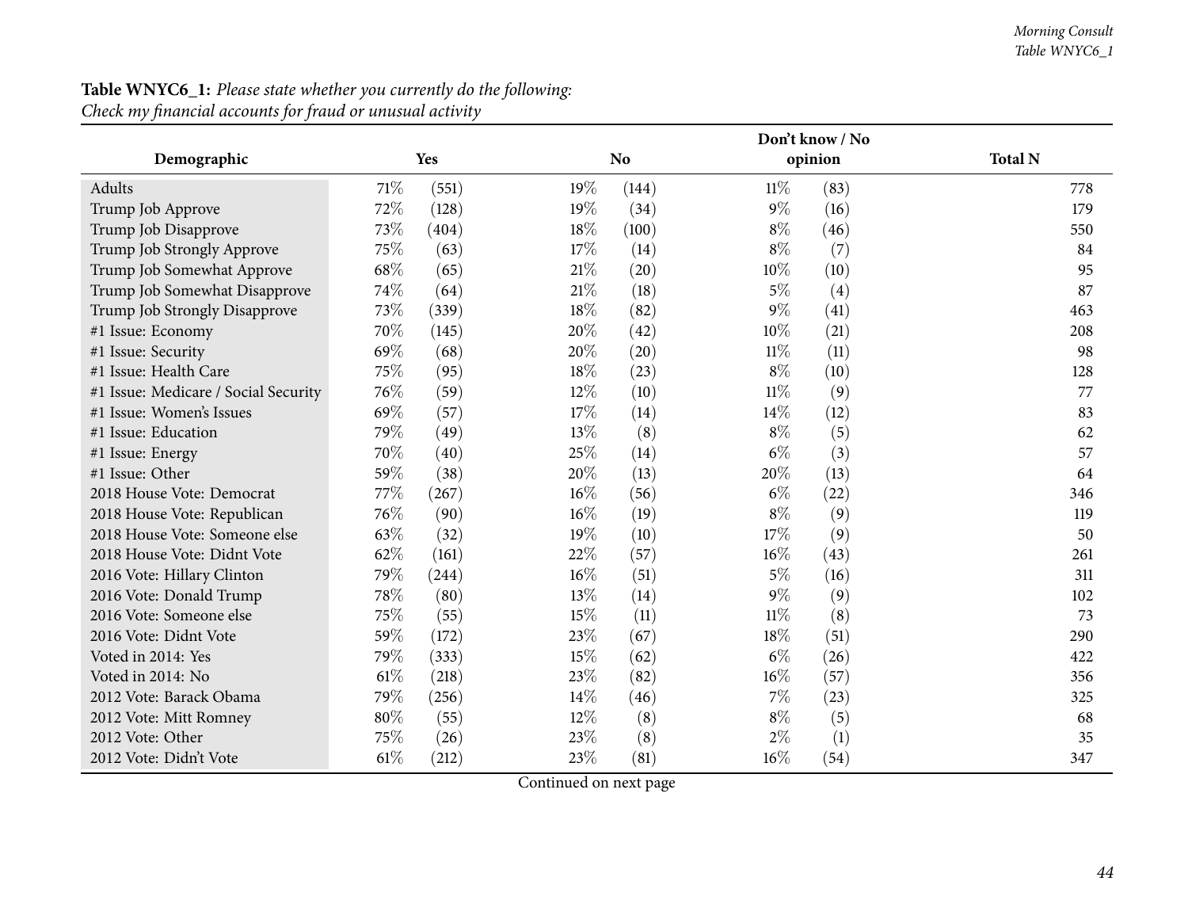**Table WNYC6_1:** *Please state whether you currently do the following:*
*Check my financial accounts for fraud or unusual activity*

| Demographic | Yes | | No | | Don't know / No opinion | | Total N |
|---|---|---|---|---|---|---|---|
| Adults | 71% | (551) | 19% | (144) | 11% | (83) | 778 |
| Trump Job Approve | 72% | (128) | 19% | (34) | 9% | (16) | 179 |
| Trump Job Disapprove | 73% | (404) | 18% | (100) | 8% | (46) | 550 |
| Trump Job Strongly Approve | 75% | (63) | 17% | (14) | 8% | (7) | 84 |
| Trump Job Somewhat Approve | 68% | (65) | 21% | (20) | 10% | (10) | 95 |
| Trump Job Somewhat Disapprove | 74% | (64) | 21% | (18) | 5% | (4) | 87 |
| Trump Job Strongly Disapprove | 73% | (339) | 18% | (82) | 9% | (41) | 463 |
| #1 Issue: Economy | 70% | (145) | 20% | (42) | 10% | (21) | 208 |
| #1 Issue: Security | 69% | (68) | 20% | (20) | 11% | (11) | 98 |
| #1 Issue: Health Care | 75% | (95) | 18% | (23) | 8% | (10) | 128 |
| #1 Issue: Medicare / Social Security | 76% | (59) | 12% | (10) | 11% | (9) | 77 |
| #1 Issue: Women's Issues | 69% | (57) | 17% | (14) | 14% | (12) | 83 |
| #1 Issue: Education | 79% | (49) | 13% | (8) | 8% | (5) | 62 |
| #1 Issue: Energy | 70% | (40) | 25% | (14) | 6% | (3) | 57 |
| #1 Issue: Other | 59% | (38) | 20% | (13) | 20% | (13) | 64 |
| 2018 House Vote: Democrat | 77% | (267) | 16% | (56) | 6% | (22) | 346 |
| 2018 House Vote: Republican | 76% | (90) | 16% | (19) | 8% | (9) | 119 |
| 2018 House Vote: Someone else | 63% | (32) | 19% | (10) | 17% | (9) | 50 |
| 2018 House Vote: Didnt Vote | 62% | (161) | 22% | (57) | 16% | (43) | 261 |
| 2016 Vote: Hillary Clinton | 79% | (244) | 16% | (51) | 5% | (16) | 311 |
| 2016 Vote: Donald Trump | 78% | (80) | 13% | (14) | 9% | (9) | 102 |
| 2016 Vote: Someone else | 75% | (55) | 15% | (11) | 11% | (8) | 73 |
| 2016 Vote: Didnt Vote | 59% | (172) | 23% | (67) | 18% | (51) | 290 |
| Voted in 2014: Yes | 79% | (333) | 15% | (62) | 6% | (26) | 422 |
| Voted in 2014: No | 61% | (218) | 23% | (82) | 16% | (57) | 356 |
| 2012 Vote: Barack Obama | 79% | (256) | 14% | (46) | 7% | (23) | 325 |
| 2012 Vote: Mitt Romney | 80% | (55) | 12% | (8) | 8% | (5) | 68 |
| 2012 Vote: Other | 75% | (26) | 23% | (8) | 2% | (1) | 35 |
| 2012 Vote: Didn't Vote | 61% | (212) | 23% | (81) | 16% | (54) | 347 |

Continued on next page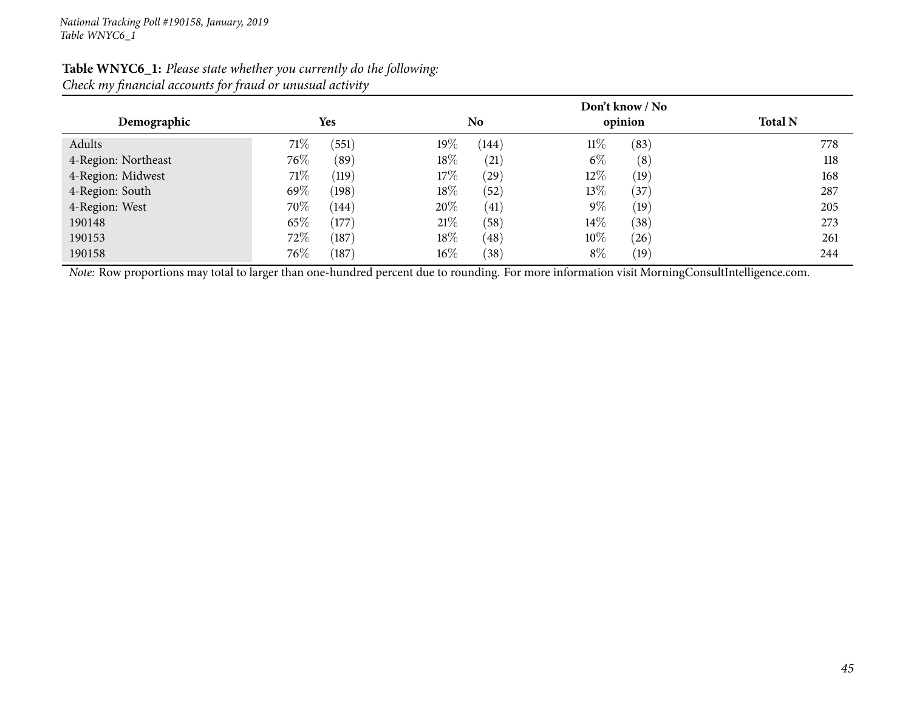National Tracking Poll #190158, January, 2019
Table WNYC6_1

**Table WNYC6_1:** *Please state whether you currently do the following: Check my financial accounts for fraud or unusual activity*

| Demographic | Yes | | No | | Don't know / No opinion | | Total N |
|---|---|---|---|---|---|---|---|
| Adults | 71% | (551) | 19% | (144) | 11% | (83) | 778 |
| 4-Region: Northeast | 76% | (89) | 18% | (21) | 6% | (8) | 118 |
| 4-Region: Midwest | 71% | (119) | 17% | (29) | 12% | (19) | 168 |
| 4-Region: South | 69% | (198) | 18% | (52) | 13% | (37) | 287 |
| 4-Region: West | 70% | (144) | 20% | (41) | 9% | (19) | 205 |
| 190148 | 65% | (177) | 21% | (58) | 14% | (38) | 273 |
| 190153 | 72% | (187) | 18% | (48) | 10% | (26) | 261 |
| 190158 | 76% | (187) | 16% | (38) | 8% | (19) | 244 |

*Note:* Row proportions may total to larger than one-hundred percent due to rounding. For more information visit MorningConsultIntelligence.com.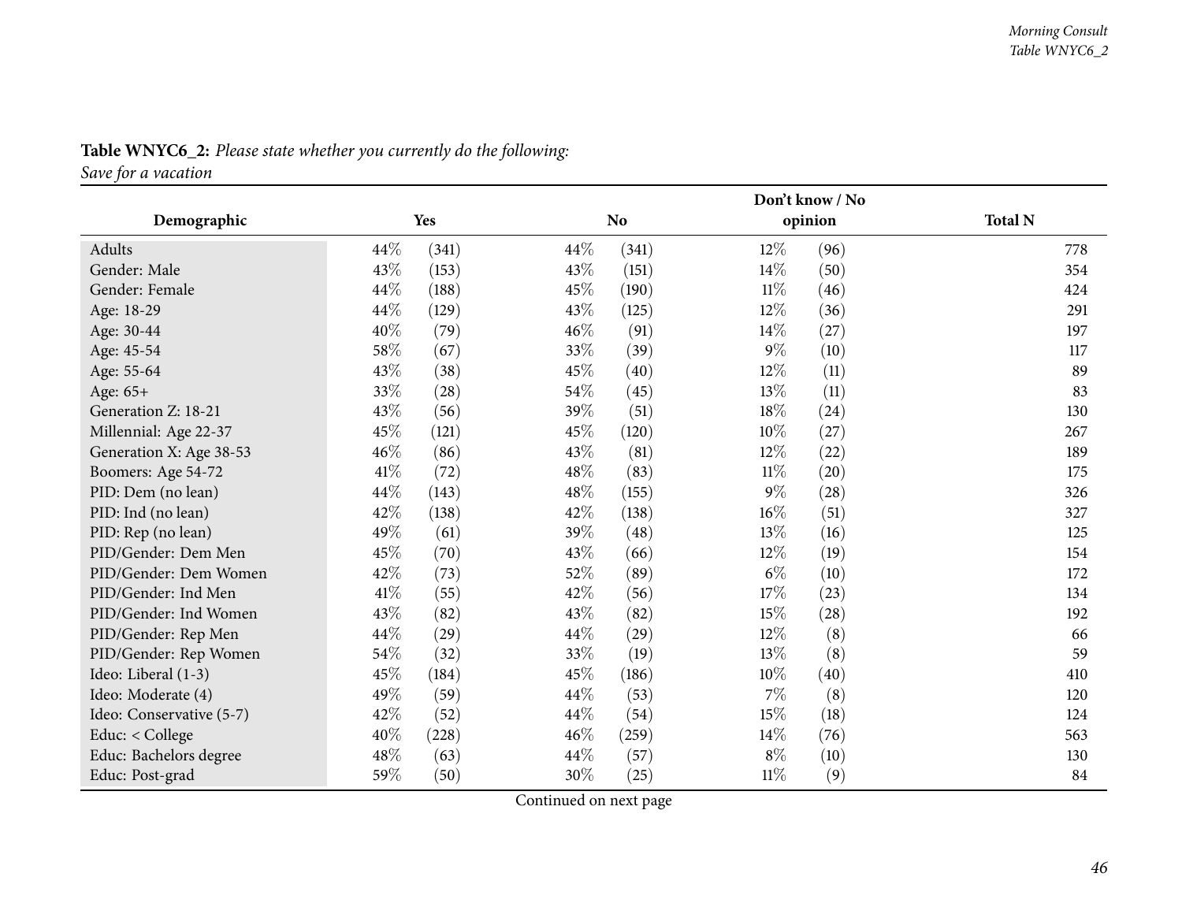**Table WNYC6_2:** *Please state whether you currently do the following:*
*Save for a vacation*

| Demographic | Yes | | No | | Don't know / No opinion | | Total N |
|---|---|---|---|---|---|---|---|
| Adults | 44% | (341) | 44% | (341) | 12% | (96) | 778 |
| Gender: Male | 43% | (153) | 43% | (151) | 14% | (50) | 354 |
| Gender: Female | 44% | (188) | 45% | (190) | 11% | (46) | 424 |
| Age: 18-29 | 44% | (129) | 43% | (125) | 12% | (36) | 291 |
| Age: 30-44 | 40% | (79) | 46% | (91) | 14% | (27) | 197 |
| Age: 45-54 | 58% | (67) | 33% | (39) | 9% | (10) | 117 |
| Age: 55-64 | 43% | (38) | 45% | (40) | 12% | (11) | 89 |
| Age: 65+ | 33% | (28) | 54% | (45) | 13% | (11) | 83 |
| Generation Z: 18-21 | 43% | (56) | 39% | (51) | 18% | (24) | 130 |
| Millennial: Age 22-37 | 45% | (121) | 45% | (120) | 10% | (27) | 267 |
| Generation X: Age 38-53 | 46% | (86) | 43% | (81) | 12% | (22) | 189 |
| Boomers: Age 54-72 | 41% | (72) | 48% | (83) | 11% | (20) | 175 |
| PID: Dem (no lean) | 44% | (143) | 48% | (155) | 9% | (28) | 326 |
| PID: Ind (no lean) | 42% | (138) | 42% | (138) | 16% | (51) | 327 |
| PID: Rep (no lean) | 49% | (61) | 39% | (48) | 13% | (16) | 125 |
| PID/Gender: Dem Men | 45% | (70) | 43% | (66) | 12% | (19) | 154 |
| PID/Gender: Dem Women | 42% | (73) | 52% | (89) | 6% | (10) | 172 |
| PID/Gender: Ind Men | 41% | (55) | 42% | (56) | 17% | (23) | 134 |
| PID/Gender: Ind Women | 43% | (82) | 43% | (82) | 15% | (28) | 192 |
| PID/Gender: Rep Men | 44% | (29) | 44% | (29) | 12% | (8) | 66 |
| PID/Gender: Rep Women | 54% | (32) | 33% | (19) | 13% | (8) | 59 |
| Ideo: Liberal (1-3) | 45% | (184) | 45% | (186) | 10% | (40) | 410 |
| Ideo: Moderate (4) | 49% | (59) | 44% | (53) | 7% | (8) | 120 |
| Ideo: Conservative (5-7) | 42% | (52) | 44% | (54) | 15% | (18) | 124 |
| Educ: < College | 40% | (228) | 46% | (259) | 14% | (76) | 563 |
| Educ: Bachelors degree | 48% | (63) | 44% | (57) | 8% | (10) | 130 |
| Educ: Post-grad | 59% | (50) | 30% | (25) | 11% | (9) | 84 |

Continued on next page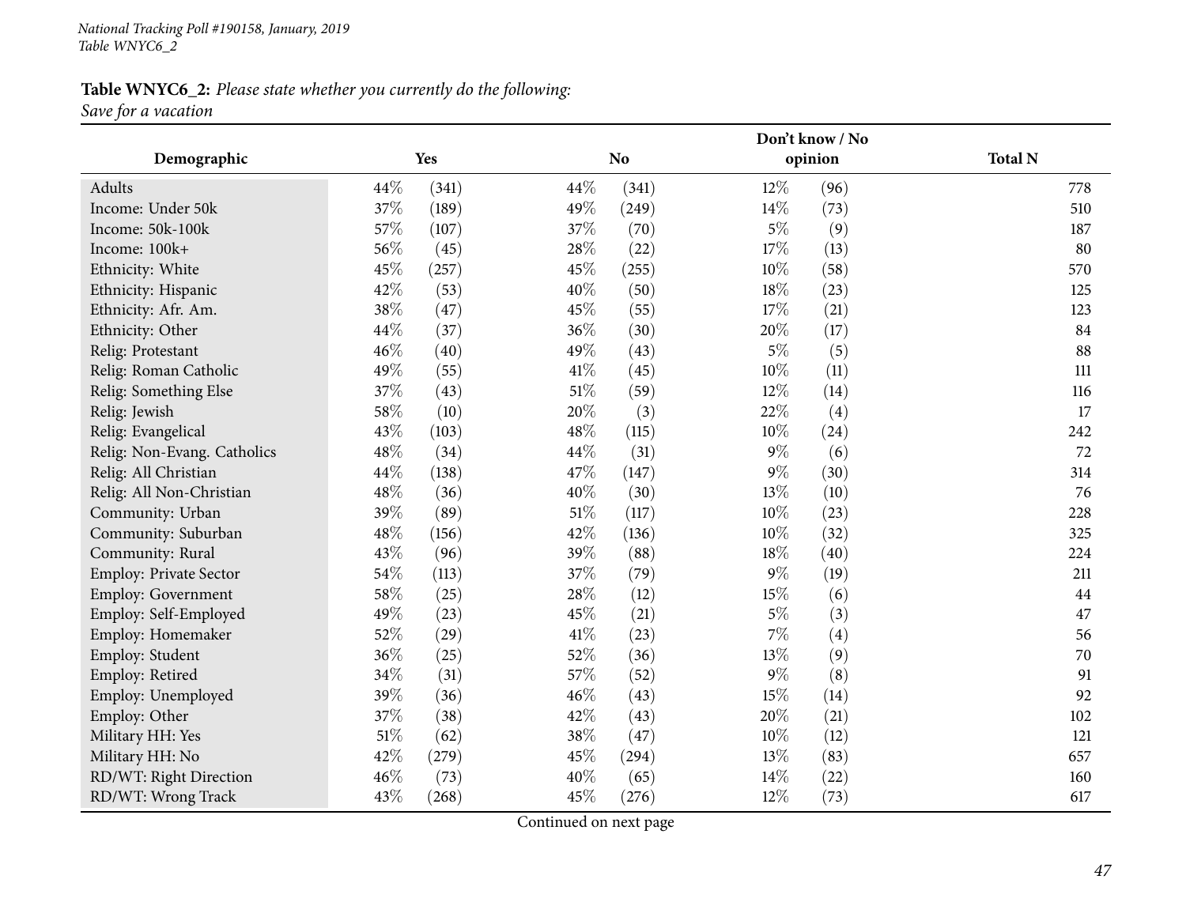**Table WNYC6_2:** *Please state whether you currently do the following:*
*Save for a vacation*

| Demographic | Yes | | No | | Don't know / No opinion | | Total N |
|---|---|---|---|---|---|---|---|
| Adults | 44% | (341) | 44% | (341) | 12% | (96) | 778 |
| Income: Under 50k | 37% | (189) | 49% | (249) | 14% | (73) | 510 |
| Income: 50k-100k | 57% | (107) | 37% | (70) | 5% | (9) | 187 |
| Income: 100k+ | 56% | (45) | 28% | (22) | 17% | (13) | 80 |
| Ethnicity: White | 45% | (257) | 45% | (255) | 10% | (58) | 570 |
| Ethnicity: Hispanic | 42% | (53) | 40% | (50) | 18% | (23) | 125 |
| Ethnicity: Afr. Am. | 38% | (47) | 45% | (55) | 17% | (21) | 123 |
| Ethnicity: Other | 44% | (37) | 36% | (30) | 20% | (17) | 84 |
| Relig: Protestant | 46% | (40) | 49% | (43) | 5% | (5) | 88 |
| Relig: Roman Catholic | 49% | (55) | 41% | (45) | 10% | (11) | 111 |
| Relig: Something Else | 37% | (43) | 51% | (59) | 12% | (14) | 116 |
| Relig: Jewish | 58% | (10) | 20% | (3) | 22% | (4) | 17 |
| Relig: Evangelical | 43% | (103) | 48% | (115) | 10% | (24) | 242 |
| Relig: Non-Evang. Catholics | 48% | (34) | 44% | (31) | 9% | (6) | 72 |
| Relig: All Christian | 44% | (138) | 47% | (147) | 9% | (30) | 314 |
| Relig: All Non-Christian | 48% | (36) | 40% | (30) | 13% | (10) | 76 |
| Community: Urban | 39% | (89) | 51% | (117) | 10% | (23) | 228 |
| Community: Suburban | 48% | (156) | 42% | (136) | 10% | (32) | 325 |
| Community: Rural | 43% | (96) | 39% | (88) | 18% | (40) | 224 |
| Employ: Private Sector | 54% | (113) | 37% | (79) | 9% | (19) | 211 |
| Employ: Government | 58% | (25) | 28% | (12) | 15% | (6) | 44 |
| Employ: Self-Employed | 49% | (23) | 45% | (21) | 5% | (3) | 47 |
| Employ: Homemaker | 52% | (29) | 41% | (23) | 7% | (4) | 56 |
| Employ: Student | 36% | (25) | 52% | (36) | 13% | (9) | 70 |
| Employ: Retired | 34% | (31) | 57% | (52) | 9% | (8) | 91 |
| Employ: Unemployed | 39% | (36) | 46% | (43) | 15% | (14) | 92 |
| Employ: Other | 37% | (38) | 42% | (43) | 20% | (21) | 102 |
| Military HH: Yes | 51% | (62) | 38% | (47) | 10% | (12) | 121 |
| Military HH: No | 42% | (279) | 45% | (294) | 13% | (83) | 657 |
| RD/WT: Right Direction | 46% | (73) | 40% | (65) | 14% | (22) | 160 |
| RD/WT: Wrong Track | 43% | (268) | 45% | (276) | 12% | (73) | 617 |

Continued on next page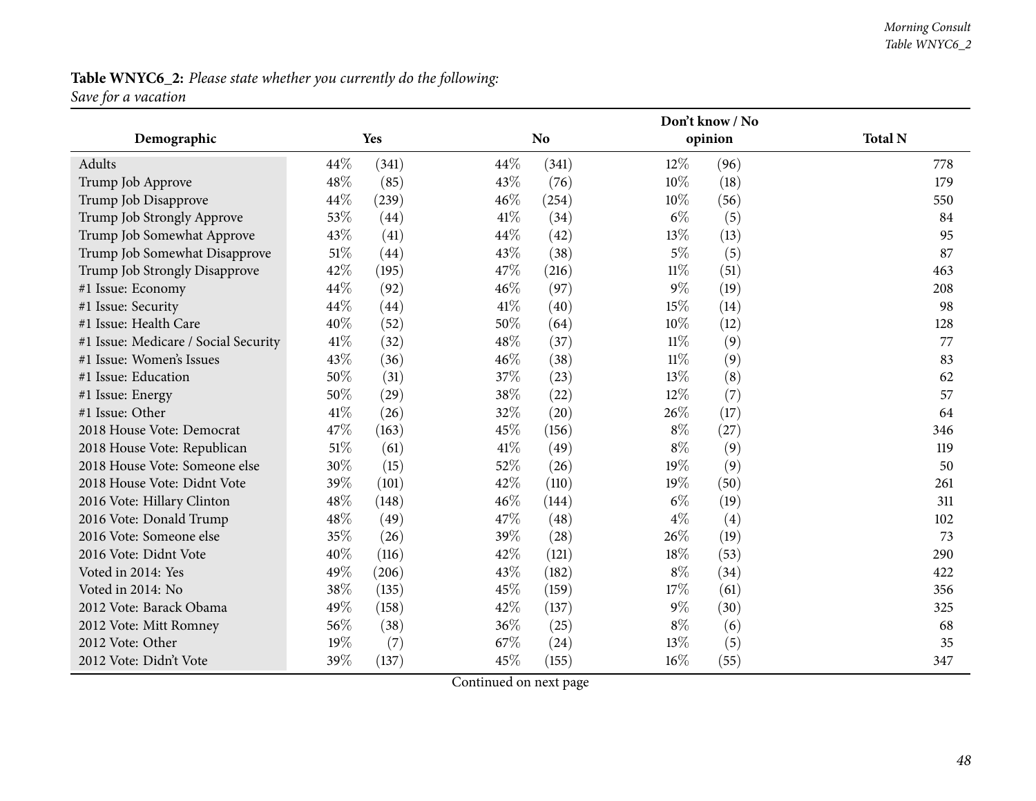**Table WNYC6_2:** *Please state whether you currently do the following: Save for a vacation*

| Demographic | Yes | | No | | Don't know / No opinion | | Total N |
|---|---|---|---|---|---|---|---|
| Adults | 44% | (341) | 44% | (341) | 12% | (96) | 778 |
| Trump Job Approve | 48% | (85) | 43% | (76) | 10% | (18) | 179 |
| Trump Job Disapprove | 44% | (239) | 46% | (254) | 10% | (56) | 550 |
| Trump Job Strongly Approve | 53% | (44) | 41% | (34) | 6% | (5) | 84 |
| Trump Job Somewhat Approve | 43% | (41) | 44% | (42) | 13% | (13) | 95 |
| Trump Job Somewhat Disapprove | 51% | (44) | 43% | (38) | 5% | (5) | 87 |
| Trump Job Strongly Disapprove | 42% | (195) | 47% | (216) | 11% | (51) | 463 |
| #1 Issue: Economy | 44% | (92) | 46% | (97) | 9% | (19) | 208 |
| #1 Issue: Security | 44% | (44) | 41% | (40) | 15% | (14) | 98 |
| #1 Issue: Health Care | 40% | (52) | 50% | (64) | 10% | (12) | 128 |
| #1 Issue: Medicare / Social Security | 41% | (32) | 48% | (37) | 11% | (9) | 77 |
| #1 Issue: Women's Issues | 43% | (36) | 46% | (38) | 11% | (9) | 83 |
| #1 Issue: Education | 50% | (31) | 37% | (23) | 13% | (8) | 62 |
| #1 Issue: Energy | 50% | (29) | 38% | (22) | 12% | (7) | 57 |
| #1 Issue: Other | 41% | (26) | 32% | (20) | 26% | (17) | 64 |
| 2018 House Vote: Democrat | 47% | (163) | 45% | (156) | 8% | (27) | 346 |
| 2018 House Vote: Republican | 51% | (61) | 41% | (49) | 8% | (9) | 119 |
| 2018 House Vote: Someone else | 30% | (15) | 52% | (26) | 19% | (9) | 50 |
| 2018 House Vote: Didnt Vote | 39% | (101) | 42% | (110) | 19% | (50) | 261 |
| 2016 Vote: Hillary Clinton | 48% | (148) | 46% | (144) | 6% | (19) | 311 |
| 2016 Vote: Donald Trump | 48% | (49) | 47% | (48) | 4% | (4) | 102 |
| 2016 Vote: Someone else | 35% | (26) | 39% | (28) | 26% | (19) | 73 |
| 2016 Vote: Didnt Vote | 40% | (116) | 42% | (121) | 18% | (53) | 290 |
| Voted in 2014: Yes | 49% | (206) | 43% | (182) | 8% | (34) | 422 |
| Voted in 2014: No | 38% | (135) | 45% | (159) | 17% | (61) | 356 |
| 2012 Vote: Barack Obama | 49% | (158) | 42% | (137) | 9% | (30) | 325 |
| 2012 Vote: Mitt Romney | 56% | (38) | 36% | (25) | 8% | (6) | 68 |
| 2012 Vote: Other | 19% | (7) | 67% | (24) | 13% | (5) | 35 |
| 2012 Vote: Didn't Vote | 39% | (137) | 45% | (155) | 16% | (55) | 347 |

Continued on next page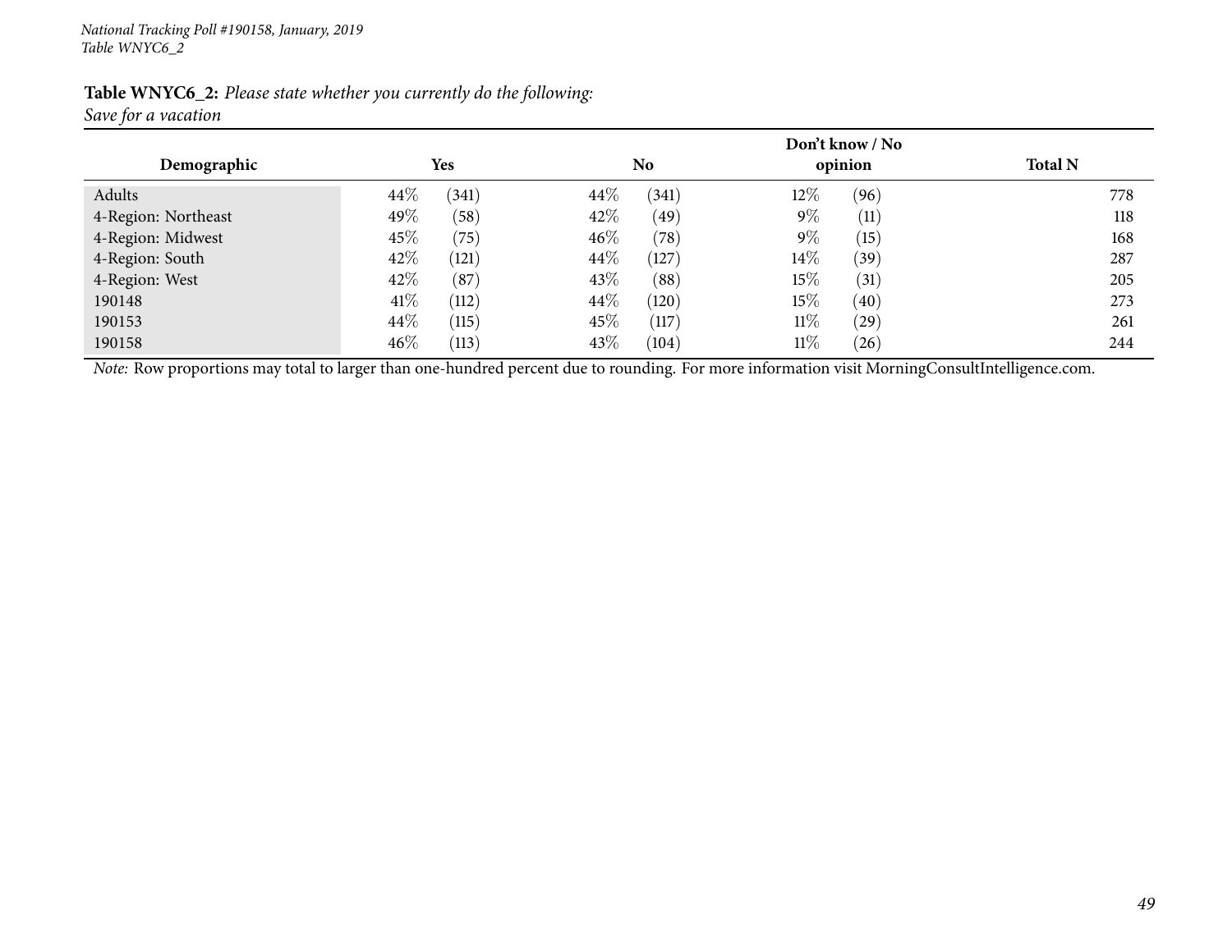*National Tracking Poll #190158, January, 2019*
*Table WNYC6_2*

**Table WNYC6_2:** *Please state whether you currently do the following:*
*Save for a vacation*

| Demographic | Yes | | No | | Don't know / No opinion | | Total N |
|---|---|---|---|---|---|---|---|
| Adults | 44% | (341) | 44% | (341) | 12% | (96) | 778 |
| 4-Region: Northeast | 49% | (58) | 42% | (49) | 9% | (11) | 118 |
| 4-Region: Midwest | 45% | (75) | 46% | (78) | 9% | (15) | 168 |
| 4-Region: South | 42% | (121) | 44% | (127) | 14% | (39) | 287 |
| 4-Region: West | 42% | (87) | 43% | (88) | 15% | (31) | 205 |
| 190148 | 41% | (112) | 44% | (120) | 15% | (40) | 273 |
| 190153 | 44% | (115) | 45% | (117) | 11% | (29) | 261 |
| 190158 | 46% | (113) | 43% | (104) | 11% | (26) | 244 |

*Note:* Row proportions may total to larger than one-hundred percent due to rounding. For more information visit MorningConsultIntelligence.com.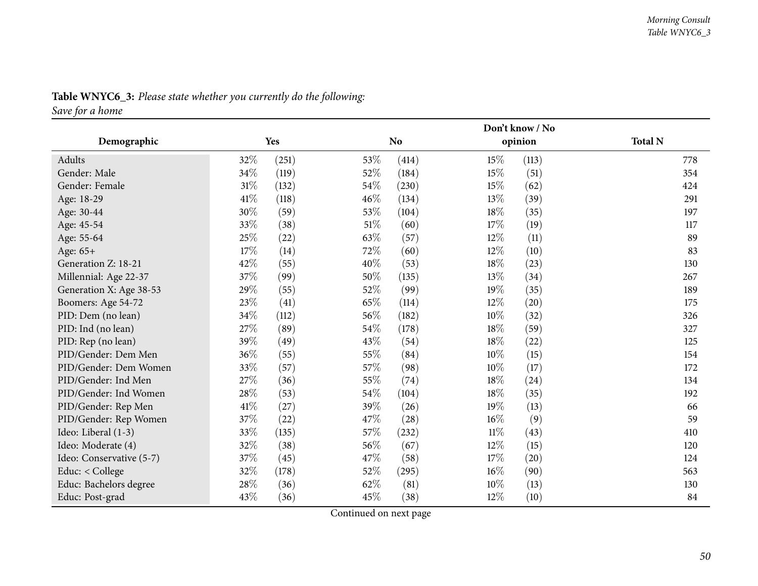**Table WNYC6_3:** *Please state whether you currently do the following:*
*Save for a home*

| Demographic | Yes | | No | | Don't know / No opinion | | Total N |
|---|---|---|---|---|---|---|---|
| Adults | 32% | (251) | 53% | (414) | 15% | (113) | 778 |
| Gender: Male | 34% | (119) | 52% | (184) | 15% | (51) | 354 |
| Gender: Female | 31% | (132) | 54% | (230) | 15% | (62) | 424 |
| Age: 18-29 | 41% | (118) | 46% | (134) | 13% | (39) | 291 |
| Age: 30-44 | 30% | (59) | 53% | (104) | 18% | (35) | 197 |
| Age: 45-54 | 33% | (38) | 51% | (60) | 17% | (19) | 117 |
| Age: 55-64 | 25% | (22) | 63% | (57) | 12% | (11) | 89 |
| Age: 65+ | 17% | (14) | 72% | (60) | 12% | (10) | 83 |
| Generation Z: 18-21 | 42% | (55) | 40% | (53) | 18% | (23) | 130 |
| Millennial: Age 22-37 | 37% | (99) | 50% | (135) | 13% | (34) | 267 |
| Generation X: Age 38-53 | 29% | (55) | 52% | (99) | 19% | (35) | 189 |
| Boomers: Age 54-72 | 23% | (41) | 65% | (114) | 12% | (20) | 175 |
| PID: Dem (no lean) | 34% | (112) | 56% | (182) | 10% | (32) | 326 |
| PID: Ind (no lean) | 27% | (89) | 54% | (178) | 18% | (59) | 327 |
| PID: Rep (no lean) | 39% | (49) | 43% | (54) | 18% | (22) | 125 |
| PID/Gender: Dem Men | 36% | (55) | 55% | (84) | 10% | (15) | 154 |
| PID/Gender: Dem Women | 33% | (57) | 57% | (98) | 10% | (17) | 172 |
| PID/Gender: Ind Men | 27% | (36) | 55% | (74) | 18% | (24) | 134 |
| PID/Gender: Ind Women | 28% | (53) | 54% | (104) | 18% | (35) | 192 |
| PID/Gender: Rep Men | 41% | (27) | 39% | (26) | 19% | (13) | 66 |
| PID/Gender: Rep Women | 37% | (22) | 47% | (28) | 16% | (9) | 59 |
| Ideo: Liberal (1-3) | 33% | (135) | 57% | (232) | 11% | (43) | 410 |
| Ideo: Moderate (4) | 32% | (38) | 56% | (67) | 12% | (15) | 120 |
| Ideo: Conservative (5-7) | 37% | (45) | 47% | (58) | 17% | (20) | 124 |
| Educ: < College | 32% | (178) | 52% | (295) | 16% | (90) | 563 |
| Educ: Bachelors degree | 28% | (36) | 62% | (81) | 10% | (13) | 130 |
| Educ: Post-grad | 43% | (36) | 45% | (38) | 12% | (10) | 84 |

Continued on next page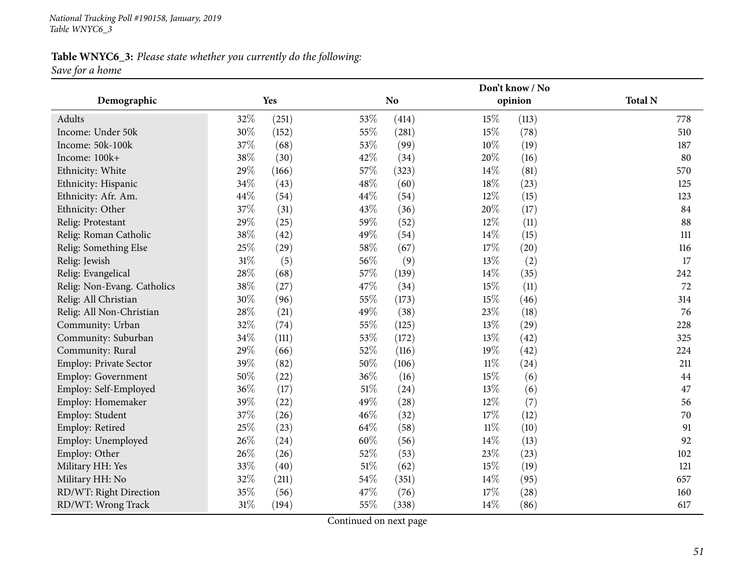**Table WNYC6_3:** *Please state whether you currently do the following:*
*Save for a home*

| Demographic | Yes | | No | | Don't know / No opinion | | Total N |
|---|---|---|---|---|---|---|---|
| Adults | 32% | (251) | 53% | (414) | 15% | (113) | 778 |
| Income: Under 50k | 30% | (152) | 55% | (281) | 15% | (78) | 510 |
| Income: 50k-100k | 37% | (68) | 53% | (99) | 10% | (19) | 187 |
| Income: 100k+ | 38% | (30) | 42% | (34) | 20% | (16) | 80 |
| Ethnicity: White | 29% | (166) | 57% | (323) | 14% | (81) | 570 |
| Ethnicity: Hispanic | 34% | (43) | 48% | (60) | 18% | (23) | 125 |
| Ethnicity: Afr. Am. | 44% | (54) | 44% | (54) | 12% | (15) | 123 |
| Ethnicity: Other | 37% | (31) | 43% | (36) | 20% | (17) | 84 |
| Relig: Protestant | 29% | (25) | 59% | (52) | 12% | (11) | 88 |
| Relig: Roman Catholic | 38% | (42) | 49% | (54) | 14% | (15) | 111 |
| Relig: Something Else | 25% | (29) | 58% | (67) | 17% | (20) | 116 |
| Relig: Jewish | 31% | (5) | 56% | (9) | 13% | (2) | 17 |
| Relig: Evangelical | 28% | (68) | 57% | (139) | 14% | (35) | 242 |
| Relig: Non-Evang. Catholics | 38% | (27) | 47% | (34) | 15% | (11) | 72 |
| Relig: All Christian | 30% | (96) | 55% | (173) | 15% | (46) | 314 |
| Relig: All Non-Christian | 28% | (21) | 49% | (38) | 23% | (18) | 76 |
| Community: Urban | 32% | (74) | 55% | (125) | 13% | (29) | 228 |
| Community: Suburban | 34% | (111) | 53% | (172) | 13% | (42) | 325 |
| Community: Rural | 29% | (66) | 52% | (116) | 19% | (42) | 224 |
| Employ: Private Sector | 39% | (82) | 50% | (106) | 11% | (24) | 211 |
| Employ: Government | 50% | (22) | 36% | (16) | 15% | (6) | 44 |
| Employ: Self-Employed | 36% | (17) | 51% | (24) | 13% | (6) | 47 |
| Employ: Homemaker | 39% | (22) | 49% | (28) | 12% | (7) | 56 |
| Employ: Student | 37% | (26) | 46% | (32) | 17% | (12) | 70 |
| Employ: Retired | 25% | (23) | 64% | (58) | 11% | (10) | 91 |
| Employ: Unemployed | 26% | (24) | 60% | (56) | 14% | (13) | 92 |
| Employ: Other | 26% | (26) | 52% | (53) | 23% | (23) | 102 |
| Military HH: Yes | 33% | (40) | 51% | (62) | 15% | (19) | 121 |
| Military HH: No | 32% | (211) | 54% | (351) | 14% | (95) | 657 |
| RD/WT: Right Direction | 35% | (56) | 47% | (76) | 17% | (28) | 160 |
| RD/WT: Wrong Track | 31% | (194) | 55% | (338) | 14% | (86) | 617 |

Continued on next page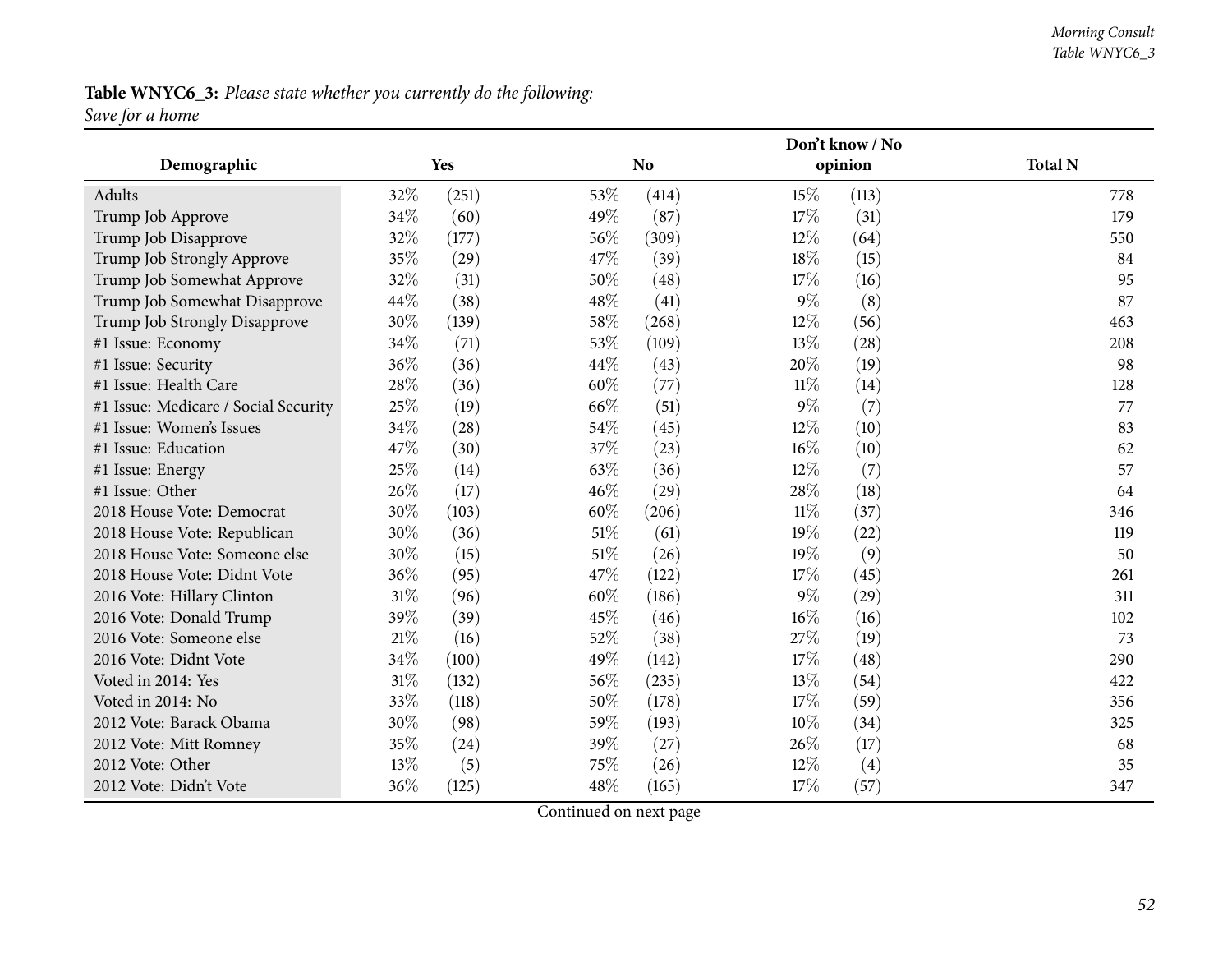**Table WNYC6_3:** *Please state whether you currently do the following:*
*Save for a home*

| Demographic | Yes | | No | | Don't know / No opinion | | Total N |
|---|---|---|---|---|---|---|---|
| Adults | 32% | (251) | 53% | (414) | 15% | (113) | 778 |
| Trump Job Approve | 34% | (60) | 49% | (87) | 17% | (31) | 179 |
| Trump Job Disapprove | 32% | (177) | 56% | (309) | 12% | (64) | 550 |
| Trump Job Strongly Approve | 35% | (29) | 47% | (39) | 18% | (15) | 84 |
| Trump Job Somewhat Approve | 32% | (31) | 50% | (48) | 17% | (16) | 95 |
| Trump Job Somewhat Disapprove | 44% | (38) | 48% | (41) | 9% | (8) | 87 |
| Trump Job Strongly Disapprove | 30% | (139) | 58% | (268) | 12% | (56) | 463 |
| #1 Issue: Economy | 34% | (71) | 53% | (109) | 13% | (28) | 208 |
| #1 Issue: Security | 36% | (36) | 44% | (43) | 20% | (19) | 98 |
| #1 Issue: Health Care | 28% | (36) | 60% | (77) | 11% | (14) | 128 |
| #1 Issue: Medicare / Social Security | 25% | (19) | 66% | (51) | 9% | (7) | 77 |
| #1 Issue: Women's Issues | 34% | (28) | 54% | (45) | 12% | (10) | 83 |
| #1 Issue: Education | 47% | (30) | 37% | (23) | 16% | (10) | 62 |
| #1 Issue: Energy | 25% | (14) | 63% | (36) | 12% | (7) | 57 |
| #1 Issue: Other | 26% | (17) | 46% | (29) | 28% | (18) | 64 |
| 2018 House Vote: Democrat | 30% | (103) | 60% | (206) | 11% | (37) | 346 |
| 2018 House Vote: Republican | 30% | (36) | 51% | (61) | 19% | (22) | 119 |
| 2018 House Vote: Someone else | 30% | (15) | 51% | (26) | 19% | (9) | 50 |
| 2018 House Vote: Didnt Vote | 36% | (95) | 47% | (122) | 17% | (45) | 261 |
| 2016 Vote: Hillary Clinton | 31% | (96) | 60% | (186) | 9% | (29) | 311 |
| 2016 Vote: Donald Trump | 39% | (39) | 45% | (46) | 16% | (16) | 102 |
| 2016 Vote: Someone else | 21% | (16) | 52% | (38) | 27% | (19) | 73 |
| 2016 Vote: Didnt Vote | 34% | (100) | 49% | (142) | 17% | (48) | 290 |
| Voted in 2014: Yes | 31% | (132) | 56% | (235) | 13% | (54) | 422 |
| Voted in 2014: No | 33% | (118) | 50% | (178) | 17% | (59) | 356 |
| 2012 Vote: Barack Obama | 30% | (98) | 59% | (193) | 10% | (34) | 325 |
| 2012 Vote: Mitt Romney | 35% | (24) | 39% | (27) | 26% | (17) | 68 |
| 2012 Vote: Other | 13% | (5) | 75% | (26) | 12% | (4) | 35 |
| 2012 Vote: Didn't Vote | 36% | (125) | 48% | (165) | 17% | (57) | 347 |

Continued on next page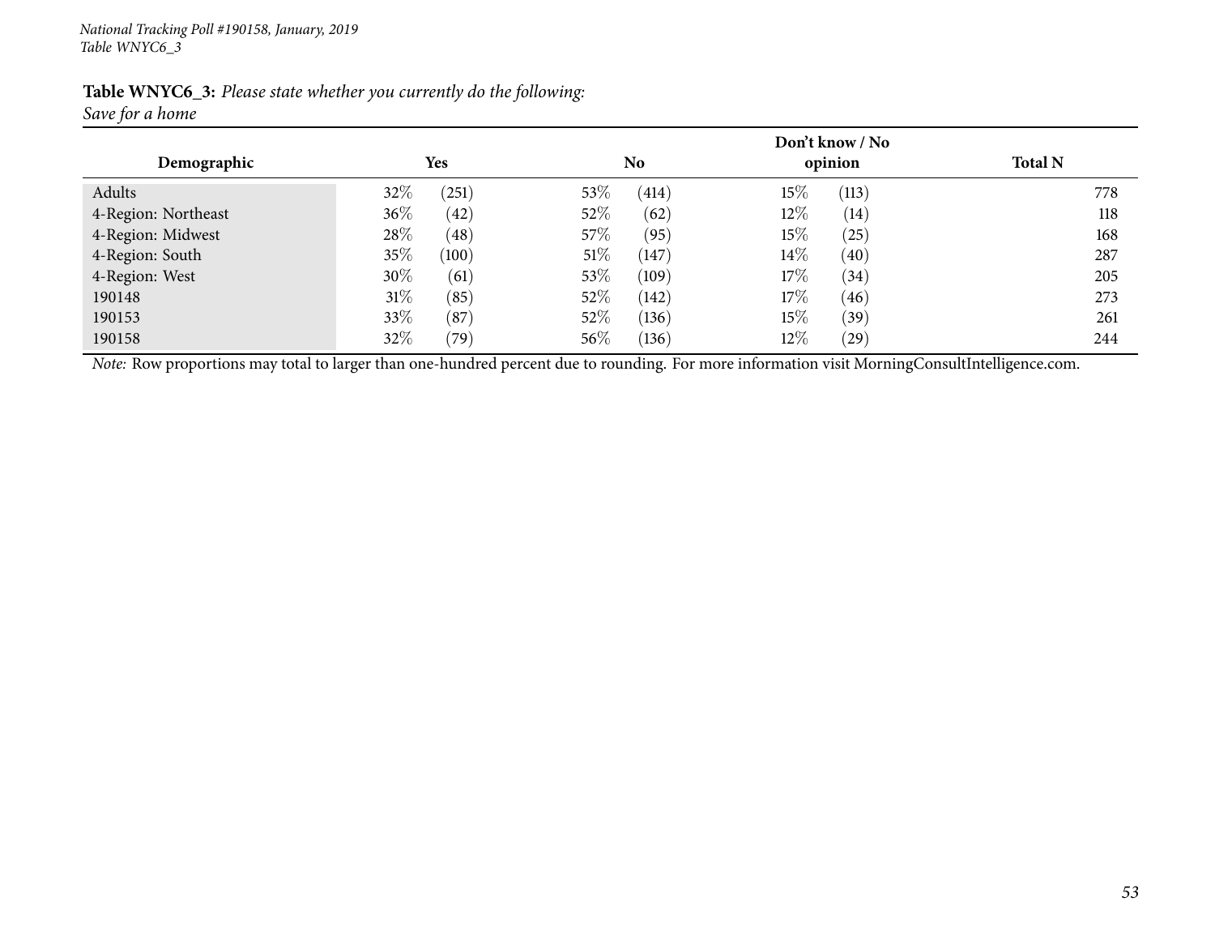**Table WNYC6_3:** *Please state whether you currently do the following:*
*Save for a home*

| Demographic | Yes | | No | | Don't know / No opinion | | Total N |
|---|---|---|---|---|---|---|---|
| Adults | 32% | (251) | 53% | (414) | 15% | (113) | 778 |
| 4-Region: Northeast | 36% | (42) | 52% | (62) | 12% | (14) | 118 |
| 4-Region: Midwest | 28% | (48) | 57% | (95) | 15% | (25) | 168 |
| 4-Region: South | 35% | (100) | 51% | (147) | 14% | (40) | 287 |
| 4-Region: West | 30% | (61) | 53% | (109) | 17% | (34) | 205 |
| 190148 | 31% | (85) | 52% | (142) | 17% | (46) | 273 |
| 190153 | 33% | (87) | 52% | (136) | 15% | (39) | 261 |
| 190158 | 32% | (79) | 56% | (136) | 12% | (29) | 244 |

*Note:* Row proportions may total to larger than one-hundred percent due to rounding. For more information visit MorningConsultIntelligence.com.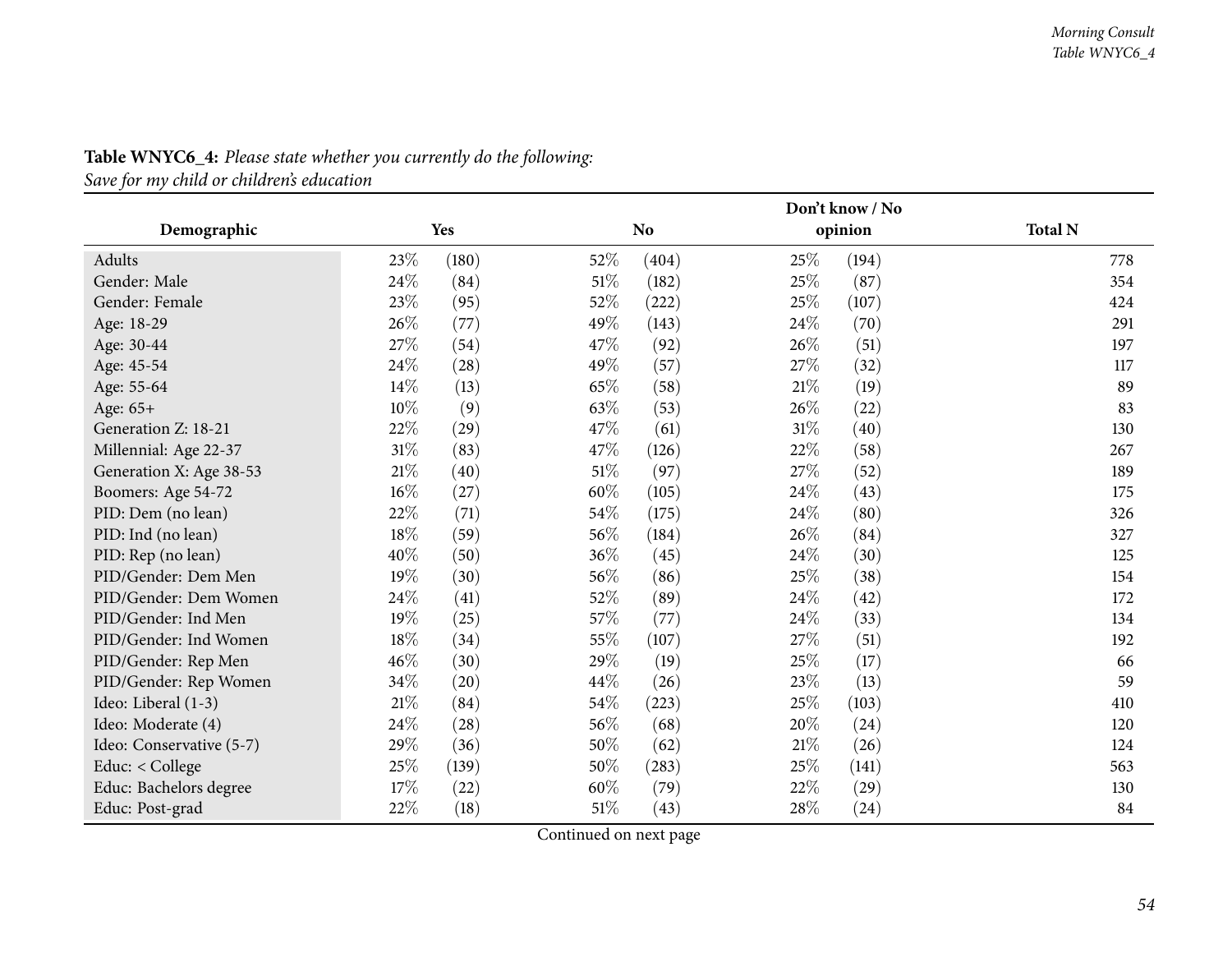**Table WNYC6_4:** *Please state whether you currently do the following: Save for my child or children's education*

| Demographic | Yes | | No | | Don't know / No opinion | | Total N |
|---|---|---|---|---|---|---|---|
| Adults | 23% | (180) | 52% | (404) | 25% | (194) | 778 |
| Gender: Male | 24% | (84) | 51% | (182) | 25% | (87) | 354 |
| Gender: Female | 23% | (95) | 52% | (222) | 25% | (107) | 424 |
| Age: 18-29 | 26% | (77) | 49% | (143) | 24% | (70) | 291 |
| Age: 30-44 | 27% | (54) | 47% | (92) | 26% | (51) | 197 |
| Age: 45-54 | 24% | (28) | 49% | (57) | 27% | (32) | 117 |
| Age: 55-64 | 14% | (13) | 65% | (58) | 21% | (19) | 89 |
| Age: 65+ | 10% | (9) | 63% | (53) | 26% | (22) | 83 |
| Generation Z: 18-21 | 22% | (29) | 47% | (61) | 31% | (40) | 130 |
| Millennial: Age 22-37 | 31% | (83) | 47% | (126) | 22% | (58) | 267 |
| Generation X: Age 38-53 | 21% | (40) | 51% | (97) | 27% | (52) | 189 |
| Boomers: Age 54-72 | 16% | (27) | 60% | (105) | 24% | (43) | 175 |
| PID: Dem (no lean) | 22% | (71) | 54% | (175) | 24% | (80) | 326 |
| PID: Ind (no lean) | 18% | (59) | 56% | (184) | 26% | (84) | 327 |
| PID: Rep (no lean) | 40% | (50) | 36% | (45) | 24% | (30) | 125 |
| PID/Gender: Dem Men | 19% | (30) | 56% | (86) | 25% | (38) | 154 |
| PID/Gender: Dem Women | 24% | (41) | 52% | (89) | 24% | (42) | 172 |
| PID/Gender: Ind Men | 19% | (25) | 57% | (77) | 24% | (33) | 134 |
| PID/Gender: Ind Women | 18% | (34) | 55% | (107) | 27% | (51) | 192 |
| PID/Gender: Rep Men | 46% | (30) | 29% | (19) | 25% | (17) | 66 |
| PID/Gender: Rep Women | 34% | (20) | 44% | (26) | 23% | (13) | 59 |
| Ideo: Liberal (1-3) | 21% | (84) | 54% | (223) | 25% | (103) | 410 |
| Ideo: Moderate (4) | 24% | (28) | 56% | (68) | 20% | (24) | 120 |
| Ideo: Conservative (5-7) | 29% | (36) | 50% | (62) | 21% | (26) | 124 |
| Educ: < College | 25% | (139) | 50% | (283) | 25% | (141) | 563 |
| Educ: Bachelors degree | 17% | (22) | 60% | (79) | 22% | (29) | 130 |
| Educ: Post-grad | 22% | (18) | 51% | (43) | 28% | (24) | 84 |

Continued on next page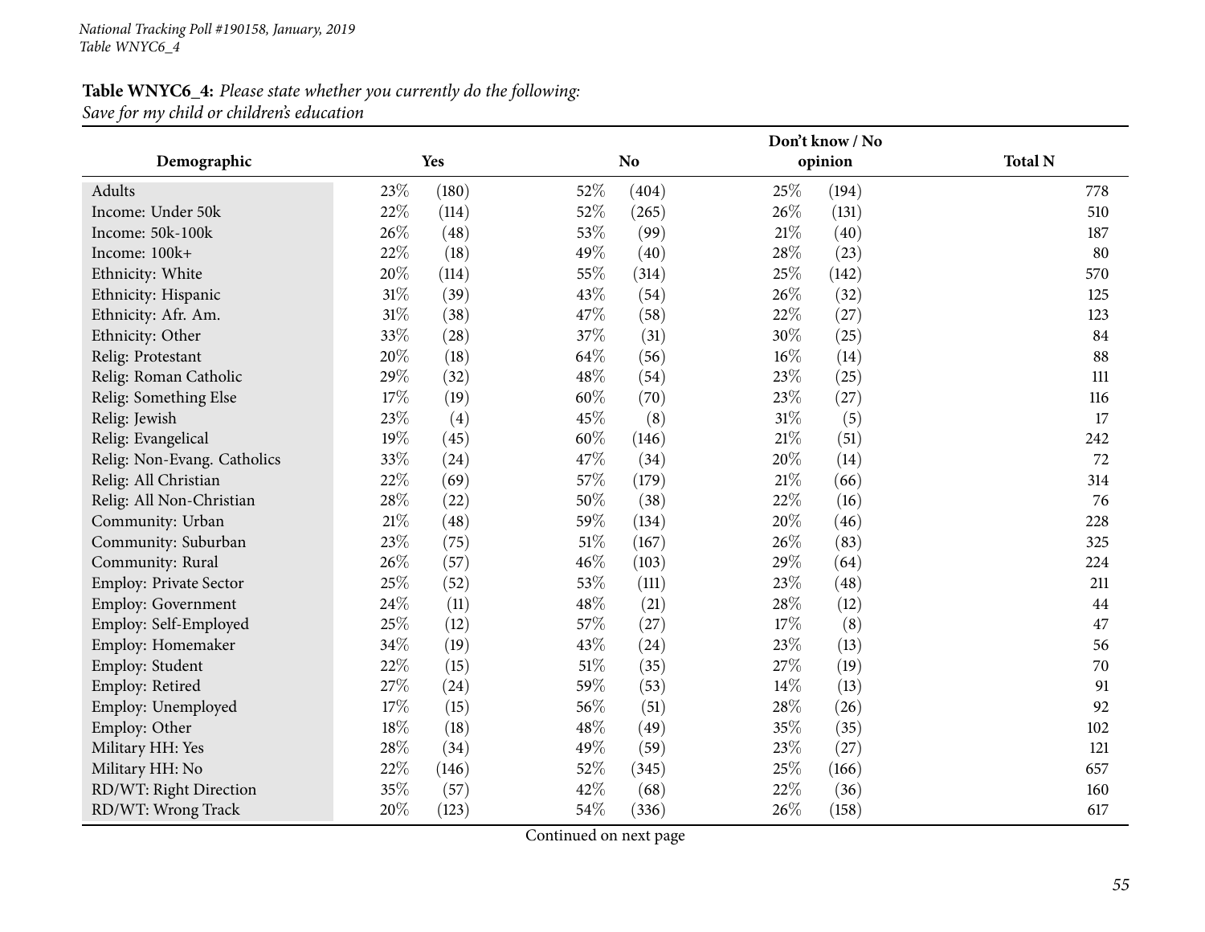**Table WNYC6_4:** *Please state whether you currently do the following:*
*Save for my child or children's education*

| Demographic | Yes | | No | | Don't know / No opinion | | Total N |
|---|---|---|---|---|---|---|---|
| Adults | 23% | (180) | 52% | (404) | 25% | (194) | 778 |
| Income: Under 50k | 22% | (114) | 52% | (265) | 26% | (131) | 510 |
| Income: 50k-100k | 26% | (48) | 53% | (99) | 21% | (40) | 187 |
| Income: 100k+ | 22% | (18) | 49% | (40) | 28% | (23) | 80 |
| Ethnicity: White | 20% | (114) | 55% | (314) | 25% | (142) | 570 |
| Ethnicity: Hispanic | 31% | (39) | 43% | (54) | 26% | (32) | 125 |
| Ethnicity: Afr. Am. | 31% | (38) | 47% | (58) | 22% | (27) | 123 |
| Ethnicity: Other | 33% | (28) | 37% | (31) | 30% | (25) | 84 |
| Relig: Protestant | 20% | (18) | 64% | (56) | 16% | (14) | 88 |
| Relig: Roman Catholic | 29% | (32) | 48% | (54) | 23% | (25) | 111 |
| Relig: Something Else | 17% | (19) | 60% | (70) | 23% | (27) | 116 |
| Relig: Jewish | 23% | (4) | 45% | (8) | 31% | (5) | 17 |
| Relig: Evangelical | 19% | (45) | 60% | (146) | 21% | (51) | 242 |
| Relig: Non-Evang. Catholics | 33% | (24) | 47% | (34) | 20% | (14) | 72 |
| Relig: All Christian | 22% | (69) | 57% | (179) | 21% | (66) | 314 |
| Relig: All Non-Christian | 28% | (22) | 50% | (38) | 22% | (16) | 76 |
| Community: Urban | 21% | (48) | 59% | (134) | 20% | (46) | 228 |
| Community: Suburban | 23% | (75) | 51% | (167) | 26% | (83) | 325 |
| Community: Rural | 26% | (57) | 46% | (103) | 29% | (64) | 224 |
| Employ: Private Sector | 25% | (52) | 53% | (111) | 23% | (48) | 211 |
| Employ: Government | 24% | (11) | 48% | (21) | 28% | (12) | 44 |
| Employ: Self-Employed | 25% | (12) | 57% | (27) | 17% | (8) | 47 |
| Employ: Homemaker | 34% | (19) | 43% | (24) | 23% | (13) | 56 |
| Employ: Student | 22% | (15) | 51% | (35) | 27% | (19) | 70 |
| Employ: Retired | 27% | (24) | 59% | (53) | 14% | (13) | 91 |
| Employ: Unemployed | 17% | (15) | 56% | (51) | 28% | (26) | 92 |
| Employ: Other | 18% | (18) | 48% | (49) | 35% | (35) | 102 |
| Military HH: Yes | 28% | (34) | 49% | (59) | 23% | (27) | 121 |
| Military HH: No | 22% | (146) | 52% | (345) | 25% | (166) | 657 |
| RD/WT: Right Direction | 35% | (57) | 42% | (68) | 22% | (36) | 160 |
| RD/WT: Wrong Track | 20% | (123) | 54% | (336) | 26% | (158) | 617 |

Continued on next page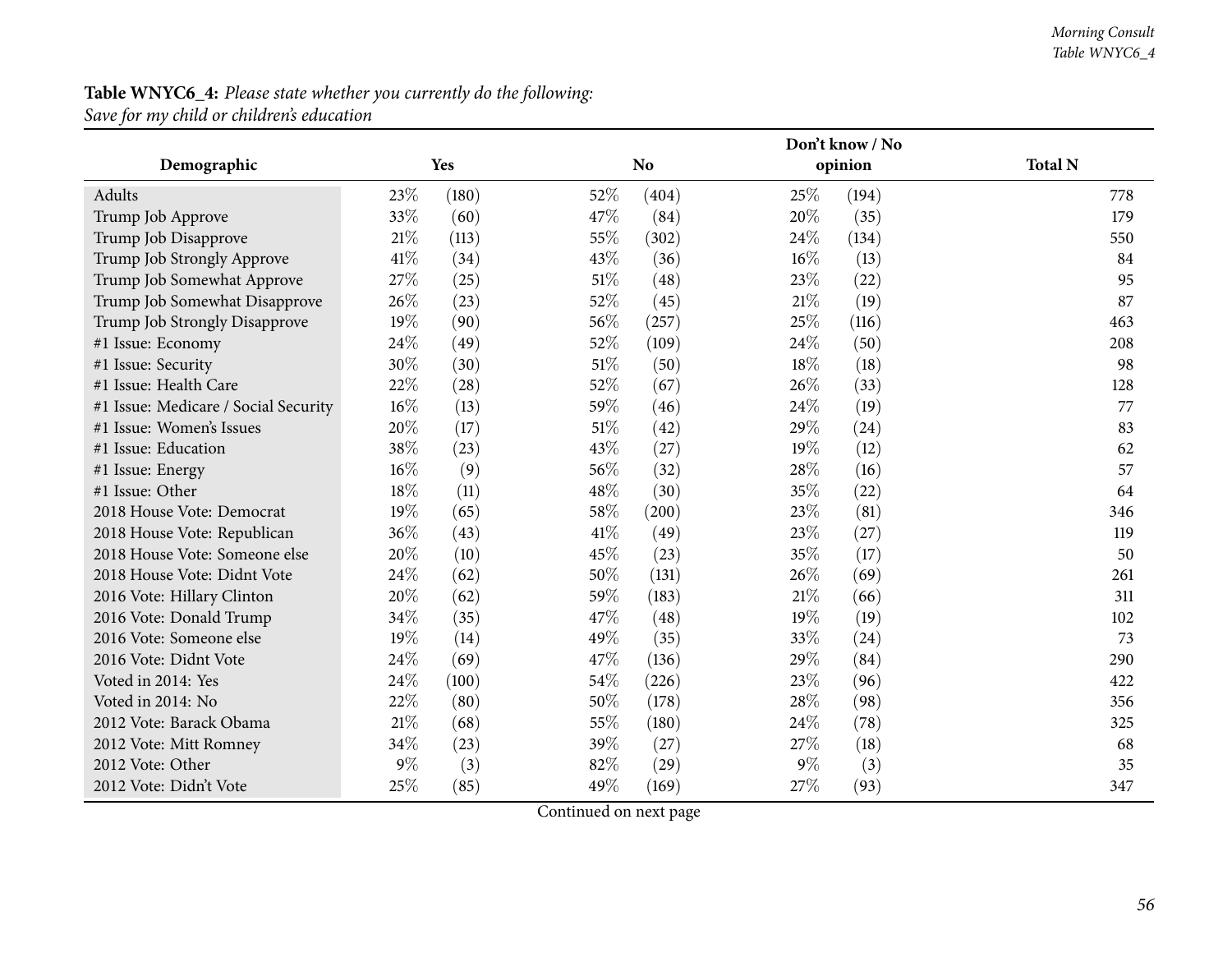**Table WNYC6_4:** *Please state whether you currently do the following: Save for my child or children's education*

| Demographic | Yes | | No | | Don't know / No opinion | | Total N |
|---|---|---|---|---|---|---|---|
| Adults | 23% | (180) | 52% | (404) | 25% | (194) | 778 |
| Trump Job Approve | 33% | (60) | 47% | (84) | 20% | (35) | 179 |
| Trump Job Disapprove | 21% | (113) | 55% | (302) | 24% | (134) | 550 |
| Trump Job Strongly Approve | 41% | (34) | 43% | (36) | 16% | (13) | 84 |
| Trump Job Somewhat Approve | 27% | (25) | 51% | (48) | 23% | (22) | 95 |
| Trump Job Somewhat Disapprove | 26% | (23) | 52% | (45) | 21% | (19) | 87 |
| Trump Job Strongly Disapprove | 19% | (90) | 56% | (257) | 25% | (116) | 463 |
| #1 Issue: Economy | 24% | (49) | 52% | (109) | 24% | (50) | 208 |
| #1 Issue: Security | 30% | (30) | 51% | (50) | 18% | (18) | 98 |
| #1 Issue: Health Care | 22% | (28) | 52% | (67) | 26% | (33) | 128 |
| #1 Issue: Medicare / Social Security | 16% | (13) | 59% | (46) | 24% | (19) | 77 |
| #1 Issue: Women's Issues | 20% | (17) | 51% | (42) | 29% | (24) | 83 |
| #1 Issue: Education | 38% | (23) | 43% | (27) | 19% | (12) | 62 |
| #1 Issue: Energy | 16% | (9) | 56% | (32) | 28% | (16) | 57 |
| #1 Issue: Other | 18% | (11) | 48% | (30) | 35% | (22) | 64 |
| 2018 House Vote: Democrat | 19% | (65) | 58% | (200) | 23% | (81) | 346 |
| 2018 House Vote: Republican | 36% | (43) | 41% | (49) | 23% | (27) | 119 |
| 2018 House Vote: Someone else | 20% | (10) | 45% | (23) | 35% | (17) | 50 |
| 2018 House Vote: Didnt Vote | 24% | (62) | 50% | (131) | 26% | (69) | 261 |
| 2016 Vote: Hillary Clinton | 20% | (62) | 59% | (183) | 21% | (66) | 311 |
| 2016 Vote: Donald Trump | 34% | (35) | 47% | (48) | 19% | (19) | 102 |
| 2016 Vote: Someone else | 19% | (14) | 49% | (35) | 33% | (24) | 73 |
| 2016 Vote: Didnt Vote | 24% | (69) | 47% | (136) | 29% | (84) | 290 |
| Voted in 2014: Yes | 24% | (100) | 54% | (226) | 23% | (96) | 422 |
| Voted in 2014: No | 22% | (80) | 50% | (178) | 28% | (98) | 356 |
| 2012 Vote: Barack Obama | 21% | (68) | 55% | (180) | 24% | (78) | 325 |
| 2012 Vote: Mitt Romney | 34% | (23) | 39% | (27) | 27% | (18) | 68 |
| 2012 Vote: Other | 9% | (3) | 82% | (29) | 9% | (3) | 35 |
| 2012 Vote: Didn't Vote | 25% | (85) | 49% | (169) | 27% | (93) | 347 |

Continued on next page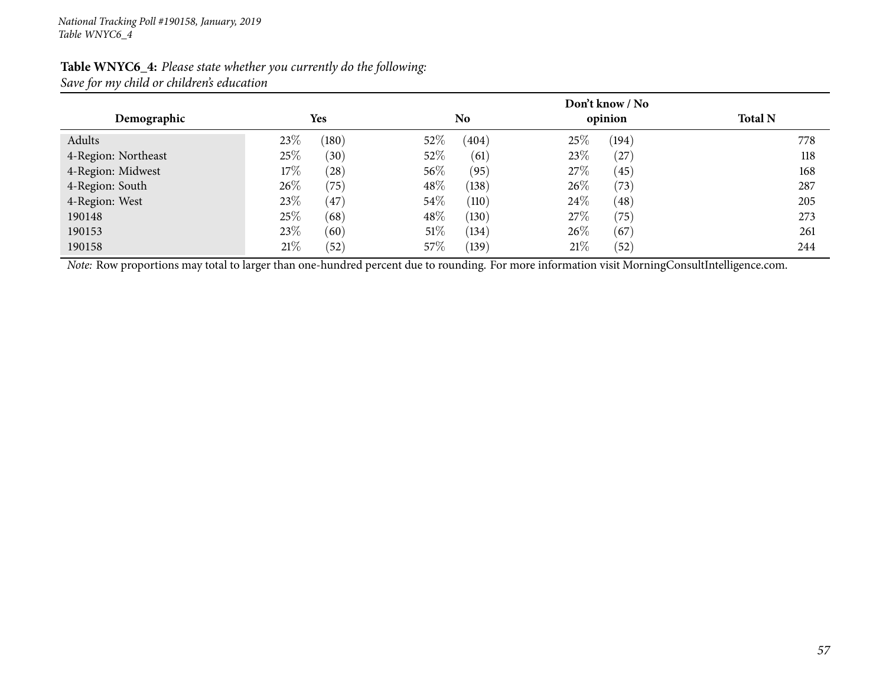**Table WNYC6_4:** *Please state whether you currently do the following:*
*Save for my child or children's education*

| Demographic | Yes | | No | | Don't know / No opinion | | Total N |
|---|---|---|---|---|---|---|---|
| Adults | 23% | (180) | 52% | (404) | 25% | (194) | 778 |
| 4-Region: Northeast | 25% | (30) | 52% | (61) | 23% | (27) | 118 |
| 4-Region: Midwest | 17% | (28) | 56% | (95) | 27% | (45) | 168 |
| 4-Region: South | 26% | (75) | 48% | (138) | 26% | (73) | 287 |
| 4-Region: West | 23% | (47) | 54% | (110) | 24% | (48) | 205 |
| 190148 | 25% | (68) | 48% | (130) | 27% | (75) | 273 |
| 190153 | 23% | (60) | 51% | (134) | 26% | (67) | 261 |
| 190158 | 21% | (52) | 57% | (139) | 21% | (52) | 244 |

*Note:* Row proportions may total to larger than one-hundred percent due to rounding. For more information visit MorningConsultIntelligence.com.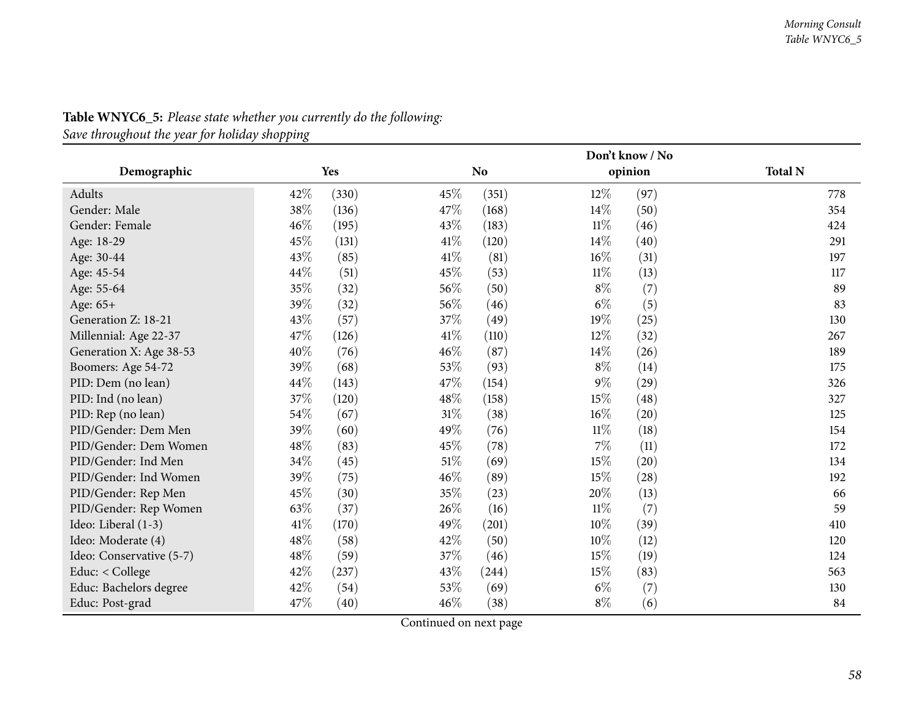**Table WNYC6_5:** *Please state whether you currently do the following: Save throughout the year for holiday shopping*

| Demographic | Yes | | No | | Don't know / No opinion | | Total N |
|---|---|---|---|---|---|---|---|
| Adults | 42% | (330) | 45% | (351) | 12% | (97) | 778 |
| Gender: Male | 38% | (136) | 47% | (168) | 14% | (50) | 354 |
| Gender: Female | 46% | (195) | 43% | (183) | 11% | (46) | 424 |
| Age: 18-29 | 45% | (131) | 41% | (120) | 14% | (40) | 291 |
| Age: 30-44 | 43% | (85) | 41% | (81) | 16% | (31) | 197 |
| Age: 45-54 | 44% | (51) | 45% | (53) | 11% | (13) | 117 |
| Age: 55-64 | 35% | (32) | 56% | (50) | 8% | (7) | 89 |
| Age: 65+ | 39% | (32) | 56% | (46) | 6% | (5) | 83 |
| Generation Z: 18-21 | 43% | (57) | 37% | (49) | 19% | (25) | 130 |
| Millennial: Age 22-37 | 47% | (126) | 41% | (110) | 12% | (32) | 267 |
| Generation X: Age 38-53 | 40% | (76) | 46% | (87) | 14% | (26) | 189 |
| Boomers: Age 54-72 | 39% | (68) | 53% | (93) | 8% | (14) | 175 |
| PID: Dem (no lean) | 44% | (143) | 47% | (154) | 9% | (29) | 326 |
| PID: Ind (no lean) | 37% | (120) | 48% | (158) | 15% | (48) | 327 |
| PID: Rep (no lean) | 54% | (67) | 31% | (38) | 16% | (20) | 125 |
| PID/Gender: Dem Men | 39% | (60) | 49% | (76) | 11% | (18) | 154 |
| PID/Gender: Dem Women | 48% | (83) | 45% | (78) | 7% | (11) | 172 |
| PID/Gender: Ind Men | 34% | (45) | 51% | (69) | 15% | (20) | 134 |
| PID/Gender: Ind Women | 39% | (75) | 46% | (89) | 15% | (28) | 192 |
| PID/Gender: Rep Men | 45% | (30) | 35% | (23) | 20% | (13) | 66 |
| PID/Gender: Rep Women | 63% | (37) | 26% | (16) | 11% | (7) | 59 |
| Ideo: Liberal (1-3) | 41% | (170) | 49% | (201) | 10% | (39) | 410 |
| Ideo: Moderate (4) | 48% | (58) | 42% | (50) | 10% | (12) | 120 |
| Ideo: Conservative (5-7) | 48% | (59) | 37% | (46) | 15% | (19) | 124 |
| Educ: < College | 42% | (237) | 43% | (244) | 15% | (83) | 563 |
| Educ: Bachelors degree | 42% | (54) | 53% | (69) | 6% | (7) | 130 |
| Educ: Post-grad | 47% | (40) | 46% | (38) | 8% | (6) | 84 |

Continued on next page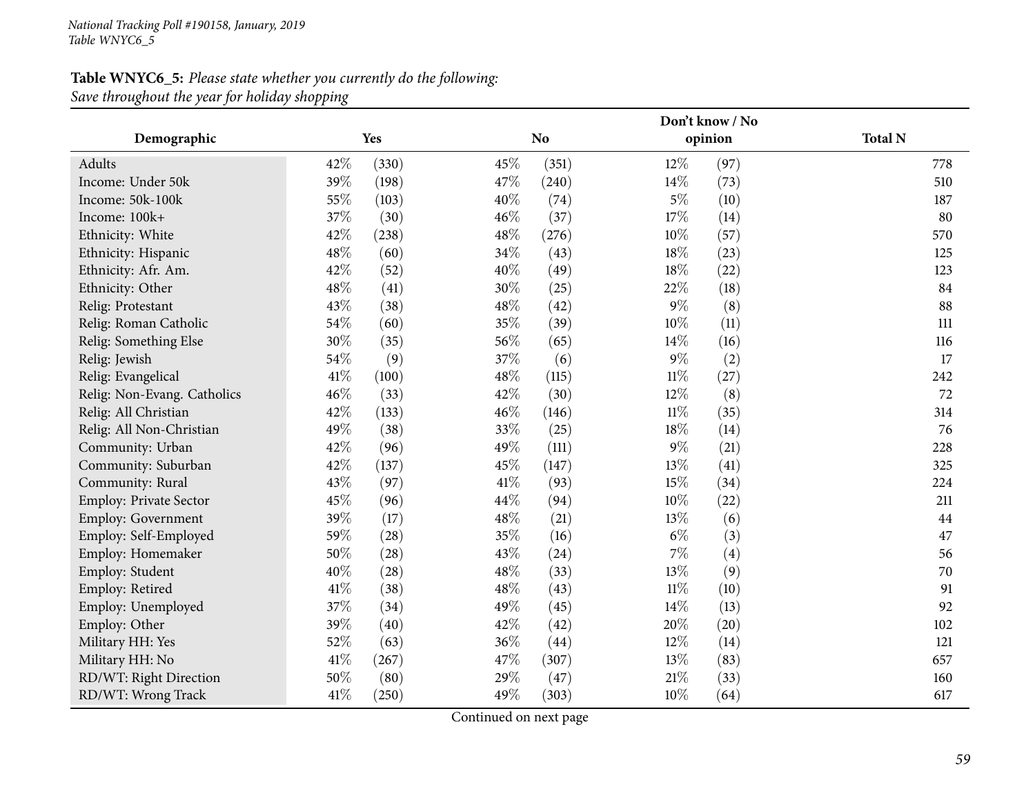**Table WNYC6_5:** *Please state whether you currently do the following:*
*Save throughout the year for holiday shopping*

| Demographic | Yes | | No | | Don't know / No opinion | | Total N |
|---|---|---|---|---|---|---|---|
| Adults | 42% | (330) | 45% | (351) | 12% | (97) | 778 |
| Income: Under 50k | 39% | (198) | 47% | (240) | 14% | (73) | 510 |
| Income: 50k-100k | 55% | (103) | 40% | (74) | 5% | (10) | 187 |
| Income: 100k+ | 37% | (30) | 46% | (37) | 17% | (14) | 80 |
| Ethnicity: White | 42% | (238) | 48% | (276) | 10% | (57) | 570 |
| Ethnicity: Hispanic | 48% | (60) | 34% | (43) | 18% | (23) | 125 |
| Ethnicity: Afr. Am. | 42% | (52) | 40% | (49) | 18% | (22) | 123 |
| Ethnicity: Other | 48% | (41) | 30% | (25) | 22% | (18) | 84 |
| Relig: Protestant | 43% | (38) | 48% | (42) | 9% | (8) | 88 |
| Relig: Roman Catholic | 54% | (60) | 35% | (39) | 10% | (11) | 111 |
| Relig: Something Else | 30% | (35) | 56% | (65) | 14% | (16) | 116 |
| Relig: Jewish | 54% | (9) | 37% | (6) | 9% | (2) | 17 |
| Relig: Evangelical | 41% | (100) | 48% | (115) | 11% | (27) | 242 |
| Relig: Non-Evang. Catholics | 46% | (33) | 42% | (30) | 12% | (8) | 72 |
| Relig: All Christian | 42% | (133) | 46% | (146) | 11% | (35) | 314 |
| Relig: All Non-Christian | 49% | (38) | 33% | (25) | 18% | (14) | 76 |
| Community: Urban | 42% | (96) | 49% | (111) | 9% | (21) | 228 |
| Community: Suburban | 42% | (137) | 45% | (147) | 13% | (41) | 325 |
| Community: Rural | 43% | (97) | 41% | (93) | 15% | (34) | 224 |
| Employ: Private Sector | 45% | (96) | 44% | (94) | 10% | (22) | 211 |
| Employ: Government | 39% | (17) | 48% | (21) | 13% | (6) | 44 |
| Employ: Self-Employed | 59% | (28) | 35% | (16) | 6% | (3) | 47 |
| Employ: Homemaker | 50% | (28) | 43% | (24) | 7% | (4) | 56 |
| Employ: Student | 40% | (28) | 48% | (33) | 13% | (9) | 70 |
| Employ: Retired | 41% | (38) | 48% | (43) | 11% | (10) | 91 |
| Employ: Unemployed | 37% | (34) | 49% | (45) | 14% | (13) | 92 |
| Employ: Other | 39% | (40) | 42% | (42) | 20% | (20) | 102 |
| Military HH: Yes | 52% | (63) | 36% | (44) | 12% | (14) | 121 |
| Military HH: No | 41% | (267) | 47% | (307) | 13% | (83) | 657 |
| RD/WT: Right Direction | 50% | (80) | 29% | (47) | 21% | (33) | 160 |
| RD/WT: Wrong Track | 41% | (250) | 49% | (303) | 10% | (64) | 617 |

Continued on next page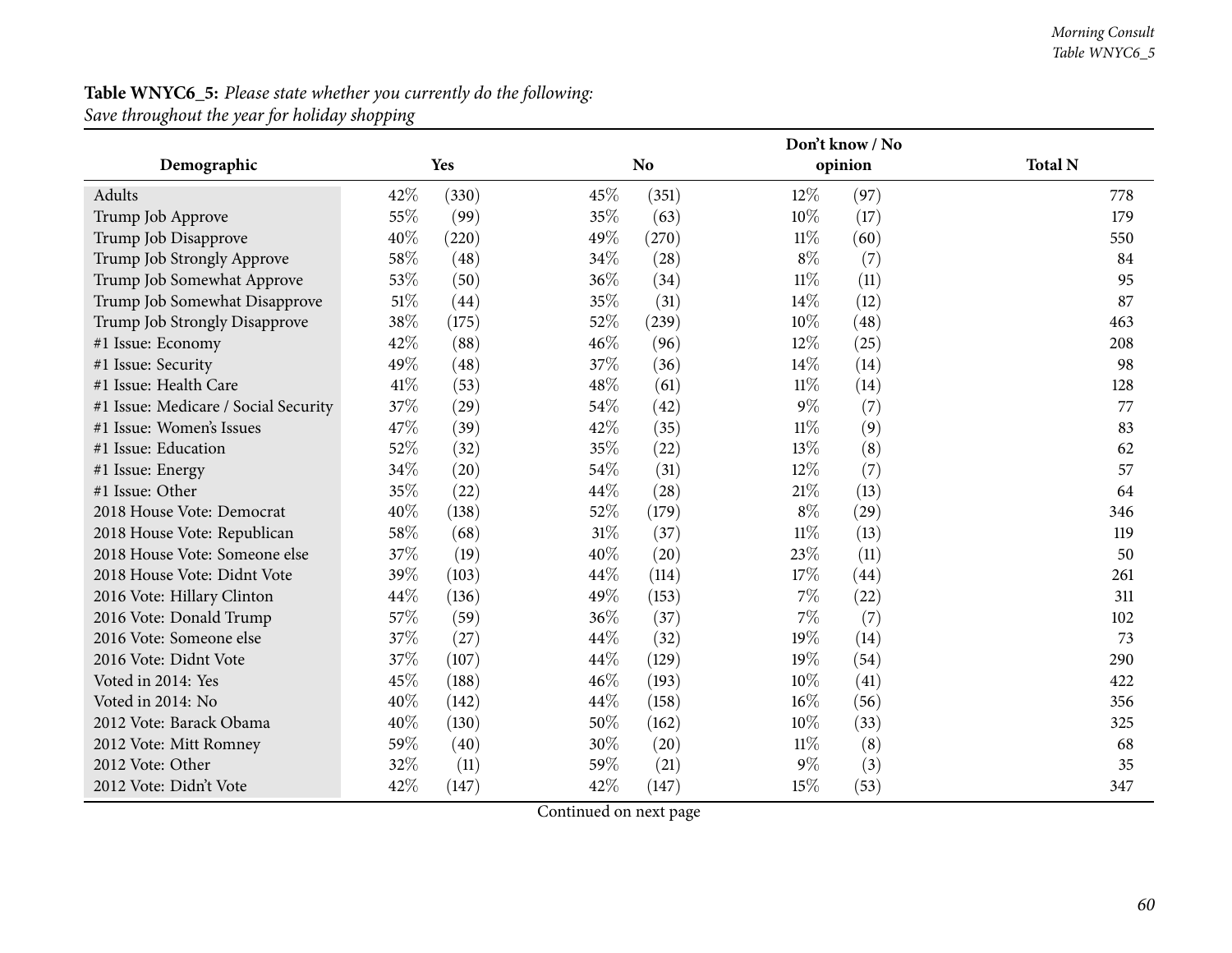**Table WNYC6_5:** *Please state whether you currently do the following: Save throughout the year for holiday shopping*

| Demographic | Yes | | No | | Don't know / No opinion | | Total N |
|---|---|---|---|---|---|---|---|
| Adults | 42% | (330) | 45% | (351) | 12% | (97) | 778 |
| Trump Job Approve | 55% | (99) | 35% | (63) | 10% | (17) | 179 |
| Trump Job Disapprove | 40% | (220) | 49% | (270) | 11% | (60) | 550 |
| Trump Job Strongly Approve | 58% | (48) | 34% | (28) | 8% | (7) | 84 |
| Trump Job Somewhat Approve | 53% | (50) | 36% | (34) | 11% | (11) | 95 |
| Trump Job Somewhat Disapprove | 51% | (44) | 35% | (31) | 14% | (12) | 87 |
| Trump Job Strongly Disapprove | 38% | (175) | 52% | (239) | 10% | (48) | 463 |
| #1 Issue: Economy | 42% | (88) | 46% | (96) | 12% | (25) | 208 |
| #1 Issue: Security | 49% | (48) | 37% | (36) | 14% | (14) | 98 |
| #1 Issue: Health Care | 41% | (53) | 48% | (61) | 11% | (14) | 128 |
| #1 Issue: Medicare / Social Security | 37% | (29) | 54% | (42) | 9% | (7) | 77 |
| #1 Issue: Women's Issues | 47% | (39) | 42% | (35) | 11% | (9) | 83 |
| #1 Issue: Education | 52% | (32) | 35% | (22) | 13% | (8) | 62 |
| #1 Issue: Energy | 34% | (20) | 54% | (31) | 12% | (7) | 57 |
| #1 Issue: Other | 35% | (22) | 44% | (28) | 21% | (13) | 64 |
| 2018 House Vote: Democrat | 40% | (138) | 52% | (179) | 8% | (29) | 346 |
| 2018 House Vote: Republican | 58% | (68) | 31% | (37) | 11% | (13) | 119 |
| 2018 House Vote: Someone else | 37% | (19) | 40% | (20) | 23% | (11) | 50 |
| 2018 House Vote: Didnt Vote | 39% | (103) | 44% | (114) | 17% | (44) | 261 |
| 2016 Vote: Hillary Clinton | 44% | (136) | 49% | (153) | 7% | (22) | 311 |
| 2016 Vote: Donald Trump | 57% | (59) | 36% | (37) | 7% | (7) | 102 |
| 2016 Vote: Someone else | 37% | (27) | 44% | (32) | 19% | (14) | 73 |
| 2016 Vote: Didnt Vote | 37% | (107) | 44% | (129) | 19% | (54) | 290 |
| Voted in 2014: Yes | 45% | (188) | 46% | (193) | 10% | (41) | 422 |
| Voted in 2014: No | 40% | (142) | 44% | (158) | 16% | (56) | 356 |
| 2012 Vote: Barack Obama | 40% | (130) | 50% | (162) | 10% | (33) | 325 |
| 2012 Vote: Mitt Romney | 59% | (40) | 30% | (20) | 11% | (8) | 68 |
| 2012 Vote: Other | 32% | (11) | 59% | (21) | 9% | (3) | 35 |
| 2012 Vote: Didn't Vote | 42% | (147) | 42% | (147) | 15% | (53) | 347 |

Continued on next page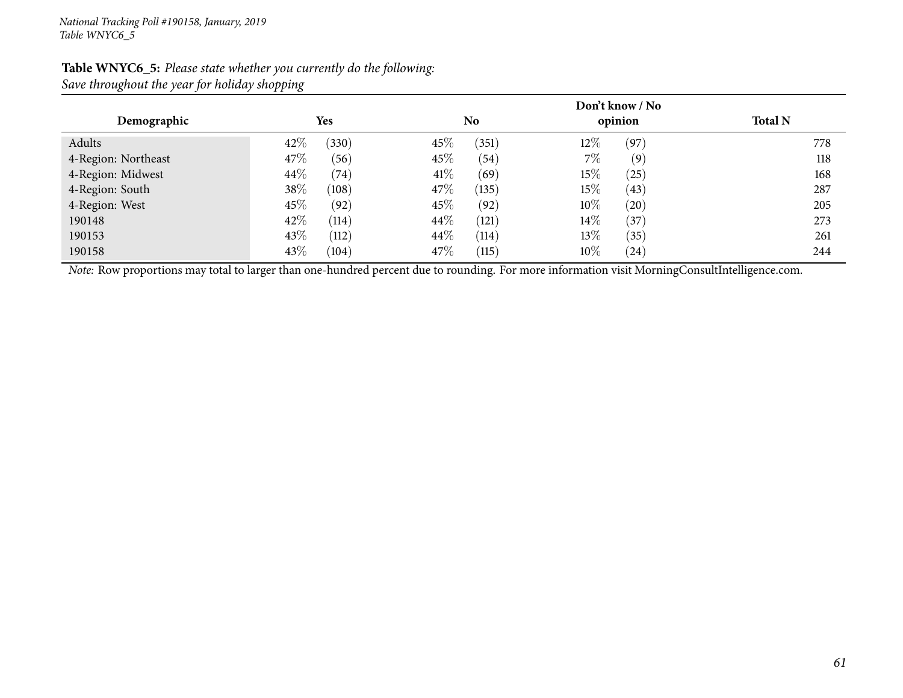**Table WNYC6_5:** *Please state whether you currently do the following:*
*Save throughout the year for holiday shopping*

| Demographic | Yes | | No | | Don't know / No opinion | | Total N |
|---|---|---|---|---|---|---|---|
| Adults | 42% | (330) | 45% | (351) | 12% | (97) | 778 |
| 4-Region: Northeast | 47% | (56) | 45% | (54) | 7% | (9) | 118 |
| 4-Region: Midwest | 44% | (74) | 41% | (69) | 15% | (25) | 168 |
| 4-Region: South | 38% | (108) | 47% | (135) | 15% | (43) | 287 |
| 4-Region: West | 45% | (92) | 45% | (92) | 10% | (20) | 205 |
| 190148 | 42% | (114) | 44% | (121) | 14% | (37) | 273 |
| 190153 | 43% | (112) | 44% | (114) | 13% | (35) | 261 |
| 190158 | 43% | (104) | 47% | (115) | 10% | (24) | 244 |

*Note:* Row proportions may total to larger than one-hundred percent due to rounding. For more information visit MorningConsultIntelligence.com.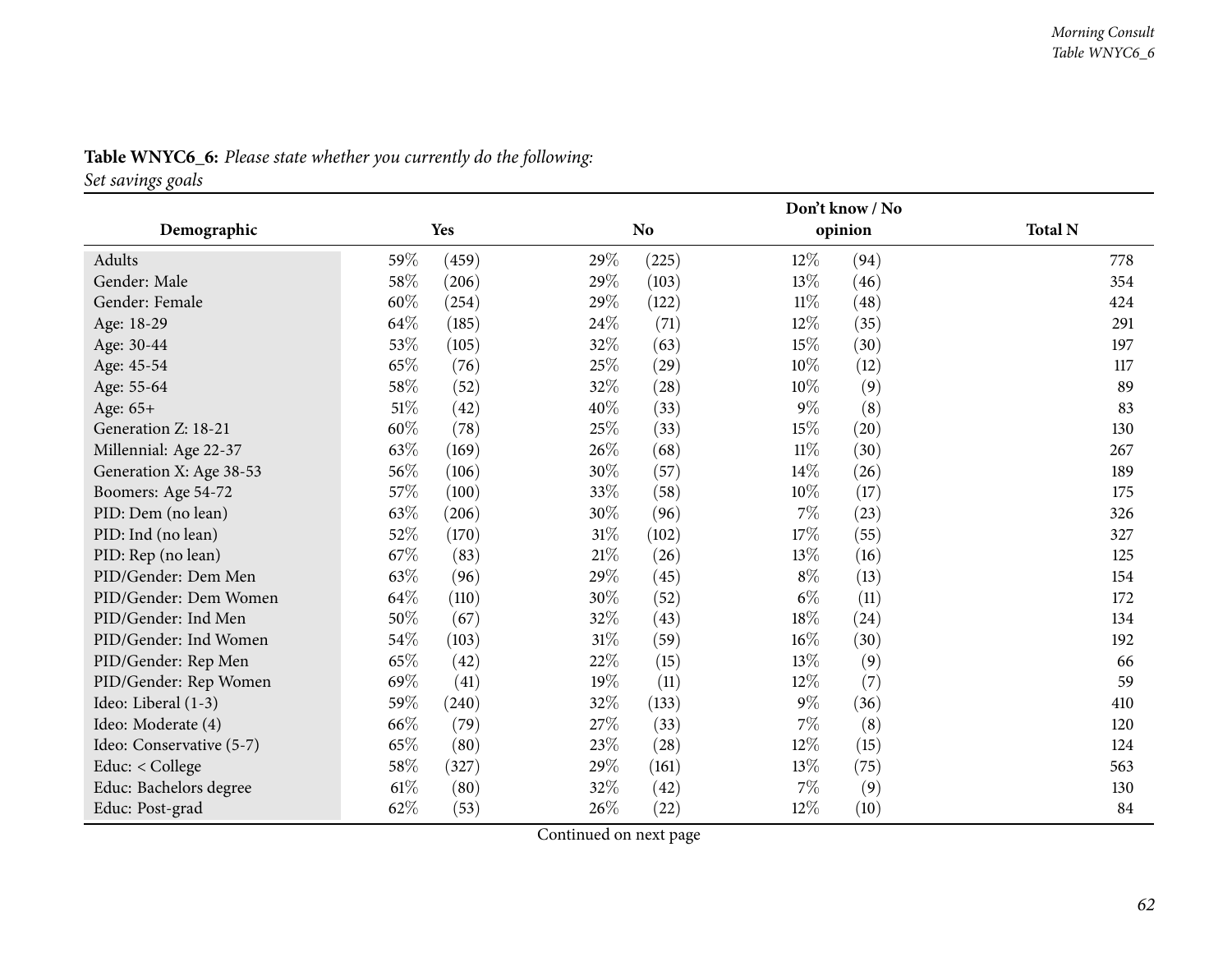**Table WNYC6_6:** *Please state whether you currently do the following:*
*Set savings goals*

| Demographic | Yes | | No | | Don't know / No opinion | | Total N |
|---|---|---|---|---|---|---|---|
| Adults | 59% | (459) | 29% | (225) | 12% | (94) | 778 |
| Gender: Male | 58% | (206) | 29% | (103) | 13% | (46) | 354 |
| Gender: Female | 60% | (254) | 29% | (122) | 11% | (48) | 424 |
| Age: 18-29 | 64% | (185) | 24% | (71) | 12% | (35) | 291 |
| Age: 30-44 | 53% | (105) | 32% | (63) | 15% | (30) | 197 |
| Age: 45-54 | 65% | (76) | 25% | (29) | 10% | (12) | 117 |
| Age: 55-64 | 58% | (52) | 32% | (28) | 10% | (9) | 89 |
| Age: 65+ | 51% | (42) | 40% | (33) | 9% | (8) | 83 |
| Generation Z: 18-21 | 60% | (78) | 25% | (33) | 15% | (20) | 130 |
| Millennial: Age 22-37 | 63% | (169) | 26% | (68) | 11% | (30) | 267 |
| Generation X: Age 38-53 | 56% | (106) | 30% | (57) | 14% | (26) | 189 |
| Boomers: Age 54-72 | 57% | (100) | 33% | (58) | 10% | (17) | 175 |
| PID: Dem (no lean) | 63% | (206) | 30% | (96) | 7% | (23) | 326 |
| PID: Ind (no lean) | 52% | (170) | 31% | (102) | 17% | (55) | 327 |
| PID: Rep (no lean) | 67% | (83) | 21% | (26) | 13% | (16) | 125 |
| PID/Gender: Dem Men | 63% | (96) | 29% | (45) | 8% | (13) | 154 |
| PID/Gender: Dem Women | 64% | (110) | 30% | (52) | 6% | (11) | 172 |
| PID/Gender: Ind Men | 50% | (67) | 32% | (43) | 18% | (24) | 134 |
| PID/Gender: Ind Women | 54% | (103) | 31% | (59) | 16% | (30) | 192 |
| PID/Gender: Rep Men | 65% | (42) | 22% | (15) | 13% | (9) | 66 |
| PID/Gender: Rep Women | 69% | (41) | 19% | (11) | 12% | (7) | 59 |
| Ideo: Liberal (1-3) | 59% | (240) | 32% | (133) | 9% | (36) | 410 |
| Ideo: Moderate (4) | 66% | (79) | 27% | (33) | 7% | (8) | 120 |
| Ideo: Conservative (5-7) | 65% | (80) | 23% | (28) | 12% | (15) | 124 |
| Educ: < College | 58% | (327) | 29% | (161) | 13% | (75) | 563 |
| Educ: Bachelors degree | 61% | (80) | 32% | (42) | 7% | (9) | 130 |
| Educ: Post-grad | 62% | (53) | 26% | (22) | 12% | (10) | 84 |

Continued on next page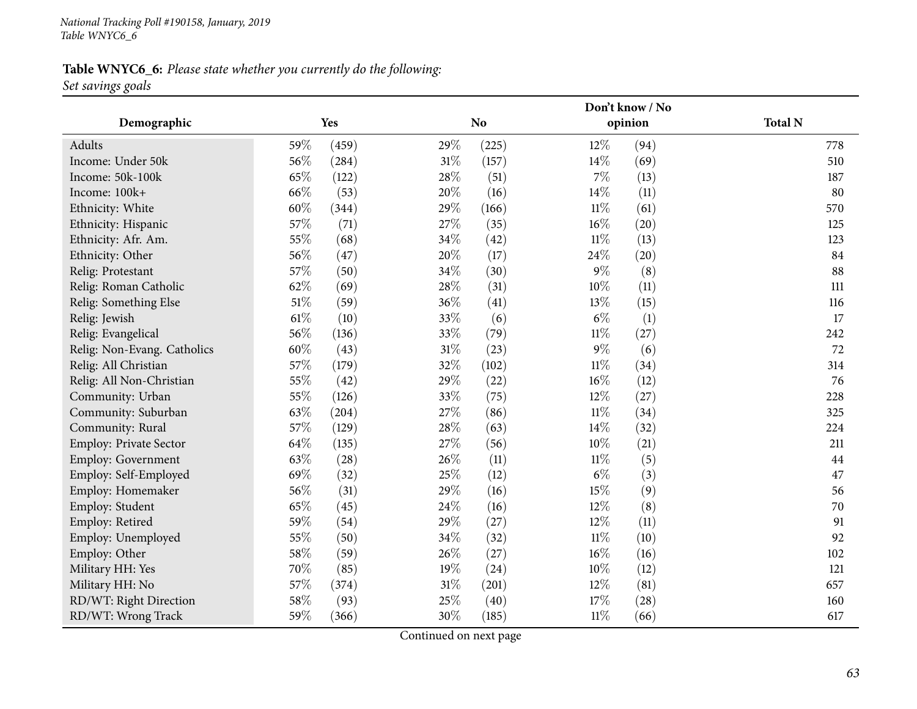**Table WNYC6_6:** *Please state whether you currently do the following:*
*Set savings goals*

| Demographic | Yes | | No | | Don't know / No opinion | | Total N |
|---|---|---|---|---|---|---|---|
| Adults | 59% | (459) | 29% | (225) | 12% | (94) | 778 |
| Income: Under 50k | 56% | (284) | 31% | (157) | 14% | (69) | 510 |
| Income: 50k-100k | 65% | (122) | 28% | (51) | 7% | (13) | 187 |
| Income: 100k+ | 66% | (53) | 20% | (16) | 14% | (11) | 80 |
| Ethnicity: White | 60% | (344) | 29% | (166) | 11% | (61) | 570 |
| Ethnicity: Hispanic | 57% | (71) | 27% | (35) | 16% | (20) | 125 |
| Ethnicity: Afr. Am. | 55% | (68) | 34% | (42) | 11% | (13) | 123 |
| Ethnicity: Other | 56% | (47) | 20% | (17) | 24% | (20) | 84 |
| Relig: Protestant | 57% | (50) | 34% | (30) | 9% | (8) | 88 |
| Relig: Roman Catholic | 62% | (69) | 28% | (31) | 10% | (11) | 111 |
| Relig: Something Else | 51% | (59) | 36% | (41) | 13% | (15) | 116 |
| Relig: Jewish | 61% | (10) | 33% | (6) | 6% | (1) | 17 |
| Relig: Evangelical | 56% | (136) | 33% | (79) | 11% | (27) | 242 |
| Relig: Non-Evang. Catholics | 60% | (43) | 31% | (23) | 9% | (6) | 72 |
| Relig: All Christian | 57% | (179) | 32% | (102) | 11% | (34) | 314 |
| Relig: All Non-Christian | 55% | (42) | 29% | (22) | 16% | (12) | 76 |
| Community: Urban | 55% | (126) | 33% | (75) | 12% | (27) | 228 |
| Community: Suburban | 63% | (204) | 27% | (86) | 11% | (34) | 325 |
| Community: Rural | 57% | (129) | 28% | (63) | 14% | (32) | 224 |
| Employ: Private Sector | 64% | (135) | 27% | (56) | 10% | (21) | 211 |
| Employ: Government | 63% | (28) | 26% | (11) | 11% | (5) | 44 |
| Employ: Self-Employed | 69% | (32) | 25% | (12) | 6% | (3) | 47 |
| Employ: Homemaker | 56% | (31) | 29% | (16) | 15% | (9) | 56 |
| Employ: Student | 65% | (45) | 24% | (16) | 12% | (8) | 70 |
| Employ: Retired | 59% | (54) | 29% | (27) | 12% | (11) | 91 |
| Employ: Unemployed | 55% | (50) | 34% | (32) | 11% | (10) | 92 |
| Employ: Other | 58% | (59) | 26% | (27) | 16% | (16) | 102 |
| Military HH: Yes | 70% | (85) | 19% | (24) | 10% | (12) | 121 |
| Military HH: No | 57% | (374) | 31% | (201) | 12% | (81) | 657 |
| RD/WT: Right Direction | 58% | (93) | 25% | (40) | 17% | (28) | 160 |
| RD/WT: Wrong Track | 59% | (366) | 30% | (185) | 11% | (66) | 617 |

Continued on next page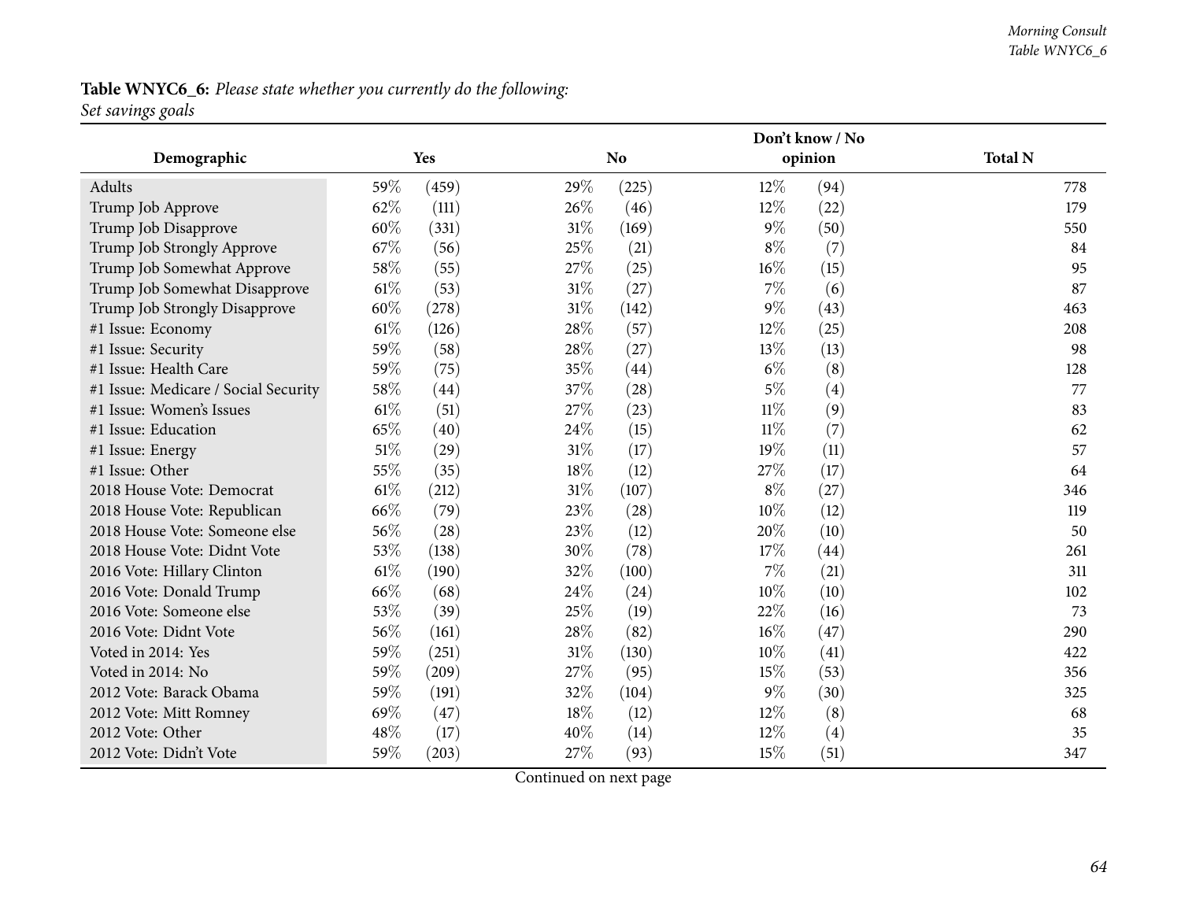**Table WNYC6_6:** *Please state whether you currently do the following:*
*Set savings goals*

| Demographic | Yes | | No | | Don't know / No opinion | | Total N |
|---|---|---|---|---|---|---|---|
| Adults | 59% | (459) | 29% | (225) | 12% | (94) | 778 |
| Trump Job Approve | 62% | (111) | 26% | (46) | 12% | (22) | 179 |
| Trump Job Disapprove | 60% | (331) | 31% | (169) | 9% | (50) | 550 |
| Trump Job Strongly Approve | 67% | (56) | 25% | (21) | 8% | (7) | 84 |
| Trump Job Somewhat Approve | 58% | (55) | 27% | (25) | 16% | (15) | 95 |
| Trump Job Somewhat Disapprove | 61% | (53) | 31% | (27) | 7% | (6) | 87 |
| Trump Job Strongly Disapprove | 60% | (278) | 31% | (142) | 9% | (43) | 463 |
| #1 Issue: Economy | 61% | (126) | 28% | (57) | 12% | (25) | 208 |
| #1 Issue: Security | 59% | (58) | 28% | (27) | 13% | (13) | 98 |
| #1 Issue: Health Care | 59% | (75) | 35% | (44) | 6% | (8) | 128 |
| #1 Issue: Medicare / Social Security | 58% | (44) | 37% | (28) | 5% | (4) | 77 |
| #1 Issue: Women's Issues | 61% | (51) | 27% | (23) | 11% | (9) | 83 |
| #1 Issue: Education | 65% | (40) | 24% | (15) | 11% | (7) | 62 |
| #1 Issue: Energy | 51% | (29) | 31% | (17) | 19% | (11) | 57 |
| #1 Issue: Other | 55% | (35) | 18% | (12) | 27% | (17) | 64 |
| 2018 House Vote: Democrat | 61% | (212) | 31% | (107) | 8% | (27) | 346 |
| 2018 House Vote: Republican | 66% | (79) | 23% | (28) | 10% | (12) | 119 |
| 2018 House Vote: Someone else | 56% | (28) | 23% | (12) | 20% | (10) | 50 |
| 2018 House Vote: Didnt Vote | 53% | (138) | 30% | (78) | 17% | (44) | 261 |
| 2016 Vote: Hillary Clinton | 61% | (190) | 32% | (100) | 7% | (21) | 311 |
| 2016 Vote: Donald Trump | 66% | (68) | 24% | (24) | 10% | (10) | 102 |
| 2016 Vote: Someone else | 53% | (39) | 25% | (19) | 22% | (16) | 73 |
| 2016 Vote: Didnt Vote | 56% | (161) | 28% | (82) | 16% | (47) | 290 |
| Voted in 2014: Yes | 59% | (251) | 31% | (130) | 10% | (41) | 422 |
| Voted in 2014: No | 59% | (209) | 27% | (95) | 15% | (53) | 356 |
| 2012 Vote: Barack Obama | 59% | (191) | 32% | (104) | 9% | (30) | 325 |
| 2012 Vote: Mitt Romney | 69% | (47) | 18% | (12) | 12% | (8) | 68 |
| 2012 Vote: Other | 48% | (17) | 40% | (14) | 12% | (4) | 35 |
| 2012 Vote: Didn't Vote | 59% | (203) | 27% | (93) | 15% | (51) | 347 |

Continued on next page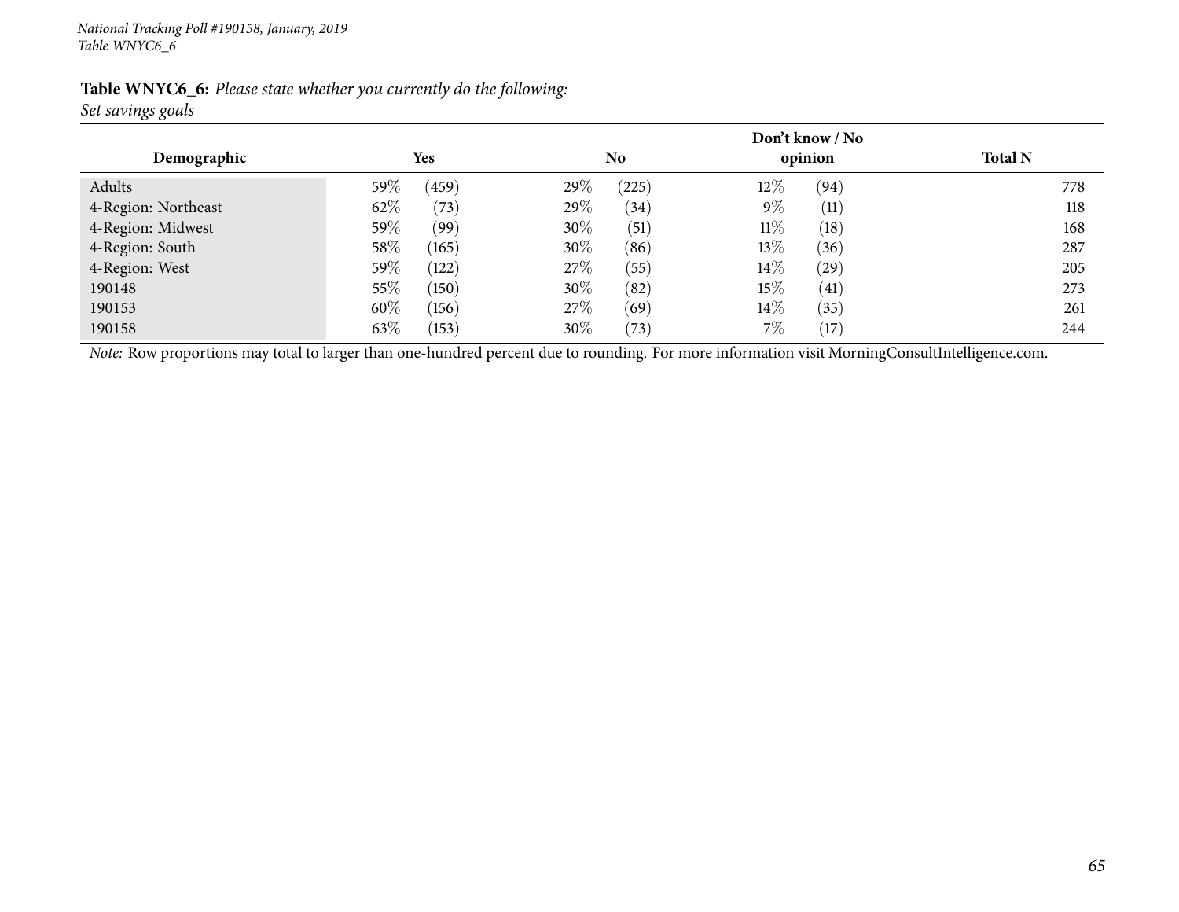National Tracking Poll #190158, January, 2019
Table WNYC6_6

**Table WNYC6_6:** *Please state whether you currently do the following:*
*Set savings goals*

| Demographic | Yes | | No | | Don't know / No opinion | | Total N |
|---|---|---|---|---|---|---|---|
| Adults | 59% | (459) | 29% | (225) | 12% | (94) | 778 |
| 4-Region: Northeast | 62% | (73) | 29% | (34) | 9% | (11) | 118 |
| 4-Region: Midwest | 59% | (99) | 30% | (51) | 11% | (18) | 168 |
| 4-Region: South | 58% | (165) | 30% | (86) | 13% | (36) | 287 |
| 4-Region: West | 59% | (122) | 27% | (55) | 14% | (29) | 205 |
| 190148 | 55% | (150) | 30% | (82) | 15% | (41) | 273 |
| 190153 | 60% | (156) | 27% | (69) | 14% | (35) | 261 |
| 190158 | 63% | (153) | 30% | (73) | 7% | (17) | 244 |

*Note:* Row proportions may total to larger than one-hundred percent due to rounding. For more information visit MorningConsultIntelligence.com.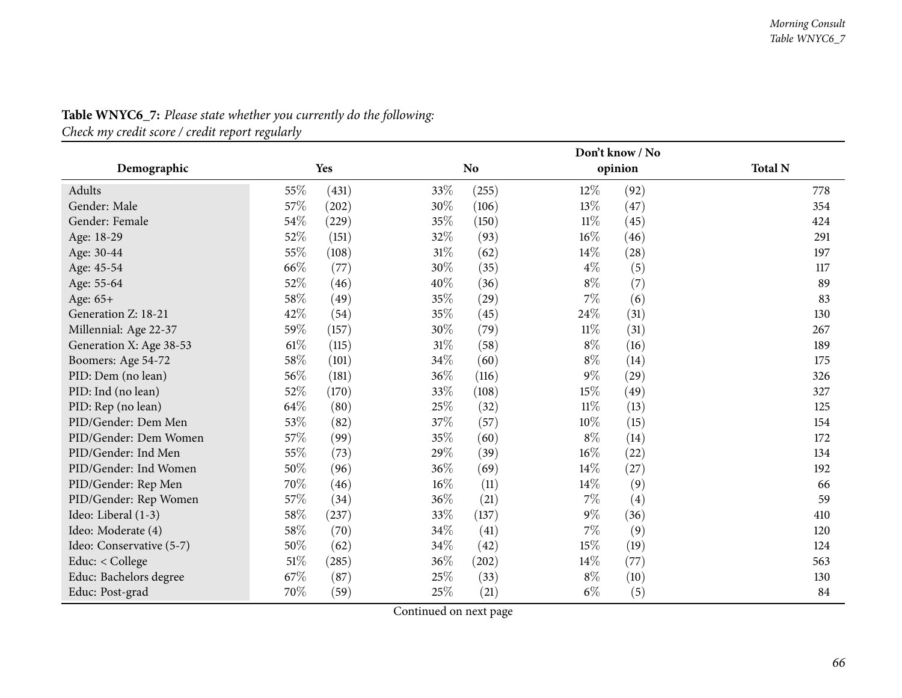**Table WNYC6_7:** *Please state whether you currently do the following: Check my credit score / credit report regularly*

| Demographic | Yes | | No | | Don't know / No opinion | | Total N |
|---|---|---|---|---|---|---|---|
| Adults | 55% | (431) | 33% | (255) | 12% | (92) | 778 |
| Gender: Male | 57% | (202) | 30% | (106) | 13% | (47) | 354 |
| Gender: Female | 54% | (229) | 35% | (150) | 11% | (45) | 424 |
| Age: 18-29 | 52% | (151) | 32% | (93) | 16% | (46) | 291 |
| Age: 30-44 | 55% | (108) | 31% | (62) | 14% | (28) | 197 |
| Age: 45-54 | 66% | (77) | 30% | (35) | 4% | (5) | 117 |
| Age: 55-64 | 52% | (46) | 40% | (36) | 8% | (7) | 89 |
| Age: 65+ | 58% | (49) | 35% | (29) | 7% | (6) | 83 |
| Generation Z: 18-21 | 42% | (54) | 35% | (45) | 24% | (31) | 130 |
| Millennial: Age 22-37 | 59% | (157) | 30% | (79) | 11% | (31) | 267 |
| Generation X: Age 38-53 | 61% | (115) | 31% | (58) | 8% | (16) | 189 |
| Boomers: Age 54-72 | 58% | (101) | 34% | (60) | 8% | (14) | 175 |
| PID: Dem (no lean) | 56% | (181) | 36% | (116) | 9% | (29) | 326 |
| PID: Ind (no lean) | 52% | (170) | 33% | (108) | 15% | (49) | 327 |
| PID: Rep (no lean) | 64% | (80) | 25% | (32) | 11% | (13) | 125 |
| PID/Gender: Dem Men | 53% | (82) | 37% | (57) | 10% | (15) | 154 |
| PID/Gender: Dem Women | 57% | (99) | 35% | (60) | 8% | (14) | 172 |
| PID/Gender: Ind Men | 55% | (73) | 29% | (39) | 16% | (22) | 134 |
| PID/Gender: Ind Women | 50% | (96) | 36% | (69) | 14% | (27) | 192 |
| PID/Gender: Rep Men | 70% | (46) | 16% | (11) | 14% | (9) | 66 |
| PID/Gender: Rep Women | 57% | (34) | 36% | (21) | 7% | (4) | 59 |
| Ideo: Liberal (1-3) | 58% | (237) | 33% | (137) | 9% | (36) | 410 |
| Ideo: Moderate (4) | 58% | (70) | 34% | (41) | 7% | (9) | 120 |
| Ideo: Conservative (5-7) | 50% | (62) | 34% | (42) | 15% | (19) | 124 |
| Educ: < College | 51% | (285) | 36% | (202) | 14% | (77) | 563 |
| Educ: Bachelors degree | 67% | (87) | 25% | (33) | 8% | (10) | 130 |
| Educ: Post-grad | 70% | (59) | 25% | (21) | 6% | (5) | 84 |

Continued on next page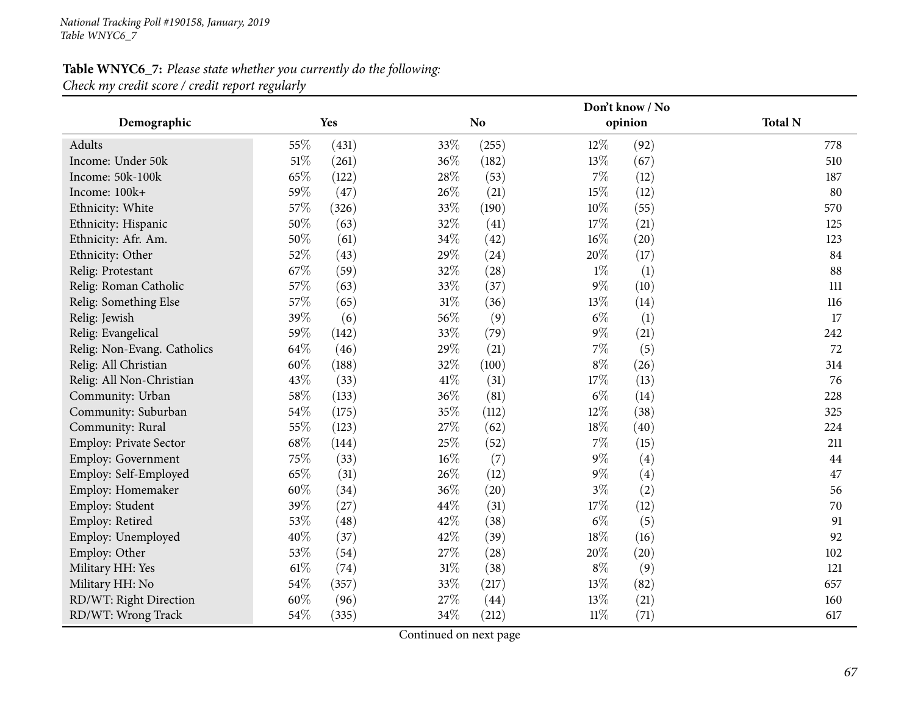**Table WNYC6_7:** *Please state whether you currently do the following:*
*Check my credit score / credit report regularly*

| Demographic | Yes | | No | | Don't know / No opinion | | Total N |
|---|---|---|---|---|---|---|---|
| Adults | 55% | (431) | 33% | (255) | 12% | (92) | 778 |
| Income: Under 50k | 51% | (261) | 36% | (182) | 13% | (67) | 510 |
| Income: 50k-100k | 65% | (122) | 28% | (53) | 7% | (12) | 187 |
| Income: 100k+ | 59% | (47) | 26% | (21) | 15% | (12) | 80 |
| Ethnicity: White | 57% | (326) | 33% | (190) | 10% | (55) | 570 |
| Ethnicity: Hispanic | 50% | (63) | 32% | (41) | 17% | (21) | 125 |
| Ethnicity: Afr. Am. | 50% | (61) | 34% | (42) | 16% | (20) | 123 |
| Ethnicity: Other | 52% | (43) | 29% | (24) | 20% | (17) | 84 |
| Relig: Protestant | 67% | (59) | 32% | (28) | 1% | (1) | 88 |
| Relig: Roman Catholic | 57% | (63) | 33% | (37) | 9% | (10) | 111 |
| Relig: Something Else | 57% | (65) | 31% | (36) | 13% | (14) | 116 |
| Relig: Jewish | 39% | (6) | 56% | (9) | 6% | (1) | 17 |
| Relig: Evangelical | 59% | (142) | 33% | (79) | 9% | (21) | 242 |
| Relig: Non-Evang. Catholics | 64% | (46) | 29% | (21) | 7% | (5) | 72 |
| Relig: All Christian | 60% | (188) | 32% | (100) | 8% | (26) | 314 |
| Relig: All Non-Christian | 43% | (33) | 41% | (31) | 17% | (13) | 76 |
| Community: Urban | 58% | (133) | 36% | (81) | 6% | (14) | 228 |
| Community: Suburban | 54% | (175) | 35% | (112) | 12% | (38) | 325 |
| Community: Rural | 55% | (123) | 27% | (62) | 18% | (40) | 224 |
| Employ: Private Sector | 68% | (144) | 25% | (52) | 7% | (15) | 211 |
| Employ: Government | 75% | (33) | 16% | (7) | 9% | (4) | 44 |
| Employ: Self-Employed | 65% | (31) | 26% | (12) | 9% | (4) | 47 |
| Employ: Homemaker | 60% | (34) | 36% | (20) | 3% | (2) | 56 |
| Employ: Student | 39% | (27) | 44% | (31) | 17% | (12) | 70 |
| Employ: Retired | 53% | (48) | 42% | (38) | 6% | (5) | 91 |
| Employ: Unemployed | 40% | (37) | 42% | (39) | 18% | (16) | 92 |
| Employ: Other | 53% | (54) | 27% | (28) | 20% | (20) | 102 |
| Military HH: Yes | 61% | (74) | 31% | (38) | 8% | (9) | 121 |
| Military HH: No | 54% | (357) | 33% | (217) | 13% | (82) | 657 |
| RD/WT: Right Direction | 60% | (96) | 27% | (44) | 13% | (21) | 160 |
| RD/WT: Wrong Track | 54% | (335) | 34% | (212) | 11% | (71) | 617 |

Continued on next page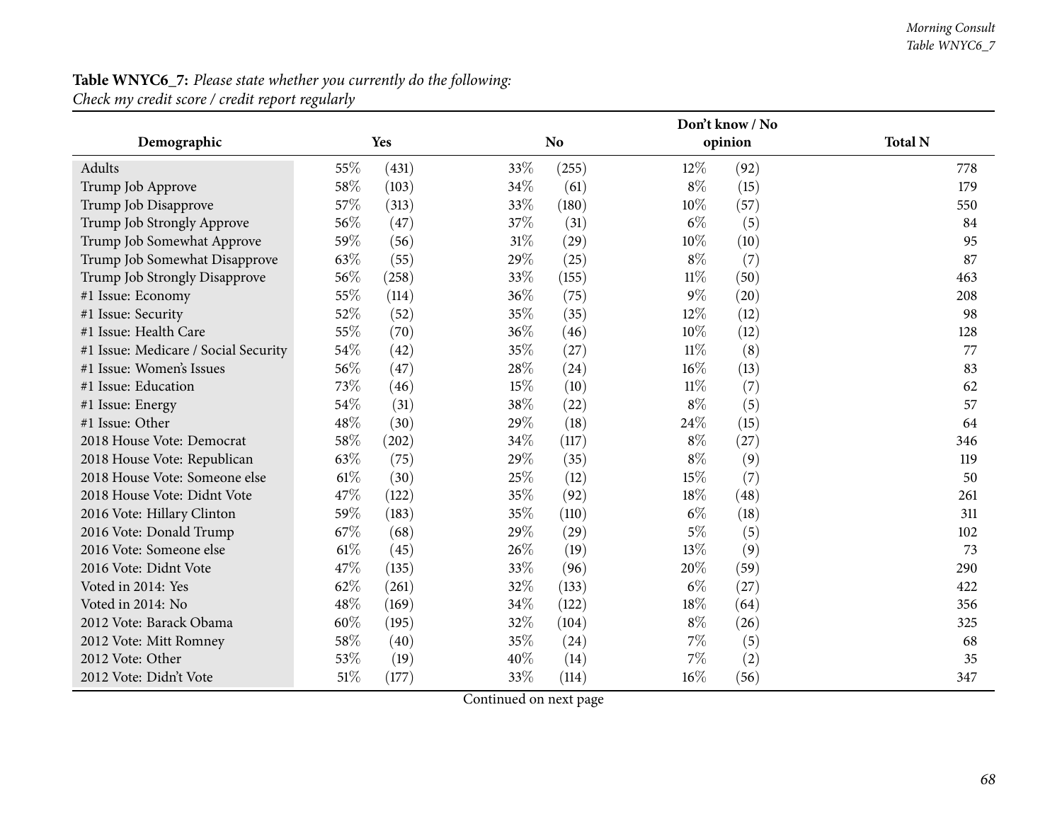**Table WNYC6_7:** *Please state whether you currently do the following:*
*Check my credit score / credit report regularly*

| Demographic | Yes | | No | | Don't know / No opinion | | Total N |
|---|---|---|---|---|---|---|---|
| Adults | 55% | (431) | 33% | (255) | 12% | (92) | 778 |
| Trump Job Approve | 58% | (103) | 34% | (61) | 8% | (15) | 179 |
| Trump Job Disapprove | 57% | (313) | 33% | (180) | 10% | (57) | 550 |
| Trump Job Strongly Approve | 56% | (47) | 37% | (31) | 6% | (5) | 84 |
| Trump Job Somewhat Approve | 59% | (56) | 31% | (29) | 10% | (10) | 95 |
| Trump Job Somewhat Disapprove | 63% | (55) | 29% | (25) | 8% | (7) | 87 |
| Trump Job Strongly Disapprove | 56% | (258) | 33% | (155) | 11% | (50) | 463 |
| #1 Issue: Economy | 55% | (114) | 36% | (75) | 9% | (20) | 208 |
| #1 Issue: Security | 52% | (52) | 35% | (35) | 12% | (12) | 98 |
| #1 Issue: Health Care | 55% | (70) | 36% | (46) | 10% | (12) | 128 |
| #1 Issue: Medicare / Social Security | 54% | (42) | 35% | (27) | 11% | (8) | 77 |
| #1 Issue: Women's Issues | 56% | (47) | 28% | (24) | 16% | (13) | 83 |
| #1 Issue: Education | 73% | (46) | 15% | (10) | 11% | (7) | 62 |
| #1 Issue: Energy | 54% | (31) | 38% | (22) | 8% | (5) | 57 |
| #1 Issue: Other | 48% | (30) | 29% | (18) | 24% | (15) | 64 |
| 2018 House Vote: Democrat | 58% | (202) | 34% | (117) | 8% | (27) | 346 |
| 2018 House Vote: Republican | 63% | (75) | 29% | (35) | 8% | (9) | 119 |
| 2018 House Vote: Someone else | 61% | (30) | 25% | (12) | 15% | (7) | 50 |
| 2018 House Vote: Didnt Vote | 47% | (122) | 35% | (92) | 18% | (48) | 261 |
| 2016 Vote: Hillary Clinton | 59% | (183) | 35% | (110) | 6% | (18) | 311 |
| 2016 Vote: Donald Trump | 67% | (68) | 29% | (29) | 5% | (5) | 102 |
| 2016 Vote: Someone else | 61% | (45) | 26% | (19) | 13% | (9) | 73 |
| 2016 Vote: Didnt Vote | 47% | (135) | 33% | (96) | 20% | (59) | 290 |
| Voted in 2014: Yes | 62% | (261) | 32% | (133) | 6% | (27) | 422 |
| Voted in 2014: No | 48% | (169) | 34% | (122) | 18% | (64) | 356 |
| 2012 Vote: Barack Obama | 60% | (195) | 32% | (104) | 8% | (26) | 325 |
| 2012 Vote: Mitt Romney | 58% | (40) | 35% | (24) | 7% | (5) | 68 |
| 2012 Vote: Other | 53% | (19) | 40% | (14) | 7% | (2) | 35 |
| 2012 Vote: Didn't Vote | 51% | (177) | 33% | (114) | 16% | (56) | 347 |

Continued on next page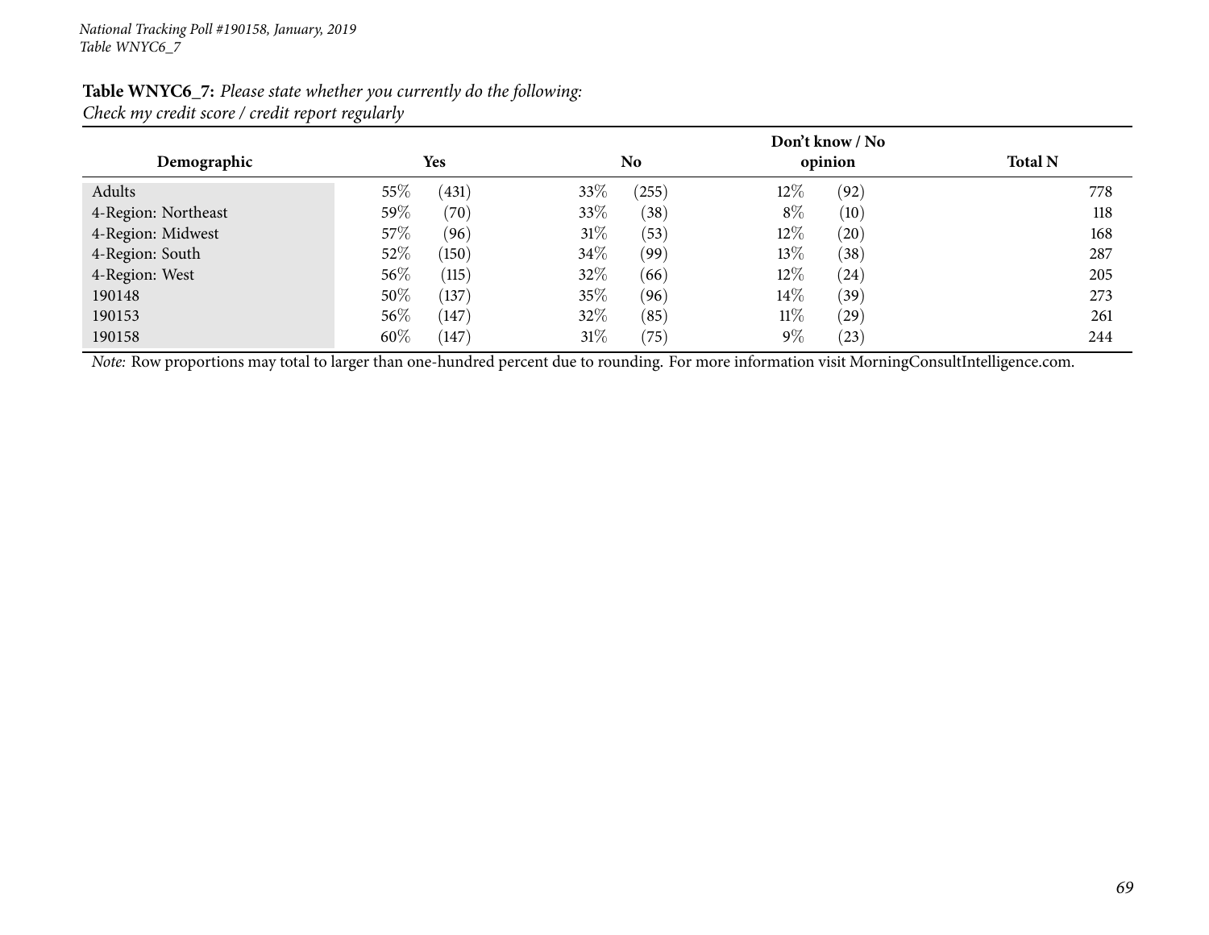National Tracking Poll #190158, January, 2019
Table WNYC6_7

**Table WNYC6_7:** *Please state whether you currently do the following: Check my credit score / credit report regularly*

| Demographic | Yes | | No | | Don't know / No opinion | | Total N |
|---|---|---|---|---|---|---|---|
| Adults | 55% | (431) | 33% | (255) | 12% | (92) | 778 |
| 4-Region: Northeast | 59% | (70) | 33% | (38) | 8% | (10) | 118 |
| 4-Region: Midwest | 57% | (96) | 31% | (53) | 12% | (20) | 168 |
| 4-Region: South | 52% | (150) | 34% | (99) | 13% | (38) | 287 |
| 4-Region: West | 56% | (115) | 32% | (66) | 12% | (24) | 205 |
| 190148 | 50% | (137) | 35% | (96) | 14% | (39) | 273 |
| 190153 | 56% | (147) | 32% | (85) | 11% | (29) | 261 |
| 190158 | 60% | (147) | 31% | (75) | 9% | (23) | 244 |

*Note:* Row proportions may total to larger than one-hundred percent due to rounding. For more information visit MorningConsultIntelligence.com.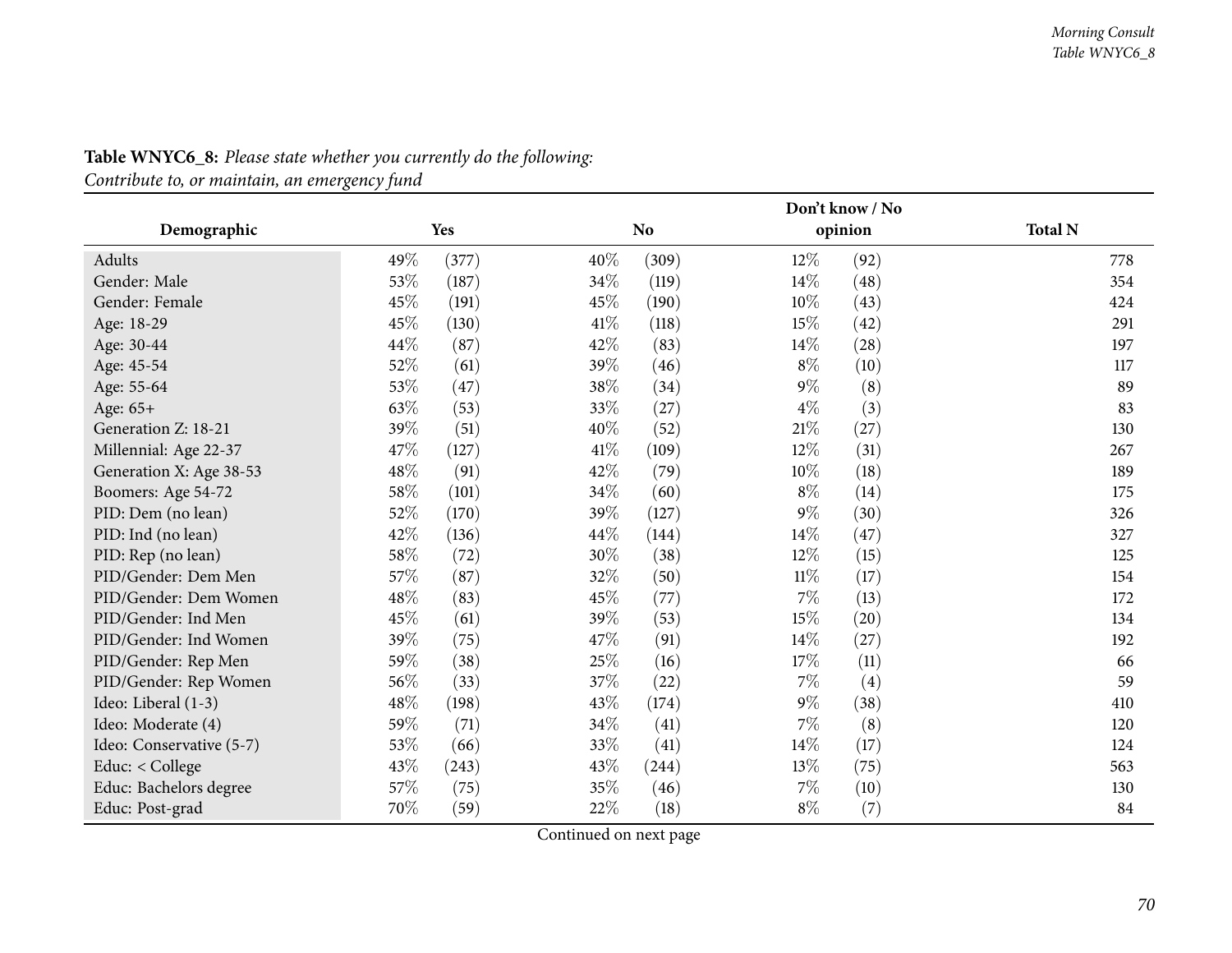**Table WNYC6_8:** *Please state whether you currently do the following: Contribute to, or maintain, an emergency fund*

| Demographic | Yes | | No | | Don't know / No opinion | | Total N |
|---|---|---|---|---|---|---|---|
| Adults | 49% | (377) | 40% | (309) | 12% | (92) | 778 |
| Gender: Male | 53% | (187) | 34% | (119) | 14% | (48) | 354 |
| Gender: Female | 45% | (191) | 45% | (190) | 10% | (43) | 424 |
| Age: 18-29 | 45% | (130) | 41% | (118) | 15% | (42) | 291 |
| Age: 30-44 | 44% | (87) | 42% | (83) | 14% | (28) | 197 |
| Age: 45-54 | 52% | (61) | 39% | (46) | 8% | (10) | 117 |
| Age: 55-64 | 53% | (47) | 38% | (34) | 9% | (8) | 89 |
| Age: 65+ | 63% | (53) | 33% | (27) | 4% | (3) | 83 |
| Generation Z: 18-21 | 39% | (51) | 40% | (52) | 21% | (27) | 130 |
| Millennial: Age 22-37 | 47% | (127) | 41% | (109) | 12% | (31) | 267 |
| Generation X: Age 38-53 | 48% | (91) | 42% | (79) | 10% | (18) | 189 |
| Boomers: Age 54-72 | 58% | (101) | 34% | (60) | 8% | (14) | 175 |
| PID: Dem (no lean) | 52% | (170) | 39% | (127) | 9% | (30) | 326 |
| PID: Ind (no lean) | 42% | (136) | 44% | (144) | 14% | (47) | 327 |
| PID: Rep (no lean) | 58% | (72) | 30% | (38) | 12% | (15) | 125 |
| PID/Gender: Dem Men | 57% | (87) | 32% | (50) | 11% | (17) | 154 |
| PID/Gender: Dem Women | 48% | (83) | 45% | (77) | 7% | (13) | 172 |
| PID/Gender: Ind Men | 45% | (61) | 39% | (53) | 15% | (20) | 134 |
| PID/Gender: Ind Women | 39% | (75) | 47% | (91) | 14% | (27) | 192 |
| PID/Gender: Rep Men | 59% | (38) | 25% | (16) | 17% | (11) | 66 |
| PID/Gender: Rep Women | 56% | (33) | 37% | (22) | 7% | (4) | 59 |
| Ideo: Liberal (1-3) | 48% | (198) | 43% | (174) | 9% | (38) | 410 |
| Ideo: Moderate (4) | 59% | (71) | 34% | (41) | 7% | (8) | 120 |
| Ideo: Conservative (5-7) | 53% | (66) | 33% | (41) | 14% | (17) | 124 |
| Educ: < College | 43% | (243) | 43% | (244) | 13% | (75) | 563 |
| Educ: Bachelors degree | 57% | (75) | 35% | (46) | 7% | (10) | 130 |
| Educ: Post-grad | 70% | (59) | 22% | (18) | 8% | (7) | 84 |

Continued on next page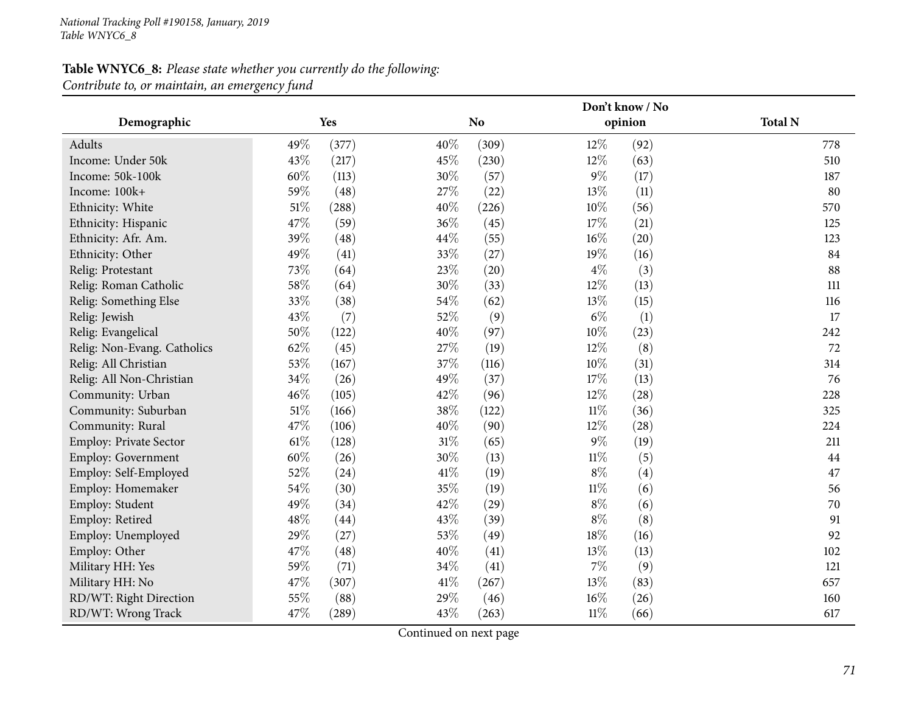*National Tracking Poll #190158, January, 2019*
*Table WNYC6_8*

**Table WNYC6_8:** *Please state whether you currently do the following: Contribute to, or maintain, an emergency fund*

| Demographic | Yes | | No | | Don't know / No opinion | | Total N |
|---|---|---|---|---|---|---|---|
| Adults | 49% | (377) | 40% | (309) | 12% | (92) | 778 |
| Income: Under 50k | 43% | (217) | 45% | (230) | 12% | (63) | 510 |
| Income: 50k-100k | 60% | (113) | 30% | (57) | 9% | (17) | 187 |
| Income: 100k+ | 59% | (48) | 27% | (22) | 13% | (11) | 80 |
| Ethnicity: White | 51% | (288) | 40% | (226) | 10% | (56) | 570 |
| Ethnicity: Hispanic | 47% | (59) | 36% | (45) | 17% | (21) | 125 |
| Ethnicity: Afr. Am. | 39% | (48) | 44% | (55) | 16% | (20) | 123 |
| Ethnicity: Other | 49% | (41) | 33% | (27) | 19% | (16) | 84 |
| Relig: Protestant | 73% | (64) | 23% | (20) | 4% | (3) | 88 |
| Relig: Roman Catholic | 58% | (64) | 30% | (33) | 12% | (13) | 111 |
| Relig: Something Else | 33% | (38) | 54% | (62) | 13% | (15) | 116 |
| Relig: Jewish | 43% | (7) | 52% | (9) | 6% | (1) | 17 |
| Relig: Evangelical | 50% | (122) | 40% | (97) | 10% | (23) | 242 |
| Relig: Non-Evang. Catholics | 62% | (45) | 27% | (19) | 12% | (8) | 72 |
| Relig: All Christian | 53% | (167) | 37% | (116) | 10% | (31) | 314 |
| Relig: All Non-Christian | 34% | (26) | 49% | (37) | 17% | (13) | 76 |
| Community: Urban | 46% | (105) | 42% | (96) | 12% | (28) | 228 |
| Community: Suburban | 51% | (166) | 38% | (122) | 11% | (36) | 325 |
| Community: Rural | 47% | (106) | 40% | (90) | 12% | (28) | 224 |
| Employ: Private Sector | 61% | (128) | 31% | (65) | 9% | (19) | 211 |
| Employ: Government | 60% | (26) | 30% | (13) | 11% | (5) | 44 |
| Employ: Self-Employed | 52% | (24) | 41% | (19) | 8% | (4) | 47 |
| Employ: Homemaker | 54% | (30) | 35% | (19) | 11% | (6) | 56 |
| Employ: Student | 49% | (34) | 42% | (29) | 8% | (6) | 70 |
| Employ: Retired | 48% | (44) | 43% | (39) | 8% | (8) | 91 |
| Employ: Unemployed | 29% | (27) | 53% | (49) | 18% | (16) | 92 |
| Employ: Other | 47% | (48) | 40% | (41) | 13% | (13) | 102 |
| Military HH: Yes | 59% | (71) | 34% | (41) | 7% | (9) | 121 |
| Military HH: No | 47% | (307) | 41% | (267) | 13% | (83) | 657 |
| RD/WT: Right Direction | 55% | (88) | 29% | (46) | 16% | (26) | 160 |
| RD/WT: Wrong Track | 47% | (289) | 43% | (263) | 11% | (66) | 617 |

Continued on next page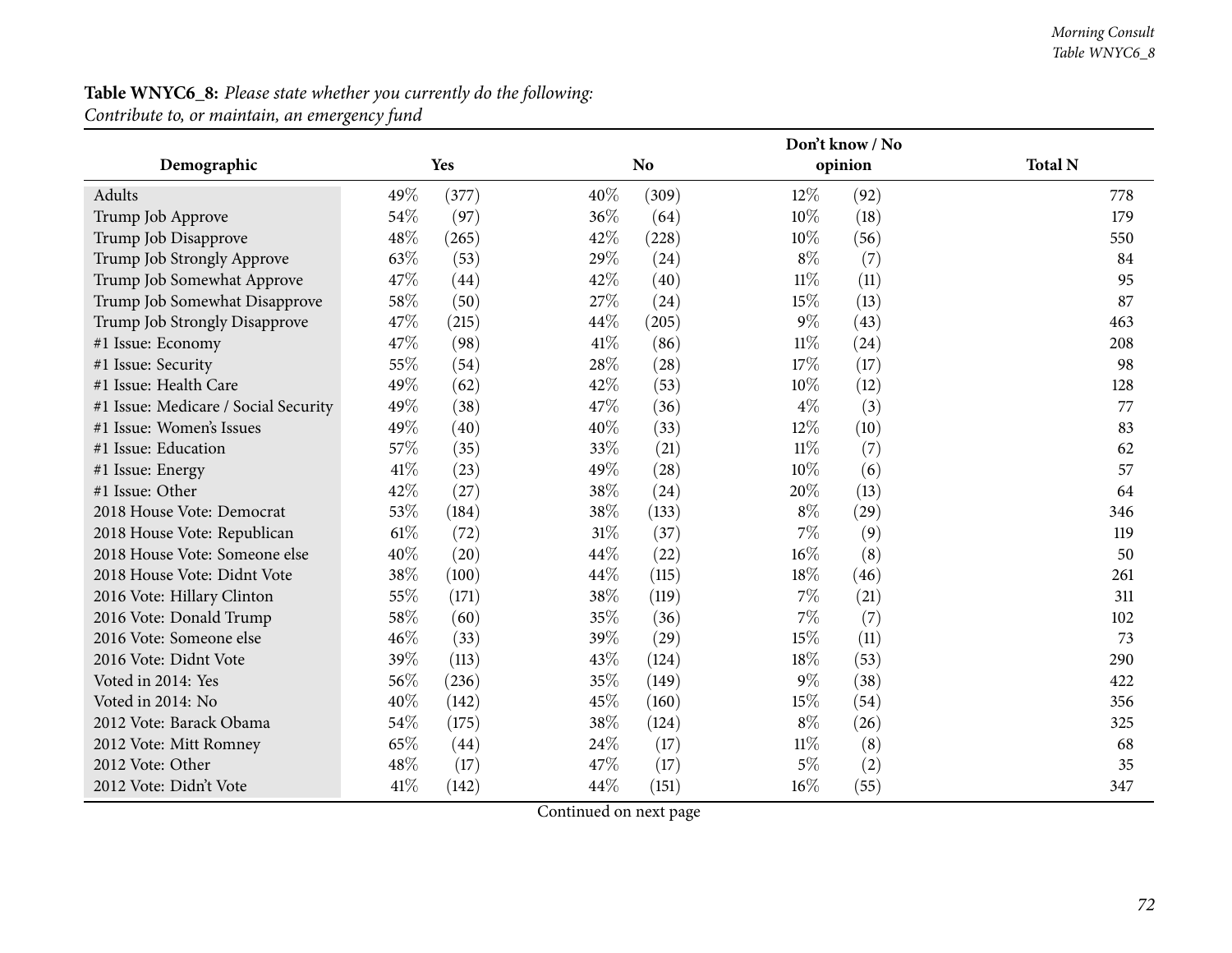**Table WNYC6_8:** *Please state whether you currently do the following: Contribute to, or maintain, an emergency fund*

| Demographic | Yes | | No | | Don't know / No opinion | | Total N |
|---|---|---|---|---|---|---|---|
| Adults | 49% | (377) | 40% | (309) | 12% | (92) | 778 |
| Trump Job Approve | 54% | (97) | 36% | (64) | 10% | (18) | 179 |
| Trump Job Disapprove | 48% | (265) | 42% | (228) | 10% | (56) | 550 |
| Trump Job Strongly Approve | 63% | (53) | 29% | (24) | 8% | (7) | 84 |
| Trump Job Somewhat Approve | 47% | (44) | 42% | (40) | 11% | (11) | 95 |
| Trump Job Somewhat Disapprove | 58% | (50) | 27% | (24) | 15% | (13) | 87 |
| Trump Job Strongly Disapprove | 47% | (215) | 44% | (205) | 9% | (43) | 463 |
| #1 Issue: Economy | 47% | (98) | 41% | (86) | 11% | (24) | 208 |
| #1 Issue: Security | 55% | (54) | 28% | (28) | 17% | (17) | 98 |
| #1 Issue: Health Care | 49% | (62) | 42% | (53) | 10% | (12) | 128 |
| #1 Issue: Medicare / Social Security | 49% | (38) | 47% | (36) | 4% | (3) | 77 |
| #1 Issue: Women's Issues | 49% | (40) | 40% | (33) | 12% | (10) | 83 |
| #1 Issue: Education | 57% | (35) | 33% | (21) | 11% | (7) | 62 |
| #1 Issue: Energy | 41% | (23) | 49% | (28) | 10% | (6) | 57 |
| #1 Issue: Other | 42% | (27) | 38% | (24) | 20% | (13) | 64 |
| 2018 House Vote: Democrat | 53% | (184) | 38% | (133) | 8% | (29) | 346 |
| 2018 House Vote: Republican | 61% | (72) | 31% | (37) | 7% | (9) | 119 |
| 2018 House Vote: Someone else | 40% | (20) | 44% | (22) | 16% | (8) | 50 |
| 2018 House Vote: Didnt Vote | 38% | (100) | 44% | (115) | 18% | (46) | 261 |
| 2016 Vote: Hillary Clinton | 55% | (171) | 38% | (119) | 7% | (21) | 311 |
| 2016 Vote: Donald Trump | 58% | (60) | 35% | (36) | 7% | (7) | 102 |
| 2016 Vote: Someone else | 46% | (33) | 39% | (29) | 15% | (11) | 73 |
| 2016 Vote: Didnt Vote | 39% | (113) | 43% | (124) | 18% | (53) | 290 |
| Voted in 2014: Yes | 56% | (236) | 35% | (149) | 9% | (38) | 422 |
| Voted in 2014: No | 40% | (142) | 45% | (160) | 15% | (54) | 356 |
| 2012 Vote: Barack Obama | 54% | (175) | 38% | (124) | 8% | (26) | 325 |
| 2012 Vote: Mitt Romney | 65% | (44) | 24% | (17) | 11% | (8) | 68 |
| 2012 Vote: Other | 48% | (17) | 47% | (17) | 5% | (2) | 35 |
| 2012 Vote: Didn't Vote | 41% | (142) | 44% | (151) | 16% | (55) | 347 |

Continued on next page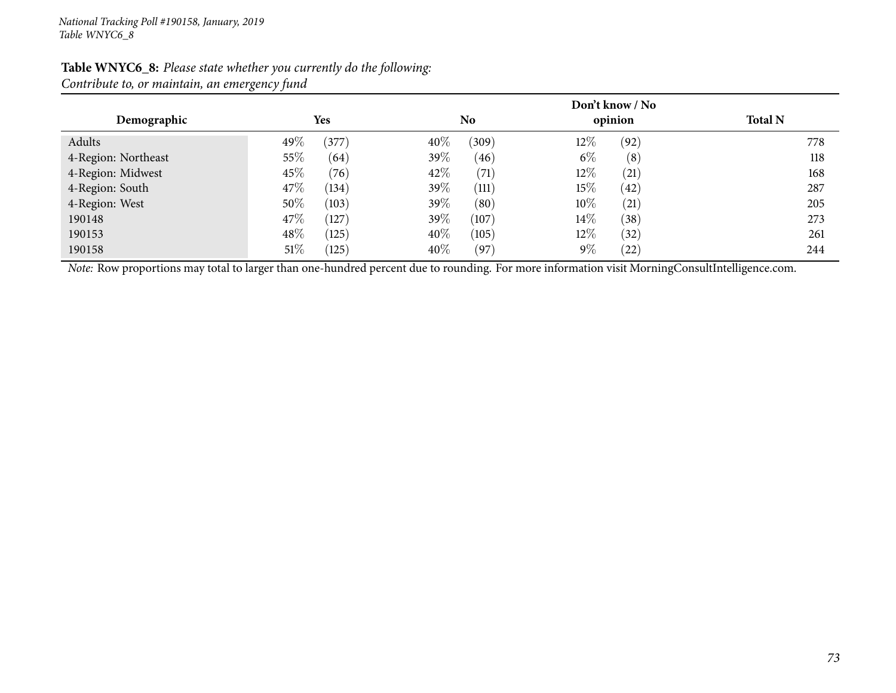National Tracking Poll #190158, January, 2019
Table WNYC6_8

**Table WNYC6_8:** *Please state whether you currently do the following: Contribute to, or maintain, an emergency fund*

| Demographic | Yes | | No | | Don't know / No opinion | | Total N |
|---|---|---|---|---|---|---|---|
| Adults | 49% | (377) | 40% | (309) | 12% | (92) | 778 |
| 4-Region: Northeast | 55% | (64) | 39% | (46) | 6% | (8) | 118 |
| 4-Region: Midwest | 45% | (76) | 42% | (71) | 12% | (21) | 168 |
| 4-Region: South | 47% | (134) | 39% | (111) | 15% | (42) | 287 |
| 4-Region: West | 50% | (103) | 39% | (80) | 10% | (21) | 205 |
| 190148 | 47% | (127) | 39% | (107) | 14% | (38) | 273 |
| 190153 | 48% | (125) | 40% | (105) | 12% | (32) | 261 |
| 190158 | 51% | (125) | 40% | (97) | 9% | (22) | 244 |

*Note:* Row proportions may total to larger than one-hundred percent due to rounding. For more information visit MorningConsultIntelligence.com.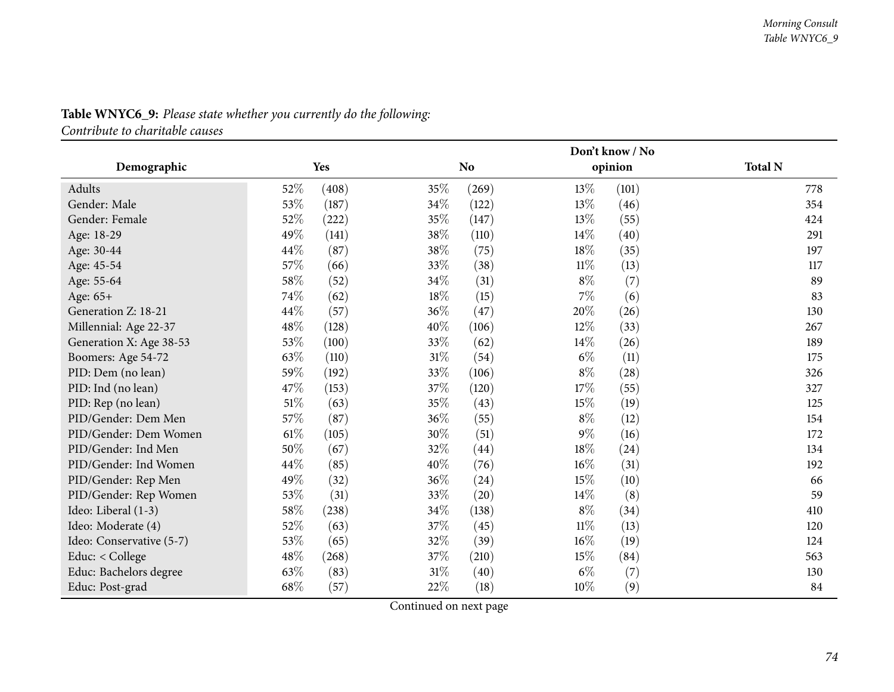**Table WNYC6_9:** *Please state whether you currently do the following:*
*Contribute to charitable causes*

| Demographic | Yes | | No | | Don't know / No opinion | | Total N |
|---|---|---|---|---|---|---|---|
| Adults | 52% | (408) | 35% | (269) | 13% | (101) | 778 |
| Gender: Male | 53% | (187) | 34% | (122) | 13% | (46) | 354 |
| Gender: Female | 52% | (222) | 35% | (147) | 13% | (55) | 424 |
| Age: 18-29 | 49% | (141) | 38% | (110) | 14% | (40) | 291 |
| Age: 30-44 | 44% | (87) | 38% | (75) | 18% | (35) | 197 |
| Age: 45-54 | 57% | (66) | 33% | (38) | 11% | (13) | 117 |
| Age: 55-64 | 58% | (52) | 34% | (31) | 8% | (7) | 89 |
| Age: 65+ | 74% | (62) | 18% | (15) | 7% | (6) | 83 |
| Generation Z: 18-21 | 44% | (57) | 36% | (47) | 20% | (26) | 130 |
| Millennial: Age 22-37 | 48% | (128) | 40% | (106) | 12% | (33) | 267 |
| Generation X: Age 38-53 | 53% | (100) | 33% | (62) | 14% | (26) | 189 |
| Boomers: Age 54-72 | 63% | (110) | 31% | (54) | 6% | (11) | 175 |
| PID: Dem (no lean) | 59% | (192) | 33% | (106) | 8% | (28) | 326 |
| PID: Ind (no lean) | 47% | (153) | 37% | (120) | 17% | (55) | 327 |
| PID: Rep (no lean) | 51% | (63) | 35% | (43) | 15% | (19) | 125 |
| PID/Gender: Dem Men | 57% | (87) | 36% | (55) | 8% | (12) | 154 |
| PID/Gender: Dem Women | 61% | (105) | 30% | (51) | 9% | (16) | 172 |
| PID/Gender: Ind Men | 50% | (67) | 32% | (44) | 18% | (24) | 134 |
| PID/Gender: Ind Women | 44% | (85) | 40% | (76) | 16% | (31) | 192 |
| PID/Gender: Rep Men | 49% | (32) | 36% | (24) | 15% | (10) | 66 |
| PID/Gender: Rep Women | 53% | (31) | 33% | (20) | 14% | (8) | 59 |
| Ideo: Liberal (1-3) | 58% | (238) | 34% | (138) | 8% | (34) | 410 |
| Ideo: Moderate (4) | 52% | (63) | 37% | (45) | 11% | (13) | 120 |
| Ideo: Conservative (5-7) | 53% | (65) | 32% | (39) | 16% | (19) | 124 |
| Educ: < College | 48% | (268) | 37% | (210) | 15% | (84) | 563 |
| Educ: Bachelors degree | 63% | (83) | 31% | (40) | 6% | (7) | 130 |
| Educ: Post-grad | 68% | (57) | 22% | (18) | 10% | (9) | 84 |

Continued on next page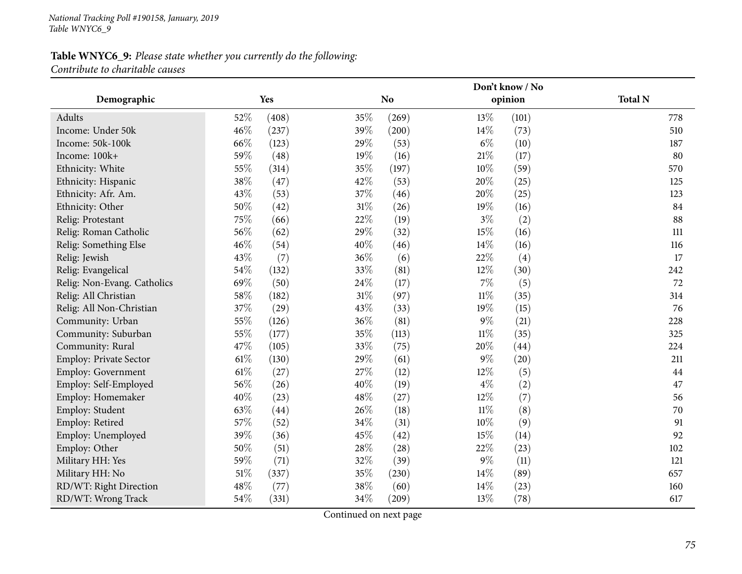**Table WNYC6_9:** *Please state whether you currently do the following:*
*Contribute to charitable causes*

| Demographic | Yes | | No | | Don't know / No opinion | | Total N |
|---|---|---|---|---|---|---|---|
| Adults | 52% | (408) | 35% | (269) | 13% | (101) | 778 |
| Income: Under 50k | 46% | (237) | 39% | (200) | 14% | (73) | 510 |
| Income: 50k-100k | 66% | (123) | 29% | (53) | 6% | (10) | 187 |
| Income: 100k+ | 59% | (48) | 19% | (16) | 21% | (17) | 80 |
| Ethnicity: White | 55% | (314) | 35% | (197) | 10% | (59) | 570 |
| Ethnicity: Hispanic | 38% | (47) | 42% | (53) | 20% | (25) | 125 |
| Ethnicity: Afr. Am. | 43% | (53) | 37% | (46) | 20% | (25) | 123 |
| Ethnicity: Other | 50% | (42) | 31% | (26) | 19% | (16) | 84 |
| Relig: Protestant | 75% | (66) | 22% | (19) | 3% | (2) | 88 |
| Relig: Roman Catholic | 56% | (62) | 29% | (32) | 15% | (16) | 111 |
| Relig: Something Else | 46% | (54) | 40% | (46) | 14% | (16) | 116 |
| Relig: Jewish | 43% | (7) | 36% | (6) | 22% | (4) | 17 |
| Relig: Evangelical | 54% | (132) | 33% | (81) | 12% | (30) | 242 |
| Relig: Non-Evang. Catholics | 69% | (50) | 24% | (17) | 7% | (5) | 72 |
| Relig: All Christian | 58% | (182) | 31% | (97) | 11% | (35) | 314 |
| Relig: All Non-Christian | 37% | (29) | 43% | (33) | 19% | (15) | 76 |
| Community: Urban | 55% | (126) | 36% | (81) | 9% | (21) | 228 |
| Community: Suburban | 55% | (177) | 35% | (113) | 11% | (35) | 325 |
| Community: Rural | 47% | (105) | 33% | (75) | 20% | (44) | 224 |
| Employ: Private Sector | 61% | (130) | 29% | (61) | 9% | (20) | 211 |
| Employ: Government | 61% | (27) | 27% | (12) | 12% | (5) | 44 |
| Employ: Self-Employed | 56% | (26) | 40% | (19) | 4% | (2) | 47 |
| Employ: Homemaker | 40% | (23) | 48% | (27) | 12% | (7) | 56 |
| Employ: Student | 63% | (44) | 26% | (18) | 11% | (8) | 70 |
| Employ: Retired | 57% | (52) | 34% | (31) | 10% | (9) | 91 |
| Employ: Unemployed | 39% | (36) | 45% | (42) | 15% | (14) | 92 |
| Employ: Other | 50% | (51) | 28% | (28) | 22% | (23) | 102 |
| Military HH: Yes | 59% | (71) | 32% | (39) | 9% | (11) | 121 |
| Military HH: No | 51% | (337) | 35% | (230) | 14% | (89) | 657 |
| RD/WT: Right Direction | 48% | (77) | 38% | (60) | 14% | (23) | 160 |
| RD/WT: Wrong Track | 54% | (331) | 34% | (209) | 13% | (78) | 617 |

Continued on next page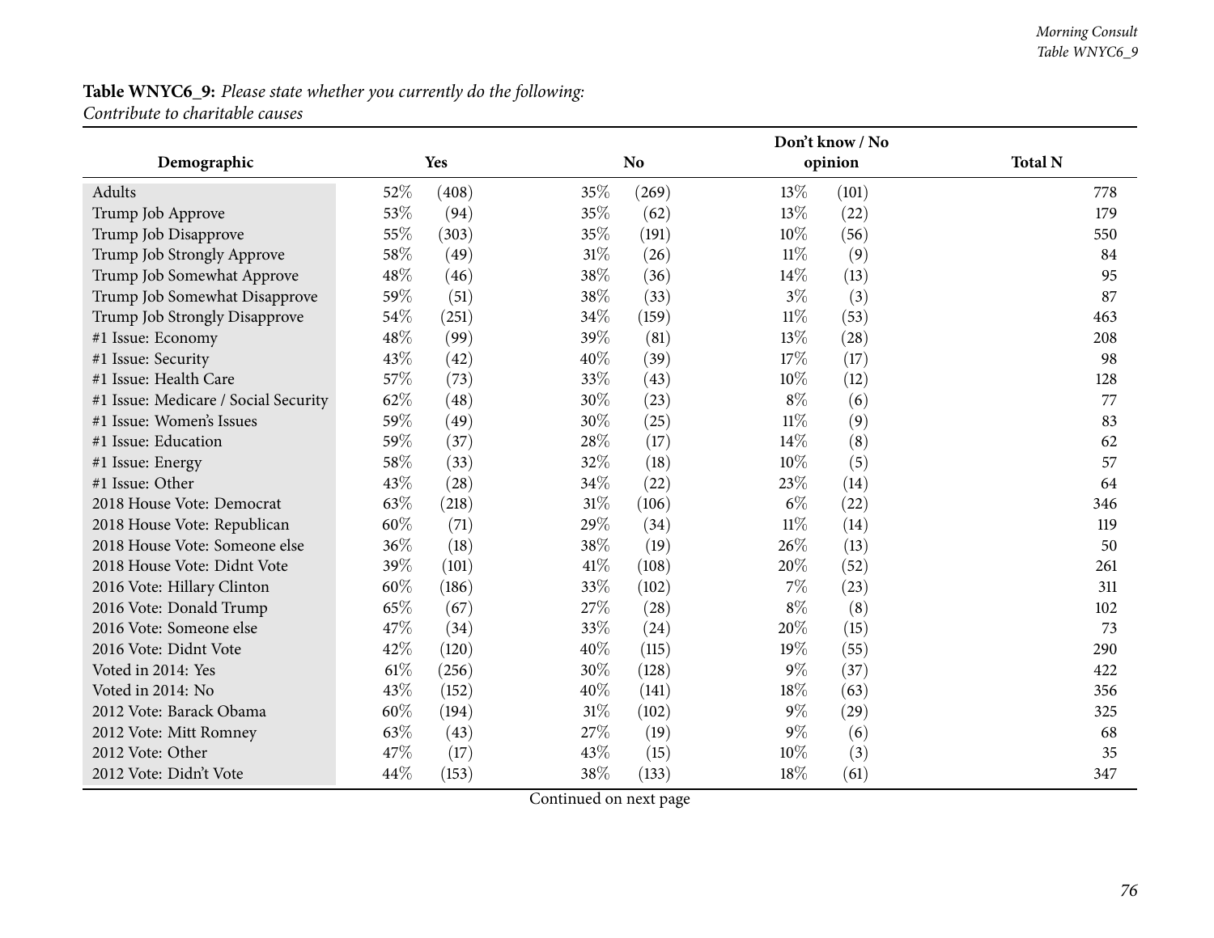**Table WNYC6_9:** *Please state whether you currently do the following: Contribute to charitable causes*

| Demographic | Yes | | No | | Don't know / No opinion | | Total N |
|---|---|---|---|---|---|---|---|
| Adults | 52% | (408) | 35% | (269) | 13% | (101) | 778 |
| Trump Job Approve | 53% | (94) | 35% | (62) | 13% | (22) | 179 |
| Trump Job Disapprove | 55% | (303) | 35% | (191) | 10% | (56) | 550 |
| Trump Job Strongly Approve | 58% | (49) | 31% | (26) | 11% | (9) | 84 |
| Trump Job Somewhat Approve | 48% | (46) | 38% | (36) | 14% | (13) | 95 |
| Trump Job Somewhat Disapprove | 59% | (51) | 38% | (33) | 3% | (3) | 87 |
| Trump Job Strongly Disapprove | 54% | (251) | 34% | (159) | 11% | (53) | 463 |
| #1 Issue: Economy | 48% | (99) | 39% | (81) | 13% | (28) | 208 |
| #1 Issue: Security | 43% | (42) | 40% | (39) | 17% | (17) | 98 |
| #1 Issue: Health Care | 57% | (73) | 33% | (43) | 10% | (12) | 128 |
| #1 Issue: Medicare / Social Security | 62% | (48) | 30% | (23) | 8% | (6) | 77 |
| #1 Issue: Women's Issues | 59% | (49) | 30% | (25) | 11% | (9) | 83 |
| #1 Issue: Education | 59% | (37) | 28% | (17) | 14% | (8) | 62 |
| #1 Issue: Energy | 58% | (33) | 32% | (18) | 10% | (5) | 57 |
| #1 Issue: Other | 43% | (28) | 34% | (22) | 23% | (14) | 64 |
| 2018 House Vote: Democrat | 63% | (218) | 31% | (106) | 6% | (22) | 346 |
| 2018 House Vote: Republican | 60% | (71) | 29% | (34) | 11% | (14) | 119 |
| 2018 House Vote: Someone else | 36% | (18) | 38% | (19) | 26% | (13) | 50 |
| 2018 House Vote: Didnt Vote | 39% | (101) | 41% | (108) | 20% | (52) | 261 |
| 2016 Vote: Hillary Clinton | 60% | (186) | 33% | (102) | 7% | (23) | 311 |
| 2016 Vote: Donald Trump | 65% | (67) | 27% | (28) | 8% | (8) | 102 |
| 2016 Vote: Someone else | 47% | (34) | 33% | (24) | 20% | (15) | 73 |
| 2016 Vote: Didnt Vote | 42% | (120) | 40% | (115) | 19% | (55) | 290 |
| Voted in 2014: Yes | 61% | (256) | 30% | (128) | 9% | (37) | 422 |
| Voted in 2014: No | 43% | (152) | 40% | (141) | 18% | (63) | 356 |
| 2012 Vote: Barack Obama | 60% | (194) | 31% | (102) | 9% | (29) | 325 |
| 2012 Vote: Mitt Romney | 63% | (43) | 27% | (19) | 9% | (6) | 68 |
| 2012 Vote: Other | 47% | (17) | 43% | (15) | 10% | (3) | 35 |
| 2012 Vote: Didn't Vote | 44% | (153) | 38% | (133) | 18% | (61) | 347 |

Continued on next page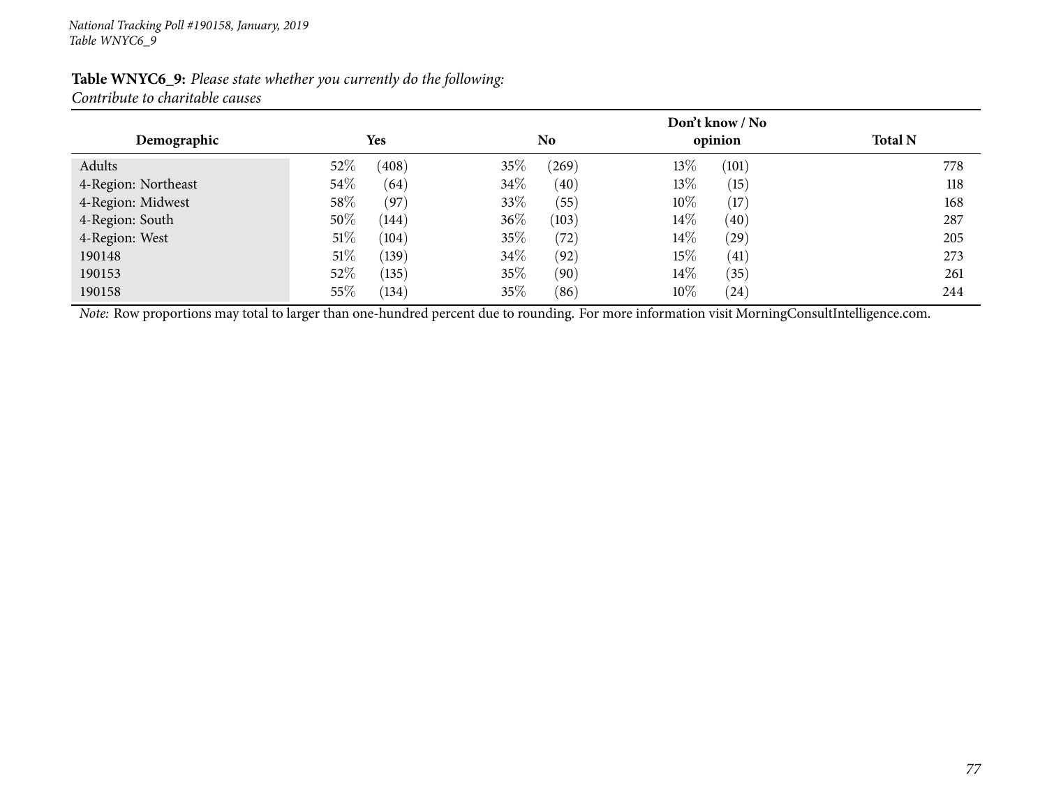*National Tracking Poll #190158, January, 2019*
*Table WNYC6_9*

**Table WNYC6_9:** *Please state whether you currently do the following:*
*Contribute to charitable causes*

| Demographic | Yes | | No | | Don't know / No opinion | | Total N |
|---|---|---|---|---|---|---|---|
| Adults | 52% | (408) | 35% | (269) | 13% | (101) | 778 |
| 4-Region: Northeast | 54% | (64) | 34% | (40) | 13% | (15) | 118 |
| 4-Region: Midwest | 58% | (97) | 33% | (55) | 10% | (17) | 168 |
| 4-Region: South | 50% | (144) | 36% | (103) | 14% | (40) | 287 |
| 4-Region: West | 51% | (104) | 35% | (72) | 14% | (29) | 205 |
| 190148 | 51% | (139) | 34% | (92) | 15% | (41) | 273 |
| 190153 | 52% | (135) | 35% | (90) | 14% | (35) | 261 |
| 190158 | 55% | (134) | 35% | (86) | 10% | (24) | 244 |

*Note:* Row proportions may total to larger than one-hundred percent due to rounding. For more information visit MorningConsultIntelligence.com.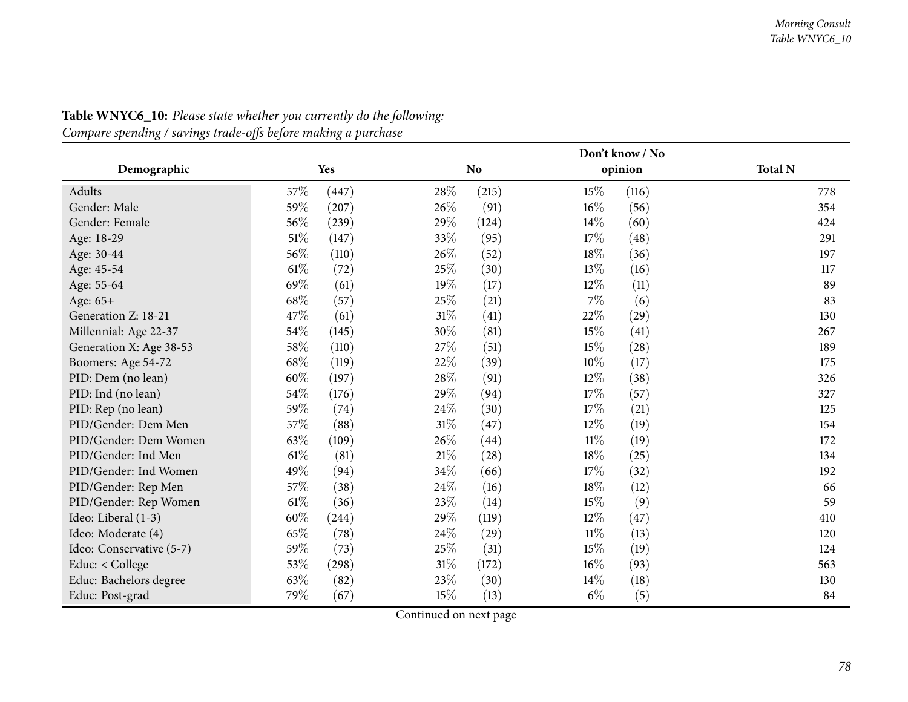**Table WNYC6_10:** *Please state whether you currently do the following: Compare spending / savings trade-offs before making a purchase*

| Demographic | Yes | | No | | Don't know / No opinion | | Total N |
|---|---|---|---|---|---|---|---|
| Adults | 57% | (447) | 28% | (215) | 15% | (116) | 778 |
| Gender: Male | 59% | (207) | 26% | (91) | 16% | (56) | 354 |
| Gender: Female | 56% | (239) | 29% | (124) | 14% | (60) | 424 |
| Age: 18-29 | 51% | (147) | 33% | (95) | 17% | (48) | 291 |
| Age: 30-44 | 56% | (110) | 26% | (52) | 18% | (36) | 197 |
| Age: 45-54 | 61% | (72) | 25% | (30) | 13% | (16) | 117 |
| Age: 55-64 | 69% | (61) | 19% | (17) | 12% | (11) | 89 |
| Age: 65+ | 68% | (57) | 25% | (21) | 7% | (6) | 83 |
| Generation Z: 18-21 | 47% | (61) | 31% | (41) | 22% | (29) | 130 |
| Millennial: Age 22-37 | 54% | (145) | 30% | (81) | 15% | (41) | 267 |
| Generation X: Age 38-53 | 58% | (110) | 27% | (51) | 15% | (28) | 189 |
| Boomers: Age 54-72 | 68% | (119) | 22% | (39) | 10% | (17) | 175 |
| PID: Dem (no lean) | 60% | (197) | 28% | (91) | 12% | (38) | 326 |
| PID: Ind (no lean) | 54% | (176) | 29% | (94) | 17% | (57) | 327 |
| PID: Rep (no lean) | 59% | (74) | 24% | (30) | 17% | (21) | 125 |
| PID/Gender: Dem Men | 57% | (88) | 31% | (47) | 12% | (19) | 154 |
| PID/Gender: Dem Women | 63% | (109) | 26% | (44) | 11% | (19) | 172 |
| PID/Gender: Ind Men | 61% | (81) | 21% | (28) | 18% | (25) | 134 |
| PID/Gender: Ind Women | 49% | (94) | 34% | (66) | 17% | (32) | 192 |
| PID/Gender: Rep Men | 57% | (38) | 24% | (16) | 18% | (12) | 66 |
| PID/Gender: Rep Women | 61% | (36) | 23% | (14) | 15% | (9) | 59 |
| Ideo: Liberal (1-3) | 60% | (244) | 29% | (119) | 12% | (47) | 410 |
| Ideo: Moderate (4) | 65% | (78) | 24% | (29) | 11% | (13) | 120 |
| Ideo: Conservative (5-7) | 59% | (73) | 25% | (31) | 15% | (19) | 124 |
| Educ: < College | 53% | (298) | 31% | (172) | 16% | (93) | 563 |
| Educ: Bachelors degree | 63% | (82) | 23% | (30) | 14% | (18) | 130 |
| Educ: Post-grad | 79% | (67) | 15% | (13) | 6% | (5) | 84 |

Continued on next page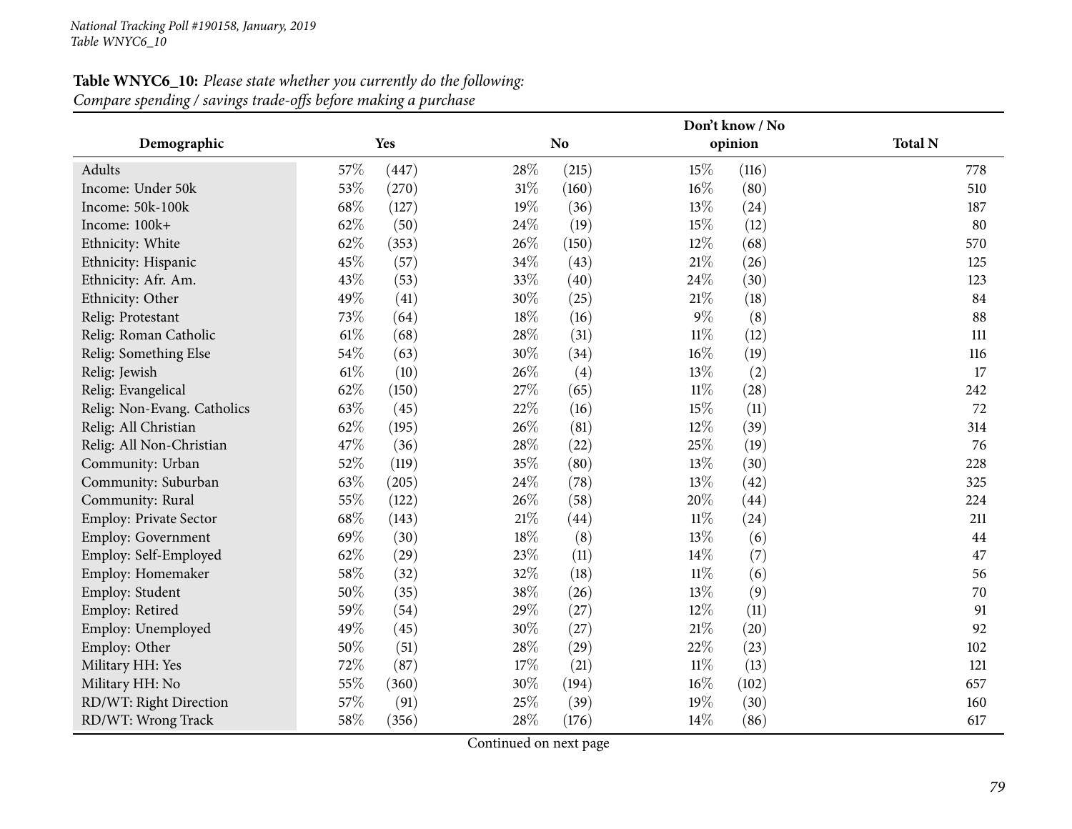**Table WNYC6_10:** *Please state whether you currently do the following:*
*Compare spending / savings trade-offs before making a purchase*

| Demographic | Yes | | No | | Don't know / No opinion | | Total N |
|---|---|---|---|---|---|---|---|
| Adults | 57% | (447) | 28% | (215) | 15% | (116) | 778 |
| Income: Under 50k | 53% | (270) | 31% | (160) | 16% | (80) | 510 |
| Income: 50k-100k | 68% | (127) | 19% | (36) | 13% | (24) | 187 |
| Income: 100k+ | 62% | (50) | 24% | (19) | 15% | (12) | 80 |
| Ethnicity: White | 62% | (353) | 26% | (150) | 12% | (68) | 570 |
| Ethnicity: Hispanic | 45% | (57) | 34% | (43) | 21% | (26) | 125 |
| Ethnicity: Afr. Am. | 43% | (53) | 33% | (40) | 24% | (30) | 123 |
| Ethnicity: Other | 49% | (41) | 30% | (25) | 21% | (18) | 84 |
| Relig: Protestant | 73% | (64) | 18% | (16) | 9% | (8) | 88 |
| Relig: Roman Catholic | 61% | (68) | 28% | (31) | 11% | (12) | 111 |
| Relig: Something Else | 54% | (63) | 30% | (34) | 16% | (19) | 116 |
| Relig: Jewish | 61% | (10) | 26% | (4) | 13% | (2) | 17 |
| Relig: Evangelical | 62% | (150) | 27% | (65) | 11% | (28) | 242 |
| Relig: Non-Evang. Catholics | 63% | (45) | 22% | (16) | 15% | (11) | 72 |
| Relig: All Christian | 62% | (195) | 26% | (81) | 12% | (39) | 314 |
| Relig: All Non-Christian | 47% | (36) | 28% | (22) | 25% | (19) | 76 |
| Community: Urban | 52% | (119) | 35% | (80) | 13% | (30) | 228 |
| Community: Suburban | 63% | (205) | 24% | (78) | 13% | (42) | 325 |
| Community: Rural | 55% | (122) | 26% | (58) | 20% | (44) | 224 |
| Employ: Private Sector | 68% | (143) | 21% | (44) | 11% | (24) | 211 |
| Employ: Government | 69% | (30) | 18% | (8) | 13% | (6) | 44 |
| Employ: Self-Employed | 62% | (29) | 23% | (11) | 14% | (7) | 47 |
| Employ: Homemaker | 58% | (32) | 32% | (18) | 11% | (6) | 56 |
| Employ: Student | 50% | (35) | 38% | (26) | 13% | (9) | 70 |
| Employ: Retired | 59% | (54) | 29% | (27) | 12% | (11) | 91 |
| Employ: Unemployed | 49% | (45) | 30% | (27) | 21% | (20) | 92 |
| Employ: Other | 50% | (51) | 28% | (29) | 22% | (23) | 102 |
| Military HH: Yes | 72% | (87) | 17% | (21) | 11% | (13) | 121 |
| Military HH: No | 55% | (360) | 30% | (194) | 16% | (102) | 657 |
| RD/WT: Right Direction | 57% | (91) | 25% | (39) | 19% | (30) | 160 |
| RD/WT: Wrong Track | 58% | (356) | 28% | (176) | 14% | (86) | 617 |

Continued on next page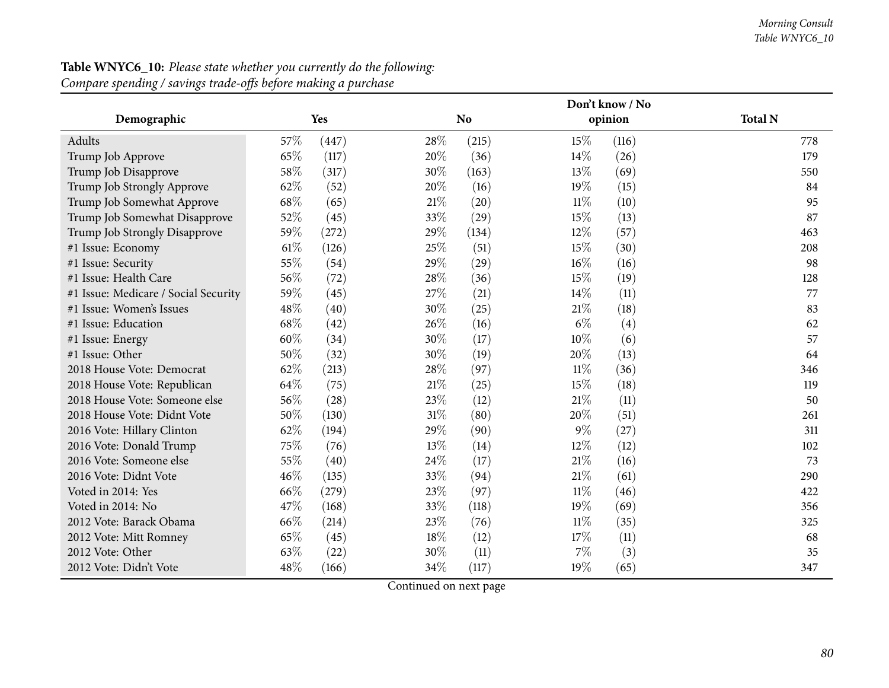**Table WNYC6_10:** *Please state whether you currently do the following:*
*Compare spending / savings trade-offs before making a purchase*

| Demographic | Yes | | No | | Don't know / No opinion | | Total N |
|---|---|---|---|---|---|---|---|
| Adults | 57% | (447) | 28% | (215) | 15% | (116) | 778 |
| Trump Job Approve | 65% | (117) | 20% | (36) | 14% | (26) | 179 |
| Trump Job Disapprove | 58% | (317) | 30% | (163) | 13% | (69) | 550 |
| Trump Job Strongly Approve | 62% | (52) | 20% | (16) | 19% | (15) | 84 |
| Trump Job Somewhat Approve | 68% | (65) | 21% | (20) | 11% | (10) | 95 |
| Trump Job Somewhat Disapprove | 52% | (45) | 33% | (29) | 15% | (13) | 87 |
| Trump Job Strongly Disapprove | 59% | (272) | 29% | (134) | 12% | (57) | 463 |
| #1 Issue: Economy | 61% | (126) | 25% | (51) | 15% | (30) | 208 |
| #1 Issue: Security | 55% | (54) | 29% | (29) | 16% | (16) | 98 |
| #1 Issue: Health Care | 56% | (72) | 28% | (36) | 15% | (19) | 128 |
| #1 Issue: Medicare / Social Security | 59% | (45) | 27% | (21) | 14% | (11) | 77 |
| #1 Issue: Women's Issues | 48% | (40) | 30% | (25) | 21% | (18) | 83 |
| #1 Issue: Education | 68% | (42) | 26% | (16) | 6% | (4) | 62 |
| #1 Issue: Energy | 60% | (34) | 30% | (17) | 10% | (6) | 57 |
| #1 Issue: Other | 50% | (32) | 30% | (19) | 20% | (13) | 64 |
| 2018 House Vote: Democrat | 62% | (213) | 28% | (97) | 11% | (36) | 346 |
| 2018 House Vote: Republican | 64% | (75) | 21% | (25) | 15% | (18) | 119 |
| 2018 House Vote: Someone else | 56% | (28) | 23% | (12) | 21% | (11) | 50 |
| 2018 House Vote: Didnt Vote | 50% | (130) | 31% | (80) | 20% | (51) | 261 |
| 2016 Vote: Hillary Clinton | 62% | (194) | 29% | (90) | 9% | (27) | 311 |
| 2016 Vote: Donald Trump | 75% | (76) | 13% | (14) | 12% | (12) | 102 |
| 2016 Vote: Someone else | 55% | (40) | 24% | (17) | 21% | (16) | 73 |
| 2016 Vote: Didnt Vote | 46% | (135) | 33% | (94) | 21% | (61) | 290 |
| Voted in 2014: Yes | 66% | (279) | 23% | (97) | 11% | (46) | 422 |
| Voted in 2014: No | 47% | (168) | 33% | (118) | 19% | (69) | 356 |
| 2012 Vote: Barack Obama | 66% | (214) | 23% | (76) | 11% | (35) | 325 |
| 2012 Vote: Mitt Romney | 65% | (45) | 18% | (12) | 17% | (11) | 68 |
| 2012 Vote: Other | 63% | (22) | 30% | (11) | 7% | (3) | 35 |
| 2012 Vote: Didn't Vote | 48% | (166) | 34% | (117) | 19% | (65) | 347 |

Continued on next page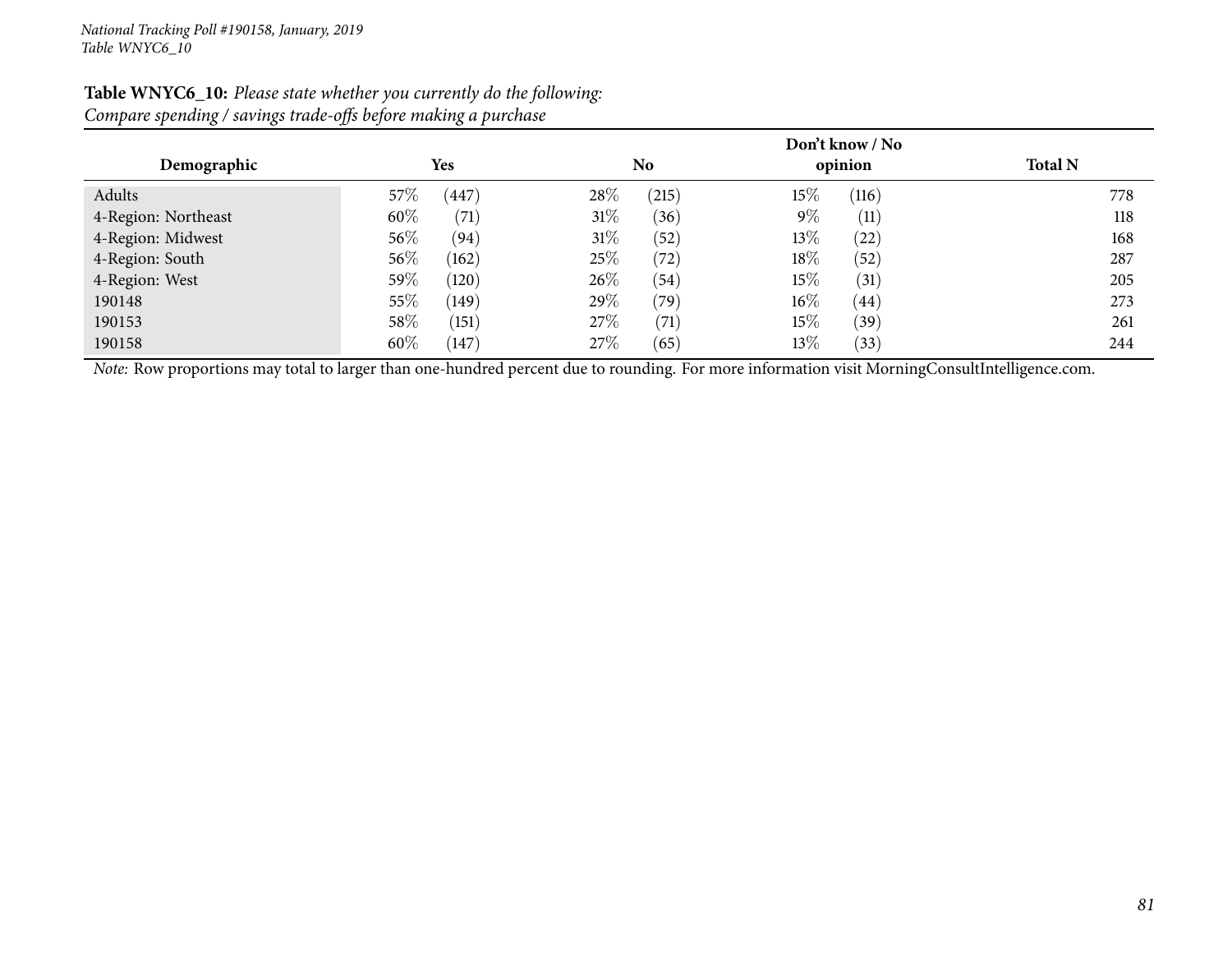*National Tracking Poll #190158, January, 2019*
*Table WNYC6_10*

**Table WNYC6_10:** *Please state whether you currently do the following: Compare spending / savings trade-offs before making a purchase*

| Demographic | Yes | | No | | Don't know / No opinion | | Total N |
|---|---|---|---|---|---|---|---|
| Adults | 57% | (447) | 28% | (215) | 15% | (116) | 778 |
| 4-Region: Northeast | 60% | (71) | 31% | (36) | 9% | (11) | 118 |
| 4-Region: Midwest | 56% | (94) | 31% | (52) | 13% | (22) | 168 |
| 4-Region: South | 56% | (162) | 25% | (72) | 18% | (52) | 287 |
| 4-Region: West | 59% | (120) | 26% | (54) | 15% | (31) | 205 |
| 190148 | 55% | (149) | 29% | (79) | 16% | (44) | 273 |
| 190153 | 58% | (151) | 27% | (71) | 15% | (39) | 261 |
| 190158 | 60% | (147) | 27% | (65) | 13% | (33) | 244 |

*Note:* Row proportions may total to larger than one-hundred percent due to rounding. For more information visit MorningConsultIntelligence.com.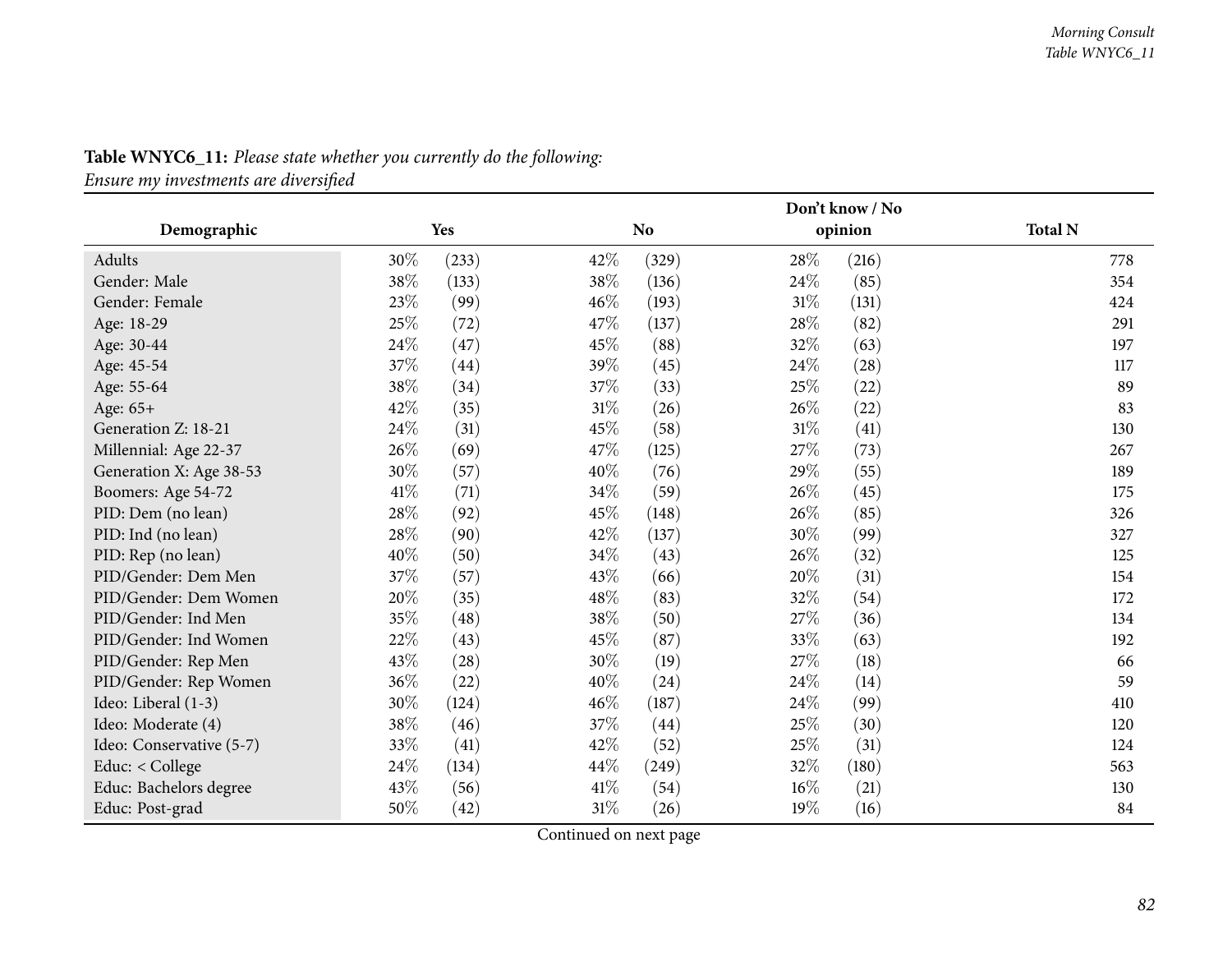**Table WNYC6_11:** *Please state whether you currently do the following: Ensure my investments are diversified*

| Demographic | Yes | | No | | Don't know / No opinion | | Total N |
|---|---|---|---|---|---|---|---|
| Adults | 30% | (233) | 42% | (329) | 28% | (216) | 778 |
| Gender: Male | 38% | (133) | 38% | (136) | 24% | (85) | 354 |
| Gender: Female | 23% | (99) | 46% | (193) | 31% | (131) | 424 |
| Age: 18-29 | 25% | (72) | 47% | (137) | 28% | (82) | 291 |
| Age: 30-44 | 24% | (47) | 45% | (88) | 32% | (63) | 197 |
| Age: 45-54 | 37% | (44) | 39% | (45) | 24% | (28) | 117 |
| Age: 55-64 | 38% | (34) | 37% | (33) | 25% | (22) | 89 |
| Age: 65+ | 42% | (35) | 31% | (26) | 26% | (22) | 83 |
| Generation Z: 18-21 | 24% | (31) | 45% | (58) | 31% | (41) | 130 |
| Millennial: Age 22-37 | 26% | (69) | 47% | (125) | 27% | (73) | 267 |
| Generation X: Age 38-53 | 30% | (57) | 40% | (76) | 29% | (55) | 189 |
| Boomers: Age 54-72 | 41% | (71) | 34% | (59) | 26% | (45) | 175 |
| PID: Dem (no lean) | 28% | (92) | 45% | (148) | 26% | (85) | 326 |
| PID: Ind (no lean) | 28% | (90) | 42% | (137) | 30% | (99) | 327 |
| PID: Rep (no lean) | 40% | (50) | 34% | (43) | 26% | (32) | 125 |
| PID/Gender: Dem Men | 37% | (57) | 43% | (66) | 20% | (31) | 154 |
| PID/Gender: Dem Women | 20% | (35) | 48% | (83) | 32% | (54) | 172 |
| PID/Gender: Ind Men | 35% | (48) | 38% | (50) | 27% | (36) | 134 |
| PID/Gender: Ind Women | 22% | (43) | 45% | (87) | 33% | (63) | 192 |
| PID/Gender: Rep Men | 43% | (28) | 30% | (19) | 27% | (18) | 66 |
| PID/Gender: Rep Women | 36% | (22) | 40% | (24) | 24% | (14) | 59 |
| Ideo: Liberal (1-3) | 30% | (124) | 46% | (187) | 24% | (99) | 410 |
| Ideo: Moderate (4) | 38% | (46) | 37% | (44) | 25% | (30) | 120 |
| Ideo: Conservative (5-7) | 33% | (41) | 42% | (52) | 25% | (31) | 124 |
| Educ: < College | 24% | (134) | 44% | (249) | 32% | (180) | 563 |
| Educ: Bachelors degree | 43% | (56) | 41% | (54) | 16% | (21) | 130 |
| Educ: Post-grad | 50% | (42) | 31% | (26) | 19% | (16) | 84 |

Continued on next page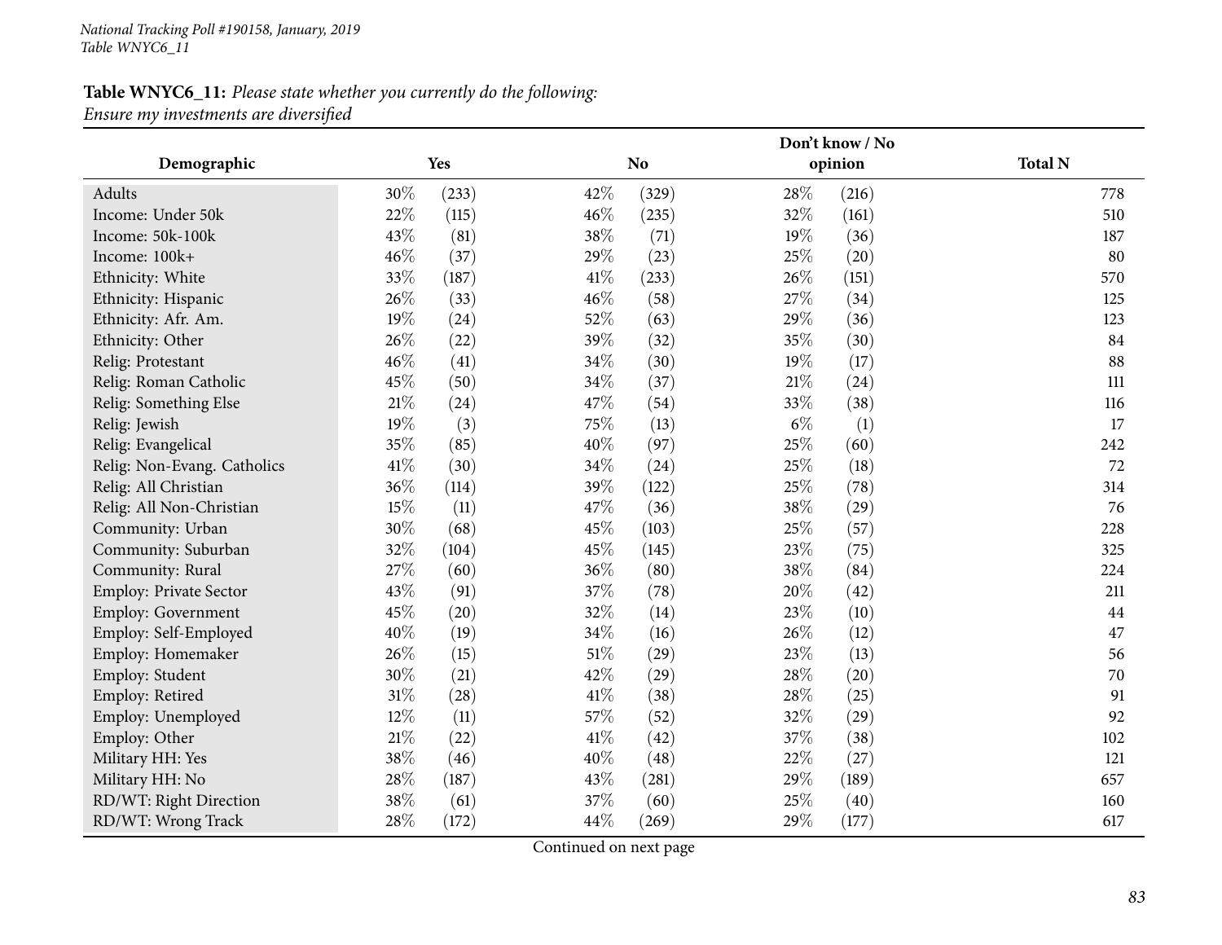**Table WNYC6_11:** *Please state whether you currently do the following: Ensure my investments are diversified*

| Demographic | Yes | | No | | Don't know / No opinion | | Total N |
|---|---|---|---|---|---|---|---|
| Adults | 30% | (233) | 42% | (329) | 28% | (216) | 778 |
| Income: Under 50k | 22% | (115) | 46% | (235) | 32% | (161) | 510 |
| Income: 50k-100k | 43% | (81) | 38% | (71) | 19% | (36) | 187 |
| Income: 100k+ | 46% | (37) | 29% | (23) | 25% | (20) | 80 |
| Ethnicity: White | 33% | (187) | 41% | (233) | 26% | (151) | 570 |
| Ethnicity: Hispanic | 26% | (33) | 46% | (58) | 27% | (34) | 125 |
| Ethnicity: Afr. Am. | 19% | (24) | 52% | (63) | 29% | (36) | 123 |
| Ethnicity: Other | 26% | (22) | 39% | (32) | 35% | (30) | 84 |
| Relig: Protestant | 46% | (41) | 34% | (30) | 19% | (17) | 88 |
| Relig: Roman Catholic | 45% | (50) | 34% | (37) | 21% | (24) | 111 |
| Relig: Something Else | 21% | (24) | 47% | (54) | 33% | (38) | 116 |
| Relig: Jewish | 19% | (3) | 75% | (13) | 6% | (1) | 17 |
| Relig: Evangelical | 35% | (85) | 40% | (97) | 25% | (60) | 242 |
| Relig: Non-Evang. Catholics | 41% | (30) | 34% | (24) | 25% | (18) | 72 |
| Relig: All Christian | 36% | (114) | 39% | (122) | 25% | (78) | 314 |
| Relig: All Non-Christian | 15% | (11) | 47% | (36) | 38% | (29) | 76 |
| Community: Urban | 30% | (68) | 45% | (103) | 25% | (57) | 228 |
| Community: Suburban | 32% | (104) | 45% | (145) | 23% | (75) | 325 |
| Community: Rural | 27% | (60) | 36% | (80) | 38% | (84) | 224 |
| Employ: Private Sector | 43% | (91) | 37% | (78) | 20% | (42) | 211 |
| Employ: Government | 45% | (20) | 32% | (14) | 23% | (10) | 44 |
| Employ: Self-Employed | 40% | (19) | 34% | (16) | 26% | (12) | 47 |
| Employ: Homemaker | 26% | (15) | 51% | (29) | 23% | (13) | 56 |
| Employ: Student | 30% | (21) | 42% | (29) | 28% | (20) | 70 |
| Employ: Retired | 31% | (28) | 41% | (38) | 28% | (25) | 91 |
| Employ: Unemployed | 12% | (11) | 57% | (52) | 32% | (29) | 92 |
| Employ: Other | 21% | (22) | 41% | (42) | 37% | (38) | 102 |
| Military HH: Yes | 38% | (46) | 40% | (48) | 22% | (27) | 121 |
| Military HH: No | 28% | (187) | 43% | (281) | 29% | (189) | 657 |
| RD/WT: Right Direction | 38% | (61) | 37% | (60) | 25% | (40) | 160 |
| RD/WT: Wrong Track | 28% | (172) | 44% | (269) | 29% | (177) | 617 |

Continued on next page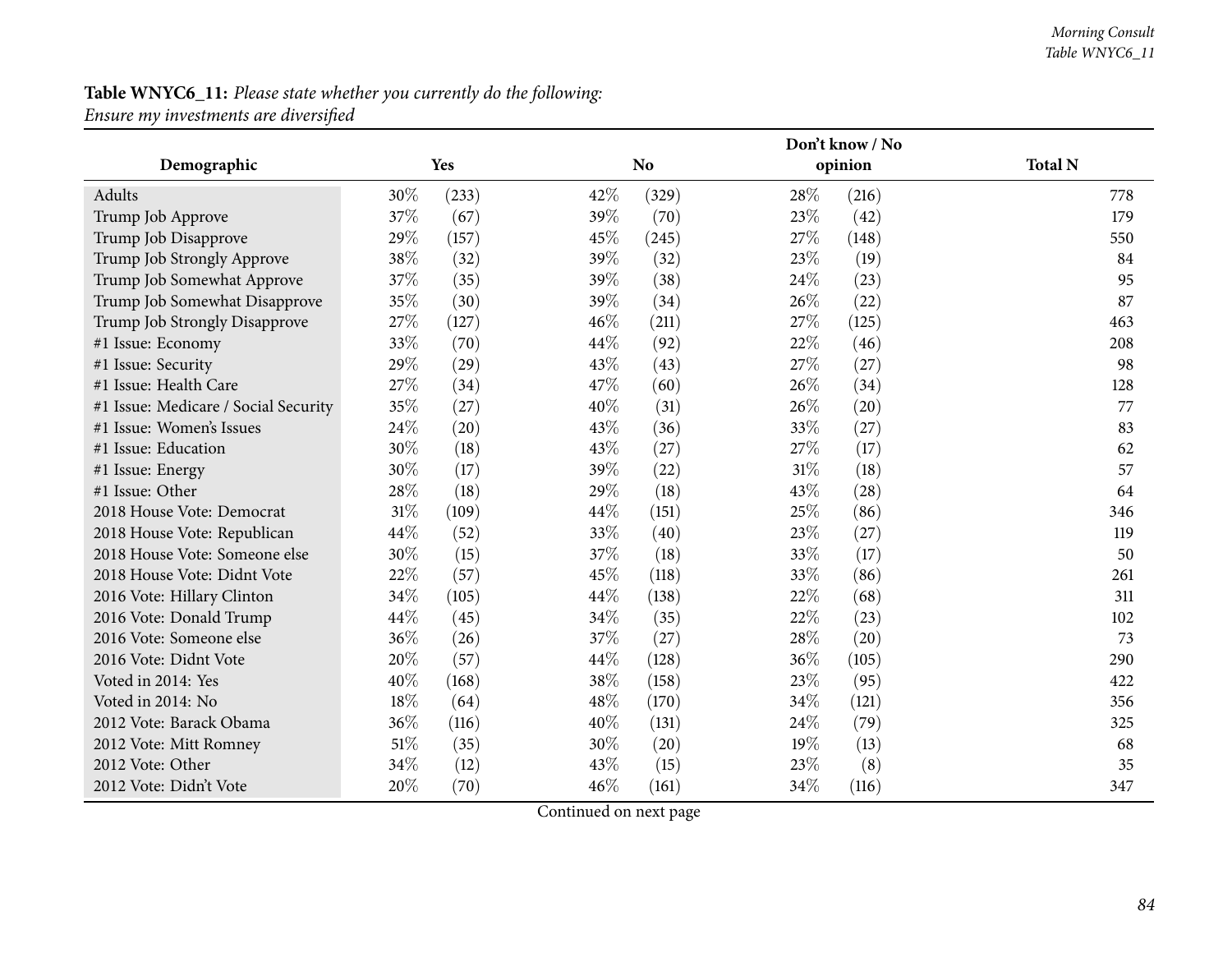**Table WNYC6_11:** *Please state whether you currently do the following: Ensure my investments are diversified*

| Demographic | Yes | | No | | Don't know / No opinion | | Total N |
|---|---|---|---|---|---|---|---|
| Adults | 30% | (233) | 42% | (329) | 28% | (216) | 778 |
| Trump Job Approve | 37% | (67) | 39% | (70) | 23% | (42) | 179 |
| Trump Job Disapprove | 29% | (157) | 45% | (245) | 27% | (148) | 550 |
| Trump Job Strongly Approve | 38% | (32) | 39% | (32) | 23% | (19) | 84 |
| Trump Job Somewhat Approve | 37% | (35) | 39% | (38) | 24% | (23) | 95 |
| Trump Job Somewhat Disapprove | 35% | (30) | 39% | (34) | 26% | (22) | 87 |
| Trump Job Strongly Disapprove | 27% | (127) | 46% | (211) | 27% | (125) | 463 |
| #1 Issue: Economy | 33% | (70) | 44% | (92) | 22% | (46) | 208 |
| #1 Issue: Security | 29% | (29) | 43% | (43) | 27% | (27) | 98 |
| #1 Issue: Health Care | 27% | (34) | 47% | (60) | 26% | (34) | 128 |
| #1 Issue: Medicare / Social Security | 35% | (27) | 40% | (31) | 26% | (20) | 77 |
| #1 Issue: Women's Issues | 24% | (20) | 43% | (36) | 33% | (27) | 83 |
| #1 Issue: Education | 30% | (18) | 43% | (27) | 27% | (17) | 62 |
| #1 Issue: Energy | 30% | (17) | 39% | (22) | 31% | (18) | 57 |
| #1 Issue: Other | 28% | (18) | 29% | (18) | 43% | (28) | 64 |
| 2018 House Vote: Democrat | 31% | (109) | 44% | (151) | 25% | (86) | 346 |
| 2018 House Vote: Republican | 44% | (52) | 33% | (40) | 23% | (27) | 119 |
| 2018 House Vote: Someone else | 30% | (15) | 37% | (18) | 33% | (17) | 50 |
| 2018 House Vote: Didnt Vote | 22% | (57) | 45% | (118) | 33% | (86) | 261 |
| 2016 Vote: Hillary Clinton | 34% | (105) | 44% | (138) | 22% | (68) | 311 |
| 2016 Vote: Donald Trump | 44% | (45) | 34% | (35) | 22% | (23) | 102 |
| 2016 Vote: Someone else | 36% | (26) | 37% | (27) | 28% | (20) | 73 |
| 2016 Vote: Didnt Vote | 20% | (57) | 44% | (128) | 36% | (105) | 290 |
| Voted in 2014: Yes | 40% | (168) | 38% | (158) | 23% | (95) | 422 |
| Voted in 2014: No | 18% | (64) | 48% | (170) | 34% | (121) | 356 |
| 2012 Vote: Barack Obama | 36% | (116) | 40% | (131) | 24% | (79) | 325 |
| 2012 Vote: Mitt Romney | 51% | (35) | 30% | (20) | 19% | (13) | 68 |
| 2012 Vote: Other | 34% | (12) | 43% | (15) | 23% | (8) | 35 |
| 2012 Vote: Didn't Vote | 20% | (70) | 46% | (161) | 34% | (116) | 347 |

Continued on next page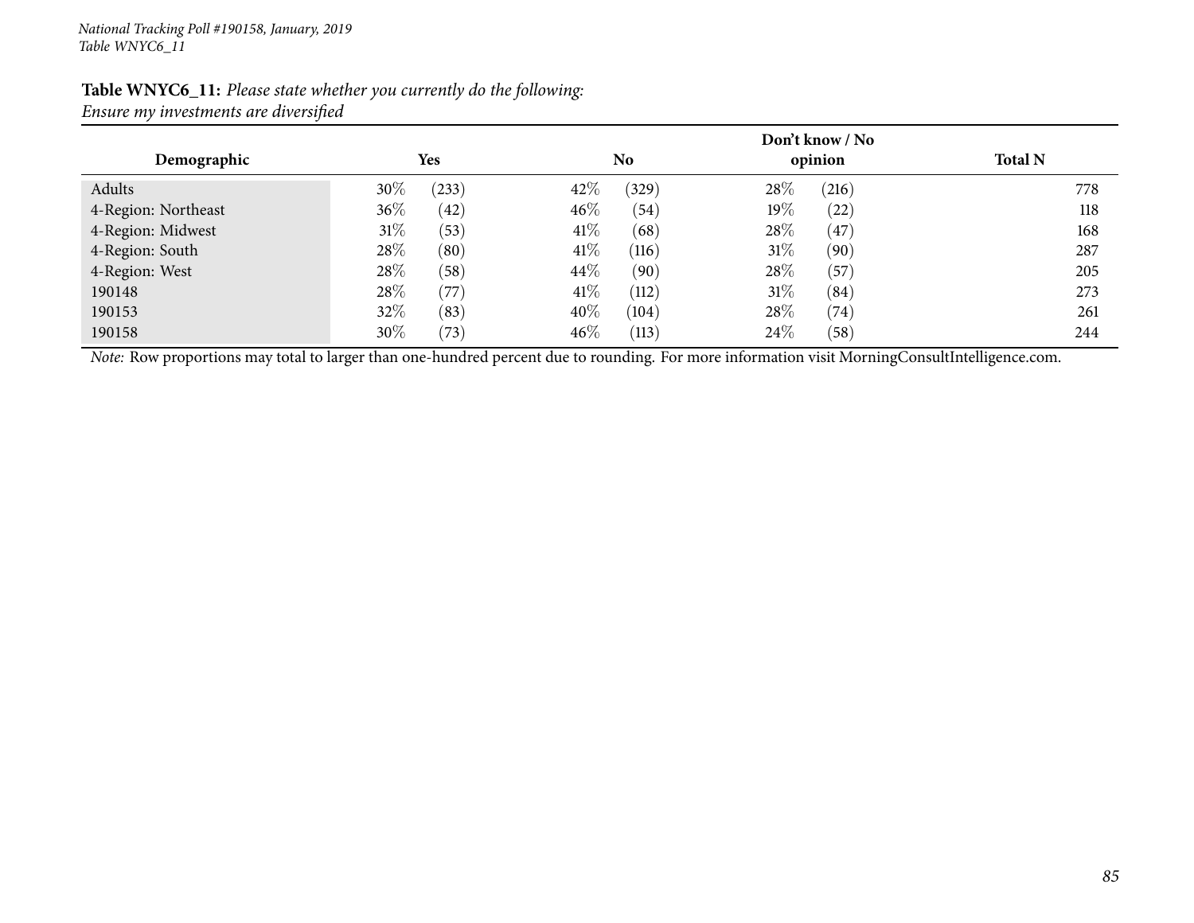**Table WNYC6_11:** *Please state whether you currently do the following: Ensure my investments are diversified*

| Demographic | Yes | | No | | Don't know / No opinion | | Total N |
|---|---|---|---|---|---|---|---|
| Adults | 30% | (233) | 42% | (329) | 28% | (216) | 778 |
| 4-Region: Northeast | 36% | (42) | 46% | (54) | 19% | (22) | 118 |
| 4-Region: Midwest | 31% | (53) | 41% | (68) | 28% | (47) | 168 |
| 4-Region: South | 28% | (80) | 41% | (116) | 31% | (90) | 287 |
| 4-Region: West | 28% | (58) | 44% | (90) | 28% | (57) | 205 |
| 190148 | 28% | (77) | 41% | (112) | 31% | (84) | 273 |
| 190153 | 32% | (83) | 40% | (104) | 28% | (74) | 261 |
| 190158 | 30% | (73) | 46% | (113) | 24% | (58) | 244 |

*Note:* Row proportions may total to larger than one-hundred percent due to rounding. For more information visit MorningConsultIntelligence.com.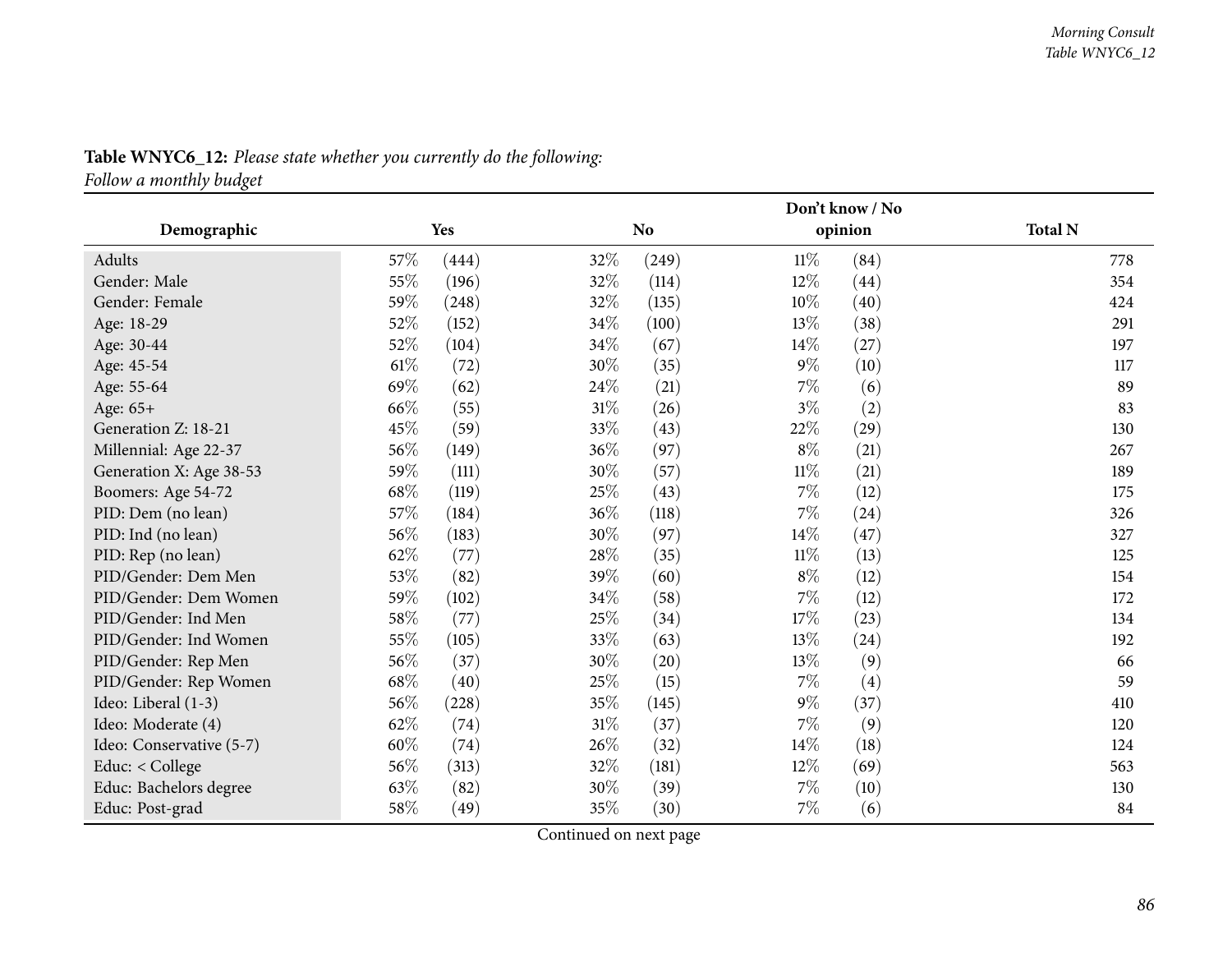**Table WNYC6_12:** *Please state whether you currently do the following: Follow a monthly budget*

| Demographic | Yes | | No | | Don't know / No opinion | | Total N |
|---|---|---|---|---|---|---|---|
| Adults | 57% | (444) | 32% | (249) | 11% | (84) | 778 |
| Gender: Male | 55% | (196) | 32% | (114) | 12% | (44) | 354 |
| Gender: Female | 59% | (248) | 32% | (135) | 10% | (40) | 424 |
| Age: 18-29 | 52% | (152) | 34% | (100) | 13% | (38) | 291 |
| Age: 30-44 | 52% | (104) | 34% | (67) | 14% | (27) | 197 |
| Age: 45-54 | 61% | (72) | 30% | (35) | 9% | (10) | 117 |
| Age: 55-64 | 69% | (62) | 24% | (21) | 7% | (6) | 89 |
| Age: 65+ | 66% | (55) | 31% | (26) | 3% | (2) | 83 |
| Generation Z: 18-21 | 45% | (59) | 33% | (43) | 22% | (29) | 130 |
| Millennial: Age 22-37 | 56% | (149) | 36% | (97) | 8% | (21) | 267 |
| Generation X: Age 38-53 | 59% | (111) | 30% | (57) | 11% | (21) | 189 |
| Boomers: Age 54-72 | 68% | (119) | 25% | (43) | 7% | (12) | 175 |
| PID: Dem (no lean) | 57% | (184) | 36% | (118) | 7% | (24) | 326 |
| PID: Ind (no lean) | 56% | (183) | 30% | (97) | 14% | (47) | 327 |
| PID: Rep (no lean) | 62% | (77) | 28% | (35) | 11% | (13) | 125 |
| PID/Gender: Dem Men | 53% | (82) | 39% | (60) | 8% | (12) | 154 |
| PID/Gender: Dem Women | 59% | (102) | 34% | (58) | 7% | (12) | 172 |
| PID/Gender: Ind Men | 58% | (77) | 25% | (34) | 17% | (23) | 134 |
| PID/Gender: Ind Women | 55% | (105) | 33% | (63) | 13% | (24) | 192 |
| PID/Gender: Rep Men | 56% | (37) | 30% | (20) | 13% | (9) | 66 |
| PID/Gender: Rep Women | 68% | (40) | 25% | (15) | 7% | (4) | 59 |
| Ideo: Liberal (1-3) | 56% | (228) | 35% | (145) | 9% | (37) | 410 |
| Ideo: Moderate (4) | 62% | (74) | 31% | (37) | 7% | (9) | 120 |
| Ideo: Conservative (5-7) | 60% | (74) | 26% | (32) | 14% | (18) | 124 |
| Educ: < College | 56% | (313) | 32% | (181) | 12% | (69) | 563 |
| Educ: Bachelors degree | 63% | (82) | 30% | (39) | 7% | (10) | 130 |
| Educ: Post-grad | 58% | (49) | 35% | (30) | 7% | (6) | 84 |

Continued on next page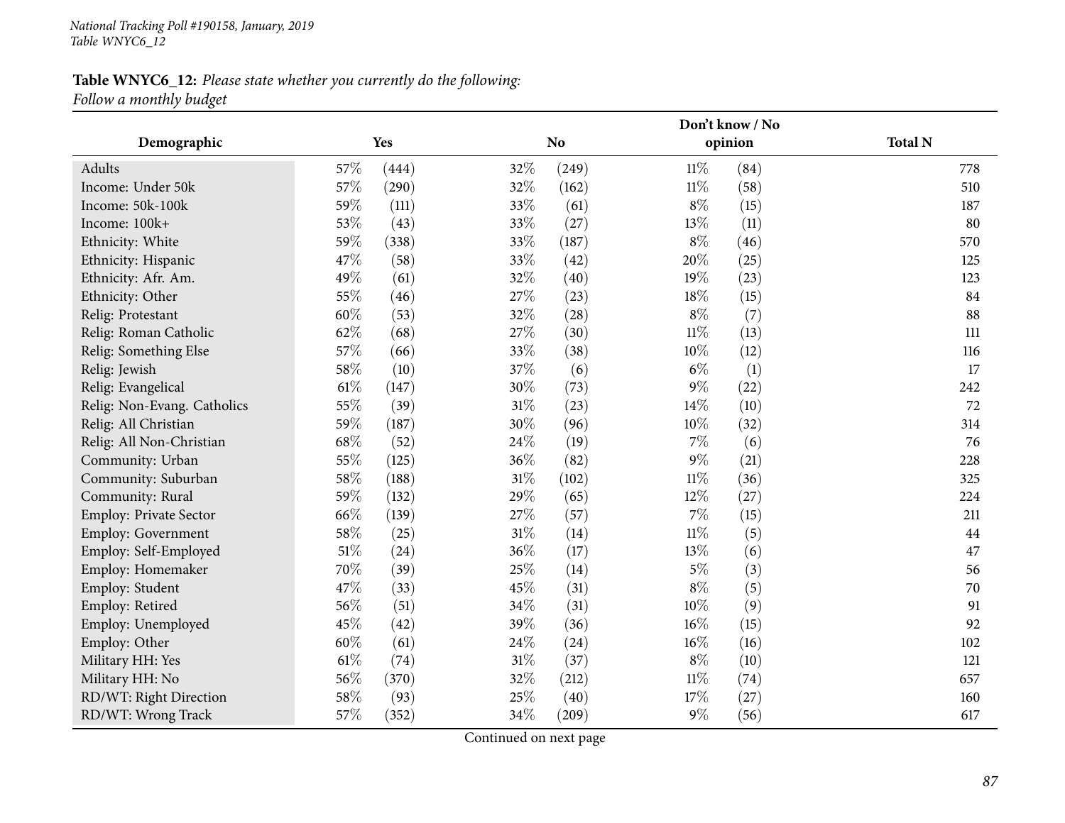**Table WNYC6_12:** *Please state whether you currently do the following:*
*Follow a monthly budget*

| Demographic | Yes | | No | | Don't know / No opinion | | Total N |
|---|---|---|---|---|---|---|---|
| Adults | 57% | (444) | 32% | (249) | 11% | (84) | 778 |
| Income: Under 50k | 57% | (290) | 32% | (162) | 11% | (58) | 510 |
| Income: 50k-100k | 59% | (111) | 33% | (61) | 8% | (15) | 187 |
| Income: 100k+ | 53% | (43) | 33% | (27) | 13% | (11) | 80 |
| Ethnicity: White | 59% | (338) | 33% | (187) | 8% | (46) | 570 |
| Ethnicity: Hispanic | 47% | (58) | 33% | (42) | 20% | (25) | 125 |
| Ethnicity: Afr. Am. | 49% | (61) | 32% | (40) | 19% | (23) | 123 |
| Ethnicity: Other | 55% | (46) | 27% | (23) | 18% | (15) | 84 |
| Relig: Protestant | 60% | (53) | 32% | (28) | 8% | (7) | 88 |
| Relig: Roman Catholic | 62% | (68) | 27% | (30) | 11% | (13) | 111 |
| Relig: Something Else | 57% | (66) | 33% | (38) | 10% | (12) | 116 |
| Relig: Jewish | 58% | (10) | 37% | (6) | 6% | (1) | 17 |
| Relig: Evangelical | 61% | (147) | 30% | (73) | 9% | (22) | 242 |
| Relig: Non-Evang. Catholics | 55% | (39) | 31% | (23) | 14% | (10) | 72 |
| Relig: All Christian | 59% | (187) | 30% | (96) | 10% | (32) | 314 |
| Relig: All Non-Christian | 68% | (52) | 24% | (19) | 7% | (6) | 76 |
| Community: Urban | 55% | (125) | 36% | (82) | 9% | (21) | 228 |
| Community: Suburban | 58% | (188) | 31% | (102) | 11% | (36) | 325 |
| Community: Rural | 59% | (132) | 29% | (65) | 12% | (27) | 224 |
| Employ: Private Sector | 66% | (139) | 27% | (57) | 7% | (15) | 211 |
| Employ: Government | 58% | (25) | 31% | (14) | 11% | (5) | 44 |
| Employ: Self-Employed | 51% | (24) | 36% | (17) | 13% | (6) | 47 |
| Employ: Homemaker | 70% | (39) | 25% | (14) | 5% | (3) | 56 |
| Employ: Student | 47% | (33) | 45% | (31) | 8% | (5) | 70 |
| Employ: Retired | 56% | (51) | 34% | (31) | 10% | (9) | 91 |
| Employ: Unemployed | 45% | (42) | 39% | (36) | 16% | (15) | 92 |
| Employ: Other | 60% | (61) | 24% | (24) | 16% | (16) | 102 |
| Military HH: Yes | 61% | (74) | 31% | (37) | 8% | (10) | 121 |
| Military HH: No | 56% | (370) | 32% | (212) | 11% | (74) | 657 |
| RD/WT: Right Direction | 58% | (93) | 25% | (40) | 17% | (27) | 160 |
| RD/WT: Wrong Track | 57% | (352) | 34% | (209) | 9% | (56) | 617 |

Continued on next page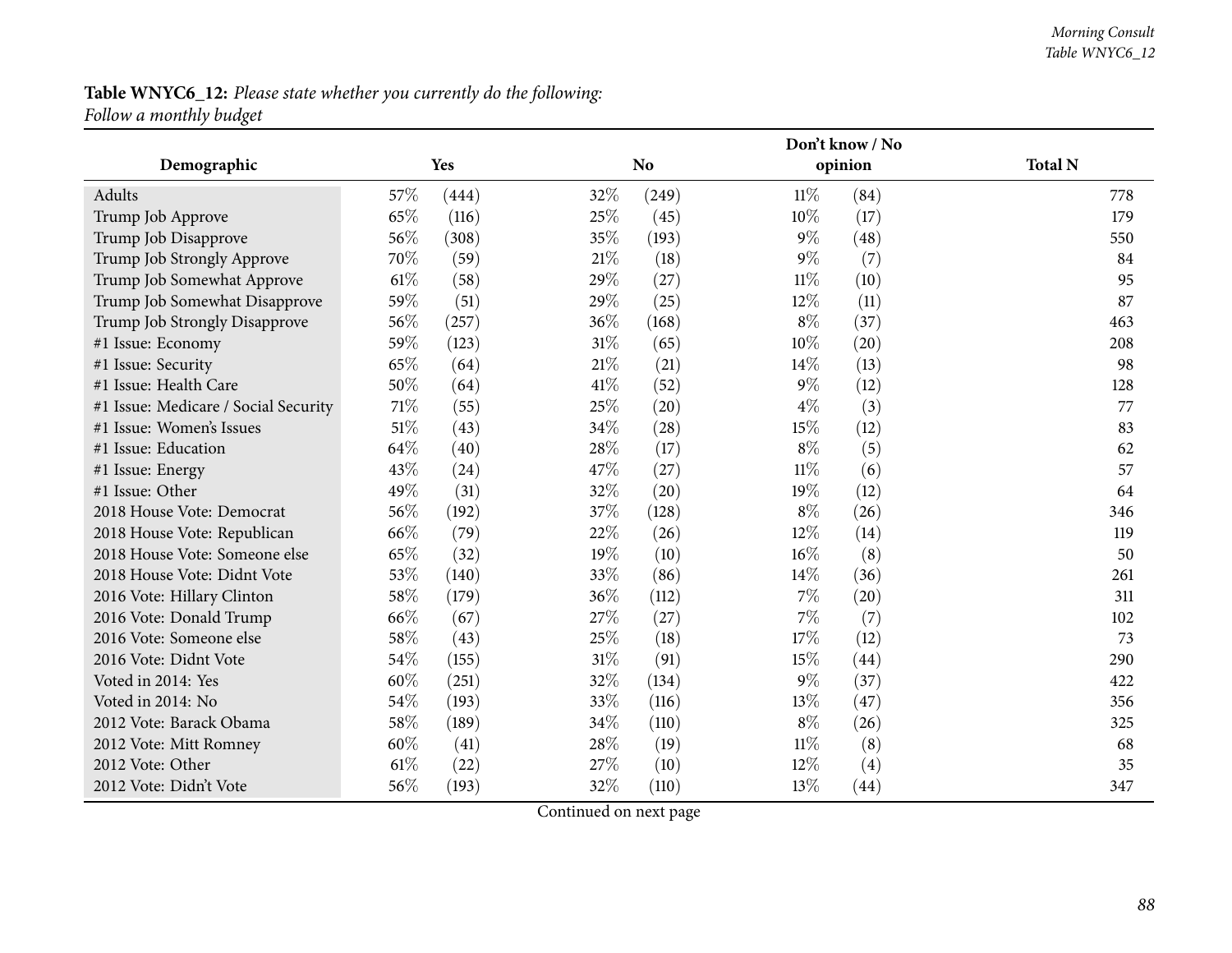**Table WNYC6_12:** *Please state whether you currently do the following:*
*Follow a monthly budget*

| Demographic | Yes | | No | | Don't know / No opinion | | Total N |
|---|---|---|---|---|---|---|---|
| Adults | 57% | (444) | 32% | (249) | 11% | (84) | 778 |
| Trump Job Approve | 65% | (116) | 25% | (45) | 10% | (17) | 179 |
| Trump Job Disapprove | 56% | (308) | 35% | (193) | 9% | (48) | 550 |
| Trump Job Strongly Approve | 70% | (59) | 21% | (18) | 9% | (7) | 84 |
| Trump Job Somewhat Approve | 61% | (58) | 29% | (27) | 11% | (10) | 95 |
| Trump Job Somewhat Disapprove | 59% | (51) | 29% | (25) | 12% | (11) | 87 |
| Trump Job Strongly Disapprove | 56% | (257) | 36% | (168) | 8% | (37) | 463 |
| #1 Issue: Economy | 59% | (123) | 31% | (65) | 10% | (20) | 208 |
| #1 Issue: Security | 65% | (64) | 21% | (21) | 14% | (13) | 98 |
| #1 Issue: Health Care | 50% | (64) | 41% | (52) | 9% | (12) | 128 |
| #1 Issue: Medicare / Social Security | 71% | (55) | 25% | (20) | 4% | (3) | 77 |
| #1 Issue: Women's Issues | 51% | (43) | 34% | (28) | 15% | (12) | 83 |
| #1 Issue: Education | 64% | (40) | 28% | (17) | 8% | (5) | 62 |
| #1 Issue: Energy | 43% | (24) | 47% | (27) | 11% | (6) | 57 |
| #1 Issue: Other | 49% | (31) | 32% | (20) | 19% | (12) | 64 |
| 2018 House Vote: Democrat | 56% | (192) | 37% | (128) | 8% | (26) | 346 |
| 2018 House Vote: Republican | 66% | (79) | 22% | (26) | 12% | (14) | 119 |
| 2018 House Vote: Someone else | 65% | (32) | 19% | (10) | 16% | (8) | 50 |
| 2018 House Vote: Didnt Vote | 53% | (140) | 33% | (86) | 14% | (36) | 261 |
| 2016 Vote: Hillary Clinton | 58% | (179) | 36% | (112) | 7% | (20) | 311 |
| 2016 Vote: Donald Trump | 66% | (67) | 27% | (27) | 7% | (7) | 102 |
| 2016 Vote: Someone else | 58% | (43) | 25% | (18) | 17% | (12) | 73 |
| 2016 Vote: Didnt Vote | 54% | (155) | 31% | (91) | 15% | (44) | 290 |
| Voted in 2014: Yes | 60% | (251) | 32% | (134) | 9% | (37) | 422 |
| Voted in 2014: No | 54% | (193) | 33% | (116) | 13% | (47) | 356 |
| 2012 Vote: Barack Obama | 58% | (189) | 34% | (110) | 8% | (26) | 325 |
| 2012 Vote: Mitt Romney | 60% | (41) | 28% | (19) | 11% | (8) | 68 |
| 2012 Vote: Other | 61% | (22) | 27% | (10) | 12% | (4) | 35 |
| 2012 Vote: Didn't Vote | 56% | (193) | 32% | (110) | 13% | (44) | 347 |

Continued on next page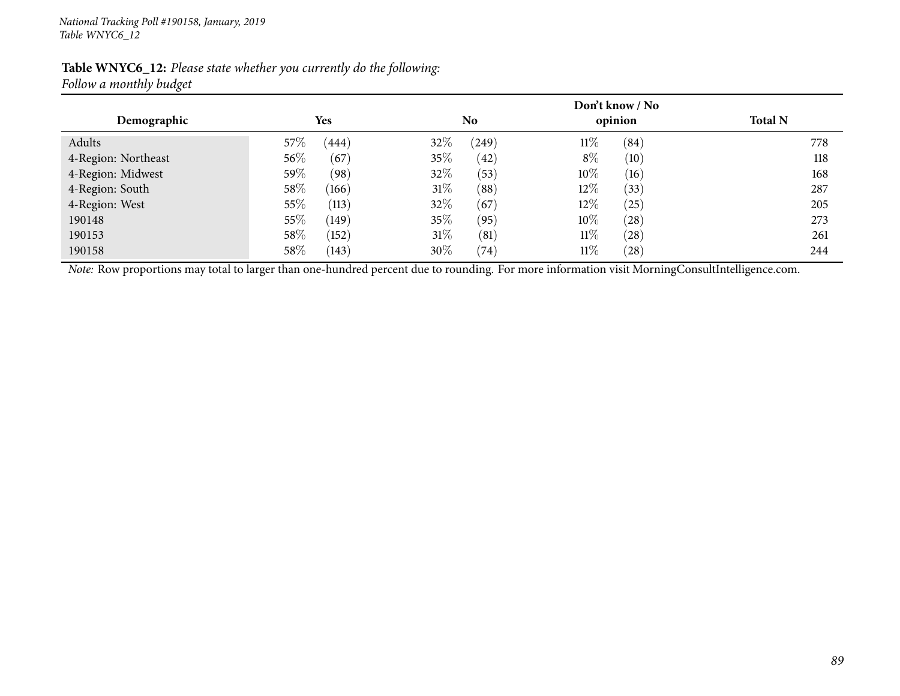**Table WNYC6_12:** *Please state whether you currently do the following: Follow a monthly budget*

| Demographic | Yes | | No | | Don't know / No opinion | | Total N |
|---|---|---|---|---|---|---|---|
| Adults | 57% | (444) | 32% | (249) | 11% | (84) | 778 |
| 4-Region: Northeast | 56% | (67) | 35% | (42) | 8% | (10) | 118 |
| 4-Region: Midwest | 59% | (98) | 32% | (53) | 10% | (16) | 168 |
| 4-Region: South | 58% | (166) | 31% | (88) | 12% | (33) | 287 |
| 4-Region: West | 55% | (113) | 32% | (67) | 12% | (25) | 205 |
| 190148 | 55% | (149) | 35% | (95) | 10% | (28) | 273 |
| 190153 | 58% | (152) | 31% | (81) | 11% | (28) | 261 |
| 190158 | 58% | (143) | 30% | (74) | 11% | (28) | 244 |

*Note:* Row proportions may total to larger than one-hundred percent due to rounding. For more information visit MorningConsultIntelligence.com.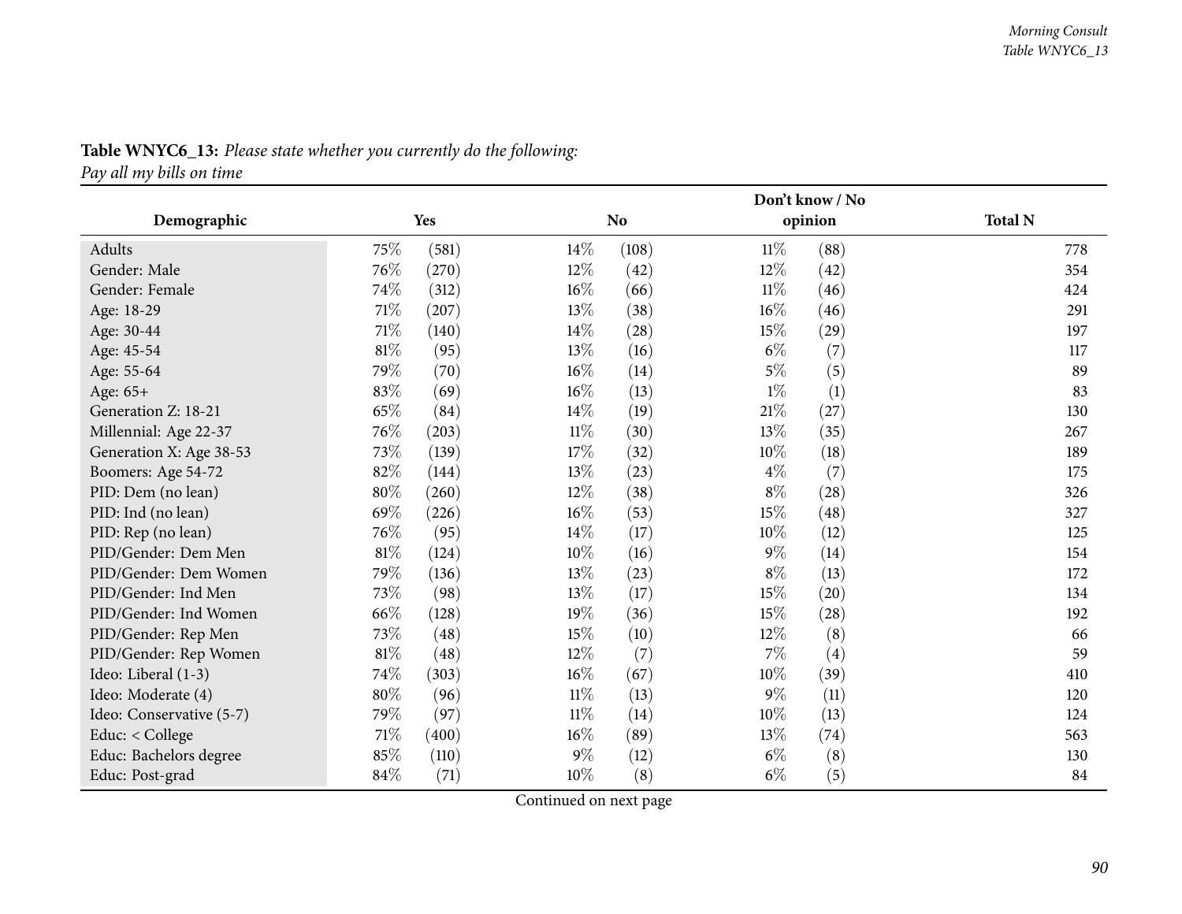**Table WNYC6_13:** *Please state whether you currently do the following:*
*Pay all my bills on time*

| Demographic | Yes | | No | | Don't know / No opinion | | Total N |
|---|---|---|---|---|---|---|---|
| Adults | 75% | (581) | 14% | (108) | 11% | (88) | 778 |
| Gender: Male | 76% | (270) | 12% | (42) | 12% | (42) | 354 |
| Gender: Female | 74% | (312) | 16% | (66) | 11% | (46) | 424 |
| Age: 18-29 | 71% | (207) | 13% | (38) | 16% | (46) | 291 |
| Age: 30-44 | 71% | (140) | 14% | (28) | 15% | (29) | 197 |
| Age: 45-54 | 81% | (95) | 13% | (16) | 6% | (7) | 117 |
| Age: 55-64 | 79% | (70) | 16% | (14) | 5% | (5) | 89 |
| Age: 65+ | 83% | (69) | 16% | (13) | 1% | (1) | 83 |
| Generation Z: 18-21 | 65% | (84) | 14% | (19) | 21% | (27) | 130 |
| Millennial: Age 22-37 | 76% | (203) | 11% | (30) | 13% | (35) | 267 |
| Generation X: Age 38-53 | 73% | (139) | 17% | (32) | 10% | (18) | 189 |
| Boomers: Age 54-72 | 82% | (144) | 13% | (23) | 4% | (7) | 175 |
| PID: Dem (no lean) | 80% | (260) | 12% | (38) | 8% | (28) | 326 |
| PID: Ind (no lean) | 69% | (226) | 16% | (53) | 15% | (48) | 327 |
| PID: Rep (no lean) | 76% | (95) | 14% | (17) | 10% | (12) | 125 |
| PID/Gender: Dem Men | 81% | (124) | 10% | (16) | 9% | (14) | 154 |
| PID/Gender: Dem Women | 79% | (136) | 13% | (23) | 8% | (13) | 172 |
| PID/Gender: Ind Men | 73% | (98) | 13% | (17) | 15% | (20) | 134 |
| PID/Gender: Ind Women | 66% | (128) | 19% | (36) | 15% | (28) | 192 |
| PID/Gender: Rep Men | 73% | (48) | 15% | (10) | 12% | (8) | 66 |
| PID/Gender: Rep Women | 81% | (48) | 12% | (7) | 7% | (4) | 59 |
| Ideo: Liberal (1-3) | 74% | (303) | 16% | (67) | 10% | (39) | 410 |
| Ideo: Moderate (4) | 80% | (96) | 11% | (13) | 9% | (11) | 120 |
| Ideo: Conservative (5-7) | 79% | (97) | 11% | (14) | 10% | (13) | 124 |
| Educ: < College | 71% | (400) | 16% | (89) | 13% | (74) | 563 |
| Educ: Bachelors degree | 85% | (110) | 9% | (12) | 6% | (8) | 130 |
| Educ: Post-grad | 84% | (71) | 10% | (8) | 6% | (5) | 84 |

Continued on next page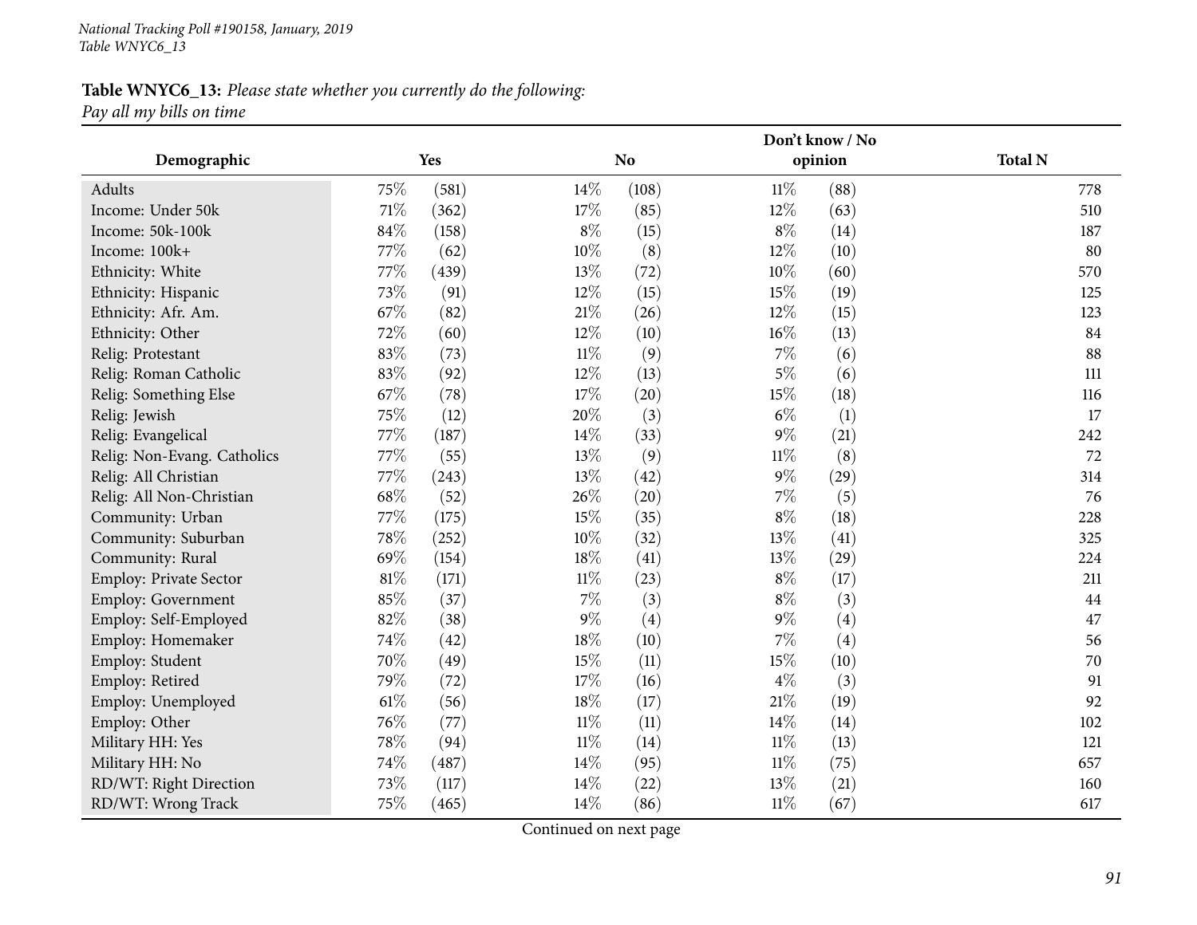**Table WNYC6_13:** *Please state whether you currently do the following:*
*Pay all my bills on time*

| Demographic | Yes | | No | | Don't know / No opinion | | Total N |
|---|---|---|---|---|---|---|---|
| Adults | 75% | (581) | 14% | (108) | 11% | (88) | 778 |
| Income: Under 50k | 71% | (362) | 17% | (85) | 12% | (63) | 510 |
| Income: 50k-100k | 84% | (158) | 8% | (15) | 8% | (14) | 187 |
| Income: 100k+ | 77% | (62) | 10% | (8) | 12% | (10) | 80 |
| Ethnicity: White | 77% | (439) | 13% | (72) | 10% | (60) | 570 |
| Ethnicity: Hispanic | 73% | (91) | 12% | (15) | 15% | (19) | 125 |
| Ethnicity: Afr. Am. | 67% | (82) | 21% | (26) | 12% | (15) | 123 |
| Ethnicity: Other | 72% | (60) | 12% | (10) | 16% | (13) | 84 |
| Relig: Protestant | 83% | (73) | 11% | (9) | 7% | (6) | 88 |
| Relig: Roman Catholic | 83% | (92) | 12% | (13) | 5% | (6) | 111 |
| Relig: Something Else | 67% | (78) | 17% | (20) | 15% | (18) | 116 |
| Relig: Jewish | 75% | (12) | 20% | (3) | 6% | (1) | 17 |
| Relig: Evangelical | 77% | (187) | 14% | (33) | 9% | (21) | 242 |
| Relig: Non-Evang. Catholics | 77% | (55) | 13% | (9) | 11% | (8) | 72 |
| Relig: All Christian | 77% | (243) | 13% | (42) | 9% | (29) | 314 |
| Relig: All Non-Christian | 68% | (52) | 26% | (20) | 7% | (5) | 76 |
| Community: Urban | 77% | (175) | 15% | (35) | 8% | (18) | 228 |
| Community: Suburban | 78% | (252) | 10% | (32) | 13% | (41) | 325 |
| Community: Rural | 69% | (154) | 18% | (41) | 13% | (29) | 224 |
| Employ: Private Sector | 81% | (171) | 11% | (23) | 8% | (17) | 211 |
| Employ: Government | 85% | (37) | 7% | (3) | 8% | (3) | 44 |
| Employ: Self-Employed | 82% | (38) | 9% | (4) | 9% | (4) | 47 |
| Employ: Homemaker | 74% | (42) | 18% | (10) | 7% | (4) | 56 |
| Employ: Student | 70% | (49) | 15% | (11) | 15% | (10) | 70 |
| Employ: Retired | 79% | (72) | 17% | (16) | 4% | (3) | 91 |
| Employ: Unemployed | 61% | (56) | 18% | (17) | 21% | (19) | 92 |
| Employ: Other | 76% | (77) | 11% | (11) | 14% | (14) | 102 |
| Military HH: Yes | 78% | (94) | 11% | (14) | 11% | (13) | 121 |
| Military HH: No | 74% | (487) | 14% | (95) | 11% | (75) | 657 |
| RD/WT: Right Direction | 73% | (117) | 14% | (22) | 13% | (21) | 160 |
| RD/WT: Wrong Track | 75% | (465) | 14% | (86) | 11% | (67) | 617 |

Continued on next page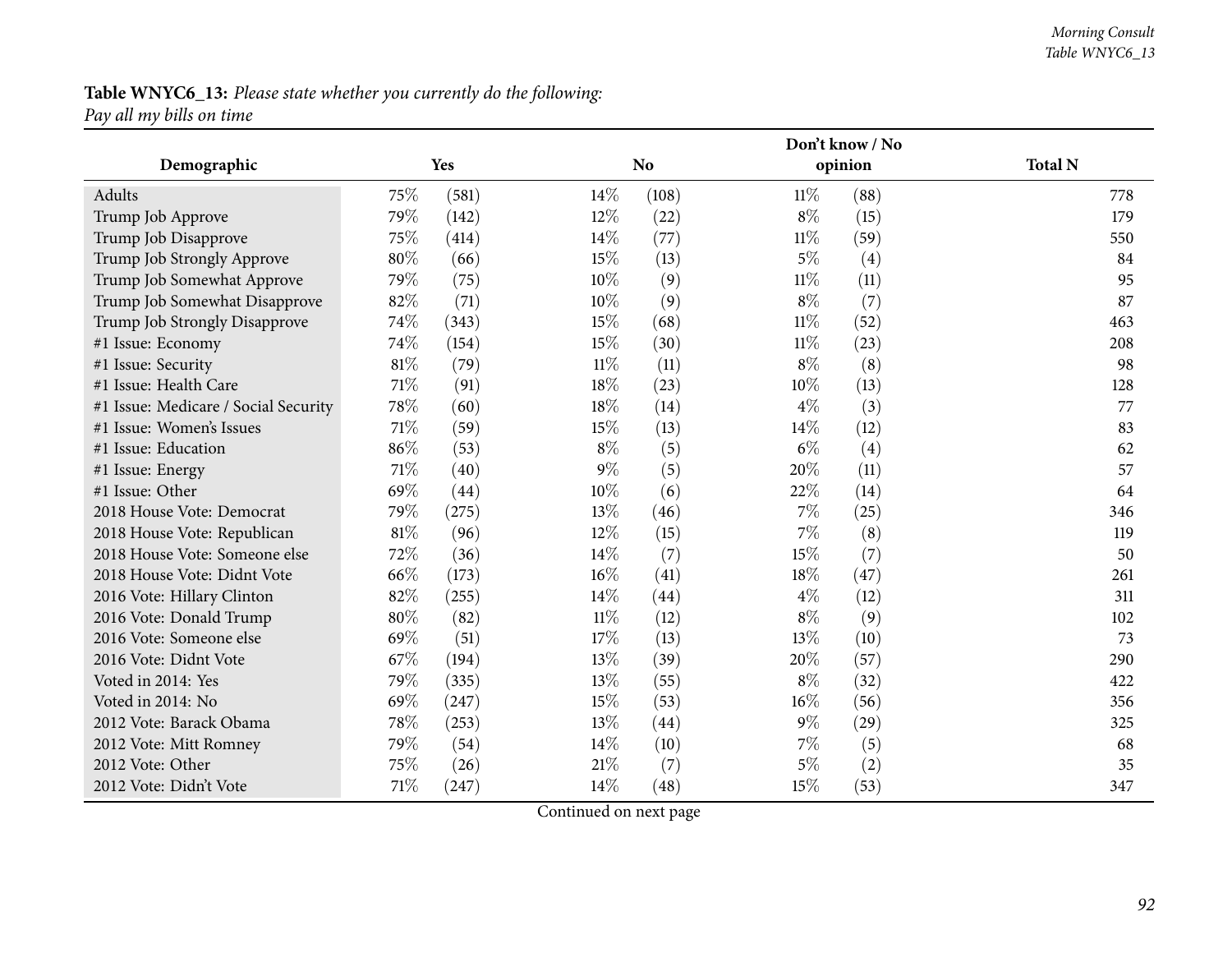**Table WNYC6_13:** *Please state whether you currently do the following: Pay all my bills on time*

| Demographic | Yes | | No | | Don't know / No opinion | | Total N |
|---|---|---|---|---|---|---|---|
| Adults | 75% | (581) | 14% | (108) | 11% | (88) | 778 |
| Trump Job Approve | 79% | (142) | 12% | (22) | 8% | (15) | 179 |
| Trump Job Disapprove | 75% | (414) | 14% | (77) | 11% | (59) | 550 |
| Trump Job Strongly Approve | 80% | (66) | 15% | (13) | 5% | (4) | 84 |
| Trump Job Somewhat Approve | 79% | (75) | 10% | (9) | 11% | (11) | 95 |
| Trump Job Somewhat Disapprove | 82% | (71) | 10% | (9) | 8% | (7) | 87 |
| Trump Job Strongly Disapprove | 74% | (343) | 15% | (68) | 11% | (52) | 463 |
| #1 Issue: Economy | 74% | (154) | 15% | (30) | 11% | (23) | 208 |
| #1 Issue: Security | 81% | (79) | 11% | (11) | 8% | (8) | 98 |
| #1 Issue: Health Care | 71% | (91) | 18% | (23) | 10% | (13) | 128 |
| #1 Issue: Medicare / Social Security | 78% | (60) | 18% | (14) | 4% | (3) | 77 |
| #1 Issue: Women's Issues | 71% | (59) | 15% | (13) | 14% | (12) | 83 |
| #1 Issue: Education | 86% | (53) | 8% | (5) | 6% | (4) | 62 |
| #1 Issue: Energy | 71% | (40) | 9% | (5) | 20% | (11) | 57 |
| #1 Issue: Other | 69% | (44) | 10% | (6) | 22% | (14) | 64 |
| 2018 House Vote: Democrat | 79% | (275) | 13% | (46) | 7% | (25) | 346 |
| 2018 House Vote: Republican | 81% | (96) | 12% | (15) | 7% | (8) | 119 |
| 2018 House Vote: Someone else | 72% | (36) | 14% | (7) | 15% | (7) | 50 |
| 2018 House Vote: Didnt Vote | 66% | (173) | 16% | (41) | 18% | (47) | 261 |
| 2016 Vote: Hillary Clinton | 82% | (255) | 14% | (44) | 4% | (12) | 311 |
| 2016 Vote: Donald Trump | 80% | (82) | 11% | (12) | 8% | (9) | 102 |
| 2016 Vote: Someone else | 69% | (51) | 17% | (13) | 13% | (10) | 73 |
| 2016 Vote: Didnt Vote | 67% | (194) | 13% | (39) | 20% | (57) | 290 |
| Voted in 2014: Yes | 79% | (335) | 13% | (55) | 8% | (32) | 422 |
| Voted in 2014: No | 69% | (247) | 15% | (53) | 16% | (56) | 356 |
| 2012 Vote: Barack Obama | 78% | (253) | 13% | (44) | 9% | (29) | 325 |
| 2012 Vote: Mitt Romney | 79% | (54) | 14% | (10) | 7% | (5) | 68 |
| 2012 Vote: Other | 75% | (26) | 21% | (7) | 5% | (2) | 35 |
| 2012 Vote: Didn't Vote | 71% | (247) | 14% | (48) | 15% | (53) | 347 |

Continued on next page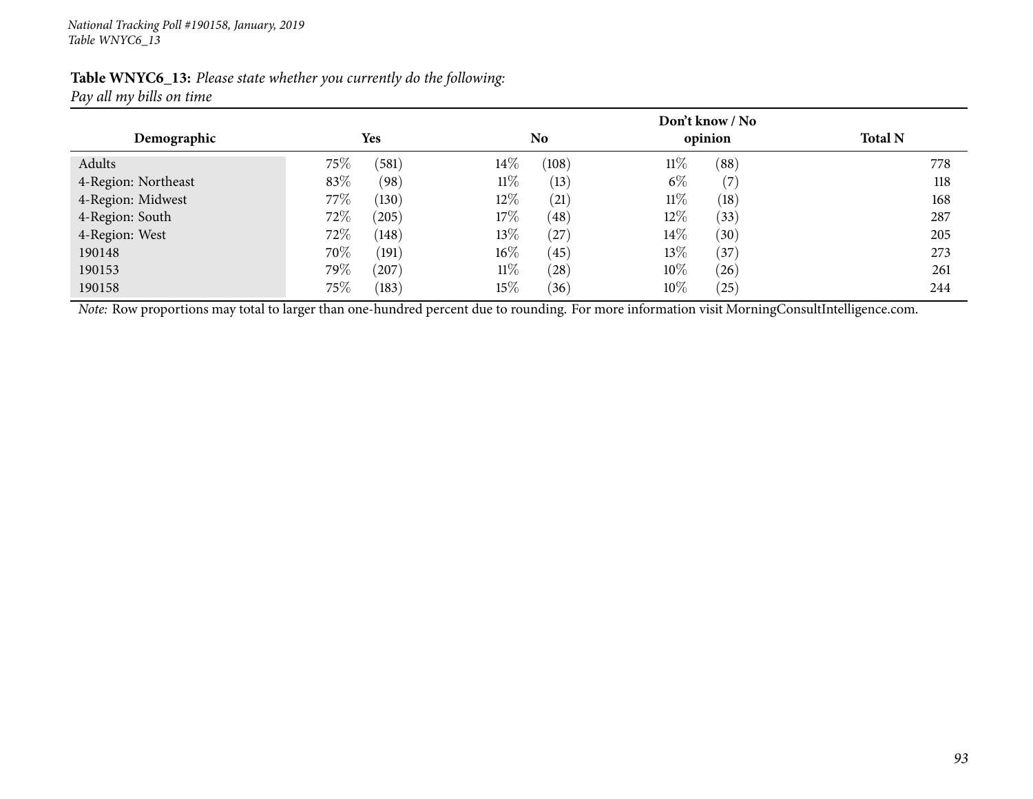**Table WNYC6_13:** *Please state whether you currently do the following:*
*Pay all my bills on time*

| Demographic | Yes | | No | | Don't know / No opinion | | Total N |
|---|---|---|---|---|---|---|---|
| Adults | 75% | (581) | 14% | (108) | 11% | (88) | 778 |
| 4-Region: Northeast | 83% | (98) | 11% | (13) | 6% | (7) | 118 |
| 4-Region: Midwest | 77% | (130) | 12% | (21) | 11% | (18) | 168 |
| 4-Region: South | 72% | (205) | 17% | (48) | 12% | (33) | 287 |
| 4-Region: West | 72% | (148) | 13% | (27) | 14% | (30) | 205 |
| 190148 | 70% | (191) | 16% | (45) | 13% | (37) | 273 |
| 190153 | 79% | (207) | 11% | (28) | 10% | (26) | 261 |
| 190158 | 75% | (183) | 15% | (36) | 10% | (25) | 244 |

*Note:* Row proportions may total to larger than one-hundred percent due to rounding. For more information visit MorningConsultIntelligence.com.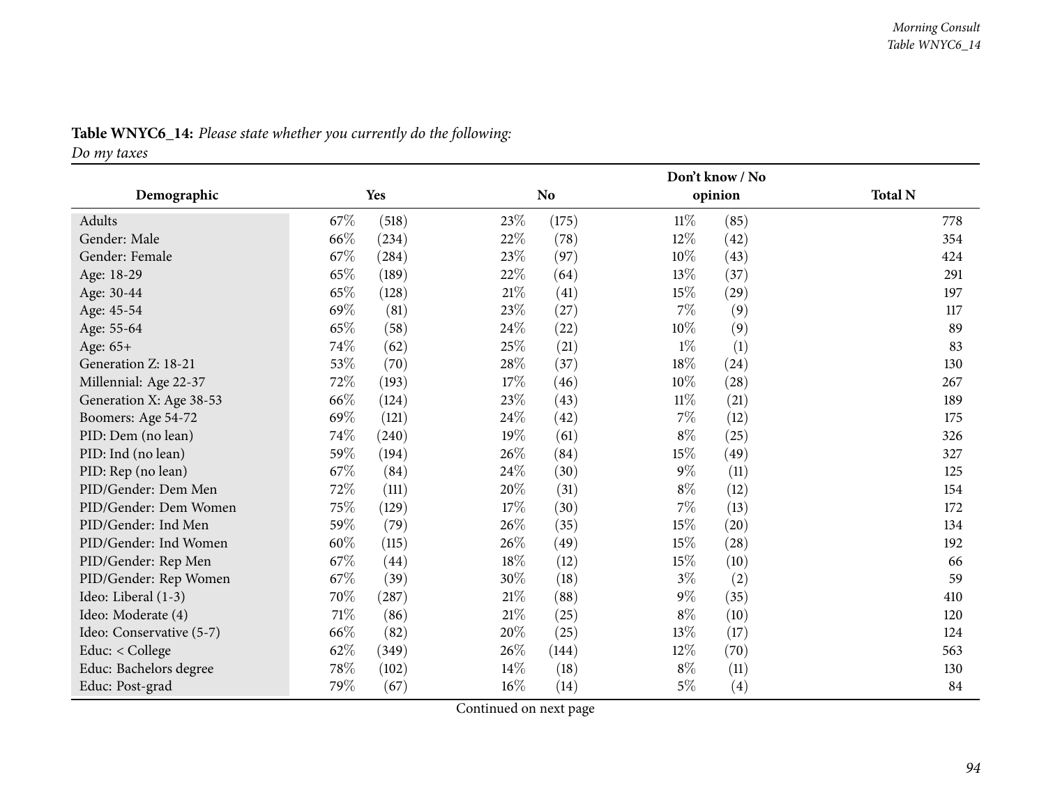**Table WNYC6_14:** *Please state whether you currently do the following:*
*Do my taxes*

| Demographic | Yes | | No | | Don't know / No opinion | | Total N |
|---|---|---|---|---|---|---|---|
| Adults | 67% | (518) | 23% | (175) | 11% | (85) | 778 |
| Gender: Male | 66% | (234) | 22% | (78) | 12% | (42) | 354 |
| Gender: Female | 67% | (284) | 23% | (97) | 10% | (43) | 424 |
| Age: 18-29 | 65% | (189) | 22% | (64) | 13% | (37) | 291 |
| Age: 30-44 | 65% | (128) | 21% | (41) | 15% | (29) | 197 |
| Age: 45-54 | 69% | (81) | 23% | (27) | 7% | (9) | 117 |
| Age: 55-64 | 65% | (58) | 24% | (22) | 10% | (9) | 89 |
| Age: 65+ | 74% | (62) | 25% | (21) | 1% | (1) | 83 |
| Generation Z: 18-21 | 53% | (70) | 28% | (37) | 18% | (24) | 130 |
| Millennial: Age 22-37 | 72% | (193) | 17% | (46) | 10% | (28) | 267 |
| Generation X: Age 38-53 | 66% | (124) | 23% | (43) | 11% | (21) | 189 |
| Boomers: Age 54-72 | 69% | (121) | 24% | (42) | 7% | (12) | 175 |
| PID: Dem (no lean) | 74% | (240) | 19% | (61) | 8% | (25) | 326 |
| PID: Ind (no lean) | 59% | (194) | 26% | (84) | 15% | (49) | 327 |
| PID: Rep (no lean) | 67% | (84) | 24% | (30) | 9% | (11) | 125 |
| PID/Gender: Dem Men | 72% | (111) | 20% | (31) | 8% | (12) | 154 |
| PID/Gender: Dem Women | 75% | (129) | 17% | (30) | 7% | (13) | 172 |
| PID/Gender: Ind Men | 59% | (79) | 26% | (35) | 15% | (20) | 134 |
| PID/Gender: Ind Women | 60% | (115) | 26% | (49) | 15% | (28) | 192 |
| PID/Gender: Rep Men | 67% | (44) | 18% | (12) | 15% | (10) | 66 |
| PID/Gender: Rep Women | 67% | (39) | 30% | (18) | 3% | (2) | 59 |
| Ideo: Liberal (1-3) | 70% | (287) | 21% | (88) | 9% | (35) | 410 |
| Ideo: Moderate (4) | 71% | (86) | 21% | (25) | 8% | (10) | 120 |
| Ideo: Conservative (5-7) | 66% | (82) | 20% | (25) | 13% | (17) | 124 |
| Educ: < College | 62% | (349) | 26% | (144) | 12% | (70) | 563 |
| Educ: Bachelors degree | 78% | (102) | 14% | (18) | 8% | (11) | 130 |
| Educ: Post-grad | 79% | (67) | 16% | (14) | 5% | (4) | 84 |

Continued on next page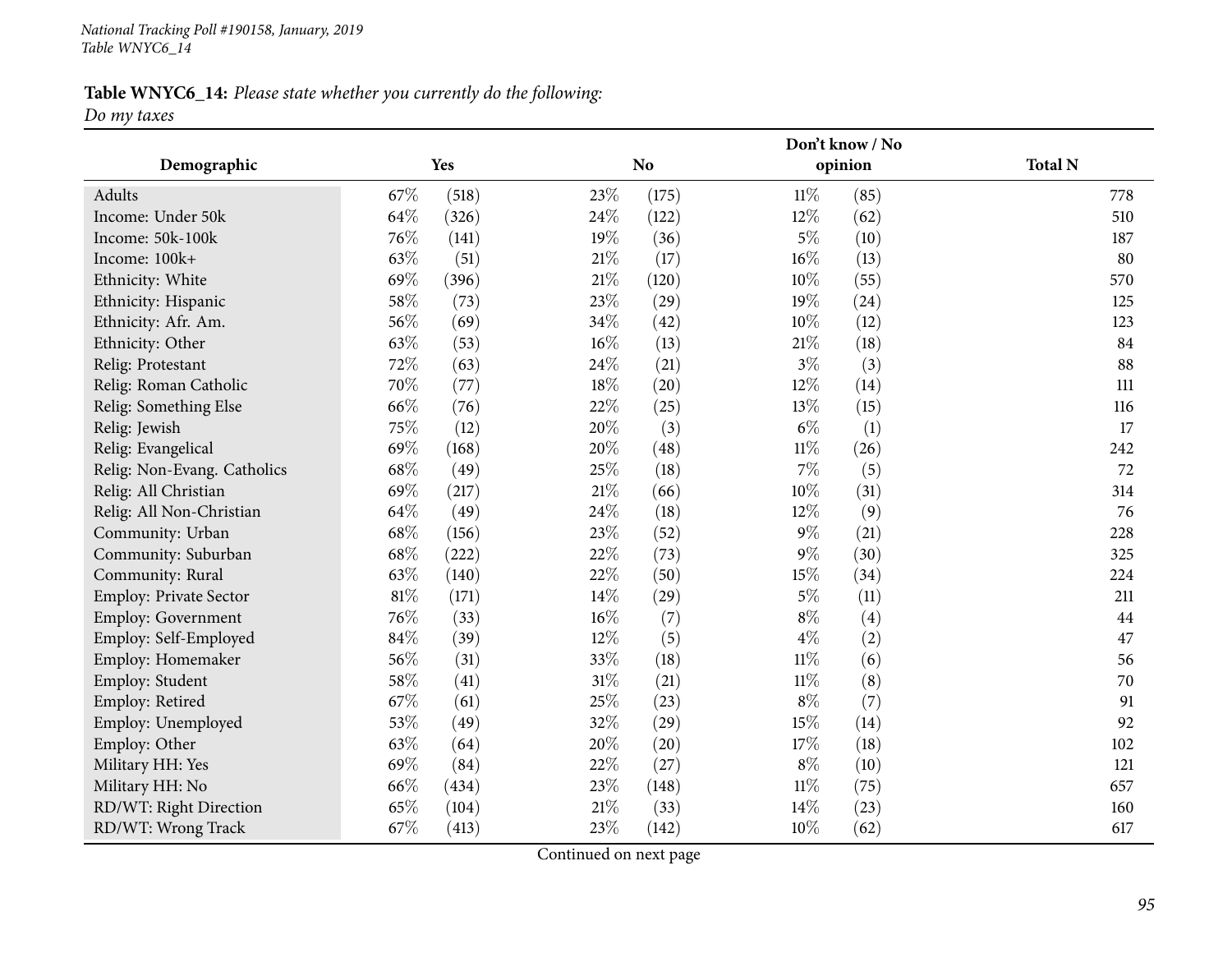**Table WNYC6_14:** *Please state whether you currently do the following:*
*Do my taxes*

| Demographic | Yes | | No | | Don't know / No opinion | | Total N |
|---|---|---|---|---|---|---|---|
| Adults | 67% | (518) | 23% | (175) | 11% | (85) | 778 |
| Income: Under 50k | 64% | (326) | 24% | (122) | 12% | (62) | 510 |
| Income: 50k-100k | 76% | (141) | 19% | (36) | 5% | (10) | 187 |
| Income: 100k+ | 63% | (51) | 21% | (17) | 16% | (13) | 80 |
| Ethnicity: White | 69% | (396) | 21% | (120) | 10% | (55) | 570 |
| Ethnicity: Hispanic | 58% | (73) | 23% | (29) | 19% | (24) | 125 |
| Ethnicity: Afr. Am. | 56% | (69) | 34% | (42) | 10% | (12) | 123 |
| Ethnicity: Other | 63% | (53) | 16% | (13) | 21% | (18) | 84 |
| Relig: Protestant | 72% | (63) | 24% | (21) | 3% | (3) | 88 |
| Relig: Roman Catholic | 70% | (77) | 18% | (20) | 12% | (14) | 111 |
| Relig: Something Else | 66% | (76) | 22% | (25) | 13% | (15) | 116 |
| Relig: Jewish | 75% | (12) | 20% | (3) | 6% | (1) | 17 |
| Relig: Evangelical | 69% | (168) | 20% | (48) | 11% | (26) | 242 |
| Relig: Non-Evang. Catholics | 68% | (49) | 25% | (18) | 7% | (5) | 72 |
| Relig: All Christian | 69% | (217) | 21% | (66) | 10% | (31) | 314 |
| Relig: All Non-Christian | 64% | (49) | 24% | (18) | 12% | (9) | 76 |
| Community: Urban | 68% | (156) | 23% | (52) | 9% | (21) | 228 |
| Community: Suburban | 68% | (222) | 22% | (73) | 9% | (30) | 325 |
| Community: Rural | 63% | (140) | 22% | (50) | 15% | (34) | 224 |
| Employ: Private Sector | 81% | (171) | 14% | (29) | 5% | (11) | 211 |
| Employ: Government | 76% | (33) | 16% | (7) | 8% | (4) | 44 |
| Employ: Self-Employed | 84% | (39) | 12% | (5) | 4% | (2) | 47 |
| Employ: Homemaker | 56% | (31) | 33% | (18) | 11% | (6) | 56 |
| Employ: Student | 58% | (41) | 31% | (21) | 11% | (8) | 70 |
| Employ: Retired | 67% | (61) | 25% | (23) | 8% | (7) | 91 |
| Employ: Unemployed | 53% | (49) | 32% | (29) | 15% | (14) | 92 |
| Employ: Other | 63% | (64) | 20% | (20) | 17% | (18) | 102 |
| Military HH: Yes | 69% | (84) | 22% | (27) | 8% | (10) | 121 |
| Military HH: No | 66% | (434) | 23% | (148) | 11% | (75) | 657 |
| RD/WT: Right Direction | 65% | (104) | 21% | (33) | 14% | (23) | 160 |
| RD/WT: Wrong Track | 67% | (413) | 23% | (142) | 10% | (62) | 617 |

Continued on next page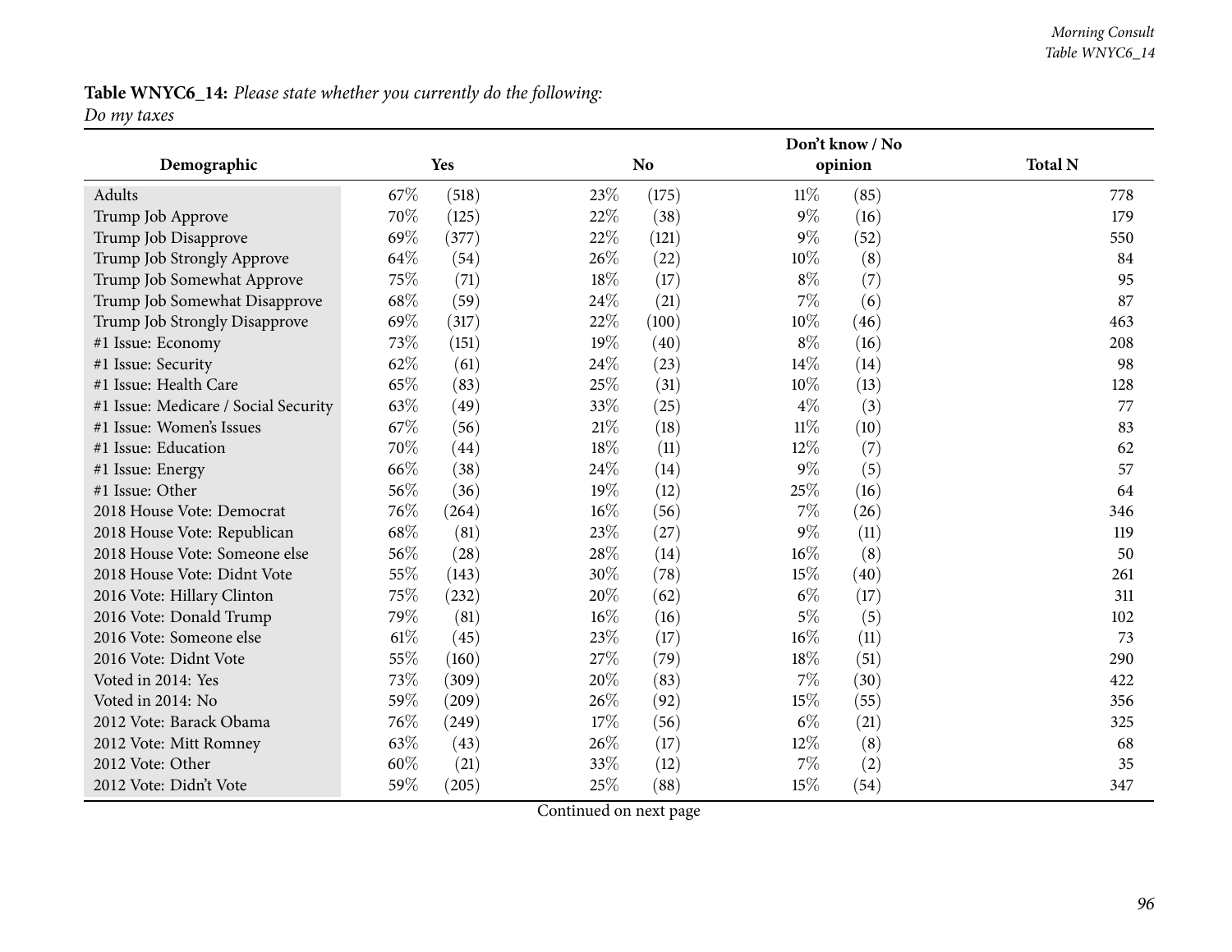**Table WNYC6_14:** *Please state whether you currently do the following:*
*Do my taxes*

| Demographic | Yes | | No | | Don't know / No opinion | | Total N |
|---|---|---|---|---|---|---|---|
| Adults | 67% | (518) | 23% | (175) | 11% | (85) | 778 |
| Trump Job Approve | 70% | (125) | 22% | (38) | 9% | (16) | 179 |
| Trump Job Disapprove | 69% | (377) | 22% | (121) | 9% | (52) | 550 |
| Trump Job Strongly Approve | 64% | (54) | 26% | (22) | 10% | (8) | 84 |
| Trump Job Somewhat Approve | 75% | (71) | 18% | (17) | 8% | (7) | 95 |
| Trump Job Somewhat Disapprove | 68% | (59) | 24% | (21) | 7% | (6) | 87 |
| Trump Job Strongly Disapprove | 69% | (317) | 22% | (100) | 10% | (46) | 463 |
| #1 Issue: Economy | 73% | (151) | 19% | (40) | 8% | (16) | 208 |
| #1 Issue: Security | 62% | (61) | 24% | (23) | 14% | (14) | 98 |
| #1 Issue: Health Care | 65% | (83) | 25% | (31) | 10% | (13) | 128 |
| #1 Issue: Medicare / Social Security | 63% | (49) | 33% | (25) | 4% | (3) | 77 |
| #1 Issue: Women's Issues | 67% | (56) | 21% | (18) | 11% | (10) | 83 |
| #1 Issue: Education | 70% | (44) | 18% | (11) | 12% | (7) | 62 |
| #1 Issue: Energy | 66% | (38) | 24% | (14) | 9% | (5) | 57 |
| #1 Issue: Other | 56% | (36) | 19% | (12) | 25% | (16) | 64 |
| 2018 House Vote: Democrat | 76% | (264) | 16% | (56) | 7% | (26) | 346 |
| 2018 House Vote: Republican | 68% | (81) | 23% | (27) | 9% | (11) | 119 |
| 2018 House Vote: Someone else | 56% | (28) | 28% | (14) | 16% | (8) | 50 |
| 2018 House Vote: Didnt Vote | 55% | (143) | 30% | (78) | 15% | (40) | 261 |
| 2016 Vote: Hillary Clinton | 75% | (232) | 20% | (62) | 6% | (17) | 311 |
| 2016 Vote: Donald Trump | 79% | (81) | 16% | (16) | 5% | (5) | 102 |
| 2016 Vote: Someone else | 61% | (45) | 23% | (17) | 16% | (11) | 73 |
| 2016 Vote: Didnt Vote | 55% | (160) | 27% | (79) | 18% | (51) | 290 |
| Voted in 2014: Yes | 73% | (309) | 20% | (83) | 7% | (30) | 422 |
| Voted in 2014: No | 59% | (209) | 26% | (92) | 15% | (55) | 356 |
| 2012 Vote: Barack Obama | 76% | (249) | 17% | (56) | 6% | (21) | 325 |
| 2012 Vote: Mitt Romney | 63% | (43) | 26% | (17) | 12% | (8) | 68 |
| 2012 Vote: Other | 60% | (21) | 33% | (12) | 7% | (2) | 35 |
| 2012 Vote: Didn't Vote | 59% | (205) | 25% | (88) | 15% | (54) | 347 |

Continued on next page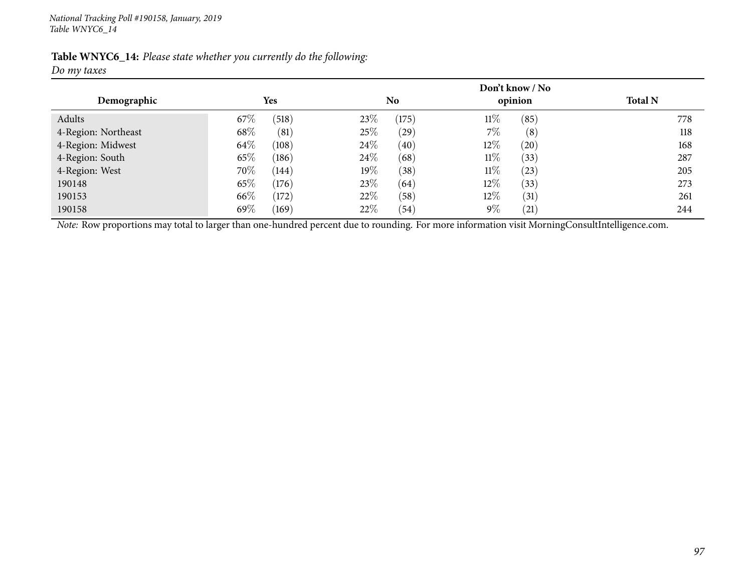**Table WNYC6_14:** *Please state whether you currently do the following:*
*Do my taxes*

| Demographic | Yes | | No | | Don't know / No opinion | | Total N |
|---|---|---|---|---|---|---|---|
| Adults | 67% | (518) | 23% | (175) | 11% | (85) | 778 |
| 4-Region: Northeast | 68% | (81) | 25% | (29) | 7% | (8) | 118 |
| 4-Region: Midwest | 64% | (108) | 24% | (40) | 12% | (20) | 168 |
| 4-Region: South | 65% | (186) | 24% | (68) | 11% | (33) | 287 |
| 4-Region: West | 70% | (144) | 19% | (38) | 11% | (23) | 205 |
| 190148 | 65% | (176) | 23% | (64) | 12% | (33) | 273 |
| 190153 | 66% | (172) | 22% | (58) | 12% | (31) | 261 |
| 190158 | 69% | (169) | 22% | (54) | 9% | (21) | 244 |

*Note:* Row proportions may total to larger than one-hundred percent due to rounding. For more information visit MorningConsultIntelligence.com.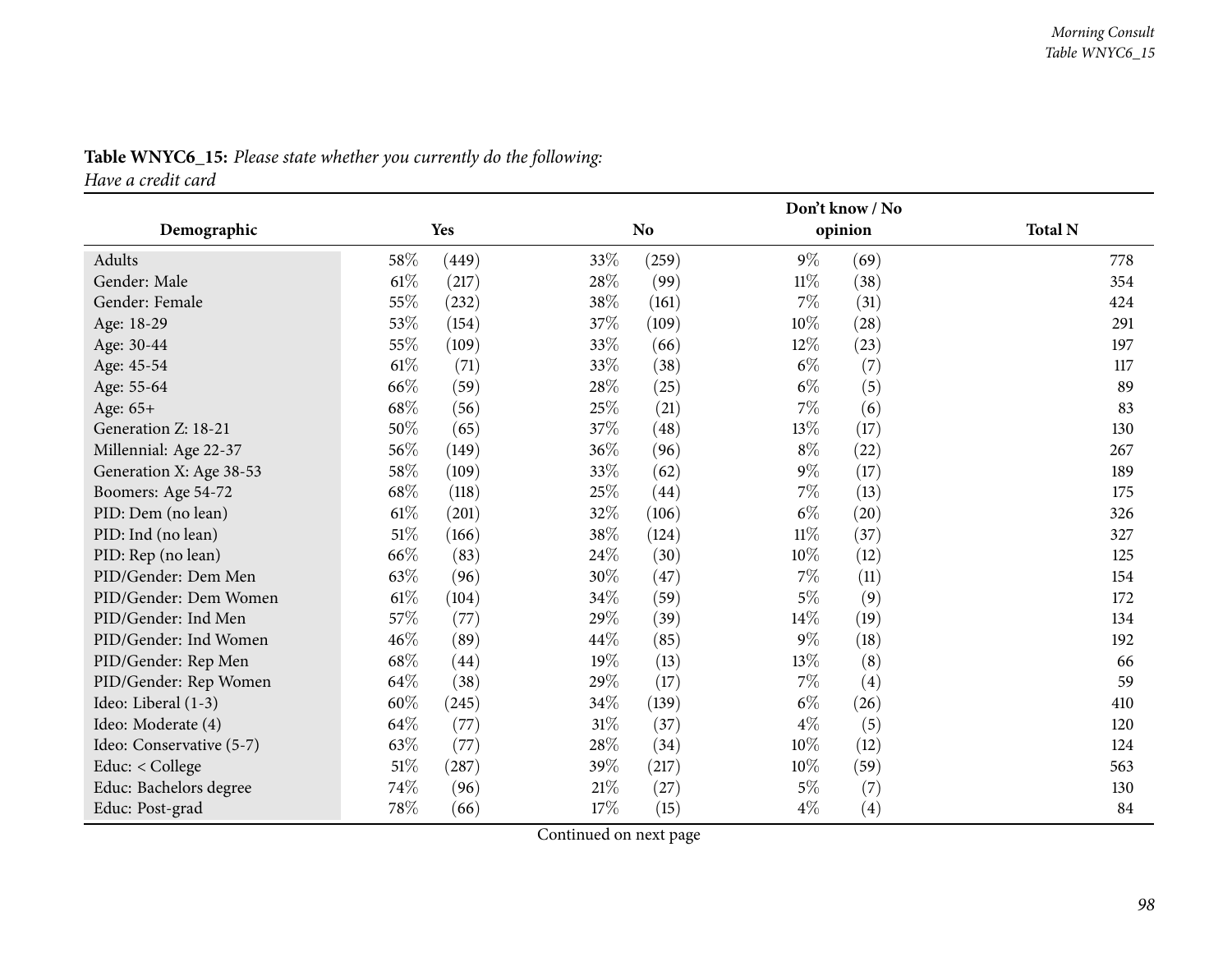**Table WNYC6_15:** *Please state whether you currently do the following:*
*Have a credit card*

| Demographic | Yes | | No | | Don't know / No opinion | | Total N |
|---|---|---|---|---|---|---|---|
| Adults | 58% | (449) | 33% | (259) | 9% | (69) | 778 |
| Gender: Male | 61% | (217) | 28% | (99) | 11% | (38) | 354 |
| Gender: Female | 55% | (232) | 38% | (161) | 7% | (31) | 424 |
| Age: 18-29 | 53% | (154) | 37% | (109) | 10% | (28) | 291 |
| Age: 30-44 | 55% | (109) | 33% | (66) | 12% | (23) | 197 |
| Age: 45-54 | 61% | (71) | 33% | (38) | 6% | (7) | 117 |
| Age: 55-64 | 66% | (59) | 28% | (25) | 6% | (5) | 89 |
| Age: 65+ | 68% | (56) | 25% | (21) | 7% | (6) | 83 |
| Generation Z: 18-21 | 50% | (65) | 37% | (48) | 13% | (17) | 130 |
| Millennial: Age 22-37 | 56% | (149) | 36% | (96) | 8% | (22) | 267 |
| Generation X: Age 38-53 | 58% | (109) | 33% | (62) | 9% | (17) | 189 |
| Boomers: Age 54-72 | 68% | (118) | 25% | (44) | 7% | (13) | 175 |
| PID: Dem (no lean) | 61% | (201) | 32% | (106) | 6% | (20) | 326 |
| PID: Ind (no lean) | 51% | (166) | 38% | (124) | 11% | (37) | 327 |
| PID: Rep (no lean) | 66% | (83) | 24% | (30) | 10% | (12) | 125 |
| PID/Gender: Dem Men | 63% | (96) | 30% | (47) | 7% | (11) | 154 |
| PID/Gender: Dem Women | 61% | (104) | 34% | (59) | 5% | (9) | 172 |
| PID/Gender: Ind Men | 57% | (77) | 29% | (39) | 14% | (19) | 134 |
| PID/Gender: Ind Women | 46% | (89) | 44% | (85) | 9% | (18) | 192 |
| PID/Gender: Rep Men | 68% | (44) | 19% | (13) | 13% | (8) | 66 |
| PID/Gender: Rep Women | 64% | (38) | 29% | (17) | 7% | (4) | 59 |
| Ideo: Liberal (1-3) | 60% | (245) | 34% | (139) | 6% | (26) | 410 |
| Ideo: Moderate (4) | 64% | (77) | 31% | (37) | 4% | (5) | 120 |
| Ideo: Conservative (5-7) | 63% | (77) | 28% | (34) | 10% | (12) | 124 |
| Educ: < College | 51% | (287) | 39% | (217) | 10% | (59) | 563 |
| Educ: Bachelors degree | 74% | (96) | 21% | (27) | 5% | (7) | 130 |
| Educ: Post-grad | 78% | (66) | 17% | (15) | 4% | (4) | 84 |

Continued on next page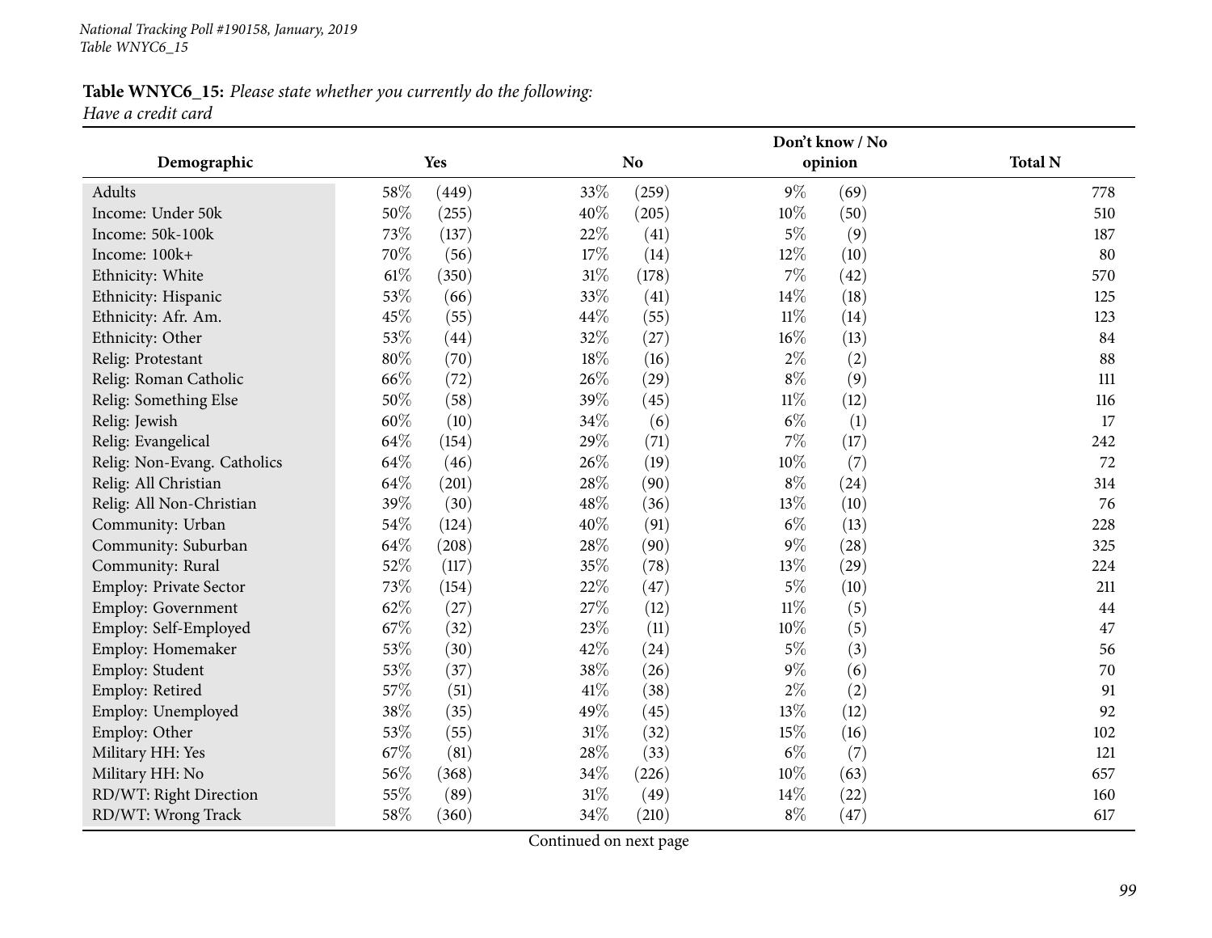**Table WNYC6_15:** *Please state whether you currently do the following:*
*Have a credit card*

| Demographic | Yes | | No | | Don't know / No opinion | | Total N |
|---|---|---|---|---|---|---|---|
| Adults | 58% | (449) | 33% | (259) | 9% | (69) | 778 |
| Income: Under 50k | 50% | (255) | 40% | (205) | 10% | (50) | 510 |
| Income: 50k-100k | 73% | (137) | 22% | (41) | 5% | (9) | 187 |
| Income: 100k+ | 70% | (56) | 17% | (14) | 12% | (10) | 80 |
| Ethnicity: White | 61% | (350) | 31% | (178) | 7% | (42) | 570 |
| Ethnicity: Hispanic | 53% | (66) | 33% | (41) | 14% | (18) | 125 |
| Ethnicity: Afr. Am. | 45% | (55) | 44% | (55) | 11% | (14) | 123 |
| Ethnicity: Other | 53% | (44) | 32% | (27) | 16% | (13) | 84 |
| Relig: Protestant | 80% | (70) | 18% | (16) | 2% | (2) | 88 |
| Relig: Roman Catholic | 66% | (72) | 26% | (29) | 8% | (9) | 111 |
| Relig: Something Else | 50% | (58) | 39% | (45) | 11% | (12) | 116 |
| Relig: Jewish | 60% | (10) | 34% | (6) | 6% | (1) | 17 |
| Relig: Evangelical | 64% | (154) | 29% | (71) | 7% | (17) | 242 |
| Relig: Non-Evang. Catholics | 64% | (46) | 26% | (19) | 10% | (7) | 72 |
| Relig: All Christian | 64% | (201) | 28% | (90) | 8% | (24) | 314 |
| Relig: All Non-Christian | 39% | (30) | 48% | (36) | 13% | (10) | 76 |
| Community: Urban | 54% | (124) | 40% | (91) | 6% | (13) | 228 |
| Community: Suburban | 64% | (208) | 28% | (90) | 9% | (28) | 325 |
| Community: Rural | 52% | (117) | 35% | (78) | 13% | (29) | 224 |
| Employ: Private Sector | 73% | (154) | 22% | (47) | 5% | (10) | 211 |
| Employ: Government | 62% | (27) | 27% | (12) | 11% | (5) | 44 |
| Employ: Self-Employed | 67% | (32) | 23% | (11) | 10% | (5) | 47 |
| Employ: Homemaker | 53% | (30) | 42% | (24) | 5% | (3) | 56 |
| Employ: Student | 53% | (37) | 38% | (26) | 9% | (6) | 70 |
| Employ: Retired | 57% | (51) | 41% | (38) | 2% | (2) | 91 |
| Employ: Unemployed | 38% | (35) | 49% | (45) | 13% | (12) | 92 |
| Employ: Other | 53% | (55) | 31% | (32) | 15% | (16) | 102 |
| Military HH: Yes | 67% | (81) | 28% | (33) | 6% | (7) | 121 |
| Military HH: No | 56% | (368) | 34% | (226) | 10% | (63) | 657 |
| RD/WT: Right Direction | 55% | (89) | 31% | (49) | 14% | (22) | 160 |
| RD/WT: Wrong Track | 58% | (360) | 34% | (210) | 8% | (47) | 617 |

Continued on next page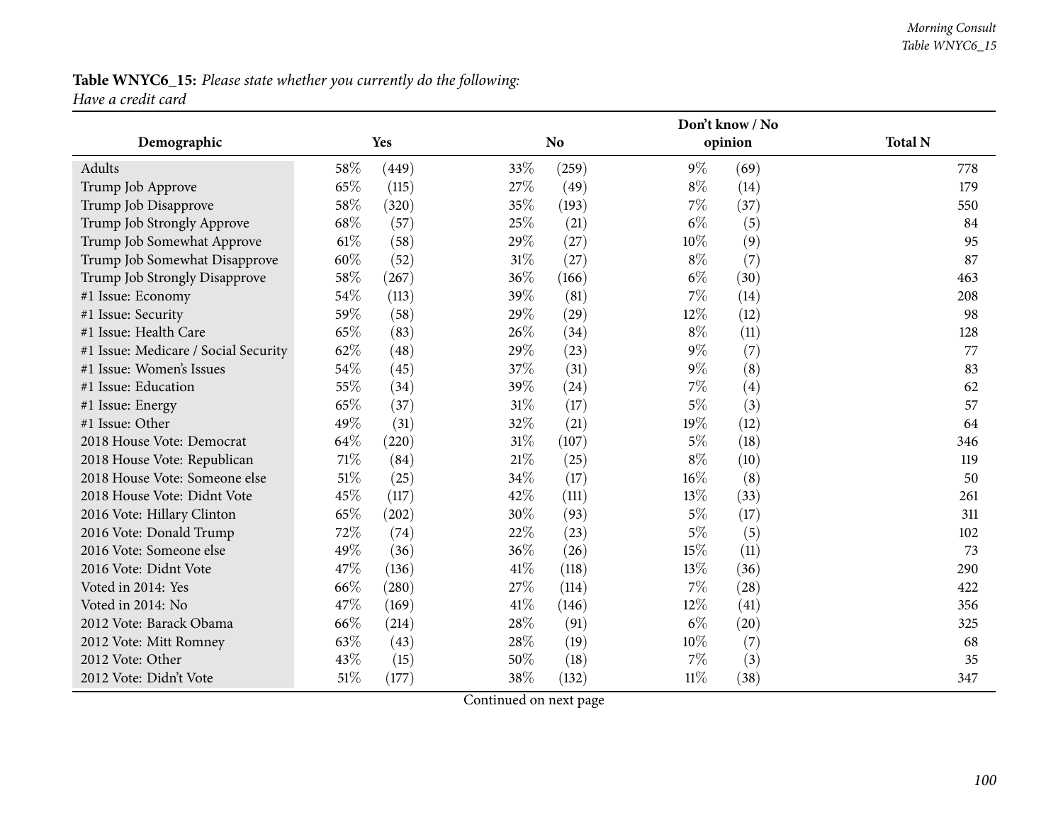**Table WNYC6_15:** *Please state whether you currently do the following:*
*Have a credit card*

| Demographic | Yes | | No | | Don't know / No opinion | | Total N |
|---|---|---|---|---|---|---|---|
| Adults | 58% | (449) | 33% | (259) | 9% | (69) | 778 |
| Trump Job Approve | 65% | (115) | 27% | (49) | 8% | (14) | 179 |
| Trump Job Disapprove | 58% | (320) | 35% | (193) | 7% | (37) | 550 |
| Trump Job Strongly Approve | 68% | (57) | 25% | (21) | 6% | (5) | 84 |
| Trump Job Somewhat Approve | 61% | (58) | 29% | (27) | 10% | (9) | 95 |
| Trump Job Somewhat Disapprove | 60% | (52) | 31% | (27) | 8% | (7) | 87 |
| Trump Job Strongly Disapprove | 58% | (267) | 36% | (166) | 6% | (30) | 463 |
| #1 Issue: Economy | 54% | (113) | 39% | (81) | 7% | (14) | 208 |
| #1 Issue: Security | 59% | (58) | 29% | (29) | 12% | (12) | 98 |
| #1 Issue: Health Care | 65% | (83) | 26% | (34) | 8% | (11) | 128 |
| #1 Issue: Medicare / Social Security | 62% | (48) | 29% | (23) | 9% | (7) | 77 |
| #1 Issue: Women's Issues | 54% | (45) | 37% | (31) | 9% | (8) | 83 |
| #1 Issue: Education | 55% | (34) | 39% | (24) | 7% | (4) | 62 |
| #1 Issue: Energy | 65% | (37) | 31% | (17) | 5% | (3) | 57 |
| #1 Issue: Other | 49% | (31) | 32% | (21) | 19% | (12) | 64 |
| 2018 House Vote: Democrat | 64% | (220) | 31% | (107) | 5% | (18) | 346 |
| 2018 House Vote: Republican | 71% | (84) | 21% | (25) | 8% | (10) | 119 |
| 2018 House Vote: Someone else | 51% | (25) | 34% | (17) | 16% | (8) | 50 |
| 2018 House Vote: Didnt Vote | 45% | (117) | 42% | (111) | 13% | (33) | 261 |
| 2016 Vote: Hillary Clinton | 65% | (202) | 30% | (93) | 5% | (17) | 311 |
| 2016 Vote: Donald Trump | 72% | (74) | 22% | (23) | 5% | (5) | 102 |
| 2016 Vote: Someone else | 49% | (36) | 36% | (26) | 15% | (11) | 73 |
| 2016 Vote: Didnt Vote | 47% | (136) | 41% | (118) | 13% | (36) | 290 |
| Voted in 2014: Yes | 66% | (280) | 27% | (114) | 7% | (28) | 422 |
| Voted in 2014: No | 47% | (169) | 41% | (146) | 12% | (41) | 356 |
| 2012 Vote: Barack Obama | 66% | (214) | 28% | (91) | 6% | (20) | 325 |
| 2012 Vote: Mitt Romney | 63% | (43) | 28% | (19) | 10% | (7) | 68 |
| 2012 Vote: Other | 43% | (15) | 50% | (18) | 7% | (3) | 35 |
| 2012 Vote: Didn't Vote | 51% | (177) | 38% | (132) | 11% | (38) | 347 |

Continued on next page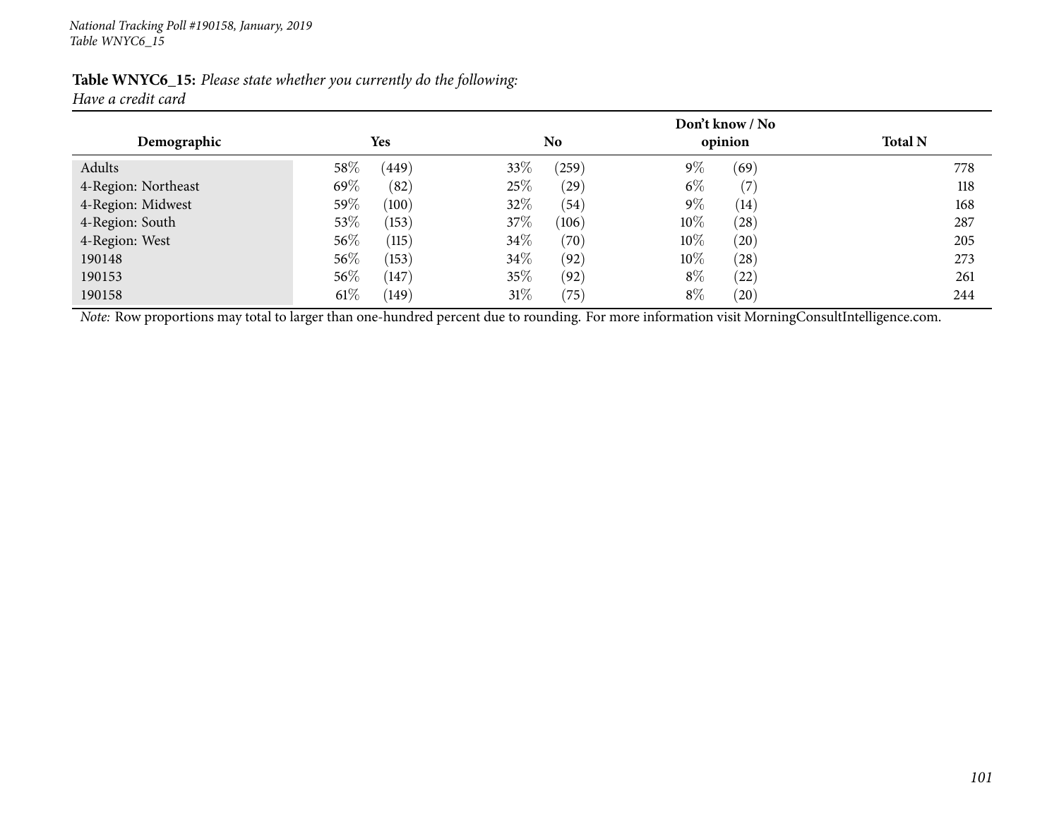**Table WNYC6_15:** *Please state whether you currently do the following:*
*Have a credit card*

| Demographic | Yes | | No | | Don't know / No opinion | | Total N |
|---|---|---|---|---|---|---|---|
| Adults | 58% | (449) | 33% | (259) | 9% | (69) | 778 |
| 4-Region: Northeast | 69% | (82) | 25% | (29) | 6% | (7) | 118 |
| 4-Region: Midwest | 59% | (100) | 32% | (54) | 9% | (14) | 168 |
| 4-Region: South | 53% | (153) | 37% | (106) | 10% | (28) | 287 |
| 4-Region: West | 56% | (115) | 34% | (70) | 10% | (20) | 205 |
| 190148 | 56% | (153) | 34% | (92) | 10% | (28) | 273 |
| 190153 | 56% | (147) | 35% | (92) | 8% | (22) | 261 |
| 190158 | 61% | (149) | 31% | (75) | 8% | (20) | 244 |

*Note:* Row proportions may total to larger than one-hundred percent due to rounding. For more information visit MorningConsultIntelligence.com.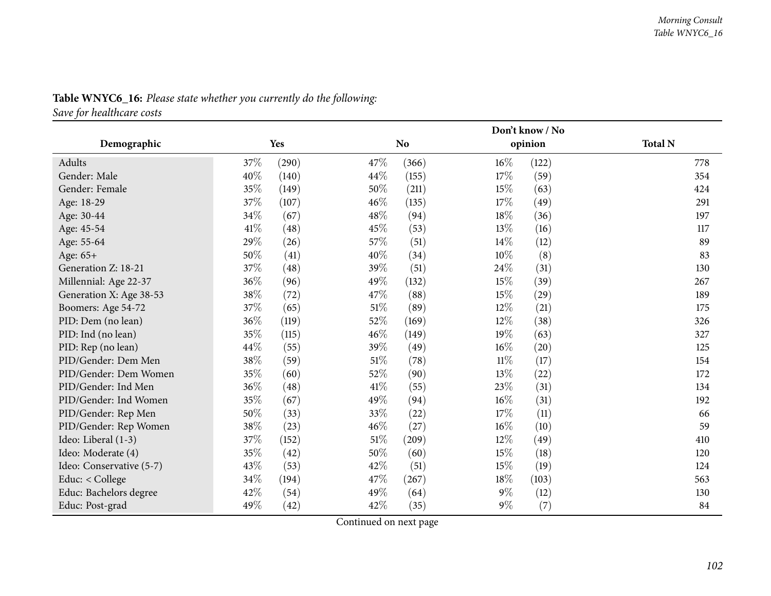**Table WNYC6_16:** *Please state whether you currently do the following:*
*Save for healthcare costs*

| Demographic | Yes | | No | | Don't know / No opinion | | Total N |
|---|---|---|---|---|---|---|---|
| Adults | 37% | (290) | 47% | (366) | 16% | (122) | 778 |
| Gender: Male | 40% | (140) | 44% | (155) | 17% | (59) | 354 |
| Gender: Female | 35% | (149) | 50% | (211) | 15% | (63) | 424 |
| Age: 18-29 | 37% | (107) | 46% | (135) | 17% | (49) | 291 |
| Age: 30-44 | 34% | (67) | 48% | (94) | 18% | (36) | 197 |
| Age: 45-54 | 41% | (48) | 45% | (53) | 13% | (16) | 117 |
| Age: 55-64 | 29% | (26) | 57% | (51) | 14% | (12) | 89 |
| Age: 65+ | 50% | (41) | 40% | (34) | 10% | (8) | 83 |
| Generation Z: 18-21 | 37% | (48) | 39% | (51) | 24% | (31) | 130 |
| Millennial: Age 22-37 | 36% | (96) | 49% | (132) | 15% | (39) | 267 |
| Generation X: Age 38-53 | 38% | (72) | 47% | (88) | 15% | (29) | 189 |
| Boomers: Age 54-72 | 37% | (65) | 51% | (89) | 12% | (21) | 175 |
| PID: Dem (no lean) | 36% | (119) | 52% | (169) | 12% | (38) | 326 |
| PID: Ind (no lean) | 35% | (115) | 46% | (149) | 19% | (63) | 327 |
| PID: Rep (no lean) | 44% | (55) | 39% | (49) | 16% | (20) | 125 |
| PID/Gender: Dem Men | 38% | (59) | 51% | (78) | 11% | (17) | 154 |
| PID/Gender: Dem Women | 35% | (60) | 52% | (90) | 13% | (22) | 172 |
| PID/Gender: Ind Men | 36% | (48) | 41% | (55) | 23% | (31) | 134 |
| PID/Gender: Ind Women | 35% | (67) | 49% | (94) | 16% | (31) | 192 |
| PID/Gender: Rep Men | 50% | (33) | 33% | (22) | 17% | (11) | 66 |
| PID/Gender: Rep Women | 38% | (23) | 46% | (27) | 16% | (10) | 59 |
| Ideo: Liberal (1-3) | 37% | (152) | 51% | (209) | 12% | (49) | 410 |
| Ideo: Moderate (4) | 35% | (42) | 50% | (60) | 15% | (18) | 120 |
| Ideo: Conservative (5-7) | 43% | (53) | 42% | (51) | 15% | (19) | 124 |
| Educ: < College | 34% | (194) | 47% | (267) | 18% | (103) | 563 |
| Educ: Bachelors degree | 42% | (54) | 49% | (64) | 9% | (12) | 130 |
| Educ: Post-grad | 49% | (42) | 42% | (35) | 9% | (7) | 84 |

Continued on next page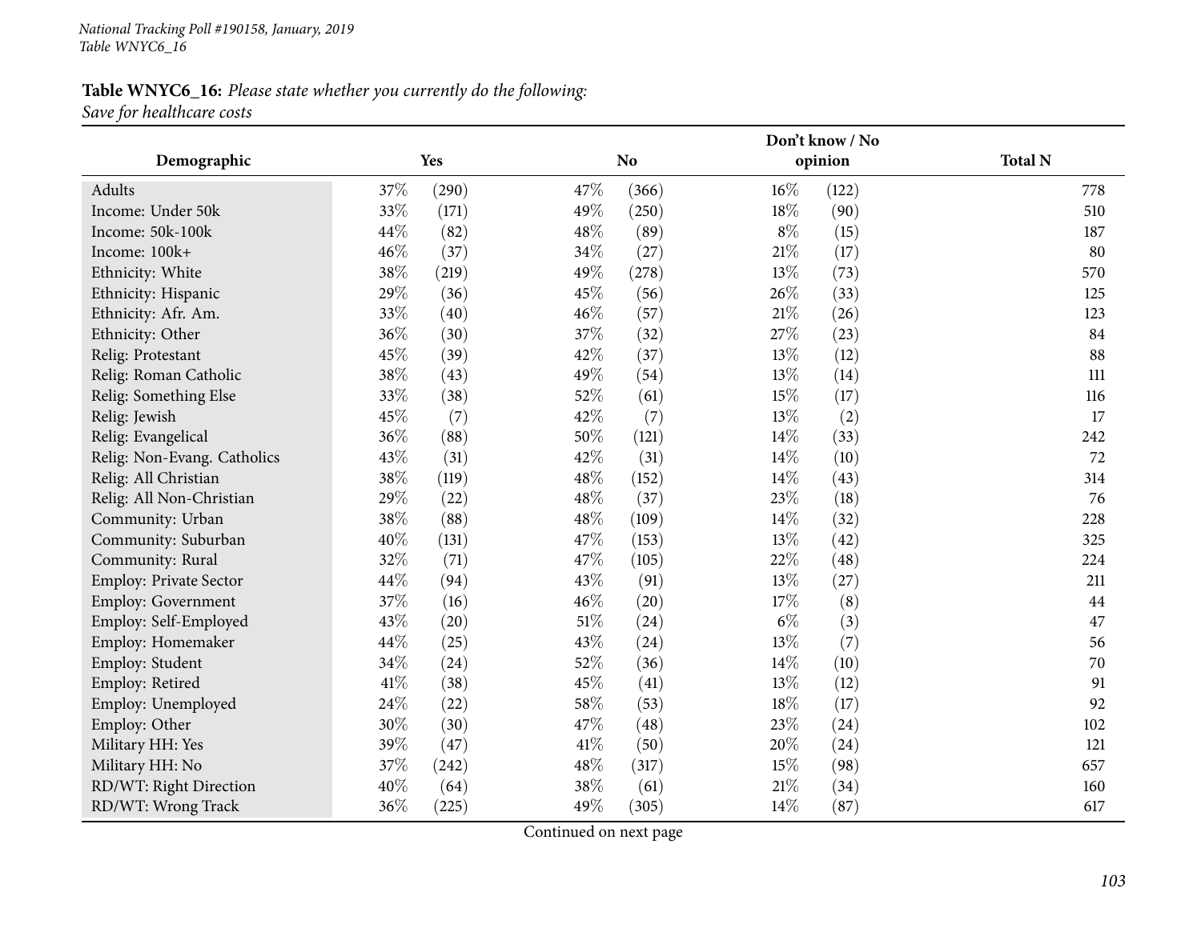**Table WNYC6_16:** *Please state whether you currently do the following:*
*Save for healthcare costs*

| Demographic | Yes | | No | | Don't know / No opinion | | Total N |
|---|---|---|---|---|---|---|---|
| Adults | 37% | (290) | 47% | (366) | 16% | (122) | 778 |
| Income: Under 50k | 33% | (171) | 49% | (250) | 18% | (90) | 510 |
| Income: 50k-100k | 44% | (82) | 48% | (89) | 8% | (15) | 187 |
| Income: 100k+ | 46% | (37) | 34% | (27) | 21% | (17) | 80 |
| Ethnicity: White | 38% | (219) | 49% | (278) | 13% | (73) | 570 |
| Ethnicity: Hispanic | 29% | (36) | 45% | (56) | 26% | (33) | 125 |
| Ethnicity: Afr. Am. | 33% | (40) | 46% | (57) | 21% | (26) | 123 |
| Ethnicity: Other | 36% | (30) | 37% | (32) | 27% | (23) | 84 |
| Relig: Protestant | 45% | (39) | 42% | (37) | 13% | (12) | 88 |
| Relig: Roman Catholic | 38% | (43) | 49% | (54) | 13% | (14) | 111 |
| Relig: Something Else | 33% | (38) | 52% | (61) | 15% | (17) | 116 |
| Relig: Jewish | 45% | (7) | 42% | (7) | 13% | (2) | 17 |
| Relig: Evangelical | 36% | (88) | 50% | (121) | 14% | (33) | 242 |
| Relig: Non-Evang. Catholics | 43% | (31) | 42% | (31) | 14% | (10) | 72 |
| Relig: All Christian | 38% | (119) | 48% | (152) | 14% | (43) | 314 |
| Relig: All Non-Christian | 29% | (22) | 48% | (37) | 23% | (18) | 76 |
| Community: Urban | 38% | (88) | 48% | (109) | 14% | (32) | 228 |
| Community: Suburban | 40% | (131) | 47% | (153) | 13% | (42) | 325 |
| Community: Rural | 32% | (71) | 47% | (105) | 22% | (48) | 224 |
| Employ: Private Sector | 44% | (94) | 43% | (91) | 13% | (27) | 211 |
| Employ: Government | 37% | (16) | 46% | (20) | 17% | (8) | 44 |
| Employ: Self-Employed | 43% | (20) | 51% | (24) | 6% | (3) | 47 |
| Employ: Homemaker | 44% | (25) | 43% | (24) | 13% | (7) | 56 |
| Employ: Student | 34% | (24) | 52% | (36) | 14% | (10) | 70 |
| Employ: Retired | 41% | (38) | 45% | (41) | 13% | (12) | 91 |
| Employ: Unemployed | 24% | (22) | 58% | (53) | 18% | (17) | 92 |
| Employ: Other | 30% | (30) | 47% | (48) | 23% | (24) | 102 |
| Military HH: Yes | 39% | (47) | 41% | (50) | 20% | (24) | 121 |
| Military HH: No | 37% | (242) | 48% | (317) | 15% | (98) | 657 |
| RD/WT: Right Direction | 40% | (64) | 38% | (61) | 21% | (34) | 160 |
| RD/WT: Wrong Track | 36% | (225) | 49% | (305) | 14% | (87) | 617 |

Continued on next page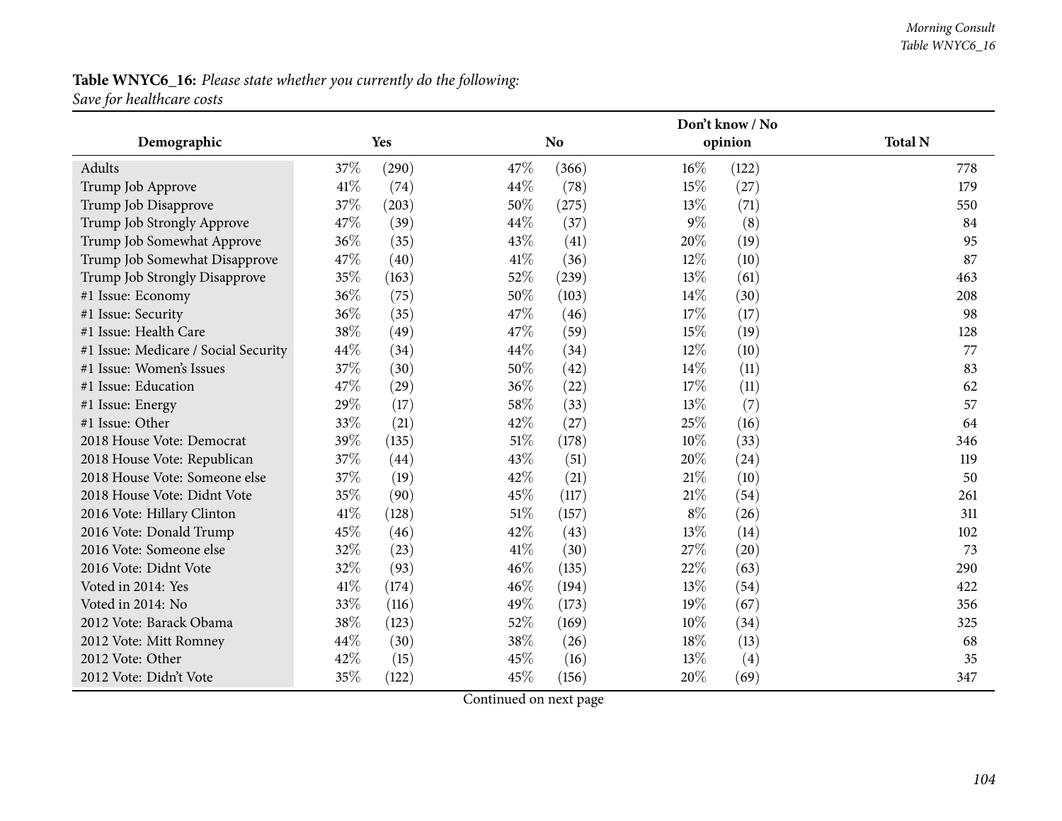**Table WNYC6_16:** *Please state whether you currently do the following:*
*Save for healthcare costs*

| Demographic | Yes | | No | | Don't know / No opinion | | Total N |
|---|---|---|---|---|---|---|---|
| Adults | 37% | (290) | 47% | (366) | 16% | (122) | 778 |
| Trump Job Approve | 41% | (74) | 44% | (78) | 15% | (27) | 179 |
| Trump Job Disapprove | 37% | (203) | 50% | (275) | 13% | (71) | 550 |
| Trump Job Strongly Approve | 47% | (39) | 44% | (37) | 9% | (8) | 84 |
| Trump Job Somewhat Approve | 36% | (35) | 43% | (41) | 20% | (19) | 95 |
| Trump Job Somewhat Disapprove | 47% | (40) | 41% | (36) | 12% | (10) | 87 |
| Trump Job Strongly Disapprove | 35% | (163) | 52% | (239) | 13% | (61) | 463 |
| #1 Issue: Economy | 36% | (75) | 50% | (103) | 14% | (30) | 208 |
| #1 Issue: Security | 36% | (35) | 47% | (46) | 17% | (17) | 98 |
| #1 Issue: Health Care | 38% | (49) | 47% | (59) | 15% | (19) | 128 |
| #1 Issue: Medicare / Social Security | 44% | (34) | 44% | (34) | 12% | (10) | 77 |
| #1 Issue: Women's Issues | 37% | (30) | 50% | (42) | 14% | (11) | 83 |
| #1 Issue: Education | 47% | (29) | 36% | (22) | 17% | (11) | 62 |
| #1 Issue: Energy | 29% | (17) | 58% | (33) | 13% | (7) | 57 |
| #1 Issue: Other | 33% | (21) | 42% | (27) | 25% | (16) | 64 |
| 2018 House Vote: Democrat | 39% | (135) | 51% | (178) | 10% | (33) | 346 |
| 2018 House Vote: Republican | 37% | (44) | 43% | (51) | 20% | (24) | 119 |
| 2018 House Vote: Someone else | 37% | (19) | 42% | (21) | 21% | (10) | 50 |
| 2018 House Vote: Didnt Vote | 35% | (90) | 45% | (117) | 21% | (54) | 261 |
| 2016 Vote: Hillary Clinton | 41% | (128) | 51% | (157) | 8% | (26) | 311 |
| 2016 Vote: Donald Trump | 45% | (46) | 42% | (43) | 13% | (14) | 102 |
| 2016 Vote: Someone else | 32% | (23) | 41% | (30) | 27% | (20) | 73 |
| 2016 Vote: Didnt Vote | 32% | (93) | 46% | (135) | 22% | (63) | 290 |
| Voted in 2014: Yes | 41% | (174) | 46% | (194) | 13% | (54) | 422 |
| Voted in 2014: No | 33% | (116) | 49% | (173) | 19% | (67) | 356 |
| 2012 Vote: Barack Obama | 38% | (123) | 52% | (169) | 10% | (34) | 325 |
| 2012 Vote: Mitt Romney | 44% | (30) | 38% | (26) | 18% | (13) | 68 |
| 2012 Vote: Other | 42% | (15) | 45% | (16) | 13% | (4) | 35 |
| 2012 Vote: Didn't Vote | 35% | (122) | 45% | (156) | 20% | (69) | 347 |

Continued on next page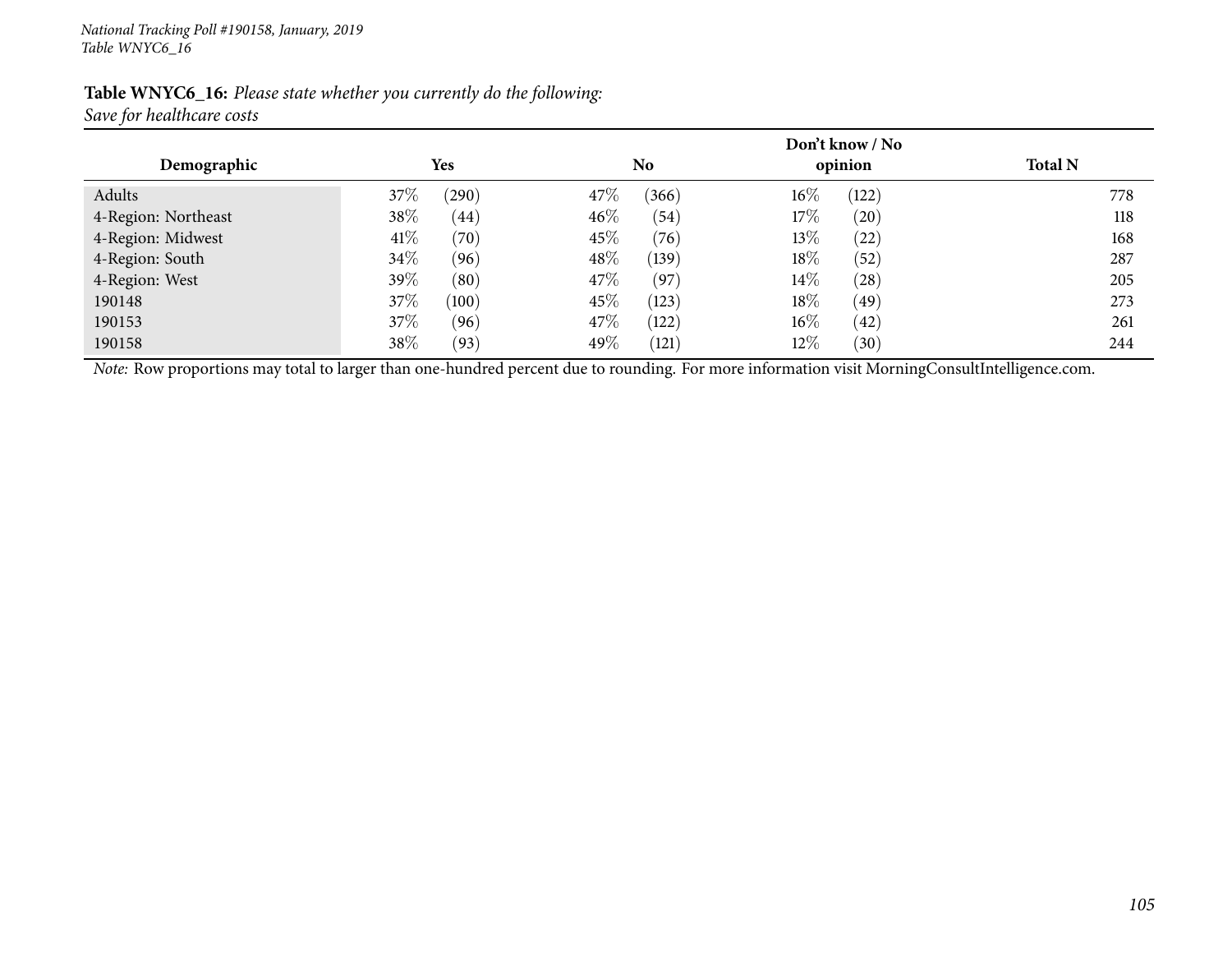**Table WNYC6_16:** *Please state whether you currently do the following:*
*Save for healthcare costs*

| Demographic | Yes | | No | | Don't know / No opinion | | Total N |
|---|---|---|---|---|---|---|---|
| Adults | 37% | (290) | 47% | (366) | 16% | (122) | 778 |
| 4-Region: Northeast | 38% | (44) | 46% | (54) | 17% | (20) | 118 |
| 4-Region: Midwest | 41% | (70) | 45% | (76) | 13% | (22) | 168 |
| 4-Region: South | 34% | (96) | 48% | (139) | 18% | (52) | 287 |
| 4-Region: West | 39% | (80) | 47% | (97) | 14% | (28) | 205 |
| 190148 | 37% | (100) | 45% | (123) | 18% | (49) | 273 |
| 190153 | 37% | (96) | 47% | (122) | 16% | (42) | 261 |
| 190158 | 38% | (93) | 49% | (121) | 12% | (30) | 244 |

*Note:* Row proportions may total to larger than one-hundred percent due to rounding. For more information visit MorningConsultIntelligence.com.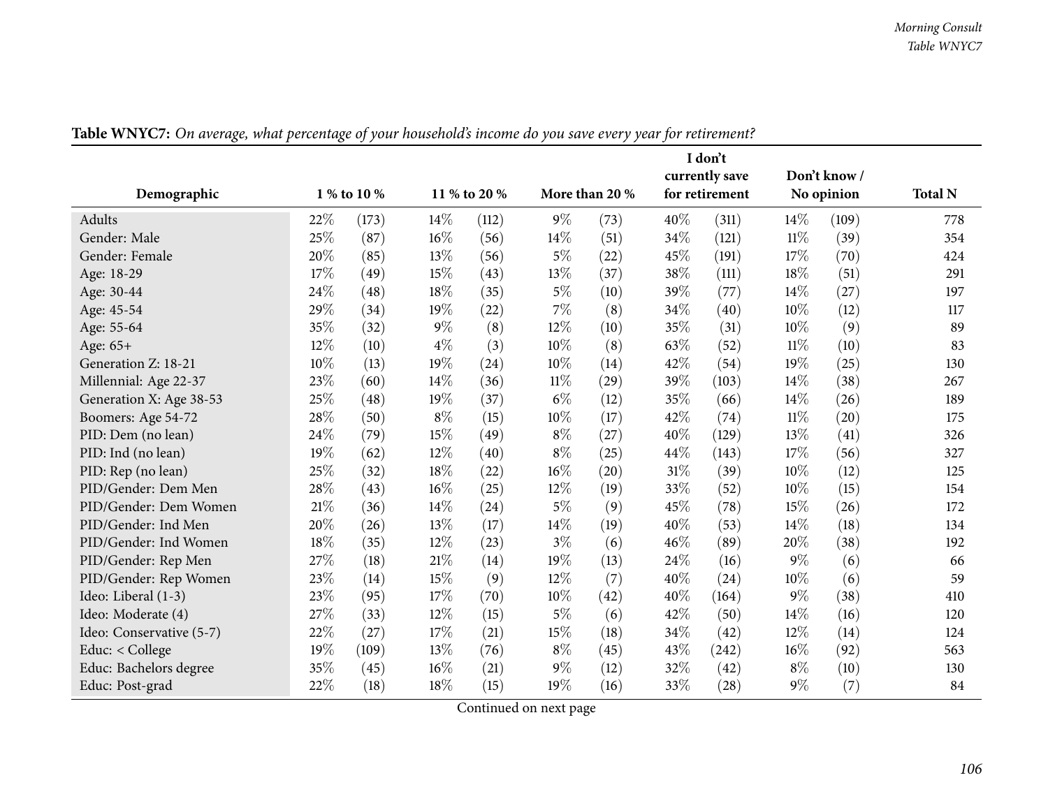**Table WNYC7:** *On average, what percentage of your household's income do you save every year for retirement?*

| Demographic | 1 % to 10 % | | 11 % to 20 % | | More than 20 % | | I don't currently save for retirement | | Don't know / No opinion | | Total N |
|---|---|---|---|---|---|---|---|---|---|---|---|
| Adults | 22% | (173) | 14% | (112) | 9% | (73) | 40% | (311) | 14% | (109) | 778 |
| Gender: Male | 25% | (87) | 16% | (56) | 14% | (51) | 34% | (121) | 11% | (39) | 354 |
| Gender: Female | 20% | (85) | 13% | (56) | 5% | (22) | 45% | (191) | 17% | (70) | 424 |
| Age: 18-29 | 17% | (49) | 15% | (43) | 13% | (37) | 38% | (111) | 18% | (51) | 291 |
| Age: 30-44 | 24% | (48) | 18% | (35) | 5% | (10) | 39% | (77) | 14% | (27) | 197 |
| Age: 45-54 | 29% | (34) | 19% | (22) | 7% | (8) | 34% | (40) | 10% | (12) | 117 |
| Age: 55-64 | 35% | (32) | 9% | (8) | 12% | (10) | 35% | (31) | 10% | (9) | 89 |
| Age: 65+ | 12% | (10) | 4% | (3) | 10% | (8) | 63% | (52) | 11% | (10) | 83 |
| Generation Z: 18-21 | 10% | (13) | 19% | (24) | 10% | (14) | 42% | (54) | 19% | (25) | 130 |
| Millennial: Age 22-37 | 23% | (60) | 14% | (36) | 11% | (29) | 39% | (103) | 14% | (38) | 267 |
| Generation X: Age 38-53 | 25% | (48) | 19% | (37) | 6% | (12) | 35% | (66) | 14% | (26) | 189 |
| Boomers: Age 54-72 | 28% | (50) | 8% | (15) | 10% | (17) | 42% | (74) | 11% | (20) | 175 |
| PID: Dem (no lean) | 24% | (79) | 15% | (49) | 8% | (27) | 40% | (129) | 13% | (41) | 326 |
| PID: Ind (no lean) | 19% | (62) | 12% | (40) | 8% | (25) | 44% | (143) | 17% | (56) | 327 |
| PID: Rep (no lean) | 25% | (32) | 18% | (22) | 16% | (20) | 31% | (39) | 10% | (12) | 125 |
| PID/Gender: Dem Men | 28% | (43) | 16% | (25) | 12% | (19) | 33% | (52) | 10% | (15) | 154 |
| PID/Gender: Dem Women | 21% | (36) | 14% | (24) | 5% | (9) | 45% | (78) | 15% | (26) | 172 |
| PID/Gender: Ind Men | 20% | (26) | 13% | (17) | 14% | (19) | 40% | (53) | 14% | (18) | 134 |
| PID/Gender: Ind Women | 18% | (35) | 12% | (23) | 3% | (6) | 46% | (89) | 20% | (38) | 192 |
| PID/Gender: Rep Men | 27% | (18) | 21% | (14) | 19% | (13) | 24% | (16) | 9% | (6) | 66 |
| PID/Gender: Rep Women | 23% | (14) | 15% | (9) | 12% | (7) | 40% | (24) | 10% | (6) | 59 |
| Ideo: Liberal (1-3) | 23% | (95) | 17% | (70) | 10% | (42) | 40% | (164) | 9% | (38) | 410 |
| Ideo: Moderate (4) | 27% | (33) | 12% | (15) | 5% | (6) | 42% | (50) | 14% | (16) | 120 |
| Ideo: Conservative (5-7) | 22% | (27) | 17% | (21) | 15% | (18) | 34% | (42) | 12% | (14) | 124 |
| Educ: < College | 19% | (109) | 13% | (76) | 8% | (45) | 43% | (242) | 16% | (92) | 563 |
| Educ: Bachelors degree | 35% | (45) | 16% | (21) | 9% | (12) | 32% | (42) | 8% | (10) | 130 |
| Educ: Post-grad | 22% | (18) | 18% | (15) | 19% | (16) | 33% | (28) | 9% | (7) | 84 |

Continued on next page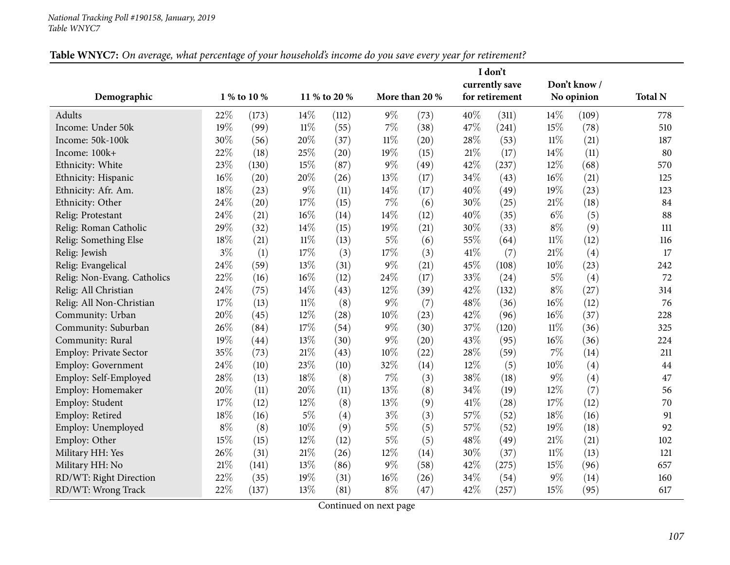**Table WNYC7:** *On average, what percentage of your household's income do you save every year for retirement?*

| Demographic | 1 % to 10 % | | 11 % to 20 % | | More than 20 % | | I don't currently save for retirement | | Don't know / No opinion | | Total N |
|---|---|---|---|---|---|---|---|---|---|---|---|
| Adults | 22% | (173) | 14% | (112) | 9% | (73) | 40% | (311) | 14% | (109) | 778 |
| Income: Under 50k | 19% | (99) | 11% | (55) | 7% | (38) | 47% | (241) | 15% | (78) | 510 |
| Income: 50k-100k | 30% | (56) | 20% | (37) | 11% | (20) | 28% | (53) | 11% | (21) | 187 |
| Income: 100k+ | 22% | (18) | 25% | (20) | 19% | (15) | 21% | (17) | 14% | (11) | 80 |
| Ethnicity: White | 23% | (130) | 15% | (87) | 9% | (49) | 42% | (237) | 12% | (68) | 570 |
| Ethnicity: Hispanic | 16% | (20) | 20% | (26) | 13% | (17) | 34% | (43) | 16% | (21) | 125 |
| Ethnicity: Afr. Am. | 18% | (23) | 9% | (11) | 14% | (17) | 40% | (49) | 19% | (23) | 123 |
| Ethnicity: Other | 24% | (20) | 17% | (15) | 7% | (6) | 30% | (25) | 21% | (18) | 84 |
| Relig: Protestant | 24% | (21) | 16% | (14) | 14% | (12) | 40% | (35) | 6% | (5) | 88 |
| Relig: Roman Catholic | 29% | (32) | 14% | (15) | 19% | (21) | 30% | (33) | 8% | (9) | 111 |
| Relig: Something Else | 18% | (21) | 11% | (13) | 5% | (6) | 55% | (64) | 11% | (12) | 116 |
| Relig: Jewish | 3% | (1) | 17% | (3) | 17% | (3) | 41% | (7) | 21% | (4) | 17 |
| Relig: Evangelical | 24% | (59) | 13% | (31) | 9% | (21) | 45% | (108) | 10% | (23) | 242 |
| Relig: Non-Evang. Catholics | 22% | (16) | 16% | (12) | 24% | (17) | 33% | (24) | 5% | (4) | 72 |
| Relig: All Christian | 24% | (75) | 14% | (43) | 12% | (39) | 42% | (132) | 8% | (27) | 314 |
| Relig: All Non-Christian | 17% | (13) | 11% | (8) | 9% | (7) | 48% | (36) | 16% | (12) | 76 |
| Community: Urban | 20% | (45) | 12% | (28) | 10% | (23) | 42% | (96) | 16% | (37) | 228 |
| Community: Suburban | 26% | (84) | 17% | (54) | 9% | (30) | 37% | (120) | 11% | (36) | 325 |
| Community: Rural | 19% | (44) | 13% | (30) | 9% | (20) | 43% | (95) | 16% | (36) | 224 |
| Employ: Private Sector | 35% | (73) | 21% | (43) | 10% | (22) | 28% | (59) | 7% | (14) | 211 |
| Employ: Government | 24% | (10) | 23% | (10) | 32% | (14) | 12% | (5) | 10% | (4) | 44 |
| Employ: Self-Employed | 28% | (13) | 18% | (8) | 7% | (3) | 38% | (18) | 9% | (4) | 47 |
| Employ: Homemaker | 20% | (11) | 20% | (11) | 13% | (8) | 34% | (19) | 12% | (7) | 56 |
| Employ: Student | 17% | (12) | 12% | (8) | 13% | (9) | 41% | (28) | 17% | (12) | 70 |
| Employ: Retired | 18% | (16) | 5% | (4) | 3% | (3) | 57% | (52) | 18% | (16) | 91 |
| Employ: Unemployed | 8% | (8) | 10% | (9) | 5% | (5) | 57% | (52) | 19% | (18) | 92 |
| Employ: Other | 15% | (15) | 12% | (12) | 5% | (5) | 48% | (49) | 21% | (21) | 102 |
| Military HH: Yes | 26% | (31) | 21% | (26) | 12% | (14) | 30% | (37) | 11% | (13) | 121 |
| Military HH: No | 21% | (141) | 13% | (86) | 9% | (58) | 42% | (275) | 15% | (96) | 657 |
| RD/WT: Right Direction | 22% | (35) | 19% | (31) | 16% | (26) | 34% | (54) | 9% | (14) | 160 |
| RD/WT: Wrong Track | 22% | (137) | 13% | (81) | 8% | (47) | 42% | (257) | 15% | (95) | 617 |

Continued on next page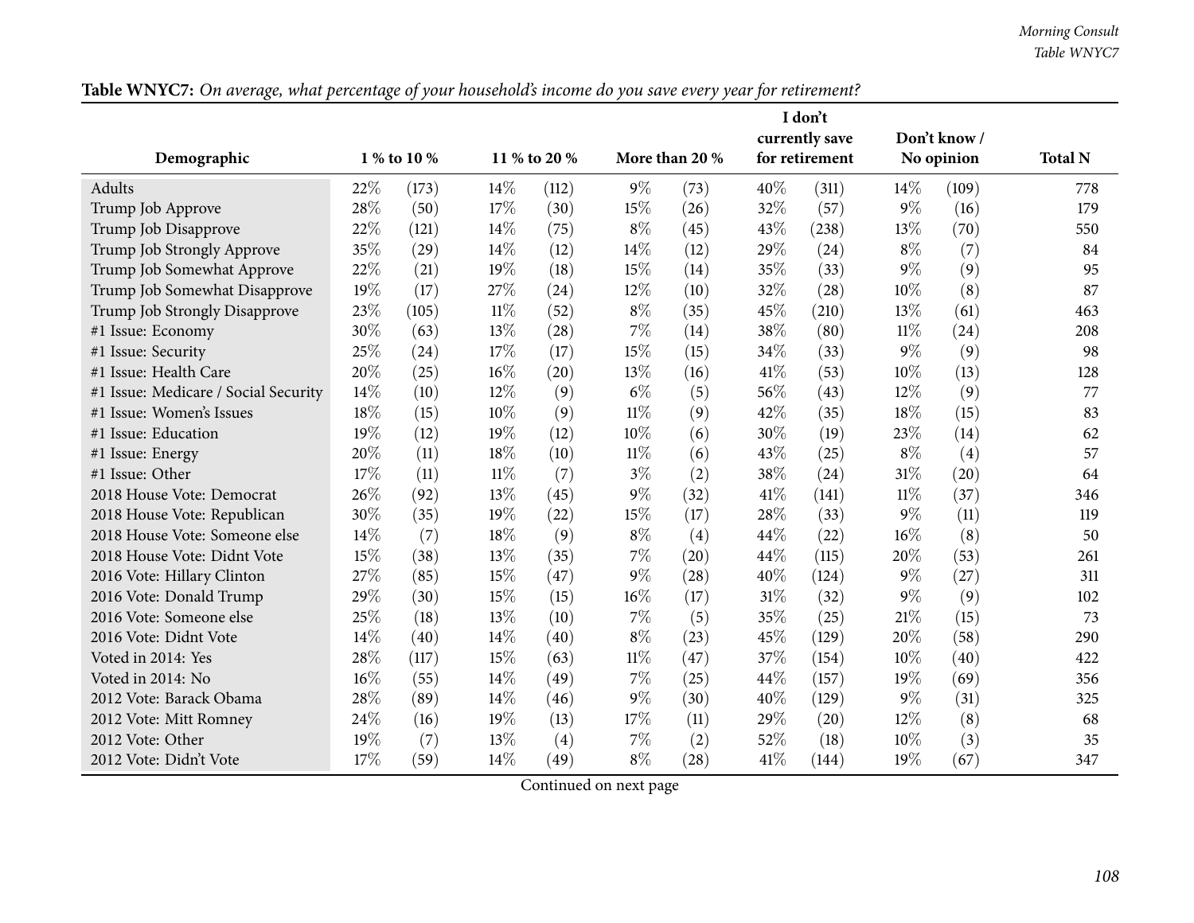**Table WNYC7:** *On average, what percentage of your household's income do you save every year for retirement?*

| Demographic | 1 % to 10 % | | 11 % to 20 % | | More than 20 % | | I don't currently save for retirement | | Don't know / No opinion | | Total N |
|---|---|---|---|---|---|---|---|---|---|---|---|
| Adults | 22% | (173) | 14% | (112) | 9% | (73) | 40% | (311) | 14% | (109) | 778 |
| Trump Job Approve | 28% | (50) | 17% | (30) | 15% | (26) | 32% | (57) | 9% | (16) | 179 |
| Trump Job Disapprove | 22% | (121) | 14% | (75) | 8% | (45) | 43% | (238) | 13% | (70) | 550 |
| Trump Job Strongly Approve | 35% | (29) | 14% | (12) | 14% | (12) | 29% | (24) | 8% | (7) | 84 |
| Trump Job Somewhat Approve | 22% | (21) | 19% | (18) | 15% | (14) | 35% | (33) | 9% | (9) | 95 |
| Trump Job Somewhat Disapprove | 19% | (17) | 27% | (24) | 12% | (10) | 32% | (28) | 10% | (8) | 87 |
| Trump Job Strongly Disapprove | 23% | (105) | 11% | (52) | 8% | (35) | 45% | (210) | 13% | (61) | 463 |
| #1 Issue: Economy | 30% | (63) | 13% | (28) | 7% | (14) | 38% | (80) | 11% | (24) | 208 |
| #1 Issue: Security | 25% | (24) | 17% | (17) | 15% | (15) | 34% | (33) | 9% | (9) | 98 |
| #1 Issue: Health Care | 20% | (25) | 16% | (20) | 13% | (16) | 41% | (53) | 10% | (13) | 128 |
| #1 Issue: Medicare / Social Security | 14% | (10) | 12% | (9) | 6% | (5) | 56% | (43) | 12% | (9) | 77 |
| #1 Issue: Women's Issues | 18% | (15) | 10% | (9) | 11% | (9) | 42% | (35) | 18% | (15) | 83 |
| #1 Issue: Education | 19% | (12) | 19% | (12) | 10% | (6) | 30% | (19) | 23% | (14) | 62 |
| #1 Issue: Energy | 20% | (11) | 18% | (10) | 11% | (6) | 43% | (25) | 8% | (4) | 57 |
| #1 Issue: Other | 17% | (11) | 11% | (7) | 3% | (2) | 38% | (24) | 31% | (20) | 64 |
| 2018 House Vote: Democrat | 26% | (92) | 13% | (45) | 9% | (32) | 41% | (141) | 11% | (37) | 346 |
| 2018 House Vote: Republican | 30% | (35) | 19% | (22) | 15% | (17) | 28% | (33) | 9% | (11) | 119 |
| 2018 House Vote: Someone else | 14% | (7) | 18% | (9) | 8% | (4) | 44% | (22) | 16% | (8) | 50 |
| 2018 House Vote: Didnt Vote | 15% | (38) | 13% | (35) | 7% | (20) | 44% | (115) | 20% | (53) | 261 |
| 2016 Vote: Hillary Clinton | 27% | (85) | 15% | (47) | 9% | (28) | 40% | (124) | 9% | (27) | 311 |
| 2016 Vote: Donald Trump | 29% | (30) | 15% | (15) | 16% | (17) | 31% | (32) | 9% | (9) | 102 |
| 2016 Vote: Someone else | 25% | (18) | 13% | (10) | 7% | (5) | 35% | (25) | 21% | (15) | 73 |
| 2016 Vote: Didnt Vote | 14% | (40) | 14% | (40) | 8% | (23) | 45% | (129) | 20% | (58) | 290 |
| Voted in 2014: Yes | 28% | (117) | 15% | (63) | 11% | (47) | 37% | (154) | 10% | (40) | 422 |
| Voted in 2014: No | 16% | (55) | 14% | (49) | 7% | (25) | 44% | (157) | 19% | (69) | 356 |
| 2012 Vote: Barack Obama | 28% | (89) | 14% | (46) | 9% | (30) | 40% | (129) | 9% | (31) | 325 |
| 2012 Vote: Mitt Romney | 24% | (16) | 19% | (13) | 17% | (11) | 29% | (20) | 12% | (8) | 68 |
| 2012 Vote: Other | 19% | (7) | 13% | (4) | 7% | (2) | 52% | (18) | 10% | (3) | 35 |
| 2012 Vote: Didn't Vote | 17% | (59) | 14% | (49) | 8% | (28) | 41% | (144) | 19% | (67) | 347 |

Continued on next page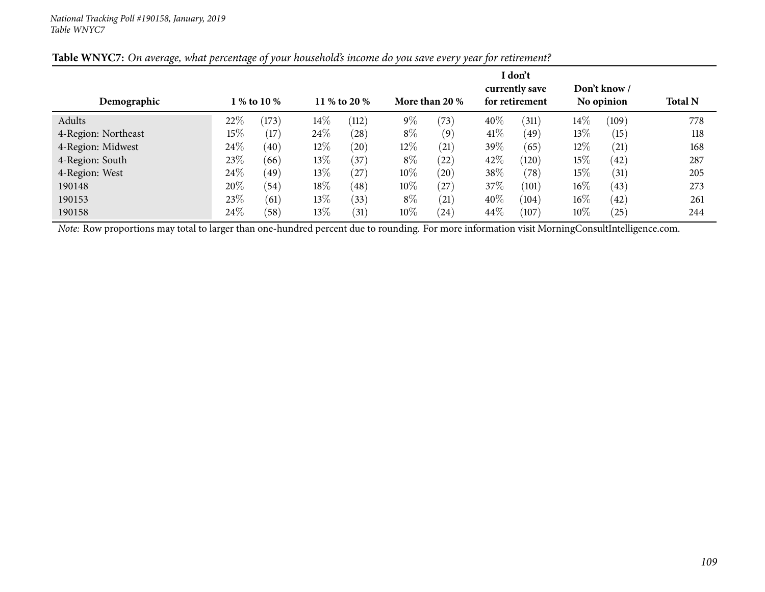National Tracking Poll #190158, January, 2019
Table WNYC7

**Table WNYC7:** *On average, what percentage of your household's income do you save every year for retirement?*

| Demographic | 1 % to 10 % | | 11 % to 20 % | | More than 20 % | | I don't currently save for retirement | | Don't know / No opinion | | Total N |
|---|---|---|---|---|---|---|---|---|---|---|---|
| Adults | 22% | (173) | 14% | (112) | 9% | (73) | 40% | (311) | 14% | (109) | 778 |
| 4-Region: Northeast | 15% | (17) | 24% | (28) | 8% | (9) | 41% | (49) | 13% | (15) | 118 |
| 4-Region: Midwest | 24% | (40) | 12% | (20) | 12% | (21) | 39% | (65) | 12% | (21) | 168 |
| 4-Region: South | 23% | (66) | 13% | (37) | 8% | (22) | 42% | (120) | 15% | (42) | 287 |
| 4-Region: West | 24% | (49) | 13% | (27) | 10% | (20) | 38% | (78) | 15% | (31) | 205 |
| 190148 | 20% | (54) | 18% | (48) | 10% | (27) | 37% | (101) | 16% | (43) | 273 |
| 190153 | 23% | (61) | 13% | (33) | 8% | (21) | 40% | (104) | 16% | (42) | 261 |
| 190158 | 24% | (58) | 13% | (31) | 10% | (24) | 44% | (107) | 10% | (25) | 244 |

*Note:* Row proportions may total to larger than one-hundred percent due to rounding. For more information visit MorningConsultIntelligence.com.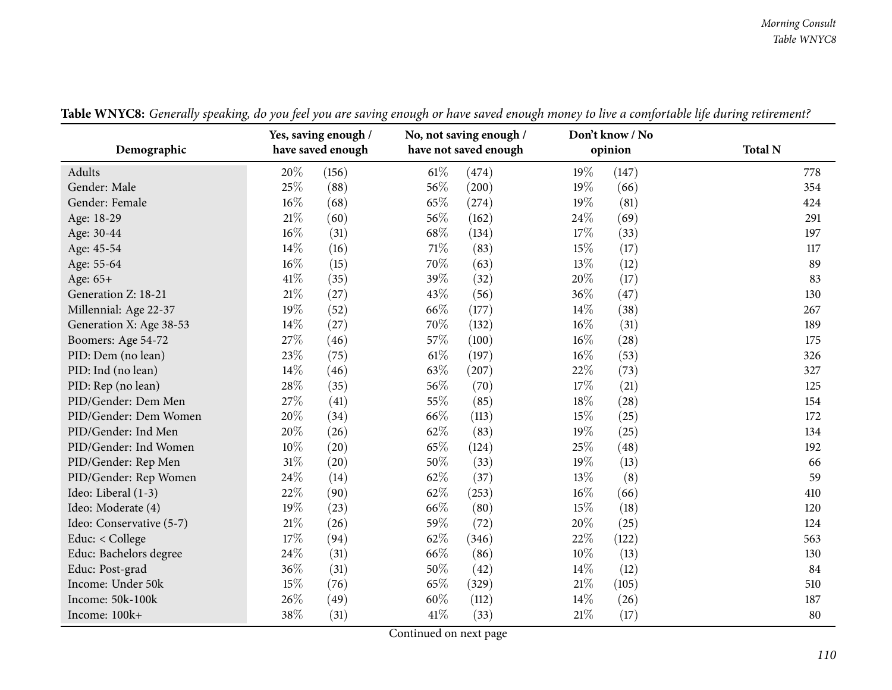**Table WNYC8:** *Generally speaking, do you feel you are saving enough or have saved enough money to live a comfortable life during retirement?*

| Demographic | Yes, saving enough / have saved enough | | No, not saving enough / have not saved enough | | Don't know / No opinion | | Total N |
|---|---|---|---|---|---|---|---|
| Adults | 20% | (156) | 61% | (474) | 19% | (147) | 778 |
| Gender: Male | 25% | (88) | 56% | (200) | 19% | (66) | 354 |
| Gender: Female | 16% | (68) | 65% | (274) | 19% | (81) | 424 |
| Age: 18-29 | 21% | (60) | 56% | (162) | 24% | (69) | 291 |
| Age: 30-44 | 16% | (31) | 68% | (134) | 17% | (33) | 197 |
| Age: 45-54 | 14% | (16) | 71% | (83) | 15% | (17) | 117 |
| Age: 55-64 | 16% | (15) | 70% | (63) | 13% | (12) | 89 |
| Age: 65+ | 41% | (35) | 39% | (32) | 20% | (17) | 83 |
| Generation Z: 18-21 | 21% | (27) | 43% | (56) | 36% | (47) | 130 |
| Millennial: Age 22-37 | 19% | (52) | 66% | (177) | 14% | (38) | 267 |
| Generation X: Age 38-53 | 14% | (27) | 70% | (132) | 16% | (31) | 189 |
| Boomers: Age 54-72 | 27% | (46) | 57% | (100) | 16% | (28) | 175 |
| PID: Dem (no lean) | 23% | (75) | 61% | (197) | 16% | (53) | 326 |
| PID: Ind (no lean) | 14% | (46) | 63% | (207) | 22% | (73) | 327 |
| PID: Rep (no lean) | 28% | (35) | 56% | (70) | 17% | (21) | 125 |
| PID/Gender: Dem Men | 27% | (41) | 55% | (85) | 18% | (28) | 154 |
| PID/Gender: Dem Women | 20% | (34) | 66% | (113) | 15% | (25) | 172 |
| PID/Gender: Ind Men | 20% | (26) | 62% | (83) | 19% | (25) | 134 |
| PID/Gender: Ind Women | 10% | (20) | 65% | (124) | 25% | (48) | 192 |
| PID/Gender: Rep Men | 31% | (20) | 50% | (33) | 19% | (13) | 66 |
| PID/Gender: Rep Women | 24% | (14) | 62% | (37) | 13% | (8) | 59 |
| Ideo: Liberal (1-3) | 22% | (90) | 62% | (253) | 16% | (66) | 410 |
| Ideo: Moderate (4) | 19% | (23) | 66% | (80) | 15% | (18) | 120 |
| Ideo: Conservative (5-7) | 21% | (26) | 59% | (72) | 20% | (25) | 124 |
| Educ: < College | 17% | (94) | 62% | (346) | 22% | (122) | 563 |
| Educ: Bachelors degree | 24% | (31) | 66% | (86) | 10% | (13) | 130 |
| Educ: Post-grad | 36% | (31) | 50% | (42) | 14% | (12) | 84 |
| Income: Under 50k | 15% | (76) | 65% | (329) | 21% | (105) | 510 |
| Income: 50k-100k | 26% | (49) | 60% | (112) | 14% | (26) | 187 |
| Income: 100k+ | 38% | (31) | 41% | (33) | 21% | (17) | 80 |

Continued on next page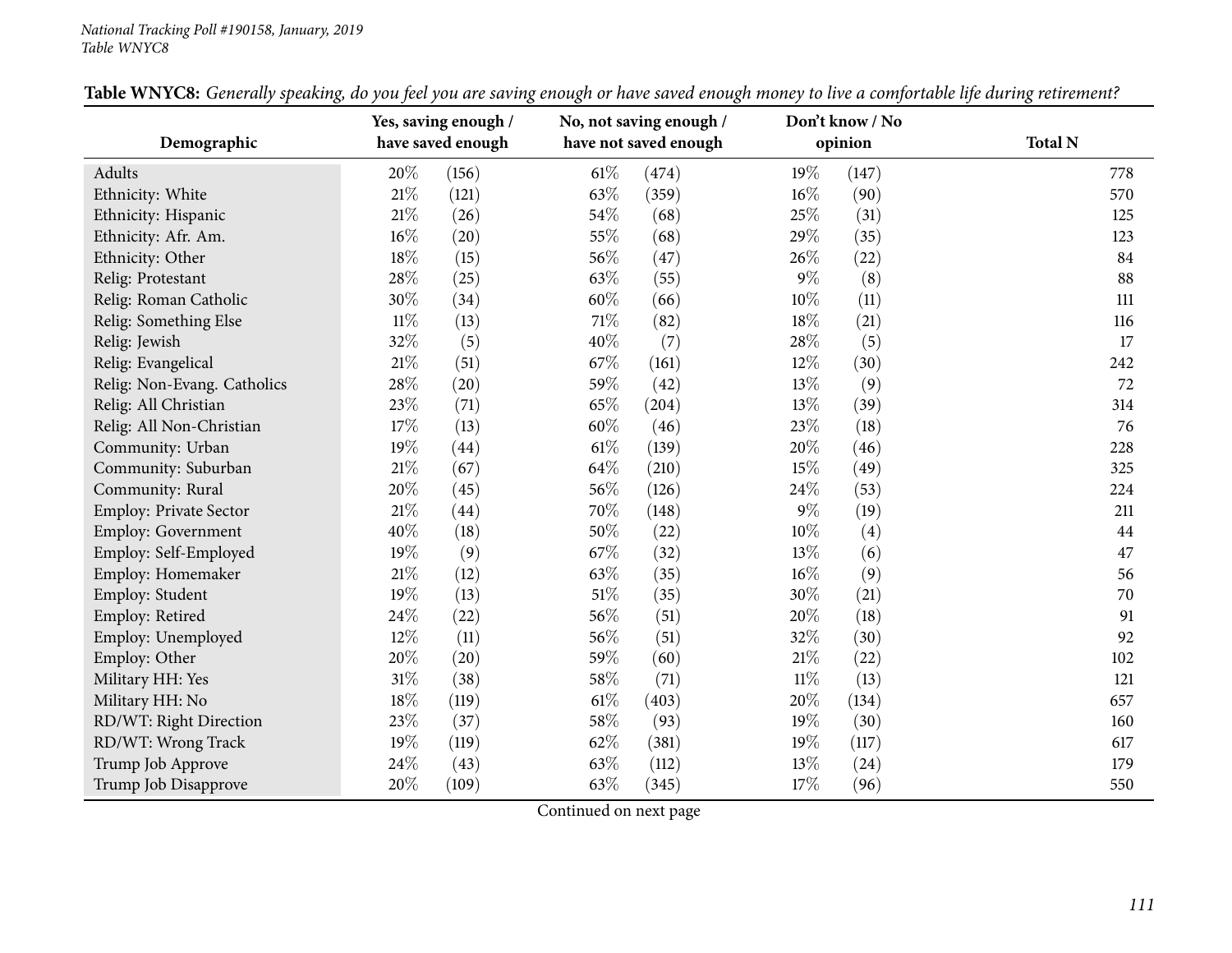**Table WNYC8:** *Generally speaking, do you feel you are saving enough or have saved enough money to live a comfortable life during retirement?*

| Demographic | Yes, saving enough / have saved enough | | No, not saving enough / have not saved enough | | Don't know / No opinion | | Total N |
|---|---|---|---|---|---|---|---|
| Adults | 20% | (156) | 61% | (474) | 19% | (147) | 778 |
| Ethnicity: White | 21% | (121) | 63% | (359) | 16% | (90) | 570 |
| Ethnicity: Hispanic | 21% | (26) | 54% | (68) | 25% | (31) | 125 |
| Ethnicity: Afr. Am. | 16% | (20) | 55% | (68) | 29% | (35) | 123 |
| Ethnicity: Other | 18% | (15) | 56% | (47) | 26% | (22) | 84 |
| Relig: Protestant | 28% | (25) | 63% | (55) | 9% | (8) | 88 |
| Relig: Roman Catholic | 30% | (34) | 60% | (66) | 10% | (11) | 111 |
| Relig: Something Else | 11% | (13) | 71% | (82) | 18% | (21) | 116 |
| Relig: Jewish | 32% | (5) | 40% | (7) | 28% | (5) | 17 |
| Relig: Evangelical | 21% | (51) | 67% | (161) | 12% | (30) | 242 |
| Relig: Non-Evang. Catholics | 28% | (20) | 59% | (42) | 13% | (9) | 72 |
| Relig: All Christian | 23% | (71) | 65% | (204) | 13% | (39) | 314 |
| Relig: All Non-Christian | 17% | (13) | 60% | (46) | 23% | (18) | 76 |
| Community: Urban | 19% | (44) | 61% | (139) | 20% | (46) | 228 |
| Community: Suburban | 21% | (67) | 64% | (210) | 15% | (49) | 325 |
| Community: Rural | 20% | (45) | 56% | (126) | 24% | (53) | 224 |
| Employ: Private Sector | 21% | (44) | 70% | (148) | 9% | (19) | 211 |
| Employ: Government | 40% | (18) | 50% | (22) | 10% | (4) | 44 |
| Employ: Self-Employed | 19% | (9) | 67% | (32) | 13% | (6) | 47 |
| Employ: Homemaker | 21% | (12) | 63% | (35) | 16% | (9) | 56 |
| Employ: Student | 19% | (13) | 51% | (35) | 30% | (21) | 70 |
| Employ: Retired | 24% | (22) | 56% | (51) | 20% | (18) | 91 |
| Employ: Unemployed | 12% | (11) | 56% | (51) | 32% | (30) | 92 |
| Employ: Other | 20% | (20) | 59% | (60) | 21% | (22) | 102 |
| Military HH: Yes | 31% | (38) | 58% | (71) | 11% | (13) | 121 |
| Military HH: No | 18% | (119) | 61% | (403) | 20% | (134) | 657 |
| RD/WT: Right Direction | 23% | (37) | 58% | (93) | 19% | (30) | 160 |
| RD/WT: Wrong Track | 19% | (119) | 62% | (381) | 19% | (117) | 617 |
| Trump Job Approve | 24% | (43) | 63% | (112) | 13% | (24) | 179 |
| Trump Job Disapprove | 20% | (109) | 63% | (345) | 17% | (96) | 550 |

Continued on next page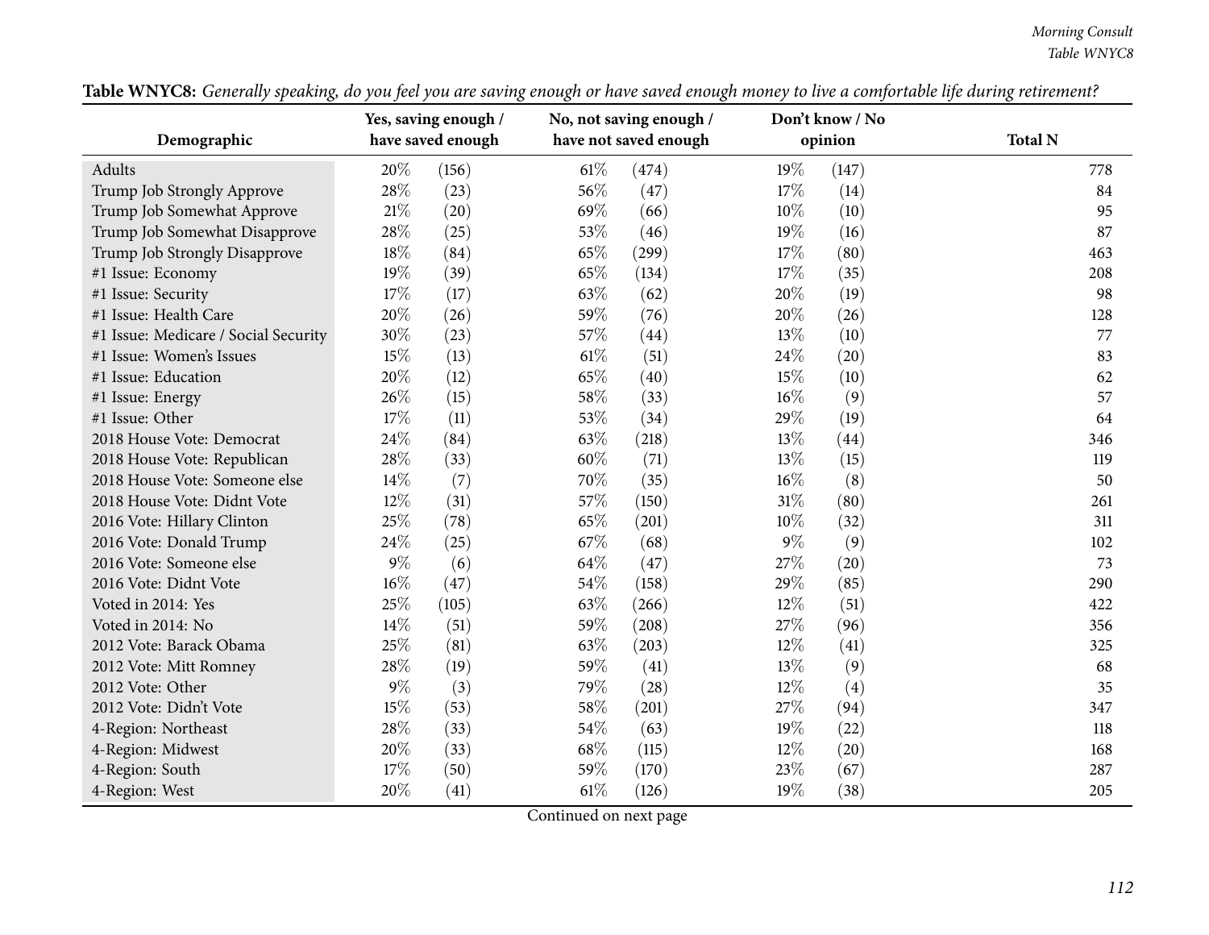**Table WNYC8:** *Generally speaking, do you feel you are saving enough or have saved enough money to live a comfortable life during retirement?*

| Demographic | Yes, saving enough / have saved enough | | No, not saving enough / have not saved enough | | Don't know / No opinion | | Total N |
|---|---|---|---|---|---|---|---|
| Adults | 20% | (156) | 61% | (474) | 19% | (147) | 778 |
| Trump Job Strongly Approve | 28% | (23) | 56% | (47) | 17% | (14) | 84 |
| Trump Job Somewhat Approve | 21% | (20) | 69% | (66) | 10% | (10) | 95 |
| Trump Job Somewhat Disapprove | 28% | (25) | 53% | (46) | 19% | (16) | 87 |
| Trump Job Strongly Disapprove | 18% | (84) | 65% | (299) | 17% | (80) | 463 |
| #1 Issue: Economy | 19% | (39) | 65% | (134) | 17% | (35) | 208 |
| #1 Issue: Security | 17% | (17) | 63% | (62) | 20% | (19) | 98 |
| #1 Issue: Health Care | 20% | (26) | 59% | (76) | 20% | (26) | 128 |
| #1 Issue: Medicare / Social Security | 30% | (23) | 57% | (44) | 13% | (10) | 77 |
| #1 Issue: Women's Issues | 15% | (13) | 61% | (51) | 24% | (20) | 83 |
| #1 Issue: Education | 20% | (12) | 65% | (40) | 15% | (10) | 62 |
| #1 Issue: Energy | 26% | (15) | 58% | (33) | 16% | (9) | 57 |
| #1 Issue: Other | 17% | (11) | 53% | (34) | 29% | (19) | 64 |
| 2018 House Vote: Democrat | 24% | (84) | 63% | (218) | 13% | (44) | 346 |
| 2018 House Vote: Republican | 28% | (33) | 60% | (71) | 13% | (15) | 119 |
| 2018 House Vote: Someone else | 14% | (7) | 70% | (35) | 16% | (8) | 50 |
| 2018 House Vote: Didnt Vote | 12% | (31) | 57% | (150) | 31% | (80) | 261 |
| 2016 Vote: Hillary Clinton | 25% | (78) | 65% | (201) | 10% | (32) | 311 |
| 2016 Vote: Donald Trump | 24% | (25) | 67% | (68) | 9% | (9) | 102 |
| 2016 Vote: Someone else | 9% | (6) | 64% | (47) | 27% | (20) | 73 |
| 2016 Vote: Didnt Vote | 16% | (47) | 54% | (158) | 29% | (85) | 290 |
| Voted in 2014: Yes | 25% | (105) | 63% | (266) | 12% | (51) | 422 |
| Voted in 2014: No | 14% | (51) | 59% | (208) | 27% | (96) | 356 |
| 2012 Vote: Barack Obama | 25% | (81) | 63% | (203) | 12% | (41) | 325 |
| 2012 Vote: Mitt Romney | 28% | (19) | 59% | (41) | 13% | (9) | 68 |
| 2012 Vote: Other | 9% | (3) | 79% | (28) | 12% | (4) | 35 |
| 2012 Vote: Didn't Vote | 15% | (53) | 58% | (201) | 27% | (94) | 347 |
| 4-Region: Northeast | 28% | (33) | 54% | (63) | 19% | (22) | 118 |
| 4-Region: Midwest | 20% | (33) | 68% | (115) | 12% | (20) | 168 |
| 4-Region: South | 17% | (50) | 59% | (170) | 23% | (67) | 287 |
| 4-Region: West | 20% | (41) | 61% | (126) | 19% | (38) | 205 |

Continued on next page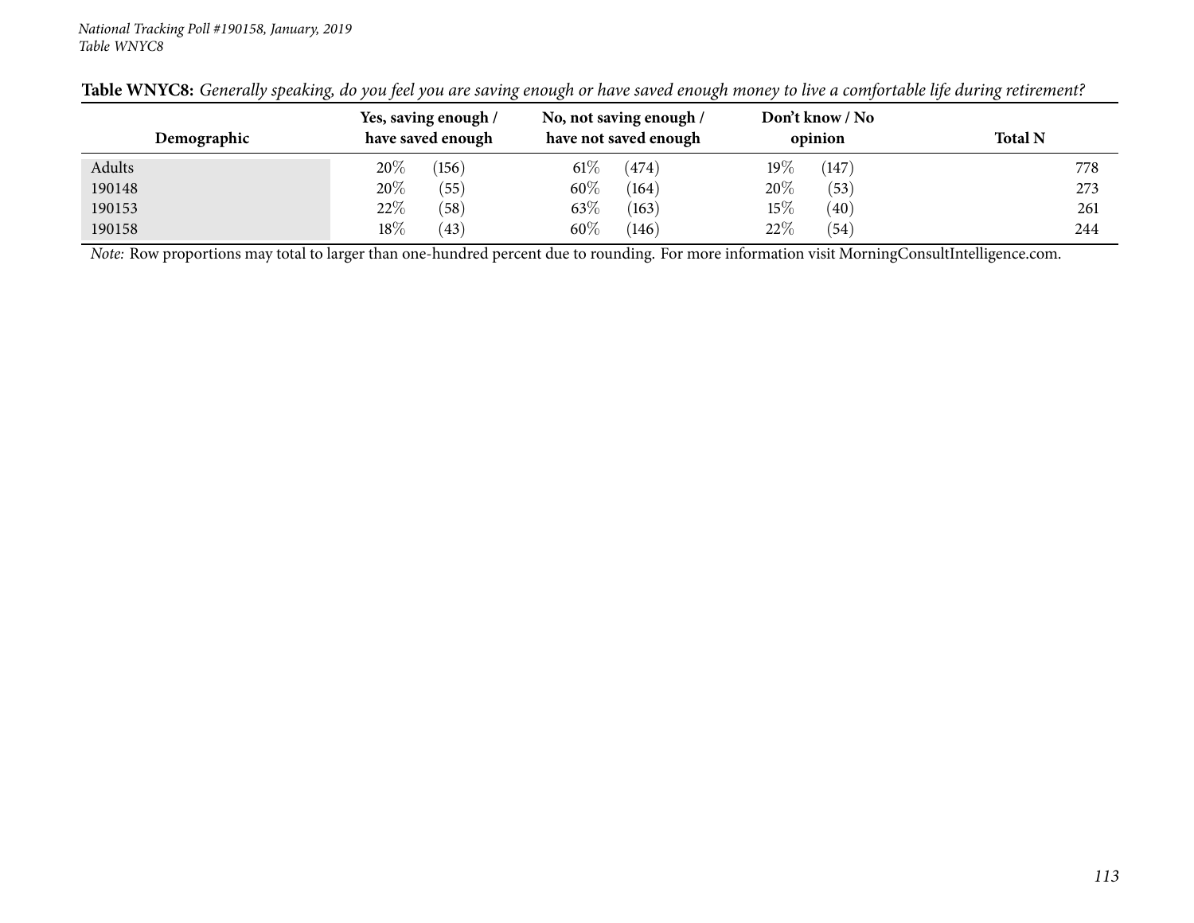*National Tracking Poll #190158, January, 2019*
*Table WNYC8*

**Table WNYC8:** *Generally speaking, do you feel you are saving enough or have saved enough money to live a comfortable life during retirement?*

| Demographic | Yes, saving enough / have saved enough | | No, not saving enough / have not saved enough | | Don't know / No opinion | | Total N |
|---|---|---|---|---|---|---|---|
| Adults | 20% | (156) | 61% | (474) | 19% | (147) | 778 |
| 190148 | 20% | (55) | 60% | (164) | 20% | (53) | 273 |
| 190153 | 22% | (58) | 63% | (163) | 15% | (40) | 261 |
| 190158 | 18% | (43) | 60% | (146) | 22% | (54) | 244 |

*Note:* Row proportions may total to larger than one-hundred percent due to rounding. For more information visit MorningConsultIntelligence.com.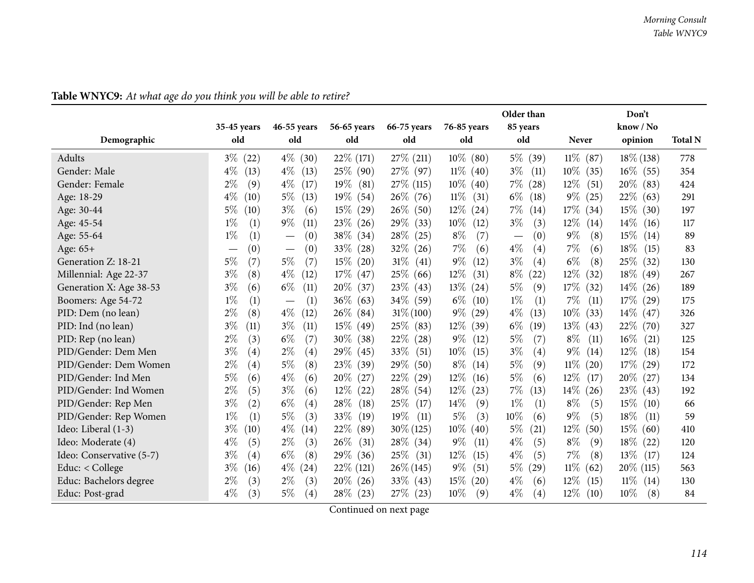**Table WNYC9:** *At what age do you think you will be able to retire?*

| Demographic | 35-45 years old | 46-55 years old | 56-65 years old | 66-75 years old | 76-85 years old | Older than 85 years old | Never | Don't know / No opinion | Total N |
|---|---|---|---|---|---|---|---|---|---|
| Adults | 3% (22) | 4% (30) | 22% (171) | 27% (211) | 10% (80) | 5% (39) | 11% (87) | 18% (138) | 778 |
| Gender: Male | 4% (13) | 4% (13) | 25% (90) | 27% (97) | 11% (40) | 3% (11) | 10% (35) | 16% (55) | 354 |
| Gender: Female | 2% (9) | 4% (17) | 19% (81) | 27% (115) | 10% (40) | 7% (28) | 12% (51) | 20% (83) | 424 |
| Age: 18-29 | 4% (10) | 5% (13) | 19% (54) | 26% (76) | 11% (31) | 6% (18) | 9% (25) | 22% (63) | 291 |
| Age: 30-44 | 5% (10) | 3% (6) | 15% (29) | 26% (50) | 12% (24) | 7% (14) | 17% (34) | 15% (30) | 197 |
| Age: 45-54 | 1% (1) | 9% (11) | 23% (26) | 29% (33) | 10% (12) | 3% (3) | 12% (14) | 14% (16) | 117 |
| Age: 55-64 | 1% (1) | — (0) | 38% (34) | 28% (25) | 8% (7) | — (0) | 9% (8) | 15% (14) | 89 |
| Age: 65+ | — (0) | — (0) | 33% (28) | 32% (26) | 7% (6) | 4% (4) | 7% (6) | 18% (15) | 83 |
| Generation Z: 18-21 | 5% (7) | 5% (7) | 15% (20) | 31% (41) | 9% (12) | 3% (4) | 6% (8) | 25% (32) | 130 |
| Millennial: Age 22-37 | 3% (8) | 4% (12) | 17% (47) | 25% (66) | 12% (31) | 8% (22) | 12% (32) | 18% (49) | 267 |
| Generation X: Age 38-53 | 3% (6) | 6% (11) | 20% (37) | 23% (43) | 13% (24) | 5% (9) | 17% (32) | 14% (26) | 189 |
| Boomers: Age 54-72 | 1% (1) | — (1) | 36% (63) | 34% (59) | 6% (10) | 1% (1) | 7% (11) | 17% (29) | 175 |
| PID: Dem (no lean) | 2% (8) | 4% (12) | 26% (84) | 31% (100) | 9% (29) | 4% (13) | 10% (33) | 14% (47) | 326 |
| PID: Ind (no lean) | 3% (11) | 3% (11) | 15% (49) | 25% (83) | 12% (39) | 6% (19) | 13% (43) | 22% (70) | 327 |
| PID: Rep (no lean) | 2% (3) | 6% (7) | 30% (38) | 22% (28) | 9% (12) | 5% (7) | 8% (11) | 16% (21) | 125 |
| PID/Gender: Dem Men | 3% (4) | 2% (4) | 29% (45) | 33% (51) | 10% (15) | 3% (4) | 9% (14) | 12% (18) | 154 |
| PID/Gender: Dem Women | 2% (4) | 5% (8) | 23% (39) | 29% (50) | 8% (14) | 5% (9) | 11% (20) | 17% (29) | 172 |
| PID/Gender: Ind Men | 5% (6) | 4% (6) | 20% (27) | 22% (29) | 12% (16) | 5% (6) | 12% (17) | 20% (27) | 134 |
| PID/Gender: Ind Women | 2% (5) | 3% (6) | 12% (22) | 28% (54) | 12% (23) | 7% (13) | 14% (26) | 23% (43) | 192 |
| PID/Gender: Rep Men | 3% (2) | 6% (4) | 28% (18) | 25% (17) | 14% (9) | 1% (1) | 8% (5) | 15% (10) | 66 |
| PID/Gender: Rep Women | 1% (1) | 5% (3) | 33% (19) | 19% (11) | 5% (3) | 10% (6) | 9% (5) | 18% (11) | 59 |
| Ideo: Liberal (1-3) | 3% (10) | 4% (14) | 22% (89) | 30% (125) | 10% (40) | 5% (21) | 12% (50) | 15% (60) | 410 |
| Ideo: Moderate (4) | 4% (5) | 2% (3) | 26% (31) | 28% (34) | 9% (11) | 4% (5) | 8% (9) | 18% (22) | 120 |
| Ideo: Conservative (5-7) | 3% (4) | 6% (8) | 29% (36) | 25% (31) | 12% (15) | 4% (5) | 7% (8) | 13% (17) | 124 |
| Educ: < College | 3% (16) | 4% (24) | 22% (121) | 26% (145) | 9% (51) | 5% (29) | 11% (62) | 20% (115) | 563 |
| Educ: Bachelors degree | 2% (3) | 2% (3) | 20% (26) | 33% (43) | 15% (20) | 4% (6) | 12% (15) | 11% (14) | 130 |
| Educ: Post-grad | 4% (3) | 5% (4) | 28% (23) | 27% (23) | 10% (9) | 4% (4) | 12% (10) | 10% (8) | 84 |

Continued on next page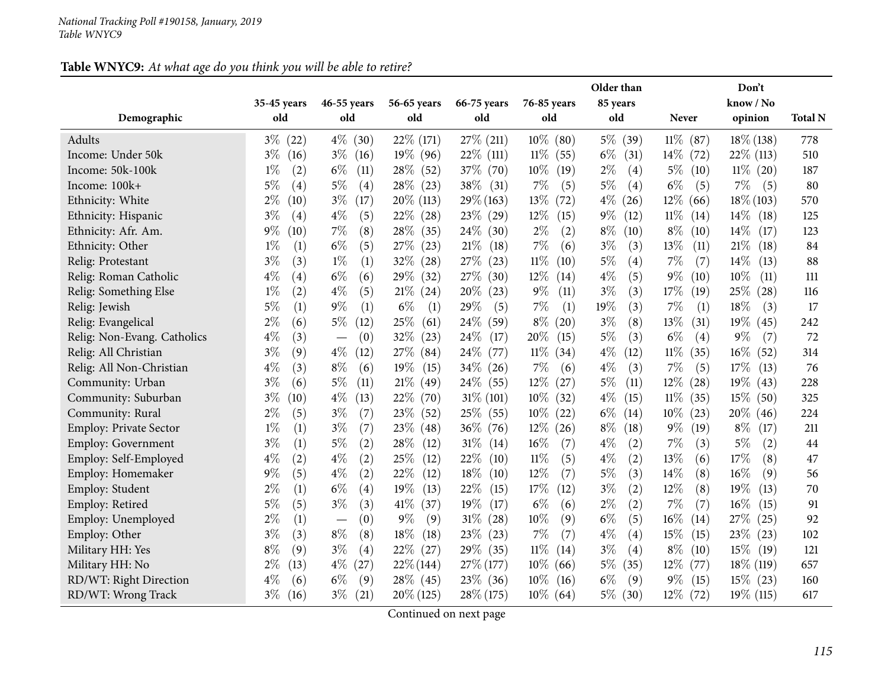**Table WNYC9:** *At what age do you think you will be able to retire?*

| Demographic | 35-45 years old | 46-55 years old | 56-65 years old | 66-75 years old | 76-85 years old | Older than 85 years old | Never | Don't know / No opinion | Total N |
|---|---|---|---|---|---|---|---|---|---|
| Adults | 3% (22) | 4% (30) | 22% (171) | 27% (211) | 10% (80) | 5% (39) | 11% (87) | 18% (138) | 778 |
| Income: Under 50k | 3% (16) | 3% (16) | 19% (96) | 22% (111) | 11% (55) | 6% (31) | 14% (72) | 22% (113) | 510 |
| Income: 50k-100k | 1% (2) | 6% (11) | 28% (52) | 37% (70) | 10% (19) | 2% (4) | 5% (10) | 11% (20) | 187 |
| Income: 100k+ | 5% (4) | 5% (4) | 28% (23) | 38% (31) | 7% (5) | 5% (4) | 6% (5) | 7% (5) | 80 |
| Ethnicity: White | 2% (10) | 3% (17) | 20% (113) | 29% (163) | 13% (72) | 4% (26) | 12% (66) | 18% (103) | 570 |
| Ethnicity: Hispanic | 3% (4) | 4% (5) | 22% (28) | 23% (29) | 12% (15) | 9% (12) | 11% (14) | 14% (18) | 125 |
| Ethnicity: Afr. Am. | 9% (10) | 7% (8) | 28% (35) | 24% (30) | 2% (2) | 8% (10) | 8% (10) | 14% (17) | 123 |
| Ethnicity: Other | 1% (1) | 6% (5) | 27% (23) | 21% (18) | 7% (6) | 3% (3) | 13% (11) | 21% (18) | 84 |
| Relig: Protestant | 3% (3) | 1% (1) | 32% (28) | 27% (23) | 11% (10) | 5% (4) | 7% (7) | 14% (13) | 88 |
| Relig: Roman Catholic | 4% (4) | 6% (6) | 29% (32) | 27% (30) | 12% (14) | 4% (5) | 9% (10) | 10% (11) | 111 |
| Relig: Something Else | 1% (2) | 4% (5) | 21% (24) | 20% (23) | 9% (11) | 3% (3) | 17% (19) | 25% (28) | 116 |
| Relig: Jewish | 5% (1) | 9% (1) | 6% (1) | 29% (5) | 7% (1) | 19% (3) | 7% (1) | 18% (3) | 17 |
| Relig: Evangelical | 2% (6) | 5% (12) | 25% (61) | 24% (59) | 8% (20) | 3% (8) | 13% (31) | 19% (45) | 242 |
| Relig: Non-Evang. Catholics | 4% (3) | — (0) | 32% (23) | 24% (17) | 20% (15) | 5% (3) | 6% (4) | 9% (7) | 72 |
| Relig: All Christian | 3% (9) | 4% (12) | 27% (84) | 24% (77) | 11% (34) | 4% (12) | 11% (35) | 16% (52) | 314 |
| Relig: All Non-Christian | 4% (3) | 8% (6) | 19% (15) | 34% (26) | 7% (6) | 4% (3) | 7% (5) | 17% (13) | 76 |
| Community: Urban | 3% (6) | 5% (11) | 21% (49) | 24% (55) | 12% (27) | 5% (11) | 12% (28) | 19% (43) | 228 |
| Community: Suburban | 3% (10) | 4% (13) | 22% (70) | 31% (101) | 10% (32) | 4% (15) | 11% (35) | 15% (50) | 325 |
| Community: Rural | 2% (5) | 3% (7) | 23% (52) | 25% (55) | 10% (22) | 6% (14) | 10% (23) | 20% (46) | 224 |
| Employ: Private Sector | 1% (1) | 3% (7) | 23% (48) | 36% (76) | 12% (26) | 8% (18) | 9% (19) | 8% (17) | 211 |
| Employ: Government | 3% (1) | 5% (2) | 28% (12) | 31% (14) | 16% (7) | 4% (2) | 7% (3) | 5% (2) | 44 |
| Employ: Self-Employed | 4% (2) | 4% (2) | 25% (12) | 22% (10) | 11% (5) | 4% (2) | 13% (6) | 17% (8) | 47 |
| Employ: Homemaker | 9% (5) | 4% (2) | 22% (12) | 18% (10) | 12% (7) | 5% (3) | 14% (8) | 16% (9) | 56 |
| Employ: Student | 2% (1) | 6% (4) | 19% (13) | 22% (15) | 17% (12) | 3% (2) | 12% (8) | 19% (13) | 70 |
| Employ: Retired | 5% (5) | 3% (3) | 41% (37) | 19% (17) | 6% (6) | 2% (2) | 7% (7) | 16% (15) | 91 |
| Employ: Unemployed | 2% (1) | — (0) | 9% (9) | 31% (28) | 10% (9) | 6% (5) | 16% (14) | 27% (25) | 92 |
| Employ: Other | 3% (3) | 8% (8) | 18% (18) | 23% (23) | 7% (7) | 4% (4) | 15% (15) | 23% (23) | 102 |
| Military HH: Yes | 8% (9) | 3% (4) | 22% (27) | 29% (35) | 11% (14) | 3% (4) | 8% (10) | 15% (19) | 121 |
| Military HH: No | 2% (13) | 4% (27) | 22% (144) | 27% (177) | 10% (66) | 5% (35) | 12% (77) | 18% (119) | 657 |
| RD/WT: Right Direction | 4% (6) | 6% (9) | 28% (45) | 23% (36) | 10% (16) | 6% (9) | 9% (15) | 15% (23) | 160 |
| RD/WT: Wrong Track | 3% (16) | 3% (21) | 20% (125) | 28% (175) | 10% (64) | 5% (30) | 12% (72) | 19% (115) | 617 |

Continued on next page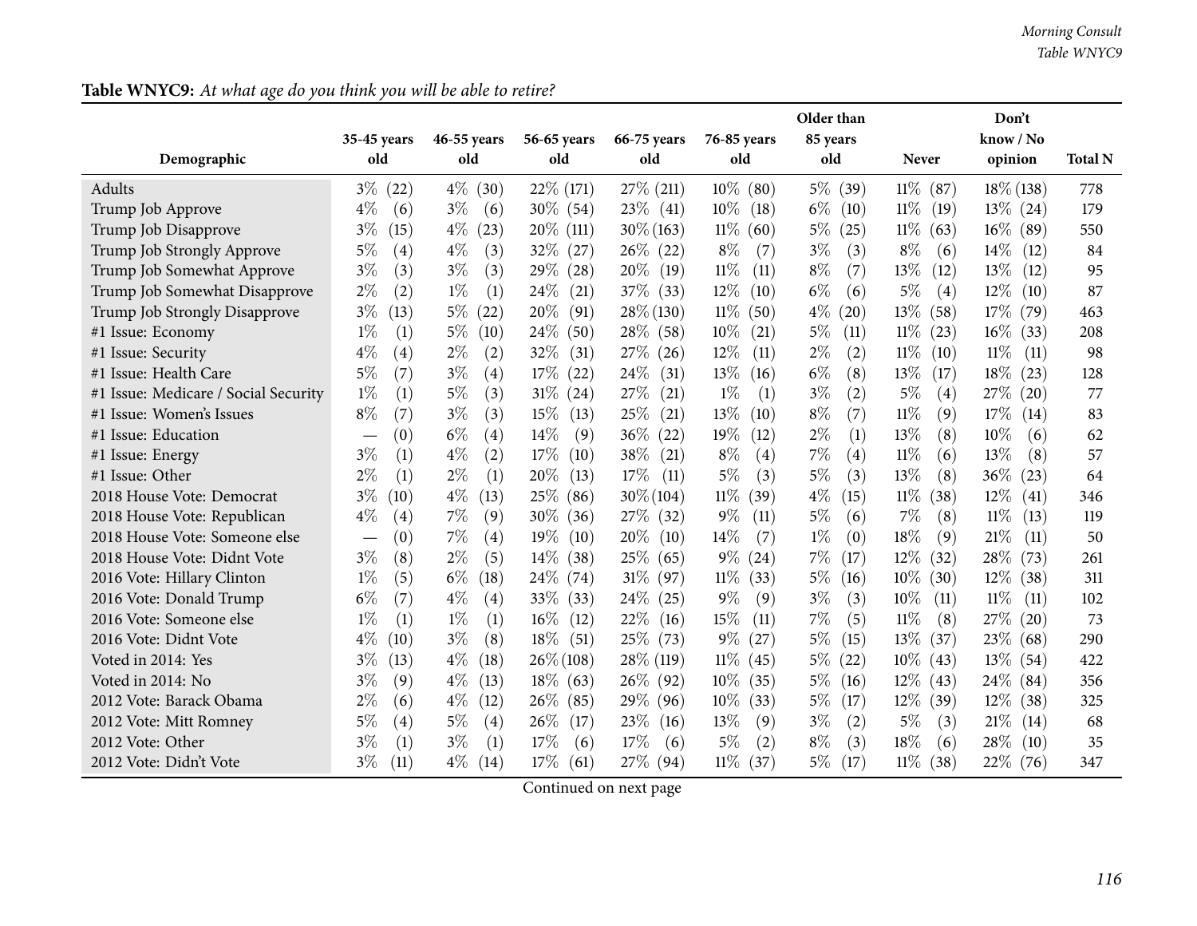**Table WNYC9:** *At what age do you think you will be able to retire?*

| Demographic | 35-45 years old | 46-55 years old | 56-65 years old | 66-75 years old | 76-85 years old | Older than 85 years old | Never | Don't know / No opinion | Total N |
|---|---|---|---|---|---|---|---|---|---|
| Adults | 3% (22) | 4% (30) | 22% (171) | 27% (211) | 10% (80) | 5% (39) | 11% (87) | 18% (138) | 778 |
| Trump Job Approve | 4% (6) | 3% (6) | 30% (54) | 23% (41) | 10% (18) | 6% (10) | 11% (19) | 13% (24) | 179 |
| Trump Job Disapprove | 3% (15) | 4% (23) | 20% (111) | 30% (163) | 11% (60) | 5% (25) | 11% (63) | 16% (89) | 550 |
| Trump Job Strongly Approve | 5% (4) | 4% (3) | 32% (27) | 26% (22) | 8% (7) | 3% (3) | 8% (6) | 14% (12) | 84 |
| Trump Job Somewhat Approve | 3% (3) | 3% (3) | 29% (28) | 20% (19) | 11% (11) | 8% (7) | 13% (12) | 13% (12) | 95 |
| Trump Job Somewhat Disapprove | 2% (2) | 1% (1) | 24% (21) | 37% (33) | 12% (10) | 6% (6) | 5% (4) | 12% (10) | 87 |
| Trump Job Strongly Disapprove | 3% (13) | 5% (22) | 20% (91) | 28% (130) | 11% (50) | 4% (20) | 13% (58) | 17% (79) | 463 |
| #1 Issue: Economy | 1% (1) | 5% (10) | 24% (50) | 28% (58) | 10% (21) | 5% (11) | 11% (23) | 16% (33) | 208 |
| #1 Issue: Security | 4% (4) | 2% (2) | 32% (31) | 27% (26) | 12% (11) | 2% (2) | 11% (10) | 11% (11) | 98 |
| #1 Issue: Health Care | 5% (7) | 3% (4) | 17% (22) | 24% (31) | 13% (16) | 6% (8) | 13% (17) | 18% (23) | 128 |
| #1 Issue: Medicare / Social Security | 1% (1) | 5% (3) | 31% (24) | 27% (21) | 1% (1) | 3% (2) | 5% (4) | 27% (20) | 77 |
| #1 Issue: Women's Issues | 8% (7) | 3% (3) | 15% (13) | 25% (21) | 13% (10) | 8% (7) | 11% (9) | 17% (14) | 83 |
| #1 Issue: Education | — (0) | 6% (4) | 14% (9) | 36% (22) | 19% (12) | 2% (1) | 13% (8) | 10% (6) | 62 |
| #1 Issue: Energy | 3% (1) | 4% (2) | 17% (10) | 38% (21) | 8% (4) | 7% (4) | 11% (6) | 13% (8) | 57 |
| #1 Issue: Other | 2% (1) | 2% (1) | 20% (13) | 17% (11) | 5% (3) | 5% (3) | 13% (8) | 36% (23) | 64 |
| 2018 House Vote: Democrat | 3% (10) | 4% (13) | 25% (86) | 30% (104) | 11% (39) | 4% (15) | 11% (38) | 12% (41) | 346 |
| 2018 House Vote: Republican | 4% (4) | 7% (9) | 30% (36) | 27% (32) | 9% (11) | 5% (6) | 7% (8) | 11% (13) | 119 |
| 2018 House Vote: Someone else | — (0) | 7% (4) | 19% (10) | 20% (10) | 14% (7) | 1% (0) | 18% (9) | 21% (11) | 50 |
| 2018 House Vote: Didnt Vote | 3% (8) | 2% (5) | 14% (38) | 25% (65) | 9% (24) | 7% (17) | 12% (32) | 28% (73) | 261 |
| 2016 Vote: Hillary Clinton | 1% (5) | 6% (18) | 24% (74) | 31% (97) | 11% (33) | 5% (16) | 10% (30) | 12% (38) | 311 |
| 2016 Vote: Donald Trump | 6% (7) | 4% (4) | 33% (33) | 24% (25) | 9% (9) | 3% (3) | 10% (11) | 11% (11) | 102 |
| 2016 Vote: Someone else | 1% (1) | 1% (1) | 16% (12) | 22% (16) | 15% (11) | 7% (5) | 11% (8) | 27% (20) | 73 |
| 2016 Vote: Didnt Vote | 4% (10) | 3% (8) | 18% (51) | 25% (73) | 9% (27) | 5% (15) | 13% (37) | 23% (68) | 290 |
| Voted in 2014: Yes | 3% (13) | 4% (18) | 26% (108) | 28% (119) | 11% (45) | 5% (22) | 10% (43) | 13% (54) | 422 |
| Voted in 2014: No | 3% (9) | 4% (13) | 18% (63) | 26% (92) | 10% (35) | 5% (16) | 12% (43) | 24% (84) | 356 |
| 2012 Vote: Barack Obama | 2% (6) | 4% (12) | 26% (85) | 29% (96) | 10% (33) | 5% (17) | 12% (39) | 12% (38) | 325 |
| 2012 Vote: Mitt Romney | 5% (4) | 5% (4) | 26% (17) | 23% (16) | 13% (9) | 3% (2) | 5% (3) | 21% (14) | 68 |
| 2012 Vote: Other | 3% (1) | 3% (1) | 17% (6) | 17% (6) | 5% (2) | 8% (3) | 18% (6) | 28% (10) | 35 |
| 2012 Vote: Didn't Vote | 3% (11) | 4% (14) | 17% (61) | 27% (94) | 11% (37) | 5% (17) | 11% (38) | 22% (76) | 347 |

Continued on next page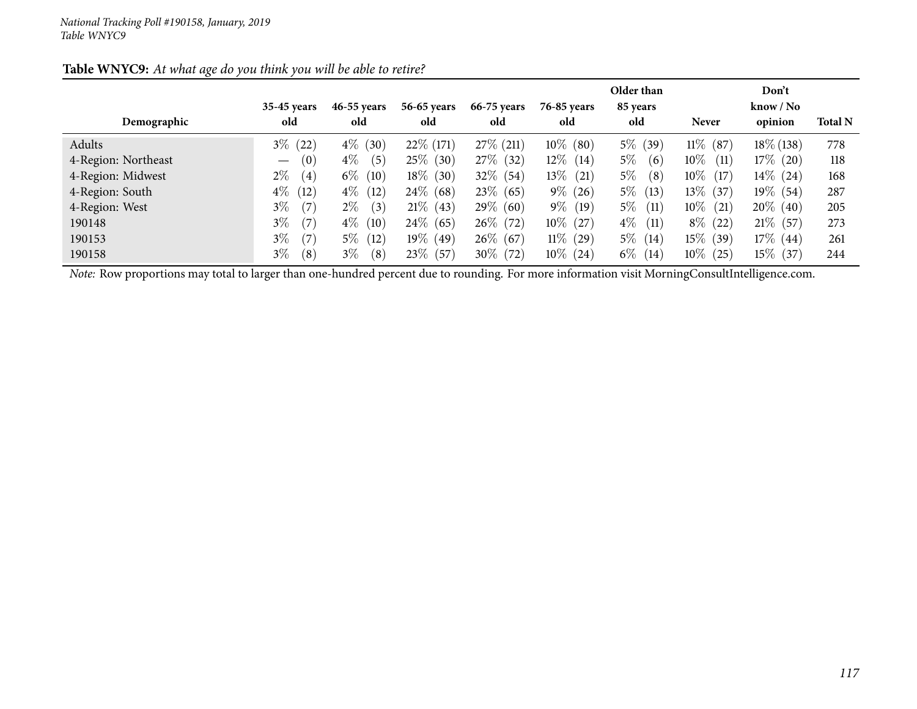National Tracking Poll #190158, January, 2019
Table WNYC9

**Table WNYC9:** *At what age do you think you will be able to retire?*

| Demographic | 35-45 years old | 46-55 years old | 56-65 years old | 66-75 years old | 76-85 years old | Older than 85 years old | Never | Don't know / No opinion | Total N |
|---|---|---|---|---|---|---|---|---|---|
| Adults | 3% (22) | 4% (30) | 22% (171) | 27% (211) | 10% (80) | 5% (39) | 11% (87) | 18% (138) | 778 |
| 4-Region: Northeast | — (0) | 4% (5) | 25% (30) | 27% (32) | 12% (14) | 5% (6) | 10% (11) | 17% (20) | 118 |
| 4-Region: Midwest | 2% (4) | 6% (10) | 18% (30) | 32% (54) | 13% (21) | 5% (8) | 10% (17) | 14% (24) | 168 |
| 4-Region: South | 4% (12) | 4% (12) | 24% (68) | 23% (65) | 9% (26) | 5% (13) | 13% (37) | 19% (54) | 287 |
| 4-Region: West | 3% (7) | 2% (3) | 21% (43) | 29% (60) | 9% (19) | 5% (11) | 10% (21) | 20% (40) | 205 |
| 190148 | 3% (7) | 4% (10) | 24% (65) | 26% (72) | 10% (27) | 4% (11) | 8% (22) | 21% (57) | 273 |
| 190153 | 3% (7) | 5% (12) | 19% (49) | 26% (67) | 11% (29) | 5% (14) | 15% (39) | 17% (44) | 261 |
| 190158 | 3% (8) | 3% (8) | 23% (57) | 30% (72) | 10% (24) | 6% (14) | 10% (25) | 15% (37) | 244 |

*Note:* Row proportions may total to larger than one-hundred percent due to rounding. For more information visit MorningConsultIntelligence.com.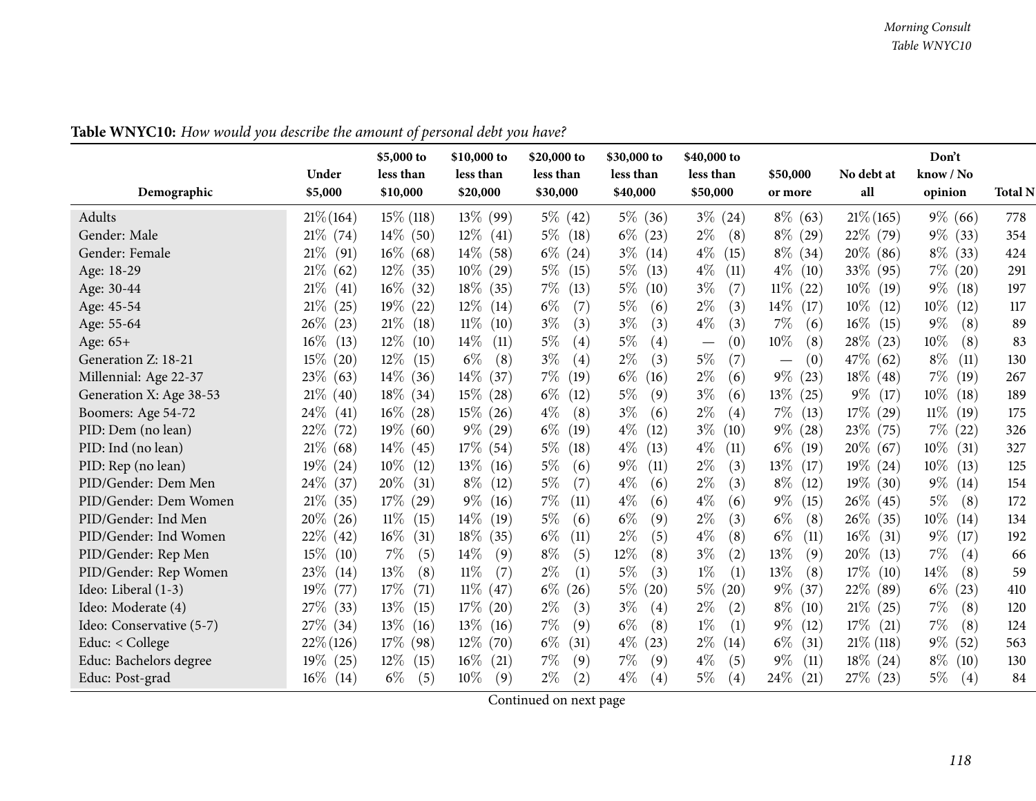**Table WNYC10:** *How would you describe the amount of personal debt you have?*

| Demographic | Under $5,000 | $5,000 to less than $10,000 | $10,000 to less than $20,000 | $20,000 to less than $30,000 | $30,000 to less than $40,000 | $40,000 to less than $50,000 | $50,000 or more | No debt at all | Don't know / No opinion | Total N |
|---|---|---|---|---|---|---|---|---|---|---|
| Adults | 21% (164) | 15% (118) | 13% (99) | 5% (42) | 5% (36) | 3% (24) | 8% (63) | 21% (165) | 9% (66) | 778 |
| Gender: Male | 21% (74) | 14% (50) | 12% (41) | 5% (18) | 6% (23) | 2% (8) | 8% (29) | 22% (79) | 9% (33) | 354 |
| Gender: Female | 21% (91) | 16% (68) | 14% (58) | 6% (24) | 3% (14) | 4% (15) | 8% (34) | 20% (86) | 8% (33) | 424 |
| Age: 18-29 | 21% (62) | 12% (35) | 10% (29) | 5% (15) | 5% (13) | 4% (11) | 4% (10) | 33% (95) | 7% (20) | 291 |
| Age: 30-44 | 21% (41) | 16% (32) | 18% (35) | 7% (13) | 5% (10) | 3% (7) | 11% (22) | 10% (19) | 9% (18) | 197 |
| Age: 45-54 | 21% (25) | 19% (22) | 12% (14) | 6% (7) | 5% (6) | 2% (3) | 14% (17) | 10% (12) | 10% (12) | 117 |
| Age: 55-64 | 26% (23) | 21% (18) | 11% (10) | 3% (3) | 3% (3) | 4% (3) | 7% (6) | 16% (15) | 9% (8) | 89 |
| Age: 65+ | 16% (13) | 12% (10) | 14% (11) | 5% (4) | 5% (4) | — (0) | 10% (8) | 28% (23) | 10% (8) | 83 |
| Generation Z: 18-21 | 15% (20) | 12% (15) | 6% (8) | 3% (4) | 2% (3) | 5% (7) | — (0) | 47% (62) | 8% (11) | 130 |
| Millennial: Age 22-37 | 23% (63) | 14% (36) | 14% (37) | 7% (19) | 6% (16) | 2% (6) | 9% (23) | 18% (48) | 7% (19) | 267 |
| Generation X: Age 38-53 | 21% (40) | 18% (34) | 15% (28) | 6% (12) | 5% (9) | 3% (6) | 13% (25) | 9% (17) | 10% (18) | 189 |
| Boomers: Age 54-72 | 24% (41) | 16% (28) | 15% (26) | 4% (8) | 3% (6) | 2% (4) | 7% (13) | 17% (29) | 11% (19) | 175 |
| PID: Dem (no lean) | 22% (72) | 19% (60) | 9% (29) | 6% (19) | 4% (12) | 3% (10) | 9% (28) | 23% (75) | 7% (22) | 326 |
| PID: Ind (no lean) | 21% (68) | 14% (45) | 17% (54) | 5% (18) | 4% (13) | 4% (11) | 6% (19) | 20% (67) | 10% (31) | 327 |
| PID: Rep (no lean) | 19% (24) | 10% (12) | 13% (16) | 5% (6) | 9% (11) | 2% (3) | 13% (17) | 19% (24) | 10% (13) | 125 |
| PID/Gender: Dem Men | 24% (37) | 20% (31) | 8% (12) | 5% (7) | 4% (6) | 2% (3) | 8% (12) | 19% (30) | 9% (14) | 154 |
| PID/Gender: Dem Women | 21% (35) | 17% (29) | 9% (16) | 7% (11) | 4% (6) | 4% (6) | 9% (15) | 26% (45) | 5% (8) | 172 |
| PID/Gender: Ind Men | 20% (26) | 11% (15) | 14% (19) | 5% (6) | 6% (9) | 2% (3) | 6% (8) | 26% (35) | 10% (14) | 134 |
| PID/Gender: Ind Women | 22% (42) | 16% (31) | 18% (35) | 6% (11) | 2% (5) | 4% (8) | 6% (11) | 16% (31) | 9% (17) | 192 |
| PID/Gender: Rep Men | 15% (10) | 7% (5) | 14% (9) | 8% (5) | 12% (8) | 3% (2) | 13% (9) | 20% (13) | 7% (4) | 66 |
| PID/Gender: Rep Women | 23% (14) | 13% (8) | 11% (7) | 2% (1) | 5% (3) | 1% (1) | 13% (8) | 17% (10) | 14% (8) | 59 |
| Ideo: Liberal (1-3) | 19% (77) | 17% (71) | 11% (47) | 6% (26) | 5% (20) | 5% (20) | 9% (37) | 22% (89) | 6% (23) | 410 |
| Ideo: Moderate (4) | 27% (33) | 13% (15) | 17% (20) | 2% (3) | 3% (4) | 2% (2) | 8% (10) | 21% (25) | 7% (8) | 120 |
| Ideo: Conservative (5-7) | 27% (34) | 13% (16) | 13% (16) | 7% (9) | 6% (8) | 1% (1) | 9% (12) | 17% (21) | 7% (8) | 124 |
| Educ: < College | 22% (126) | 17% (98) | 12% (70) | 6% (31) | 4% (23) | 2% (14) | 6% (31) | 21% (118) | 9% (52) | 563 |
| Educ: Bachelors degree | 19% (25) | 12% (15) | 16% (21) | 7% (9) | 7% (9) | 4% (5) | 9% (11) | 18% (24) | 8% (10) | 130 |
| Educ: Post-grad | 16% (14) | 6% (5) | 10% (9) | 2% (2) | 4% (4) | 5% (4) | 24% (21) | 27% (23) | 5% (4) | 84 |

Continued on next page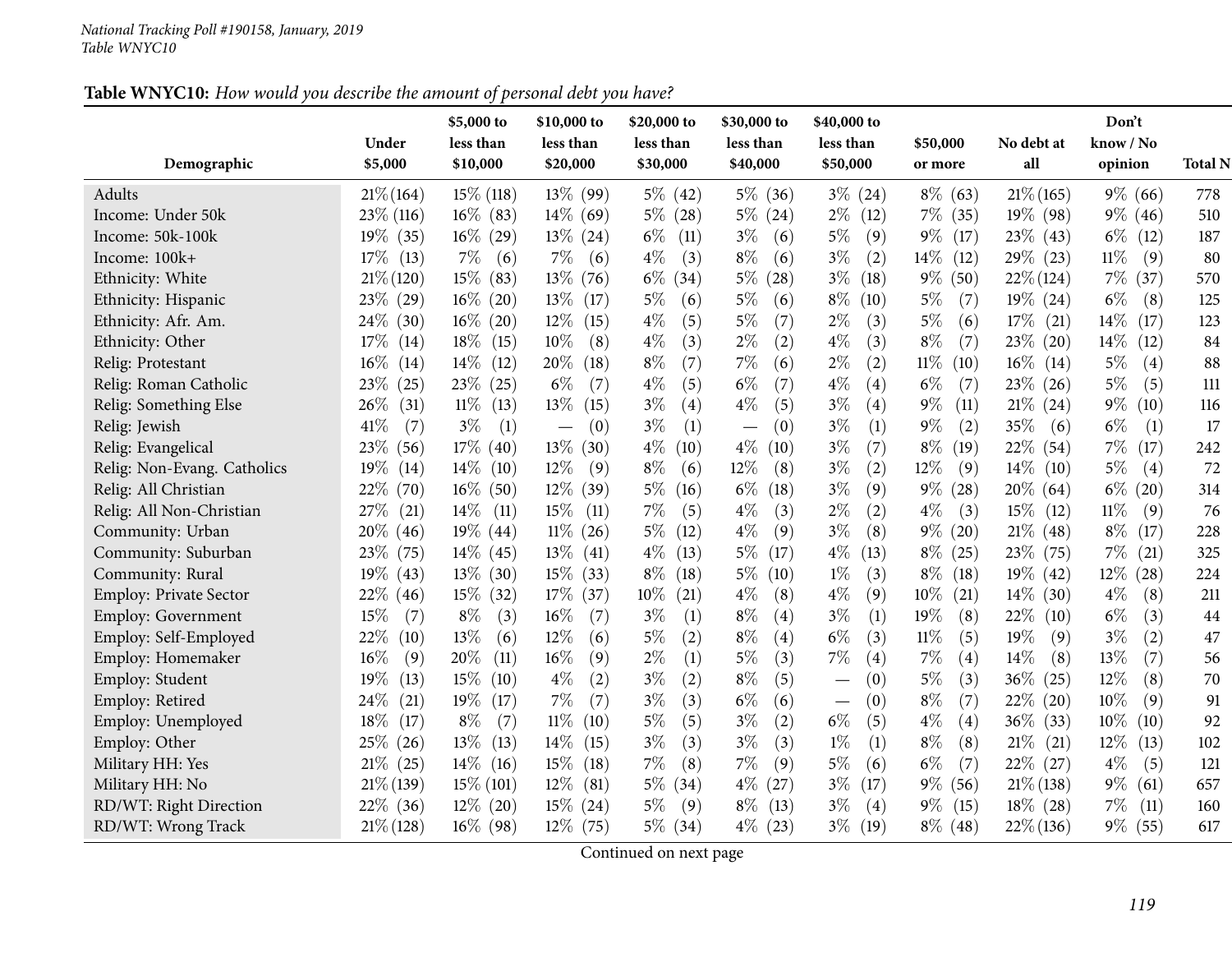*National Tracking Poll #190158, January, 2019*
*Table WNYC10*

**Table WNYC10:** *How would you describe the amount of personal debt you have?*

| Demographic | Under $5,000 | $5,000 to less than $10,000 | $10,000 to less than $20,000 | $20,000 to less than $30,000 | $30,000 to less than $40,000 | $40,000 to less than $50,000 | $50,000 or more | No debt at all | Don't know / No opinion | Total N |
|---|---|---|---|---|---|---|---|---|---|---|
| Adults | 21% (164) | 15% (118) | 13% (99) | 5% (42) | 5% (36) | 3% (24) | 8% (63) | 21% (165) | 9% (66) | 778 |
| Income: Under 50k | 23% (116) | 16% (83) | 14% (69) | 5% (28) | 5% (24) | 2% (12) | 7% (35) | 19% (98) | 9% (46) | 510 |
| Income: 50k-100k | 19% (35) | 16% (29) | 13% (24) | 6% (11) | 3% (6) | 5% (9) | 9% (17) | 23% (43) | 6% (12) | 187 |
| Income: 100k+ | 17% (13) | 7% (6) | 7% (6) | 4% (3) | 8% (6) | 3% (2) | 14% (12) | 29% (23) | 11% (9) | 80 |
| Ethnicity: White | 21% (120) | 15% (83) | 13% (76) | 6% (34) | 5% (28) | 3% (18) | 9% (50) | 22% (124) | 7% (37) | 570 |
| Ethnicity: Hispanic | 23% (29) | 16% (20) | 13% (17) | 5% (6) | 5% (6) | 8% (10) | 5% (7) | 19% (24) | 6% (8) | 125 |
| Ethnicity: Afr. Am. | 24% (30) | 16% (20) | 12% (15) | 4% (5) | 5% (7) | 2% (3) | 5% (6) | 17% (21) | 14% (17) | 123 |
| Ethnicity: Other | 17% (14) | 18% (15) | 10% (8) | 4% (3) | 2% (2) | 4% (3) | 8% (7) | 23% (20) | 14% (12) | 84 |
| Relig: Protestant | 16% (14) | 14% (12) | 20% (18) | 8% (7) | 7% (6) | 2% (2) | 11% (10) | 16% (14) | 5% (4) | 88 |
| Relig: Roman Catholic | 23% (25) | 23% (25) | 6% (7) | 4% (5) | 6% (7) | 4% (4) | 6% (7) | 23% (26) | 5% (5) | 111 |
| Relig: Something Else | 26% (31) | 11% (13) | 13% (15) | 3% (4) | 4% (5) | 3% (4) | 9% (11) | 21% (24) | 9% (10) | 116 |
| Relig: Jewish | 41% (7) | 3% (1) | — (0) | 3% (1) | — (0) | 3% (1) | 9% (2) | 35% (6) | 6% (1) | 17 |
| Relig: Evangelical | 23% (56) | 17% (40) | 13% (30) | 4% (10) | 4% (10) | 3% (7) | 8% (19) | 22% (54) | 7% (17) | 242 |
| Relig: Non-Evang. Catholics | 19% (14) | 14% (10) | 12% (9) | 8% (6) | 12% (8) | 3% (2) | 12% (9) | 14% (10) | 5% (4) | 72 |
| Relig: All Christian | 22% (70) | 16% (50) | 12% (39) | 5% (16) | 6% (18) | 3% (9) | 9% (28) | 20% (64) | 6% (20) | 314 |
| Relig: All Non-Christian | 27% (21) | 14% (11) | 15% (11) | 7% (5) | 4% (3) | 2% (2) | 4% (3) | 15% (12) | 11% (9) | 76 |
| Community: Urban | 20% (46) | 19% (44) | 11% (26) | 5% (12) | 4% (9) | 3% (8) | 9% (20) | 21% (48) | 8% (17) | 228 |
| Community: Suburban | 23% (75) | 14% (45) | 13% (41) | 4% (13) | 5% (17) | 4% (13) | 8% (25) | 23% (75) | 7% (21) | 325 |
| Community: Rural | 19% (43) | 13% (30) | 15% (33) | 8% (18) | 5% (10) | 1% (3) | 8% (18) | 19% (42) | 12% (28) | 224 |
| Employ: Private Sector | 22% (46) | 15% (32) | 17% (37) | 10% (21) | 4% (8) | 4% (9) | 10% (21) | 14% (30) | 4% (8) | 211 |
| Employ: Government | 15% (7) | 8% (3) | 16% (7) | 3% (1) | 8% (4) | 3% (1) | 19% (8) | 22% (10) | 6% (3) | 44 |
| Employ: Self-Employed | 22% (10) | 13% (6) | 12% (6) | 5% (2) | 8% (4) | 6% (3) | 11% (5) | 19% (9) | 3% (2) | 47 |
| Employ: Homemaker | 16% (9) | 20% (11) | 16% (9) | 2% (1) | 5% (3) | 7% (4) | 7% (4) | 14% (8) | 13% (7) | 56 |
| Employ: Student | 19% (13) | 15% (10) | 4% (2) | 3% (2) | 8% (5) | — (0) | 5% (3) | 36% (25) | 12% (8) | 70 |
| Employ: Retired | 24% (21) | 19% (17) | 7% (7) | 3% (3) | 6% (6) | — (0) | 8% (7) | 22% (20) | 10% (9) | 91 |
| Employ: Unemployed | 18% (17) | 8% (7) | 11% (10) | 5% (5) | 3% (2) | 6% (5) | 4% (4) | 36% (33) | 10% (10) | 92 |
| Employ: Other | 25% (26) | 13% (13) | 14% (15) | 3% (3) | 3% (3) | 1% (1) | 8% (8) | 21% (21) | 12% (13) | 102 |
| Military HH: Yes | 21% (25) | 14% (16) | 15% (18) | 7% (8) | 7% (9) | 5% (6) | 6% (7) | 22% (27) | 4% (5) | 121 |
| Military HH: No | 21% (139) | 15% (101) | 12% (81) | 5% (34) | 4% (27) | 3% (17) | 9% (56) | 21% (138) | 9% (61) | 657 |
| RD/WT: Right Direction | 22% (36) | 12% (20) | 15% (24) | 5% (9) | 8% (13) | 3% (4) | 9% (15) | 18% (28) | 7% (11) | 160 |
| RD/WT: Wrong Track | 21% (128) | 16% (98) | 12% (75) | 5% (34) | 4% (23) | 3% (19) | 8% (48) | 22% (136) | 9% (55) | 617 |

Continued on next page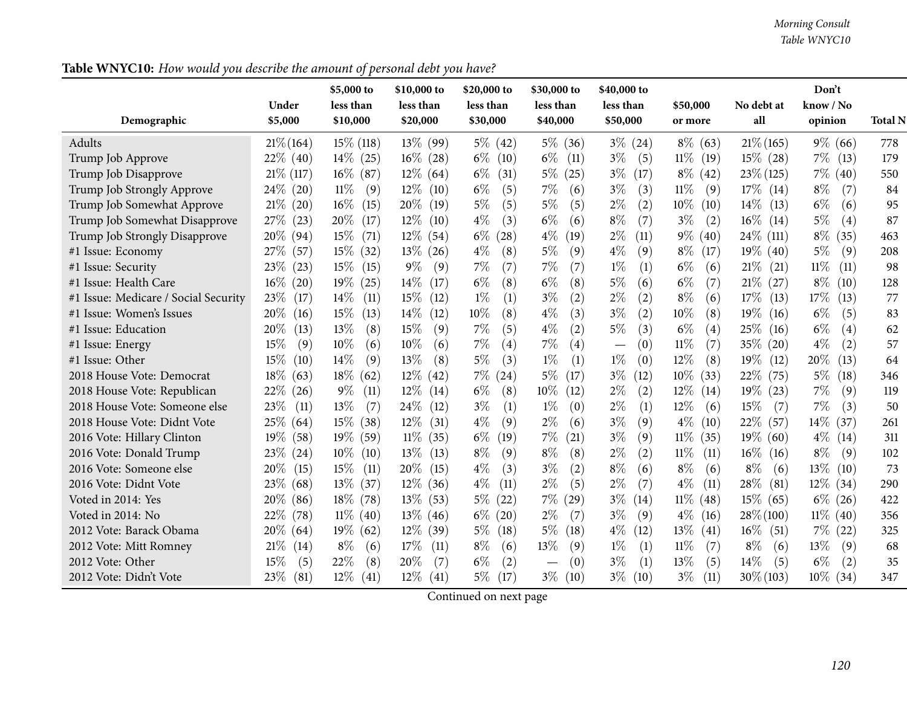**Table WNYC10:** *How would you describe the amount of personal debt you have?*

| Demographic | Under $5,000 | $5,000 to less than $10,000 | $10,000 to less than $20,000 | $20,000 to less than $30,000 | $30,000 to less than $40,000 | $40,000 to less than $50,000 | $50,000 or more | No debt at all | Don't know / No opinion | Total N |
|---|---|---|---|---|---|---|---|---|---|---|
| Adults | 21% (164) | 15% (118) | 13% (99) | 5% (42) | 5% (36) | 3% (24) | 8% (63) | 21% (165) | 9% (66) | 778 |
| Trump Job Approve | 22% (40) | 14% (25) | 16% (28) | 6% (10) | 6% (11) | 3% (5) | 11% (19) | 15% (28) | 7% (13) | 179 |
| Trump Job Disapprove | 21% (117) | 16% (87) | 12% (64) | 6% (31) | 5% (25) | 3% (17) | 8% (42) | 23% (125) | 7% (40) | 550 |
| Trump Job Strongly Approve | 24% (20) | 11% (9) | 12% (10) | 6% (5) | 7% (6) | 3% (3) | 11% (9) | 17% (14) | 8% (7) | 84 |
| Trump Job Somewhat Approve | 21% (20) | 16% (15) | 20% (19) | 5% (5) | 5% (5) | 2% (2) | 10% (10) | 14% (13) | 6% (6) | 95 |
| Trump Job Somewhat Disapprove | 27% (23) | 20% (17) | 12% (10) | 4% (3) | 6% (6) | 8% (7) | 3% (2) | 16% (14) | 5% (4) | 87 |
| Trump Job Strongly Disapprove | 20% (94) | 15% (71) | 12% (54) | 6% (28) | 4% (19) | 2% (11) | 9% (40) | 24% (111) | 8% (35) | 463 |
| #1 Issue: Economy | 27% (57) | 15% (32) | 13% (26) | 4% (8) | 5% (9) | 4% (9) | 8% (17) | 19% (40) | 5% (9) | 208 |
| #1 Issue: Security | 23% (23) | 15% (15) | 9% (9) | 7% (7) | 7% (7) | 1% (1) | 6% (6) | 21% (21) | 11% (11) | 98 |
| #1 Issue: Health Care | 16% (20) | 19% (25) | 14% (17) | 6% (8) | 6% (8) | 5% (6) | 6% (7) | 21% (27) | 8% (10) | 128 |
| #1 Issue: Medicare / Social Security | 23% (17) | 14% (11) | 15% (12) | 1% (1) | 3% (2) | 2% (2) | 8% (6) | 17% (13) | 17% (13) | 77 |
| #1 Issue: Women's Issues | 20% (16) | 15% (13) | 14% (12) | 10% (8) | 4% (3) | 3% (2) | 10% (8) | 19% (16) | 6% (5) | 83 |
| #1 Issue: Education | 20% (13) | 13% (8) | 15% (9) | 7% (5) | 4% (2) | 5% (3) | 6% (4) | 25% (16) | 6% (4) | 62 |
| #1 Issue: Energy | 15% (9) | 10% (6) | 10% (6) | 7% (4) | 7% (4) | — (0) | 11% (7) | 35% (20) | 4% (2) | 57 |
| #1 Issue: Other | 15% (10) | 14% (9) | 13% (8) | 5% (3) | 1% (1) | 1% (0) | 12% (8) | 19% (12) | 20% (13) | 64 |
| 2018 House Vote: Democrat | 18% (63) | 18% (62) | 12% (42) | 7% (24) | 5% (17) | 3% (12) | 10% (33) | 22% (75) | 5% (18) | 346 |
| 2018 House Vote: Republican | 22% (26) | 9% (11) | 12% (14) | 6% (8) | 10% (12) | 2% (2) | 12% (14) | 19% (23) | 7% (9) | 119 |
| 2018 House Vote: Someone else | 23% (11) | 13% (7) | 24% (12) | 3% (1) | 1% (0) | 2% (1) | 12% (6) | 15% (7) | 7% (3) | 50 |
| 2018 House Vote: Didnt Vote | 25% (64) | 15% (38) | 12% (31) | 4% (9) | 2% (6) | 3% (9) | 4% (10) | 22% (57) | 14% (37) | 261 |
| 2016 Vote: Hillary Clinton | 19% (58) | 19% (59) | 11% (35) | 6% (19) | 7% (21) | 3% (9) | 11% (35) | 19% (60) | 4% (14) | 311 |
| 2016 Vote: Donald Trump | 23% (24) | 10% (10) | 13% (13) | 8% (9) | 8% (8) | 2% (2) | 11% (11) | 16% (16) | 8% (9) | 102 |
| 2016 Vote: Someone else | 20% (15) | 15% (11) | 20% (15) | 4% (3) | 3% (2) | 8% (6) | 8% (6) | 8% (6) | 13% (10) | 73 |
| 2016 Vote: Didnt Vote | 23% (68) | 13% (37) | 12% (36) | 4% (11) | 2% (5) | 2% (7) | 4% (11) | 28% (81) | 12% (34) | 290 |
| Voted in 2014: Yes | 20% (86) | 18% (78) | 13% (53) | 5% (22) | 7% (29) | 3% (14) | 11% (48) | 15% (65) | 6% (26) | 422 |
| Voted in 2014: No | 22% (78) | 11% (40) | 13% (46) | 6% (20) | 2% (7) | 3% (9) | 4% (16) | 28% (100) | 11% (40) | 356 |
| 2012 Vote: Barack Obama | 20% (64) | 19% (62) | 12% (39) | 5% (18) | 5% (18) | 4% (12) | 13% (41) | 16% (51) | 7% (22) | 325 |
| 2012 Vote: Mitt Romney | 21% (14) | 8% (6) | 17% (11) | 8% (6) | 13% (9) | 1% (1) | 11% (7) | 8% (6) | 13% (9) | 68 |
| 2012 Vote: Other | 15% (5) | 22% (8) | 20% (7) | 6% (2) | — (0) | 3% (1) | 13% (5) | 14% (5) | 6% (2) | 35 |
| 2012 Vote: Didn't Vote | 23% (81) | 12% (41) | 12% (41) | 5% (17) | 3% (10) | 3% (10) | 3% (11) | 30% (103) | 10% (34) | 347 |

Continued on next page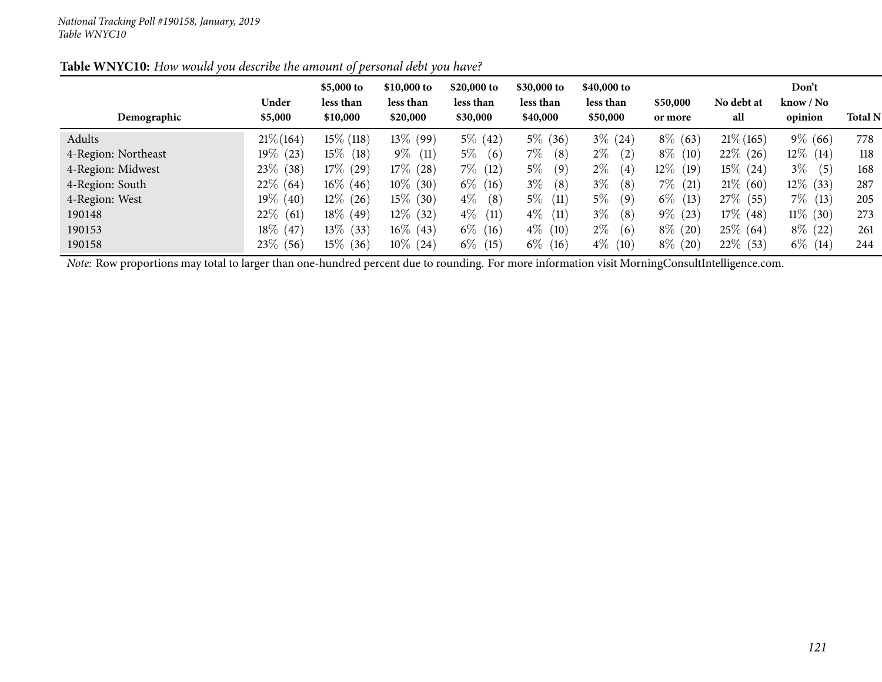**Table WNYC10:** *How would you describe the amount of personal debt you have?*

| Demographic | Under $5,000 | $5,000 to less than $10,000 | $10,000 to less than $20,000 | $20,000 to less than $30,000 | $30,000 to less than $40,000 | $40,000 to less than $50,000 | $50,000 or more | No debt at all | Don't know / No opinion | Total N |
|---|---|---|---|---|---|---|---|---|---|---|
| Adults | 21% (164) | 15% (118) | 13% (99) | 5% (42) | 5% (36) | 3% (24) | 8% (63) | 21% (165) | 9% (66) | 778 |
| 4-Region: Northeast | 19% (23) | 15% (18) | 9% (11) | 5% (6) | 7% (8) | 2% (2) | 8% (10) | 22% (26) | 12% (14) | 118 |
| 4-Region: Midwest | 23% (38) | 17% (29) | 17% (28) | 7% (12) | 5% (9) | 2% (4) | 12% (19) | 15% (24) | 3% (5) | 168 |
| 4-Region: South | 22% (64) | 16% (46) | 10% (30) | 6% (16) | 3% (8) | 3% (8) | 7% (21) | 21% (60) | 12% (33) | 287 |
| 4-Region: West | 19% (40) | 12% (26) | 15% (30) | 4% (8) | 5% (11) | 5% (9) | 6% (13) | 27% (55) | 7% (13) | 205 |
| 190148 | 22% (61) | 18% (49) | 12% (32) | 4% (11) | 4% (11) | 3% (8) | 9% (23) | 17% (48) | 11% (30) | 273 |
| 190153 | 18% (47) | 13% (33) | 16% (43) | 6% (16) | 4% (10) | 2% (6) | 8% (20) | 25% (64) | 8% (22) | 261 |
| 190158 | 23% (56) | 15% (36) | 10% (24) | 6% (15) | 6% (16) | 4% (10) | 8% (20) | 22% (53) | 6% (14) | 244 |

*Note:* Row proportions may total to larger than one-hundred percent due to rounding. For more information visit MorningConsultIntelligence.com.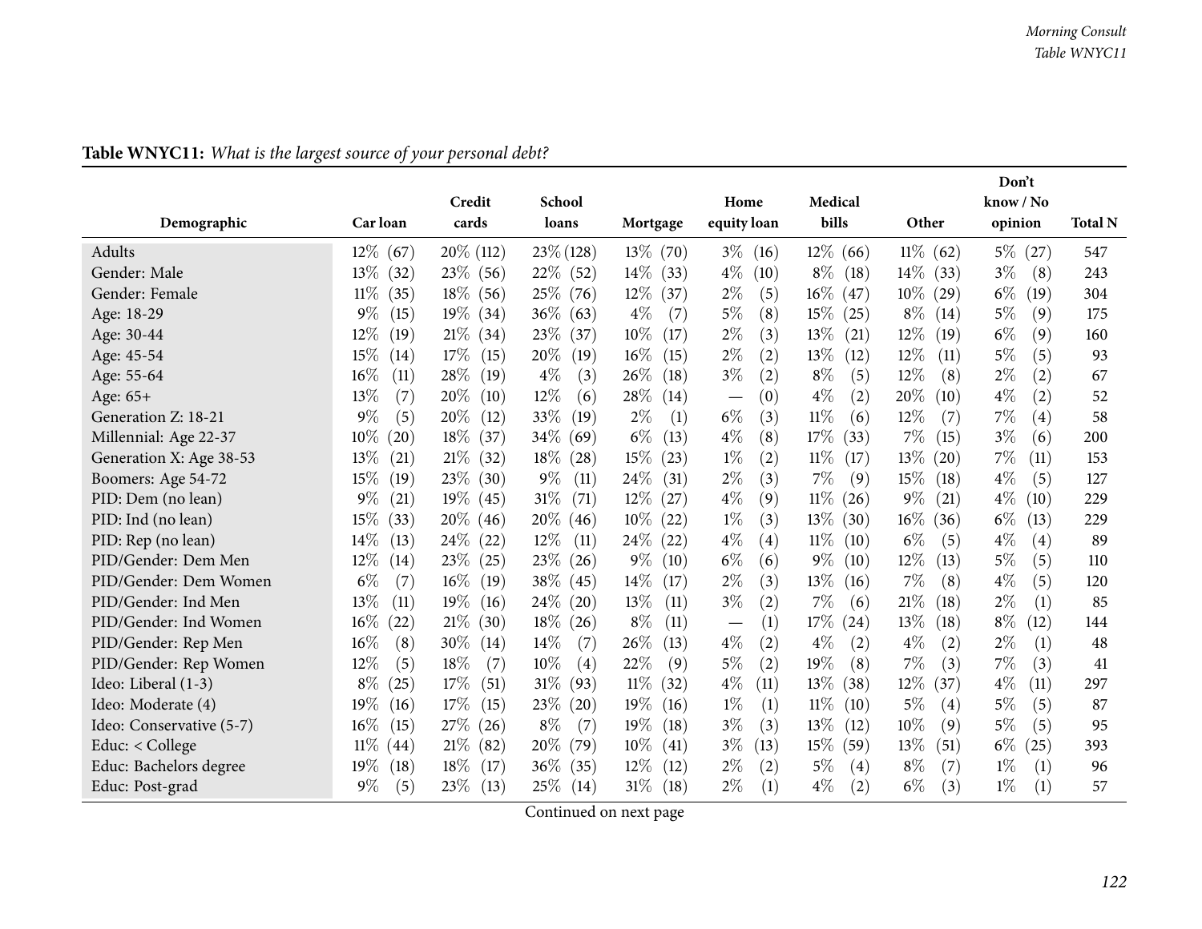**Table WNYC11:** *What is the largest source of your personal debt?*

| Demographic | Car loan | Credit cards | School loans | Mortgage | Home equity loan | Medical bills | Other | Don't know / No opinion | Total N |
|---|---|---|---|---|---|---|---|---|---|
| Adults | 12% (67) | 20% (112) | 23% (128) | 13% (70) | 3% (16) | 12% (66) | 11% (62) | 5% (27) | 547 |
| Gender: Male | 13% (32) | 23% (56) | 22% (52) | 14% (33) | 4% (10) | 8% (18) | 14% (33) | 3% (8) | 243 |
| Gender: Female | 11% (35) | 18% (56) | 25% (76) | 12% (37) | 2% (5) | 16% (47) | 10% (29) | 6% (19) | 304 |
| Age: 18-29 | 9% (15) | 19% (34) | 36% (63) | 4% (7) | 5% (8) | 15% (25) | 8% (14) | 5% (9) | 175 |
| Age: 30-44 | 12% (19) | 21% (34) | 23% (37) | 10% (17) | 2% (3) | 13% (21) | 12% (19) | 6% (9) | 160 |
| Age: 45-54 | 15% (14) | 17% (15) | 20% (19) | 16% (15) | 2% (2) | 13% (12) | 12% (11) | 5% (5) | 93 |
| Age: 55-64 | 16% (11) | 28% (19) | 4% (3) | 26% (18) | 3% (2) | 8% (5) | 12% (8) | 2% (2) | 67 |
| Age: 65+ | 13% (7) | 20% (10) | 12% (6) | 28% (14) | — (0) | 4% (2) | 20% (10) | 4% (2) | 52 |
| Generation Z: 18-21 | 9% (5) | 20% (12) | 33% (19) | 2% (1) | 6% (3) | 11% (6) | 12% (7) | 7% (4) | 58 |
| Millennial: Age 22-37 | 10% (20) | 18% (37) | 34% (69) | 6% (13) | 4% (8) | 17% (33) | 7% (15) | 3% (6) | 200 |
| Generation X: Age 38-53 | 13% (21) | 21% (32) | 18% (28) | 15% (23) | 1% (2) | 11% (17) | 13% (20) | 7% (11) | 153 |
| Boomers: Age 54-72 | 15% (19) | 23% (30) | 9% (11) | 24% (31) | 2% (3) | 7% (9) | 15% (18) | 4% (5) | 127 |
| PID: Dem (no lean) | 9% (21) | 19% (45) | 31% (71) | 12% (27) | 4% (9) | 11% (26) | 9% (21) | 4% (10) | 229 |
| PID: Ind (no lean) | 15% (33) | 20% (46) | 20% (46) | 10% (22) | 1% (3) | 13% (30) | 16% (36) | 6% (13) | 229 |
| PID: Rep (no lean) | 14% (13) | 24% (22) | 12% (11) | 24% (22) | 4% (4) | 11% (10) | 6% (5) | 4% (4) | 89 |
| PID/Gender: Dem Men | 12% (14) | 23% (25) | 23% (26) | 9% (10) | 6% (6) | 9% (10) | 12% (13) | 5% (5) | 110 |
| PID/Gender: Dem Women | 6% (7) | 16% (19) | 38% (45) | 14% (17) | 2% (3) | 13% (16) | 7% (8) | 4% (5) | 120 |
| PID/Gender: Ind Men | 13% (11) | 19% (16) | 24% (20) | 13% (11) | 3% (2) | 7% (6) | 21% (18) | 2% (1) | 85 |
| PID/Gender: Ind Women | 16% (22) | 21% (30) | 18% (26) | 8% (11) | — (1) | 17% (24) | 13% (18) | 8% (12) | 144 |
| PID/Gender: Rep Men | 16% (8) | 30% (14) | 14% (7) | 26% (13) | 4% (2) | 4% (2) | 4% (2) | 2% (1) | 48 |
| PID/Gender: Rep Women | 12% (5) | 18% (7) | 10% (4) | 22% (9) | 5% (2) | 19% (8) | 7% (3) | 7% (3) | 41 |
| Ideo: Liberal (1-3) | 8% (25) | 17% (51) | 31% (93) | 11% (32) | 4% (11) | 13% (38) | 12% (37) | 4% (11) | 297 |
| Ideo: Moderate (4) | 19% (16) | 17% (15) | 23% (20) | 19% (16) | 1% (1) | 11% (10) | 5% (4) | 5% (5) | 87 |
| Ideo: Conservative (5-7) | 16% (15) | 27% (26) | 8% (7) | 19% (18) | 3% (3) | 13% (12) | 10% (9) | 5% (5) | 95 |
| Educ: < College | 11% (44) | 21% (82) | 20% (79) | 10% (41) | 3% (13) | 15% (59) | 13% (51) | 6% (25) | 393 |
| Educ: Bachelors degree | 19% (18) | 18% (17) | 36% (35) | 12% (12) | 2% (2) | 5% (4) | 8% (7) | 1% (1) | 96 |
| Educ: Post-grad | 9% (5) | 23% (13) | 25% (14) | 31% (18) | 2% (1) | 4% (2) | 6% (3) | 1% (1) | 57 |

Continued on next page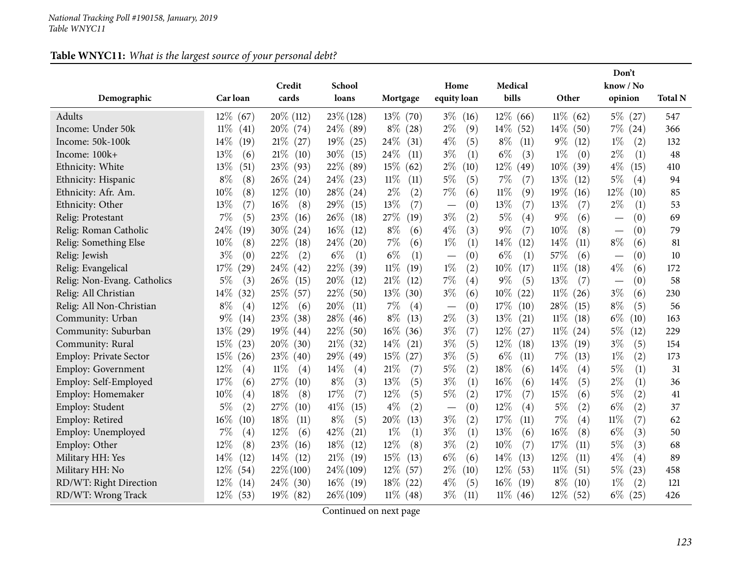National Tracking Poll #190158, January, 2019
Table WNYC11

**Table WNYC11:** *What is the largest source of your personal debt?*

| Demographic | Car loan | Credit cards | School loans | Mortgage | Home equity loan | Medical bills | Other | Don't know / No opinion | Total N |
|---|---|---|---|---|---|---|---|---|---|
| Adults | 12% (67) | 20% (112) | 23% (128) | 13% (70) | 3% (16) | 12% (66) | 11% (62) | 5% (27) | 547 |
| Income: Under 50k | 11% (41) | 20% (74) | 24% (89) | 8% (28) | 2% (9) | 14% (52) | 14% (50) | 7% (24) | 366 |
| Income: 50k-100k | 14% (19) | 21% (27) | 19% (25) | 24% (31) | 4% (5) | 8% (11) | 9% (12) | 1% (2) | 132 |
| Income: 100k+ | 13% (6) | 21% (10) | 30% (15) | 24% (11) | 3% (1) | 6% (3) | 1% (0) | 2% (1) | 48 |
| Ethnicity: White | 13% (51) | 23% (93) | 22% (89) | 15% (62) | 2% (10) | 12% (49) | 10% (39) | 4% (15) | 410 |
| Ethnicity: Hispanic | 8% (8) | 26% (24) | 24% (23) | 11% (11) | 5% (5) | 7% (7) | 13% (12) | 5% (4) | 94 |
| Ethnicity: Afr. Am. | 10% (8) | 12% (10) | 28% (24) | 2% (2) | 7% (6) | 11% (9) | 19% (16) | 12% (10) | 85 |
| Ethnicity: Other | 13% (7) | 16% (8) | 29% (15) | 13% (7) | — (0) | 13% (7) | 13% (7) | 2% (1) | 53 |
| Relig: Protestant | 7% (5) | 23% (16) | 26% (18) | 27% (19) | 3% (2) | 5% (4) | 9% (6) | — (0) | 69 |
| Relig: Roman Catholic | 24% (19) | 30% (24) | 16% (12) | 8% (6) | 4% (3) | 9% (7) | 10% (8) | — (0) | 79 |
| Relig: Something Else | 10% (8) | 22% (18) | 24% (20) | 7% (6) | 1% (1) | 14% (12) | 14% (11) | 8% (6) | 81 |
| Relig: Jewish | 3% (0) | 22% (2) | 6% (1) | 6% (1) | — (0) | 6% (1) | 57% (6) | — (0) | 10 |
| Relig: Evangelical | 17% (29) | 24% (42) | 22% (39) | 11% (19) | 1% (2) | 10% (17) | 11% (18) | 4% (6) | 172 |
| Relig: Non-Evang. Catholics | 5% (3) | 26% (15) | 20% (12) | 21% (12) | 7% (4) | 9% (5) | 13% (7) | — (0) | 58 |
| Relig: All Christian | 14% (32) | 25% (57) | 22% (50) | 13% (30) | 3% (6) | 10% (22) | 11% (26) | 3% (6) | 230 |
| Relig: All Non-Christian | 8% (4) | 12% (6) | 20% (11) | 7% (4) | — (0) | 17% (10) | 28% (15) | 8% (5) | 56 |
| Community: Urban | 9% (14) | 23% (38) | 28% (46) | 8% (13) | 2% (3) | 13% (21) | 11% (18) | 6% (10) | 163 |
| Community: Suburban | 13% (29) | 19% (44) | 22% (50) | 16% (36) | 3% (7) | 12% (27) | 11% (24) | 5% (12) | 229 |
| Community: Rural | 15% (23) | 20% (30) | 21% (32) | 14% (21) | 3% (5) | 12% (18) | 13% (19) | 3% (5) | 154 |
| Employ: Private Sector | 15% (26) | 23% (40) | 29% (49) | 15% (27) | 3% (5) | 6% (11) | 7% (13) | 1% (2) | 173 |
| Employ: Government | 12% (4) | 11% (4) | 14% (4) | 21% (7) | 5% (2) | 18% (6) | 14% (4) | 5% (1) | 31 |
| Employ: Self-Employed | 17% (6) | 27% (10) | 8% (3) | 13% (5) | 3% (1) | 16% (6) | 14% (5) | 2% (1) | 36 |
| Employ: Homemaker | 10% (4) | 18% (8) | 17% (7) | 12% (5) | 5% (2) | 17% (7) | 15% (6) | 5% (2) | 41 |
| Employ: Student | 5% (2) | 27% (10) | 41% (15) | 4% (2) | — (0) | 12% (4) | 5% (2) | 6% (2) | 37 |
| Employ: Retired | 16% (10) | 18% (11) | 8% (5) | 20% (13) | 3% (2) | 17% (11) | 7% (4) | 11% (7) | 62 |
| Employ: Unemployed | 7% (4) | 12% (6) | 42% (21) | 1% (1) | 3% (1) | 13% (6) | 16% (8) | 6% (3) | 50 |
| Employ: Other | 12% (8) | 23% (16) | 18% (12) | 12% (8) | 3% (2) | 10% (7) | 17% (11) | 5% (3) | 68 |
| Military HH: Yes | 14% (12) | 14% (12) | 21% (19) | 15% (13) | 6% (6) | 14% (13) | 12% (11) | 4% (4) | 89 |
| Military HH: No | 12% (54) | 22% (100) | 24% (109) | 12% (57) | 2% (10) | 12% (53) | 11% (51) | 5% (23) | 458 |
| RD/WT: Right Direction | 12% (14) | 24% (30) | 16% (19) | 18% (22) | 4% (5) | 16% (19) | 8% (10) | 1% (2) | 121 |
| RD/WT: Wrong Track | 12% (53) | 19% (82) | 26% (109) | 11% (48) | 3% (11) | 11% (46) | 12% (52) | 6% (25) | 426 |

Continued on next page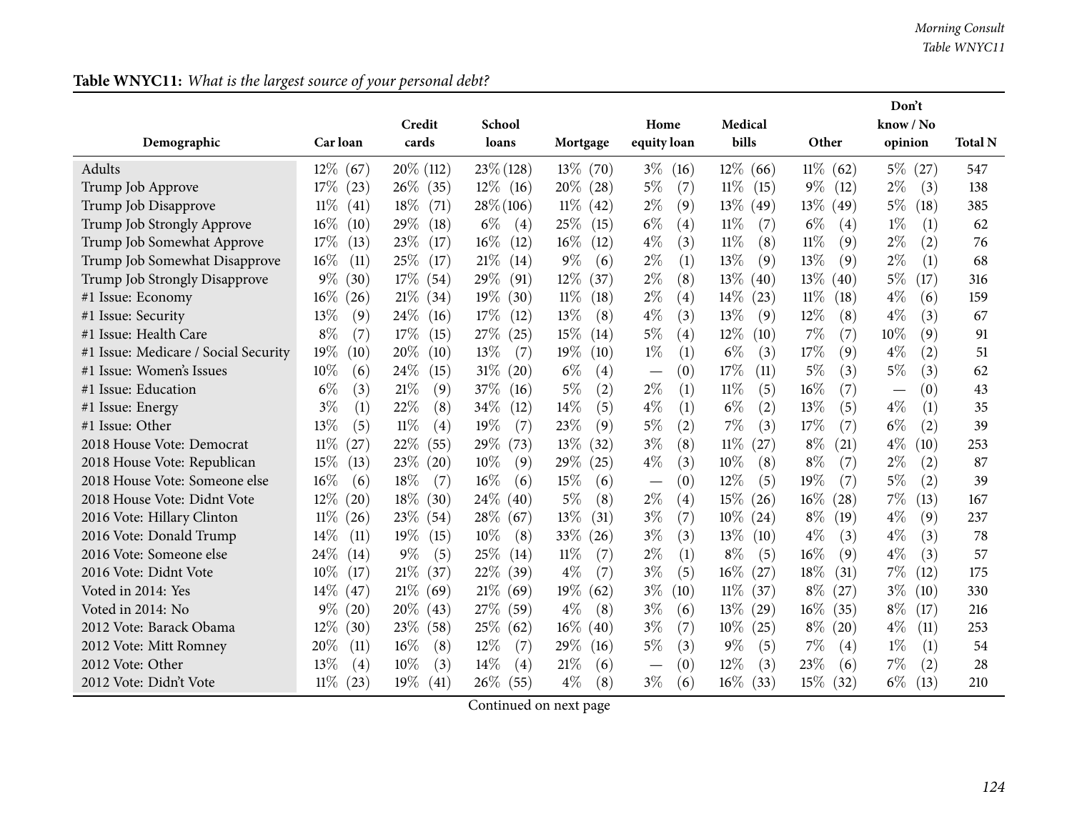**Table WNYC11:** *What is the largest source of your personal debt?*

| Demographic | Car loan | Credit cards | School loans | Mortgage | Home equity loan | Medical bills | Other | Don't know / No opinion | Total N |
|---|---|---|---|---|---|---|---|---|---|
| Adults | 12% (67) | 20% (112) | 23% (128) | 13% (70) | 3% (16) | 12% (66) | 11% (62) | 5% (27) | 547 |
| Trump Job Approve | 17% (23) | 26% (35) | 12% (16) | 20% (28) | 5% (7) | 11% (15) | 9% (12) | 2% (3) | 138 |
| Trump Job Disapprove | 11% (41) | 18% (71) | 28% (106) | 11% (42) | 2% (9) | 13% (49) | 13% (49) | 5% (18) | 385 |
| Trump Job Strongly Approve | 16% (10) | 29% (18) | 6% (4) | 25% (15) | 6% (4) | 11% (7) | 6% (4) | 1% (1) | 62 |
| Trump Job Somewhat Approve | 17% (13) | 23% (17) | 16% (12) | 16% (12) | 4% (3) | 11% (8) | 11% (9) | 2% (2) | 76 |
| Trump Job Somewhat Disapprove | 16% (11) | 25% (17) | 21% (14) | 9% (6) | 2% (1) | 13% (9) | 13% (9) | 2% (1) | 68 |
| Trump Job Strongly Disapprove | 9% (30) | 17% (54) | 29% (91) | 12% (37) | 2% (8) | 13% (40) | 13% (40) | 5% (17) | 316 |
| #1 Issue: Economy | 16% (26) | 21% (34) | 19% (30) | 11% (18) | 2% (4) | 14% (23) | 11% (18) | 4% (6) | 159 |
| #1 Issue: Security | 13% (9) | 24% (16) | 17% (12) | 13% (8) | 4% (3) | 13% (9) | 12% (8) | 4% (3) | 67 |
| #1 Issue: Health Care | 8% (7) | 17% (15) | 27% (25) | 15% (14) | 5% (4) | 12% (10) | 7% (7) | 10% (9) | 91 |
| #1 Issue: Medicare / Social Security | 19% (10) | 20% (10) | 13% (7) | 19% (10) | 1% (1) | 6% (3) | 17% (9) | 4% (2) | 51 |
| #1 Issue: Women's Issues | 10% (6) | 24% (15) | 31% (20) | 6% (4) | — (0) | 17% (11) | 5% (3) | 5% (3) | 62 |
| #1 Issue: Education | 6% (3) | 21% (9) | 37% (16) | 5% (2) | 2% (1) | 11% (5) | 16% (7) | — (0) | 43 |
| #1 Issue: Energy | 3% (1) | 22% (8) | 34% (12) | 14% (5) | 4% (1) | 6% (2) | 13% (5) | 4% (1) | 35 |
| #1 Issue: Other | 13% (5) | 11% (4) | 19% (7) | 23% (9) | 5% (2) | 7% (3) | 17% (7) | 6% (2) | 39 |
| 2018 House Vote: Democrat | 11% (27) | 22% (55) | 29% (73) | 13% (32) | 3% (8) | 11% (27) | 8% (21) | 4% (10) | 253 |
| 2018 House Vote: Republican | 15% (13) | 23% (20) | 10% (9) | 29% (25) | 4% (3) | 10% (8) | 8% (7) | 2% (2) | 87 |
| 2018 House Vote: Someone else | 16% (6) | 18% (7) | 16% (6) | 15% (6) | — (0) | 12% (5) | 19% (7) | 5% (2) | 39 |
| 2018 House Vote: Didnt Vote | 12% (20) | 18% (30) | 24% (40) | 5% (8) | 2% (4) | 15% (26) | 16% (28) | 7% (13) | 167 |
| 2016 Vote: Hillary Clinton | 11% (26) | 23% (54) | 28% (67) | 13% (31) | 3% (7) | 10% (24) | 8% (19) | 4% (9) | 237 |
| 2016 Vote: Donald Trump | 14% (11) | 19% (15) | 10% (8) | 33% (26) | 3% (3) | 13% (10) | 4% (3) | 4% (3) | 78 |
| 2016 Vote: Someone else | 24% (14) | 9% (5) | 25% (14) | 11% (7) | 2% (1) | 8% (5) | 16% (9) | 4% (3) | 57 |
| 2016 Vote: Didnt Vote | 10% (17) | 21% (37) | 22% (39) | 4% (7) | 3% (5) | 16% (27) | 18% (31) | 7% (12) | 175 |
| Voted in 2014: Yes | 14% (47) | 21% (69) | 21% (69) | 19% (62) | 3% (10) | 11% (37) | 8% (27) | 3% (10) | 330 |
| Voted in 2014: No | 9% (20) | 20% (43) | 27% (59) | 4% (8) | 3% (6) | 13% (29) | 16% (35) | 8% (17) | 216 |
| 2012 Vote: Barack Obama | 12% (30) | 23% (58) | 25% (62) | 16% (40) | 3% (7) | 10% (25) | 8% (20) | 4% (11) | 253 |
| 2012 Vote: Mitt Romney | 20% (11) | 16% (8) | 12% (7) | 29% (16) | 5% (3) | 9% (5) | 7% (4) | 1% (1) | 54 |
| 2012 Vote: Other | 13% (4) | 10% (3) | 14% (4) | 21% (6) | — (0) | 12% (3) | 23% (6) | 7% (2) | 28 |
| 2012 Vote: Didn't Vote | 11% (23) | 19% (41) | 26% (55) | 4% (8) | 3% (6) | 16% (33) | 15% (32) | 6% (13) | 210 |

Continued on next page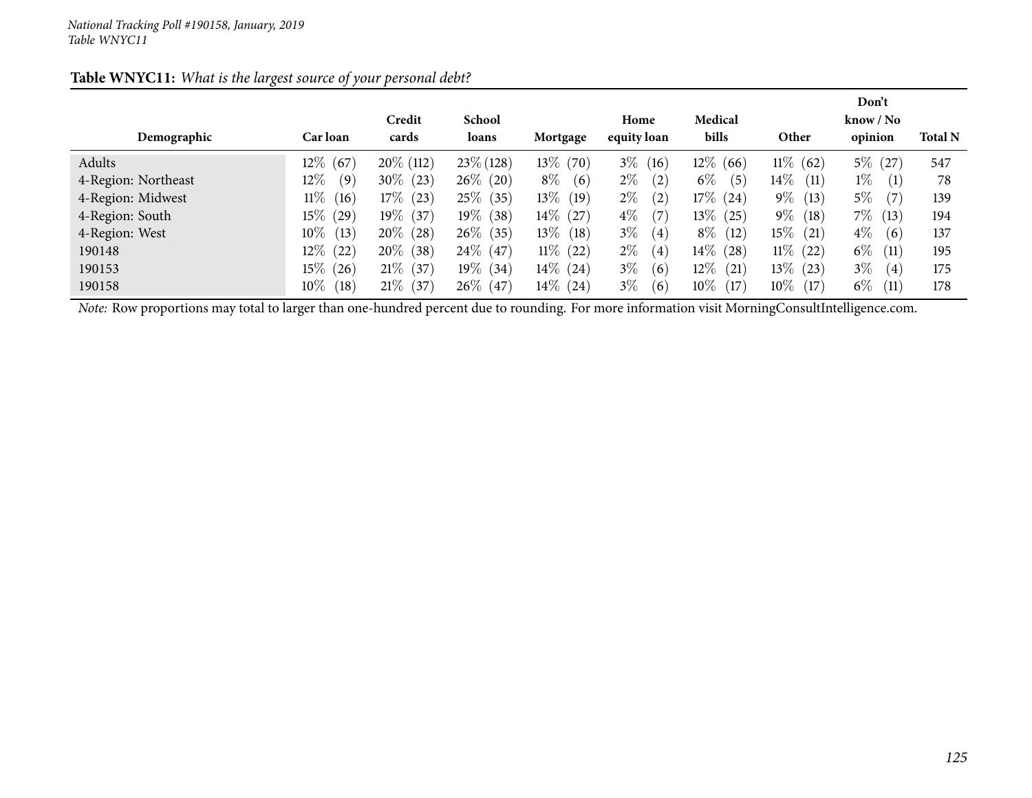*National Tracking Poll #190158, January, 2019*
*Table WNYC11*

**Table WNYC11:** *What is the largest source of your personal debt?*

| Demographic | Car loan | Credit cards | School loans | Mortgage | Home equity loan | Medical bills | Other | Don't know / No opinion | Total N |
|---|---|---|---|---|---|---|---|---|---|
| Adults | 12% (67) | 20% (112) | 23% (128) | 13% (70) | 3% (16) | 12% (66) | 11% (62) | 5% (27) | 547 |
| 4-Region: Northeast | 12% (9) | 30% (23) | 26% (20) | 8% (6) | 2% (2) | 6% (5) | 14% (11) | 1% (1) | 78 |
| 4-Region: Midwest | 11% (16) | 17% (23) | 25% (35) | 13% (19) | 2% (2) | 17% (24) | 9% (13) | 5% (7) | 139 |
| 4-Region: South | 15% (29) | 19% (37) | 19% (38) | 14% (27) | 4% (7) | 13% (25) | 9% (18) | 7% (13) | 194 |
| 4-Region: West | 10% (13) | 20% (28) | 26% (35) | 13% (18) | 3% (4) | 8% (12) | 15% (21) | 4% (6) | 137 |
| 190148 | 12% (22) | 20% (38) | 24% (47) | 11% (22) | 2% (4) | 14% (28) | 11% (22) | 6% (11) | 195 |
| 190153 | 15% (26) | 21% (37) | 19% (34) | 14% (24) | 3% (6) | 12% (21) | 13% (23) | 3% (4) | 175 |
| 190158 | 10% (18) | 21% (37) | 26% (47) | 14% (24) | 3% (6) | 10% (17) | 10% (17) | 6% (11) | 178 |

*Note:* Row proportions may total to larger than one-hundred percent due to rounding. For more information visit MorningConsultIntelligence.com.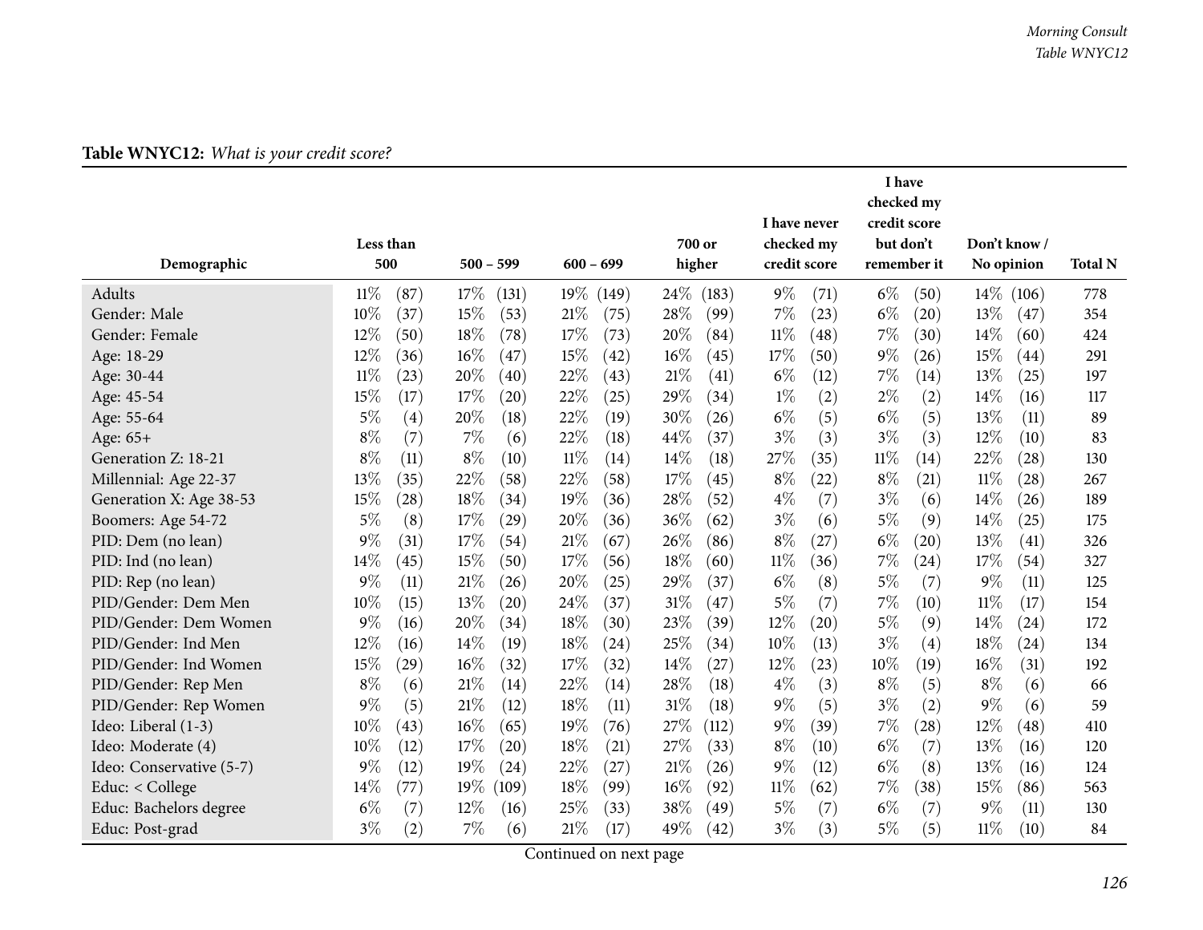**Table WNYC12:** *What is your credit score?*

| Demographic | Less than 500 | 500 – 599 | 600 – 699 | 700 or higher | I have never checked my credit score | I have checked my credit score but don't remember it | Don't know / No opinion | Total N |
|---|---|---|---|---|---|---|---|---|
| Adults | 11% (87) | 17% (131) | 19% (149) | 24% (183) | 9% (71) | 6% (50) | 14% (106) | 778 |
| Gender: Male | 10% (37) | 15% (53) | 21% (75) | 28% (99) | 7% (23) | 6% (20) | 13% (47) | 354 |
| Gender: Female | 12% (50) | 18% (78) | 17% (73) | 20% (84) | 11% (48) | 7% (30) | 14% (60) | 424 |
| Age: 18-29 | 12% (36) | 16% (47) | 15% (42) | 16% (45) | 17% (50) | 9% (26) | 15% (44) | 291 |
| Age: 30-44 | 11% (23) | 20% (40) | 22% (43) | 21% (41) | 6% (12) | 7% (14) | 13% (25) | 197 |
| Age: 45-54 | 15% (17) | 17% (20) | 22% (25) | 29% (34) | 1% (2) | 2% (2) | 14% (16) | 117 |
| Age: 55-64 | 5% (4) | 20% (18) | 22% (19) | 30% (26) | 6% (5) | 6% (5) | 13% (11) | 89 |
| Age: 65+ | 8% (7) | 7% (6) | 22% (18) | 44% (37) | 3% (3) | 3% (3) | 12% (10) | 83 |
| Generation Z: 18-21 | 8% (11) | 8% (10) | 11% (14) | 14% (18) | 27% (35) | 11% (14) | 22% (28) | 130 |
| Millennial: Age 22-37 | 13% (35) | 22% (58) | 22% (58) | 17% (45) | 8% (22) | 8% (21) | 11% (28) | 267 |
| Generation X: Age 38-53 | 15% (28) | 18% (34) | 19% (36) | 28% (52) | 4% (7) | 3% (6) | 14% (26) | 189 |
| Boomers: Age 54-72 | 5% (8) | 17% (29) | 20% (36) | 36% (62) | 3% (6) | 5% (9) | 14% (25) | 175 |
| PID: Dem (no lean) | 9% (31) | 17% (54) | 21% (67) | 26% (86) | 8% (27) | 6% (20) | 13% (41) | 326 |
| PID: Ind (no lean) | 14% (45) | 15% (50) | 17% (56) | 18% (60) | 11% (36) | 7% (24) | 17% (54) | 327 |
| PID: Rep (no lean) | 9% (11) | 21% (26) | 20% (25) | 29% (37) | 6% (8) | 5% (7) | 9% (11) | 125 |
| PID/Gender: Dem Men | 10% (15) | 13% (20) | 24% (37) | 31% (47) | 5% (7) | 7% (10) | 11% (17) | 154 |
| PID/Gender: Dem Women | 9% (16) | 20% (34) | 18% (30) | 23% (39) | 12% (20) | 5% (9) | 14% (24) | 172 |
| PID/Gender: Ind Men | 12% (16) | 14% (19) | 18% (24) | 25% (34) | 10% (13) | 3% (4) | 18% (24) | 134 |
| PID/Gender: Ind Women | 15% (29) | 16% (32) | 17% (32) | 14% (27) | 12% (23) | 10% (19) | 16% (31) | 192 |
| PID/Gender: Rep Men | 8% (6) | 21% (14) | 22% (14) | 28% (18) | 4% (3) | 8% (5) | 8% (6) | 66 |
| PID/Gender: Rep Women | 9% (5) | 21% (12) | 18% (11) | 31% (18) | 9% (5) | 3% (2) | 9% (6) | 59 |
| Ideo: Liberal (1-3) | 10% (43) | 16% (65) | 19% (76) | 27% (112) | 9% (39) | 7% (28) | 12% (48) | 410 |
| Ideo: Moderate (4) | 10% (12) | 17% (20) | 18% (21) | 27% (33) | 8% (10) | 6% (7) | 13% (16) | 120 |
| Ideo: Conservative (5-7) | 9% (12) | 19% (24) | 22% (27) | 21% (26) | 9% (12) | 6% (8) | 13% (16) | 124 |
| Educ: < College | 14% (77) | 19% (109) | 18% (99) | 16% (92) | 11% (62) | 7% (38) | 15% (86) | 563 |
| Educ: Bachelors degree | 6% (7) | 12% (16) | 25% (33) | 38% (49) | 5% (7) | 6% (7) | 9% (11) | 130 |
| Educ: Post-grad | 3% (2) | 7% (6) | 21% (17) | 49% (42) | 3% (3) | 5% (5) | 11% (10) | 84 |

Continued on next page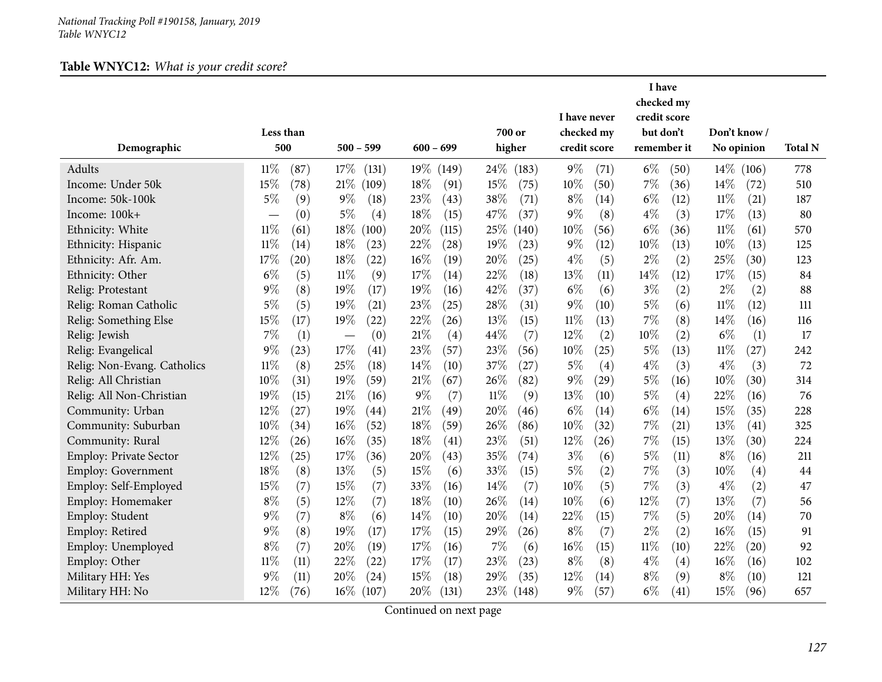*National Tracking Poll #190158, January, 2019*
*Table WNYC12*

**Table WNYC12:** *What is your credit score?*

| Demographic | Less than 500 | 500 – 599 | 600 – 699 | 700 or higher | I have never checked my credit score | I have checked my credit score but don't remember it | Don't know / No opinion | Total N |
|---|---|---|---|---|---|---|---|---|
| Adults | 11% (87) | 17% (131) | 19% (149) | 24% (183) | 9% (71) | 6% (50) | 14% (106) | 778 |
| Income: Under 50k | 15% (78) | 21% (109) | 18% (91) | 15% (75) | 10% (50) | 7% (36) | 14% (72) | 510 |
| Income: 50k-100k | 5% (9) | 9% (18) | 23% (43) | 38% (71) | 8% (14) | 6% (12) | 11% (21) | 187 |
| Income: 100k+ | — (0) | 5% (4) | 18% (15) | 47% (37) | 9% (8) | 4% (3) | 17% (13) | 80 |
| Ethnicity: White | 11% (61) | 18% (100) | 20% (115) | 25% (140) | 10% (56) | 6% (36) | 11% (61) | 570 |
| Ethnicity: Hispanic | 11% (14) | 18% (23) | 22% (28) | 19% (23) | 9% (12) | 10% (13) | 10% (13) | 125 |
| Ethnicity: Afr. Am. | 17% (20) | 18% (22) | 16% (19) | 20% (25) | 4% (5) | 2% (2) | 25% (30) | 123 |
| Ethnicity: Other | 6% (5) | 11% (9) | 17% (14) | 22% (18) | 13% (11) | 14% (12) | 17% (15) | 84 |
| Relig: Protestant | 9% (8) | 19% (17) | 19% (16) | 42% (37) | 6% (6) | 3% (2) | 2% (2) | 88 |
| Relig: Roman Catholic | 5% (5) | 19% (21) | 23% (25) | 28% (31) | 9% (10) | 5% (6) | 11% (12) | 111 |
| Relig: Something Else | 15% (17) | 19% (22) | 22% (26) | 13% (15) | 11% (13) | 7% (8) | 14% (16) | 116 |
| Relig: Jewish | 7% (1) | — (0) | 21% (4) | 44% (7) | 12% (2) | 10% (2) | 6% (1) | 17 |
| Relig: Evangelical | 9% (23) | 17% (41) | 23% (57) | 23% (56) | 10% (25) | 5% (13) | 11% (27) | 242 |
| Relig: Non-Evang. Catholics | 11% (8) | 25% (18) | 14% (10) | 37% (27) | 5% (4) | 4% (3) | 4% (3) | 72 |
| Relig: All Christian | 10% (31) | 19% (59) | 21% (67) | 26% (82) | 9% (29) | 5% (16) | 10% (30) | 314 |
| Relig: All Non-Christian | 19% (15) | 21% (16) | 9% (7) | 11% (9) | 13% (10) | 5% (4) | 22% (16) | 76 |
| Community: Urban | 12% (27) | 19% (44) | 21% (49) | 20% (46) | 6% (14) | 6% (14) | 15% (35) | 228 |
| Community: Suburban | 10% (34) | 16% (52) | 18% (59) | 26% (86) | 10% (32) | 7% (21) | 13% (41) | 325 |
| Community: Rural | 12% (26) | 16% (35) | 18% (41) | 23% (51) | 12% (26) | 7% (15) | 13% (30) | 224 |
| Employ: Private Sector | 12% (25) | 17% (36) | 20% (43) | 35% (74) | 3% (6) | 5% (11) | 8% (16) | 211 |
| Employ: Government | 18% (8) | 13% (5) | 15% (6) | 33% (15) | 5% (2) | 7% (3) | 10% (4) | 44 |
| Employ: Self-Employed | 15% (7) | 15% (7) | 33% (16) | 14% (7) | 10% (5) | 7% (3) | 4% (2) | 47 |
| Employ: Homemaker | 8% (5) | 12% (7) | 18% (10) | 26% (14) | 10% (6) | 12% (7) | 13% (7) | 56 |
| Employ: Student | 9% (7) | 8% (6) | 14% (10) | 20% (14) | 22% (15) | 7% (5) | 20% (14) | 70 |
| Employ: Retired | 9% (8) | 19% (17) | 17% (15) | 29% (26) | 8% (7) | 2% (2) | 16% (15) | 91 |
| Employ: Unemployed | 8% (7) | 20% (19) | 17% (16) | 7% (6) | 16% (15) | 11% (10) | 22% (20) | 92 |
| Employ: Other | 11% (11) | 22% (22) | 17% (17) | 23% (23) | 8% (8) | 4% (4) | 16% (16) | 102 |
| Military HH: Yes | 9% (11) | 20% (24) | 15% (18) | 29% (35) | 12% (14) | 8% (9) | 8% (10) | 121 |
| Military HH: No | 12% (76) | 16% (107) | 20% (131) | 23% (148) | 9% (57) | 6% (41) | 15% (96) | 657 |

Continued on next page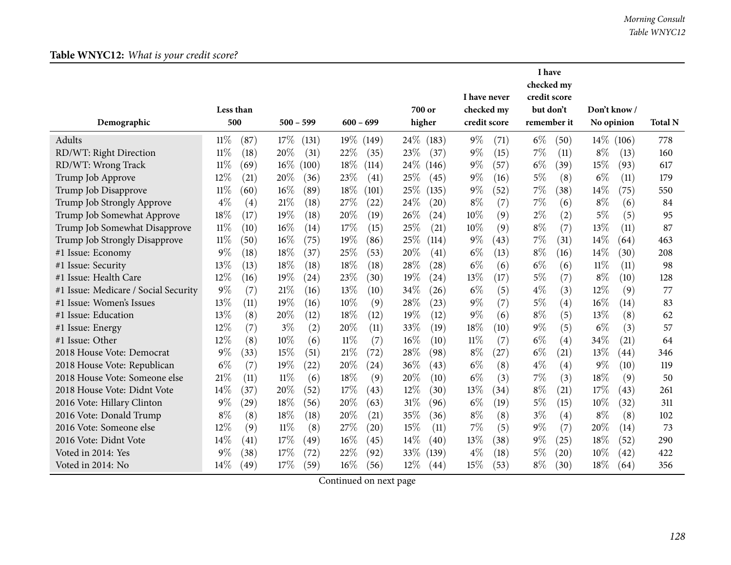**Table WNYC12:** *What is your credit score?*

| Demographic | Less than 500 | 500 – 599 | 600 – 699 | 700 or higher | I have never checked my credit score | I have checked my credit score but don't remember it | Don't know / No opinion | Total N |
|---|---|---|---|---|---|---|---|---|
| Adults | 11% (87) | 17% (131) | 19% (149) | 24% (183) | 9% (71) | 6% (50) | 14% (106) | 778 |
| RD/WT: Right Direction | 11% (18) | 20% (31) | 22% (35) | 23% (37) | 9% (15) | 7% (11) | 8% (13) | 160 |
| RD/WT: Wrong Track | 11% (69) | 16% (100) | 18% (114) | 24% (146) | 9% (57) | 6% (39) | 15% (93) | 617 |
| Trump Job Approve | 12% (21) | 20% (36) | 23% (41) | 25% (45) | 9% (16) | 5% (8) | 6% (11) | 179 |
| Trump Job Disapprove | 11% (60) | 16% (89) | 18% (101) | 25% (135) | 9% (52) | 7% (38) | 14% (75) | 550 |
| Trump Job Strongly Approve | 4% (4) | 21% (18) | 27% (22) | 24% (20) | 8% (7) | 7% (6) | 8% (6) | 84 |
| Trump Job Somewhat Approve | 18% (17) | 19% (18) | 20% (19) | 26% (24) | 10% (9) | 2% (2) | 5% (5) | 95 |
| Trump Job Somewhat Disapprove | 11% (10) | 16% (14) | 17% (15) | 25% (21) | 10% (9) | 8% (7) | 13% (11) | 87 |
| Trump Job Strongly Disapprove | 11% (50) | 16% (75) | 19% (86) | 25% (114) | 9% (43) | 7% (31) | 14% (64) | 463 |
| #1 Issue: Economy | 9% (18) | 18% (37) | 25% (53) | 20% (41) | 6% (13) | 8% (16) | 14% (30) | 208 |
| #1 Issue: Security | 13% (13) | 18% (18) | 18% (18) | 28% (28) | 6% (6) | 6% (6) | 11% (11) | 98 |
| #1 Issue: Health Care | 12% (16) | 19% (24) | 23% (30) | 19% (24) | 13% (17) | 5% (7) | 8% (10) | 128 |
| #1 Issue: Medicare / Social Security | 9% (7) | 21% (16) | 13% (10) | 34% (26) | 6% (5) | 4% (3) | 12% (9) | 77 |
| #1 Issue: Women's Issues | 13% (11) | 19% (16) | 10% (9) | 28% (23) | 9% (7) | 5% (4) | 16% (14) | 83 |
| #1 Issue: Education | 13% (8) | 20% (12) | 18% (12) | 19% (12) | 9% (6) | 8% (5) | 13% (8) | 62 |
| #1 Issue: Energy | 12% (7) | 3% (2) | 20% (11) | 33% (19) | 18% (10) | 9% (5) | 6% (3) | 57 |
| #1 Issue: Other | 12% (8) | 10% (6) | 11% (7) | 16% (10) | 11% (7) | 6% (4) | 34% (21) | 64 |
| 2018 House Vote: Democrat | 9% (33) | 15% (51) | 21% (72) | 28% (98) | 8% (27) | 6% (21) | 13% (44) | 346 |
| 2018 House Vote: Republican | 6% (7) | 19% (22) | 20% (24) | 36% (43) | 6% (8) | 4% (4) | 9% (10) | 119 |
| 2018 House Vote: Someone else | 21% (11) | 11% (6) | 18% (9) | 20% (10) | 6% (3) | 7% (3) | 18% (9) | 50 |
| 2018 House Vote: Didnt Vote | 14% (37) | 20% (52) | 17% (43) | 12% (30) | 13% (34) | 8% (21) | 17% (43) | 261 |
| 2016 Vote: Hillary Clinton | 9% (29) | 18% (56) | 20% (63) | 31% (96) | 6% (19) | 5% (15) | 10% (32) | 311 |
| 2016 Vote: Donald Trump | 8% (8) | 18% (18) | 20% (21) | 35% (36) | 8% (8) | 3% (4) | 8% (8) | 102 |
| 2016 Vote: Someone else | 12% (9) | 11% (8) | 27% (20) | 15% (11) | 7% (5) | 9% (7) | 20% (14) | 73 |
| 2016 Vote: Didnt Vote | 14% (41) | 17% (49) | 16% (45) | 14% (40) | 13% (38) | 9% (25) | 18% (52) | 290 |
| Voted in 2014: Yes | 9% (38) | 17% (72) | 22% (92) | 33% (139) | 4% (18) | 5% (20) | 10% (42) | 422 |
| Voted in 2014: No | 14% (49) | 17% (59) | 16% (56) | 12% (44) | 15% (53) | 8% (30) | 18% (64) | 356 |

Continued on next page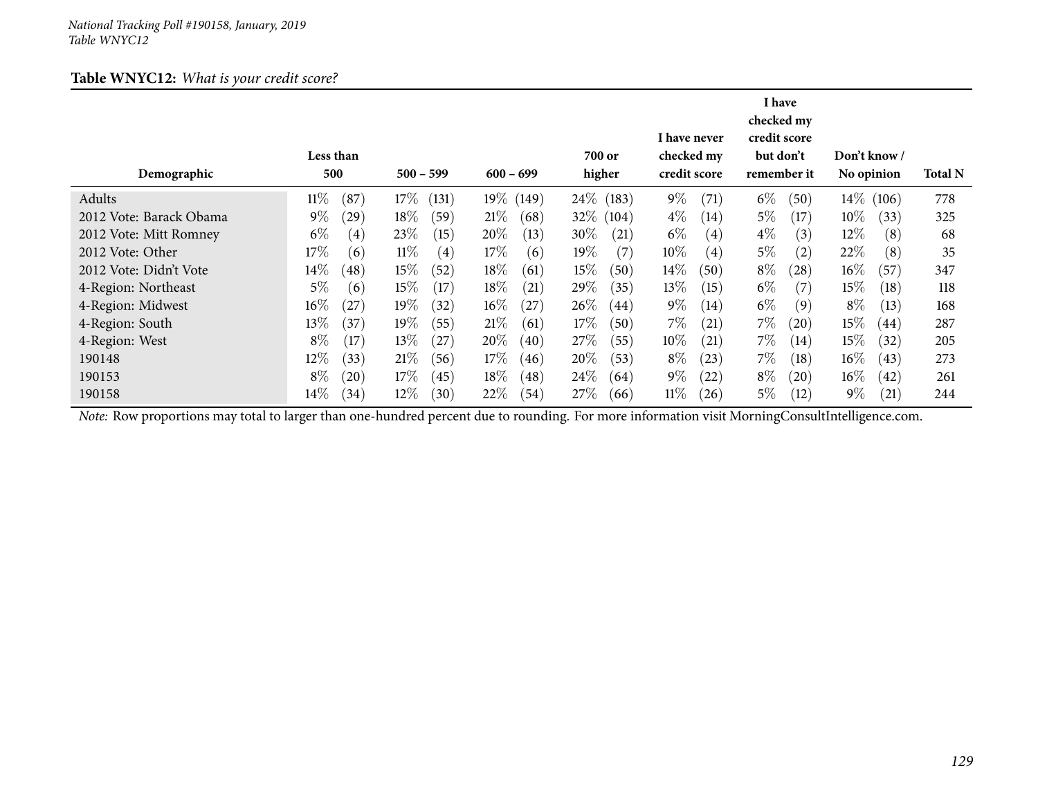**Table WNYC12:** *What is your credit score?*

| Demographic | Less than 500 | 500 – 599 | 600 – 699 | 700 or higher | I have never checked my credit score | I have checked my credit score but don't remember it | Don't know / No opinion | Total N |
|---|---|---|---|---|---|---|---|---|
| Adults | 11% (87) | 17% (131) | 19% (149) | 24% (183) | 9% (71) | 6% (50) | 14% (106) | 778 |
| 2012 Vote: Barack Obama | 9% (29) | 18% (59) | 21% (68) | 32% (104) | 4% (14) | 5% (17) | 10% (33) | 325 |
| 2012 Vote: Mitt Romney | 6% (4) | 23% (15) | 20% (13) | 30% (21) | 6% (4) | 4% (3) | 12% (8) | 68 |
| 2012 Vote: Other | 17% (6) | 11% (4) | 17% (6) | 19% (7) | 10% (4) | 5% (2) | 22% (8) | 35 |
| 2012 Vote: Didn't Vote | 14% (48) | 15% (52) | 18% (61) | 15% (50) | 14% (50) | 8% (28) | 16% (57) | 347 |
| 4-Region: Northeast | 5% (6) | 15% (17) | 18% (21) | 29% (35) | 13% (15) | 6% (7) | 15% (18) | 118 |
| 4-Region: Midwest | 16% (27) | 19% (32) | 16% (27) | 26% (44) | 9% (14) | 6% (9) | 8% (13) | 168 |
| 4-Region: South | 13% (37) | 19% (55) | 21% (61) | 17% (50) | 7% (21) | 7% (20) | 15% (44) | 287 |
| 4-Region: West | 8% (17) | 13% (27) | 20% (40) | 27% (55) | 10% (21) | 7% (14) | 15% (32) | 205 |
| 190148 | 12% (33) | 21% (56) | 17% (46) | 20% (53) | 8% (23) | 7% (18) | 16% (43) | 273 |
| 190153 | 8% (20) | 17% (45) | 18% (48) | 24% (64) | 9% (22) | 8% (20) | 16% (42) | 261 |
| 190158 | 14% (34) | 12% (30) | 22% (54) | 27% (66) | 11% (26) | 5% (12) | 9% (21) | 244 |

*Note:* Row proportions may total to larger than one-hundred percent due to rounding. For more information visit MorningConsultIntelligence.com.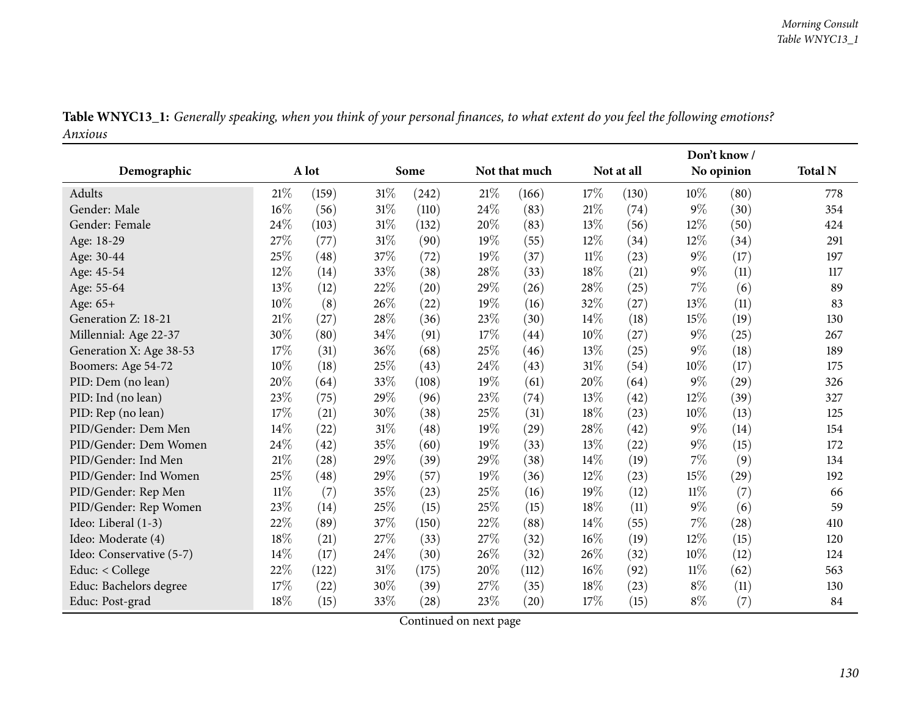**Table WNYC13_1:** *Generally speaking, when you think of your personal finances, to what extent do you feel the following emotions? Anxious*

| Demographic | A lot | | Some | | Not that much | | Not at all | | Don't know / No opinion | | Total N |
|---|---|---|---|---|---|---|---|---|---|---|---|
| Adults | 21% | (159) | 31% | (242) | 21% | (166) | 17% | (130) | 10% | (80) | 778 |
| Gender: Male | 16% | (56) | 31% | (110) | 24% | (83) | 21% | (74) | 9% | (30) | 354 |
| Gender: Female | 24% | (103) | 31% | (132) | 20% | (83) | 13% | (56) | 12% | (50) | 424 |
| Age: 18-29 | 27% | (77) | 31% | (90) | 19% | (55) | 12% | (34) | 12% | (34) | 291 |
| Age: 30-44 | 25% | (48) | 37% | (72) | 19% | (37) | 11% | (23) | 9% | (17) | 197 |
| Age: 45-54 | 12% | (14) | 33% | (38) | 28% | (33) | 18% | (21) | 9% | (11) | 117 |
| Age: 55-64 | 13% | (12) | 22% | (20) | 29% | (26) | 28% | (25) | 7% | (6) | 89 |
| Age: 65+ | 10% | (8) | 26% | (22) | 19% | (16) | 32% | (27) | 13% | (11) | 83 |
| Generation Z: 18-21 | 21% | (27) | 28% | (36) | 23% | (30) | 14% | (18) | 15% | (19) | 130 |
| Millennial: Age 22-37 | 30% | (80) | 34% | (91) | 17% | (44) | 10% | (27) | 9% | (25) | 267 |
| Generation X: Age 38-53 | 17% | (31) | 36% | (68) | 25% | (46) | 13% | (25) | 9% | (18) | 189 |
| Boomers: Age 54-72 | 10% | (18) | 25% | (43) | 24% | (43) | 31% | (54) | 10% | (17) | 175 |
| PID: Dem (no lean) | 20% | (64) | 33% | (108) | 19% | (61) | 20% | (64) | 9% | (29) | 326 |
| PID: Ind (no lean) | 23% | (75) | 29% | (96) | 23% | (74) | 13% | (42) | 12% | (39) | 327 |
| PID: Rep (no lean) | 17% | (21) | 30% | (38) | 25% | (31) | 18% | (23) | 10% | (13) | 125 |
| PID/Gender: Dem Men | 14% | (22) | 31% | (48) | 19% | (29) | 28% | (42) | 9% | (14) | 154 |
| PID/Gender: Dem Women | 24% | (42) | 35% | (60) | 19% | (33) | 13% | (22) | 9% | (15) | 172 |
| PID/Gender: Ind Men | 21% | (28) | 29% | (39) | 29% | (38) | 14% | (19) | 7% | (9) | 134 |
| PID/Gender: Ind Women | 25% | (48) | 29% | (57) | 19% | (36) | 12% | (23) | 15% | (29) | 192 |
| PID/Gender: Rep Men | 11% | (7) | 35% | (23) | 25% | (16) | 19% | (12) | 11% | (7) | 66 |
| PID/Gender: Rep Women | 23% | (14) | 25% | (15) | 25% | (15) | 18% | (11) | 9% | (6) | 59 |
| Ideo: Liberal (1-3) | 22% | (89) | 37% | (150) | 22% | (88) | 14% | (55) | 7% | (28) | 410 |
| Ideo: Moderate (4) | 18% | (21) | 27% | (33) | 27% | (32) | 16% | (19) | 12% | (15) | 120 |
| Ideo: Conservative (5-7) | 14% | (17) | 24% | (30) | 26% | (32) | 26% | (32) | 10% | (12) | 124 |
| Educ: < College | 22% | (122) | 31% | (175) | 20% | (112) | 16% | (92) | 11% | (62) | 563 |
| Educ: Bachelors degree | 17% | (22) | 30% | (39) | 27% | (35) | 18% | (23) | 8% | (11) | 130 |
| Educ: Post-grad | 18% | (15) | 33% | (28) | 23% | (20) | 17% | (15) | 8% | (7) | 84 |

Continued on next page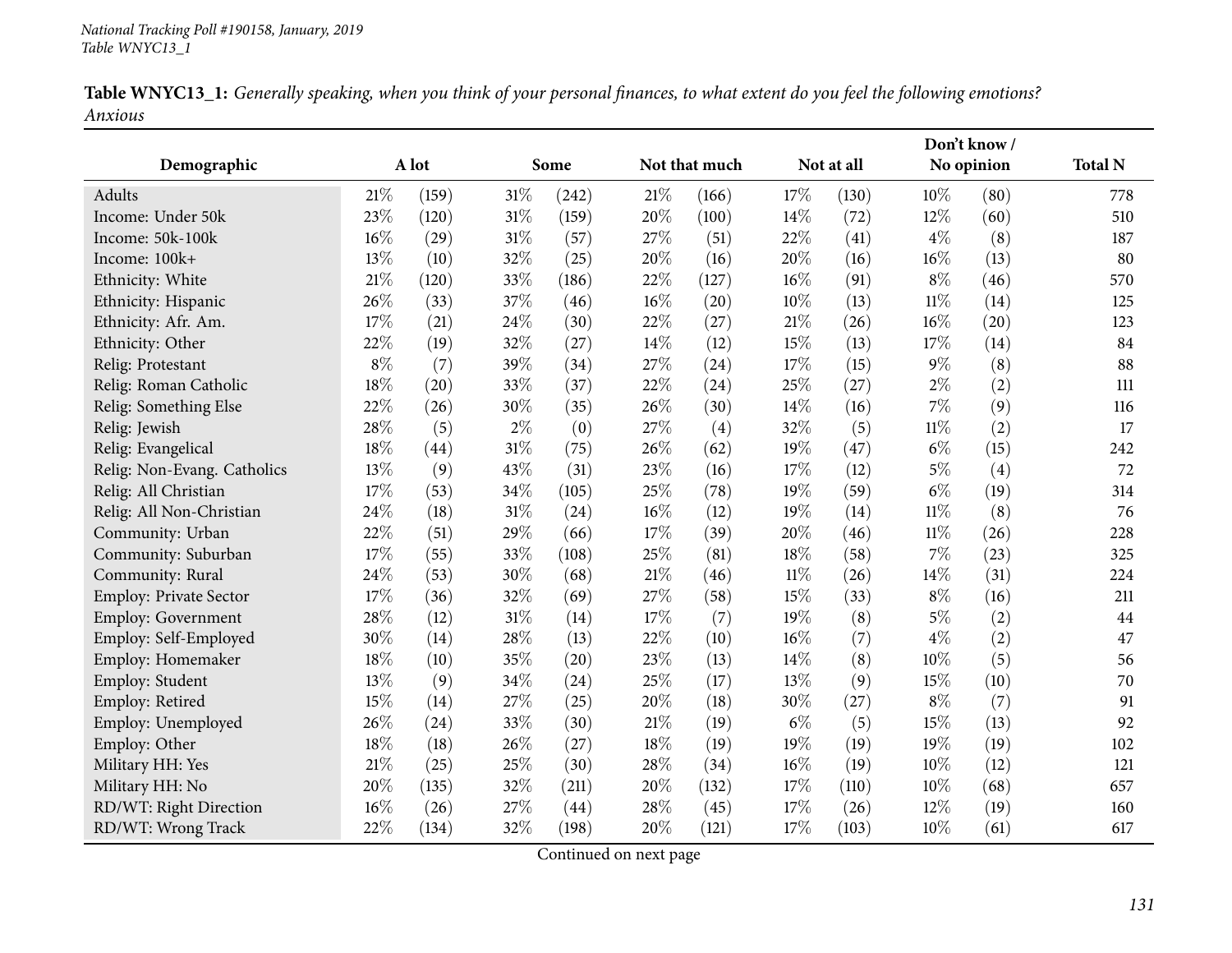**Table WNYC13_1:** *Generally speaking, when you think of your personal finances, to what extent do you feel the following emotions? Anxious*

| Demographic | A lot | | Some | | Not that much | | Not at all | | Don't know / No opinion | | Total N |
|---|---|---|---|---|---|---|---|---|---|---|---|
| Adults | 21% | (159) | 31% | (242) | 21% | (166) | 17% | (130) | 10% | (80) | 778 |
| Income: Under 50k | 23% | (120) | 31% | (159) | 20% | (100) | 14% | (72) | 12% | (60) | 510 |
| Income: 50k-100k | 16% | (29) | 31% | (57) | 27% | (51) | 22% | (41) | 4% | (8) | 187 |
| Income: 100k+ | 13% | (10) | 32% | (25) | 20% | (16) | 20% | (16) | 16% | (13) | 80 |
| Ethnicity: White | 21% | (120) | 33% | (186) | 22% | (127) | 16% | (91) | 8% | (46) | 570 |
| Ethnicity: Hispanic | 26% | (33) | 37% | (46) | 16% | (20) | 10% | (13) | 11% | (14) | 125 |
| Ethnicity: Afr. Am. | 17% | (21) | 24% | (30) | 22% | (27) | 21% | (26) | 16% | (20) | 123 |
| Ethnicity: Other | 22% | (19) | 32% | (27) | 14% | (12) | 15% | (13) | 17% | (14) | 84 |
| Relig: Protestant | 8% | (7) | 39% | (34) | 27% | (24) | 17% | (15) | 9% | (8) | 88 |
| Relig: Roman Catholic | 18% | (20) | 33% | (37) | 22% | (24) | 25% | (27) | 2% | (2) | 111 |
| Relig: Something Else | 22% | (26) | 30% | (35) | 26% | (30) | 14% | (16) | 7% | (9) | 116 |
| Relig: Jewish | 28% | (5) | 2% | (0) | 27% | (4) | 32% | (5) | 11% | (2) | 17 |
| Relig: Evangelical | 18% | (44) | 31% | (75) | 26% | (62) | 19% | (47) | 6% | (15) | 242 |
| Relig: Non-Evang. Catholics | 13% | (9) | 43% | (31) | 23% | (16) | 17% | (12) | 5% | (4) | 72 |
| Relig: All Christian | 17% | (53) | 34% | (105) | 25% | (78) | 19% | (59) | 6% | (19) | 314 |
| Relig: All Non-Christian | 24% | (18) | 31% | (24) | 16% | (12) | 19% | (14) | 11% | (8) | 76 |
| Community: Urban | 22% | (51) | 29% | (66) | 17% | (39) | 20% | (46) | 11% | (26) | 228 |
| Community: Suburban | 17% | (55) | 33% | (108) | 25% | (81) | 18% | (58) | 7% | (23) | 325 |
| Community: Rural | 24% | (53) | 30% | (68) | 21% | (46) | 11% | (26) | 14% | (31) | 224 |
| Employ: Private Sector | 17% | (36) | 32% | (69) | 27% | (58) | 15% | (33) | 8% | (16) | 211 |
| Employ: Government | 28% | (12) | 31% | (14) | 17% | (7) | 19% | (8) | 5% | (2) | 44 |
| Employ: Self-Employed | 30% | (14) | 28% | (13) | 22% | (10) | 16% | (7) | 4% | (2) | 47 |
| Employ: Homemaker | 18% | (10) | 35% | (20) | 23% | (13) | 14% | (8) | 10% | (5) | 56 |
| Employ: Student | 13% | (9) | 34% | (24) | 25% | (17) | 13% | (9) | 15% | (10) | 70 |
| Employ: Retired | 15% | (14) | 27% | (25) | 20% | (18) | 30% | (27) | 8% | (7) | 91 |
| Employ: Unemployed | 26% | (24) | 33% | (30) | 21% | (19) | 6% | (5) | 15% | (13) | 92 |
| Employ: Other | 18% | (18) | 26% | (27) | 18% | (19) | 19% | (19) | 19% | (19) | 102 |
| Military HH: Yes | 21% | (25) | 25% | (30) | 28% | (34) | 16% | (19) | 10% | (12) | 121 |
| Military HH: No | 20% | (135) | 32% | (211) | 20% | (132) | 17% | (110) | 10% | (68) | 657 |
| RD/WT: Right Direction | 16% | (26) | 27% | (44) | 28% | (45) | 17% | (26) | 12% | (19) | 160 |
| RD/WT: Wrong Track | 22% | (134) | 32% | (198) | 20% | (121) | 17% | (103) | 10% | (61) | 617 |

Continued on next page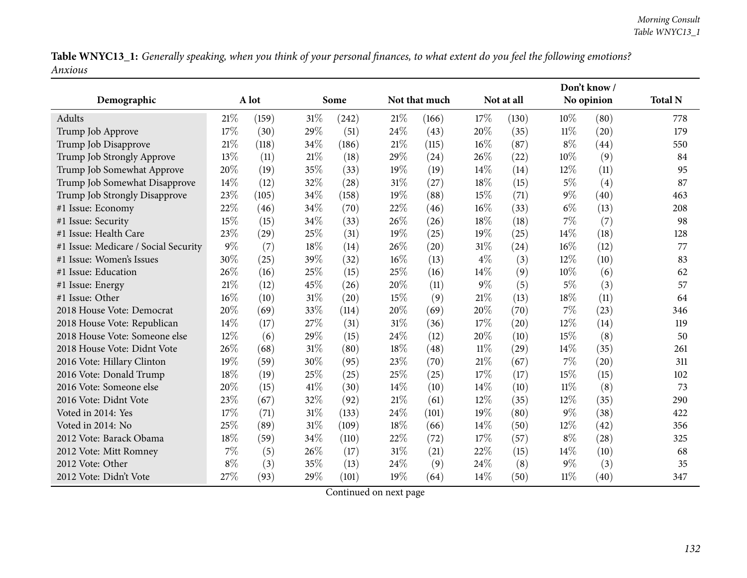**Table WNYC13_1:** *Generally speaking, when you think of your personal finances, to what extent do you feel the following emotions? Anxious*

| Demographic | A lot | | Some | | Not that much | | Not at all | | Don't know / No opinion | | Total N |
|---|---|---|---|---|---|---|---|---|---|---|---|
| Adults | 21% | (159) | 31% | (242) | 21% | (166) | 17% | (130) | 10% | (80) | 778 |
| Trump Job Approve | 17% | (30) | 29% | (51) | 24% | (43) | 20% | (35) | 11% | (20) | 179 |
| Trump Job Disapprove | 21% | (118) | 34% | (186) | 21% | (115) | 16% | (87) | 8% | (44) | 550 |
| Trump Job Strongly Approve | 13% | (11) | 21% | (18) | 29% | (24) | 26% | (22) | 10% | (9) | 84 |
| Trump Job Somewhat Approve | 20% | (19) | 35% | (33) | 19% | (19) | 14% | (14) | 12% | (11) | 95 |
| Trump Job Somewhat Disapprove | 14% | (12) | 32% | (28) | 31% | (27) | 18% | (15) | 5% | (4) | 87 |
| Trump Job Strongly Disapprove | 23% | (105) | 34% | (158) | 19% | (88) | 15% | (71) | 9% | (40) | 463 |
| #1 Issue: Economy | 22% | (46) | 34% | (70) | 22% | (46) | 16% | (33) | 6% | (13) | 208 |
| #1 Issue: Security | 15% | (15) | 34% | (33) | 26% | (26) | 18% | (18) | 7% | (7) | 98 |
| #1 Issue: Health Care | 23% | (29) | 25% | (31) | 19% | (25) | 19% | (25) | 14% | (18) | 128 |
| #1 Issue: Medicare / Social Security | 9% | (7) | 18% | (14) | 26% | (20) | 31% | (24) | 16% | (12) | 77 |
| #1 Issue: Women's Issues | 30% | (25) | 39% | (32) | 16% | (13) | 4% | (3) | 12% | (10) | 83 |
| #1 Issue: Education | 26% | (16) | 25% | (15) | 25% | (16) | 14% | (9) | 10% | (6) | 62 |
| #1 Issue: Energy | 21% | (12) | 45% | (26) | 20% | (11) | 9% | (5) | 5% | (3) | 57 |
| #1 Issue: Other | 16% | (10) | 31% | (20) | 15% | (9) | 21% | (13) | 18% | (11) | 64 |
| 2018 House Vote: Democrat | 20% | (69) | 33% | (114) | 20% | (69) | 20% | (70) | 7% | (23) | 346 |
| 2018 House Vote: Republican | 14% | (17) | 27% | (31) | 31% | (36) | 17% | (20) | 12% | (14) | 119 |
| 2018 House Vote: Someone else | 12% | (6) | 29% | (15) | 24% | (12) | 20% | (10) | 15% | (8) | 50 |
| 2018 House Vote: Didnt Vote | 26% | (68) | 31% | (80) | 18% | (48) | 11% | (29) | 14% | (35) | 261 |
| 2016 Vote: Hillary Clinton | 19% | (59) | 30% | (95) | 23% | (70) | 21% | (67) | 7% | (20) | 311 |
| 2016 Vote: Donald Trump | 18% | (19) | 25% | (25) | 25% | (25) | 17% | (17) | 15% | (15) | 102 |
| 2016 Vote: Someone else | 20% | (15) | 41% | (30) | 14% | (10) | 14% | (10) | 11% | (8) | 73 |
| 2016 Vote: Didnt Vote | 23% | (67) | 32% | (92) | 21% | (61) | 12% | (35) | 12% | (35) | 290 |
| Voted in 2014: Yes | 17% | (71) | 31% | (133) | 24% | (101) | 19% | (80) | 9% | (38) | 422 |
| Voted in 2014: No | 25% | (89) | 31% | (109) | 18% | (66) | 14% | (50) | 12% | (42) | 356 |
| 2012 Vote: Barack Obama | 18% | (59) | 34% | (110) | 22% | (72) | 17% | (57) | 8% | (28) | 325 |
| 2012 Vote: Mitt Romney | 7% | (5) | 26% | (17) | 31% | (21) | 22% | (15) | 14% | (10) | 68 |
| 2012 Vote: Other | 8% | (3) | 35% | (13) | 24% | (9) | 24% | (8) | 9% | (3) | 35 |
| 2012 Vote: Didn't Vote | 27% | (93) | 29% | (101) | 19% | (64) | 14% | (50) | 11% | (40) | 347 |

Continued on next page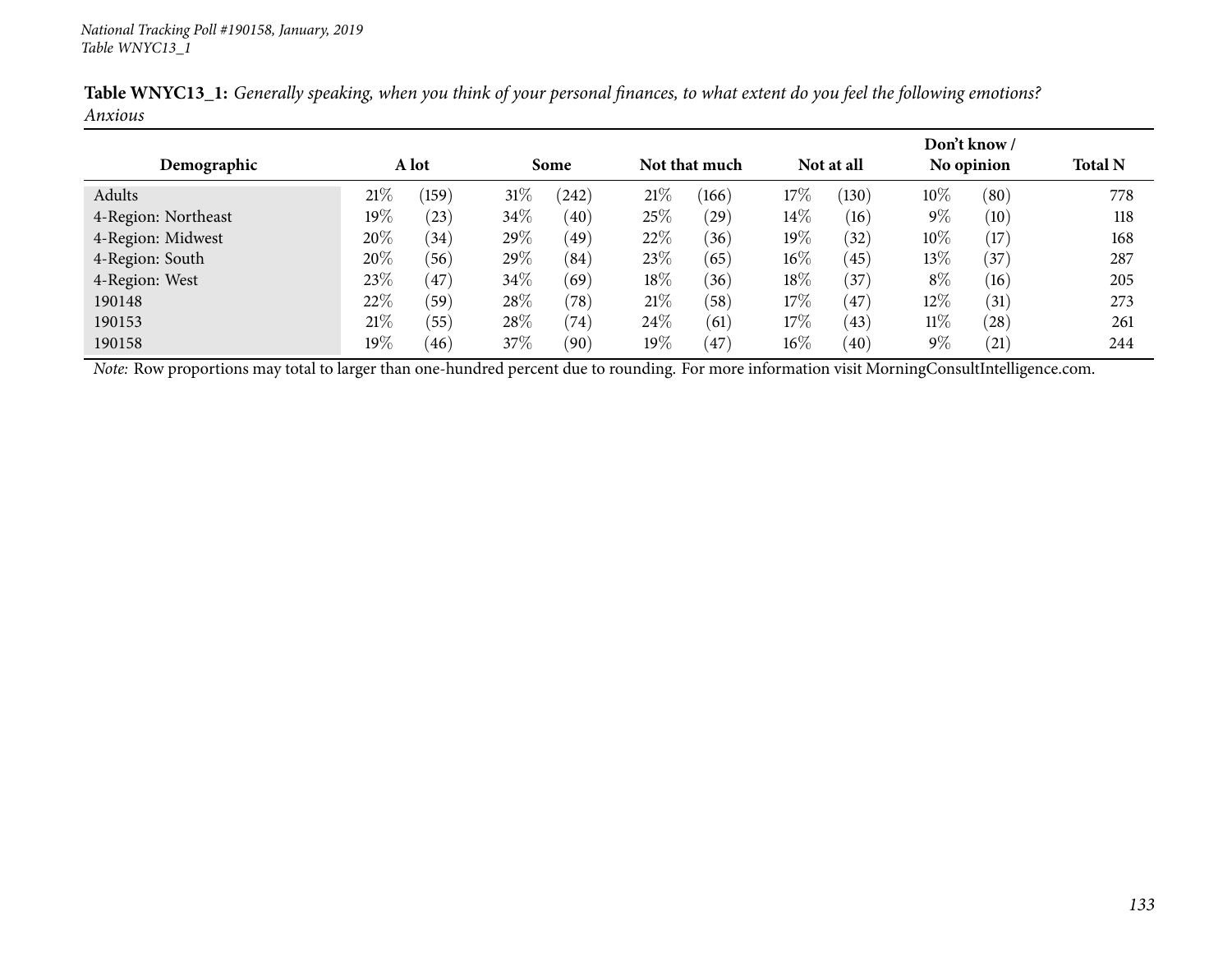*National Tracking Poll #190158, January, 2019*
*Table WNYC13_1*

**Table WNYC13_1:** *Generally speaking, when you think of your personal finances, to what extent do you feel the following emotions? Anxious*

| Demographic | A lot | | Some | | Not that much | | Not at all | | Don't know / No opinion | | Total N |
|---|---|---|---|---|---|---|---|---|---|---|---|
| Adults | 21% | (159) | 31% | (242) | 21% | (166) | 17% | (130) | 10% | (80) | 778 |
| 4-Region: Northeast | 19% | (23) | 34% | (40) | 25% | (29) | 14% | (16) | 9% | (10) | 118 |
| 4-Region: Midwest | 20% | (34) | 29% | (49) | 22% | (36) | 19% | (32) | 10% | (17) | 168 |
| 4-Region: South | 20% | (56) | 29% | (84) | 23% | (65) | 16% | (45) | 13% | (37) | 287 |
| 4-Region: West | 23% | (47) | 34% | (69) | 18% | (36) | 18% | (37) | 8% | (16) | 205 |
| 190148 | 22% | (59) | 28% | (78) | 21% | (58) | 17% | (47) | 12% | (31) | 273 |
| 190153 | 21% | (55) | 28% | (74) | 24% | (61) | 17% | (43) | 11% | (28) | 261 |
| 190158 | 19% | (46) | 37% | (90) | 19% | (47) | 16% | (40) | 9% | (21) | 244 |

*Note:* Row proportions may total to larger than one-hundred percent due to rounding. For more information visit MorningConsultIntelligence.com.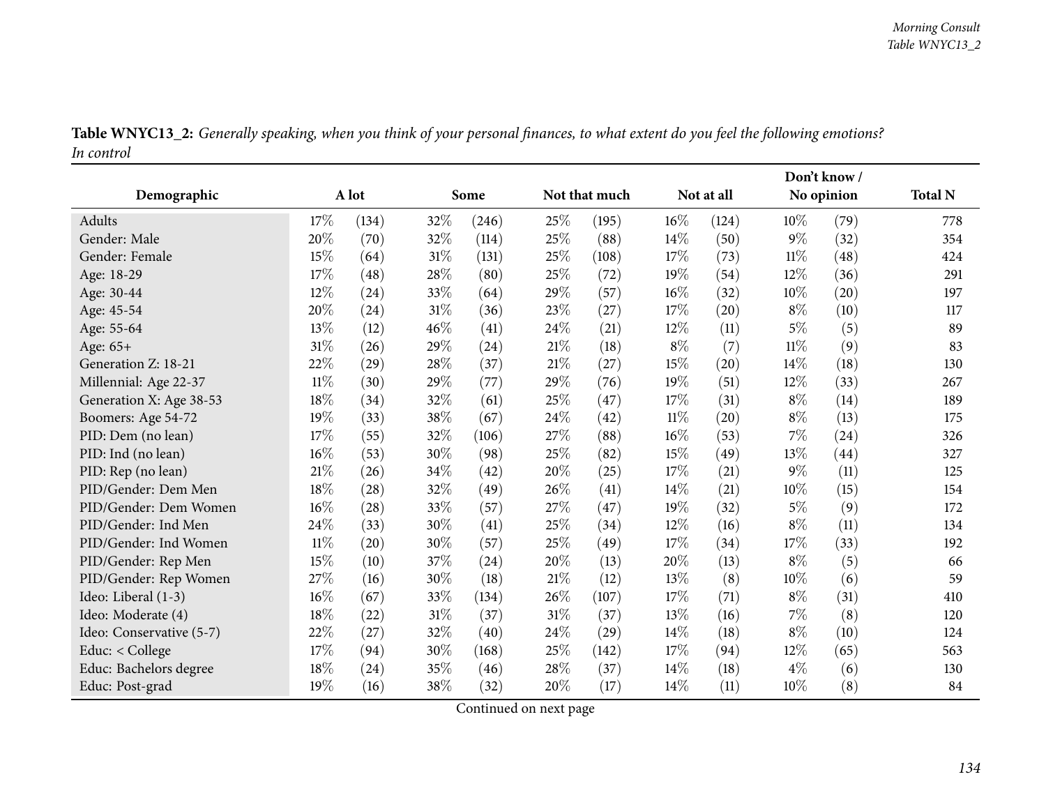**Table WNYC13_2:** *Generally speaking, when you think of your personal finances, to what extent do you feel the following emotions? In control*

| Demographic | A lot | | Some | | Not that much | | Not at all | | Don't know / No opinion | | Total N |
|---|---|---|---|---|---|---|---|---|---|---|---|
| Adults | 17% | (134) | 32% | (246) | 25% | (195) | 16% | (124) | 10% | (79) | 778 |
| Gender: Male | 20% | (70) | 32% | (114) | 25% | (88) | 14% | (50) | 9% | (32) | 354 |
| Gender: Female | 15% | (64) | 31% | (131) | 25% | (108) | 17% | (73) | 11% | (48) | 424 |
| Age: 18-29 | 17% | (48) | 28% | (80) | 25% | (72) | 19% | (54) | 12% | (36) | 291 |
| Age: 30-44 | 12% | (24) | 33% | (64) | 29% | (57) | 16% | (32) | 10% | (20) | 197 |
| Age: 45-54 | 20% | (24) | 31% | (36) | 23% | (27) | 17% | (20) | 8% | (10) | 117 |
| Age: 55-64 | 13% | (12) | 46% | (41) | 24% | (21) | 12% | (11) | 5% | (5) | 89 |
| Age: 65+ | 31% | (26) | 29% | (24) | 21% | (18) | 8% | (7) | 11% | (9) | 83 |
| Generation Z: 18-21 | 22% | (29) | 28% | (37) | 21% | (27) | 15% | (20) | 14% | (18) | 130 |
| Millennial: Age 22-37 | 11% | (30) | 29% | (77) | 29% | (76) | 19% | (51) | 12% | (33) | 267 |
| Generation X: Age 38-53 | 18% | (34) | 32% | (61) | 25% | (47) | 17% | (31) | 8% | (14) | 189 |
| Boomers: Age 54-72 | 19% | (33) | 38% | (67) | 24% | (42) | 11% | (20) | 8% | (13) | 175 |
| PID: Dem (no lean) | 17% | (55) | 32% | (106) | 27% | (88) | 16% | (53) | 7% | (24) | 326 |
| PID: Ind (no lean) | 16% | (53) | 30% | (98) | 25% | (82) | 15% | (49) | 13% | (44) | 327 |
| PID: Rep (no lean) | 21% | (26) | 34% | (42) | 20% | (25) | 17% | (21) | 9% | (11) | 125 |
| PID/Gender: Dem Men | 18% | (28) | 32% | (49) | 26% | (41) | 14% | (21) | 10% | (15) | 154 |
| PID/Gender: Dem Women | 16% | (28) | 33% | (57) | 27% | (47) | 19% | (32) | 5% | (9) | 172 |
| PID/Gender: Ind Men | 24% | (33) | 30% | (41) | 25% | (34) | 12% | (16) | 8% | (11) | 134 |
| PID/Gender: Ind Women | 11% | (20) | 30% | (57) | 25% | (49) | 17% | (34) | 17% | (33) | 192 |
| PID/Gender: Rep Men | 15% | (10) | 37% | (24) | 20% | (13) | 20% | (13) | 8% | (5) | 66 |
| PID/Gender: Rep Women | 27% | (16) | 30% | (18) | 21% | (12) | 13% | (8) | 10% | (6) | 59 |
| Ideo: Liberal (1-3) | 16% | (67) | 33% | (134) | 26% | (107) | 17% | (71) | 8% | (31) | 410 |
| Ideo: Moderate (4) | 18% | (22) | 31% | (37) | 31% | (37) | 13% | (16) | 7% | (8) | 120 |
| Ideo: Conservative (5-7) | 22% | (27) | 32% | (40) | 24% | (29) | 14% | (18) | 8% | (10) | 124 |
| Educ: < College | 17% | (94) | 30% | (168) | 25% | (142) | 17% | (94) | 12% | (65) | 563 |
| Educ: Bachelors degree | 18% | (24) | 35% | (46) | 28% | (37) | 14% | (18) | 4% | (6) | 130 |
| Educ: Post-grad | 19% | (16) | 38% | (32) | 20% | (17) | 14% | (11) | 10% | (8) | 84 |

Continued on next page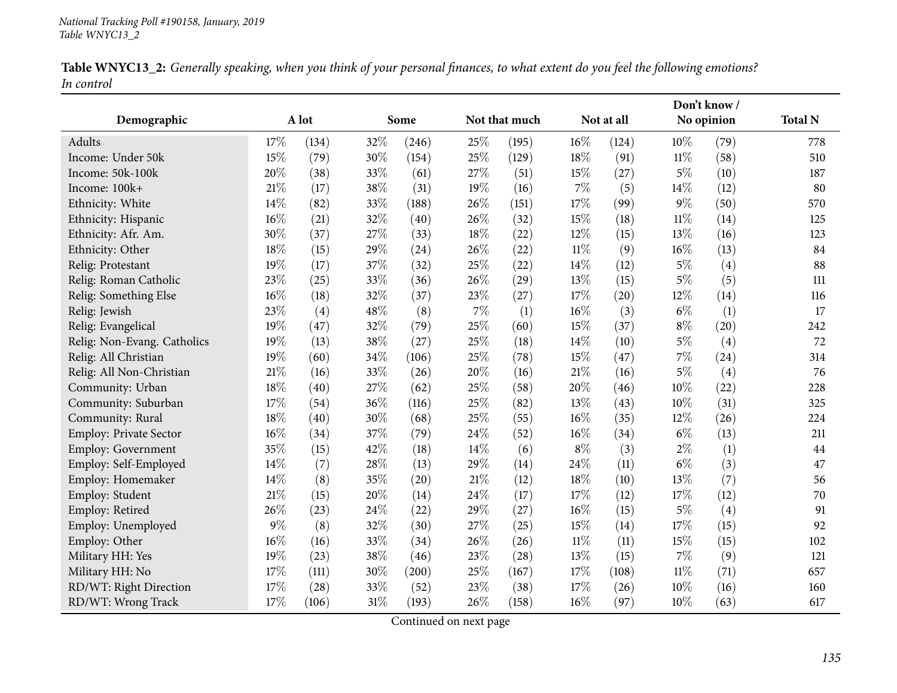**Table WNYC13_2:** *Generally speaking, when you think of your personal finances, to what extent do you feel the following emotions? In control*

| Demographic | A lot | | Some | | Not that much | | Not at all | | Don't know / No opinion | | Total N |
|---|---|---|---|---|---|---|---|---|---|---|---|
| Adults | 17% | (134) | 32% | (246) | 25% | (195) | 16% | (124) | 10% | (79) | 778 |
| Income: Under 50k | 15% | (79) | 30% | (154) | 25% | (129) | 18% | (91) | 11% | (58) | 510 |
| Income: 50k-100k | 20% | (38) | 33% | (61) | 27% | (51) | 15% | (27) | 5% | (10) | 187 |
| Income: 100k+ | 21% | (17) | 38% | (31) | 19% | (16) | 7% | (5) | 14% | (12) | 80 |
| Ethnicity: White | 14% | (82) | 33% | (188) | 26% | (151) | 17% | (99) | 9% | (50) | 570 |
| Ethnicity: Hispanic | 16% | (21) | 32% | (40) | 26% | (32) | 15% | (18) | 11% | (14) | 125 |
| Ethnicity: Afr. Am. | 30% | (37) | 27% | (33) | 18% | (22) | 12% | (15) | 13% | (16) | 123 |
| Ethnicity: Other | 18% | (15) | 29% | (24) | 26% | (22) | 11% | (9) | 16% | (13) | 84 |
| Relig: Protestant | 19% | (17) | 37% | (32) | 25% | (22) | 14% | (12) | 5% | (4) | 88 |
| Relig: Roman Catholic | 23% | (25) | 33% | (36) | 26% | (29) | 13% | (15) | 5% | (5) | 111 |
| Relig: Something Else | 16% | (18) | 32% | (37) | 23% | (27) | 17% | (20) | 12% | (14) | 116 |
| Relig: Jewish | 23% | (4) | 48% | (8) | 7% | (1) | 16% | (3) | 6% | (1) | 17 |
| Relig: Evangelical | 19% | (47) | 32% | (79) | 25% | (60) | 15% | (37) | 8% | (20) | 242 |
| Relig: Non-Evang. Catholics | 19% | (13) | 38% | (27) | 25% | (18) | 14% | (10) | 5% | (4) | 72 |
| Relig: All Christian | 19% | (60) | 34% | (106) | 25% | (78) | 15% | (47) | 7% | (24) | 314 |
| Relig: All Non-Christian | 21% | (16) | 33% | (26) | 20% | (16) | 21% | (16) | 5% | (4) | 76 |
| Community: Urban | 18% | (40) | 27% | (62) | 25% | (58) | 20% | (46) | 10% | (22) | 228 |
| Community: Suburban | 17% | (54) | 36% | (116) | 25% | (82) | 13% | (43) | 10% | (31) | 325 |
| Community: Rural | 18% | (40) | 30% | (68) | 25% | (55) | 16% | (35) | 12% | (26) | 224 |
| Employ: Private Sector | 16% | (34) | 37% | (79) | 24% | (52) | 16% | (34) | 6% | (13) | 211 |
| Employ: Government | 35% | (15) | 42% | (18) | 14% | (6) | 8% | (3) | 2% | (1) | 44 |
| Employ: Self-Employed | 14% | (7) | 28% | (13) | 29% | (14) | 24% | (11) | 6% | (3) | 47 |
| Employ: Homemaker | 14% | (8) | 35% | (20) | 21% | (12) | 18% | (10) | 13% | (7) | 56 |
| Employ: Student | 21% | (15) | 20% | (14) | 24% | (17) | 17% | (12) | 17% | (12) | 70 |
| Employ: Retired | 26% | (23) | 24% | (22) | 29% | (27) | 16% | (15) | 5% | (4) | 91 |
| Employ: Unemployed | 9% | (8) | 32% | (30) | 27% | (25) | 15% | (14) | 17% | (15) | 92 |
| Employ: Other | 16% | (16) | 33% | (34) | 26% | (26) | 11% | (11) | 15% | (15) | 102 |
| Military HH: Yes | 19% | (23) | 38% | (46) | 23% | (28) | 13% | (15) | 7% | (9) | 121 |
| Military HH: No | 17% | (111) | 30% | (200) | 25% | (167) | 17% | (108) | 11% | (71) | 657 |
| RD/WT: Right Direction | 17% | (28) | 33% | (52) | 23% | (38) | 17% | (26) | 10% | (16) | 160 |
| RD/WT: Wrong Track | 17% | (106) | 31% | (193) | 26% | (158) | 16% | (97) | 10% | (63) | 617 |

Continued on next page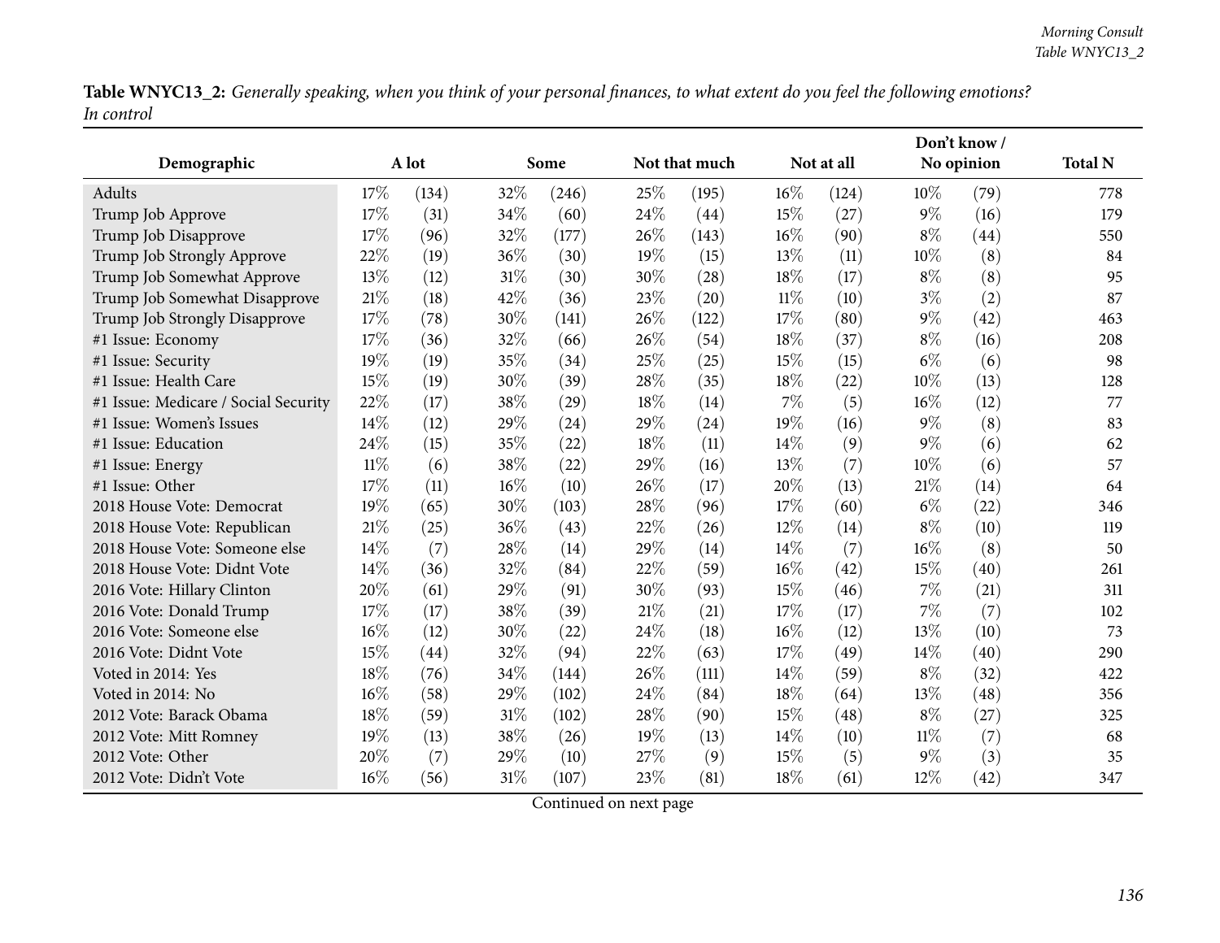**Table WNYC13_2:** *Generally speaking, when you think of your personal finances, to what extent do you feel the following emotions?*
*In control*

| Demographic | A lot | | Some | | Not that much | | Not at all | | Don't know / No opinion | | Total N |
|---|---|---|---|---|---|---|---|---|---|---|---|
| Adults | 17% | (134) | 32% | (246) | 25% | (195) | 16% | (124) | 10% | (79) | 778 |
| Trump Job Approve | 17% | (31) | 34% | (60) | 24% | (44) | 15% | (27) | 9% | (16) | 179 |
| Trump Job Disapprove | 17% | (96) | 32% | (177) | 26% | (143) | 16% | (90) | 8% | (44) | 550 |
| Trump Job Strongly Approve | 22% | (19) | 36% | (30) | 19% | (15) | 13% | (11) | 10% | (8) | 84 |
| Trump Job Somewhat Approve | 13% | (12) | 31% | (30) | 30% | (28) | 18% | (17) | 8% | (8) | 95 |
| Trump Job Somewhat Disapprove | 21% | (18) | 42% | (36) | 23% | (20) | 11% | (10) | 3% | (2) | 87 |
| Trump Job Strongly Disapprove | 17% | (78) | 30% | (141) | 26% | (122) | 17% | (80) | 9% | (42) | 463 |
| #1 Issue: Economy | 17% | (36) | 32% | (66) | 26% | (54) | 18% | (37) | 8% | (16) | 208 |
| #1 Issue: Security | 19% | (19) | 35% | (34) | 25% | (25) | 15% | (15) | 6% | (6) | 98 |
| #1 Issue: Health Care | 15% | (19) | 30% | (39) | 28% | (35) | 18% | (22) | 10% | (13) | 128 |
| #1 Issue: Medicare / Social Security | 22% | (17) | 38% | (29) | 18% | (14) | 7% | (5) | 16% | (12) | 77 |
| #1 Issue: Women's Issues | 14% | (12) | 29% | (24) | 29% | (24) | 19% | (16) | 9% | (8) | 83 |
| #1 Issue: Education | 24% | (15) | 35% | (22) | 18% | (11) | 14% | (9) | 9% | (6) | 62 |
| #1 Issue: Energy | 11% | (6) | 38% | (22) | 29% | (16) | 13% | (7) | 10% | (6) | 57 |
| #1 Issue: Other | 17% | (11) | 16% | (10) | 26% | (17) | 20% | (13) | 21% | (14) | 64 |
| 2018 House Vote: Democrat | 19% | (65) | 30% | (103) | 28% | (96) | 17% | (60) | 6% | (22) | 346 |
| 2018 House Vote: Republican | 21% | (25) | 36% | (43) | 22% | (26) | 12% | (14) | 8% | (10) | 119 |
| 2018 House Vote: Someone else | 14% | (7) | 28% | (14) | 29% | (14) | 14% | (7) | 16% | (8) | 50 |
| 2018 House Vote: Didnt Vote | 14% | (36) | 32% | (84) | 22% | (59) | 16% | (42) | 15% | (40) | 261 |
| 2016 Vote: Hillary Clinton | 20% | (61) | 29% | (91) | 30% | (93) | 15% | (46) | 7% | (21) | 311 |
| 2016 Vote: Donald Trump | 17% | (17) | 38% | (39) | 21% | (21) | 17% | (17) | 7% | (7) | 102 |
| 2016 Vote: Someone else | 16% | (12) | 30% | (22) | 24% | (18) | 16% | (12) | 13% | (10) | 73 |
| 2016 Vote: Didnt Vote | 15% | (44) | 32% | (94) | 22% | (63) | 17% | (49) | 14% | (40) | 290 |
| Voted in 2014: Yes | 18% | (76) | 34% | (144) | 26% | (111) | 14% | (59) | 8% | (32) | 422 |
| Voted in 2014: No | 16% | (58) | 29% | (102) | 24% | (84) | 18% | (64) | 13% | (48) | 356 |
| 2012 Vote: Barack Obama | 18% | (59) | 31% | (102) | 28% | (90) | 15% | (48) | 8% | (27) | 325 |
| 2012 Vote: Mitt Romney | 19% | (13) | 38% | (26) | 19% | (13) | 14% | (10) | 11% | (7) | 68 |
| 2012 Vote: Other | 20% | (7) | 29% | (10) | 27% | (9) | 15% | (5) | 9% | (3) | 35 |
| 2012 Vote: Didn't Vote | 16% | (56) | 31% | (107) | 23% | (81) | 18% | (61) | 12% | (42) | 347 |

Continued on next page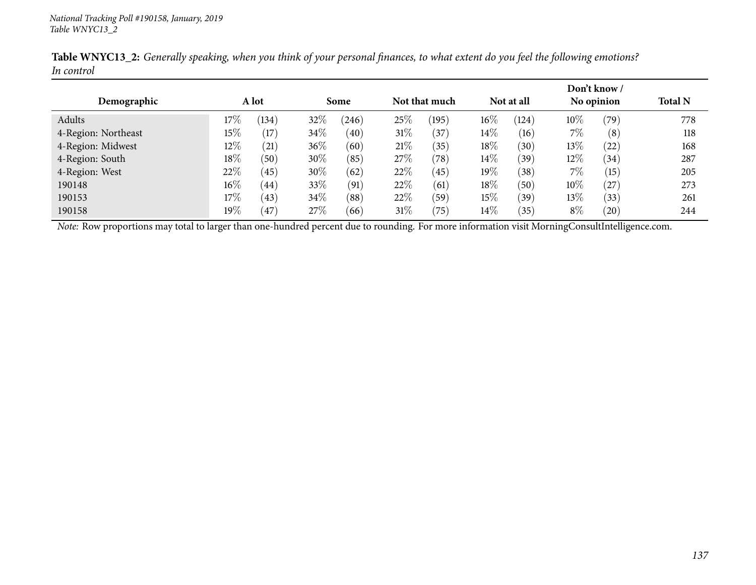*National Tracking Poll #190158, January, 2019*
*Table WNYC13_2*

**Table WNYC13_2:** *Generally speaking, when you think of your personal finances, to what extent do you feel the following emotions?*
*In control*

| Demographic | A lot | | Some | | Not that much | | Not at all | | Don't know / No opinion | | Total N |
|---|---|---|---|---|---|---|---|---|---|---|---|
| Adults | 17% | (134) | 32% | (246) | 25% | (195) | 16% | (124) | 10% | (79) | 778 |
| 4-Region: Northeast | 15% | (17) | 34% | (40) | 31% | (37) | 14% | (16) | 7% | (8) | 118 |
| 4-Region: Midwest | 12% | (21) | 36% | (60) | 21% | (35) | 18% | (30) | 13% | (22) | 168 |
| 4-Region: South | 18% | (50) | 30% | (85) | 27% | (78) | 14% | (39) | 12% | (34) | 287 |
| 4-Region: West | 22% | (45) | 30% | (62) | 22% | (45) | 19% | (38) | 7% | (15) | 205 |
| 190148 | 16% | (44) | 33% | (91) | 22% | (61) | 18% | (50) | 10% | (27) | 273 |
| 190153 | 17% | (43) | 34% | (88) | 22% | (59) | 15% | (39) | 13% | (33) | 261 |
| 190158 | 19% | (47) | 27% | (66) | 31% | (75) | 14% | (35) | 8% | (20) | 244 |

*Note:* Row proportions may total to larger than one-hundred percent due to rounding. For more information visit MorningConsultIntelligence.com.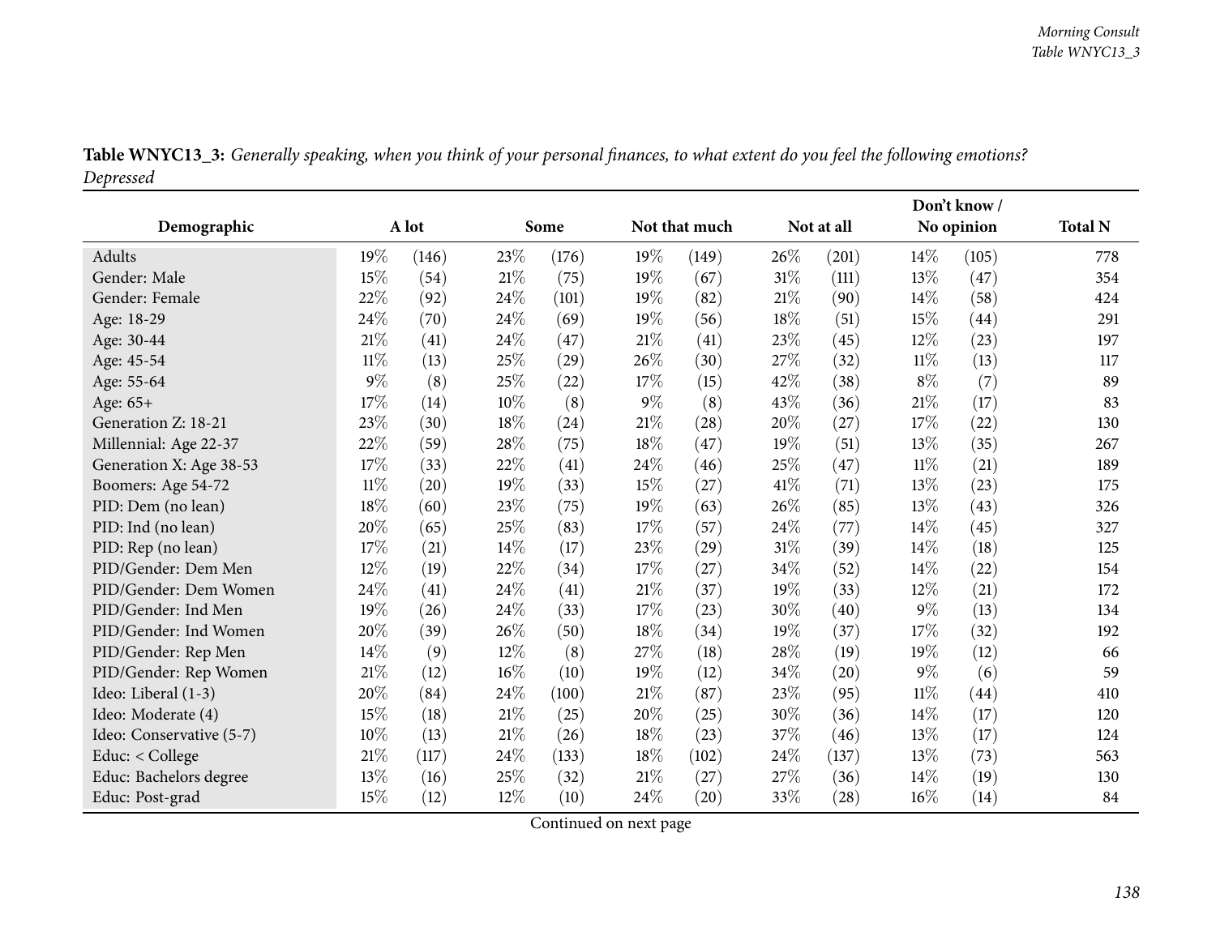**Table WNYC13_3:** *Generally speaking, when you think of your personal finances, to what extent do you feel the following emotions? Depressed*

| Demographic | A lot | | Some | | Not that much | | Not at all | | Don't know / No opinion | | Total N |
|---|---|---|---|---|---|---|---|---|---|---|---|
| Adults | 19% | (146) | 23% | (176) | 19% | (149) | 26% | (201) | 14% | (105) | 778 |
| Gender: Male | 15% | (54) | 21% | (75) | 19% | (67) | 31% | (111) | 13% | (47) | 354 |
| Gender: Female | 22% | (92) | 24% | (101) | 19% | (82) | 21% | (90) | 14% | (58) | 424 |
| Age: 18-29 | 24% | (70) | 24% | (69) | 19% | (56) | 18% | (51) | 15% | (44) | 291 |
| Age: 30-44 | 21% | (41) | 24% | (47) | 21% | (41) | 23% | (45) | 12% | (23) | 197 |
| Age: 45-54 | 11% | (13) | 25% | (29) | 26% | (30) | 27% | (32) | 11% | (13) | 117 |
| Age: 55-64 | 9% | (8) | 25% | (22) | 17% | (15) | 42% | (38) | 8% | (7) | 89 |
| Age: 65+ | 17% | (14) | 10% | (8) | 9% | (8) | 43% | (36) | 21% | (17) | 83 |
| Generation Z: 18-21 | 23% | (30) | 18% | (24) | 21% | (28) | 20% | (27) | 17% | (22) | 130 |
| Millennial: Age 22-37 | 22% | (59) | 28% | (75) | 18% | (47) | 19% | (51) | 13% | (35) | 267 |
| Generation X: Age 38-53 | 17% | (33) | 22% | (41) | 24% | (46) | 25% | (47) | 11% | (21) | 189 |
| Boomers: Age 54-72 | 11% | (20) | 19% | (33) | 15% | (27) | 41% | (71) | 13% | (23) | 175 |
| PID: Dem (no lean) | 18% | (60) | 23% | (75) | 19% | (63) | 26% | (85) | 13% | (43) | 326 |
| PID: Ind (no lean) | 20% | (65) | 25% | (83) | 17% | (57) | 24% | (77) | 14% | (45) | 327 |
| PID: Rep (no lean) | 17% | (21) | 14% | (17) | 23% | (29) | 31% | (39) | 14% | (18) | 125 |
| PID/Gender: Dem Men | 12% | (19) | 22% | (34) | 17% | (27) | 34% | (52) | 14% | (22) | 154 |
| PID/Gender: Dem Women | 24% | (41) | 24% | (41) | 21% | (37) | 19% | (33) | 12% | (21) | 172 |
| PID/Gender: Ind Men | 19% | (26) | 24% | (33) | 17% | (23) | 30% | (40) | 9% | (13) | 134 |
| PID/Gender: Ind Women | 20% | (39) | 26% | (50) | 18% | (34) | 19% | (37) | 17% | (32) | 192 |
| PID/Gender: Rep Men | 14% | (9) | 12% | (8) | 27% | (18) | 28% | (19) | 19% | (12) | 66 |
| PID/Gender: Rep Women | 21% | (12) | 16% | (10) | 19% | (12) | 34% | (20) | 9% | (6) | 59 |
| Ideo: Liberal (1-3) | 20% | (84) | 24% | (100) | 21% | (87) | 23% | (95) | 11% | (44) | 410 |
| Ideo: Moderate (4) | 15% | (18) | 21% | (25) | 20% | (25) | 30% | (36) | 14% | (17) | 120 |
| Ideo: Conservative (5-7) | 10% | (13) | 21% | (26) | 18% | (23) | 37% | (46) | 13% | (17) | 124 |
| Educ: < College | 21% | (117) | 24% | (133) | 18% | (102) | 24% | (137) | 13% | (73) | 563 |
| Educ: Bachelors degree | 13% | (16) | 25% | (32) | 21% | (27) | 27% | (36) | 14% | (19) | 130 |
| Educ: Post-grad | 15% | (12) | 12% | (10) | 24% | (20) | 33% | (28) | 16% | (14) | 84 |

Continued on next page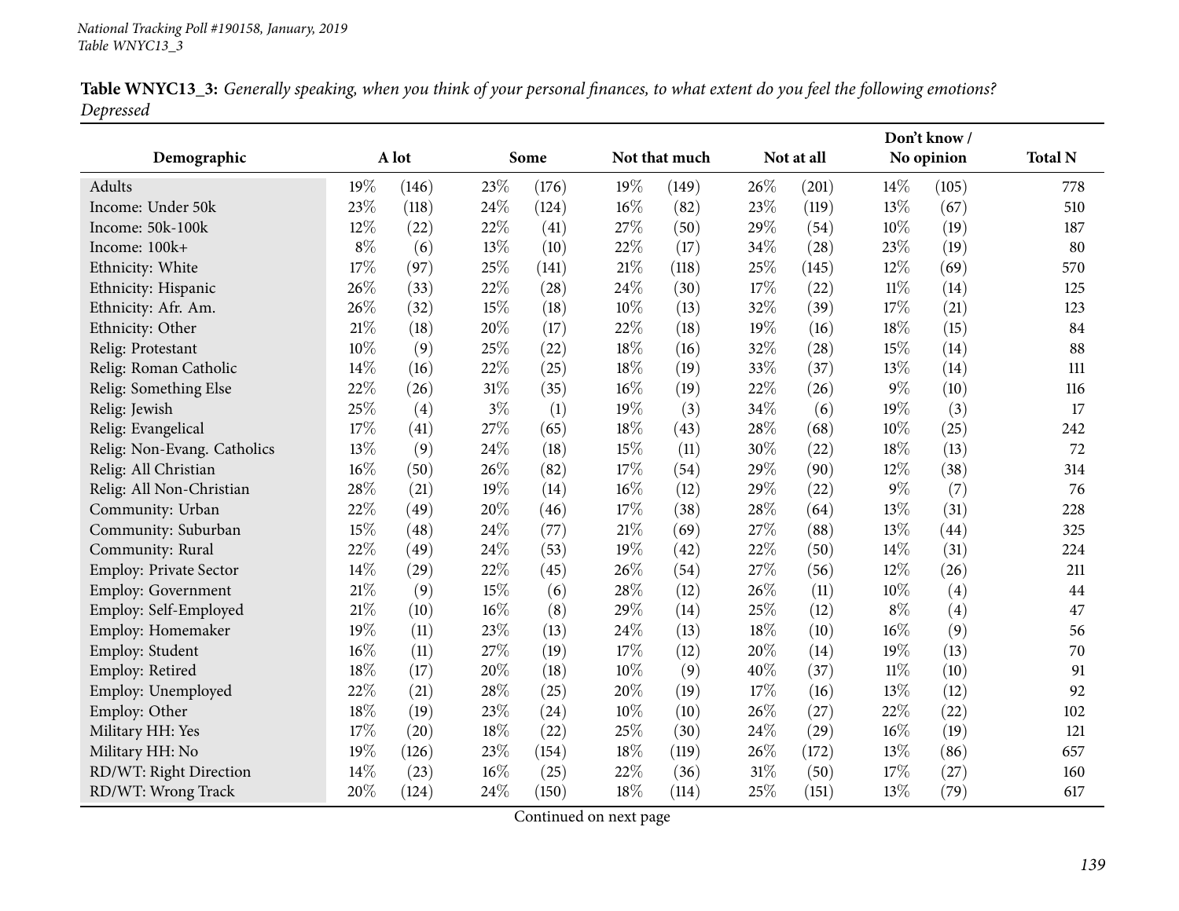**Table WNYC13_3:** *Generally speaking, when you think of your personal finances, to what extent do you feel the following emotions? Depressed*

| Demographic | A lot | | Some | | Not that much | | Not at all | | Don't know / No opinion | | Total N |
|---|---|---|---|---|---|---|---|---|---|---|---|
| Adults | 19% | (146) | 23% | (176) | 19% | (149) | 26% | (201) | 14% | (105) | 778 |
| Income: Under 50k | 23% | (118) | 24% | (124) | 16% | (82) | 23% | (119) | 13% | (67) | 510 |
| Income: 50k-100k | 12% | (22) | 22% | (41) | 27% | (50) | 29% | (54) | 10% | (19) | 187 |
| Income: 100k+ | 8% | (6) | 13% | (10) | 22% | (17) | 34% | (28) | 23% | (19) | 80 |
| Ethnicity: White | 17% | (97) | 25% | (141) | 21% | (118) | 25% | (145) | 12% | (69) | 570 |
| Ethnicity: Hispanic | 26% | (33) | 22% | (28) | 24% | (30) | 17% | (22) | 11% | (14) | 125 |
| Ethnicity: Afr. Am. | 26% | (32) | 15% | (18) | 10% | (13) | 32% | (39) | 17% | (21) | 123 |
| Ethnicity: Other | 21% | (18) | 20% | (17) | 22% | (18) | 19% | (16) | 18% | (15) | 84 |
| Relig: Protestant | 10% | (9) | 25% | (22) | 18% | (16) | 32% | (28) | 15% | (14) | 88 |
| Relig: Roman Catholic | 14% | (16) | 22% | (25) | 18% | (19) | 33% | (37) | 13% | (14) | 111 |
| Relig: Something Else | 22% | (26) | 31% | (35) | 16% | (19) | 22% | (26) | 9% | (10) | 116 |
| Relig: Jewish | 25% | (4) | 3% | (1) | 19% | (3) | 34% | (6) | 19% | (3) | 17 |
| Relig: Evangelical | 17% | (41) | 27% | (65) | 18% | (43) | 28% | (68) | 10% | (25) | 242 |
| Relig: Non-Evang. Catholics | 13% | (9) | 24% | (18) | 15% | (11) | 30% | (22) | 18% | (13) | 72 |
| Relig: All Christian | 16% | (50) | 26% | (82) | 17% | (54) | 29% | (90) | 12% | (38) | 314 |
| Relig: All Non-Christian | 28% | (21) | 19% | (14) | 16% | (12) | 29% | (22) | 9% | (7) | 76 |
| Community: Urban | 22% | (49) | 20% | (46) | 17% | (38) | 28% | (64) | 13% | (31) | 228 |
| Community: Suburban | 15% | (48) | 24% | (77) | 21% | (69) | 27% | (88) | 13% | (44) | 325 |
| Community: Rural | 22% | (49) | 24% | (53) | 19% | (42) | 22% | (50) | 14% | (31) | 224 |
| Employ: Private Sector | 14% | (29) | 22% | (45) | 26% | (54) | 27% | (56) | 12% | (26) | 211 |
| Employ: Government | 21% | (9) | 15% | (6) | 28% | (12) | 26% | (11) | 10% | (4) | 44 |
| Employ: Self-Employed | 21% | (10) | 16% | (8) | 29% | (14) | 25% | (12) | 8% | (4) | 47 |
| Employ: Homemaker | 19% | (11) | 23% | (13) | 24% | (13) | 18% | (10) | 16% | (9) | 56 |
| Employ: Student | 16% | (11) | 27% | (19) | 17% | (12) | 20% | (14) | 19% | (13) | 70 |
| Employ: Retired | 18% | (17) | 20% | (18) | 10% | (9) | 40% | (37) | 11% | (10) | 91 |
| Employ: Unemployed | 22% | (21) | 28% | (25) | 20% | (19) | 17% | (16) | 13% | (12) | 92 |
| Employ: Other | 18% | (19) | 23% | (24) | 10% | (10) | 26% | (27) | 22% | (22) | 102 |
| Military HH: Yes | 17% | (20) | 18% | (22) | 25% | (30) | 24% | (29) | 16% | (19) | 121 |
| Military HH: No | 19% | (126) | 23% | (154) | 18% | (119) | 26% | (172) | 13% | (86) | 657 |
| RD/WT: Right Direction | 14% | (23) | 16% | (25) | 22% | (36) | 31% | (50) | 17% | (27) | 160 |
| RD/WT: Wrong Track | 20% | (124) | 24% | (150) | 18% | (114) | 25% | (151) | 13% | (79) | 617 |

Continued on next page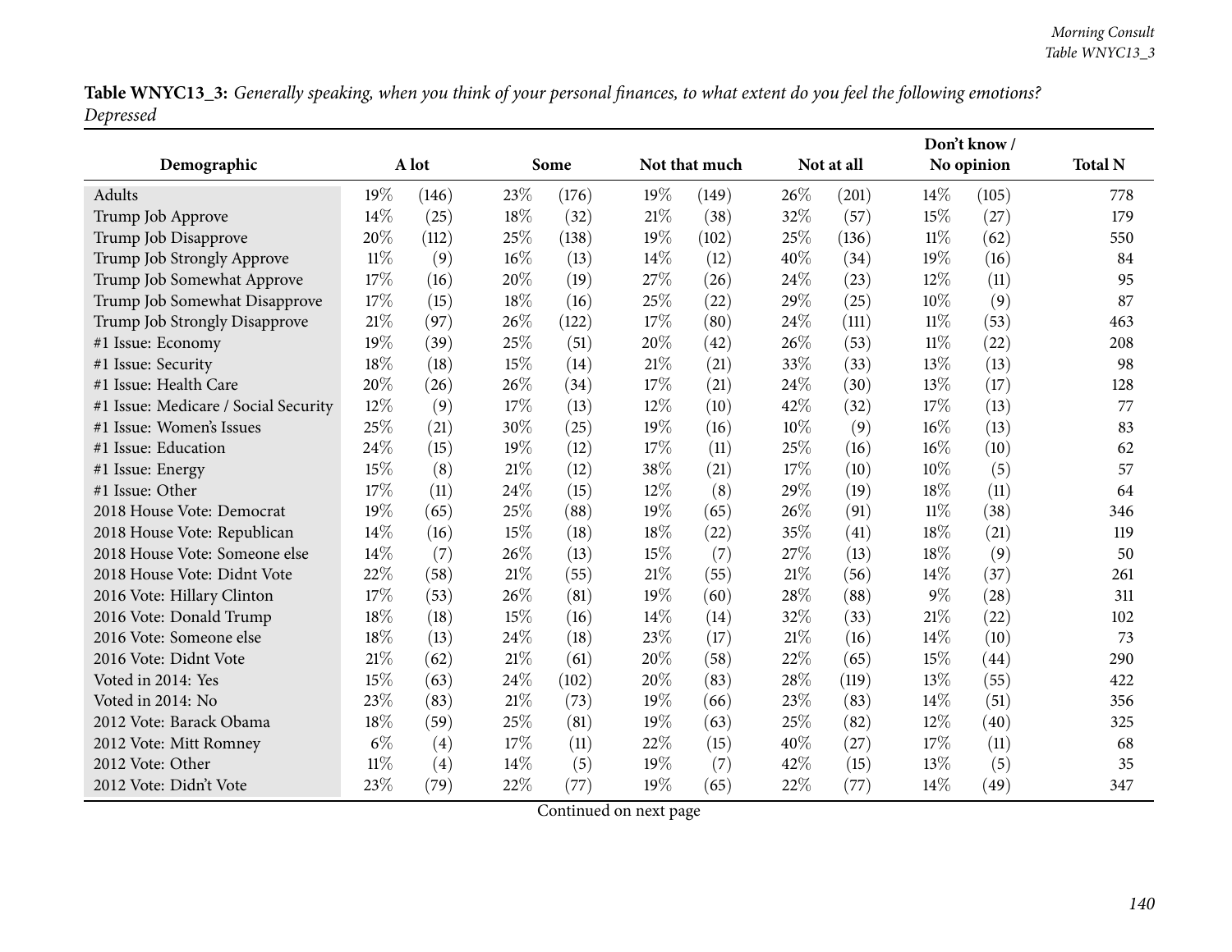**Table WNYC13_3:** *Generally speaking, when you think of your personal finances, to what extent do you feel the following emotions? Depressed*

| Demographic | A lot | | Some | | Not that much | | Not at all | | Don't know / No opinion | | Total N |
|---|---|---|---|---|---|---|---|---|---|---|---|
| Adults | 19% | (146) | 23% | (176) | 19% | (149) | 26% | (201) | 14% | (105) | 778 |
| Trump Job Approve | 14% | (25) | 18% | (32) | 21% | (38) | 32% | (57) | 15% | (27) | 179 |
| Trump Job Disapprove | 20% | (112) | 25% | (138) | 19% | (102) | 25% | (136) | 11% | (62) | 550 |
| Trump Job Strongly Approve | 11% | (9) | 16% | (13) | 14% | (12) | 40% | (34) | 19% | (16) | 84 |
| Trump Job Somewhat Approve | 17% | (16) | 20% | (19) | 27% | (26) | 24% | (23) | 12% | (11) | 95 |
| Trump Job Somewhat Disapprove | 17% | (15) | 18% | (16) | 25% | (22) | 29% | (25) | 10% | (9) | 87 |
| Trump Job Strongly Disapprove | 21% | (97) | 26% | (122) | 17% | (80) | 24% | (111) | 11% | (53) | 463 |
| #1 Issue: Economy | 19% | (39) | 25% | (51) | 20% | (42) | 26% | (53) | 11% | (22) | 208 |
| #1 Issue: Security | 18% | (18) | 15% | (14) | 21% | (21) | 33% | (33) | 13% | (13) | 98 |
| #1 Issue: Health Care | 20% | (26) | 26% | (34) | 17% | (21) | 24% | (30) | 13% | (17) | 128 |
| #1 Issue: Medicare / Social Security | 12% | (9) | 17% | (13) | 12% | (10) | 42% | (32) | 17% | (13) | 77 |
| #1 Issue: Women's Issues | 25% | (21) | 30% | (25) | 19% | (16) | 10% | (9) | 16% | (13) | 83 |
| #1 Issue: Education | 24% | (15) | 19% | (12) | 17% | (11) | 25% | (16) | 16% | (10) | 62 |
| #1 Issue: Energy | 15% | (8) | 21% | (12) | 38% | (21) | 17% | (10) | 10% | (5) | 57 |
| #1 Issue: Other | 17% | (11) | 24% | (15) | 12% | (8) | 29% | (19) | 18% | (11) | 64 |
| 2018 House Vote: Democrat | 19% | (65) | 25% | (88) | 19% | (65) | 26% | (91) | 11% | (38) | 346 |
| 2018 House Vote: Republican | 14% | (16) | 15% | (18) | 18% | (22) | 35% | (41) | 18% | (21) | 119 |
| 2018 House Vote: Someone else | 14% | (7) | 26% | (13) | 15% | (7) | 27% | (13) | 18% | (9) | 50 |
| 2018 House Vote: Didnt Vote | 22% | (58) | 21% | (55) | 21% | (55) | 21% | (56) | 14% | (37) | 261 |
| 2016 Vote: Hillary Clinton | 17% | (53) | 26% | (81) | 19% | (60) | 28% | (88) | 9% | (28) | 311 |
| 2016 Vote: Donald Trump | 18% | (18) | 15% | (16) | 14% | (14) | 32% | (33) | 21% | (22) | 102 |
| 2016 Vote: Someone else | 18% | (13) | 24% | (18) | 23% | (17) | 21% | (16) | 14% | (10) | 73 |
| 2016 Vote: Didnt Vote | 21% | (62) | 21% | (61) | 20% | (58) | 22% | (65) | 15% | (44) | 290 |
| Voted in 2014: Yes | 15% | (63) | 24% | (102) | 20% | (83) | 28% | (119) | 13% | (55) | 422 |
| Voted in 2014: No | 23% | (83) | 21% | (73) | 19% | (66) | 23% | (83) | 14% | (51) | 356 |
| 2012 Vote: Barack Obama | 18% | (59) | 25% | (81) | 19% | (63) | 25% | (82) | 12% | (40) | 325 |
| 2012 Vote: Mitt Romney | 6% | (4) | 17% | (11) | 22% | (15) | 40% | (27) | 17% | (11) | 68 |
| 2012 Vote: Other | 11% | (4) | 14% | (5) | 19% | (7) | 42% | (15) | 13% | (5) | 35 |
| 2012 Vote: Didn't Vote | 23% | (79) | 22% | (77) | 19% | (65) | 22% | (77) | 14% | (49) | 347 |

Continued on next page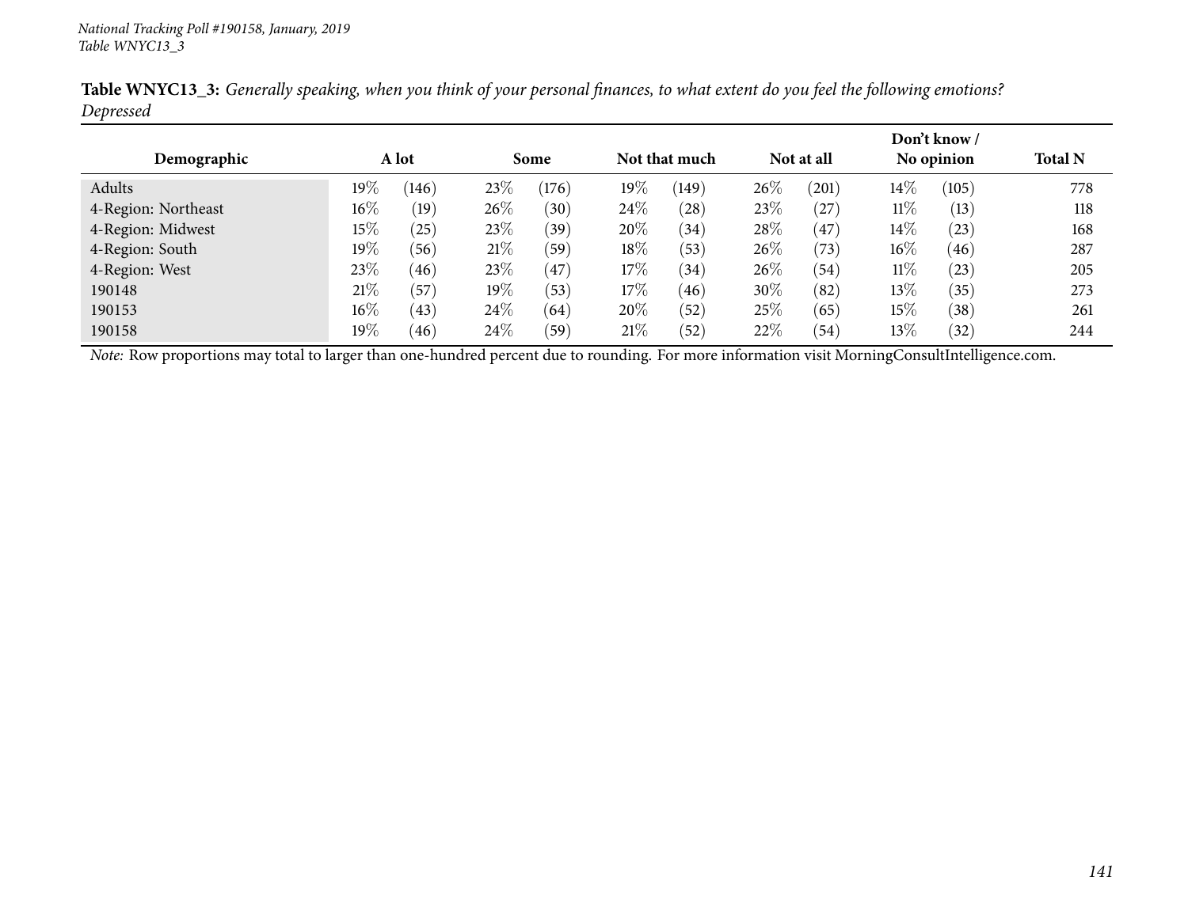National Tracking Poll #190158, January, 2019
Table WNYC13_3

**Table WNYC13_3:** *Generally speaking, when you think of your personal finances, to what extent do you feel the following emotions? Depressed*

| Demographic | A lot | | Some | | Not that much | | Not at all | | Don't know / No opinion | | Total N |
|---|---|---|---|---|---|---|---|---|---|---|---|
| Adults | 19% | (146) | 23% | (176) | 19% | (149) | 26% | (201) | 14% | (105) | 778 |
| 4-Region: Northeast | 16% | (19) | 26% | (30) | 24% | (28) | 23% | (27) | 11% | (13) | 118 |
| 4-Region: Midwest | 15% | (25) | 23% | (39) | 20% | (34) | 28% | (47) | 14% | (23) | 168 |
| 4-Region: South | 19% | (56) | 21% | (59) | 18% | (53) | 26% | (73) | 16% | (46) | 287 |
| 4-Region: West | 23% | (46) | 23% | (47) | 17% | (34) | 26% | (54) | 11% | (23) | 205 |
| 190148 | 21% | (57) | 19% | (53) | 17% | (46) | 30% | (82) | 13% | (35) | 273 |
| 190153 | 16% | (43) | 24% | (64) | 20% | (52) | 25% | (65) | 15% | (38) | 261 |
| 190158 | 19% | (46) | 24% | (59) | 21% | (52) | 22% | (54) | 13% | (32) | 244 |

*Note:* Row proportions may total to larger than one-hundred percent due to rounding. For more information visit MorningConsultIntelligence.com.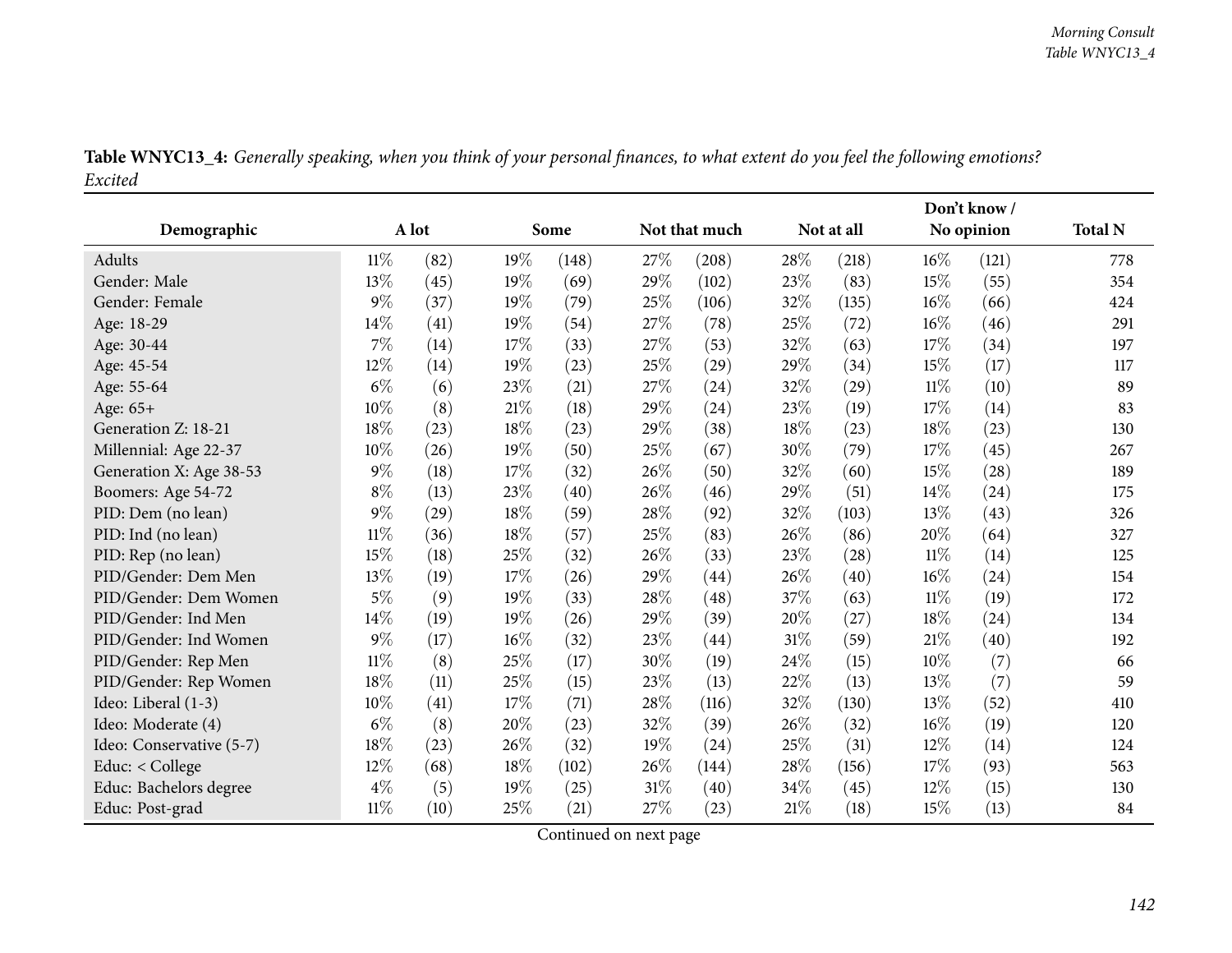**Table WNYC13_4:** *Generally speaking, when you think of your personal finances, to what extent do you feel the following emotions? Excited*

| Demographic | A lot | | Some | | Not that much | | Not at all | | Don't know / No opinion | | Total N |
|---|---|---|---|---|---|---|---|---|---|---|---|
| Adults | 11% | (82) | 19% | (148) | 27% | (208) | 28% | (218) | 16% | (121) | 778 |
| Gender: Male | 13% | (45) | 19% | (69) | 29% | (102) | 23% | (83) | 15% | (55) | 354 |
| Gender: Female | 9% | (37) | 19% | (79) | 25% | (106) | 32% | (135) | 16% | (66) | 424 |
| Age: 18-29 | 14% | (41) | 19% | (54) | 27% | (78) | 25% | (72) | 16% | (46) | 291 |
| Age: 30-44 | 7% | (14) | 17% | (33) | 27% | (53) | 32% | (63) | 17% | (34) | 197 |
| Age: 45-54 | 12% | (14) | 19% | (23) | 25% | (29) | 29% | (34) | 15% | (17) | 117 |
| Age: 55-64 | 6% | (6) | 23% | (21) | 27% | (24) | 32% | (29) | 11% | (10) | 89 |
| Age: 65+ | 10% | (8) | 21% | (18) | 29% | (24) | 23% | (19) | 17% | (14) | 83 |
| Generation Z: 18-21 | 18% | (23) | 18% | (23) | 29% | (38) | 18% | (23) | 18% | (23) | 130 |
| Millennial: Age 22-37 | 10% | (26) | 19% | (50) | 25% | (67) | 30% | (79) | 17% | (45) | 267 |
| Generation X: Age 38-53 | 9% | (18) | 17% | (32) | 26% | (50) | 32% | (60) | 15% | (28) | 189 |
| Boomers: Age 54-72 | 8% | (13) | 23% | (40) | 26% | (46) | 29% | (51) | 14% | (24) | 175 |
| PID: Dem (no lean) | 9% | (29) | 18% | (59) | 28% | (92) | 32% | (103) | 13% | (43) | 326 |
| PID: Ind (no lean) | 11% | (36) | 18% | (57) | 25% | (83) | 26% | (86) | 20% | (64) | 327 |
| PID: Rep (no lean) | 15% | (18) | 25% | (32) | 26% | (33) | 23% | (28) | 11% | (14) | 125 |
| PID/Gender: Dem Men | 13% | (19) | 17% | (26) | 29% | (44) | 26% | (40) | 16% | (24) | 154 |
| PID/Gender: Dem Women | 5% | (9) | 19% | (33) | 28% | (48) | 37% | (63) | 11% | (19) | 172 |
| PID/Gender: Ind Men | 14% | (19) | 19% | (26) | 29% | (39) | 20% | (27) | 18% | (24) | 134 |
| PID/Gender: Ind Women | 9% | (17) | 16% | (32) | 23% | (44) | 31% | (59) | 21% | (40) | 192 |
| PID/Gender: Rep Men | 11% | (8) | 25% | (17) | 30% | (19) | 24% | (15) | 10% | (7) | 66 |
| PID/Gender: Rep Women | 18% | (11) | 25% | (15) | 23% | (13) | 22% | (13) | 13% | (7) | 59 |
| Ideo: Liberal (1-3) | 10% | (41) | 17% | (71) | 28% | (116) | 32% | (130) | 13% | (52) | 410 |
| Ideo: Moderate (4) | 6% | (8) | 20% | (23) | 32% | (39) | 26% | (32) | 16% | (19) | 120 |
| Ideo: Conservative (5-7) | 18% | (23) | 26% | (32) | 19% | (24) | 25% | (31) | 12% | (14) | 124 |
| Educ: < College | 12% | (68) | 18% | (102) | 26% | (144) | 28% | (156) | 17% | (93) | 563 |
| Educ: Bachelors degree | 4% | (5) | 19% | (25) | 31% | (40) | 34% | (45) | 12% | (15) | 130 |
| Educ: Post-grad | 11% | (10) | 25% | (21) | 27% | (23) | 21% | (18) | 15% | (13) | 84 |

Continued on next page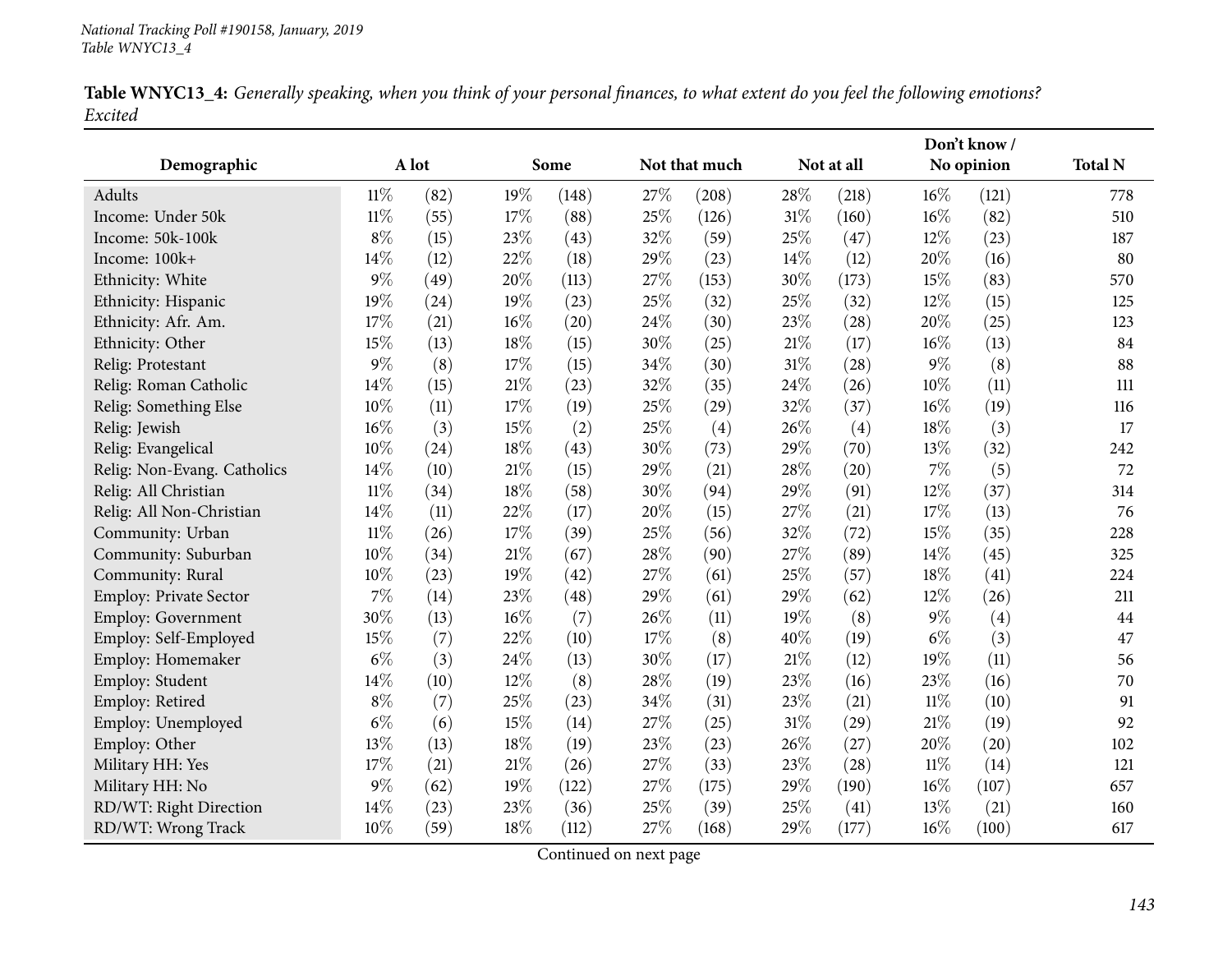*National Tracking Poll #190158, January, 2019*
*Table WNYC13_4*

**Table WNYC13_4:** *Generally speaking, when you think of your personal finances, to what extent do you feel the following emotions? Excited*

| Demographic | A lot | | Some | | Not that much | | Not at all | | Don't know / No opinion | | Total N |
|---|---|---|---|---|---|---|---|---|---|---|---|
| Adults | 11% | (82) | 19% | (148) | 27% | (208) | 28% | (218) | 16% | (121) | 778 |
| Income: Under 50k | 11% | (55) | 17% | (88) | 25% | (126) | 31% | (160) | 16% | (82) | 510 |
| Income: 50k-100k | 8% | (15) | 23% | (43) | 32% | (59) | 25% | (47) | 12% | (23) | 187 |
| Income: 100k+ | 14% | (12) | 22% | (18) | 29% | (23) | 14% | (12) | 20% | (16) | 80 |
| Ethnicity: White | 9% | (49) | 20% | (113) | 27% | (153) | 30% | (173) | 15% | (83) | 570 |
| Ethnicity: Hispanic | 19% | (24) | 19% | (23) | 25% | (32) | 25% | (32) | 12% | (15) | 125 |
| Ethnicity: Afr. Am. | 17% | (21) | 16% | (20) | 24% | (30) | 23% | (28) | 20% | (25) | 123 |
| Ethnicity: Other | 15% | (13) | 18% | (15) | 30% | (25) | 21% | (17) | 16% | (13) | 84 |
| Relig: Protestant | 9% | (8) | 17% | (15) | 34% | (30) | 31% | (28) | 9% | (8) | 88 |
| Relig: Roman Catholic | 14% | (15) | 21% | (23) | 32% | (35) | 24% | (26) | 10% | (11) | 111 |
| Relig: Something Else | 10% | (11) | 17% | (19) | 25% | (29) | 32% | (37) | 16% | (19) | 116 |
| Relig: Jewish | 16% | (3) | 15% | (2) | 25% | (4) | 26% | (4) | 18% | (3) | 17 |
| Relig: Evangelical | 10% | (24) | 18% | (43) | 30% | (73) | 29% | (70) | 13% | (32) | 242 |
| Relig: Non-Evang. Catholics | 14% | (10) | 21% | (15) | 29% | (21) | 28% | (20) | 7% | (5) | 72 |
| Relig: All Christian | 11% | (34) | 18% | (58) | 30% | (94) | 29% | (91) | 12% | (37) | 314 |
| Relig: All Non-Christian | 14% | (11) | 22% | (17) | 20% | (15) | 27% | (21) | 17% | (13) | 76 |
| Community: Urban | 11% | (26) | 17% | (39) | 25% | (56) | 32% | (72) | 15% | (35) | 228 |
| Community: Suburban | 10% | (34) | 21% | (67) | 28% | (90) | 27% | (89) | 14% | (45) | 325 |
| Community: Rural | 10% | (23) | 19% | (42) | 27% | (61) | 25% | (57) | 18% | (41) | 224 |
| Employ: Private Sector | 7% | (14) | 23% | (48) | 29% | (61) | 29% | (62) | 12% | (26) | 211 |
| Employ: Government | 30% | (13) | 16% | (7) | 26% | (11) | 19% | (8) | 9% | (4) | 44 |
| Employ: Self-Employed | 15% | (7) | 22% | (10) | 17% | (8) | 40% | (19) | 6% | (3) | 47 |
| Employ: Homemaker | 6% | (3) | 24% | (13) | 30% | (17) | 21% | (12) | 19% | (11) | 56 |
| Employ: Student | 14% | (10) | 12% | (8) | 28% | (19) | 23% | (16) | 23% | (16) | 70 |
| Employ: Retired | 8% | (7) | 25% | (23) | 34% | (31) | 23% | (21) | 11% | (10) | 91 |
| Employ: Unemployed | 6% | (6) | 15% | (14) | 27% | (25) | 31% | (29) | 21% | (19) | 92 |
| Employ: Other | 13% | (13) | 18% | (19) | 23% | (23) | 26% | (27) | 20% | (20) | 102 |
| Military HH: Yes | 17% | (21) | 21% | (26) | 27% | (33) | 23% | (28) | 11% | (14) | 121 |
| Military HH: No | 9% | (62) | 19% | (122) | 27% | (175) | 29% | (190) | 16% | (107) | 657 |
| RD/WT: Right Direction | 14% | (23) | 23% | (36) | 25% | (39) | 25% | (41) | 13% | (21) | 160 |
| RD/WT: Wrong Track | 10% | (59) | 18% | (112) | 27% | (168) | 29% | (177) | 16% | (100) | 617 |

Continued on next page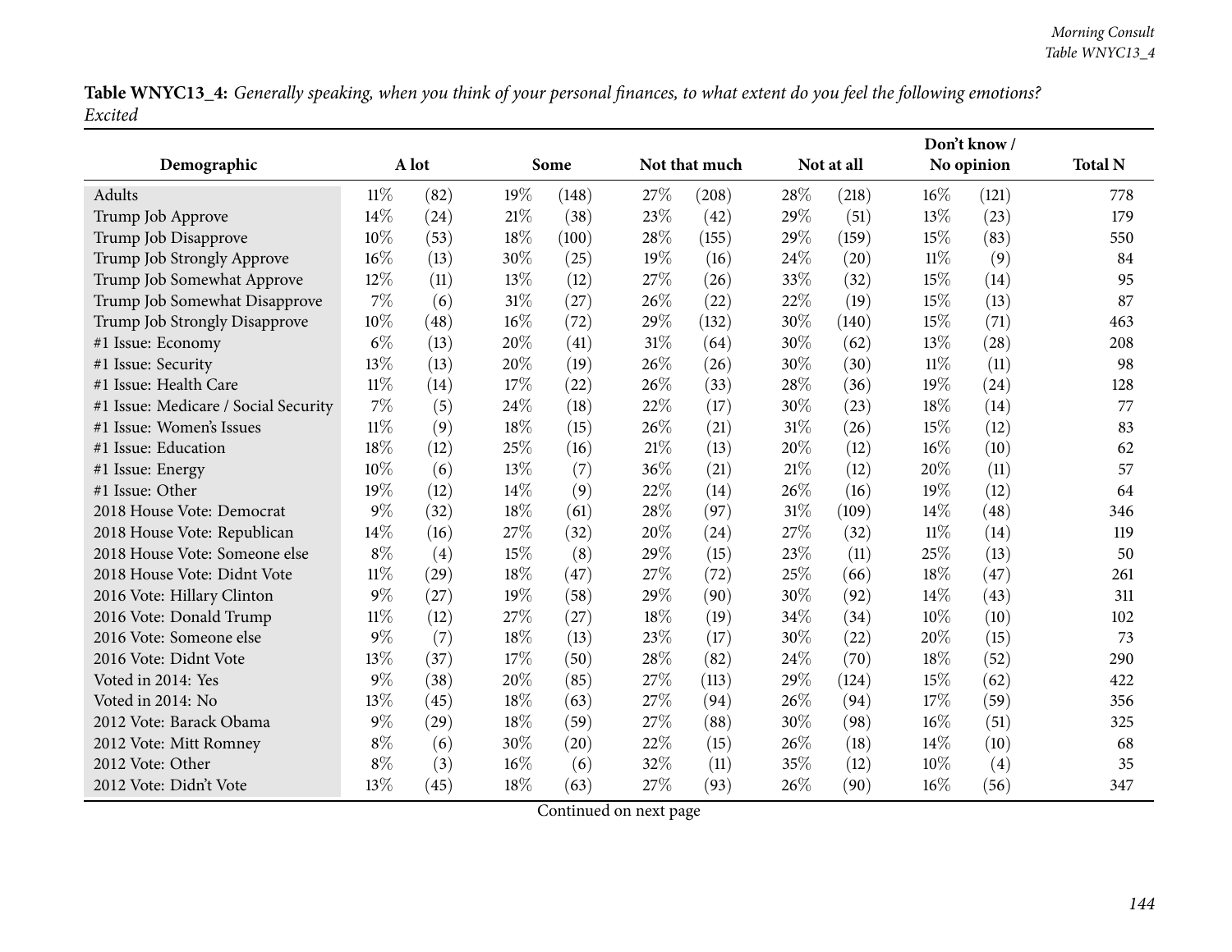**Table WNYC13_4:** *Generally speaking, when you think of your personal finances, to what extent do you feel the following emotions? Excited*

| Demographic | A lot | | Some | | Not that much | | Not at all | | Don't know / No opinion | | Total N |
|---|---|---|---|---|---|---|---|---|---|---|---|
| Adults | 11% | (82) | 19% | (148) | 27% | (208) | 28% | (218) | 16% | (121) | 778 |
| Trump Job Approve | 14% | (24) | 21% | (38) | 23% | (42) | 29% | (51) | 13% | (23) | 179 |
| Trump Job Disapprove | 10% | (53) | 18% | (100) | 28% | (155) | 29% | (159) | 15% | (83) | 550 |
| Trump Job Strongly Approve | 16% | (13) | 30% | (25) | 19% | (16) | 24% | (20) | 11% | (9) | 84 |
| Trump Job Somewhat Approve | 12% | (11) | 13% | (12) | 27% | (26) | 33% | (32) | 15% | (14) | 95 |
| Trump Job Somewhat Disapprove | 7% | (6) | 31% | (27) | 26% | (22) | 22% | (19) | 15% | (13) | 87 |
| Trump Job Strongly Disapprove | 10% | (48) | 16% | (72) | 29% | (132) | 30% | (140) | 15% | (71) | 463 |
| #1 Issue: Economy | 6% | (13) | 20% | (41) | 31% | (64) | 30% | (62) | 13% | (28) | 208 |
| #1 Issue: Security | 13% | (13) | 20% | (19) | 26% | (26) | 30% | (30) | 11% | (11) | 98 |
| #1 Issue: Health Care | 11% | (14) | 17% | (22) | 26% | (33) | 28% | (36) | 19% | (24) | 128 |
| #1 Issue: Medicare / Social Security | 7% | (5) | 24% | (18) | 22% | (17) | 30% | (23) | 18% | (14) | 77 |
| #1 Issue: Women's Issues | 11% | (9) | 18% | (15) | 26% | (21) | 31% | (26) | 15% | (12) | 83 |
| #1 Issue: Education | 18% | (12) | 25% | (16) | 21% | (13) | 20% | (12) | 16% | (10) | 62 |
| #1 Issue: Energy | 10% | (6) | 13% | (7) | 36% | (21) | 21% | (12) | 20% | (11) | 57 |
| #1 Issue: Other | 19% | (12) | 14% | (9) | 22% | (14) | 26% | (16) | 19% | (12) | 64 |
| 2018 House Vote: Democrat | 9% | (32) | 18% | (61) | 28% | (97) | 31% | (109) | 14% | (48) | 346 |
| 2018 House Vote: Republican | 14% | (16) | 27% | (32) | 20% | (24) | 27% | (32) | 11% | (14) | 119 |
| 2018 House Vote: Someone else | 8% | (4) | 15% | (8) | 29% | (15) | 23% | (11) | 25% | (13) | 50 |
| 2018 House Vote: Didnt Vote | 11% | (29) | 18% | (47) | 27% | (72) | 25% | (66) | 18% | (47) | 261 |
| 2016 Vote: Hillary Clinton | 9% | (27) | 19% | (58) | 29% | (90) | 30% | (92) | 14% | (43) | 311 |
| 2016 Vote: Donald Trump | 11% | (12) | 27% | (27) | 18% | (19) | 34% | (34) | 10% | (10) | 102 |
| 2016 Vote: Someone else | 9% | (7) | 18% | (13) | 23% | (17) | 30% | (22) | 20% | (15) | 73 |
| 2016 Vote: Didnt Vote | 13% | (37) | 17% | (50) | 28% | (82) | 24% | (70) | 18% | (52) | 290 |
| Voted in 2014: Yes | 9% | (38) | 20% | (85) | 27% | (113) | 29% | (124) | 15% | (62) | 422 |
| Voted in 2014: No | 13% | (45) | 18% | (63) | 27% | (94) | 26% | (94) | 17% | (59) | 356 |
| 2012 Vote: Barack Obama | 9% | (29) | 18% | (59) | 27% | (88) | 30% | (98) | 16% | (51) | 325 |
| 2012 Vote: Mitt Romney | 8% | (6) | 30% | (20) | 22% | (15) | 26% | (18) | 14% | (10) | 68 |
| 2012 Vote: Other | 8% | (3) | 16% | (6) | 32% | (11) | 35% | (12) | 10% | (4) | 35 |
| 2012 Vote: Didn't Vote | 13% | (45) | 18% | (63) | 27% | (93) | 26% | (90) | 16% | (56) | 347 |

Continued on next page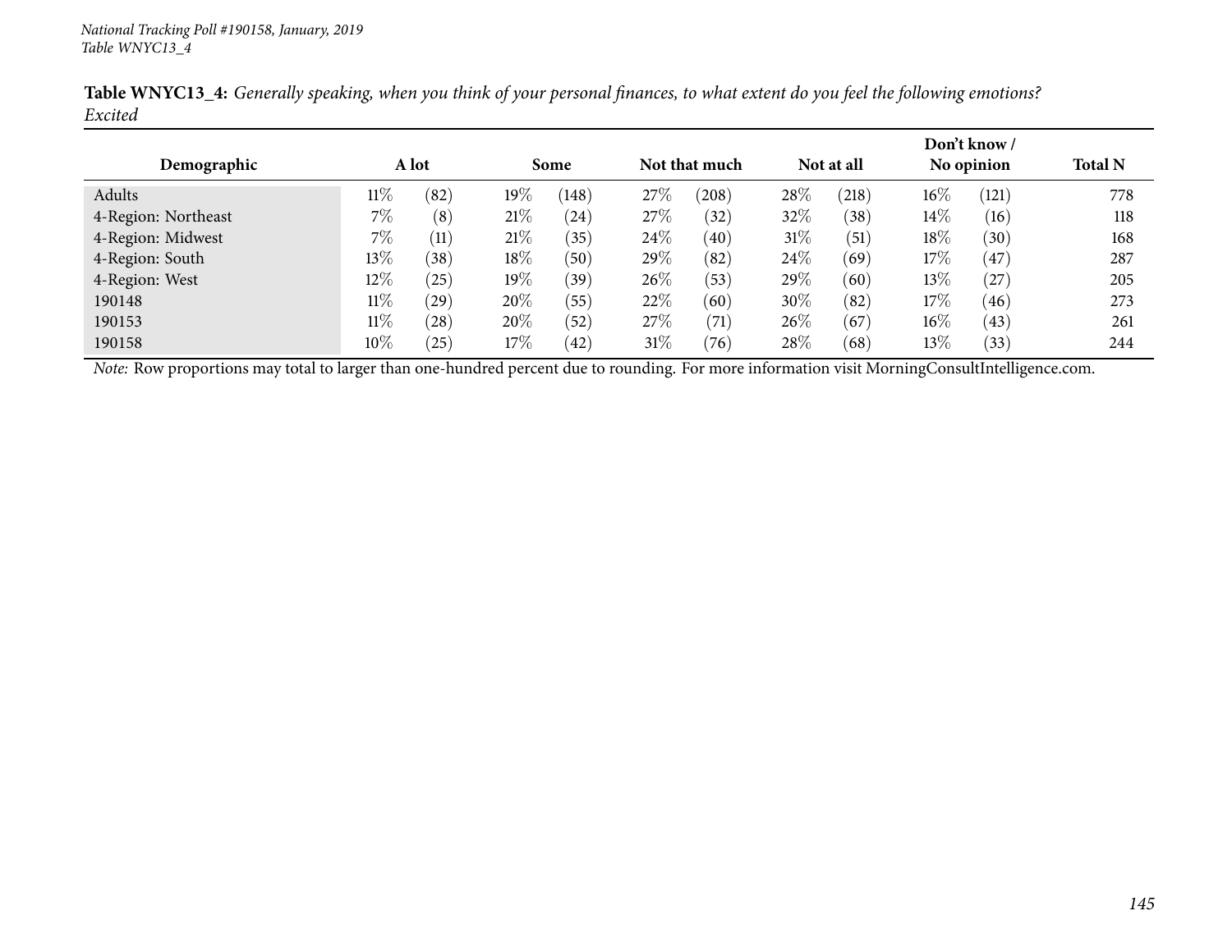**Table WNYC13_4:** *Generally speaking, when you think of your personal finances, to what extent do you feel the following emotions? Excited*

| Demographic | A lot | | Some | | Not that much | | Not at all | | Don't know / No opinion | | Total N |
|---|---|---|---|---|---|---|---|---|---|---|---|
| Adults | 11% | (82) | 19% | (148) | 27% | (208) | 28% | (218) | 16% | (121) | 778 |
| 4-Region: Northeast | 7% | (8) | 21% | (24) | 27% | (32) | 32% | (38) | 14% | (16) | 118 |
| 4-Region: Midwest | 7% | (11) | 21% | (35) | 24% | (40) | 31% | (51) | 18% | (30) | 168 |
| 4-Region: South | 13% | (38) | 18% | (50) | 29% | (82) | 24% | (69) | 17% | (47) | 287 |
| 4-Region: West | 12% | (25) | 19% | (39) | 26% | (53) | 29% | (60) | 13% | (27) | 205 |
| 190148 | 11% | (29) | 20% | (55) | 22% | (60) | 30% | (82) | 17% | (46) | 273 |
| 190153 | 11% | (28) | 20% | (52) | 27% | (71) | 26% | (67) | 16% | (43) | 261 |
| 190158 | 10% | (25) | 17% | (42) | 31% | (76) | 28% | (68) | 13% | (33) | 244 |

*Note:* Row proportions may total to larger than one-hundred percent due to rounding. For more information visit MorningConsultIntelligence.com.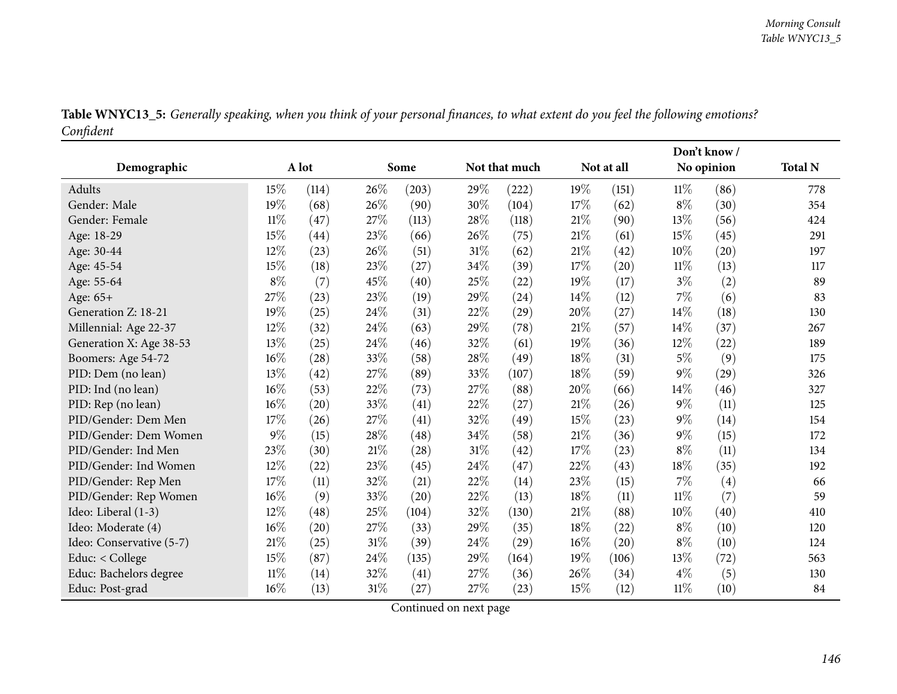**Table WNYC13_5:** *Generally speaking, when you think of your personal finances, to what extent do you feel the following emotions? Confident*

| Demographic | A lot | | Some | | Not that much | | Not at all | | Don't know / No opinion | | Total N |
|---|---|---|---|---|---|---|---|---|---|---|---|
| Adults | 15% | (114) | 26% | (203) | 29% | (222) | 19% | (151) | 11% | (86) | 778 |
| Gender: Male | 19% | (68) | 26% | (90) | 30% | (104) | 17% | (62) | 8% | (30) | 354 |
| Gender: Female | 11% | (47) | 27% | (113) | 28% | (118) | 21% | (90) | 13% | (56) | 424 |
| Age: 18-29 | 15% | (44) | 23% | (66) | 26% | (75) | 21% | (61) | 15% | (45) | 291 |
| Age: 30-44 | 12% | (23) | 26% | (51) | 31% | (62) | 21% | (42) | 10% | (20) | 197 |
| Age: 45-54 | 15% | (18) | 23% | (27) | 34% | (39) | 17% | (20) | 11% | (13) | 117 |
| Age: 55-64 | 8% | (7) | 45% | (40) | 25% | (22) | 19% | (17) | 3% | (2) | 89 |
| Age: 65+ | 27% | (23) | 23% | (19) | 29% | (24) | 14% | (12) | 7% | (6) | 83 |
| Generation Z: 18-21 | 19% | (25) | 24% | (31) | 22% | (29) | 20% | (27) | 14% | (18) | 130 |
| Millennial: Age 22-37 | 12% | (32) | 24% | (63) | 29% | (78) | 21% | (57) | 14% | (37) | 267 |
| Generation X: Age 38-53 | 13% | (25) | 24% | (46) | 32% | (61) | 19% | (36) | 12% | (22) | 189 |
| Boomers: Age 54-72 | 16% | (28) | 33% | (58) | 28% | (49) | 18% | (31) | 5% | (9) | 175 |
| PID: Dem (no lean) | 13% | (42) | 27% | (89) | 33% | (107) | 18% | (59) | 9% | (29) | 326 |
| PID: Ind (no lean) | 16% | (53) | 22% | (73) | 27% | (88) | 20% | (66) | 14% | (46) | 327 |
| PID: Rep (no lean) | 16% | (20) | 33% | (41) | 22% | (27) | 21% | (26) | 9% | (11) | 125 |
| PID/Gender: Dem Men | 17% | (26) | 27% | (41) | 32% | (49) | 15% | (23) | 9% | (14) | 154 |
| PID/Gender: Dem Women | 9% | (15) | 28% | (48) | 34% | (58) | 21% | (36) | 9% | (15) | 172 |
| PID/Gender: Ind Men | 23% | (30) | 21% | (28) | 31% | (42) | 17% | (23) | 8% | (11) | 134 |
| PID/Gender: Ind Women | 12% | (22) | 23% | (45) | 24% | (47) | 22% | (43) | 18% | (35) | 192 |
| PID/Gender: Rep Men | 17% | (11) | 32% | (21) | 22% | (14) | 23% | (15) | 7% | (4) | 66 |
| PID/Gender: Rep Women | 16% | (9) | 33% | (20) | 22% | (13) | 18% | (11) | 11% | (7) | 59 |
| Ideo: Liberal (1-3) | 12% | (48) | 25% | (104) | 32% | (130) | 21% | (88) | 10% | (40) | 410 |
| Ideo: Moderate (4) | 16% | (20) | 27% | (33) | 29% | (35) | 18% | (22) | 8% | (10) | 120 |
| Ideo: Conservative (5-7) | 21% | (25) | 31% | (39) | 24% | (29) | 16% | (20) | 8% | (10) | 124 |
| Educ: < College | 15% | (87) | 24% | (135) | 29% | (164) | 19% | (106) | 13% | (72) | 563 |
| Educ: Bachelors degree | 11% | (14) | 32% | (41) | 27% | (36) | 26% | (34) | 4% | (5) | 130 |
| Educ: Post-grad | 16% | (13) | 31% | (27) | 27% | (23) | 15% | (12) | 11% | (10) | 84 |

Continued on next page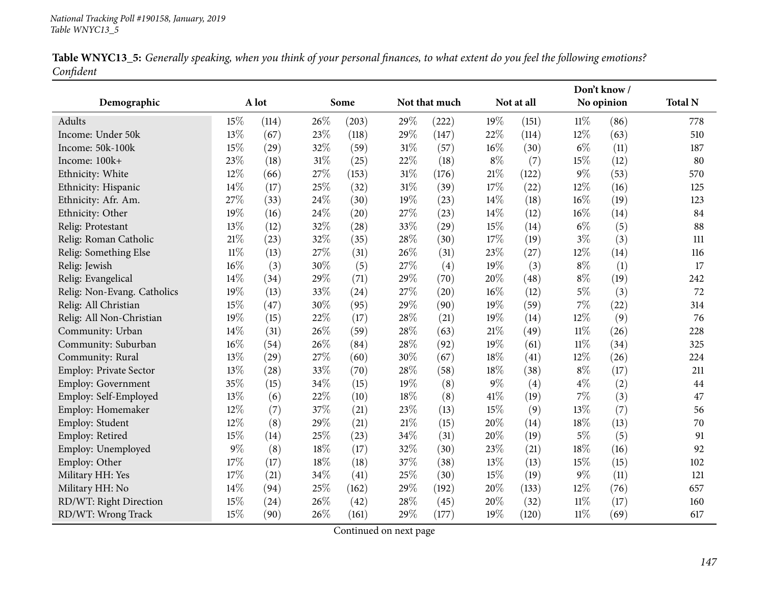**Table WNYC13_5:** *Generally speaking, when you think of your personal finances, to what extent do you feel the following emotions? Confident*

| Demographic | A lot | | Some | | Not that much | | Not at all | | Don't know / No opinion | | Total N |
|---|---|---|---|---|---|---|---|---|---|---|---|
| Adults | 15% | (114) | 26% | (203) | 29% | (222) | 19% | (151) | 11% | (86) | 778 |
| Income: Under 50k | 13% | (67) | 23% | (118) | 29% | (147) | 22% | (114) | 12% | (63) | 510 |
| Income: 50k-100k | 15% | (29) | 32% | (59) | 31% | (57) | 16% | (30) | 6% | (11) | 187 |
| Income: 100k+ | 23% | (18) | 31% | (25) | 22% | (18) | 8% | (7) | 15% | (12) | 80 |
| Ethnicity: White | 12% | (66) | 27% | (153) | 31% | (176) | 21% | (122) | 9% | (53) | 570 |
| Ethnicity: Hispanic | 14% | (17) | 25% | (32) | 31% | (39) | 17% | (22) | 12% | (16) | 125 |
| Ethnicity: Afr. Am. | 27% | (33) | 24% | (30) | 19% | (23) | 14% | (18) | 16% | (19) | 123 |
| Ethnicity: Other | 19% | (16) | 24% | (20) | 27% | (23) | 14% | (12) | 16% | (14) | 84 |
| Relig: Protestant | 13% | (12) | 32% | (28) | 33% | (29) | 15% | (14) | 6% | (5) | 88 |
| Relig: Roman Catholic | 21% | (23) | 32% | (35) | 28% | (30) | 17% | (19) | 3% | (3) | 111 |
| Relig: Something Else | 11% | (13) | 27% | (31) | 26% | (31) | 23% | (27) | 12% | (14) | 116 |
| Relig: Jewish | 16% | (3) | 30% | (5) | 27% | (4) | 19% | (3) | 8% | (1) | 17 |
| Relig: Evangelical | 14% | (34) | 29% | (71) | 29% | (70) | 20% | (48) | 8% | (19) | 242 |
| Relig: Non-Evang. Catholics | 19% | (13) | 33% | (24) | 27% | (20) | 16% | (12) | 5% | (3) | 72 |
| Relig: All Christian | 15% | (47) | 30% | (95) | 29% | (90) | 19% | (59) | 7% | (22) | 314 |
| Relig: All Non-Christian | 19% | (15) | 22% | (17) | 28% | (21) | 19% | (14) | 12% | (9) | 76 |
| Community: Urban | 14% | (31) | 26% | (59) | 28% | (63) | 21% | (49) | 11% | (26) | 228 |
| Community: Suburban | 16% | (54) | 26% | (84) | 28% | (92) | 19% | (61) | 11% | (34) | 325 |
| Community: Rural | 13% | (29) | 27% | (60) | 30% | (67) | 18% | (41) | 12% | (26) | 224 |
| Employ: Private Sector | 13% | (28) | 33% | (70) | 28% | (58) | 18% | (38) | 8% | (17) | 211 |
| Employ: Government | 35% | (15) | 34% | (15) | 19% | (8) | 9% | (4) | 4% | (2) | 44 |
| Employ: Self-Employed | 13% | (6) | 22% | (10) | 18% | (8) | 41% | (19) | 7% | (3) | 47 |
| Employ: Homemaker | 12% | (7) | 37% | (21) | 23% | (13) | 15% | (9) | 13% | (7) | 56 |
| Employ: Student | 12% | (8) | 29% | (21) | 21% | (15) | 20% | (14) | 18% | (13) | 70 |
| Employ: Retired | 15% | (14) | 25% | (23) | 34% | (31) | 20% | (19) | 5% | (5) | 91 |
| Employ: Unemployed | 9% | (8) | 18% | (17) | 32% | (30) | 23% | (21) | 18% | (16) | 92 |
| Employ: Other | 17% | (17) | 18% | (18) | 37% | (38) | 13% | (13) | 15% | (15) | 102 |
| Military HH: Yes | 17% | (21) | 34% | (41) | 25% | (30) | 15% | (19) | 9% | (11) | 121 |
| Military HH: No | 14% | (94) | 25% | (162) | 29% | (192) | 20% | (133) | 12% | (76) | 657 |
| RD/WT: Right Direction | 15% | (24) | 26% | (42) | 28% | (45) | 20% | (32) | 11% | (17) | 160 |
| RD/WT: Wrong Track | 15% | (90) | 26% | (161) | 29% | (177) | 19% | (120) | 11% | (69) | 617 |

Continued on next page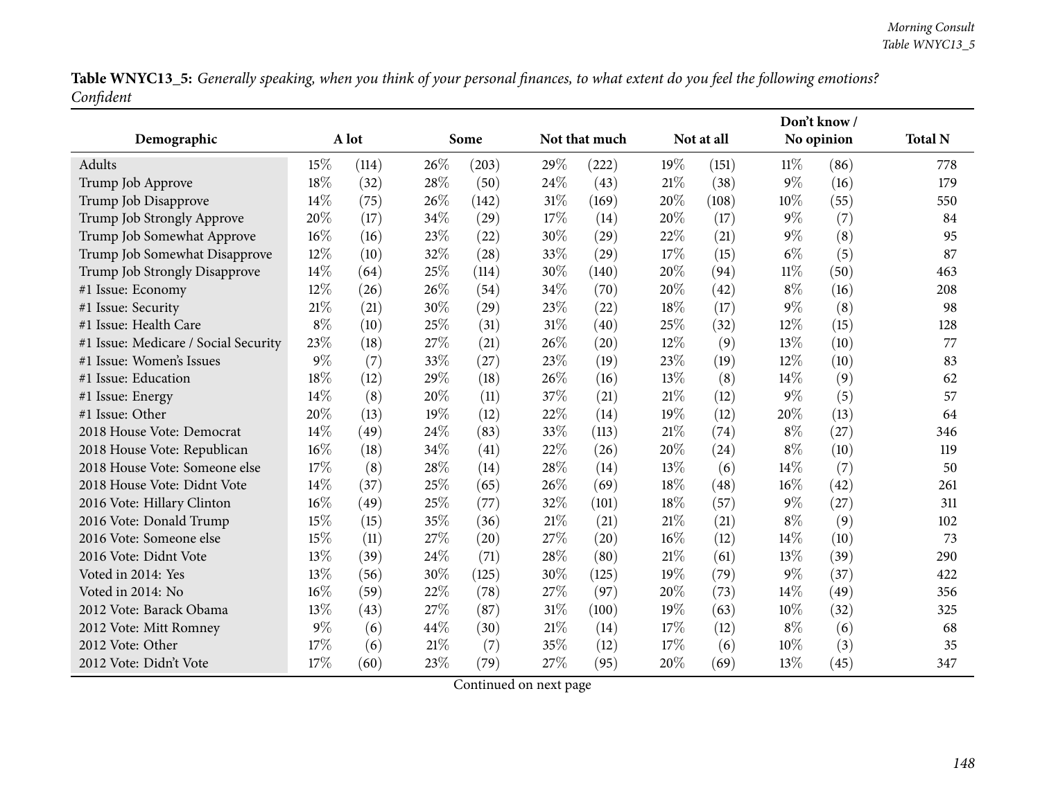**Table WNYC13_5:** *Generally speaking, when you think of your personal finances, to what extent do you feel the following emotions? Confident*

| Demographic | A lot | | Some | | Not that much | | Not at all | | Don't know / No opinion | | Total N |
|---|---|---|---|---|---|---|---|---|---|---|---|
| Adults | 15% | (114) | 26% | (203) | 29% | (222) | 19% | (151) | 11% | (86) | 778 |
| Trump Job Approve | 18% | (32) | 28% | (50) | 24% | (43) | 21% | (38) | 9% | (16) | 179 |
| Trump Job Disapprove | 14% | (75) | 26% | (142) | 31% | (169) | 20% | (108) | 10% | (55) | 550 |
| Trump Job Strongly Approve | 20% | (17) | 34% | (29) | 17% | (14) | 20% | (17) | 9% | (7) | 84 |
| Trump Job Somewhat Approve | 16% | (16) | 23% | (22) | 30% | (29) | 22% | (21) | 9% | (8) | 95 |
| Trump Job Somewhat Disapprove | 12% | (10) | 32% | (28) | 33% | (29) | 17% | (15) | 6% | (5) | 87 |
| Trump Job Strongly Disapprove | 14% | (64) | 25% | (114) | 30% | (140) | 20% | (94) | 11% | (50) | 463 |
| #1 Issue: Economy | 12% | (26) | 26% | (54) | 34% | (70) | 20% | (42) | 8% | (16) | 208 |
| #1 Issue: Security | 21% | (21) | 30% | (29) | 23% | (22) | 18% | (17) | 9% | (8) | 98 |
| #1 Issue: Health Care | 8% | (10) | 25% | (31) | 31% | (40) | 25% | (32) | 12% | (15) | 128 |
| #1 Issue: Medicare / Social Security | 23% | (18) | 27% | (21) | 26% | (20) | 12% | (9) | 13% | (10) | 77 |
| #1 Issue: Women's Issues | 9% | (7) | 33% | (27) | 23% | (19) | 23% | (19) | 12% | (10) | 83 |
| #1 Issue: Education | 18% | (12) | 29% | (18) | 26% | (16) | 13% | (8) | 14% | (9) | 62 |
| #1 Issue: Energy | 14% | (8) | 20% | (11) | 37% | (21) | 21% | (12) | 9% | (5) | 57 |
| #1 Issue: Other | 20% | (13) | 19% | (12) | 22% | (14) | 19% | (12) | 20% | (13) | 64 |
| 2018 House Vote: Democrat | 14% | (49) | 24% | (83) | 33% | (113) | 21% | (74) | 8% | (27) | 346 |
| 2018 House Vote: Republican | 16% | (18) | 34% | (41) | 22% | (26) | 20% | (24) | 8% | (10) | 119 |
| 2018 House Vote: Someone else | 17% | (8) | 28% | (14) | 28% | (14) | 13% | (6) | 14% | (7) | 50 |
| 2018 House Vote: Didnt Vote | 14% | (37) | 25% | (65) | 26% | (69) | 18% | (48) | 16% | (42) | 261 |
| 2016 Vote: Hillary Clinton | 16% | (49) | 25% | (77) | 32% | (101) | 18% | (57) | 9% | (27) | 311 |
| 2016 Vote: Donald Trump | 15% | (15) | 35% | (36) | 21% | (21) | 21% | (21) | 8% | (9) | 102 |
| 2016 Vote: Someone else | 15% | (11) | 27% | (20) | 27% | (20) | 16% | (12) | 14% | (10) | 73 |
| 2016 Vote: Didnt Vote | 13% | (39) | 24% | (71) | 28% | (80) | 21% | (61) | 13% | (39) | 290 |
| Voted in 2014: Yes | 13% | (56) | 30% | (125) | 30% | (125) | 19% | (79) | 9% | (37) | 422 |
| Voted in 2014: No | 16% | (59) | 22% | (78) | 27% | (97) | 20% | (73) | 14% | (49) | 356 |
| 2012 Vote: Barack Obama | 13% | (43) | 27% | (87) | 31% | (100) | 19% | (63) | 10% | (32) | 325 |
| 2012 Vote: Mitt Romney | 9% | (6) | 44% | (30) | 21% | (14) | 17% | (12) | 8% | (6) | 68 |
| 2012 Vote: Other | 17% | (6) | 21% | (7) | 35% | (12) | 17% | (6) | 10% | (3) | 35 |
| 2012 Vote: Didn't Vote | 17% | (60) | 23% | (79) | 27% | (95) | 20% | (69) | 13% | (45) | 347 |

Continued on next page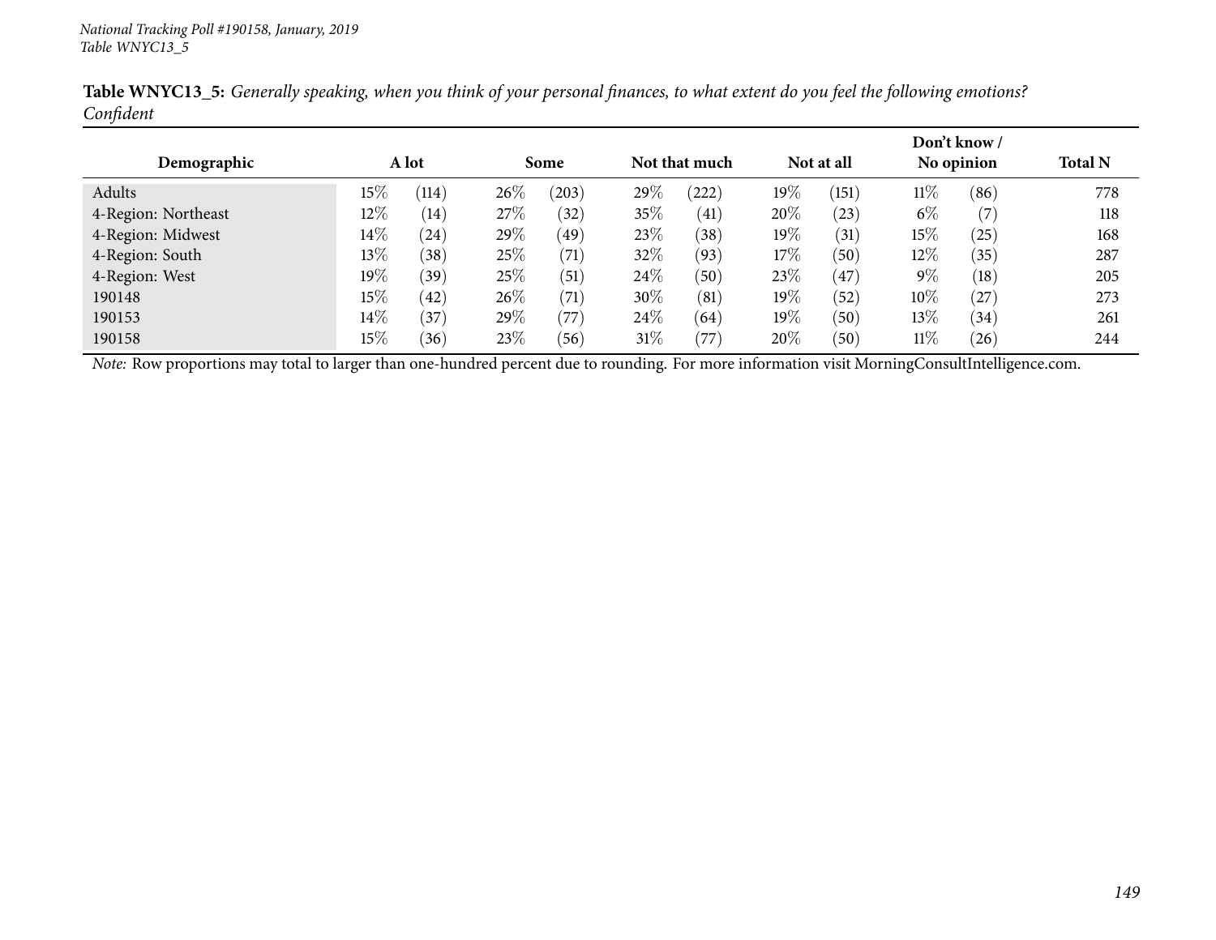**Table WNYC13_5:** *Generally speaking, when you think of your personal finances, to what extent do you feel the following emotions? Confident*

| Demographic | A lot | | Some | | Not that much | | Not at all | | Don't know / No opinion | | Total N |
|---|---|---|---|---|---|---|---|---|---|---|---|
| Adults | 15% | (114) | 26% | (203) | 29% | (222) | 19% | (151) | 11% | (86) | 778 |
| 4-Region: Northeast | 12% | (14) | 27% | (32) | 35% | (41) | 20% | (23) | 6% | (7) | 118 |
| 4-Region: Midwest | 14% | (24) | 29% | (49) | 23% | (38) | 19% | (31) | 15% | (25) | 168 |
| 4-Region: South | 13% | (38) | 25% | (71) | 32% | (93) | 17% | (50) | 12% | (35) | 287 |
| 4-Region: West | 19% | (39) | 25% | (51) | 24% | (50) | 23% | (47) | 9% | (18) | 205 |
| 190148 | 15% | (42) | 26% | (71) | 30% | (81) | 19% | (52) | 10% | (27) | 273 |
| 190153 | 14% | (37) | 29% | (77) | 24% | (64) | 19% | (50) | 13% | (34) | 261 |
| 190158 | 15% | (36) | 23% | (56) | 31% | (77) | 20% | (50) | 11% | (26) | 244 |

*Note:* Row proportions may total to larger than one-hundred percent due to rounding. For more information visit MorningConsultIntelligence.com.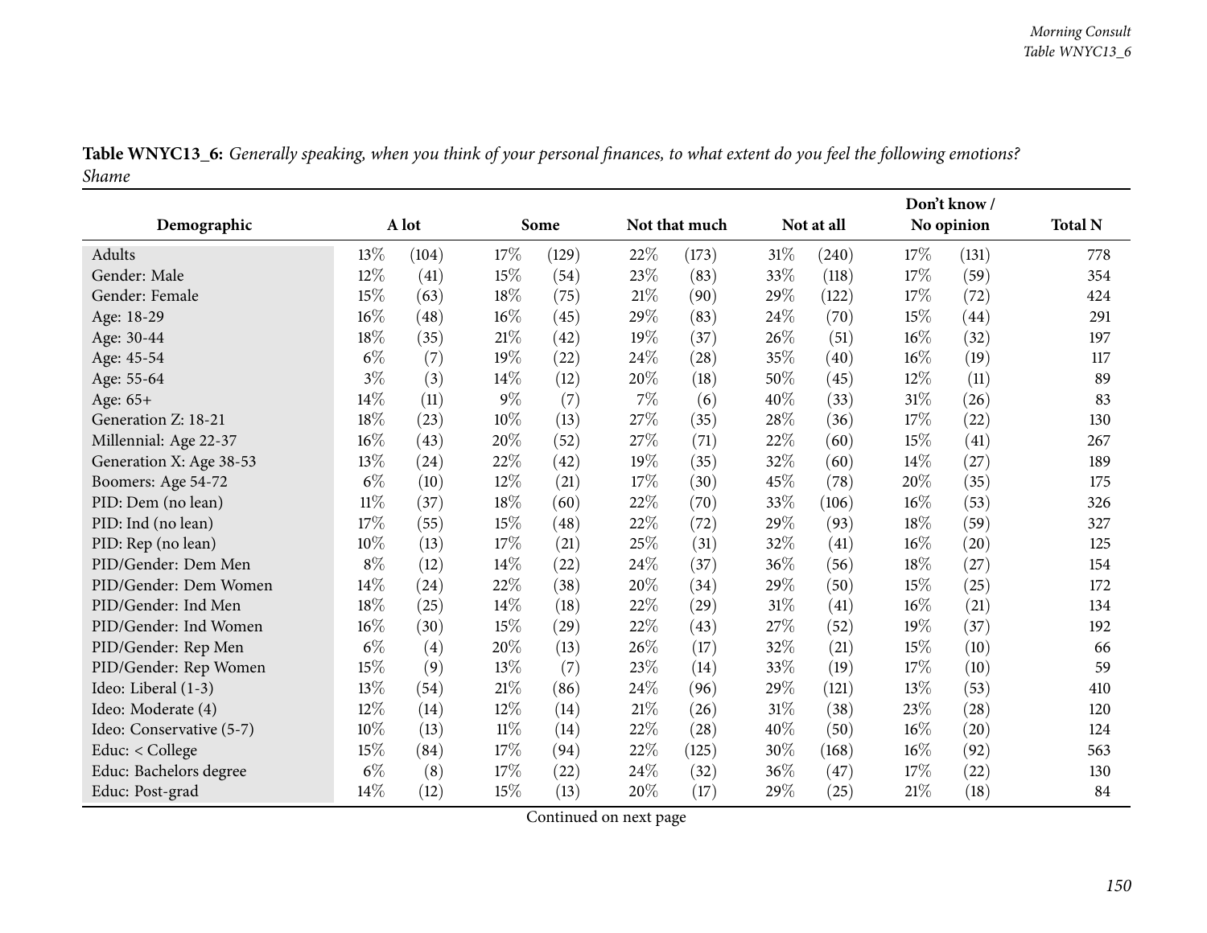**Table WNYC13_6:** *Generally speaking, when you think of your personal finances, to what extent do you feel the following emotions? Shame*

| Demographic | A lot | | Some | | Not that much | | Not at all | | Don't know / No opinion | | Total N |
|---|---|---|---|---|---|---|---|---|---|---|---|
| Adults | 13% | (104) | 17% | (129) | 22% | (173) | 31% | (240) | 17% | (131) | 778 |
| Gender: Male | 12% | (41) | 15% | (54) | 23% | (83) | 33% | (118) | 17% | (59) | 354 |
| Gender: Female | 15% | (63) | 18% | (75) | 21% | (90) | 29% | (122) | 17% | (72) | 424 |
| Age: 18-29 | 16% | (48) | 16% | (45) | 29% | (83) | 24% | (70) | 15% | (44) | 291 |
| Age: 30-44 | 18% | (35) | 21% | (42) | 19% | (37) | 26% | (51) | 16% | (32) | 197 |
| Age: 45-54 | 6% | (7) | 19% | (22) | 24% | (28) | 35% | (40) | 16% | (19) | 117 |
| Age: 55-64 | 3% | (3) | 14% | (12) | 20% | (18) | 50% | (45) | 12% | (11) | 89 |
| Age: 65+ | 14% | (11) | 9% | (7) | 7% | (6) | 40% | (33) | 31% | (26) | 83 |
| Generation Z: 18-21 | 18% | (23) | 10% | (13) | 27% | (35) | 28% | (36) | 17% | (22) | 130 |
| Millennial: Age 22-37 | 16% | (43) | 20% | (52) | 27% | (71) | 22% | (60) | 15% | (41) | 267 |
| Generation X: Age 38-53 | 13% | (24) | 22% | (42) | 19% | (35) | 32% | (60) | 14% | (27) | 189 |
| Boomers: Age 54-72 | 6% | (10) | 12% | (21) | 17% | (30) | 45% | (78) | 20% | (35) | 175 |
| PID: Dem (no lean) | 11% | (37) | 18% | (60) | 22% | (70) | 33% | (106) | 16% | (53) | 326 |
| PID: Ind (no lean) | 17% | (55) | 15% | (48) | 22% | (72) | 29% | (93) | 18% | (59) | 327 |
| PID: Rep (no lean) | 10% | (13) | 17% | (21) | 25% | (31) | 32% | (41) | 16% | (20) | 125 |
| PID/Gender: Dem Men | 8% | (12) | 14% | (22) | 24% | (37) | 36% | (56) | 18% | (27) | 154 |
| PID/Gender: Dem Women | 14% | (24) | 22% | (38) | 20% | (34) | 29% | (50) | 15% | (25) | 172 |
| PID/Gender: Ind Men | 18% | (25) | 14% | (18) | 22% | (29) | 31% | (41) | 16% | (21) | 134 |
| PID/Gender: Ind Women | 16% | (30) | 15% | (29) | 22% | (43) | 27% | (52) | 19% | (37) | 192 |
| PID/Gender: Rep Men | 6% | (4) | 20% | (13) | 26% | (17) | 32% | (21) | 15% | (10) | 66 |
| PID/Gender: Rep Women | 15% | (9) | 13% | (7) | 23% | (14) | 33% | (19) | 17% | (10) | 59 |
| Ideo: Liberal (1-3) | 13% | (54) | 21% | (86) | 24% | (96) | 29% | (121) | 13% | (53) | 410 |
| Ideo: Moderate (4) | 12% | (14) | 12% | (14) | 21% | (26) | 31% | (38) | 23% | (28) | 120 |
| Ideo: Conservative (5-7) | 10% | (13) | 11% | (14) | 22% | (28) | 40% | (50) | 16% | (20) | 124 |
| Educ: < College | 15% | (84) | 17% | (94) | 22% | (125) | 30% | (168) | 16% | (92) | 563 |
| Educ: Bachelors degree | 6% | (8) | 17% | (22) | 24% | (32) | 36% | (47) | 17% | (22) | 130 |
| Educ: Post-grad | 14% | (12) | 15% | (13) | 20% | (17) | 29% | (25) | 21% | (18) | 84 |

Continued on next page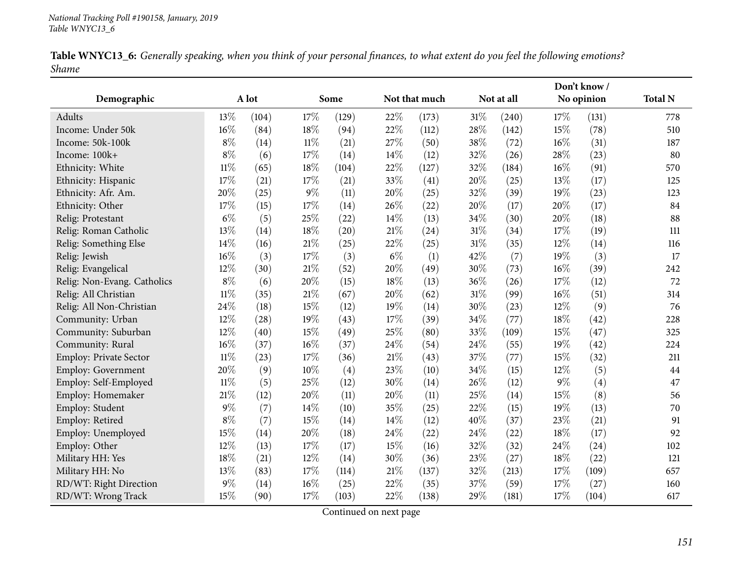**Table WNYC13_6:** *Generally speaking, when you think of your personal finances, to what extent do you feel the following emotions? Shame*

| Demographic | A lot | | Some | | Not that much | | Not at all | | Don't know / No opinion | | Total N |
|---|---|---|---|---|---|---|---|---|---|---|---|
| Adults | 13% | (104) | 17% | (129) | 22% | (173) | 31% | (240) | 17% | (131) | 778 |
| Income: Under 50k | 16% | (84) | 18% | (94) | 22% | (112) | 28% | (142) | 15% | (78) | 510 |
| Income: 50k-100k | 8% | (14) | 11% | (21) | 27% | (50) | 38% | (72) | 16% | (31) | 187 |
| Income: 100k+ | 8% | (6) | 17% | (14) | 14% | (12) | 32% | (26) | 28% | (23) | 80 |
| Ethnicity: White | 11% | (65) | 18% | (104) | 22% | (127) | 32% | (184) | 16% | (91) | 570 |
| Ethnicity: Hispanic | 17% | (21) | 17% | (21) | 33% | (41) | 20% | (25) | 13% | (17) | 125 |
| Ethnicity: Afr. Am. | 20% | (25) | 9% | (11) | 20% | (25) | 32% | (39) | 19% | (23) | 123 |
| Ethnicity: Other | 17% | (15) | 17% | (14) | 26% | (22) | 20% | (17) | 20% | (17) | 84 |
| Relig: Protestant | 6% | (5) | 25% | (22) | 14% | (13) | 34% | (30) | 20% | (18) | 88 |
| Relig: Roman Catholic | 13% | (14) | 18% | (20) | 21% | (24) | 31% | (34) | 17% | (19) | 111 |
| Relig: Something Else | 14% | (16) | 21% | (25) | 22% | (25) | 31% | (35) | 12% | (14) | 116 |
| Relig: Jewish | 16% | (3) | 17% | (3) | 6% | (1) | 42% | (7) | 19% | (3) | 17 |
| Relig: Evangelical | 12% | (30) | 21% | (52) | 20% | (49) | 30% | (73) | 16% | (39) | 242 |
| Relig: Non-Evang. Catholics | 8% | (6) | 20% | (15) | 18% | (13) | 36% | (26) | 17% | (12) | 72 |
| Relig: All Christian | 11% | (35) | 21% | (67) | 20% | (62) | 31% | (99) | 16% | (51) | 314 |
| Relig: All Non-Christian | 24% | (18) | 15% | (12) | 19% | (14) | 30% | (23) | 12% | (9) | 76 |
| Community: Urban | 12% | (28) | 19% | (43) | 17% | (39) | 34% | (77) | 18% | (42) | 228 |
| Community: Suburban | 12% | (40) | 15% | (49) | 25% | (80) | 33% | (109) | 15% | (47) | 325 |
| Community: Rural | 16% | (37) | 16% | (37) | 24% | (54) | 24% | (55) | 19% | (42) | 224 |
| Employ: Private Sector | 11% | (23) | 17% | (36) | 21% | (43) | 37% | (77) | 15% | (32) | 211 |
| Employ: Government | 20% | (9) | 10% | (4) | 23% | (10) | 34% | (15) | 12% | (5) | 44 |
| Employ: Self-Employed | 11% | (5) | 25% | (12) | 30% | (14) | 26% | (12) | 9% | (4) | 47 |
| Employ: Homemaker | 21% | (12) | 20% | (11) | 20% | (11) | 25% | (14) | 15% | (8) | 56 |
| Employ: Student | 9% | (7) | 14% | (10) | 35% | (25) | 22% | (15) | 19% | (13) | 70 |
| Employ: Retired | 8% | (7) | 15% | (14) | 14% | (12) | 40% | (37) | 23% | (21) | 91 |
| Employ: Unemployed | 15% | (14) | 20% | (18) | 24% | (22) | 24% | (22) | 18% | (17) | 92 |
| Employ: Other | 12% | (13) | 17% | (17) | 15% | (16) | 32% | (32) | 24% | (24) | 102 |
| Military HH: Yes | 18% | (21) | 12% | (14) | 30% | (36) | 23% | (27) | 18% | (22) | 121 |
| Military HH: No | 13% | (83) | 17% | (114) | 21% | (137) | 32% | (213) | 17% | (109) | 657 |
| RD/WT: Right Direction | 9% | (14) | 16% | (25) | 22% | (35) | 37% | (59) | 17% | (27) | 160 |
| RD/WT: Wrong Track | 15% | (90) | 17% | (103) | 22% | (138) | 29% | (181) | 17% | (104) | 617 |

Continued on next page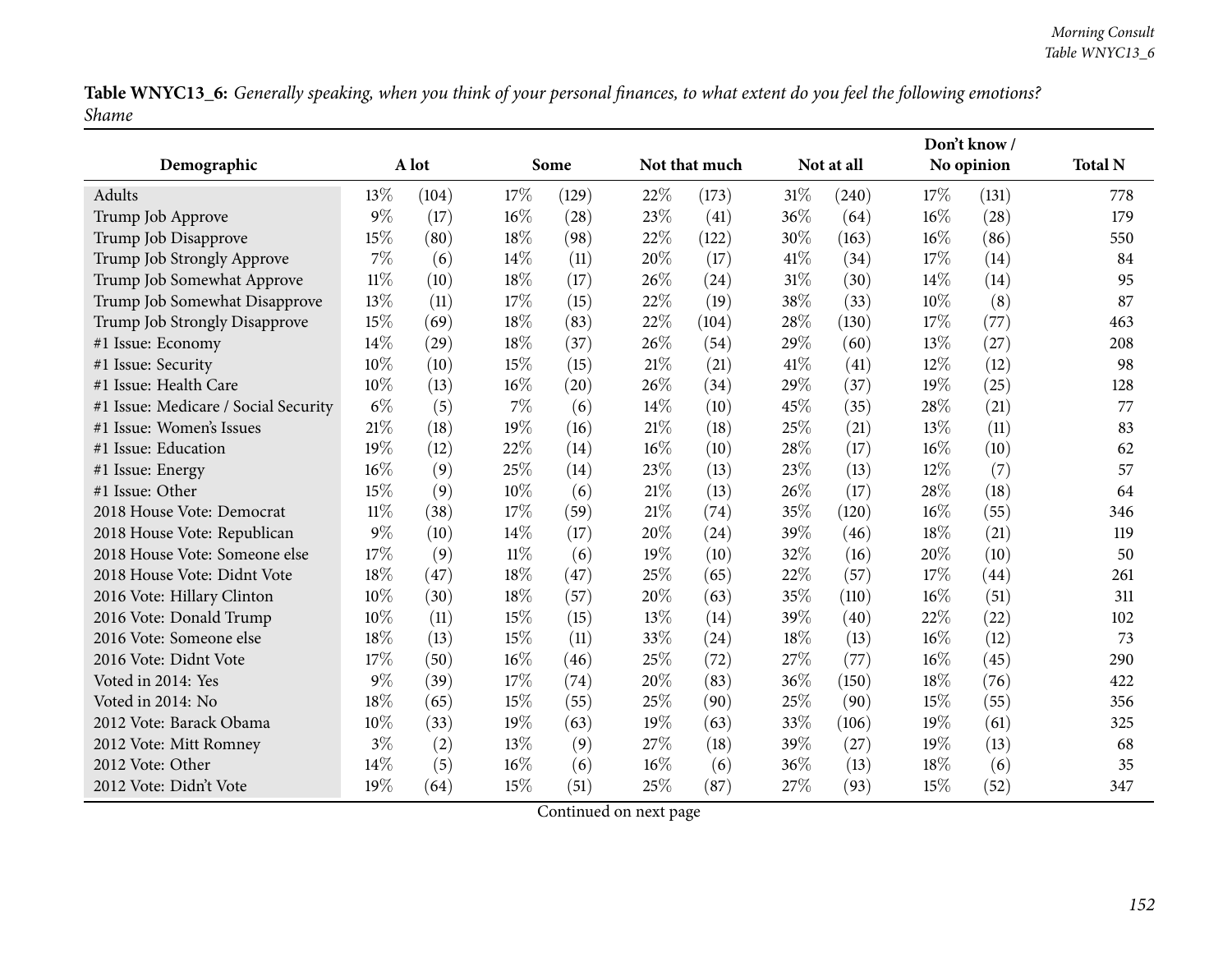**Table WNYC13_6:** *Generally speaking, when you think of your personal finances, to what extent do you feel the following emotions? Shame*

| Demographic | A lot | | Some | | Not that much | | Not at all | | Don't know / No opinion | | Total N |
|---|---|---|---|---|---|---|---|---|---|---|---|
| Adults | 13% | (104) | 17% | (129) | 22% | (173) | 31% | (240) | 17% | (131) | 778 |
| Trump Job Approve | 9% | (17) | 16% | (28) | 23% | (41) | 36% | (64) | 16% | (28) | 179 |
| Trump Job Disapprove | 15% | (80) | 18% | (98) | 22% | (122) | 30% | (163) | 16% | (86) | 550 |
| Trump Job Strongly Approve | 7% | (6) | 14% | (11) | 20% | (17) | 41% | (34) | 17% | (14) | 84 |
| Trump Job Somewhat Approve | 11% | (10) | 18% | (17) | 26% | (24) | 31% | (30) | 14% | (14) | 95 |
| Trump Job Somewhat Disapprove | 13% | (11) | 17% | (15) | 22% | (19) | 38% | (33) | 10% | (8) | 87 |
| Trump Job Strongly Disapprove | 15% | (69) | 18% | (83) | 22% | (104) | 28% | (130) | 17% | (77) | 463 |
| #1 Issue: Economy | 14% | (29) | 18% | (37) | 26% | (54) | 29% | (60) | 13% | (27) | 208 |
| #1 Issue: Security | 10% | (10) | 15% | (15) | 21% | (21) | 41% | (41) | 12% | (12) | 98 |
| #1 Issue: Health Care | 10% | (13) | 16% | (20) | 26% | (34) | 29% | (37) | 19% | (25) | 128 |
| #1 Issue: Medicare / Social Security | 6% | (5) | 7% | (6) | 14% | (10) | 45% | (35) | 28% | (21) | 77 |
| #1 Issue: Women's Issues | 21% | (18) | 19% | (16) | 21% | (18) | 25% | (21) | 13% | (11) | 83 |
| #1 Issue: Education | 19% | (12) | 22% | (14) | 16% | (10) | 28% | (17) | 16% | (10) | 62 |
| #1 Issue: Energy | 16% | (9) | 25% | (14) | 23% | (13) | 23% | (13) | 12% | (7) | 57 |
| #1 Issue: Other | 15% | (9) | 10% | (6) | 21% | (13) | 26% | (17) | 28% | (18) | 64 |
| 2018 House Vote: Democrat | 11% | (38) | 17% | (59) | 21% | (74) | 35% | (120) | 16% | (55) | 346 |
| 2018 House Vote: Republican | 9% | (10) | 14% | (17) | 20% | (24) | 39% | (46) | 18% | (21) | 119 |
| 2018 House Vote: Someone else | 17% | (9) | 11% | (6) | 19% | (10) | 32% | (16) | 20% | (10) | 50 |
| 2018 House Vote: Didnt Vote | 18% | (47) | 18% | (47) | 25% | (65) | 22% | (57) | 17% | (44) | 261 |
| 2016 Vote: Hillary Clinton | 10% | (30) | 18% | (57) | 20% | (63) | 35% | (110) | 16% | (51) | 311 |
| 2016 Vote: Donald Trump | 10% | (11) | 15% | (15) | 13% | (14) | 39% | (40) | 22% | (22) | 102 |
| 2016 Vote: Someone else | 18% | (13) | 15% | (11) | 33% | (24) | 18% | (13) | 16% | (12) | 73 |
| 2016 Vote: Didnt Vote | 17% | (50) | 16% | (46) | 25% | (72) | 27% | (77) | 16% | (45) | 290 |
| Voted in 2014: Yes | 9% | (39) | 17% | (74) | 20% | (83) | 36% | (150) | 18% | (76) | 422 |
| Voted in 2014: No | 18% | (65) | 15% | (55) | 25% | (90) | 25% | (90) | 15% | (55) | 356 |
| 2012 Vote: Barack Obama | 10% | (33) | 19% | (63) | 19% | (63) | 33% | (106) | 19% | (61) | 325 |
| 2012 Vote: Mitt Romney | 3% | (2) | 13% | (9) | 27% | (18) | 39% | (27) | 19% | (13) | 68 |
| 2012 Vote: Other | 14% | (5) | 16% | (6) | 16% | (6) | 36% | (13) | 18% | (6) | 35 |
| 2012 Vote: Didn't Vote | 19% | (64) | 15% | (51) | 25% | (87) | 27% | (93) | 15% | (52) | 347 |

Continued on next page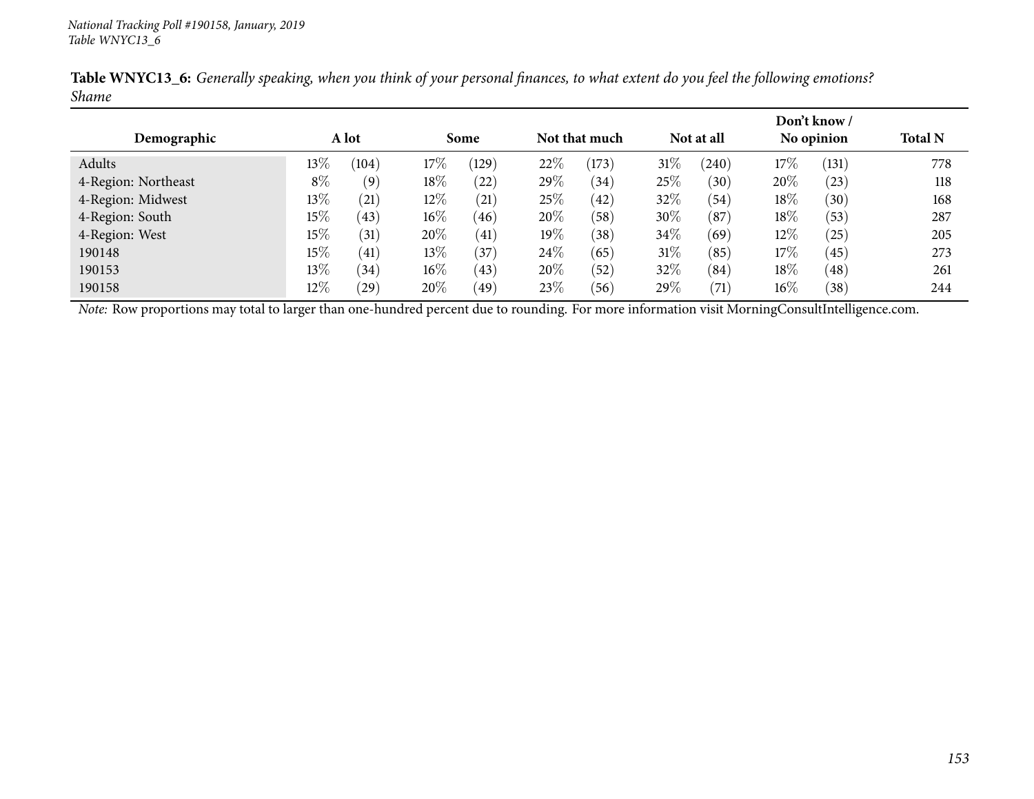**Table WNYC13_6:** *Generally speaking, when you think of your personal finances, to what extent do you feel the following emotions? Shame*

| Demographic | A lot | | Some | | Not that much | | Not at all | | Don't know / No opinion | | Total N |
|---|---|---|---|---|---|---|---|---|---|---|---|
| Adults | 13% | (104) | 17% | (129) | 22% | (173) | 31% | (240) | 17% | (131) | 778 |
| 4-Region: Northeast | 8% | (9) | 18% | (22) | 29% | (34) | 25% | (30) | 20% | (23) | 118 |
| 4-Region: Midwest | 13% | (21) | 12% | (21) | 25% | (42) | 32% | (54) | 18% | (30) | 168 |
| 4-Region: South | 15% | (43) | 16% | (46) | 20% | (58) | 30% | (87) | 18% | (53) | 287 |
| 4-Region: West | 15% | (31) | 20% | (41) | 19% | (38) | 34% | (69) | 12% | (25) | 205 |
| 190148 | 15% | (41) | 13% | (37) | 24% | (65) | 31% | (85) | 17% | (45) | 273 |
| 190153 | 13% | (34) | 16% | (43) | 20% | (52) | 32% | (84) | 18% | (48) | 261 |
| 190158 | 12% | (29) | 20% | (49) | 23% | (56) | 29% | (71) | 16% | (38) | 244 |

*Note:* Row proportions may total to larger than one-hundred percent due to rounding. For more information visit MorningConsultIntelligence.com.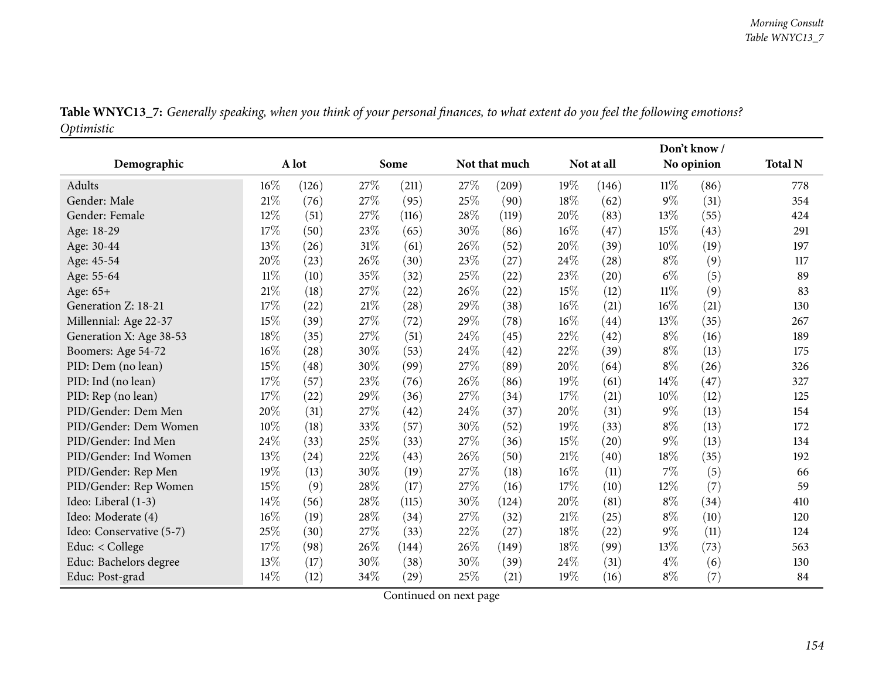**Table WNYC13_7:** *Generally speaking, when you think of your personal finances, to what extent do you feel the following emotions? Optimistic*

| Demographic | A lot | | Some | | Not that much | | Not at all | | Don't know / No opinion | | Total N |
|---|---|---|---|---|---|---|---|---|---|---|---|
| Adults | 16% | (126) | 27% | (211) | 27% | (209) | 19% | (146) | 11% | (86) | 778 |
| Gender: Male | 21% | (76) | 27% | (95) | 25% | (90) | 18% | (62) | 9% | (31) | 354 |
| Gender: Female | 12% | (51) | 27% | (116) | 28% | (119) | 20% | (83) | 13% | (55) | 424 |
| Age: 18-29 | 17% | (50) | 23% | (65) | 30% | (86) | 16% | (47) | 15% | (43) | 291 |
| Age: 30-44 | 13% | (26) | 31% | (61) | 26% | (52) | 20% | (39) | 10% | (19) | 197 |
| Age: 45-54 | 20% | (23) | 26% | (30) | 23% | (27) | 24% | (28) | 8% | (9) | 117 |
| Age: 55-64 | 11% | (10) | 35% | (32) | 25% | (22) | 23% | (20) | 6% | (5) | 89 |
| Age: 65+ | 21% | (18) | 27% | (22) | 26% | (22) | 15% | (12) | 11% | (9) | 83 |
| Generation Z: 18-21 | 17% | (22) | 21% | (28) | 29% | (38) | 16% | (21) | 16% | (21) | 130 |
| Millennial: Age 22-37 | 15% | (39) | 27% | (72) | 29% | (78) | 16% | (44) | 13% | (35) | 267 |
| Generation X: Age 38-53 | 18% | (35) | 27% | (51) | 24% | (45) | 22% | (42) | 8% | (16) | 189 |
| Boomers: Age 54-72 | 16% | (28) | 30% | (53) | 24% | (42) | 22% | (39) | 8% | (13) | 175 |
| PID: Dem (no lean) | 15% | (48) | 30% | (99) | 27% | (89) | 20% | (64) | 8% | (26) | 326 |
| PID: Ind (no lean) | 17% | (57) | 23% | (76) | 26% | (86) | 19% | (61) | 14% | (47) | 327 |
| PID: Rep (no lean) | 17% | (22) | 29% | (36) | 27% | (34) | 17% | (21) | 10% | (12) | 125 |
| PID/Gender: Dem Men | 20% | (31) | 27% | (42) | 24% | (37) | 20% | (31) | 9% | (13) | 154 |
| PID/Gender: Dem Women | 10% | (18) | 33% | (57) | 30% | (52) | 19% | (33) | 8% | (13) | 172 |
| PID/Gender: Ind Men | 24% | (33) | 25% | (33) | 27% | (36) | 15% | (20) | 9% | (13) | 134 |
| PID/Gender: Ind Women | 13% | (24) | 22% | (43) | 26% | (50) | 21% | (40) | 18% | (35) | 192 |
| PID/Gender: Rep Men | 19% | (13) | 30% | (19) | 27% | (18) | 16% | (11) | 7% | (5) | 66 |
| PID/Gender: Rep Women | 15% | (9) | 28% | (17) | 27% | (16) | 17% | (10) | 12% | (7) | 59 |
| Ideo: Liberal (1-3) | 14% | (56) | 28% | (115) | 30% | (124) | 20% | (81) | 8% | (34) | 410 |
| Ideo: Moderate (4) | 16% | (19) | 28% | (34) | 27% | (32) | 21% | (25) | 8% | (10) | 120 |
| Ideo: Conservative (5-7) | 25% | (30) | 27% | (33) | 22% | (27) | 18% | (22) | 9% | (11) | 124 |
| Educ: < College | 17% | (98) | 26% | (144) | 26% | (149) | 18% | (99) | 13% | (73) | 563 |
| Educ: Bachelors degree | 13% | (17) | 30% | (38) | 30% | (39) | 24% | (31) | 4% | (6) | 130 |
| Educ: Post-grad | 14% | (12) | 34% | (29) | 25% | (21) | 19% | (16) | 8% | (7) | 84 |

Continued on next page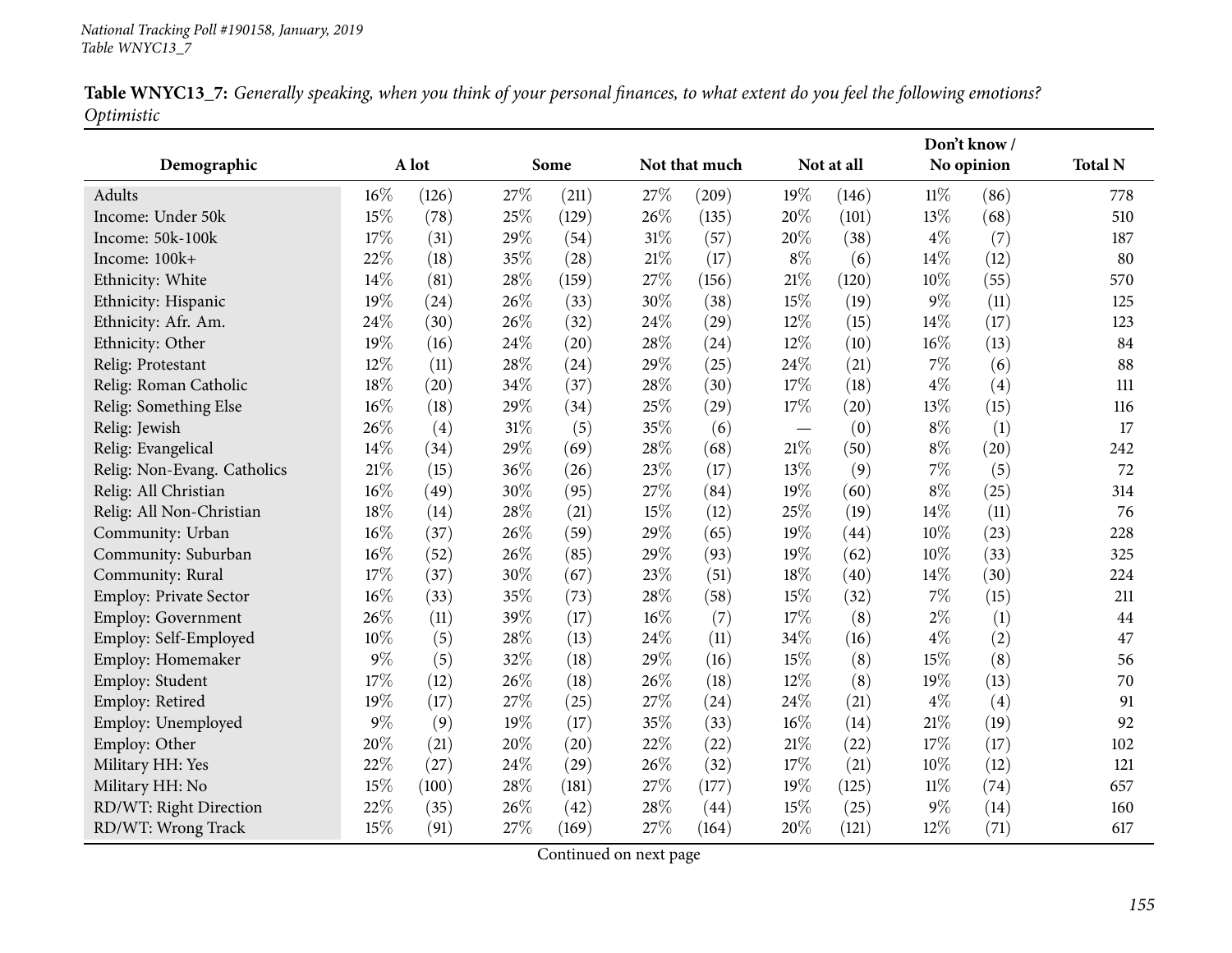**Table WNYC13_7:** *Generally speaking, when you think of your personal finances, to what extent do you feel the following emotions? Optimistic*

| Demographic | A lot | | Some | | Not that much | | Not at all | | Don't know / No opinion | | Total N |
|---|---|---|---|---|---|---|---|---|---|---|---|
| Adults | 16% | (126) | 27% | (211) | 27% | (209) | 19% | (146) | 11% | (86) | 778 |
| Income: Under 50k | 15% | (78) | 25% | (129) | 26% | (135) | 20% | (101) | 13% | (68) | 510 |
| Income: 50k-100k | 17% | (31) | 29% | (54) | 31% | (57) | 20% | (38) | 4% | (7) | 187 |
| Income: 100k+ | 22% | (18) | 35% | (28) | 21% | (17) | 8% | (6) | 14% | (12) | 80 |
| Ethnicity: White | 14% | (81) | 28% | (159) | 27% | (156) | 21% | (120) | 10% | (55) | 570 |
| Ethnicity: Hispanic | 19% | (24) | 26% | (33) | 30% | (38) | 15% | (19) | 9% | (11) | 125 |
| Ethnicity: Afr. Am. | 24% | (30) | 26% | (32) | 24% | (29) | 12% | (15) | 14% | (17) | 123 |
| Ethnicity: Other | 19% | (16) | 24% | (20) | 28% | (24) | 12% | (10) | 16% | (13) | 84 |
| Relig: Protestant | 12% | (11) | 28% | (24) | 29% | (25) | 24% | (21) | 7% | (6) | 88 |
| Relig: Roman Catholic | 18% | (20) | 34% | (37) | 28% | (30) | 17% | (18) | 4% | (4) | 111 |
| Relig: Something Else | 16% | (18) | 29% | (34) | 25% | (29) | 17% | (20) | 13% | (15) | 116 |
| Relig: Jewish | 26% | (4) | 31% | (5) | 35% | (6) | — | (0) | 8% | (1) | 17 |
| Relig: Evangelical | 14% | (34) | 29% | (69) | 28% | (68) | 21% | (50) | 8% | (20) | 242 |
| Relig: Non-Evang. Catholics | 21% | (15) | 36% | (26) | 23% | (17) | 13% | (9) | 7% | (5) | 72 |
| Relig: All Christian | 16% | (49) | 30% | (95) | 27% | (84) | 19% | (60) | 8% | (25) | 314 |
| Relig: All Non-Christian | 18% | (14) | 28% | (21) | 15% | (12) | 25% | (19) | 14% | (11) | 76 |
| Community: Urban | 16% | (37) | 26% | (59) | 29% | (65) | 19% | (44) | 10% | (23) | 228 |
| Community: Suburban | 16% | (52) | 26% | (85) | 29% | (93) | 19% | (62) | 10% | (33) | 325 |
| Community: Rural | 17% | (37) | 30% | (67) | 23% | (51) | 18% | (40) | 14% | (30) | 224 |
| Employ: Private Sector | 16% | (33) | 35% | (73) | 28% | (58) | 15% | (32) | 7% | (15) | 211 |
| Employ: Government | 26% | (11) | 39% | (17) | 16% | (7) | 17% | (8) | 2% | (1) | 44 |
| Employ: Self-Employed | 10% | (5) | 28% | (13) | 24% | (11) | 34% | (16) | 4% | (2) | 47 |
| Employ: Homemaker | 9% | (5) | 32% | (18) | 29% | (16) | 15% | (8) | 15% | (8) | 56 |
| Employ: Student | 17% | (12) | 26% | (18) | 26% | (18) | 12% | (8) | 19% | (13) | 70 |
| Employ: Retired | 19% | (17) | 27% | (25) | 27% | (24) | 24% | (21) | 4% | (4) | 91 |
| Employ: Unemployed | 9% | (9) | 19% | (17) | 35% | (33) | 16% | (14) | 21% | (19) | 92 |
| Employ: Other | 20% | (21) | 20% | (20) | 22% | (22) | 21% | (22) | 17% | (17) | 102 |
| Military HH: Yes | 22% | (27) | 24% | (29) | 26% | (32) | 17% | (21) | 10% | (12) | 121 |
| Military HH: No | 15% | (100) | 28% | (181) | 27% | (177) | 19% | (125) | 11% | (74) | 657 |
| RD/WT: Right Direction | 22% | (35) | 26% | (42) | 28% | (44) | 15% | (25) | 9% | (14) | 160 |
| RD/WT: Wrong Track | 15% | (91) | 27% | (169) | 27% | (164) | 20% | (121) | 12% | (71) | 617 |

Continued on next page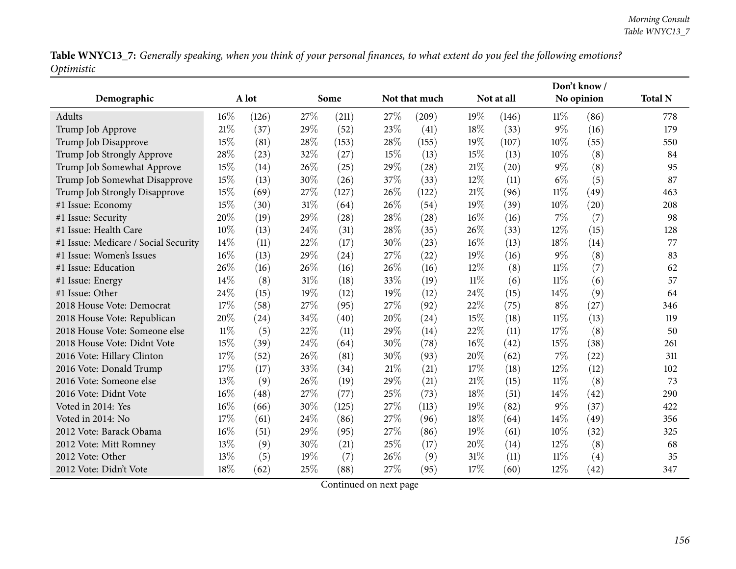**Table WNYC13_7:** *Generally speaking, when you think of your personal finances, to what extent do you feel the following emotions? Optimistic*

| Demographic | A lot | | Some | | Not that much | | Not at all | | Don't know / No opinion | | Total N |
|---|---|---|---|---|---|---|---|---|---|---|---|
| Adults | 16% | (126) | 27% | (211) | 27% | (209) | 19% | (146) | 11% | (86) | 778 |
| Trump Job Approve | 21% | (37) | 29% | (52) | 23% | (41) | 18% | (33) | 9% | (16) | 179 |
| Trump Job Disapprove | 15% | (81) | 28% | (153) | 28% | (155) | 19% | (107) | 10% | (55) | 550 |
| Trump Job Strongly Approve | 28% | (23) | 32% | (27) | 15% | (13) | 15% | (13) | 10% | (8) | 84 |
| Trump Job Somewhat Approve | 15% | (14) | 26% | (25) | 29% | (28) | 21% | (20) | 9% | (8) | 95 |
| Trump Job Somewhat Disapprove | 15% | (13) | 30% | (26) | 37% | (33) | 12% | (11) | 6% | (5) | 87 |
| Trump Job Strongly Disapprove | 15% | (69) | 27% | (127) | 26% | (122) | 21% | (96) | 11% | (49) | 463 |
| #1 Issue: Economy | 15% | (30) | 31% | (64) | 26% | (54) | 19% | (39) | 10% | (20) | 208 |
| #1 Issue: Security | 20% | (19) | 29% | (28) | 28% | (28) | 16% | (16) | 7% | (7) | 98 |
| #1 Issue: Health Care | 10% | (13) | 24% | (31) | 28% | (35) | 26% | (33) | 12% | (15) | 128 |
| #1 Issue: Medicare / Social Security | 14% | (11) | 22% | (17) | 30% | (23) | 16% | (13) | 18% | (14) | 77 |
| #1 Issue: Women's Issues | 16% | (13) | 29% | (24) | 27% | (22) | 19% | (16) | 9% | (8) | 83 |
| #1 Issue: Education | 26% | (16) | 26% | (16) | 26% | (16) | 12% | (8) | 11% | (7) | 62 |
| #1 Issue: Energy | 14% | (8) | 31% | (18) | 33% | (19) | 11% | (6) | 11% | (6) | 57 |
| #1 Issue: Other | 24% | (15) | 19% | (12) | 19% | (12) | 24% | (15) | 14% | (9) | 64 |
| 2018 House Vote: Democrat | 17% | (58) | 27% | (95) | 27% | (92) | 22% | (75) | 8% | (27) | 346 |
| 2018 House Vote: Republican | 20% | (24) | 34% | (40) | 20% | (24) | 15% | (18) | 11% | (13) | 119 |
| 2018 House Vote: Someone else | 11% | (5) | 22% | (11) | 29% | (14) | 22% | (11) | 17% | (8) | 50 |
| 2018 House Vote: Didnt Vote | 15% | (39) | 24% | (64) | 30% | (78) | 16% | (42) | 15% | (38) | 261 |
| 2016 Vote: Hillary Clinton | 17% | (52) | 26% | (81) | 30% | (93) | 20% | (62) | 7% | (22) | 311 |
| 2016 Vote: Donald Trump | 17% | (17) | 33% | (34) | 21% | (21) | 17% | (18) | 12% | (12) | 102 |
| 2016 Vote: Someone else | 13% | (9) | 26% | (19) | 29% | (21) | 21% | (15) | 11% | (8) | 73 |
| 2016 Vote: Didnt Vote | 16% | (48) | 27% | (77) | 25% | (73) | 18% | (51) | 14% | (42) | 290 |
| Voted in 2014: Yes | 16% | (66) | 30% | (125) | 27% | (113) | 19% | (82) | 9% | (37) | 422 |
| Voted in 2014: No | 17% | (61) | 24% | (86) | 27% | (96) | 18% | (64) | 14% | (49) | 356 |
| 2012 Vote: Barack Obama | 16% | (51) | 29% | (95) | 27% | (86) | 19% | (61) | 10% | (32) | 325 |
| 2012 Vote: Mitt Romney | 13% | (9) | 30% | (21) | 25% | (17) | 20% | (14) | 12% | (8) | 68 |
| 2012 Vote: Other | 13% | (5) | 19% | (7) | 26% | (9) | 31% | (11) | 11% | (4) | 35 |
| 2012 Vote: Didn't Vote | 18% | (62) | 25% | (88) | 27% | (95) | 17% | (60) | 12% | (42) | 347 |

Continued on next page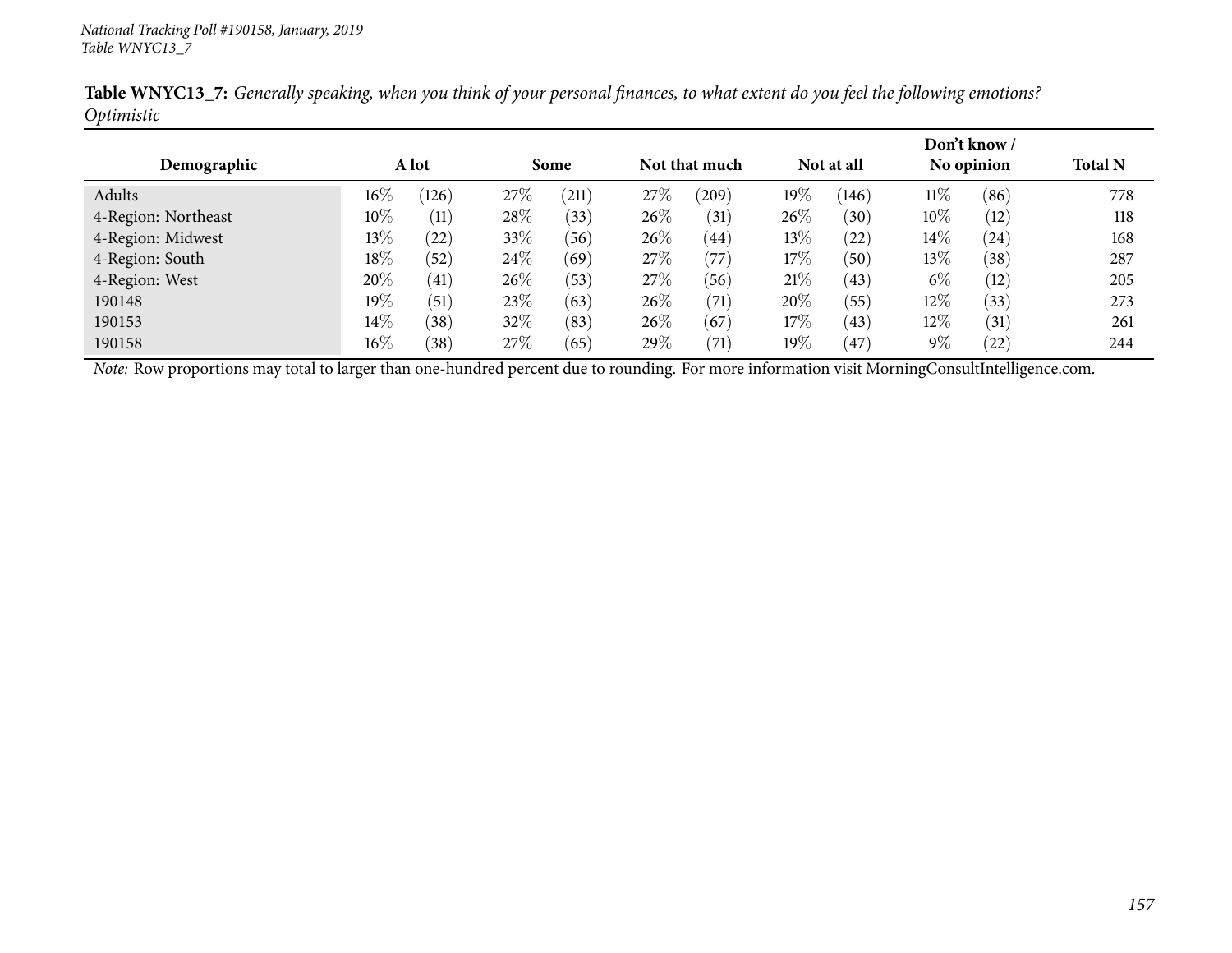*National Tracking Poll #190158, January, 2019*
*Table WNYC13_7*

**Table WNYC13_7:** *Generally speaking, when you think of your personal finances, to what extent do you feel the following emotions? Optimistic*

| Demographic | A lot | | Some | | Not that much | | Not at all | | Don't know / No opinion | | Total N |
|---|---|---|---|---|---|---|---|---|---|---|---|
| Adults | 16% | (126) | 27% | (211) | 27% | (209) | 19% | (146) | 11% | (86) | 778 |
| 4-Region: Northeast | 10% | (11) | 28% | (33) | 26% | (31) | 26% | (30) | 10% | (12) | 118 |
| 4-Region: Midwest | 13% | (22) | 33% | (56) | 26% | (44) | 13% | (22) | 14% | (24) | 168 |
| 4-Region: South | 18% | (52) | 24% | (69) | 27% | (77) | 17% | (50) | 13% | (38) | 287 |
| 4-Region: West | 20% | (41) | 26% | (53) | 27% | (56) | 21% | (43) | 6% | (12) | 205 |
| 190148 | 19% | (51) | 23% | (63) | 26% | (71) | 20% | (55) | 12% | (33) | 273 |
| 190153 | 14% | (38) | 32% | (83) | 26% | (67) | 17% | (43) | 12% | (31) | 261 |
| 190158 | 16% | (38) | 27% | (65) | 29% | (71) | 19% | (47) | 9% | (22) | 244 |

*Note:* Row proportions may total to larger than one-hundred percent due to rounding. For more information visit MorningConsultIntelligence.com.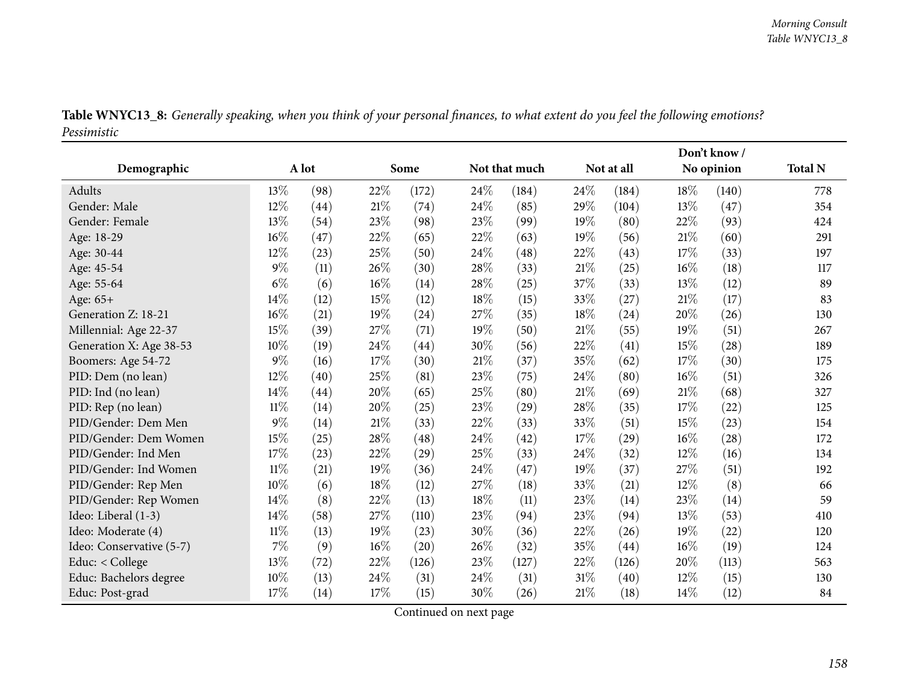**Table WNYC13_8:** *Generally speaking, when you think of your personal finances, to what extent do you feel the following emotions? Pessimistic*

| Demographic | A lot | | Some | | Not that much | | Not at all | | Don't know / No opinion | | Total N |
|---|---|---|---|---|---|---|---|---|---|---|---|
| Adults | 13% | (98) | 22% | (172) | 24% | (184) | 24% | (184) | 18% | (140) | 778 |
| Gender: Male | 12% | (44) | 21% | (74) | 24% | (85) | 29% | (104) | 13% | (47) | 354 |
| Gender: Female | 13% | (54) | 23% | (98) | 23% | (99) | 19% | (80) | 22% | (93) | 424 |
| Age: 18-29 | 16% | (47) | 22% | (65) | 22% | (63) | 19% | (56) | 21% | (60) | 291 |
| Age: 30-44 | 12% | (23) | 25% | (50) | 24% | (48) | 22% | (43) | 17% | (33) | 197 |
| Age: 45-54 | 9% | (11) | 26% | (30) | 28% | (33) | 21% | (25) | 16% | (18) | 117 |
| Age: 55-64 | 6% | (6) | 16% | (14) | 28% | (25) | 37% | (33) | 13% | (12) | 89 |
| Age: 65+ | 14% | (12) | 15% | (12) | 18% | (15) | 33% | (27) | 21% | (17) | 83 |
| Generation Z: 18-21 | 16% | (21) | 19% | (24) | 27% | (35) | 18% | (24) | 20% | (26) | 130 |
| Millennial: Age 22-37 | 15% | (39) | 27% | (71) | 19% | (50) | 21% | (55) | 19% | (51) | 267 |
| Generation X: Age 38-53 | 10% | (19) | 24% | (44) | 30% | (56) | 22% | (41) | 15% | (28) | 189 |
| Boomers: Age 54-72 | 9% | (16) | 17% | (30) | 21% | (37) | 35% | (62) | 17% | (30) | 175 |
| PID: Dem (no lean) | 12% | (40) | 25% | (81) | 23% | (75) | 24% | (80) | 16% | (51) | 326 |
| PID: Ind (no lean) | 14% | (44) | 20% | (65) | 25% | (80) | 21% | (69) | 21% | (68) | 327 |
| PID: Rep (no lean) | 11% | (14) | 20% | (25) | 23% | (29) | 28% | (35) | 17% | (22) | 125 |
| PID/Gender: Dem Men | 9% | (14) | 21% | (33) | 22% | (33) | 33% | (51) | 15% | (23) | 154 |
| PID/Gender: Dem Women | 15% | (25) | 28% | (48) | 24% | (42) | 17% | (29) | 16% | (28) | 172 |
| PID/Gender: Ind Men | 17% | (23) | 22% | (29) | 25% | (33) | 24% | (32) | 12% | (16) | 134 |
| PID/Gender: Ind Women | 11% | (21) | 19% | (36) | 24% | (47) | 19% | (37) | 27% | (51) | 192 |
| PID/Gender: Rep Men | 10% | (6) | 18% | (12) | 27% | (18) | 33% | (21) | 12% | (8) | 66 |
| PID/Gender: Rep Women | 14% | (8) | 22% | (13) | 18% | (11) | 23% | (14) | 23% | (14) | 59 |
| Ideo: Liberal (1-3) | 14% | (58) | 27% | (110) | 23% | (94) | 23% | (94) | 13% | (53) | 410 |
| Ideo: Moderate (4) | 11% | (13) | 19% | (23) | 30% | (36) | 22% | (26) | 19% | (22) | 120 |
| Ideo: Conservative (5-7) | 7% | (9) | 16% | (20) | 26% | (32) | 35% | (44) | 16% | (19) | 124 |
| Educ: < College | 13% | (72) | 22% | (126) | 23% | (127) | 22% | (126) | 20% | (113) | 563 |
| Educ: Bachelors degree | 10% | (13) | 24% | (31) | 24% | (31) | 31% | (40) | 12% | (15) | 130 |
| Educ: Post-grad | 17% | (14) | 17% | (15) | 30% | (26) | 21% | (18) | 14% | (12) | 84 |

Continued on next page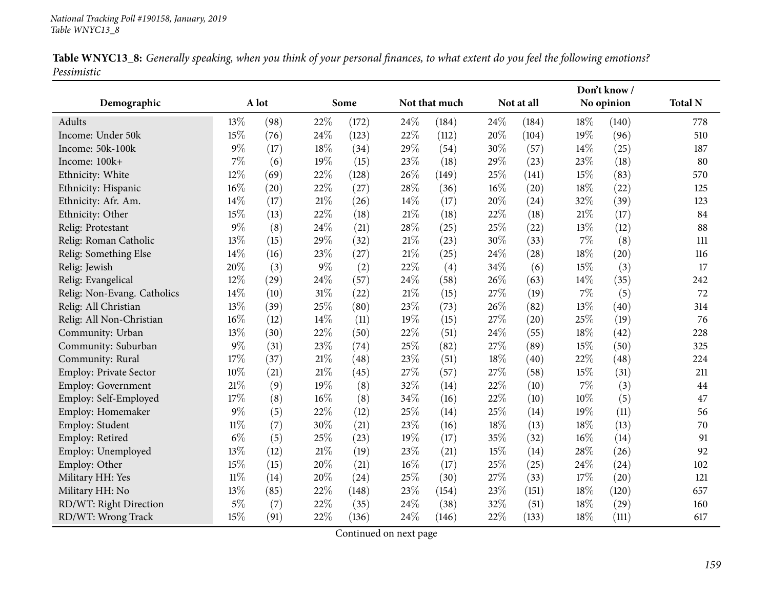**Table WNYC13_8:** *Generally speaking, when you think of your personal finances, to what extent do you feel the following emotions? Pessimistic*

| Demographic | A lot | | Some | | Not that much | | Not at all | | Don't know / No opinion | | Total N |
|---|---|---|---|---|---|---|---|---|---|---|---|
| Adults | 13% | (98) | 22% | (172) | 24% | (184) | 24% | (184) | 18% | (140) | 778 |
| Income: Under 50k | 15% | (76) | 24% | (123) | 22% | (112) | 20% | (104) | 19% | (96) | 510 |
| Income: 50k-100k | 9% | (17) | 18% | (34) | 29% | (54) | 30% | (57) | 14% | (25) | 187 |
| Income: 100k+ | 7% | (6) | 19% | (15) | 23% | (18) | 29% | (23) | 23% | (18) | 80 |
| Ethnicity: White | 12% | (69) | 22% | (128) | 26% | (149) | 25% | (141) | 15% | (83) | 570 |
| Ethnicity: Hispanic | 16% | (20) | 22% | (27) | 28% | (36) | 16% | (20) | 18% | (22) | 125 |
| Ethnicity: Afr. Am. | 14% | (17) | 21% | (26) | 14% | (17) | 20% | (24) | 32% | (39) | 123 |
| Ethnicity: Other | 15% | (13) | 22% | (18) | 21% | (18) | 22% | (18) | 21% | (17) | 84 |
| Relig: Protestant | 9% | (8) | 24% | (21) | 28% | (25) | 25% | (22) | 13% | (12) | 88 |
| Relig: Roman Catholic | 13% | (15) | 29% | (32) | 21% | (23) | 30% | (33) | 7% | (8) | 111 |
| Relig: Something Else | 14% | (16) | 23% | (27) | 21% | (25) | 24% | (28) | 18% | (20) | 116 |
| Relig: Jewish | 20% | (3) | 9% | (2) | 22% | (4) | 34% | (6) | 15% | (3) | 17 |
| Relig: Evangelical | 12% | (29) | 24% | (57) | 24% | (58) | 26% | (63) | 14% | (35) | 242 |
| Relig: Non-Evang. Catholics | 14% | (10) | 31% | (22) | 21% | (15) | 27% | (19) | 7% | (5) | 72 |
| Relig: All Christian | 13% | (39) | 25% | (80) | 23% | (73) | 26% | (82) | 13% | (40) | 314 |
| Relig: All Non-Christian | 16% | (12) | 14% | (11) | 19% | (15) | 27% | (20) | 25% | (19) | 76 |
| Community: Urban | 13% | (30) | 22% | (50) | 22% | (51) | 24% | (55) | 18% | (42) | 228 |
| Community: Suburban | 9% | (31) | 23% | (74) | 25% | (82) | 27% | (89) | 15% | (50) | 325 |
| Community: Rural | 17% | (37) | 21% | (48) | 23% | (51) | 18% | (40) | 22% | (48) | 224 |
| Employ: Private Sector | 10% | (21) | 21% | (45) | 27% | (57) | 27% | (58) | 15% | (31) | 211 |
| Employ: Government | 21% | (9) | 19% | (8) | 32% | (14) | 22% | (10) | 7% | (3) | 44 |
| Employ: Self-Employed | 17% | (8) | 16% | (8) | 34% | (16) | 22% | (10) | 10% | (5) | 47 |
| Employ: Homemaker | 9% | (5) | 22% | (12) | 25% | (14) | 25% | (14) | 19% | (11) | 56 |
| Employ: Student | 11% | (7) | 30% | (21) | 23% | (16) | 18% | (13) | 18% | (13) | 70 |
| Employ: Retired | 6% | (5) | 25% | (23) | 19% | (17) | 35% | (32) | 16% | (14) | 91 |
| Employ: Unemployed | 13% | (12) | 21% | (19) | 23% | (21) | 15% | (14) | 28% | (26) | 92 |
| Employ: Other | 15% | (15) | 20% | (21) | 16% | (17) | 25% | (25) | 24% | (24) | 102 |
| Military HH: Yes | 11% | (14) | 20% | (24) | 25% | (30) | 27% | (33) | 17% | (20) | 121 |
| Military HH: No | 13% | (85) | 22% | (148) | 23% | (154) | 23% | (151) | 18% | (120) | 657 |
| RD/WT: Right Direction | 5% | (7) | 22% | (35) | 24% | (38) | 32% | (51) | 18% | (29) | 160 |
| RD/WT: Wrong Track | 15% | (91) | 22% | (136) | 24% | (146) | 22% | (133) | 18% | (111) | 617 |

Continued on next page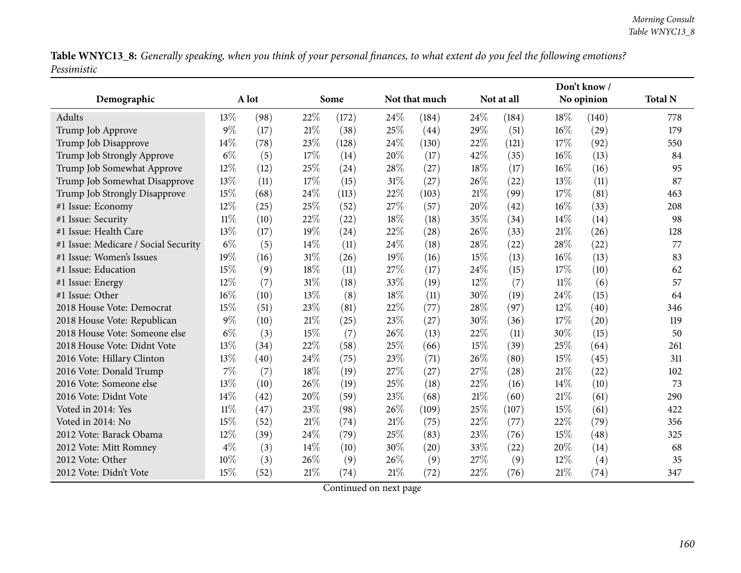**Table WNYC13_8:** *Generally speaking, when you think of your personal finances, to what extent do you feel the following emotions? Pessimistic*

| Demographic | A lot | | Some | | Not that much | | Not at all | | Don't know / No opinion | | Total N |
|---|---|---|---|---|---|---|---|---|---|---|---|
| Adults | 13% | (98) | 22% | (172) | 24% | (184) | 24% | (184) | 18% | (140) | 778 |
| Trump Job Approve | 9% | (17) | 21% | (38) | 25% | (44) | 29% | (51) | 16% | (29) | 179 |
| Trump Job Disapprove | 14% | (78) | 23% | (128) | 24% | (130) | 22% | (121) | 17% | (92) | 550 |
| Trump Job Strongly Approve | 6% | (5) | 17% | (14) | 20% | (17) | 42% | (35) | 16% | (13) | 84 |
| Trump Job Somewhat Approve | 12% | (12) | 25% | (24) | 28% | (27) | 18% | (17) | 16% | (16) | 95 |
| Trump Job Somewhat Disapprove | 13% | (11) | 17% | (15) | 31% | (27) | 26% | (22) | 13% | (11) | 87 |
| Trump Job Strongly Disapprove | 15% | (68) | 24% | (113) | 22% | (103) | 21% | (99) | 17% | (81) | 463 |
| #1 Issue: Economy | 12% | (25) | 25% | (52) | 27% | (57) | 20% | (42) | 16% | (33) | 208 |
| #1 Issue: Security | 11% | (10) | 22% | (22) | 18% | (18) | 35% | (34) | 14% | (14) | 98 |
| #1 Issue: Health Care | 13% | (17) | 19% | (24) | 22% | (28) | 26% | (33) | 21% | (26) | 128 |
| #1 Issue: Medicare / Social Security | 6% | (5) | 14% | (11) | 24% | (18) | 28% | (22) | 28% | (22) | 77 |
| #1 Issue: Women's Issues | 19% | (16) | 31% | (26) | 19% | (16) | 15% | (13) | 16% | (13) | 83 |
| #1 Issue: Education | 15% | (9) | 18% | (11) | 27% | (17) | 24% | (15) | 17% | (10) | 62 |
| #1 Issue: Energy | 12% | (7) | 31% | (18) | 33% | (19) | 12% | (7) | 11% | (6) | 57 |
| #1 Issue: Other | 16% | (10) | 13% | (8) | 18% | (11) | 30% | (19) | 24% | (15) | 64 |
| 2018 House Vote: Democrat | 15% | (51) | 23% | (81) | 22% | (77) | 28% | (97) | 12% | (40) | 346 |
| 2018 House Vote: Republican | 9% | (10) | 21% | (25) | 23% | (27) | 30% | (36) | 17% | (20) | 119 |
| 2018 House Vote: Someone else | 6% | (3) | 15% | (7) | 26% | (13) | 22% | (11) | 30% | (15) | 50 |
| 2018 House Vote: Didnt Vote | 13% | (34) | 22% | (58) | 25% | (66) | 15% | (39) | 25% | (64) | 261 |
| 2016 Vote: Hillary Clinton | 13% | (40) | 24% | (75) | 23% | (71) | 26% | (80) | 15% | (45) | 311 |
| 2016 Vote: Donald Trump | 7% | (7) | 18% | (19) | 27% | (27) | 27% | (28) | 21% | (22) | 102 |
| 2016 Vote: Someone else | 13% | (10) | 26% | (19) | 25% | (18) | 22% | (16) | 14% | (10) | 73 |
| 2016 Vote: Didnt Vote | 14% | (42) | 20% | (59) | 23% | (68) | 21% | (60) | 21% | (61) | 290 |
| Voted in 2014: Yes | 11% | (47) | 23% | (98) | 26% | (109) | 25% | (107) | 15% | (61) | 422 |
| Voted in 2014: No | 15% | (52) | 21% | (74) | 21% | (75) | 22% | (77) | 22% | (79) | 356 |
| 2012 Vote: Barack Obama | 12% | (39) | 24% | (79) | 25% | (83) | 23% | (76) | 15% | (48) | 325 |
| 2012 Vote: Mitt Romney | 4% | (3) | 14% | (10) | 30% | (20) | 33% | (22) | 20% | (14) | 68 |
| 2012 Vote: Other | 10% | (3) | 26% | (9) | 26% | (9) | 27% | (9) | 12% | (4) | 35 |
| 2012 Vote: Didn't Vote | 15% | (52) | 21% | (74) | 21% | (72) | 22% | (76) | 21% | (74) | 347 |

Continued on next page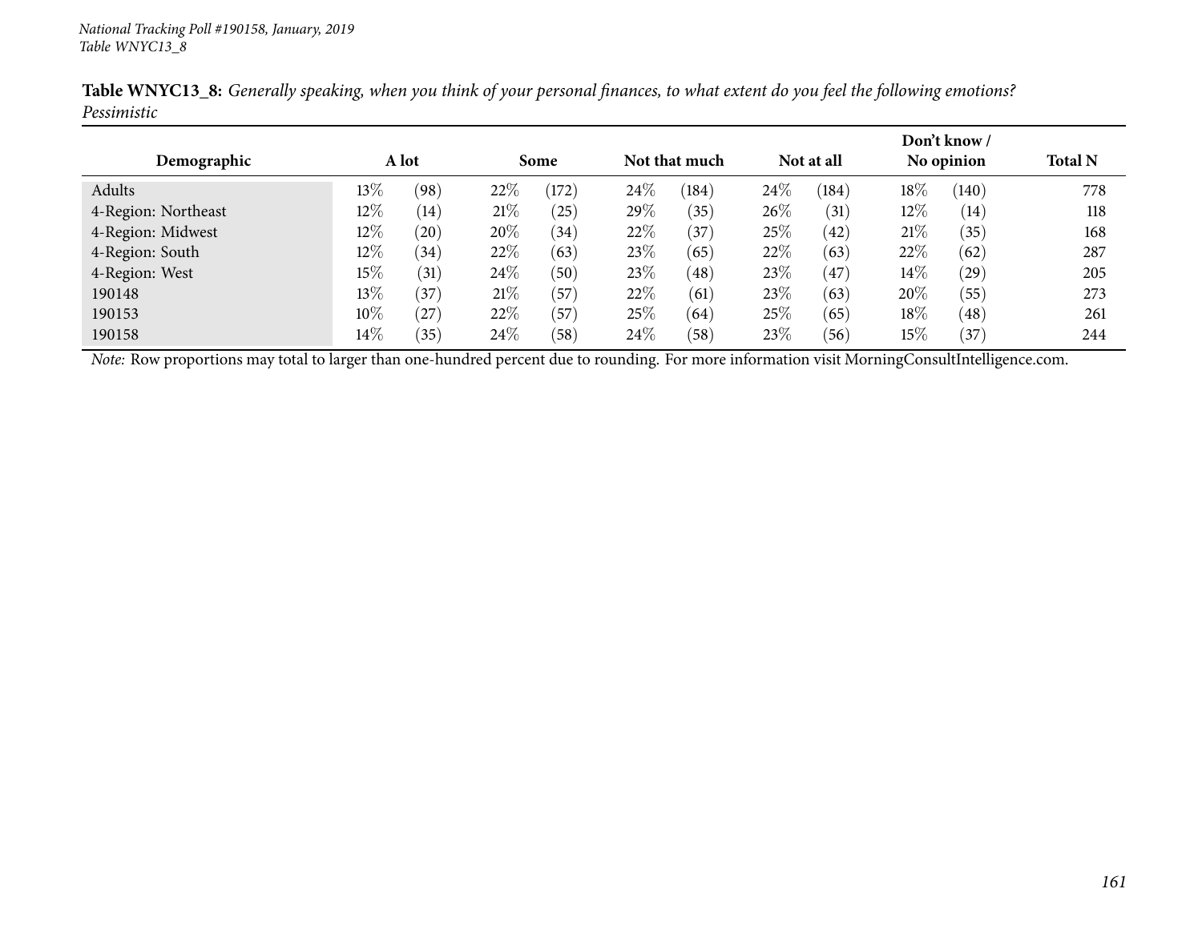**Table WNYC13_8:** *Generally speaking, when you think of your personal finances, to what extent do you feel the following emotions? Pessimistic*

| Demographic | A lot | | Some | | Not that much | | Not at all | | Don't know / No opinion | | Total N |
|---|---|---|---|---|---|---|---|---|---|---|---|
| Adults | 13% | (98) | 22% | (172) | 24% | (184) | 24% | (184) | 18% | (140) | 778 |
| 4-Region: Northeast | 12% | (14) | 21% | (25) | 29% | (35) | 26% | (31) | 12% | (14) | 118 |
| 4-Region: Midwest | 12% | (20) | 20% | (34) | 22% | (37) | 25% | (42) | 21% | (35) | 168 |
| 4-Region: South | 12% | (34) | 22% | (63) | 23% | (65) | 22% | (63) | 22% | (62) | 287 |
| 4-Region: West | 15% | (31) | 24% | (50) | 23% | (48) | 23% | (47) | 14% | (29) | 205 |
| 190148 | 13% | (37) | 21% | (57) | 22% | (61) | 23% | (63) | 20% | (55) | 273 |
| 190153 | 10% | (27) | 22% | (57) | 25% | (64) | 25% | (65) | 18% | (48) | 261 |
| 190158 | 14% | (35) | 24% | (58) | 24% | (58) | 23% | (56) | 15% | (37) | 244 |

*Note:* Row proportions may total to larger than one-hundred percent due to rounding. For more information visit MorningConsultIntelligence.com.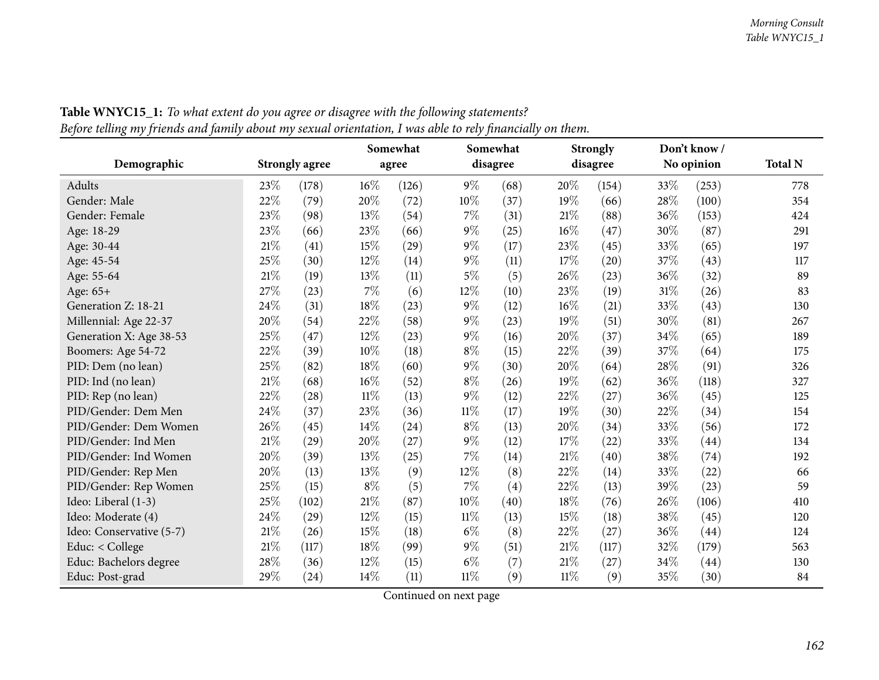**Table WNYC15_1:** *To what extent do you agree or disagree with the following statements?*
*Before telling my friends and family about my sexual orientation, I was able to rely financially on them.*

| Demographic | Strongly agree | | Somewhat agree | | Somewhat disagree | | Strongly disagree | | Don't know / No opinion | | Total N |
|---|---|---|---|---|---|---|---|---|---|---|---|
| Adults | 23% | (178) | 16% | (126) | 9% | (68) | 20% | (154) | 33% | (253) | 778 |
| Gender: Male | 22% | (79) | 20% | (72) | 10% | (37) | 19% | (66) | 28% | (100) | 354 |
| Gender: Female | 23% | (98) | 13% | (54) | 7% | (31) | 21% | (88) | 36% | (153) | 424 |
| Age: 18-29 | 23% | (66) | 23% | (66) | 9% | (25) | 16% | (47) | 30% | (87) | 291 |
| Age: 30-44 | 21% | (41) | 15% | (29) | 9% | (17) | 23% | (45) | 33% | (65) | 197 |
| Age: 45-54 | 25% | (30) | 12% | (14) | 9% | (11) | 17% | (20) | 37% | (43) | 117 |
| Age: 55-64 | 21% | (19) | 13% | (11) | 5% | (5) | 26% | (23) | 36% | (32) | 89 |
| Age: 65+ | 27% | (23) | 7% | (6) | 12% | (10) | 23% | (19) | 31% | (26) | 83 |
| Generation Z: 18-21 | 24% | (31) | 18% | (23) | 9% | (12) | 16% | (21) | 33% | (43) | 130 |
| Millennial: Age 22-37 | 20% | (54) | 22% | (58) | 9% | (23) | 19% | (51) | 30% | (81) | 267 |
| Generation X: Age 38-53 | 25% | (47) | 12% | (23) | 9% | (16) | 20% | (37) | 34% | (65) | 189 |
| Boomers: Age 54-72 | 22% | (39) | 10% | (18) | 8% | (15) | 22% | (39) | 37% | (64) | 175 |
| PID: Dem (no lean) | 25% | (82) | 18% | (60) | 9% | (30) | 20% | (64) | 28% | (91) | 326 |
| PID: Ind (no lean) | 21% | (68) | 16% | (52) | 8% | (26) | 19% | (62) | 36% | (118) | 327 |
| PID: Rep (no lean) | 22% | (28) | 11% | (13) | 9% | (12) | 22% | (27) | 36% | (45) | 125 |
| PID/Gender: Dem Men | 24% | (37) | 23% | (36) | 11% | (17) | 19% | (30) | 22% | (34) | 154 |
| PID/Gender: Dem Women | 26% | (45) | 14% | (24) | 8% | (13) | 20% | (34) | 33% | (56) | 172 |
| PID/Gender: Ind Men | 21% | (29) | 20% | (27) | 9% | (12) | 17% | (22) | 33% | (44) | 134 |
| PID/Gender: Ind Women | 20% | (39) | 13% | (25) | 7% | (14) | 21% | (40) | 38% | (74) | 192 |
| PID/Gender: Rep Men | 20% | (13) | 13% | (9) | 12% | (8) | 22% | (14) | 33% | (22) | 66 |
| PID/Gender: Rep Women | 25% | (15) | 8% | (5) | 7% | (4) | 22% | (13) | 39% | (23) | 59 |
| Ideo: Liberal (1-3) | 25% | (102) | 21% | (87) | 10% | (40) | 18% | (76) | 26% | (106) | 410 |
| Ideo: Moderate (4) | 24% | (29) | 12% | (15) | 11% | (13) | 15% | (18) | 38% | (45) | 120 |
| Ideo: Conservative (5-7) | 21% | (26) | 15% | (18) | 6% | (8) | 22% | (27) | 36% | (44) | 124 |
| Educ: < College | 21% | (117) | 18% | (99) | 9% | (51) | 21% | (117) | 32% | (179) | 563 |
| Educ: Bachelors degree | 28% | (36) | 12% | (15) | 6% | (7) | 21% | (27) | 34% | (44) | 130 |
| Educ: Post-grad | 29% | (24) | 14% | (11) | 11% | (9) | 11% | (9) | 35% | (30) | 84 |

Continued on next page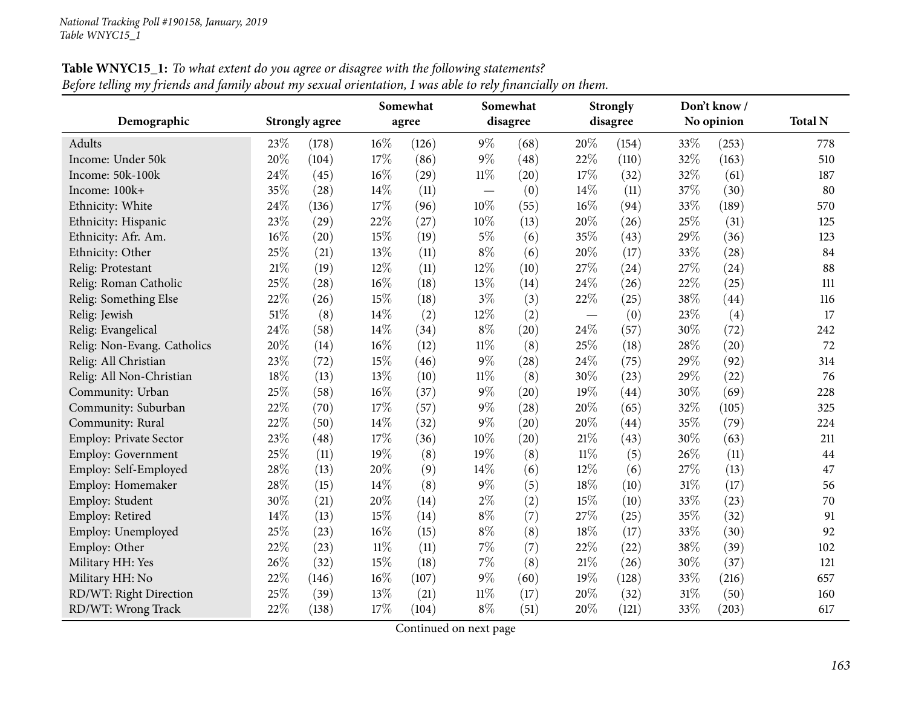**Table WNYC15_1:** *To what extent do you agree or disagree with the following statements?*
*Before telling my friends and family about my sexual orientation, I was able to rely financially on them.*

| Demographic | Strongly agree | | Somewhat agree | | Somewhat disagree | | Strongly disagree | | Don't know / No opinion | | Total N |
|---|---|---|---|---|---|---|---|---|---|---|---|
| Adults | 23% | (178) | 16% | (126) | 9% | (68) | 20% | (154) | 33% | (253) | 778 |
| Income: Under 50k | 20% | (104) | 17% | (86) | 9% | (48) | 22% | (110) | 32% | (163) | 510 |
| Income: 50k-100k | 24% | (45) | 16% | (29) | 11% | (20) | 17% | (32) | 32% | (61) | 187 |
| Income: 100k+ | 35% | (28) | 14% | (11) | — | (0) | 14% | (11) | 37% | (30) | 80 |
| Ethnicity: White | 24% | (136) | 17% | (96) | 10% | (55) | 16% | (94) | 33% | (189) | 570 |
| Ethnicity: Hispanic | 23% | (29) | 22% | (27) | 10% | (13) | 20% | (26) | 25% | (31) | 125 |
| Ethnicity: Afr. Am. | 16% | (20) | 15% | (19) | 5% | (6) | 35% | (43) | 29% | (36) | 123 |
| Ethnicity: Other | 25% | (21) | 13% | (11) | 8% | (6) | 20% | (17) | 33% | (28) | 84 |
| Relig: Protestant | 21% | (19) | 12% | (11) | 12% | (10) | 27% | (24) | 27% | (24) | 88 |
| Relig: Roman Catholic | 25% | (28) | 16% | (18) | 13% | (14) | 24% | (26) | 22% | (25) | 111 |
| Relig: Something Else | 22% | (26) | 15% | (18) | 3% | (3) | 22% | (25) | 38% | (44) | 116 |
| Relig: Jewish | 51% | (8) | 14% | (2) | 12% | (2) | — | (0) | 23% | (4) | 17 |
| Relig: Evangelical | 24% | (58) | 14% | (34) | 8% | (20) | 24% | (57) | 30% | (72) | 242 |
| Relig: Non-Evang. Catholics | 20% | (14) | 16% | (12) | 11% | (8) | 25% | (18) | 28% | (20) | 72 |
| Relig: All Christian | 23% | (72) | 15% | (46) | 9% | (28) | 24% | (75) | 29% | (92) | 314 |
| Relig: All Non-Christian | 18% | (13) | 13% | (10) | 11% | (8) | 30% | (23) | 29% | (22) | 76 |
| Community: Urban | 25% | (58) | 16% | (37) | 9% | (20) | 19% | (44) | 30% | (69) | 228 |
| Community: Suburban | 22% | (70) | 17% | (57) | 9% | (28) | 20% | (65) | 32% | (105) | 325 |
| Community: Rural | 22% | (50) | 14% | (32) | 9% | (20) | 20% | (44) | 35% | (79) | 224 |
| Employ: Private Sector | 23% | (48) | 17% | (36) | 10% | (20) | 21% | (43) | 30% | (63) | 211 |
| Employ: Government | 25% | (11) | 19% | (8) | 19% | (8) | 11% | (5) | 26% | (11) | 44 |
| Employ: Self-Employed | 28% | (13) | 20% | (9) | 14% | (6) | 12% | (6) | 27% | (13) | 47 |
| Employ: Homemaker | 28% | (15) | 14% | (8) | 9% | (5) | 18% | (10) | 31% | (17) | 56 |
| Employ: Student | 30% | (21) | 20% | (14) | 2% | (2) | 15% | (10) | 33% | (23) | 70 |
| Employ: Retired | 14% | (13) | 15% | (14) | 8% | (7) | 27% | (25) | 35% | (32) | 91 |
| Employ: Unemployed | 25% | (23) | 16% | (15) | 8% | (8) | 18% | (17) | 33% | (30) | 92 |
| Employ: Other | 22% | (23) | 11% | (11) | 7% | (7) | 22% | (22) | 38% | (39) | 102 |
| Military HH: Yes | 26% | (32) | 15% | (18) | 7% | (8) | 21% | (26) | 30% | (37) | 121 |
| Military HH: No | 22% | (146) | 16% | (107) | 9% | (60) | 19% | (128) | 33% | (216) | 657 |
| RD/WT: Right Direction | 25% | (39) | 13% | (21) | 11% | (17) | 20% | (32) | 31% | (50) | 160 |
| RD/WT: Wrong Track | 22% | (138) | 17% | (104) | 8% | (51) | 20% | (121) | 33% | (203) | 617 |

Continued on next page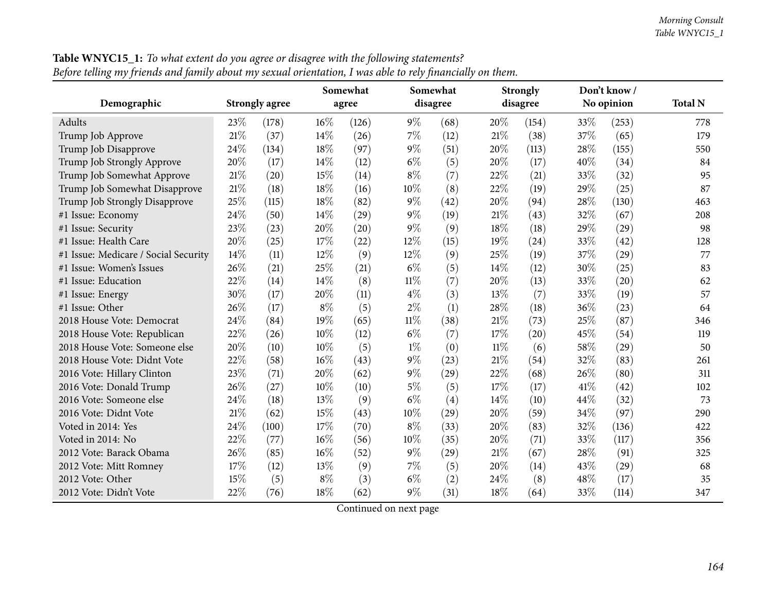**Table WNYC15_1:** *To what extent do you agree or disagree with the following statements?*
*Before telling my friends and family about my sexual orientation, I was able to rely financially on them.*

| Demographic | Strongly agree | | Somewhat agree | | Somewhat disagree | | Strongly disagree | | Don't know / No opinion | | Total N |
|---|---|---|---|---|---|---|---|---|---|---|---|
| Adults | 23% | (178) | 16% | (126) | 9% | (68) | 20% | (154) | 33% | (253) | 778 |
| Trump Job Approve | 21% | (37) | 14% | (26) | 7% | (12) | 21% | (38) | 37% | (65) | 179 |
| Trump Job Disapprove | 24% | (134) | 18% | (97) | 9% | (51) | 20% | (113) | 28% | (155) | 550 |
| Trump Job Strongly Approve | 20% | (17) | 14% | (12) | 6% | (5) | 20% | (17) | 40% | (34) | 84 |
| Trump Job Somewhat Approve | 21% | (20) | 15% | (14) | 8% | (7) | 22% | (21) | 33% | (32) | 95 |
| Trump Job Somewhat Disapprove | 21% | (18) | 18% | (16) | 10% | (8) | 22% | (19) | 29% | (25) | 87 |
| Trump Job Strongly Disapprove | 25% | (115) | 18% | (82) | 9% | (42) | 20% | (94) | 28% | (130) | 463 |
| #1 Issue: Economy | 24% | (50) | 14% | (29) | 9% | (19) | 21% | (43) | 32% | (67) | 208 |
| #1 Issue: Security | 23% | (23) | 20% | (20) | 9% | (9) | 18% | (18) | 29% | (29) | 98 |
| #1 Issue: Health Care | 20% | (25) | 17% | (22) | 12% | (15) | 19% | (24) | 33% | (42) | 128 |
| #1 Issue: Medicare / Social Security | 14% | (11) | 12% | (9) | 12% | (9) | 25% | (19) | 37% | (29) | 77 |
| #1 Issue: Women's Issues | 26% | (21) | 25% | (21) | 6% | (5) | 14% | (12) | 30% | (25) | 83 |
| #1 Issue: Education | 22% | (14) | 14% | (8) | 11% | (7) | 20% | (13) | 33% | (20) | 62 |
| #1 Issue: Energy | 30% | (17) | 20% | (11) | 4% | (3) | 13% | (7) | 33% | (19) | 57 |
| #1 Issue: Other | 26% | (17) | 8% | (5) | 2% | (1) | 28% | (18) | 36% | (23) | 64 |
| 2018 House Vote: Democrat | 24% | (84) | 19% | (65) | 11% | (38) | 21% | (73) | 25% | (87) | 346 |
| 2018 House Vote: Republican | 22% | (26) | 10% | (12) | 6% | (7) | 17% | (20) | 45% | (54) | 119 |
| 2018 House Vote: Someone else | 20% | (10) | 10% | (5) | 1% | (0) | 11% | (6) | 58% | (29) | 50 |
| 2018 House Vote: Didnt Vote | 22% | (58) | 16% | (43) | 9% | (23) | 21% | (54) | 32% | (83) | 261 |
| 2016 Vote: Hillary Clinton | 23% | (71) | 20% | (62) | 9% | (29) | 22% | (68) | 26% | (80) | 311 |
| 2016 Vote: Donald Trump | 26% | (27) | 10% | (10) | 5% | (5) | 17% | (17) | 41% | (42) | 102 |
| 2016 Vote: Someone else | 24% | (18) | 13% | (9) | 6% | (4) | 14% | (10) | 44% | (32) | 73 |
| 2016 Vote: Didnt Vote | 21% | (62) | 15% | (43) | 10% | (29) | 20% | (59) | 34% | (97) | 290 |
| Voted in 2014: Yes | 24% | (100) | 17% | (70) | 8% | (33) | 20% | (83) | 32% | (136) | 422 |
| Voted in 2014: No | 22% | (77) | 16% | (56) | 10% | (35) | 20% | (71) | 33% | (117) | 356 |
| 2012 Vote: Barack Obama | 26% | (85) | 16% | (52) | 9% | (29) | 21% | (67) | 28% | (91) | 325 |
| 2012 Vote: Mitt Romney | 17% | (12) | 13% | (9) | 7% | (5) | 20% | (14) | 43% | (29) | 68 |
| 2012 Vote: Other | 15% | (5) | 8% | (3) | 6% | (2) | 24% | (8) | 48% | (17) | 35 |
| 2012 Vote: Didn't Vote | 22% | (76) | 18% | (62) | 9% | (31) | 18% | (64) | 33% | (114) | 347 |

Continued on next page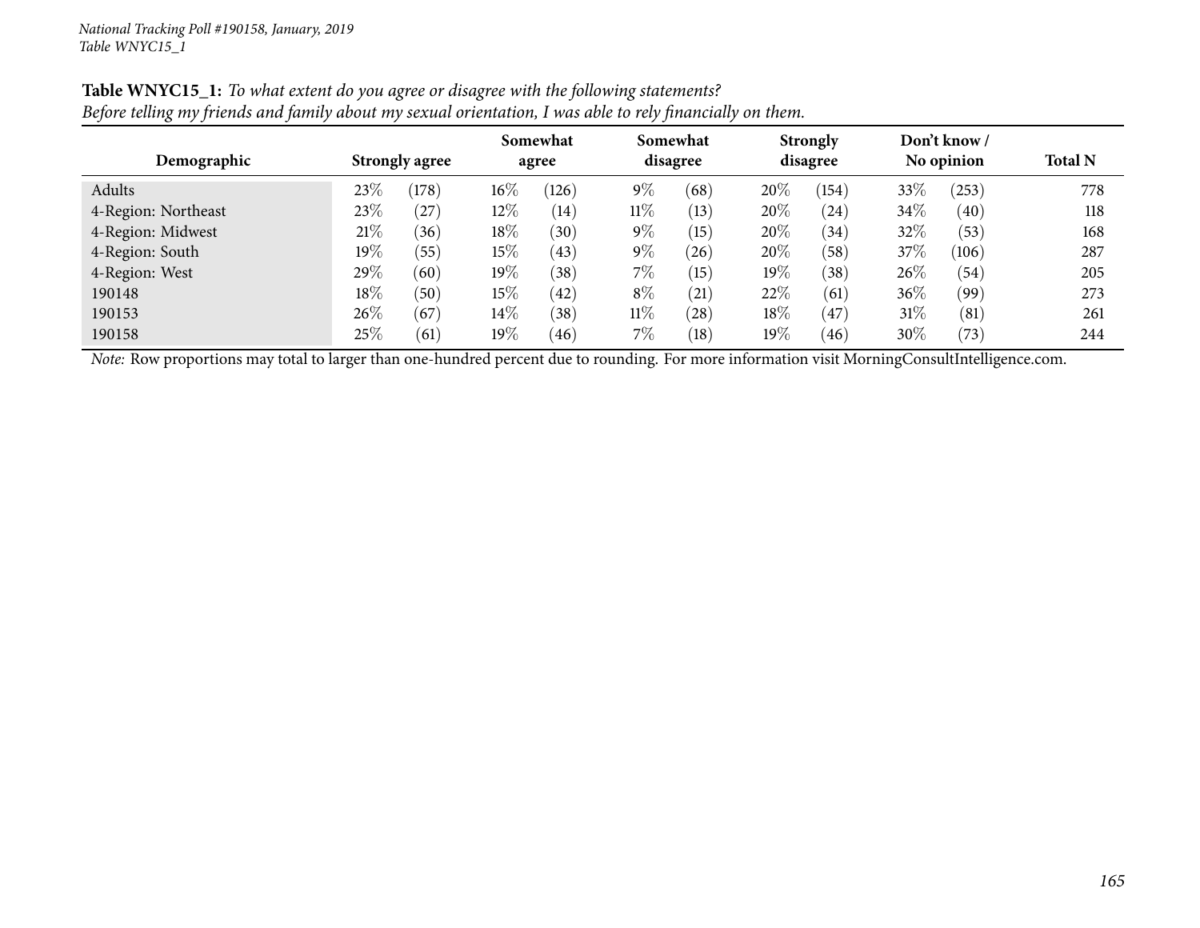*National Tracking Poll #190158, January, 2019*
*Table WNYC15_1*

**Table WNYC15_1:** *To what extent do you agree or disagree with the following statements?*
*Before telling my friends and family about my sexual orientation, I was able to rely financially on them.*

| Demographic | Strongly agree | | Somewhat agree | | Somewhat disagree | | Strongly disagree | | Don't know / No opinion | | Total N |
|---|---|---|---|---|---|---|---|---|---|---|---|
| Adults | 23% | (178) | 16% | (126) | 9% | (68) | 20% | (154) | 33% | (253) | 778 |
| 4-Region: Northeast | 23% | (27) | 12% | (14) | 11% | (13) | 20% | (24) | 34% | (40) | 118 |
| 4-Region: Midwest | 21% | (36) | 18% | (30) | 9% | (15) | 20% | (34) | 32% | (53) | 168 |
| 4-Region: South | 19% | (55) | 15% | (43) | 9% | (26) | 20% | (58) | 37% | (106) | 287 |
| 4-Region: West | 29% | (60) | 19% | (38) | 7% | (15) | 19% | (38) | 26% | (54) | 205 |
| 190148 | 18% | (50) | 15% | (42) | 8% | (21) | 22% | (61) | 36% | (99) | 273 |
| 190153 | 26% | (67) | 14% | (38) | 11% | (28) | 18% | (47) | 31% | (81) | 261 |
| 190158 | 25% | (61) | 19% | (46) | 7% | (18) | 19% | (46) | 30% | (73) | 244 |

*Note:* Row proportions may total to larger than one-hundred percent due to rounding. For more information visit MorningConsultIntelligence.com.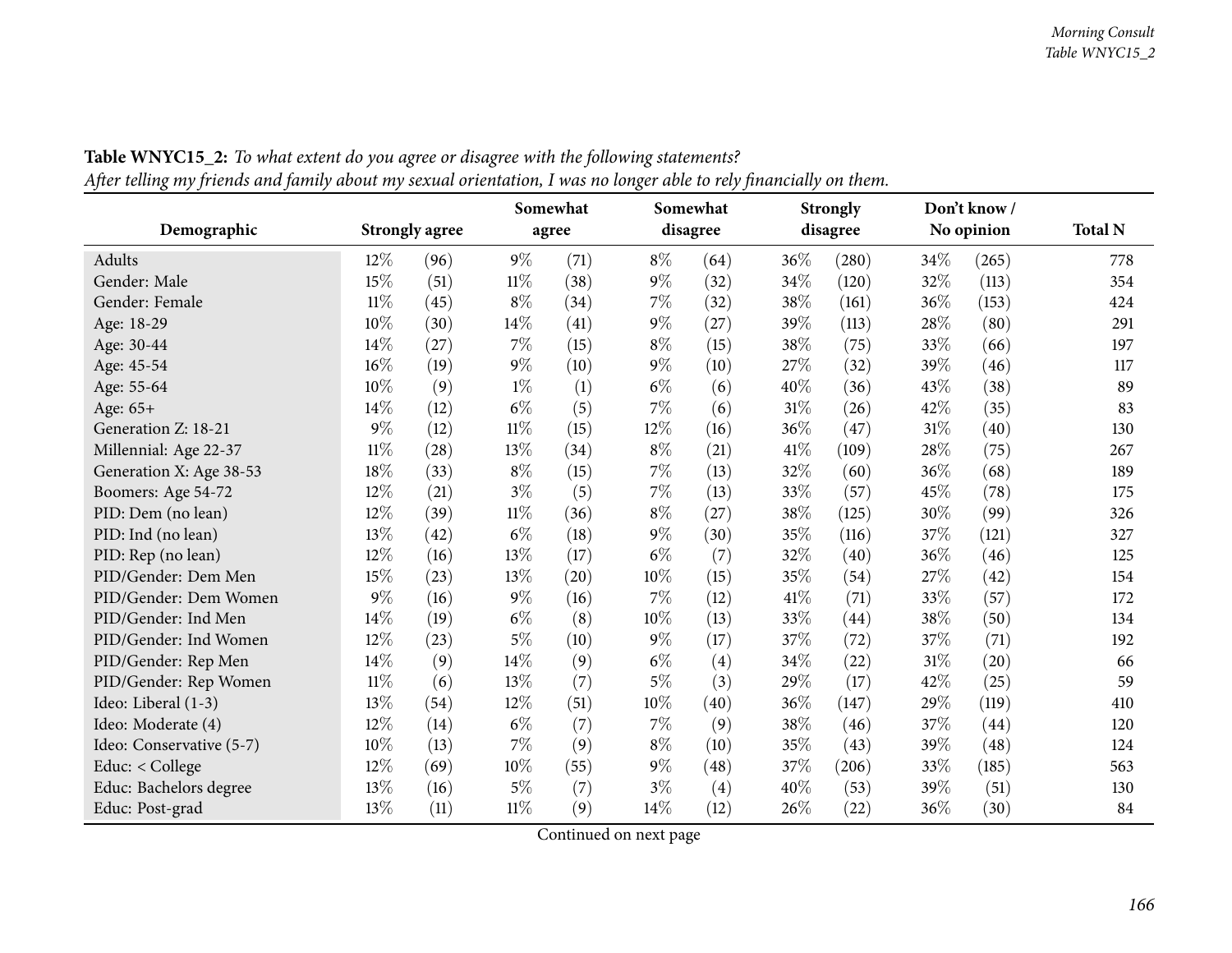**Table WNYC15_2:** *To what extent do you agree or disagree with the following statements?*
*After telling my friends and family about my sexual orientation, I was no longer able to rely financially on them.*

| Demographic | Strongly agree | | Somewhat agree | | Somewhat disagree | | Strongly disagree | | Don't know / No opinion | | Total N |
|---|---|---|---|---|---|---|---|---|---|---|---|
| Adults | 12% | (96) | 9% | (71) | 8% | (64) | 36% | (280) | 34% | (265) | 778 |
| Gender: Male | 15% | (51) | 11% | (38) | 9% | (32) | 34% | (120) | 32% | (113) | 354 |
| Gender: Female | 11% | (45) | 8% | (34) | 7% | (32) | 38% | (161) | 36% | (153) | 424 |
| Age: 18-29 | 10% | (30) | 14% | (41) | 9% | (27) | 39% | (113) | 28% | (80) | 291 |
| Age: 30-44 | 14% | (27) | 7% | (15) | 8% | (15) | 38% | (75) | 33% | (66) | 197 |
| Age: 45-54 | 16% | (19) | 9% | (10) | 9% | (10) | 27% | (32) | 39% | (46) | 117 |
| Age: 55-64 | 10% | (9) | 1% | (1) | 6% | (6) | 40% | (36) | 43% | (38) | 89 |
| Age: 65+ | 14% | (12) | 6% | (5) | 7% | (6) | 31% | (26) | 42% | (35) | 83 |
| Generation Z: 18-21 | 9% | (12) | 11% | (15) | 12% | (16) | 36% | (47) | 31% | (40) | 130 |
| Millennial: Age 22-37 | 11% | (28) | 13% | (34) | 8% | (21) | 41% | (109) | 28% | (75) | 267 |
| Generation X: Age 38-53 | 18% | (33) | 8% | (15) | 7% | (13) | 32% | (60) | 36% | (68) | 189 |
| Boomers: Age 54-72 | 12% | (21) | 3% | (5) | 7% | (13) | 33% | (57) | 45% | (78) | 175 |
| PID: Dem (no lean) | 12% | (39) | 11% | (36) | 8% | (27) | 38% | (125) | 30% | (99) | 326 |
| PID: Ind (no lean) | 13% | (42) | 6% | (18) | 9% | (30) | 35% | (116) | 37% | (121) | 327 |
| PID: Rep (no lean) | 12% | (16) | 13% | (17) | 6% | (7) | 32% | (40) | 36% | (46) | 125 |
| PID/Gender: Dem Men | 15% | (23) | 13% | (20) | 10% | (15) | 35% | (54) | 27% | (42) | 154 |
| PID/Gender: Dem Women | 9% | (16) | 9% | (16) | 7% | (12) | 41% | (71) | 33% | (57) | 172 |
| PID/Gender: Ind Men | 14% | (19) | 6% | (8) | 10% | (13) | 33% | (44) | 38% | (50) | 134 |
| PID/Gender: Ind Women | 12% | (23) | 5% | (10) | 9% | (17) | 37% | (72) | 37% | (71) | 192 |
| PID/Gender: Rep Men | 14% | (9) | 14% | (9) | 6% | (4) | 34% | (22) | 31% | (20) | 66 |
| PID/Gender: Rep Women | 11% | (6) | 13% | (7) | 5% | (3) | 29% | (17) | 42% | (25) | 59 |
| Ideo: Liberal (1-3) | 13% | (54) | 12% | (51) | 10% | (40) | 36% | (147) | 29% | (119) | 410 |
| Ideo: Moderate (4) | 12% | (14) | 6% | (7) | 7% | (9) | 38% | (46) | 37% | (44) | 120 |
| Ideo: Conservative (5-7) | 10% | (13) | 7% | (9) | 8% | (10) | 35% | (43) | 39% | (48) | 124 |
| Educ: < College | 12% | (69) | 10% | (55) | 9% | (48) | 37% | (206) | 33% | (185) | 563 |
| Educ: Bachelors degree | 13% | (16) | 5% | (7) | 3% | (4) | 40% | (53) | 39% | (51) | 130 |
| Educ: Post-grad | 13% | (11) | 11% | (9) | 14% | (12) | 26% | (22) | 36% | (30) | 84 |

Continued on next page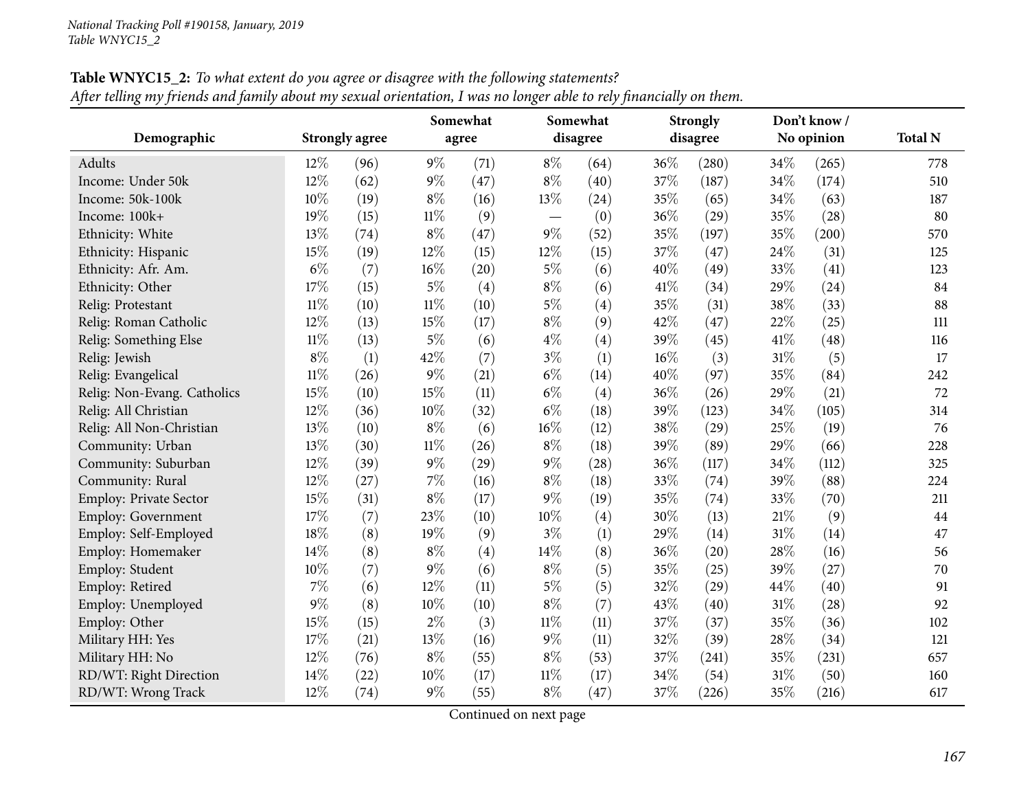**Table WNYC15_2:** *To what extent do you agree or disagree with the following statements?*
*After telling my friends and family about my sexual orientation, I was no longer able to rely financially on them.*

| Demographic | Strongly agree | | Somewhat agree | | Somewhat disagree | | Strongly disagree | | Don't know / No opinion | | Total N |
|---|---|---|---|---|---|---|---|---|---|---|---|
| Adults | 12% | (96) | 9% | (71) | 8% | (64) | 36% | (280) | 34% | (265) | 778 |
| Income: Under 50k | 12% | (62) | 9% | (47) | 8% | (40) | 37% | (187) | 34% | (174) | 510 |
| Income: 50k-100k | 10% | (19) | 8% | (16) | 13% | (24) | 35% | (65) | 34% | (63) | 187 |
| Income: 100k+ | 19% | (15) | 11% | (9) | — | (0) | 36% | (29) | 35% | (28) | 80 |
| Ethnicity: White | 13% | (74) | 8% | (47) | 9% | (52) | 35% | (197) | 35% | (200) | 570 |
| Ethnicity: Hispanic | 15% | (19) | 12% | (15) | 12% | (15) | 37% | (47) | 24% | (31) | 125 |
| Ethnicity: Afr. Am. | 6% | (7) | 16% | (20) | 5% | (6) | 40% | (49) | 33% | (41) | 123 |
| Ethnicity: Other | 17% | (15) | 5% | (4) | 8% | (6) | 41% | (34) | 29% | (24) | 84 |
| Relig: Protestant | 11% | (10) | 11% | (10) | 5% | (4) | 35% | (31) | 38% | (33) | 88 |
| Relig: Roman Catholic | 12% | (13) | 15% | (17) | 8% | (9) | 42% | (47) | 22% | (25) | 111 |
| Relig: Something Else | 11% | (13) | 5% | (6) | 4% | (4) | 39% | (45) | 41% | (48) | 116 |
| Relig: Jewish | 8% | (1) | 42% | (7) | 3% | (1) | 16% | (3) | 31% | (5) | 17 |
| Relig: Evangelical | 11% | (26) | 9% | (21) | 6% | (14) | 40% | (97) | 35% | (84) | 242 |
| Relig: Non-Evang. Catholics | 15% | (10) | 15% | (11) | 6% | (4) | 36% | (26) | 29% | (21) | 72 |
| Relig: All Christian | 12% | (36) | 10% | (32) | 6% | (18) | 39% | (123) | 34% | (105) | 314 |
| Relig: All Non-Christian | 13% | (10) | 8% | (6) | 16% | (12) | 38% | (29) | 25% | (19) | 76 |
| Community: Urban | 13% | (30) | 11% | (26) | 8% | (18) | 39% | (89) | 29% | (66) | 228 |
| Community: Suburban | 12% | (39) | 9% | (29) | 9% | (28) | 36% | (117) | 34% | (112) | 325 |
| Community: Rural | 12% | (27) | 7% | (16) | 8% | (18) | 33% | (74) | 39% | (88) | 224 |
| Employ: Private Sector | 15% | (31) | 8% | (17) | 9% | (19) | 35% | (74) | 33% | (70) | 211 |
| Employ: Government | 17% | (7) | 23% | (10) | 10% | (4) | 30% | (13) | 21% | (9) | 44 |
| Employ: Self-Employed | 18% | (8) | 19% | (9) | 3% | (1) | 29% | (14) | 31% | (14) | 47 |
| Employ: Homemaker | 14% | (8) | 8% | (4) | 14% | (8) | 36% | (20) | 28% | (16) | 56 |
| Employ: Student | 10% | (7) | 9% | (6) | 8% | (5) | 35% | (25) | 39% | (27) | 70 |
| Employ: Retired | 7% | (6) | 12% | (11) | 5% | (5) | 32% | (29) | 44% | (40) | 91 |
| Employ: Unemployed | 9% | (8) | 10% | (10) | 8% | (7) | 43% | (40) | 31% | (28) | 92 |
| Employ: Other | 15% | (15) | 2% | (3) | 11% | (11) | 37% | (37) | 35% | (36) | 102 |
| Military HH: Yes | 17% | (21) | 13% | (16) | 9% | (11) | 32% | (39) | 28% | (34) | 121 |
| Military HH: No | 12% | (76) | 8% | (55) | 8% | (53) | 37% | (241) | 35% | (231) | 657 |
| RD/WT: Right Direction | 14% | (22) | 10% | (17) | 11% | (17) | 34% | (54) | 31% | (50) | 160 |
| RD/WT: Wrong Track | 12% | (74) | 9% | (55) | 8% | (47) | 37% | (226) | 35% | (216) | 617 |

Continued on next page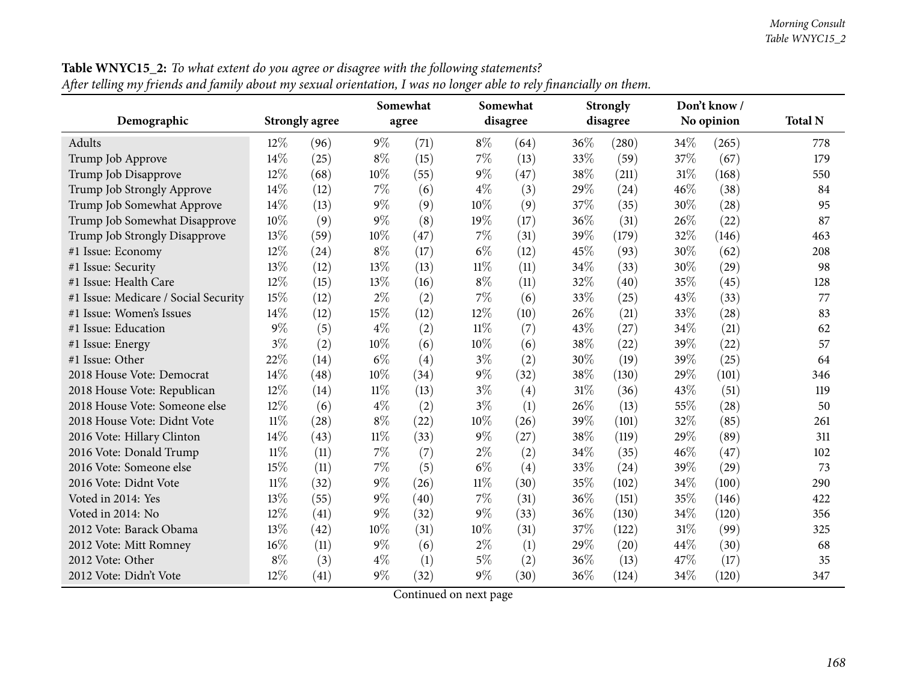**Table WNYC15_2:** *To what extent do you agree or disagree with the following statements?*
*After telling my friends and family about my sexual orientation, I was no longer able to rely financially on them.*

| Demographic | Strongly agree | | Somewhat agree | | Somewhat disagree | | Strongly disagree | | Don't know / No opinion | | Total N |
|---|---|---|---|---|---|---|---|---|---|---|---|
| Adults | 12% | (96) | 9% | (71) | 8% | (64) | 36% | (280) | 34% | (265) | 778 |
| Trump Job Approve | 14% | (25) | 8% | (15) | 7% | (13) | 33% | (59) | 37% | (67) | 179 |
| Trump Job Disapprove | 12% | (68) | 10% | (55) | 9% | (47) | 38% | (211) | 31% | (168) | 550 |
| Trump Job Strongly Approve | 14% | (12) | 7% | (6) | 4% | (3) | 29% | (24) | 46% | (38) | 84 |
| Trump Job Somewhat Approve | 14% | (13) | 9% | (9) | 10% | (9) | 37% | (35) | 30% | (28) | 95 |
| Trump Job Somewhat Disapprove | 10% | (9) | 9% | (8) | 19% | (17) | 36% | (31) | 26% | (22) | 87 |
| Trump Job Strongly Disapprove | 13% | (59) | 10% | (47) | 7% | (31) | 39% | (179) | 32% | (146) | 463 |
| #1 Issue: Economy | 12% | (24) | 8% | (17) | 6% | (12) | 45% | (93) | 30% | (62) | 208 |
| #1 Issue: Security | 13% | (12) | 13% | (13) | 11% | (11) | 34% | (33) | 30% | (29) | 98 |
| #1 Issue: Health Care | 12% | (15) | 13% | (16) | 8% | (11) | 32% | (40) | 35% | (45) | 128 |
| #1 Issue: Medicare / Social Security | 15% | (12) | 2% | (2) | 7% | (6) | 33% | (25) | 43% | (33) | 77 |
| #1 Issue: Women's Issues | 14% | (12) | 15% | (12) | 12% | (10) | 26% | (21) | 33% | (28) | 83 |
| #1 Issue: Education | 9% | (5) | 4% | (2) | 11% | (7) | 43% | (27) | 34% | (21) | 62 |
| #1 Issue: Energy | 3% | (2) | 10% | (6) | 10% | (6) | 38% | (22) | 39% | (22) | 57 |
| #1 Issue: Other | 22% | (14) | 6% | (4) | 3% | (2) | 30% | (19) | 39% | (25) | 64 |
| 2018 House Vote: Democrat | 14% | (48) | 10% | (34) | 9% | (32) | 38% | (130) | 29% | (101) | 346 |
| 2018 House Vote: Republican | 12% | (14) | 11% | (13) | 3% | (4) | 31% | (36) | 43% | (51) | 119 |
| 2018 House Vote: Someone else | 12% | (6) | 4% | (2) | 3% | (1) | 26% | (13) | 55% | (28) | 50 |
| 2018 House Vote: Didnt Vote | 11% | (28) | 8% | (22) | 10% | (26) | 39% | (101) | 32% | (85) | 261 |
| 2016 Vote: Hillary Clinton | 14% | (43) | 11% | (33) | 9% | (27) | 38% | (119) | 29% | (89) | 311 |
| 2016 Vote: Donald Trump | 11% | (11) | 7% | (7) | 2% | (2) | 34% | (35) | 46% | (47) | 102 |
| 2016 Vote: Someone else | 15% | (11) | 7% | (5) | 6% | (4) | 33% | (24) | 39% | (29) | 73 |
| 2016 Vote: Didnt Vote | 11% | (32) | 9% | (26) | 11% | (30) | 35% | (102) | 34% | (100) | 290 |
| Voted in 2014: Yes | 13% | (55) | 9% | (40) | 7% | (31) | 36% | (151) | 35% | (146) | 422 |
| Voted in 2014: No | 12% | (41) | 9% | (32) | 9% | (33) | 36% | (130) | 34% | (120) | 356 |
| 2012 Vote: Barack Obama | 13% | (42) | 10% | (31) | 10% | (31) | 37% | (122) | 31% | (99) | 325 |
| 2012 Vote: Mitt Romney | 16% | (11) | 9% | (6) | 2% | (1) | 29% | (20) | 44% | (30) | 68 |
| 2012 Vote: Other | 8% | (3) | 4% | (1) | 5% | (2) | 36% | (13) | 47% | (17) | 35 |
| 2012 Vote: Didn't Vote | 12% | (41) | 9% | (32) | 9% | (30) | 36% | (124) | 34% | (120) | 347 |

Continued on next page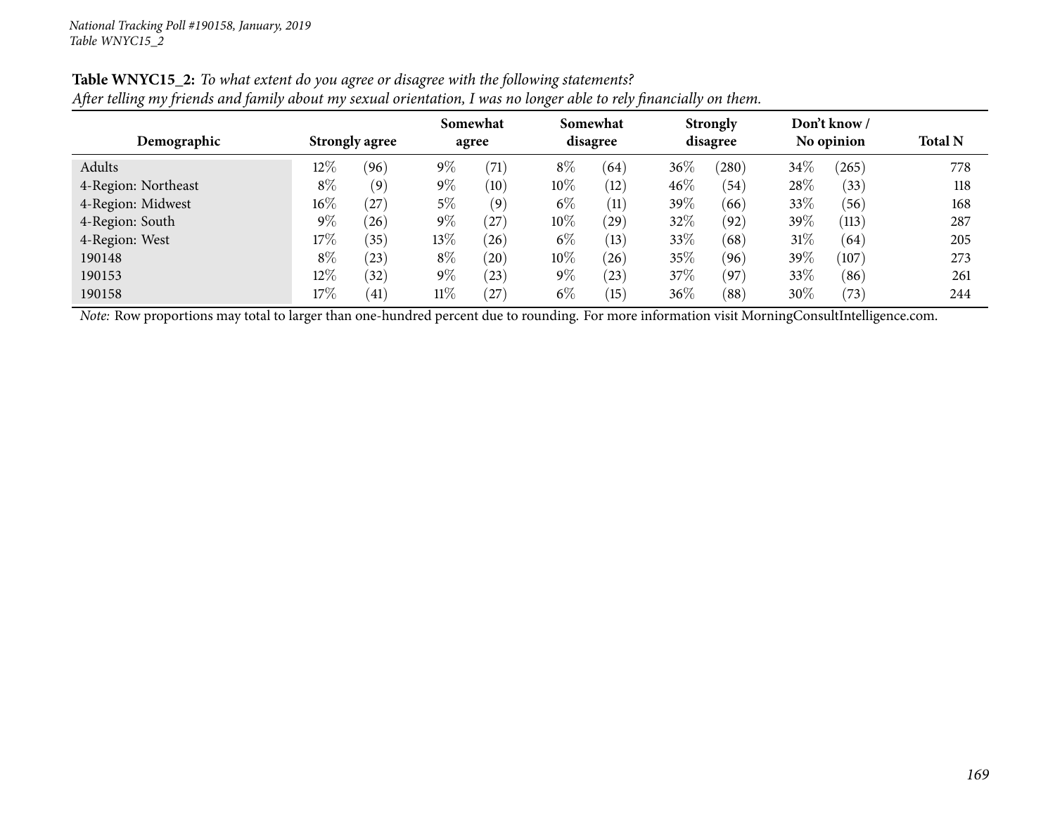**Table WNYC15_2:** *To what extent do you agree or disagree with the following statements?*
*After telling my friends and family about my sexual orientation, I was no longer able to rely financially on them.*

| Demographic | Strongly agree | | Somewhat agree | | Somewhat disagree | | Strongly disagree | | Don't know / No opinion | | Total N |
|---|---|---|---|---|---|---|---|---|---|---|---|
| Adults | 12% | (96) | 9% | (71) | 8% | (64) | 36% | (280) | 34% | (265) | 778 |
| 4-Region: Northeast | 8% | (9) | 9% | (10) | 10% | (12) | 46% | (54) | 28% | (33) | 118 |
| 4-Region: Midwest | 16% | (27) | 5% | (9) | 6% | (11) | 39% | (66) | 33% | (56) | 168 |
| 4-Region: South | 9% | (26) | 9% | (27) | 10% | (29) | 32% | (92) | 39% | (113) | 287 |
| 4-Region: West | 17% | (35) | 13% | (26) | 6% | (13) | 33% | (68) | 31% | (64) | 205 |
| 190148 | 8% | (23) | 8% | (20) | 10% | (26) | 35% | (96) | 39% | (107) | 273 |
| 190153 | 12% | (32) | 9% | (23) | 9% | (23) | 37% | (97) | 33% | (86) | 261 |
| 190158 | 17% | (41) | 11% | (27) | 6% | (15) | 36% | (88) | 30% | (73) | 244 |

*Note:* Row proportions may total to larger than one-hundred percent due to rounding. For more information visit MorningConsultIntelligence.com.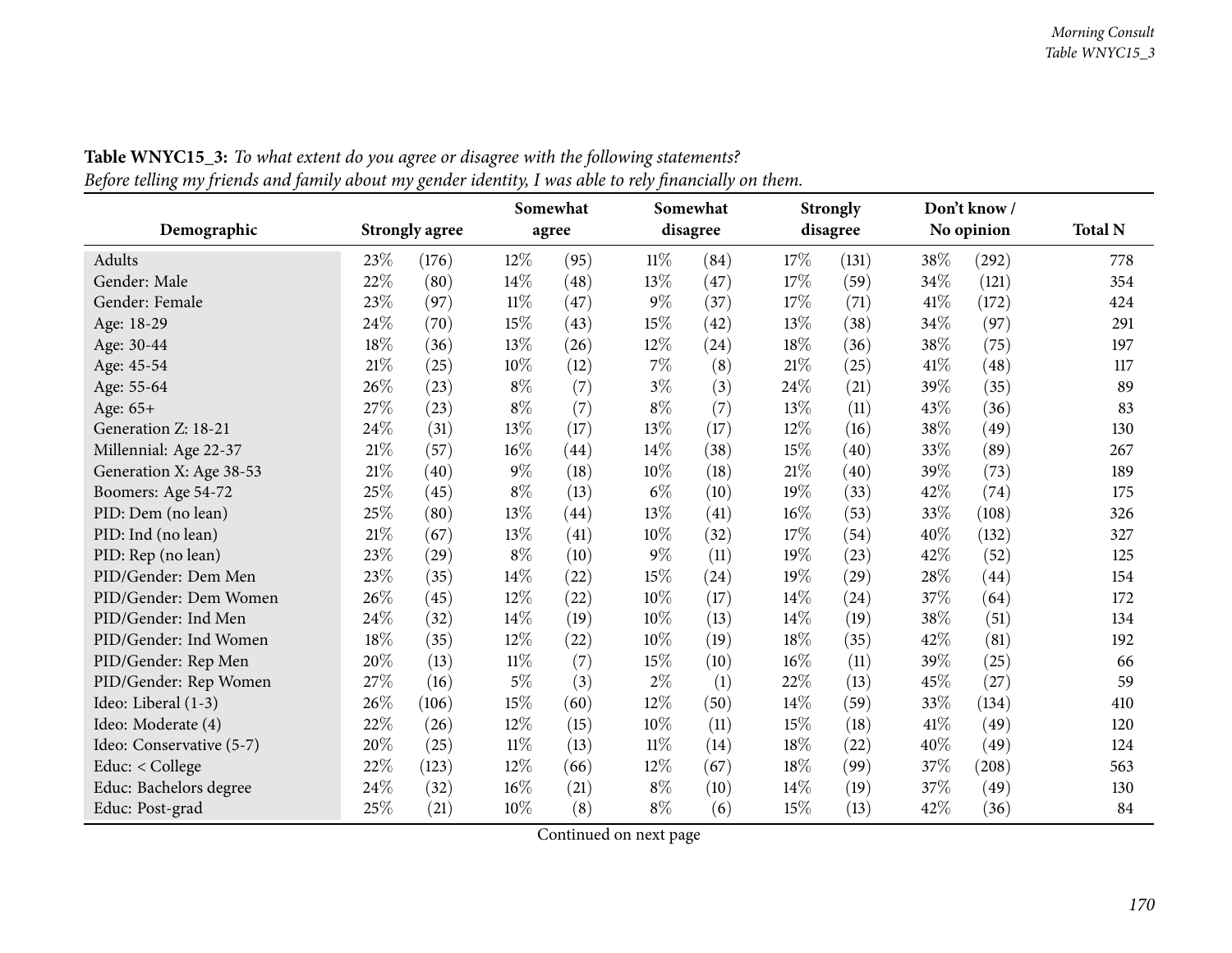**Table WNYC15_3:** *To what extent do you agree or disagree with the following statements? Before telling my friends and family about my gender identity, I was able to rely financially on them.*

| Demographic | Strongly agree | | Somewhat agree | | Somewhat disagree | | Strongly disagree | | Don't know / No opinion | | Total N |
|---|---|---|---|---|---|---|---|---|---|---|---|
| Adults | 23% | (176) | 12% | (95) | 11% | (84) | 17% | (131) | 38% | (292) | 778 |
| Gender: Male | 22% | (80) | 14% | (48) | 13% | (47) | 17% | (59) | 34% | (121) | 354 |
| Gender: Female | 23% | (97) | 11% | (47) | 9% | (37) | 17% | (71) | 41% | (172) | 424 |
| Age: 18-29 | 24% | (70) | 15% | (43) | 15% | (42) | 13% | (38) | 34% | (97) | 291 |
| Age: 30-44 | 18% | (36) | 13% | (26) | 12% | (24) | 18% | (36) | 38% | (75) | 197 |
| Age: 45-54 | 21% | (25) | 10% | (12) | 7% | (8) | 21% | (25) | 41% | (48) | 117 |
| Age: 55-64 | 26% | (23) | 8% | (7) | 3% | (3) | 24% | (21) | 39% | (35) | 89 |
| Age: 65+ | 27% | (23) | 8% | (7) | 8% | (7) | 13% | (11) | 43% | (36) | 83 |
| Generation Z: 18-21 | 24% | (31) | 13% | (17) | 13% | (17) | 12% | (16) | 38% | (49) | 130 |
| Millennial: Age 22-37 | 21% | (57) | 16% | (44) | 14% | (38) | 15% | (40) | 33% | (89) | 267 |
| Generation X: Age 38-53 | 21% | (40) | 9% | (18) | 10% | (18) | 21% | (40) | 39% | (73) | 189 |
| Boomers: Age 54-72 | 25% | (45) | 8% | (13) | 6% | (10) | 19% | (33) | 42% | (74) | 175 |
| PID: Dem (no lean) | 25% | (80) | 13% | (44) | 13% | (41) | 16% | (53) | 33% | (108) | 326 |
| PID: Ind (no lean) | 21% | (67) | 13% | (41) | 10% | (32) | 17% | (54) | 40% | (132) | 327 |
| PID: Rep (no lean) | 23% | (29) | 8% | (10) | 9% | (11) | 19% | (23) | 42% | (52) | 125 |
| PID/Gender: Dem Men | 23% | (35) | 14% | (22) | 15% | (24) | 19% | (29) | 28% | (44) | 154 |
| PID/Gender: Dem Women | 26% | (45) | 12% | (22) | 10% | (17) | 14% | (24) | 37% | (64) | 172 |
| PID/Gender: Ind Men | 24% | (32) | 14% | (19) | 10% | (13) | 14% | (19) | 38% | (51) | 134 |
| PID/Gender: Ind Women | 18% | (35) | 12% | (22) | 10% | (19) | 18% | (35) | 42% | (81) | 192 |
| PID/Gender: Rep Men | 20% | (13) | 11% | (7) | 15% | (10) | 16% | (11) | 39% | (25) | 66 |
| PID/Gender: Rep Women | 27% | (16) | 5% | (3) | 2% | (1) | 22% | (13) | 45% | (27) | 59 |
| Ideo: Liberal (1-3) | 26% | (106) | 15% | (60) | 12% | (50) | 14% | (59) | 33% | (134) | 410 |
| Ideo: Moderate (4) | 22% | (26) | 12% | (15) | 10% | (11) | 15% | (18) | 41% | (49) | 120 |
| Ideo: Conservative (5-7) | 20% | (25) | 11% | (13) | 11% | (14) | 18% | (22) | 40% | (49) | 124 |
| Educ: < College | 22% | (123) | 12% | (66) | 12% | (67) | 18% | (99) | 37% | (208) | 563 |
| Educ: Bachelors degree | 24% | (32) | 16% | (21) | 8% | (10) | 14% | (19) | 37% | (49) | 130 |
| Educ: Post-grad | 25% | (21) | 10% | (8) | 8% | (6) | 15% | (13) | 42% | (36) | 84 |

Continued on next page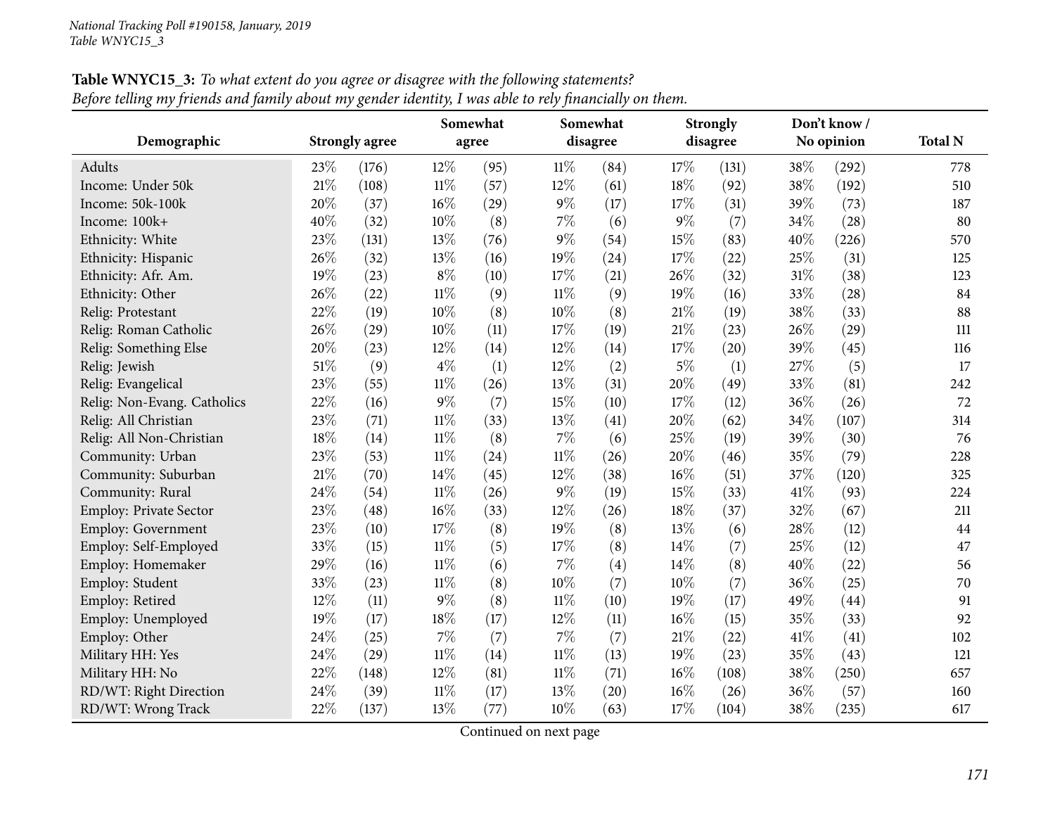**Table WNYC15_3:** *To what extent do you agree or disagree with the following statements? Before telling my friends and family about my gender identity, I was able to rely financially on them.*

| Demographic | Strongly agree | | Somewhat agree | | Somewhat disagree | | Strongly disagree | | Don't know / No opinion | | Total N |
|---|---|---|---|---|---|---|---|---|---|---|---|
| Adults | 23% | (176) | 12% | (95) | 11% | (84) | 17% | (131) | 38% | (292) | 778 |
| Income: Under 50k | 21% | (108) | 11% | (57) | 12% | (61) | 18% | (92) | 38% | (192) | 510 |
| Income: 50k-100k | 20% | (37) | 16% | (29) | 9% | (17) | 17% | (31) | 39% | (73) | 187 |
| Income: 100k+ | 40% | (32) | 10% | (8) | 7% | (6) | 9% | (7) | 34% | (28) | 80 |
| Ethnicity: White | 23% | (131) | 13% | (76) | 9% | (54) | 15% | (83) | 40% | (226) | 570 |
| Ethnicity: Hispanic | 26% | (32) | 13% | (16) | 19% | (24) | 17% | (22) | 25% | (31) | 125 |
| Ethnicity: Afr. Am. | 19% | (23) | 8% | (10) | 17% | (21) | 26% | (32) | 31% | (38) | 123 |
| Ethnicity: Other | 26% | (22) | 11% | (9) | 11% | (9) | 19% | (16) | 33% | (28) | 84 |
| Relig: Protestant | 22% | (19) | 10% | (8) | 10% | (8) | 21% | (19) | 38% | (33) | 88 |
| Relig: Roman Catholic | 26% | (29) | 10% | (11) | 17% | (19) | 21% | (23) | 26% | (29) | 111 |
| Relig: Something Else | 20% | (23) | 12% | (14) | 12% | (14) | 17% | (20) | 39% | (45) | 116 |
| Relig: Jewish | 51% | (9) | 4% | (1) | 12% | (2) | 5% | (1) | 27% | (5) | 17 |
| Relig: Evangelical | 23% | (55) | 11% | (26) | 13% | (31) | 20% | (49) | 33% | (81) | 242 |
| Relig: Non-Evang. Catholics | 22% | (16) | 9% | (7) | 15% | (10) | 17% | (12) | 36% | (26) | 72 |
| Relig: All Christian | 23% | (71) | 11% | (33) | 13% | (41) | 20% | (62) | 34% | (107) | 314 |
| Relig: All Non-Christian | 18% | (14) | 11% | (8) | 7% | (6) | 25% | (19) | 39% | (30) | 76 |
| Community: Urban | 23% | (53) | 11% | (24) | 11% | (26) | 20% | (46) | 35% | (79) | 228 |
| Community: Suburban | 21% | (70) | 14% | (45) | 12% | (38) | 16% | (51) | 37% | (120) | 325 |
| Community: Rural | 24% | (54) | 11% | (26) | 9% | (19) | 15% | (33) | 41% | (93) | 224 |
| Employ: Private Sector | 23% | (48) | 16% | (33) | 12% | (26) | 18% | (37) | 32% | (67) | 211 |
| Employ: Government | 23% | (10) | 17% | (8) | 19% | (8) | 13% | (6) | 28% | (12) | 44 |
| Employ: Self-Employed | 33% | (15) | 11% | (5) | 17% | (8) | 14% | (7) | 25% | (12) | 47 |
| Employ: Homemaker | 29% | (16) | 11% | (6) | 7% | (4) | 14% | (8) | 40% | (22) | 56 |
| Employ: Student | 33% | (23) | 11% | (8) | 10% | (7) | 10% | (7) | 36% | (25) | 70 |
| Employ: Retired | 12% | (11) | 9% | (8) | 11% | (10) | 19% | (17) | 49% | (44) | 91 |
| Employ: Unemployed | 19% | (17) | 18% | (17) | 12% | (11) | 16% | (15) | 35% | (33) | 92 |
| Employ: Other | 24% | (25) | 7% | (7) | 7% | (7) | 21% | (22) | 41% | (41) | 102 |
| Military HH: Yes | 24% | (29) | 11% | (14) | 11% | (13) | 19% | (23) | 35% | (43) | 121 |
| Military HH: No | 22% | (148) | 12% | (81) | 11% | (71) | 16% | (108) | 38% | (250) | 657 |
| RD/WT: Right Direction | 24% | (39) | 11% | (17) | 13% | (20) | 16% | (26) | 36% | (57) | 160 |
| RD/WT: Wrong Track | 22% | (137) | 13% | (77) | 10% | (63) | 17% | (104) | 38% | (235) | 617 |

Continued on next page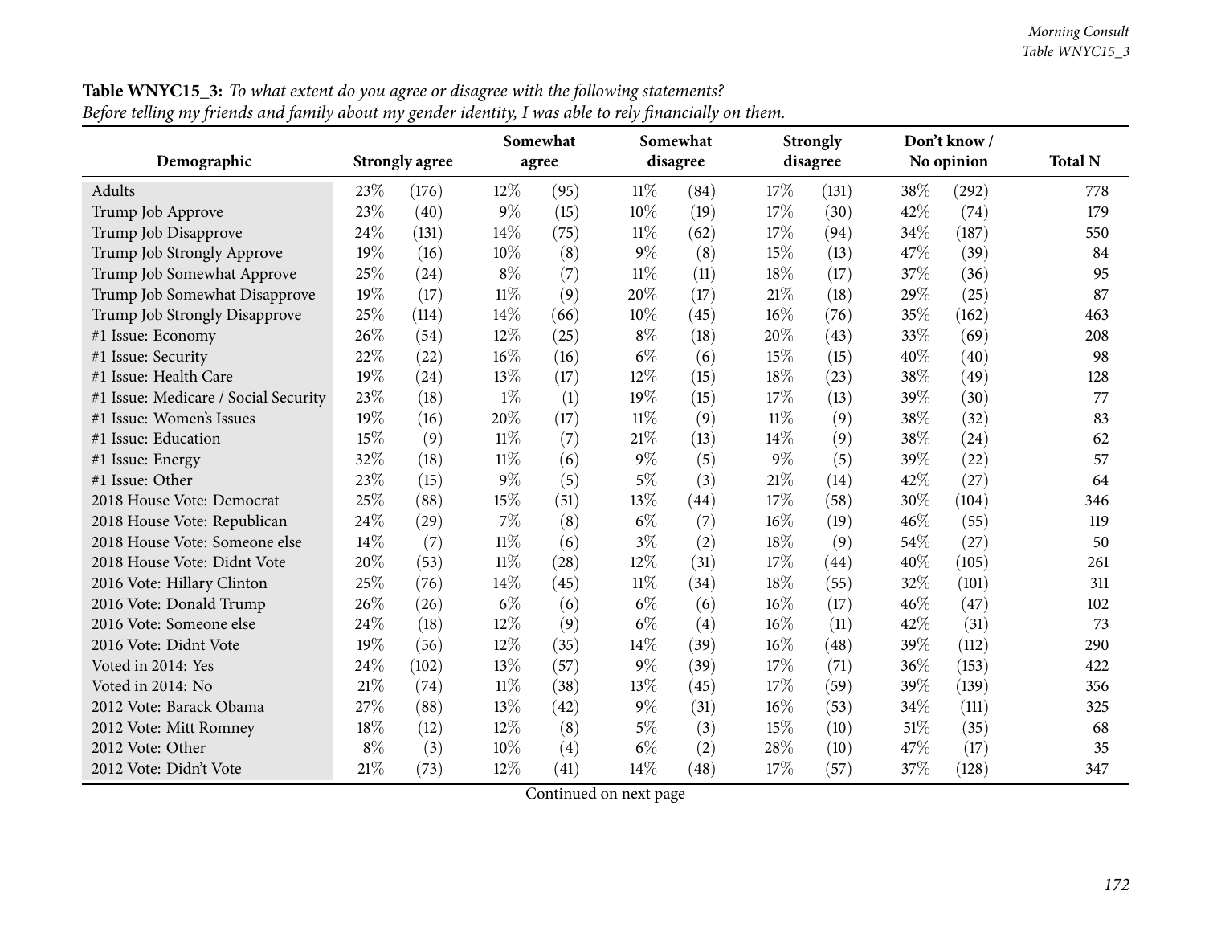**Table WNYC15_3:** *To what extent do you agree or disagree with the following statements?*
*Before telling my friends and family about my gender identity, I was able to rely financially on them.*

| Demographic | Strongly agree | | Somewhat agree | | Somewhat disagree | | Strongly disagree | | Don't know / No opinion | | Total N |
|---|---|---|---|---|---|---|---|---|---|---|---|
| Adults | 23% | (176) | 12% | (95) | 11% | (84) | 17% | (131) | 38% | (292) | 778 |
| Trump Job Approve | 23% | (40) | 9% | (15) | 10% | (19) | 17% | (30) | 42% | (74) | 179 |
| Trump Job Disapprove | 24% | (131) | 14% | (75) | 11% | (62) | 17% | (94) | 34% | (187) | 550 |
| Trump Job Strongly Approve | 19% | (16) | 10% | (8) | 9% | (8) | 15% | (13) | 47% | (39) | 84 |
| Trump Job Somewhat Approve | 25% | (24) | 8% | (7) | 11% | (11) | 18% | (17) | 37% | (36) | 95 |
| Trump Job Somewhat Disapprove | 19% | (17) | 11% | (9) | 20% | (17) | 21% | (18) | 29% | (25) | 87 |
| Trump Job Strongly Disapprove | 25% | (114) | 14% | (66) | 10% | (45) | 16% | (76) | 35% | (162) | 463 |
| #1 Issue: Economy | 26% | (54) | 12% | (25) | 8% | (18) | 20% | (43) | 33% | (69) | 208 |
| #1 Issue: Security | 22% | (22) | 16% | (16) | 6% | (6) | 15% | (15) | 40% | (40) | 98 |
| #1 Issue: Health Care | 19% | (24) | 13% | (17) | 12% | (15) | 18% | (23) | 38% | (49) | 128 |
| #1 Issue: Medicare / Social Security | 23% | (18) | 1% | (1) | 19% | (15) | 17% | (13) | 39% | (30) | 77 |
| #1 Issue: Women's Issues | 19% | (16) | 20% | (17) | 11% | (9) | 11% | (9) | 38% | (32) | 83 |
| #1 Issue: Education | 15% | (9) | 11% | (7) | 21% | (13) | 14% | (9) | 38% | (24) | 62 |
| #1 Issue: Energy | 32% | (18) | 11% | (6) | 9% | (5) | 9% | (5) | 39% | (22) | 57 |
| #1 Issue: Other | 23% | (15) | 9% | (5) | 5% | (3) | 21% | (14) | 42% | (27) | 64 |
| 2018 House Vote: Democrat | 25% | (88) | 15% | (51) | 13% | (44) | 17% | (58) | 30% | (104) | 346 |
| 2018 House Vote: Republican | 24% | (29) | 7% | (8) | 6% | (7) | 16% | (19) | 46% | (55) | 119 |
| 2018 House Vote: Someone else | 14% | (7) | 11% | (6) | 3% | (2) | 18% | (9) | 54% | (27) | 50 |
| 2018 House Vote: Didnt Vote | 20% | (53) | 11% | (28) | 12% | (31) | 17% | (44) | 40% | (105) | 261 |
| 2016 Vote: Hillary Clinton | 25% | (76) | 14% | (45) | 11% | (34) | 18% | (55) | 32% | (101) | 311 |
| 2016 Vote: Donald Trump | 26% | (26) | 6% | (6) | 6% | (6) | 16% | (17) | 46% | (47) | 102 |
| 2016 Vote: Someone else | 24% | (18) | 12% | (9) | 6% | (4) | 16% | (11) | 42% | (31) | 73 |
| 2016 Vote: Didnt Vote | 19% | (56) | 12% | (35) | 14% | (39) | 16% | (48) | 39% | (112) | 290 |
| Voted in 2014: Yes | 24% | (102) | 13% | (57) | 9% | (39) | 17% | (71) | 36% | (153) | 422 |
| Voted in 2014: No | 21% | (74) | 11% | (38) | 13% | (45) | 17% | (59) | 39% | (139) | 356 |
| 2012 Vote: Barack Obama | 27% | (88) | 13% | (42) | 9% | (31) | 16% | (53) | 34% | (111) | 325 |
| 2012 Vote: Mitt Romney | 18% | (12) | 12% | (8) | 5% | (3) | 15% | (10) | 51% | (35) | 68 |
| 2012 Vote: Other | 8% | (3) | 10% | (4) | 6% | (2) | 28% | (10) | 47% | (17) | 35 |
| 2012 Vote: Didn't Vote | 21% | (73) | 12% | (41) | 14% | (48) | 17% | (57) | 37% | (128) | 347 |

Continued on next page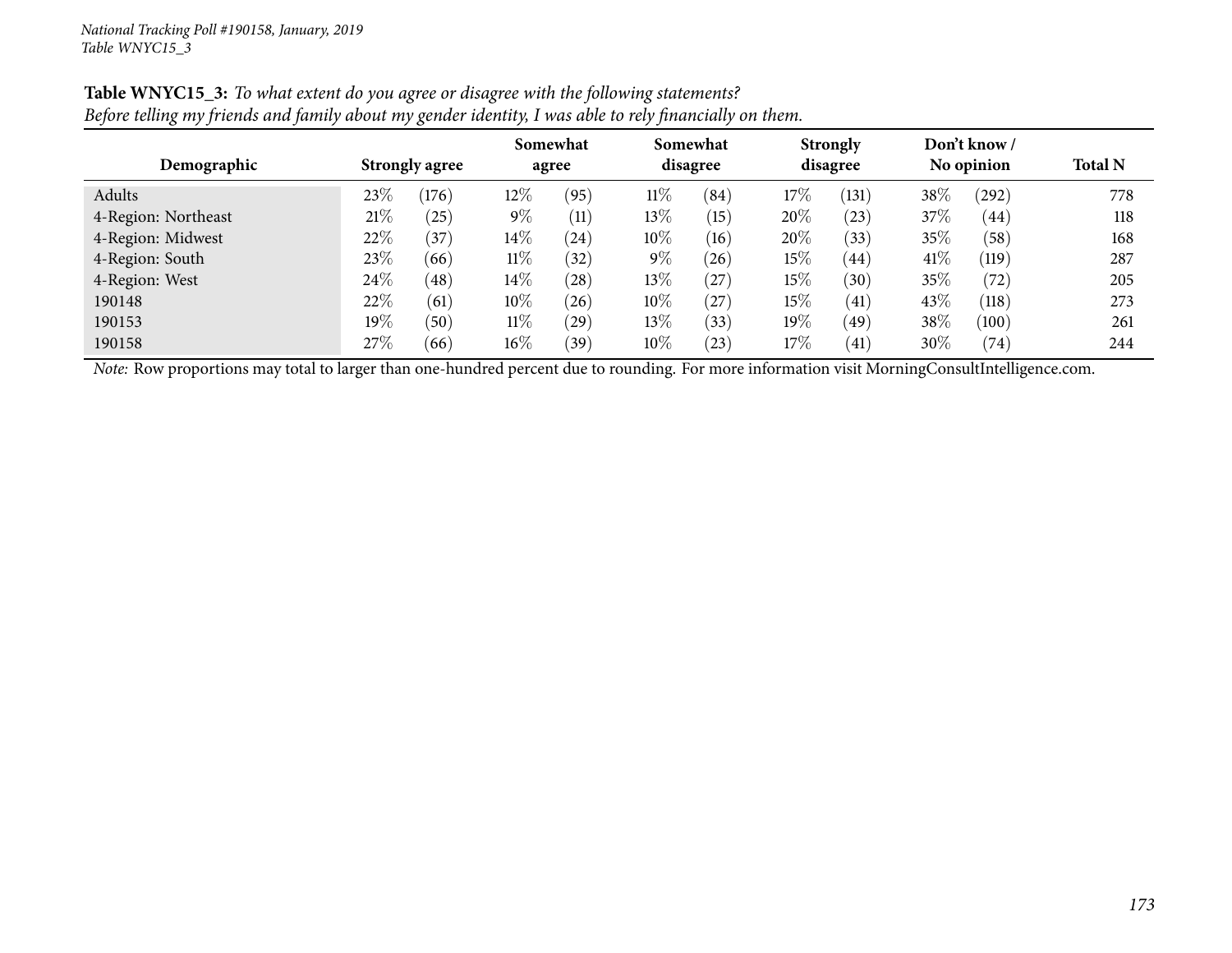**Table WNYC15_3:** *To what extent do you agree or disagree with the following statements?*
*Before telling my friends and family about my gender identity, I was able to rely financially on them.*

| Demographic | Strongly agree | | Somewhat agree | | Somewhat disagree | | Strongly disagree | | Don't know / No opinion | | Total N |
|---|---|---|---|---|---|---|---|---|---|---|---|
| Adults | 23% | (176) | 12% | (95) | 11% | (84) | 17% | (131) | 38% | (292) | 778 |
| 4-Region: Northeast | 21% | (25) | 9% | (11) | 13% | (15) | 20% | (23) | 37% | (44) | 118 |
| 4-Region: Midwest | 22% | (37) | 14% | (24) | 10% | (16) | 20% | (33) | 35% | (58) | 168 |
| 4-Region: South | 23% | (66) | 11% | (32) | 9% | (26) | 15% | (44) | 41% | (119) | 287 |
| 4-Region: West | 24% | (48) | 14% | (28) | 13% | (27) | 15% | (30) | 35% | (72) | 205 |
| 190148 | 22% | (61) | 10% | (26) | 10% | (27) | 15% | (41) | 43% | (118) | 273 |
| 190153 | 19% | (50) | 11% | (29) | 13% | (33) | 19% | (49) | 38% | (100) | 261 |
| 190158 | 27% | (66) | 16% | (39) | 10% | (23) | 17% | (41) | 30% | (74) | 244 |

*Note:* Row proportions may total to larger than one-hundred percent due to rounding. For more information visit MorningConsultIntelligence.com.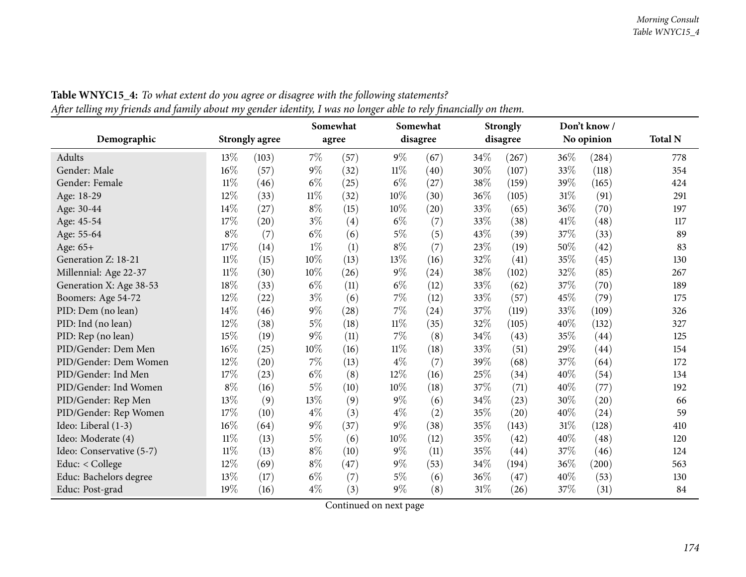**Table WNYC15_4:** *To what extent do you agree or disagree with the following statements?*
*After telling my friends and family about my gender identity, I was no longer able to rely financially on them.*

| Demographic | Strongly agree | | Somewhat agree | | Somewhat disagree | | Strongly disagree | | Don't know / No opinion | | Total N |
|---|---|---|---|---|---|---|---|---|---|---|---|
| Adults | 13% | (103) | 7% | (57) | 9% | (67) | 34% | (267) | 36% | (284) | 778 |
| Gender: Male | 16% | (57) | 9% | (32) | 11% | (40) | 30% | (107) | 33% | (118) | 354 |
| Gender: Female | 11% | (46) | 6% | (25) | 6% | (27) | 38% | (159) | 39% | (165) | 424 |
| Age: 18-29 | 12% | (33) | 11% | (32) | 10% | (30) | 36% | (105) | 31% | (91) | 291 |
| Age: 30-44 | 14% | (27) | 8% | (15) | 10% | (20) | 33% | (65) | 36% | (70) | 197 |
| Age: 45-54 | 17% | (20) | 3% | (4) | 6% | (7) | 33% | (38) | 41% | (48) | 117 |
| Age: 55-64 | 8% | (7) | 6% | (6) | 5% | (5) | 43% | (39) | 37% | (33) | 89 |
| Age: 65+ | 17% | (14) | 1% | (1) | 8% | (7) | 23% | (19) | 50% | (42) | 83 |
| Generation Z: 18-21 | 11% | (15) | 10% | (13) | 13% | (16) | 32% | (41) | 35% | (45) | 130 |
| Millennial: Age 22-37 | 11% | (30) | 10% | (26) | 9% | (24) | 38% | (102) | 32% | (85) | 267 |
| Generation X: Age 38-53 | 18% | (33) | 6% | (11) | 6% | (12) | 33% | (62) | 37% | (70) | 189 |
| Boomers: Age 54-72 | 12% | (22) | 3% | (6) | 7% | (12) | 33% | (57) | 45% | (79) | 175 |
| PID: Dem (no lean) | 14% | (46) | 9% | (28) | 7% | (24) | 37% | (119) | 33% | (109) | 326 |
| PID: Ind (no lean) | 12% | (38) | 5% | (18) | 11% | (35) | 32% | (105) | 40% | (132) | 327 |
| PID: Rep (no lean) | 15% | (19) | 9% | (11) | 7% | (8) | 34% | (43) | 35% | (44) | 125 |
| PID/Gender: Dem Men | 16% | (25) | 10% | (16) | 11% | (18) | 33% | (51) | 29% | (44) | 154 |
| PID/Gender: Dem Women | 12% | (20) | 7% | (13) | 4% | (7) | 39% | (68) | 37% | (64) | 172 |
| PID/Gender: Ind Men | 17% | (23) | 6% | (8) | 12% | (16) | 25% | (34) | 40% | (54) | 134 |
| PID/Gender: Ind Women | 8% | (16) | 5% | (10) | 10% | (18) | 37% | (71) | 40% | (77) | 192 |
| PID/Gender: Rep Men | 13% | (9) | 13% | (9) | 9% | (6) | 34% | (23) | 30% | (20) | 66 |
| PID/Gender: Rep Women | 17% | (10) | 4% | (3) | 4% | (2) | 35% | (20) | 40% | (24) | 59 |
| Ideo: Liberal (1-3) | 16% | (64) | 9% | (37) | 9% | (38) | 35% | (143) | 31% | (128) | 410 |
| Ideo: Moderate (4) | 11% | (13) | 5% | (6) | 10% | (12) | 35% | (42) | 40% | (48) | 120 |
| Ideo: Conservative (5-7) | 11% | (13) | 8% | (10) | 9% | (11) | 35% | (44) | 37% | (46) | 124 |
| Educ: < College | 12% | (69) | 8% | (47) | 9% | (53) | 34% | (194) | 36% | (200) | 563 |
| Educ: Bachelors degree | 13% | (17) | 6% | (7) | 5% | (6) | 36% | (47) | 40% | (53) | 130 |
| Educ: Post-grad | 19% | (16) | 4% | (3) | 9% | (8) | 31% | (26) | 37% | (31) | 84 |

Continued on next page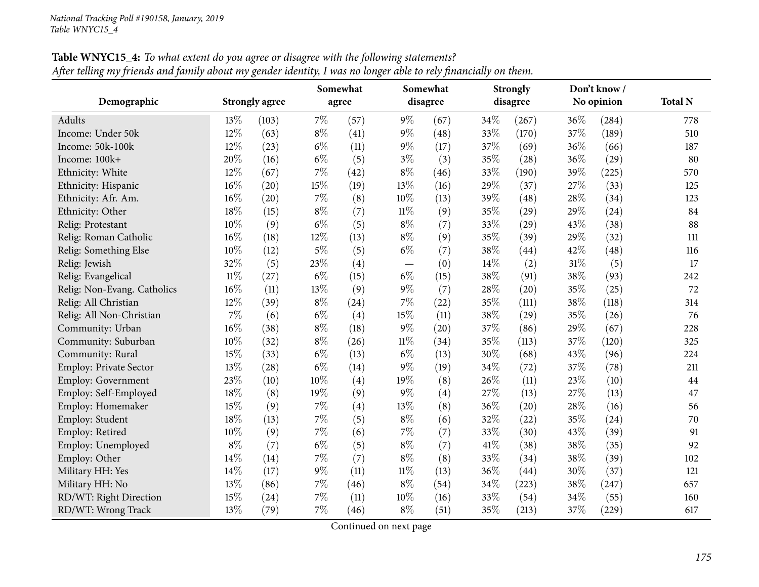**Table WNYC15_4:** *To what extent do you agree or disagree with the following statements?*
*After telling my friends and family about my gender identity, I was no longer able to rely financially on them.*

| Demographic | Strongly agree | | Somewhat agree | | Somewhat disagree | | Strongly disagree | | Don't know / No opinion | | Total N |
|---|---|---|---|---|---|---|---|---|---|---|---|
| Adults | 13% | (103) | 7% | (57) | 9% | (67) | 34% | (267) | 36% | (284) | 778 |
| Income: Under 50k | 12% | (63) | 8% | (41) | 9% | (48) | 33% | (170) | 37% | (189) | 510 |
| Income: 50k-100k | 12% | (23) | 6% | (11) | 9% | (17) | 37% | (69) | 36% | (66) | 187 |
| Income: 100k+ | 20% | (16) | 6% | (5) | 3% | (3) | 35% | (28) | 36% | (29) | 80 |
| Ethnicity: White | 12% | (67) | 7% | (42) | 8% | (46) | 33% | (190) | 39% | (225) | 570 |
| Ethnicity: Hispanic | 16% | (20) | 15% | (19) | 13% | (16) | 29% | (37) | 27% | (33) | 125 |
| Ethnicity: Afr. Am. | 16% | (20) | 7% | (8) | 10% | (13) | 39% | (48) | 28% | (34) | 123 |
| Ethnicity: Other | 18% | (15) | 8% | (7) | 11% | (9) | 35% | (29) | 29% | (24) | 84 |
| Relig: Protestant | 10% | (9) | 6% | (5) | 8% | (7) | 33% | (29) | 43% | (38) | 88 |
| Relig: Roman Catholic | 16% | (18) | 12% | (13) | 8% | (9) | 35% | (39) | 29% | (32) | 111 |
| Relig: Something Else | 10% | (12) | 5% | (5) | 6% | (7) | 38% | (44) | 42% | (48) | 116 |
| Relig: Jewish | 32% | (5) | 23% | (4) | — | (0) | 14% | (2) | 31% | (5) | 17 |
| Relig: Evangelical | 11% | (27) | 6% | (15) | 6% | (15) | 38% | (91) | 38% | (93) | 242 |
| Relig: Non-Evang. Catholics | 16% | (11) | 13% | (9) | 9% | (7) | 28% | (20) | 35% | (25) | 72 |
| Relig: All Christian | 12% | (39) | 8% | (24) | 7% | (22) | 35% | (111) | 38% | (118) | 314 |
| Relig: All Non-Christian | 7% | (6) | 6% | (4) | 15% | (11) | 38% | (29) | 35% | (26) | 76 |
| Community: Urban | 16% | (38) | 8% | (18) | 9% | (20) | 37% | (86) | 29% | (67) | 228 |
| Community: Suburban | 10% | (32) | 8% | (26) | 11% | (34) | 35% | (113) | 37% | (120) | 325 |
| Community: Rural | 15% | (33) | 6% | (13) | 6% | (13) | 30% | (68) | 43% | (96) | 224 |
| Employ: Private Sector | 13% | (28) | 6% | (14) | 9% | (19) | 34% | (72) | 37% | (78) | 211 |
| Employ: Government | 23% | (10) | 10% | (4) | 19% | (8) | 26% | (11) | 23% | (10) | 44 |
| Employ: Self-Employed | 18% | (8) | 19% | (9) | 9% | (4) | 27% | (13) | 27% | (13) | 47 |
| Employ: Homemaker | 15% | (9) | 7% | (4) | 13% | (8) | 36% | (20) | 28% | (16) | 56 |
| Employ: Student | 18% | (13) | 7% | (5) | 8% | (6) | 32% | (22) | 35% | (24) | 70 |
| Employ: Retired | 10% | (9) | 7% | (6) | 7% | (7) | 33% | (30) | 43% | (39) | 91 |
| Employ: Unemployed | 8% | (7) | 6% | (5) | 8% | (7) | 41% | (38) | 38% | (35) | 92 |
| Employ: Other | 14% | (14) | 7% | (7) | 8% | (8) | 33% | (34) | 38% | (39) | 102 |
| Military HH: Yes | 14% | (17) | 9% | (11) | 11% | (13) | 36% | (44) | 30% | (37) | 121 |
| Military HH: No | 13% | (86) | 7% | (46) | 8% | (54) | 34% | (223) | 38% | (247) | 657 |
| RD/WT: Right Direction | 15% | (24) | 7% | (11) | 10% | (16) | 33% | (54) | 34% | (55) | 160 |
| RD/WT: Wrong Track | 13% | (79) | 7% | (46) | 8% | (51) | 35% | (213) | 37% | (229) | 617 |

Continued on next page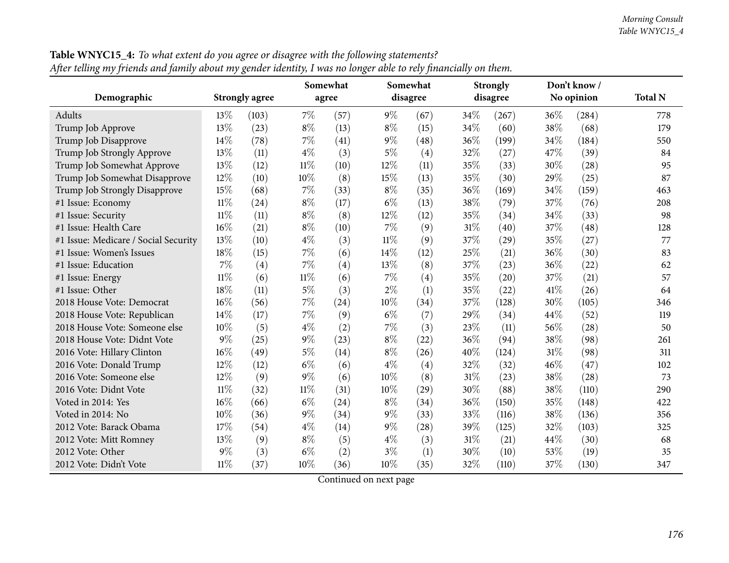**Table WNYC15_4:** *To what extent do you agree or disagree with the following statements?*
*After telling my friends and family about my gender identity, I was no longer able to rely financially on them.*

| Demographic | Strongly agree | | Somewhat agree | | Somewhat disagree | | Strongly disagree | | Don't know / No opinion | | Total N |
|---|---|---|---|---|---|---|---|---|---|---|---|
| Adults | 13% | (103) | 7% | (57) | 9% | (67) | 34% | (267) | 36% | (284) | 778 |
| Trump Job Approve | 13% | (23) | 8% | (13) | 8% | (15) | 34% | (60) | 38% | (68) | 179 |
| Trump Job Disapprove | 14% | (78) | 7% | (41) | 9% | (48) | 36% | (199) | 34% | (184) | 550 |
| Trump Job Strongly Approve | 13% | (11) | 4% | (3) | 5% | (4) | 32% | (27) | 47% | (39) | 84 |
| Trump Job Somewhat Approve | 13% | (12) | 11% | (10) | 12% | (11) | 35% | (33) | 30% | (28) | 95 |
| Trump Job Somewhat Disapprove | 12% | (10) | 10% | (8) | 15% | (13) | 35% | (30) | 29% | (25) | 87 |
| Trump Job Strongly Disapprove | 15% | (68) | 7% | (33) | 8% | (35) | 36% | (169) | 34% | (159) | 463 |
| #1 Issue: Economy | 11% | (24) | 8% | (17) | 6% | (13) | 38% | (79) | 37% | (76) | 208 |
| #1 Issue: Security | 11% | (11) | 8% | (8) | 12% | (12) | 35% | (34) | 34% | (33) | 98 |
| #1 Issue: Health Care | 16% | (21) | 8% | (10) | 7% | (9) | 31% | (40) | 37% | (48) | 128 |
| #1 Issue: Medicare / Social Security | 13% | (10) | 4% | (3) | 11% | (9) | 37% | (29) | 35% | (27) | 77 |
| #1 Issue: Women's Issues | 18% | (15) | 7% | (6) | 14% | (12) | 25% | (21) | 36% | (30) | 83 |
| #1 Issue: Education | 7% | (4) | 7% | (4) | 13% | (8) | 37% | (23) | 36% | (22) | 62 |
| #1 Issue: Energy | 11% | (6) | 11% | (6) | 7% | (4) | 35% | (20) | 37% | (21) | 57 |
| #1 Issue: Other | 18% | (11) | 5% | (3) | 2% | (1) | 35% | (22) | 41% | (26) | 64 |
| 2018 House Vote: Democrat | 16% | (56) | 7% | (24) | 10% | (34) | 37% | (128) | 30% | (105) | 346 |
| 2018 House Vote: Republican | 14% | (17) | 7% | (9) | 6% | (7) | 29% | (34) | 44% | (52) | 119 |
| 2018 House Vote: Someone else | 10% | (5) | 4% | (2) | 7% | (3) | 23% | (11) | 56% | (28) | 50 |
| 2018 House Vote: Didnt Vote | 9% | (25) | 9% | (23) | 8% | (22) | 36% | (94) | 38% | (98) | 261 |
| 2016 Vote: Hillary Clinton | 16% | (49) | 5% | (14) | 8% | (26) | 40% | (124) | 31% | (98) | 311 |
| 2016 Vote: Donald Trump | 12% | (12) | 6% | (6) | 4% | (4) | 32% | (32) | 46% | (47) | 102 |
| 2016 Vote: Someone else | 12% | (9) | 9% | (6) | 10% | (8) | 31% | (23) | 38% | (28) | 73 |
| 2016 Vote: Didnt Vote | 11% | (32) | 11% | (31) | 10% | (29) | 30% | (88) | 38% | (110) | 290 |
| Voted in 2014: Yes | 16% | (66) | 6% | (24) | 8% | (34) | 36% | (150) | 35% | (148) | 422 |
| Voted in 2014: No | 10% | (36) | 9% | (34) | 9% | (33) | 33% | (116) | 38% | (136) | 356 |
| 2012 Vote: Barack Obama | 17% | (54) | 4% | (14) | 9% | (28) | 39% | (125) | 32% | (103) | 325 |
| 2012 Vote: Mitt Romney | 13% | (9) | 8% | (5) | 4% | (3) | 31% | (21) | 44% | (30) | 68 |
| 2012 Vote: Other | 9% | (3) | 6% | (2) | 3% | (1) | 30% | (10) | 53% | (19) | 35 |
| 2012 Vote: Didn't Vote | 11% | (37) | 10% | (36) | 10% | (35) | 32% | (110) | 37% | (130) | 347 |

Continued on next page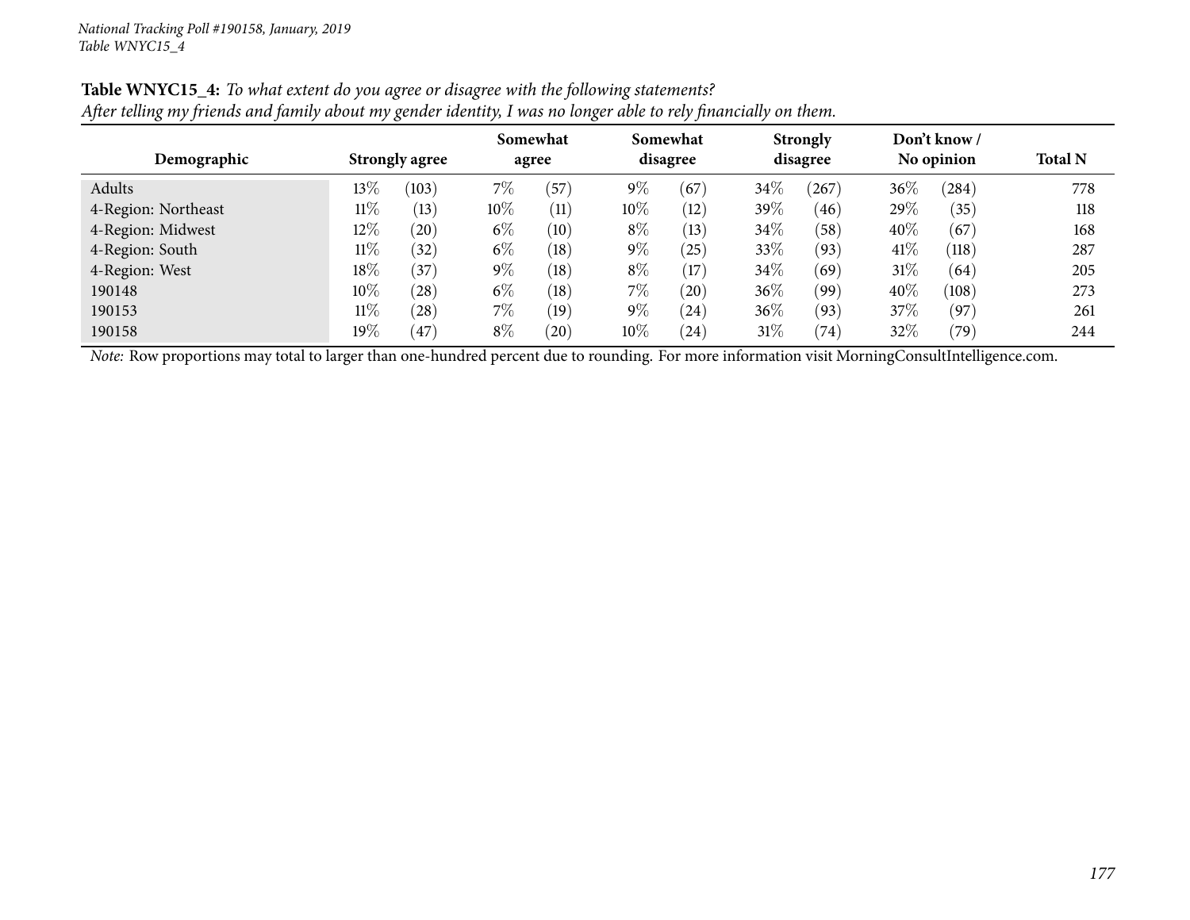**Table WNYC15_4:** *To what extent do you agree or disagree with the following statements?*
*After telling my friends and family about my gender identity, I was no longer able to rely financially on them.*

| Demographic | Strongly agree | | Somewhat agree | | Somewhat disagree | | Strongly disagree | | Don't know / No opinion | | Total N |
|---|---|---|---|---|---|---|---|---|---|---|---|
| Adults | 13% | (103) | 7% | (57) | 9% | (67) | 34% | (267) | 36% | (284) | 778 |
| 4-Region: Northeast | 11% | (13) | 10% | (11) | 10% | (12) | 39% | (46) | 29% | (35) | 118 |
| 4-Region: Midwest | 12% | (20) | 6% | (10) | 8% | (13) | 34% | (58) | 40% | (67) | 168 |
| 4-Region: South | 11% | (32) | 6% | (18) | 9% | (25) | 33% | (93) | 41% | (118) | 287 |
| 4-Region: West | 18% | (37) | 9% | (18) | 8% | (17) | 34% | (69) | 31% | (64) | 205 |
| 190148 | 10% | (28) | 6% | (18) | 7% | (20) | 36% | (99) | 40% | (108) | 273 |
| 190153 | 11% | (28) | 7% | (19) | 9% | (24) | 36% | (93) | 37% | (97) | 261 |
| 190158 | 19% | (47) | 8% | (20) | 10% | (24) | 31% | (74) | 32% | (79) | 244 |

*Note:* Row proportions may total to larger than one-hundred percent due to rounding. For more information visit MorningConsultIntelligence.com.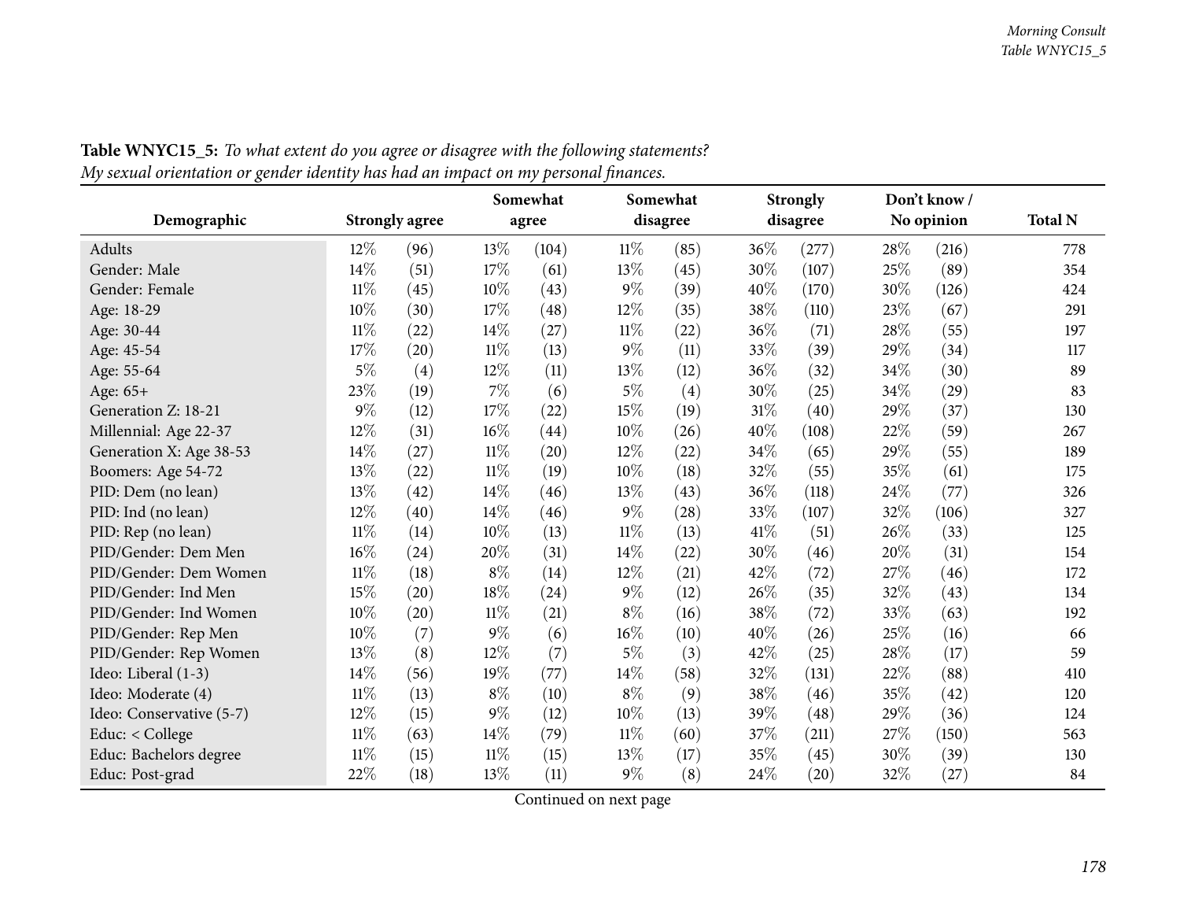**Table WNYC15_5:** *To what extent do you agree or disagree with the following statements?*
*My sexual orientation or gender identity has had an impact on my personal finances.*

| Demographic | Strongly agree | | Somewhat agree | | Somewhat disagree | | Strongly disagree | | Don't know / No opinion | | Total N |
|---|---|---|---|---|---|---|---|---|---|---|---|
| Adults | 12% | (96) | 13% | (104) | 11% | (85) | 36% | (277) | 28% | (216) | 778 |
| Gender: Male | 14% | (51) | 17% | (61) | 13% | (45) | 30% | (107) | 25% | (89) | 354 |
| Gender: Female | 11% | (45) | 10% | (43) | 9% | (39) | 40% | (170) | 30% | (126) | 424 |
| Age: 18-29 | 10% | (30) | 17% | (48) | 12% | (35) | 38% | (110) | 23% | (67) | 291 |
| Age: 30-44 | 11% | (22) | 14% | (27) | 11% | (22) | 36% | (71) | 28% | (55) | 197 |
| Age: 45-54 | 17% | (20) | 11% | (13) | 9% | (11) | 33% | (39) | 29% | (34) | 117 |
| Age: 55-64 | 5% | (4) | 12% | (11) | 13% | (12) | 36% | (32) | 34% | (30) | 89 |
| Age: 65+ | 23% | (19) | 7% | (6) | 5% | (4) | 30% | (25) | 34% | (29) | 83 |
| Generation Z: 18-21 | 9% | (12) | 17% | (22) | 15% | (19) | 31% | (40) | 29% | (37) | 130 |
| Millennial: Age 22-37 | 12% | (31) | 16% | (44) | 10% | (26) | 40% | (108) | 22% | (59) | 267 |
| Generation X: Age 38-53 | 14% | (27) | 11% | (20) | 12% | (22) | 34% | (65) | 29% | (55) | 189 |
| Boomers: Age 54-72 | 13% | (22) | 11% | (19) | 10% | (18) | 32% | (55) | 35% | (61) | 175 |
| PID: Dem (no lean) | 13% | (42) | 14% | (46) | 13% | (43) | 36% | (118) | 24% | (77) | 326 |
| PID: Ind (no lean) | 12% | (40) | 14% | (46) | 9% | (28) | 33% | (107) | 32% | (106) | 327 |
| PID: Rep (no lean) | 11% | (14) | 10% | (13) | 11% | (13) | 41% | (51) | 26% | (33) | 125 |
| PID/Gender: Dem Men | 16% | (24) | 20% | (31) | 14% | (22) | 30% | (46) | 20% | (31) | 154 |
| PID/Gender: Dem Women | 11% | (18) | 8% | (14) | 12% | (21) | 42% | (72) | 27% | (46) | 172 |
| PID/Gender: Ind Men | 15% | (20) | 18% | (24) | 9% | (12) | 26% | (35) | 32% | (43) | 134 |
| PID/Gender: Ind Women | 10% | (20) | 11% | (21) | 8% | (16) | 38% | (72) | 33% | (63) | 192 |
| PID/Gender: Rep Men | 10% | (7) | 9% | (6) | 16% | (10) | 40% | (26) | 25% | (16) | 66 |
| PID/Gender: Rep Women | 13% | (8) | 12% | (7) | 5% | (3) | 42% | (25) | 28% | (17) | 59 |
| Ideo: Liberal (1-3) | 14% | (56) | 19% | (77) | 14% | (58) | 32% | (131) | 22% | (88) | 410 |
| Ideo: Moderate (4) | 11% | (13) | 8% | (10) | 8% | (9) | 38% | (46) | 35% | (42) | 120 |
| Ideo: Conservative (5-7) | 12% | (15) | 9% | (12) | 10% | (13) | 39% | (48) | 29% | (36) | 124 |
| Educ: < College | 11% | (63) | 14% | (79) | 11% | (60) | 37% | (211) | 27% | (150) | 563 |
| Educ: Bachelors degree | 11% | (15) | 11% | (15) | 13% | (17) | 35% | (45) | 30% | (39) | 130 |
| Educ: Post-grad | 22% | (18) | 13% | (11) | 9% | (8) | 24% | (20) | 32% | (27) | 84 |

Continued on next page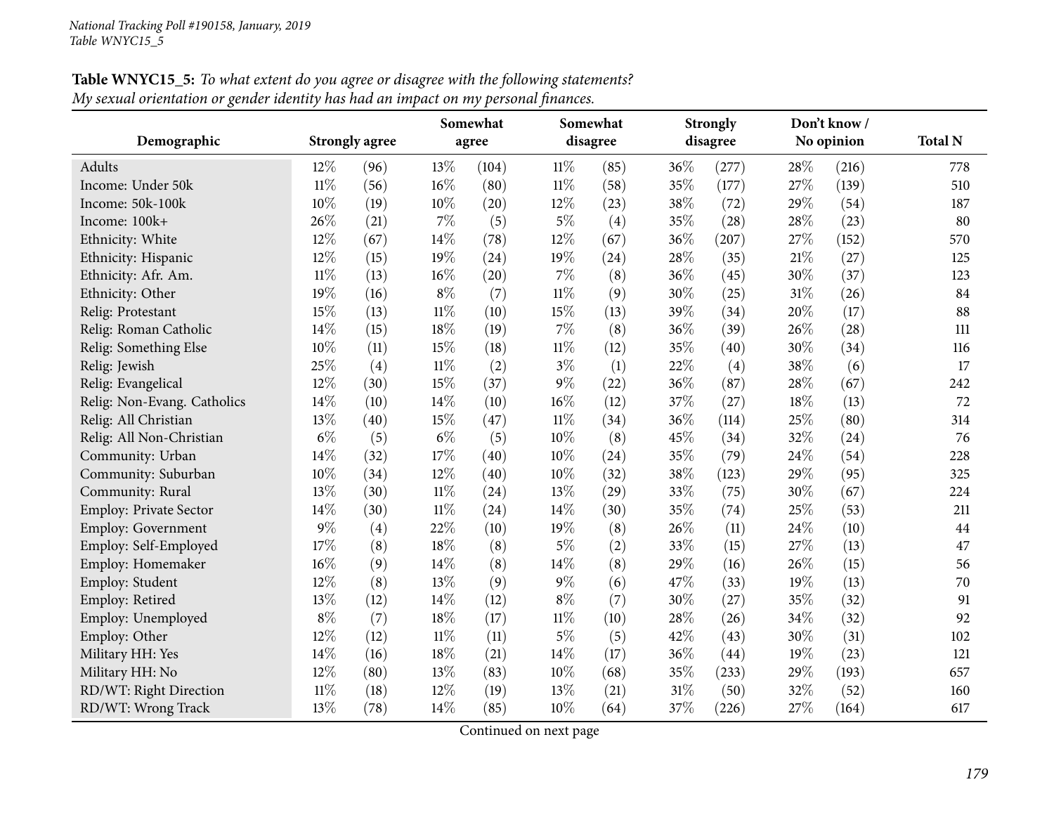**Table WNYC15_5:** *To what extent do you agree or disagree with the following statements? My sexual orientation or gender identity has had an impact on my personal finances.*

| Demographic | Strongly agree | | Somewhat agree | | Somewhat disagree | | Strongly disagree | | Don't know / No opinion | | Total N |
|---|---|---|---|---|---|---|---|---|---|---|---|
| Adults | 12% | (96) | 13% | (104) | 11% | (85) | 36% | (277) | 28% | (216) | 778 |
| Income: Under 50k | 11% | (56) | 16% | (80) | 11% | (58) | 35% | (177) | 27% | (139) | 510 |
| Income: 50k-100k | 10% | (19) | 10% | (20) | 12% | (23) | 38% | (72) | 29% | (54) | 187 |
| Income: 100k+ | 26% | (21) | 7% | (5) | 5% | (4) | 35% | (28) | 28% | (23) | 80 |
| Ethnicity: White | 12% | (67) | 14% | (78) | 12% | (67) | 36% | (207) | 27% | (152) | 570 |
| Ethnicity: Hispanic | 12% | (15) | 19% | (24) | 19% | (24) | 28% | (35) | 21% | (27) | 125 |
| Ethnicity: Afr. Am. | 11% | (13) | 16% | (20) | 7% | (8) | 36% | (45) | 30% | (37) | 123 |
| Ethnicity: Other | 19% | (16) | 8% | (7) | 11% | (9) | 30% | (25) | 31% | (26) | 84 |
| Relig: Protestant | 15% | (13) | 11% | (10) | 15% | (13) | 39% | (34) | 20% | (17) | 88 |
| Relig: Roman Catholic | 14% | (15) | 18% | (19) | 7% | (8) | 36% | (39) | 26% | (28) | 111 |
| Relig: Something Else | 10% | (11) | 15% | (18) | 11% | (12) | 35% | (40) | 30% | (34) | 116 |
| Relig: Jewish | 25% | (4) | 11% | (2) | 3% | (1) | 22% | (4) | 38% | (6) | 17 |
| Relig: Evangelical | 12% | (30) | 15% | (37) | 9% | (22) | 36% | (87) | 28% | (67) | 242 |
| Relig: Non-Evang. Catholics | 14% | (10) | 14% | (10) | 16% | (12) | 37% | (27) | 18% | (13) | 72 |
| Relig: All Christian | 13% | (40) | 15% | (47) | 11% | (34) | 36% | (114) | 25% | (80) | 314 |
| Relig: All Non-Christian | 6% | (5) | 6% | (5) | 10% | (8) | 45% | (34) | 32% | (24) | 76 |
| Community: Urban | 14% | (32) | 17% | (40) | 10% | (24) | 35% | (79) | 24% | (54) | 228 |
| Community: Suburban | 10% | (34) | 12% | (40) | 10% | (32) | 38% | (123) | 29% | (95) | 325 |
| Community: Rural | 13% | (30) | 11% | (24) | 13% | (29) | 33% | (75) | 30% | (67) | 224 |
| Employ: Private Sector | 14% | (30) | 11% | (24) | 14% | (30) | 35% | (74) | 25% | (53) | 211 |
| Employ: Government | 9% | (4) | 22% | (10) | 19% | (8) | 26% | (11) | 24% | (10) | 44 |
| Employ: Self-Employed | 17% | (8) | 18% | (8) | 5% | (2) | 33% | (15) | 27% | (13) | 47 |
| Employ: Homemaker | 16% | (9) | 14% | (8) | 14% | (8) | 29% | (16) | 26% | (15) | 56 |
| Employ: Student | 12% | (8) | 13% | (9) | 9% | (6) | 47% | (33) | 19% | (13) | 70 |
| Employ: Retired | 13% | (12) | 14% | (12) | 8% | (7) | 30% | (27) | 35% | (32) | 91 |
| Employ: Unemployed | 8% | (7) | 18% | (17) | 11% | (10) | 28% | (26) | 34% | (32) | 92 |
| Employ: Other | 12% | (12) | 11% | (11) | 5% | (5) | 42% | (43) | 30% | (31) | 102 |
| Military HH: Yes | 14% | (16) | 18% | (21) | 14% | (17) | 36% | (44) | 19% | (23) | 121 |
| Military HH: No | 12% | (80) | 13% | (83) | 10% | (68) | 35% | (233) | 29% | (193) | 657 |
| RD/WT: Right Direction | 11% | (18) | 12% | (19) | 13% | (21) | 31% | (50) | 32% | (52) | 160 |
| RD/WT: Wrong Track | 13% | (78) | 14% | (85) | 10% | (64) | 37% | (226) | 27% | (164) | 617 |

Continued on next page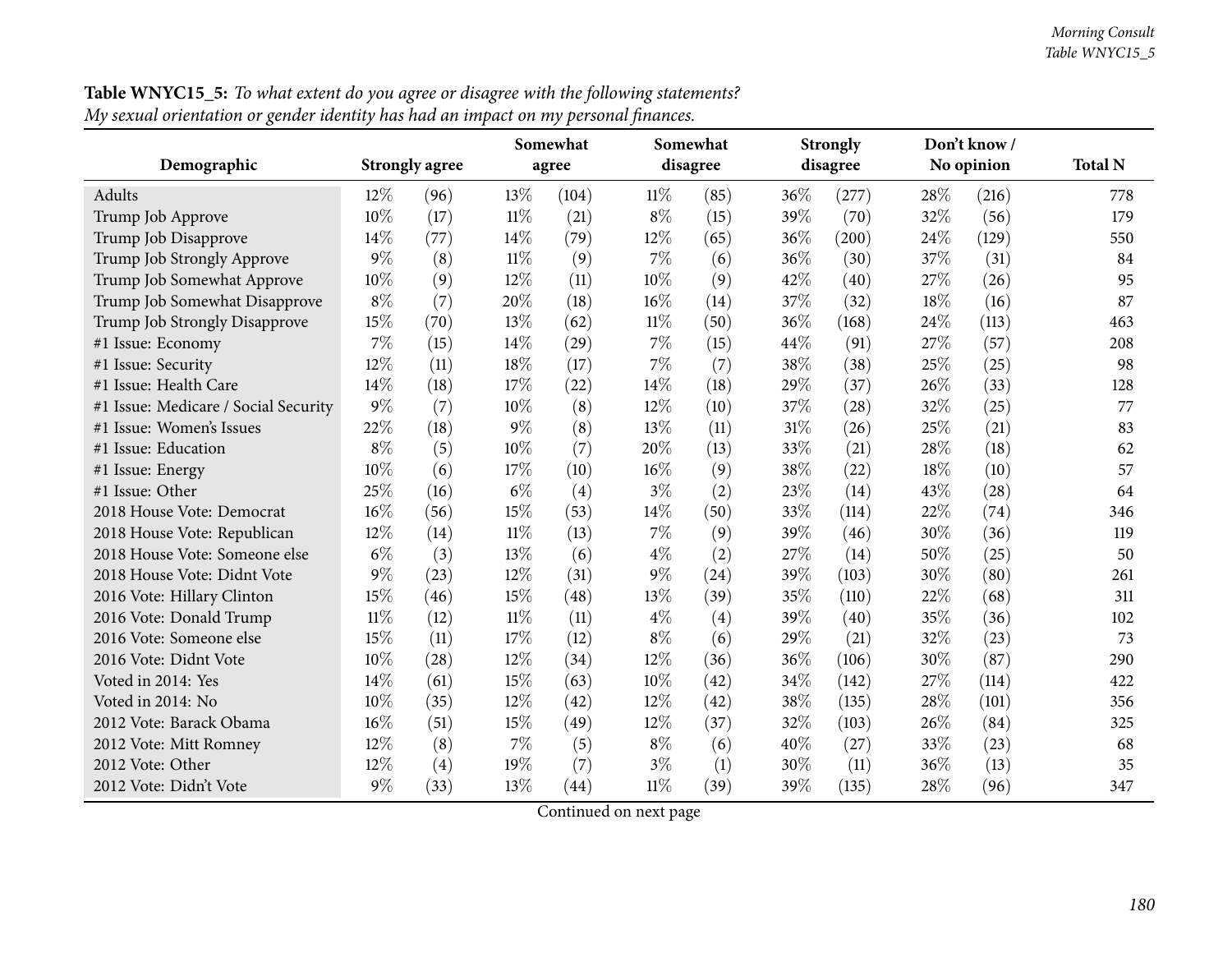**Table WNYC15_5:** *To what extent do you agree or disagree with the following statements? My sexual orientation or gender identity has had an impact on my personal finances.*

| Demographic | Strongly agree | | Somewhat agree | | Somewhat disagree | | Strongly disagree | | Don't know / No opinion | | Total N |
|---|---|---|---|---|---|---|---|---|---|---|---|
| Adults | 12% | (96) | 13% | (104) | 11% | (85) | 36% | (277) | 28% | (216) | 778 |
| Trump Job Approve | 10% | (17) | 11% | (21) | 8% | (15) | 39% | (70) | 32% | (56) | 179 |
| Trump Job Disapprove | 14% | (77) | 14% | (79) | 12% | (65) | 36% | (200) | 24% | (129) | 550 |
| Trump Job Strongly Approve | 9% | (8) | 11% | (9) | 7% | (6) | 36% | (30) | 37% | (31) | 84 |
| Trump Job Somewhat Approve | 10% | (9) | 12% | (11) | 10% | (9) | 42% | (40) | 27% | (26) | 95 |
| Trump Job Somewhat Disapprove | 8% | (7) | 20% | (18) | 16% | (14) | 37% | (32) | 18% | (16) | 87 |
| Trump Job Strongly Disapprove | 15% | (70) | 13% | (62) | 11% | (50) | 36% | (168) | 24% | (113) | 463 |
| #1 Issue: Economy | 7% | (15) | 14% | (29) | 7% | (15) | 44% | (91) | 27% | (57) | 208 |
| #1 Issue: Security | 12% | (11) | 18% | (17) | 7% | (7) | 38% | (38) | 25% | (25) | 98 |
| #1 Issue: Health Care | 14% | (18) | 17% | (22) | 14% | (18) | 29% | (37) | 26% | (33) | 128 |
| #1 Issue: Medicare / Social Security | 9% | (7) | 10% | (8) | 12% | (10) | 37% | (28) | 32% | (25) | 77 |
| #1 Issue: Women's Issues | 22% | (18) | 9% | (8) | 13% | (11) | 31% | (26) | 25% | (21) | 83 |
| #1 Issue: Education | 8% | (5) | 10% | (7) | 20% | (13) | 33% | (21) | 28% | (18) | 62 |
| #1 Issue: Energy | 10% | (6) | 17% | (10) | 16% | (9) | 38% | (22) | 18% | (10) | 57 |
| #1 Issue: Other | 25% | (16) | 6% | (4) | 3% | (2) | 23% | (14) | 43% | (28) | 64 |
| 2018 House Vote: Democrat | 16% | (56) | 15% | (53) | 14% | (50) | 33% | (114) | 22% | (74) | 346 |
| 2018 House Vote: Republican | 12% | (14) | 11% | (13) | 7% | (9) | 39% | (46) | 30% | (36) | 119 |
| 2018 House Vote: Someone else | 6% | (3) | 13% | (6) | 4% | (2) | 27% | (14) | 50% | (25) | 50 |
| 2018 House Vote: Didnt Vote | 9% | (23) | 12% | (31) | 9% | (24) | 39% | (103) | 30% | (80) | 261 |
| 2016 Vote: Hillary Clinton | 15% | (46) | 15% | (48) | 13% | (39) | 35% | (110) | 22% | (68) | 311 |
| 2016 Vote: Donald Trump | 11% | (12) | 11% | (11) | 4% | (4) | 39% | (40) | 35% | (36) | 102 |
| 2016 Vote: Someone else | 15% | (11) | 17% | (12) | 8% | (6) | 29% | (21) | 32% | (23) | 73 |
| 2016 Vote: Didnt Vote | 10% | (28) | 12% | (34) | 12% | (36) | 36% | (106) | 30% | (87) | 290 |
| Voted in 2014: Yes | 14% | (61) | 15% | (63) | 10% | (42) | 34% | (142) | 27% | (114) | 422 |
| Voted in 2014: No | 10% | (35) | 12% | (42) | 12% | (42) | 38% | (135) | 28% | (101) | 356 |
| 2012 Vote: Barack Obama | 16% | (51) | 15% | (49) | 12% | (37) | 32% | (103) | 26% | (84) | 325 |
| 2012 Vote: Mitt Romney | 12% | (8) | 7% | (5) | 8% | (6) | 40% | (27) | 33% | (23) | 68 |
| 2012 Vote: Other | 12% | (4) | 19% | (7) | 3% | (1) | 30% | (11) | 36% | (13) | 35 |
| 2012 Vote: Didn't Vote | 9% | (33) | 13% | (44) | 11% | (39) | 39% | (135) | 28% | (96) | 347 |

Continued on next page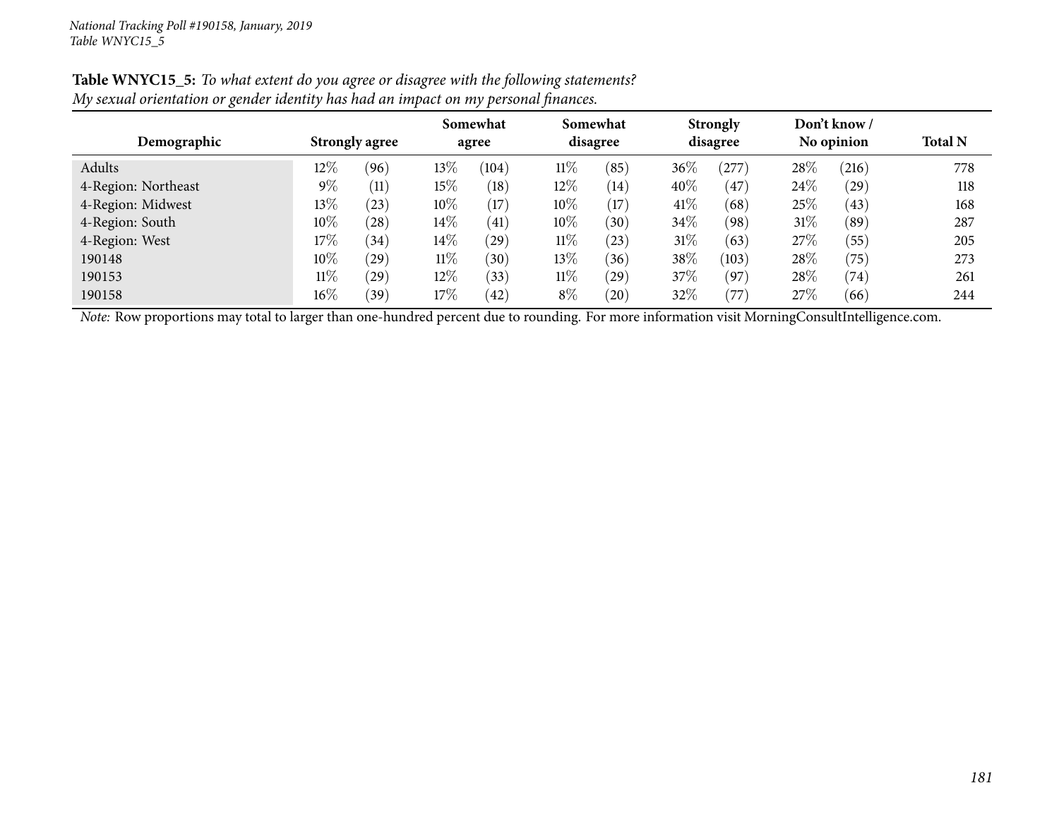National Tracking Poll #190158, January, 2019
Table WNYC15_5

**Table WNYC15_5:** *To what extent do you agree or disagree with the following statements? My sexual orientation or gender identity has had an impact on my personal finances.*

| Demographic | Strongly agree | | Somewhat agree | | Somewhat disagree | | Strongly disagree | | Don't know / No opinion | | Total N |
|---|---|---|---|---|---|---|---|---|---|---|---|
| Adults | 12% | (96) | 13% | (104) | 11% | (85) | 36% | (277) | 28% | (216) | 778 |
| 4-Region: Northeast | 9% | (11) | 15% | (18) | 12% | (14) | 40% | (47) | 24% | (29) | 118 |
| 4-Region: Midwest | 13% | (23) | 10% | (17) | 10% | (17) | 41% | (68) | 25% | (43) | 168 |
| 4-Region: South | 10% | (28) | 14% | (41) | 10% | (30) | 34% | (98) | 31% | (89) | 287 |
| 4-Region: West | 17% | (34) | 14% | (29) | 11% | (23) | 31% | (63) | 27% | (55) | 205 |
| 190148 | 10% | (29) | 11% | (30) | 13% | (36) | 38% | (103) | 28% | (75) | 273 |
| 190153 | 11% | (29) | 12% | (33) | 11% | (29) | 37% | (97) | 28% | (74) | 261 |
| 190158 | 16% | (39) | 17% | (42) | 8% | (20) | 32% | (77) | 27% | (66) | 244 |

*Note:* Row proportions may total to larger than one-hundred percent due to rounding. For more information visit MorningConsultIntelligence.com.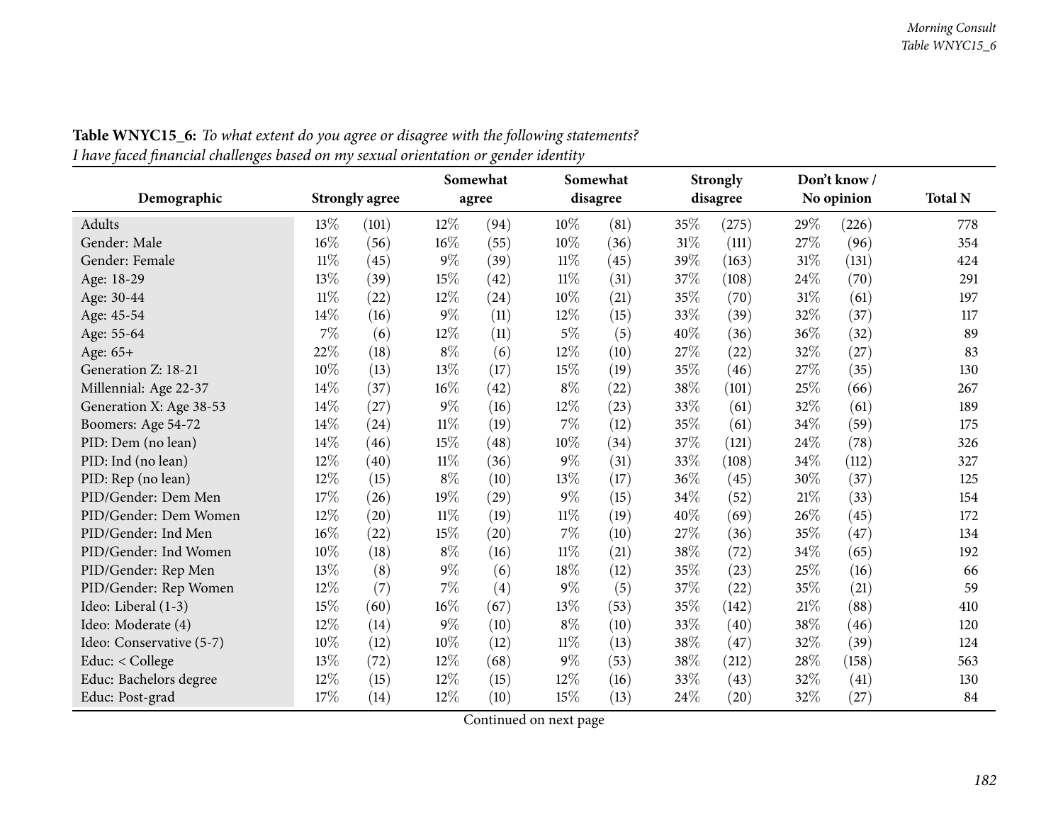**Table WNYC15_6:** *To what extent do you agree or disagree with the following statements?*
*I have faced financial challenges based on my sexual orientation or gender identity*

| Demographic | Strongly agree | | Somewhat agree | | Somewhat disagree | | Strongly disagree | | Don't know / No opinion | | Total N |
|---|---|---|---|---|---|---|---|---|---|---|---|
| Adults | 13% | (101) | 12% | (94) | 10% | (81) | 35% | (275) | 29% | (226) | 778 |
| Gender: Male | 16% | (56) | 16% | (55) | 10% | (36) | 31% | (111) | 27% | (96) | 354 |
| Gender: Female | 11% | (45) | 9% | (39) | 11% | (45) | 39% | (163) | 31% | (131) | 424 |
| Age: 18-29 | 13% | (39) | 15% | (42) | 11% | (31) | 37% | (108) | 24% | (70) | 291 |
| Age: 30-44 | 11% | (22) | 12% | (24) | 10% | (21) | 35% | (70) | 31% | (61) | 197 |
| Age: 45-54 | 14% | (16) | 9% | (11) | 12% | (15) | 33% | (39) | 32% | (37) | 117 |
| Age: 55-64 | 7% | (6) | 12% | (11) | 5% | (5) | 40% | (36) | 36% | (32) | 89 |
| Age: 65+ | 22% | (18) | 8% | (6) | 12% | (10) | 27% | (22) | 32% | (27) | 83 |
| Generation Z: 18-21 | 10% | (13) | 13% | (17) | 15% | (19) | 35% | (46) | 27% | (35) | 130 |
| Millennial: Age 22-37 | 14% | (37) | 16% | (42) | 8% | (22) | 38% | (101) | 25% | (66) | 267 |
| Generation X: Age 38-53 | 14% | (27) | 9% | (16) | 12% | (23) | 33% | (61) | 32% | (61) | 189 |
| Boomers: Age 54-72 | 14% | (24) | 11% | (19) | 7% | (12) | 35% | (61) | 34% | (59) | 175 |
| PID: Dem (no lean) | 14% | (46) | 15% | (48) | 10% | (34) | 37% | (121) | 24% | (78) | 326 |
| PID: Ind (no lean) | 12% | (40) | 11% | (36) | 9% | (31) | 33% | (108) | 34% | (112) | 327 |
| PID: Rep (no lean) | 12% | (15) | 8% | (10) | 13% | (17) | 36% | (45) | 30% | (37) | 125 |
| PID/Gender: Dem Men | 17% | (26) | 19% | (29) | 9% | (15) | 34% | (52) | 21% | (33) | 154 |
| PID/Gender: Dem Women | 12% | (20) | 11% | (19) | 11% | (19) | 40% | (69) | 26% | (45) | 172 |
| PID/Gender: Ind Men | 16% | (22) | 15% | (20) | 7% | (10) | 27% | (36) | 35% | (47) | 134 |
| PID/Gender: Ind Women | 10% | (18) | 8% | (16) | 11% | (21) | 38% | (72) | 34% | (65) | 192 |
| PID/Gender: Rep Men | 13% | (8) | 9% | (6) | 18% | (12) | 35% | (23) | 25% | (16) | 66 |
| PID/Gender: Rep Women | 12% | (7) | 7% | (4) | 9% | (5) | 37% | (22) | 35% | (21) | 59 |
| Ideo: Liberal (1-3) | 15% | (60) | 16% | (67) | 13% | (53) | 35% | (142) | 21% | (88) | 410 |
| Ideo: Moderate (4) | 12% | (14) | 9% | (10) | 8% | (10) | 33% | (40) | 38% | (46) | 120 |
| Ideo: Conservative (5-7) | 10% | (12) | 10% | (12) | 11% | (13) | 38% | (47) | 32% | (39) | 124 |
| Educ: < College | 13% | (72) | 12% | (68) | 9% | (53) | 38% | (212) | 28% | (158) | 563 |
| Educ: Bachelors degree | 12% | (15) | 12% | (15) | 12% | (16) | 33% | (43) | 32% | (41) | 130 |
| Educ: Post-grad | 17% | (14) | 12% | (10) | 15% | (13) | 24% | (20) | 32% | (27) | 84 |

Continued on next page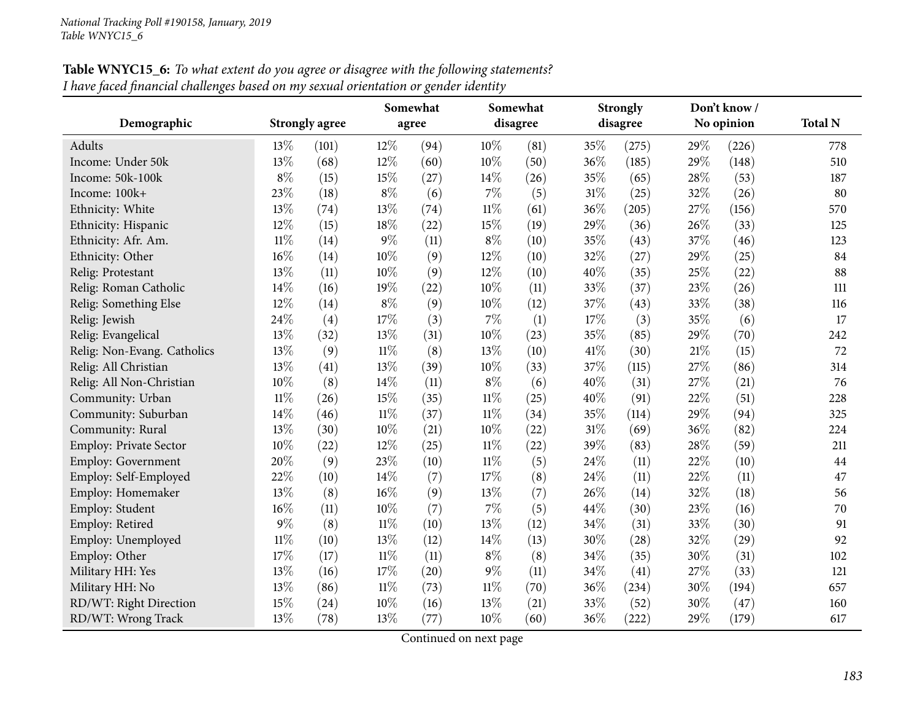**Table WNYC15_6:** *To what extent do you agree or disagree with the following statements?*
*I have faced financial challenges based on my sexual orientation or gender identity*

| Demographic | Strongly agree | | Somewhat agree | | Somewhat disagree | | Strongly disagree | | Don't know / No opinion | | Total N |
|---|---|---|---|---|---|---|---|---|---|---|---|
| Adults | 13% | (101) | 12% | (94) | 10% | (81) | 35% | (275) | 29% | (226) | 778 |
| Income: Under 50k | 13% | (68) | 12% | (60) | 10% | (50) | 36% | (185) | 29% | (148) | 510 |
| Income: 50k-100k | 8% | (15) | 15% | (27) | 14% | (26) | 35% | (65) | 28% | (53) | 187 |
| Income: 100k+ | 23% | (18) | 8% | (6) | 7% | (5) | 31% | (25) | 32% | (26) | 80 |
| Ethnicity: White | 13% | (74) | 13% | (74) | 11% | (61) | 36% | (205) | 27% | (156) | 570 |
| Ethnicity: Hispanic | 12% | (15) | 18% | (22) | 15% | (19) | 29% | (36) | 26% | (33) | 125 |
| Ethnicity: Afr. Am. | 11% | (14) | 9% | (11) | 8% | (10) | 35% | (43) | 37% | (46) | 123 |
| Ethnicity: Other | 16% | (14) | 10% | (9) | 12% | (10) | 32% | (27) | 29% | (25) | 84 |
| Relig: Protestant | 13% | (11) | 10% | (9) | 12% | (10) | 40% | (35) | 25% | (22) | 88 |
| Relig: Roman Catholic | 14% | (16) | 19% | (22) | 10% | (11) | 33% | (37) | 23% | (26) | 111 |
| Relig: Something Else | 12% | (14) | 8% | (9) | 10% | (12) | 37% | (43) | 33% | (38) | 116 |
| Relig: Jewish | 24% | (4) | 17% | (3) | 7% | (1) | 17% | (3) | 35% | (6) | 17 |
| Relig: Evangelical | 13% | (32) | 13% | (31) | 10% | (23) | 35% | (85) | 29% | (70) | 242 |
| Relig: Non-Evang. Catholics | 13% | (9) | 11% | (8) | 13% | (10) | 41% | (30) | 21% | (15) | 72 |
| Relig: All Christian | 13% | (41) | 13% | (39) | 10% | (33) | 37% | (115) | 27% | (86) | 314 |
| Relig: All Non-Christian | 10% | (8) | 14% | (11) | 8% | (6) | 40% | (31) | 27% | (21) | 76 |
| Community: Urban | 11% | (26) | 15% | (35) | 11% | (25) | 40% | (91) | 22% | (51) | 228 |
| Community: Suburban | 14% | (46) | 11% | (37) | 11% | (34) | 35% | (114) | 29% | (94) | 325 |
| Community: Rural | 13% | (30) | 10% | (21) | 10% | (22) | 31% | (69) | 36% | (82) | 224 |
| Employ: Private Sector | 10% | (22) | 12% | (25) | 11% | (22) | 39% | (83) | 28% | (59) | 211 |
| Employ: Government | 20% | (9) | 23% | (10) | 11% | (5) | 24% | (11) | 22% | (10) | 44 |
| Employ: Self-Employed | 22% | (10) | 14% | (7) | 17% | (8) | 24% | (11) | 22% | (11) | 47 |
| Employ: Homemaker | 13% | (8) | 16% | (9) | 13% | (7) | 26% | (14) | 32% | (18) | 56 |
| Employ: Student | 16% | (11) | 10% | (7) | 7% | (5) | 44% | (30) | 23% | (16) | 70 |
| Employ: Retired | 9% | (8) | 11% | (10) | 13% | (12) | 34% | (31) | 33% | (30) | 91 |
| Employ: Unemployed | 11% | (10) | 13% | (12) | 14% | (13) | 30% | (28) | 32% | (29) | 92 |
| Employ: Other | 17% | (17) | 11% | (11) | 8% | (8) | 34% | (35) | 30% | (31) | 102 |
| Military HH: Yes | 13% | (16) | 17% | (20) | 9% | (11) | 34% | (41) | 27% | (33) | 121 |
| Military HH: No | 13% | (86) | 11% | (73) | 11% | (70) | 36% | (234) | 30% | (194) | 657 |
| RD/WT: Right Direction | 15% | (24) | 10% | (16) | 13% | (21) | 33% | (52) | 30% | (47) | 160 |
| RD/WT: Wrong Track | 13% | (78) | 13% | (77) | 10% | (60) | 36% | (222) | 29% | (179) | 617 |

Continued on next page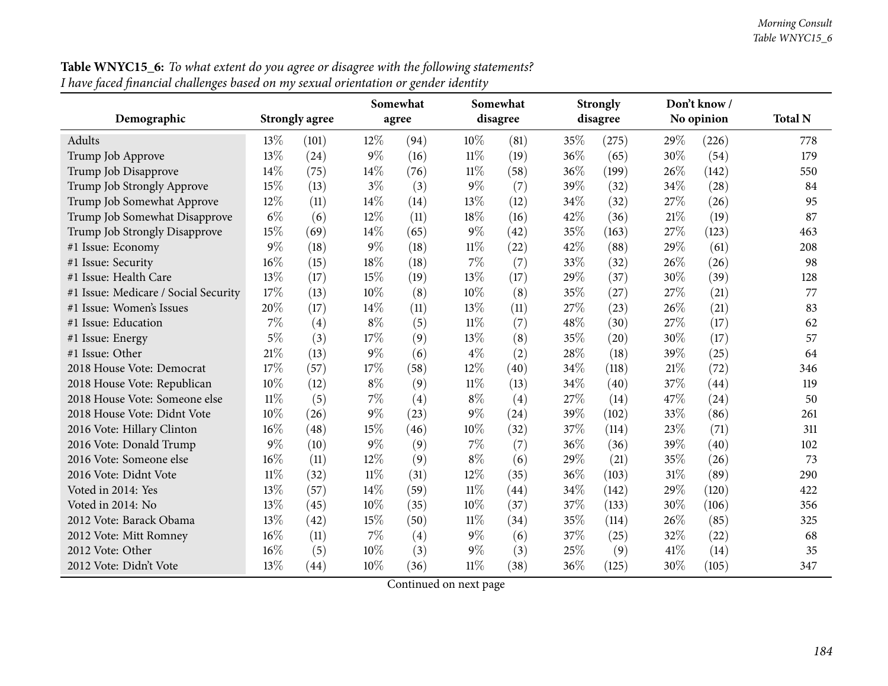**Table WNYC15_6:** *To what extent do you agree or disagree with the following statements?*
*I have faced financial challenges based on my sexual orientation or gender identity*

| Demographic | Strongly agree | | Somewhat agree | | Somewhat disagree | | Strongly disagree | | Don't know / No opinion | | Total N |
|---|---|---|---|---|---|---|---|---|---|---|---|
| Adults | 13% | (101) | 12% | (94) | 10% | (81) | 35% | (275) | 29% | (226) | 778 |
| Trump Job Approve | 13% | (24) | 9% | (16) | 11% | (19) | 36% | (65) | 30% | (54) | 179 |
| Trump Job Disapprove | 14% | (75) | 14% | (76) | 11% | (58) | 36% | (199) | 26% | (142) | 550 |
| Trump Job Strongly Approve | 15% | (13) | 3% | (3) | 9% | (7) | 39% | (32) | 34% | (28) | 84 |
| Trump Job Somewhat Approve | 12% | (11) | 14% | (14) | 13% | (12) | 34% | (32) | 27% | (26) | 95 |
| Trump Job Somewhat Disapprove | 6% | (6) | 12% | (11) | 18% | (16) | 42% | (36) | 21% | (19) | 87 |
| Trump Job Strongly Disapprove | 15% | (69) | 14% | (65) | 9% | (42) | 35% | (163) | 27% | (123) | 463 |
| #1 Issue: Economy | 9% | (18) | 9% | (18) | 11% | (22) | 42% | (88) | 29% | (61) | 208 |
| #1 Issue: Security | 16% | (15) | 18% | (18) | 7% | (7) | 33% | (32) | 26% | (26) | 98 |
| #1 Issue: Health Care | 13% | (17) | 15% | (19) | 13% | (17) | 29% | (37) | 30% | (39) | 128 |
| #1 Issue: Medicare / Social Security | 17% | (13) | 10% | (8) | 10% | (8) | 35% | (27) | 27% | (21) | 77 |
| #1 Issue: Women's Issues | 20% | (17) | 14% | (11) | 13% | (11) | 27% | (23) | 26% | (21) | 83 |
| #1 Issue: Education | 7% | (4) | 8% | (5) | 11% | (7) | 48% | (30) | 27% | (17) | 62 |
| #1 Issue: Energy | 5% | (3) | 17% | (9) | 13% | (8) | 35% | (20) | 30% | (17) | 57 |
| #1 Issue: Other | 21% | (13) | 9% | (6) | 4% | (2) | 28% | (18) | 39% | (25) | 64 |
| 2018 House Vote: Democrat | 17% | (57) | 17% | (58) | 12% | (40) | 34% | (118) | 21% | (72) | 346 |
| 2018 House Vote: Republican | 10% | (12) | 8% | (9) | 11% | (13) | 34% | (40) | 37% | (44) | 119 |
| 2018 House Vote: Someone else | 11% | (5) | 7% | (4) | 8% | (4) | 27% | (14) | 47% | (24) | 50 |
| 2018 House Vote: Didnt Vote | 10% | (26) | 9% | (23) | 9% | (24) | 39% | (102) | 33% | (86) | 261 |
| 2016 Vote: Hillary Clinton | 16% | (48) | 15% | (46) | 10% | (32) | 37% | (114) | 23% | (71) | 311 |
| 2016 Vote: Donald Trump | 9% | (10) | 9% | (9) | 7% | (7) | 36% | (36) | 39% | (40) | 102 |
| 2016 Vote: Someone else | 16% | (11) | 12% | (9) | 8% | (6) | 29% | (21) | 35% | (26) | 73 |
| 2016 Vote: Didnt Vote | 11% | (32) | 11% | (31) | 12% | (35) | 36% | (103) | 31% | (89) | 290 |
| Voted in 2014: Yes | 13% | (57) | 14% | (59) | 11% | (44) | 34% | (142) | 29% | (120) | 422 |
| Voted in 2014: No | 13% | (45) | 10% | (35) | 10% | (37) | 37% | (133) | 30% | (106) | 356 |
| 2012 Vote: Barack Obama | 13% | (42) | 15% | (50) | 11% | (34) | 35% | (114) | 26% | (85) | 325 |
| 2012 Vote: Mitt Romney | 16% | (11) | 7% | (4) | 9% | (6) | 37% | (25) | 32% | (22) | 68 |
| 2012 Vote: Other | 16% | (5) | 10% | (3) | 9% | (3) | 25% | (9) | 41% | (14) | 35 |
| 2012 Vote: Didn't Vote | 13% | (44) | 10% | (36) | 11% | (38) | 36% | (125) | 30% | (105) | 347 |

Continued on next page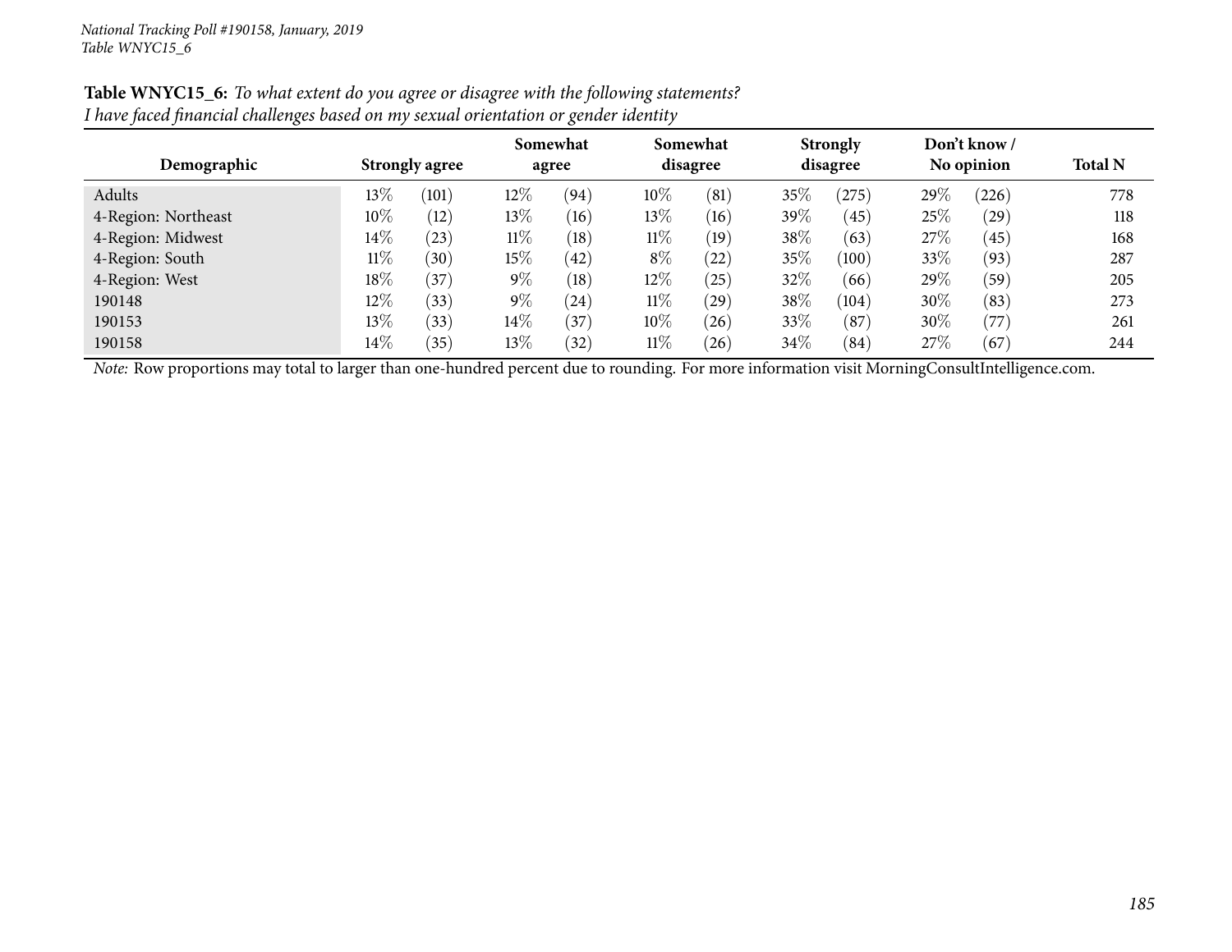*National Tracking Poll #190158, January, 2019*
*Table WNYC15_6*

**Table WNYC15_6:** *To what extent do you agree or disagree with the following statements?*
*I have faced financial challenges based on my sexual orientation or gender identity*

| Demographic | Strongly agree | | Somewhat agree | | Somewhat disagree | | Strongly disagree | | Don't know / No opinion | | Total N |
|---|---|---|---|---|---|---|---|---|---|---|---|
| Adults | 13% | (101) | 12% | (94) | 10% | (81) | 35% | (275) | 29% | (226) | 778 |
| 4-Region: Northeast | 10% | (12) | 13% | (16) | 13% | (16) | 39% | (45) | 25% | (29) | 118 |
| 4-Region: Midwest | 14% | (23) | 11% | (18) | 11% | (19) | 38% | (63) | 27% | (45) | 168 |
| 4-Region: South | 11% | (30) | 15% | (42) | 8% | (22) | 35% | (100) | 33% | (93) | 287 |
| 4-Region: West | 18% | (37) | 9% | (18) | 12% | (25) | 32% | (66) | 29% | (59) | 205 |
| 190148 | 12% | (33) | 9% | (24) | 11% | (29) | 38% | (104) | 30% | (83) | 273 |
| 190153 | 13% | (33) | 14% | (37) | 10% | (26) | 33% | (87) | 30% | (77) | 261 |
| 190158 | 14% | (35) | 13% | (32) | 11% | (26) | 34% | (84) | 27% | (67) | 244 |

*Note:* Row proportions may total to larger than one-hundred percent due to rounding. For more information visit MorningConsultIntelligence.com.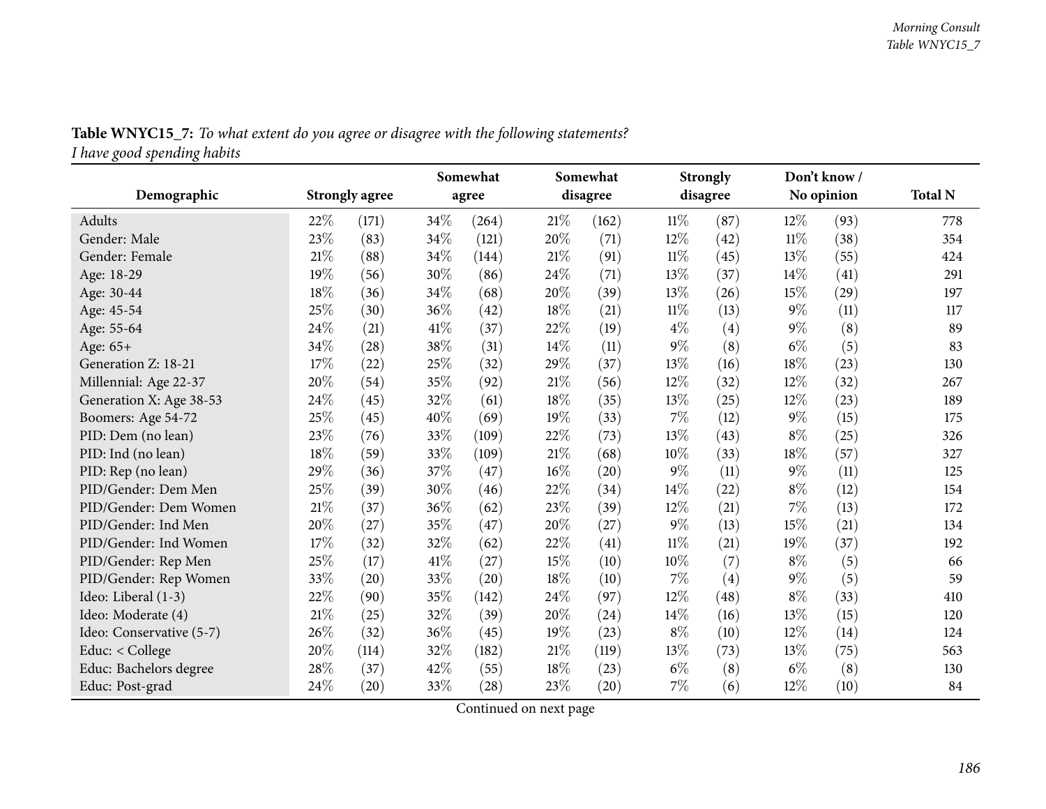**Table WNYC15_7:** *To what extent do you agree or disagree with the following statements?*
*I have good spending habits*

| Demographic | Strongly agree | | Somewhat agree | | Somewhat disagree | | Strongly disagree | | Don't know / No opinion | | Total N |
|---|---|---|---|---|---|---|---|---|---|---|---|
| Adults | 22% | (171) | 34% | (264) | 21% | (162) | 11% | (87) | 12% | (93) | 778 |
| Gender: Male | 23% | (83) | 34% | (121) | 20% | (71) | 12% | (42) | 11% | (38) | 354 |
| Gender: Female | 21% | (88) | 34% | (144) | 21% | (91) | 11% | (45) | 13% | (55) | 424 |
| Age: 18-29 | 19% | (56) | 30% | (86) | 24% | (71) | 13% | (37) | 14% | (41) | 291 |
| Age: 30-44 | 18% | (36) | 34% | (68) | 20% | (39) | 13% | (26) | 15% | (29) | 197 |
| Age: 45-54 | 25% | (30) | 36% | (42) | 18% | (21) | 11% | (13) | 9% | (11) | 117 |
| Age: 55-64 | 24% | (21) | 41% | (37) | 22% | (19) | 4% | (4) | 9% | (8) | 89 |
| Age: 65+ | 34% | (28) | 38% | (31) | 14% | (11) | 9% | (8) | 6% | (5) | 83 |
| Generation Z: 18-21 | 17% | (22) | 25% | (32) | 29% | (37) | 13% | (16) | 18% | (23) | 130 |
| Millennial: Age 22-37 | 20% | (54) | 35% | (92) | 21% | (56) | 12% | (32) | 12% | (32) | 267 |
| Generation X: Age 38-53 | 24% | (45) | 32% | (61) | 18% | (35) | 13% | (25) | 12% | (23) | 189 |
| Boomers: Age 54-72 | 25% | (45) | 40% | (69) | 19% | (33) | 7% | (12) | 9% | (15) | 175 |
| PID: Dem (no lean) | 23% | (76) | 33% | (109) | 22% | (73) | 13% | (43) | 8% | (25) | 326 |
| PID: Ind (no lean) | 18% | (59) | 33% | (109) | 21% | (68) | 10% | (33) | 18% | (57) | 327 |
| PID: Rep (no lean) | 29% | (36) | 37% | (47) | 16% | (20) | 9% | (11) | 9% | (11) | 125 |
| PID/Gender: Dem Men | 25% | (39) | 30% | (46) | 22% | (34) | 14% | (22) | 8% | (12) | 154 |
| PID/Gender: Dem Women | 21% | (37) | 36% | (62) | 23% | (39) | 12% | (21) | 7% | (13) | 172 |
| PID/Gender: Ind Men | 20% | (27) | 35% | (47) | 20% | (27) | 9% | (13) | 15% | (21) | 134 |
| PID/Gender: Ind Women | 17% | (32) | 32% | (62) | 22% | (41) | 11% | (21) | 19% | (37) | 192 |
| PID/Gender: Rep Men | 25% | (17) | 41% | (27) | 15% | (10) | 10% | (7) | 8% | (5) | 66 |
| PID/Gender: Rep Women | 33% | (20) | 33% | (20) | 18% | (10) | 7% | (4) | 9% | (5) | 59 |
| Ideo: Liberal (1-3) | 22% | (90) | 35% | (142) | 24% | (97) | 12% | (48) | 8% | (33) | 410 |
| Ideo: Moderate (4) | 21% | (25) | 32% | (39) | 20% | (24) | 14% | (16) | 13% | (15) | 120 |
| Ideo: Conservative (5-7) | 26% | (32) | 36% | (45) | 19% | (23) | 8% | (10) | 12% | (14) | 124 |
| Educ: < College | 20% | (114) | 32% | (182) | 21% | (119) | 13% | (73) | 13% | (75) | 563 |
| Educ: Bachelors degree | 28% | (37) | 42% | (55) | 18% | (23) | 6% | (8) | 6% | (8) | 130 |
| Educ: Post-grad | 24% | (20) | 33% | (28) | 23% | (20) | 7% | (6) | 12% | (10) | 84 |

Continued on next page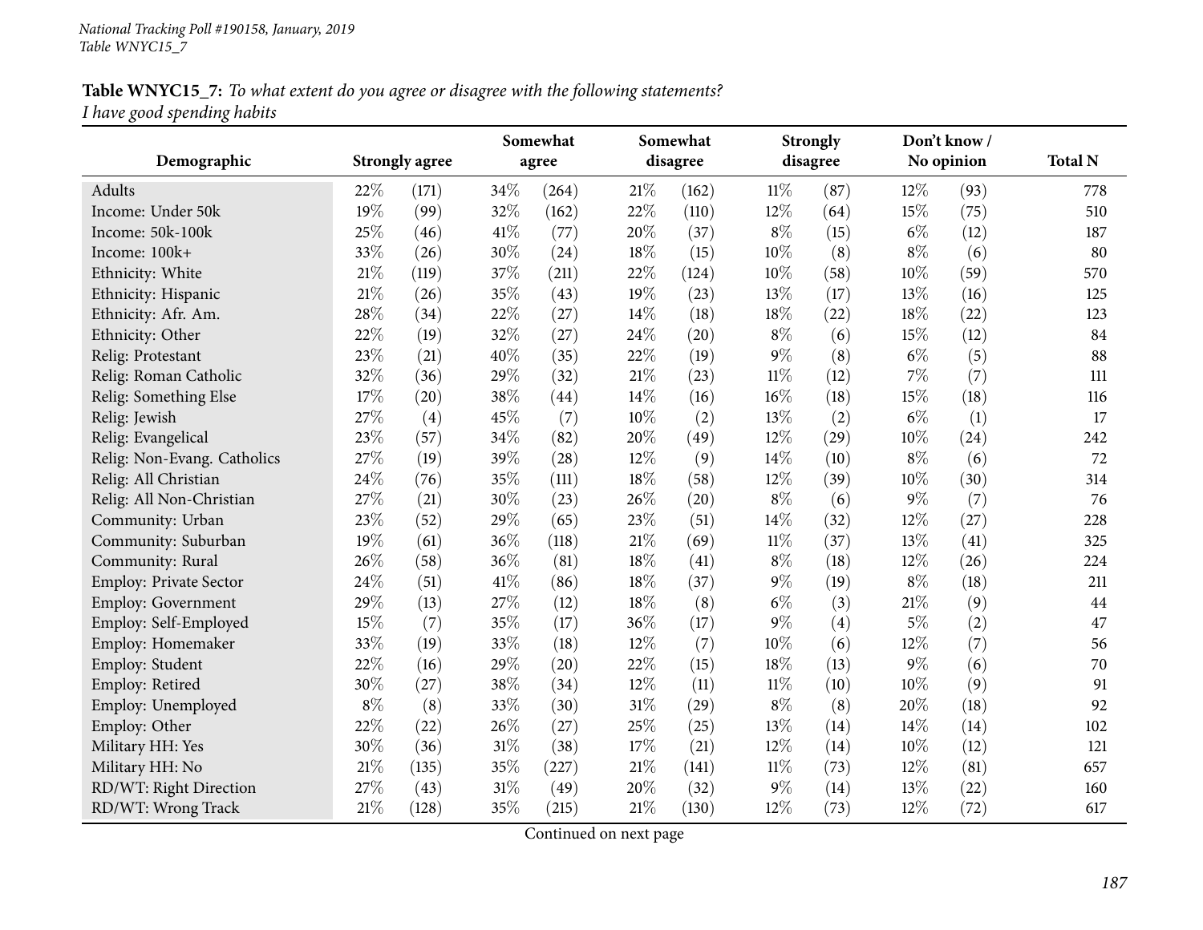**Table WNYC15_7:** *To what extent do you agree or disagree with the following statements?*
*I have good spending habits*

| Demographic | Strongly agree | | Somewhat agree | | Somewhat disagree | | Strongly disagree | | Don't know / No opinion | | Total N |
|---|---|---|---|---|---|---|---|---|---|---|---|
| Adults | 22% | (171) | 34% | (264) | 21% | (162) | 11% | (87) | 12% | (93) | 778 |
| Income: Under 50k | 19% | (99) | 32% | (162) | 22% | (110) | 12% | (64) | 15% | (75) | 510 |
| Income: 50k-100k | 25% | (46) | 41% | (77) | 20% | (37) | 8% | (15) | 6% | (12) | 187 |
| Income: 100k+ | 33% | (26) | 30% | (24) | 18% | (15) | 10% | (8) | 8% | (6) | 80 |
| Ethnicity: White | 21% | (119) | 37% | (211) | 22% | (124) | 10% | (58) | 10% | (59) | 570 |
| Ethnicity: Hispanic | 21% | (26) | 35% | (43) | 19% | (23) | 13% | (17) | 13% | (16) | 125 |
| Ethnicity: Afr. Am. | 28% | (34) | 22% | (27) | 14% | (18) | 18% | (22) | 18% | (22) | 123 |
| Ethnicity: Other | 22% | (19) | 32% | (27) | 24% | (20) | 8% | (6) | 15% | (12) | 84 |
| Relig: Protestant | 23% | (21) | 40% | (35) | 22% | (19) | 9% | (8) | 6% | (5) | 88 |
| Relig: Roman Catholic | 32% | (36) | 29% | (32) | 21% | (23) | 11% | (12) | 7% | (7) | 111 |
| Relig: Something Else | 17% | (20) | 38% | (44) | 14% | (16) | 16% | (18) | 15% | (18) | 116 |
| Relig: Jewish | 27% | (4) | 45% | (7) | 10% | (2) | 13% | (2) | 6% | (1) | 17 |
| Relig: Evangelical | 23% | (57) | 34% | (82) | 20% | (49) | 12% | (29) | 10% | (24) | 242 |
| Relig: Non-Evang. Catholics | 27% | (19) | 39% | (28) | 12% | (9) | 14% | (10) | 8% | (6) | 72 |
| Relig: All Christian | 24% | (76) | 35% | (111) | 18% | (58) | 12% | (39) | 10% | (30) | 314 |
| Relig: All Non-Christian | 27% | (21) | 30% | (23) | 26% | (20) | 8% | (6) | 9% | (7) | 76 |
| Community: Urban | 23% | (52) | 29% | (65) | 23% | (51) | 14% | (32) | 12% | (27) | 228 |
| Community: Suburban | 19% | (61) | 36% | (118) | 21% | (69) | 11% | (37) | 13% | (41) | 325 |
| Community: Rural | 26% | (58) | 36% | (81) | 18% | (41) | 8% | (18) | 12% | (26) | 224 |
| Employ: Private Sector | 24% | (51) | 41% | (86) | 18% | (37) | 9% | (19) | 8% | (18) | 211 |
| Employ: Government | 29% | (13) | 27% | (12) | 18% | (8) | 6% | (3) | 21% | (9) | 44 |
| Employ: Self-Employed | 15% | (7) | 35% | (17) | 36% | (17) | 9% | (4) | 5% | (2) | 47 |
| Employ: Homemaker | 33% | (19) | 33% | (18) | 12% | (7) | 10% | (6) | 12% | (7) | 56 |
| Employ: Student | 22% | (16) | 29% | (20) | 22% | (15) | 18% | (13) | 9% | (6) | 70 |
| Employ: Retired | 30% | (27) | 38% | (34) | 12% | (11) | 11% | (10) | 10% | (9) | 91 |
| Employ: Unemployed | 8% | (8) | 33% | (30) | 31% | (29) | 8% | (8) | 20% | (18) | 92 |
| Employ: Other | 22% | (22) | 26% | (27) | 25% | (25) | 13% | (14) | 14% | (14) | 102 |
| Military HH: Yes | 30% | (36) | 31% | (38) | 17% | (21) | 12% | (14) | 10% | (12) | 121 |
| Military HH: No | 21% | (135) | 35% | (227) | 21% | (141) | 11% | (73) | 12% | (81) | 657 |
| RD/WT: Right Direction | 27% | (43) | 31% | (49) | 20% | (32) | 9% | (14) | 13% | (22) | 160 |
| RD/WT: Wrong Track | 21% | (128) | 35% | (215) | 21% | (130) | 12% | (73) | 12% | (72) | 617 |

Continued on next page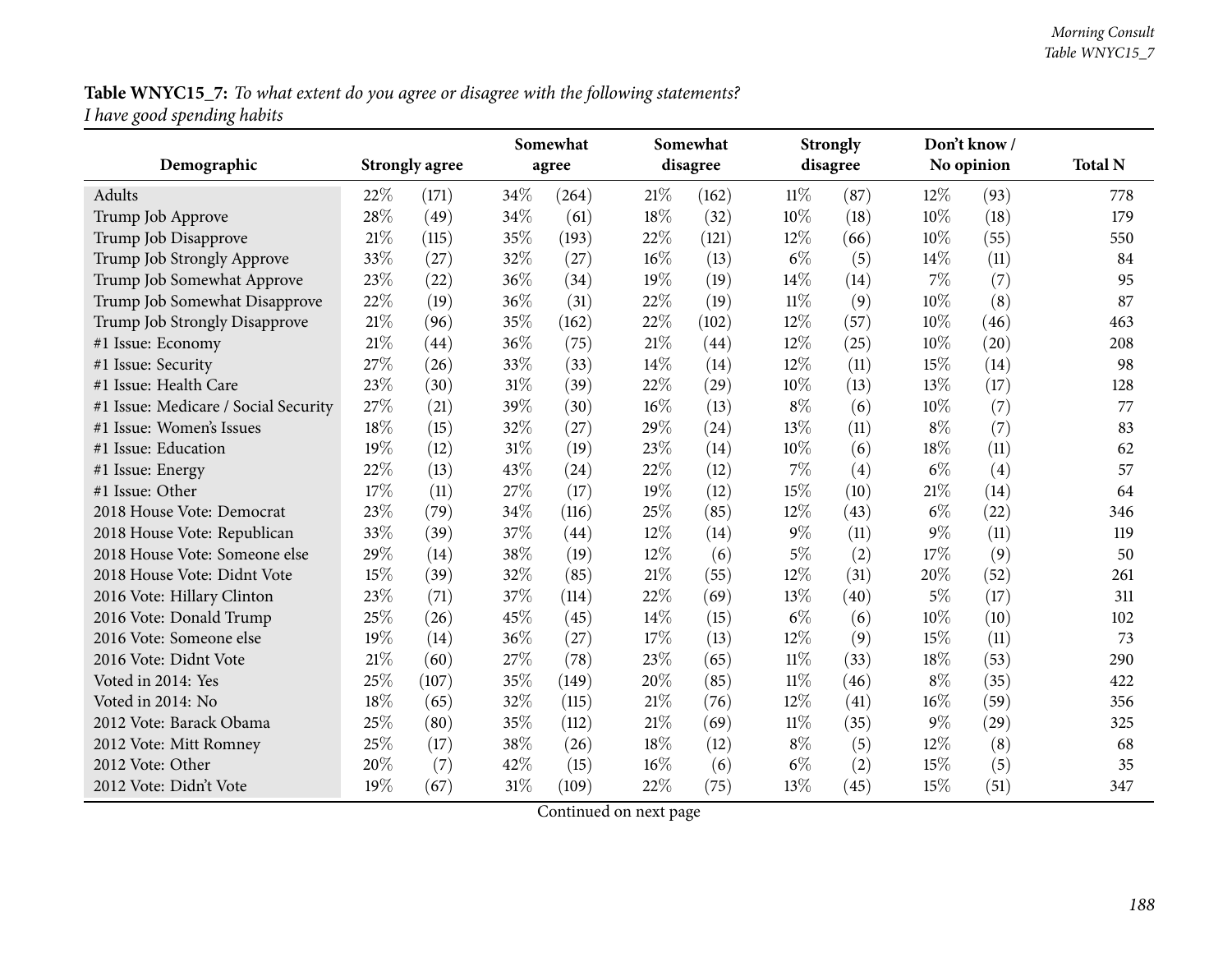**Table WNYC15_7:** *To what extent do you agree or disagree with the following statements?*
*I have good spending habits*

| Demographic | Strongly agree | | Somewhat agree | | Somewhat disagree | | Strongly disagree | | Don't know / No opinion | | Total N |
|---|---|---|---|---|---|---|---|---|---|---|---|
| Adults | 22% | (171) | 34% | (264) | 21% | (162) | 11% | (87) | 12% | (93) | 778 |
| Trump Job Approve | 28% | (49) | 34% | (61) | 18% | (32) | 10% | (18) | 10% | (18) | 179 |
| Trump Job Disapprove | 21% | (115) | 35% | (193) | 22% | (121) | 12% | (66) | 10% | (55) | 550 |
| Trump Job Strongly Approve | 33% | (27) | 32% | (27) | 16% | (13) | 6% | (5) | 14% | (11) | 84 |
| Trump Job Somewhat Approve | 23% | (22) | 36% | (34) | 19% | (19) | 14% | (14) | 7% | (7) | 95 |
| Trump Job Somewhat Disapprove | 22% | (19) | 36% | (31) | 22% | (19) | 11% | (9) | 10% | (8) | 87 |
| Trump Job Strongly Disapprove | 21% | (96) | 35% | (162) | 22% | (102) | 12% | (57) | 10% | (46) | 463 |
| #1 Issue: Economy | 21% | (44) | 36% | (75) | 21% | (44) | 12% | (25) | 10% | (20) | 208 |
| #1 Issue: Security | 27% | (26) | 33% | (33) | 14% | (14) | 12% | (11) | 15% | (14) | 98 |
| #1 Issue: Health Care | 23% | (30) | 31% | (39) | 22% | (29) | 10% | (13) | 13% | (17) | 128 |
| #1 Issue: Medicare / Social Security | 27% | (21) | 39% | (30) | 16% | (13) | 8% | (6) | 10% | (7) | 77 |
| #1 Issue: Women's Issues | 18% | (15) | 32% | (27) | 29% | (24) | 13% | (11) | 8% | (7) | 83 |
| #1 Issue: Education | 19% | (12) | 31% | (19) | 23% | (14) | 10% | (6) | 18% | (11) | 62 |
| #1 Issue: Energy | 22% | (13) | 43% | (24) | 22% | (12) | 7% | (4) | 6% | (4) | 57 |
| #1 Issue: Other | 17% | (11) | 27% | (17) | 19% | (12) | 15% | (10) | 21% | (14) | 64 |
| 2018 House Vote: Democrat | 23% | (79) | 34% | (116) | 25% | (85) | 12% | (43) | 6% | (22) | 346 |
| 2018 House Vote: Republican | 33% | (39) | 37% | (44) | 12% | (14) | 9% | (11) | 9% | (11) | 119 |
| 2018 House Vote: Someone else | 29% | (14) | 38% | (19) | 12% | (6) | 5% | (2) | 17% | (9) | 50 |
| 2018 House Vote: Didnt Vote | 15% | (39) | 32% | (85) | 21% | (55) | 12% | (31) | 20% | (52) | 261 |
| 2016 Vote: Hillary Clinton | 23% | (71) | 37% | (114) | 22% | (69) | 13% | (40) | 5% | (17) | 311 |
| 2016 Vote: Donald Trump | 25% | (26) | 45% | (45) | 14% | (15) | 6% | (6) | 10% | (10) | 102 |
| 2016 Vote: Someone else | 19% | (14) | 36% | (27) | 17% | (13) | 12% | (9) | 15% | (11) | 73 |
| 2016 Vote: Didnt Vote | 21% | (60) | 27% | (78) | 23% | (65) | 11% | (33) | 18% | (53) | 290 |
| Voted in 2014: Yes | 25% | (107) | 35% | (149) | 20% | (85) | 11% | (46) | 8% | (35) | 422 |
| Voted in 2014: No | 18% | (65) | 32% | (115) | 21% | (76) | 12% | (41) | 16% | (59) | 356 |
| 2012 Vote: Barack Obama | 25% | (80) | 35% | (112) | 21% | (69) | 11% | (35) | 9% | (29) | 325 |
| 2012 Vote: Mitt Romney | 25% | (17) | 38% | (26) | 18% | (12) | 8% | (5) | 12% | (8) | 68 |
| 2012 Vote: Other | 20% | (7) | 42% | (15) | 16% | (6) | 6% | (2) | 15% | (5) | 35 |
| 2012 Vote: Didn't Vote | 19% | (67) | 31% | (109) | 22% | (75) | 13% | (45) | 15% | (51) | 347 |

Continued on next page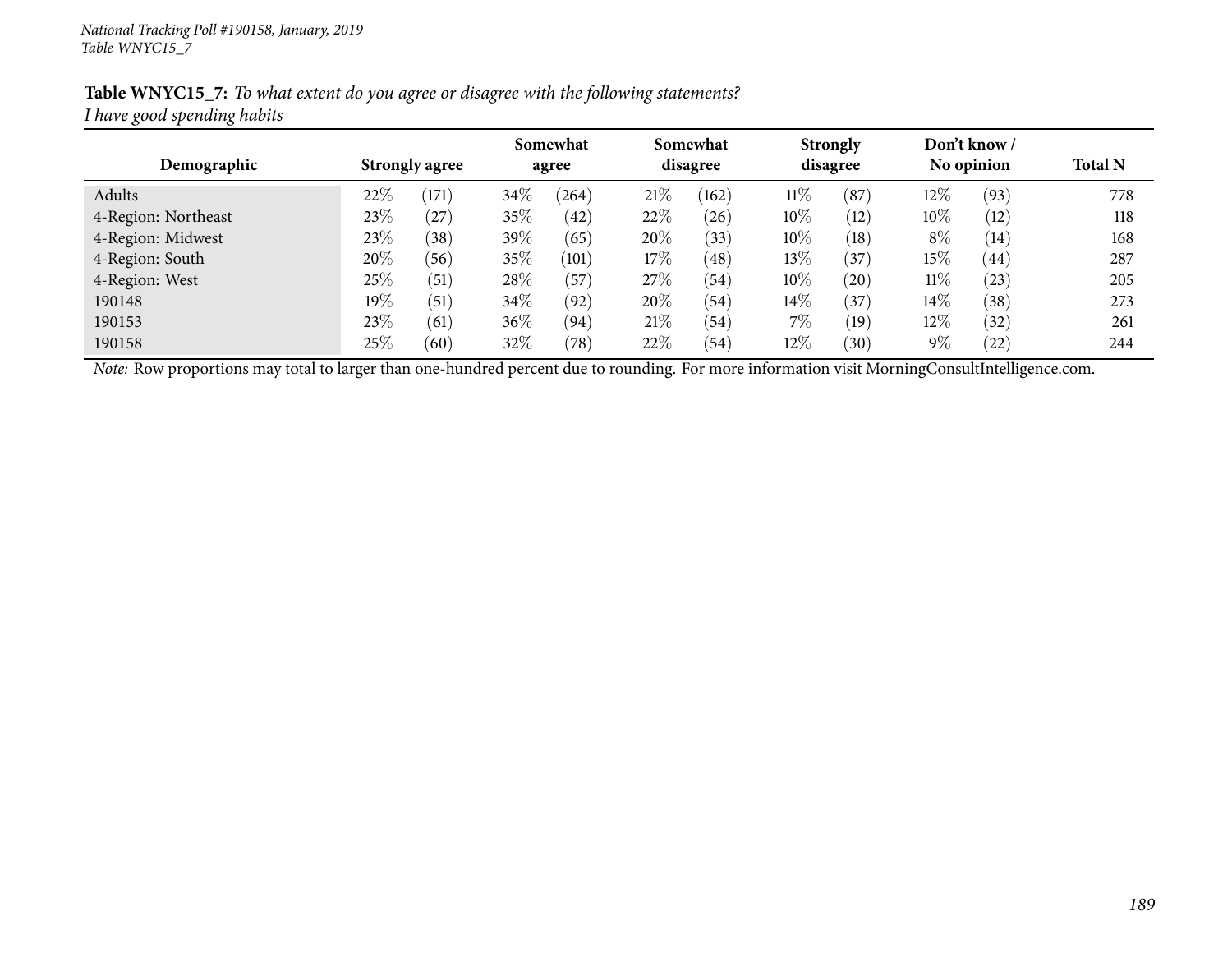**Table WNYC15_7:** *To what extent do you agree or disagree with the following statements?*
*I have good spending habits*

| Demographic | Strongly agree | | Somewhat agree | | Somewhat disagree | | Strongly disagree | | Don't know / No opinion | | Total N |
|---|---|---|---|---|---|---|---|---|---|---|---|
| Adults | 22% | (171) | 34% | (264) | 21% | (162) | 11% | (87) | 12% | (93) | 778 |
| 4-Region: Northeast | 23% | (27) | 35% | (42) | 22% | (26) | 10% | (12) | 10% | (12) | 118 |
| 4-Region: Midwest | 23% | (38) | 39% | (65) | 20% | (33) | 10% | (18) | 8% | (14) | 168 |
| 4-Region: South | 20% | (56) | 35% | (101) | 17% | (48) | 13% | (37) | 15% | (44) | 287 |
| 4-Region: West | 25% | (51) | 28% | (57) | 27% | (54) | 10% | (20) | 11% | (23) | 205 |
| 190148 | 19% | (51) | 34% | (92) | 20% | (54) | 14% | (37) | 14% | (38) | 273 |
| 190153 | 23% | (61) | 36% | (94) | 21% | (54) | 7% | (19) | 12% | (32) | 261 |
| 190158 | 25% | (60) | 32% | (78) | 22% | (54) | 12% | (30) | 9% | (22) | 244 |

*Note:* Row proportions may total to larger than one-hundred percent due to rounding. For more information visit MorningConsultIntelligence.com.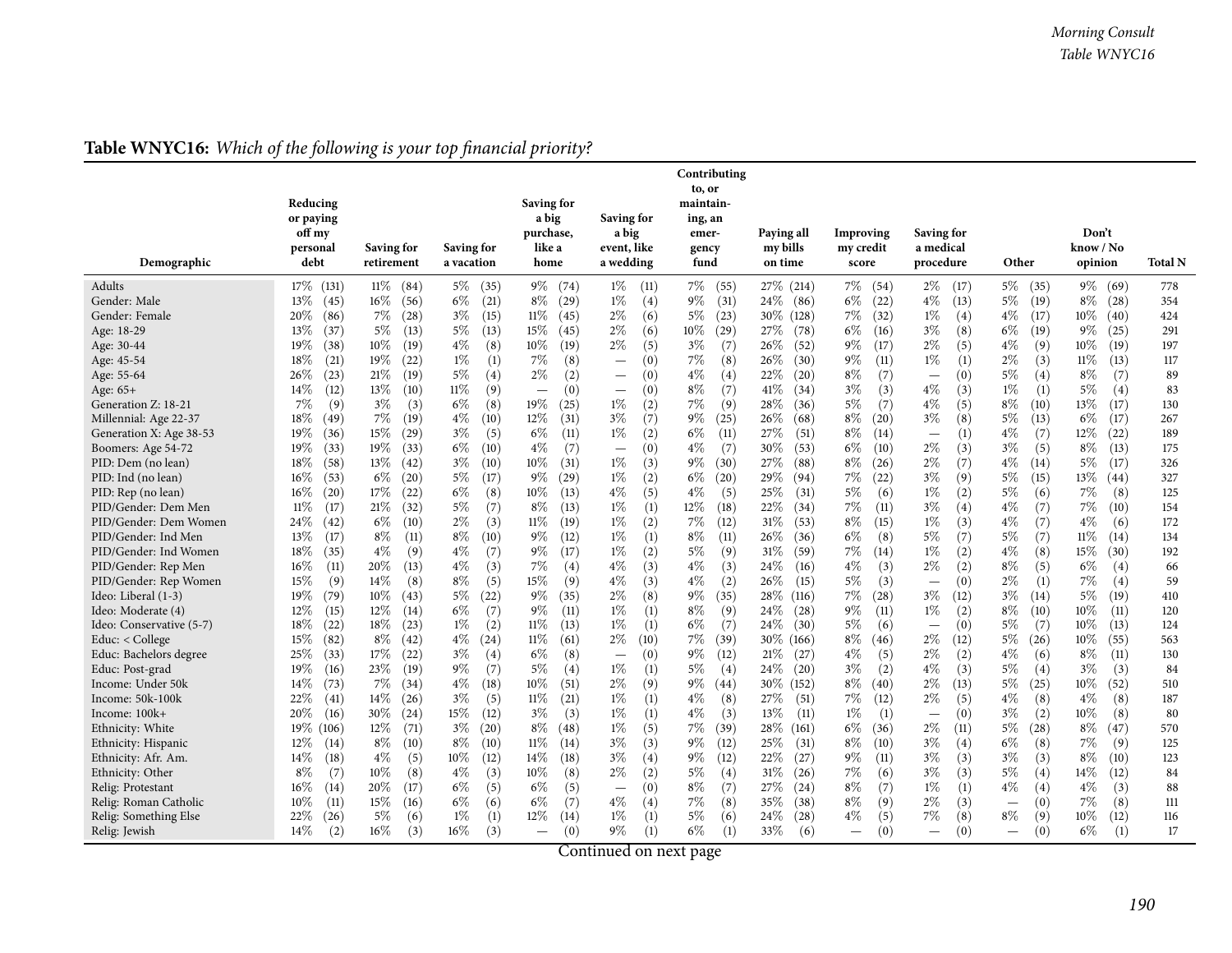**Table WNYC16:** *Which of the following is your top financial priority?*

| Demographic | Reducing or paying off my personal debt | Saving for retirement | Saving for a vacation | Saving for a big purchase, like a home | Saving for a big event, like a wedding | Contributing to, or maintaining, an emergency fund | Paying all my bills on time | Improving my credit score | Saving for a medical procedure | Other | Don't know / No opinion | Total N |
|---|---|---|---|---|---|---|---|---|---|---|---|---|
| Adults | 17% (131) | 11% (84) | 5% (35) | 9% (74) | 1% (11) | 7% (55) | 27% (214) | 7% (54) | 2% (17) | 5% (35) | 9% (69) | 778 |
| Gender: Male | 13% (45) | 16% (56) | 6% (21) | 8% (29) | 1% (4) | 9% (31) | 24% (86) | 6% (22) | 4% (13) | 5% (19) | 8% (28) | 354 |
| Gender: Female | 20% (86) | 7% (28) | 3% (15) | 11% (45) | 2% (6) | 5% (23) | 30% (128) | 7% (32) | 1% (4) | 4% (17) | 10% (40) | 424 |
| Age: 18-29 | 13% (37) | 5% (13) | 5% (13) | 15% (45) | 2% (6) | 10% (29) | 27% (78) | 6% (16) | 3% (8) | 6% (19) | 9% (25) | 291 |
| Age: 30-44 | 19% (38) | 10% (19) | 4% (8) | 10% (19) | 2% (5) | 3% (7) | 26% (52) | 9% (17) | 2% (5) | 4% (9) | 10% (19) | 197 |
| Age: 45-54 | 18% (21) | 19% (22) | 1% (1) | 7% (8) | — (0) | 7% (8) | 26% (30) | 9% (11) | 1% (1) | 2% (3) | 11% (13) | 117 |
| Age: 55-64 | 26% (23) | 21% (19) | 5% (4) | 2% (2) | — (0) | 4% (4) | 22% (20) | 8% (7) | — (0) | 5% (4) | 8% (7) | 89 |
| Age: 65+ | 14% (12) | 13% (10) | 11% (9) | — (0) | — (0) | 8% (7) | 41% (34) | 3% (3) | 4% (3) | 1% (1) | 5% (4) | 83 |
| Generation Z: 18-21 | 7% (9) | 3% (3) | 6% (8) | 19% (25) | 1% (2) | 7% (9) | 28% (36) | 5% (7) | 4% (5) | 8% (10) | 13% (17) | 130 |
| Millennial: Age 22-37 | 18% (49) | 7% (19) | 4% (10) | 12% (31) | 3% (7) | 9% (25) | 26% (68) | 8% (20) | 3% (8) | 5% (13) | 6% (17) | 267 |
| Generation X: Age 38-53 | 19% (36) | 15% (29) | 3% (5) | 6% (11) | 1% (2) | 6% (11) | 27% (51) | 8% (14) | — (1) | 4% (7) | 12% (22) | 189 |
| Boomers: Age 54-72 | 19% (33) | 19% (33) | 6% (10) | 4% (7) | — (0) | 4% (7) | 30% (53) | 6% (10) | 2% (3) | 3% (5) | 8% (13) | 175 |
| PID: Dem (no lean) | 18% (58) | 13% (42) | 3% (10) | 10% (31) | 1% (3) | 9% (30) | 27% (88) | 8% (26) | 2% (7) | 4% (14) | 5% (17) | 326 |
| PID: Ind (no lean) | 16% (53) | 6% (20) | 5% (17) | 9% (29) | 1% (2) | 6% (20) | 29% (94) | 7% (22) | 3% (9) | 5% (15) | 13% (44) | 327 |
| PID: Rep (no lean) | 16% (20) | 17% (22) | 6% (8) | 10% (13) | 4% (5) | 4% (5) | 25% (31) | 5% (6) | 1% (2) | 5% (6) | 7% (8) | 125 |
| PID/Gender: Dem Men | 11% (17) | 21% (32) | 5% (7) | 8% (13) | 1% (1) | 12% (18) | 22% (34) | 7% (11) | 3% (4) | 4% (7) | 7% (10) | 154 |
| PID/Gender: Dem Women | 24% (42) | 6% (10) | 2% (3) | 11% (19) | 1% (2) | 7% (12) | 31% (53) | 8% (15) | 1% (3) | 4% (7) | 4% (6) | 172 |
| PID/Gender: Ind Men | 13% (17) | 8% (11) | 8% (10) | 9% (12) | 1% (1) | 8% (11) | 26% (36) | 6% (8) | 5% (7) | 5% (7) | 11% (14) | 134 |
| PID/Gender: Ind Women | 18% (35) | 4% (9) | 4% (7) | 9% (17) | 1% (2) | 5% (9) | 31% (59) | 7% (14) | 1% (2) | 4% (8) | 15% (30) | 192 |
| PID/Gender: Rep Men | 16% (11) | 20% (13) | 4% (3) | 7% (4) | 4% (3) | 4% (3) | 24% (16) | 4% (3) | 2% (2) | 8% (5) | 6% (4) | 66 |
| PID/Gender: Rep Women | 15% (9) | 14% (8) | 8% (5) | 15% (9) | 4% (3) | 4% (2) | 26% (15) | 5% (3) | — (0) | 2% (1) | 7% (4) | 59 |
| Ideo: Liberal (1-3) | 19% (79) | 10% (43) | 5% (22) | 9% (35) | 2% (8) | 9% (35) | 28% (116) | 7% (28) | 3% (12) | 3% (14) | 5% (19) | 410 |
| Ideo: Moderate (4) | 12% (15) | 12% (14) | 6% (7) | 9% (11) | 1% (1) | 8% (9) | 24% (28) | 9% (11) | 1% (2) | 8% (10) | 10% (11) | 120 |
| Ideo: Conservative (5-7) | 18% (22) | 18% (23) | 1% (2) | 11% (13) | 1% (1) | 6% (7) | 24% (30) | 5% (6) | — (0) | 5% (7) | 10% (13) | 124 |
| Educ: < College | 15% (82) | 8% (42) | 4% (24) | 11% (61) | 2% (10) | 7% (39) | 30% (166) | 8% (46) | 2% (12) | 5% (26) | 10% (55) | 563 |
| Educ: Bachelors degree | 25% (33) | 17% (22) | 3% (4) | 6% (8) | — (0) | 9% (12) | 21% (27) | 4% (5) | 2% (2) | 4% (6) | 8% (11) | 130 |
| Educ: Post-grad | 19% (16) | 23% (19) | 9% (7) | 5% (4) | 1% (1) | 5% (4) | 24% (20) | 3% (2) | 4% (3) | 5% (4) | 3% (3) | 84 |
| Income: Under 50k | 14% (73) | 7% (34) | 4% (18) | 10% (51) | 2% (9) | 9% (44) | 30% (152) | 8% (40) | 2% (13) | 5% (25) | 10% (52) | 510 |
| Income: 50k-100k | 22% (41) | 14% (26) | 3% (5) | 11% (21) | 1% (1) | 4% (8) | 27% (51) | 7% (12) | 2% (5) | 4% (8) | 4% (8) | 187 |
| Income: 100k+ | 20% (16) | 30% (24) | 15% (12) | 3% (3) | 1% (1) | 4% (3) | 13% (11) | 1% (1) | — (0) | 3% (2) | 10% (8) | 80 |
| Ethnicity: White | 19% (106) | 12% (71) | 3% (20) | 8% (48) | 1% (5) | 7% (39) | 28% (161) | 6% (36) | 2% (11) | 5% (28) | 8% (47) | 570 |
| Ethnicity: Hispanic | 12% (14) | 8% (10) | 8% (10) | 11% (14) | 3% (3) | 9% (12) | 25% (31) | 8% (10) | 3% (4) | 6% (8) | 7% (9) | 125 |
| Ethnicity: Afr. Am. | 14% (18) | 4% (5) | 10% (12) | 14% (18) | 3% (4) | 9% (12) | 22% (27) | 9% (11) | 3% (3) | 3% (3) | 8% (10) | 123 |
| Ethnicity: Other | 8% (7) | 10% (8) | 4% (3) | 10% (8) | 2% (2) | 5% (4) | 31% (26) | 7% (6) | 3% (3) | 5% (4) | 14% (12) | 84 |
| Relig: Protestant | 16% (14) | 20% (17) | 6% (5) | 6% (5) | — (0) | 8% (7) | 27% (24) | 8% (7) | 1% (1) | 4% (4) | 4% (3) | 88 |
| Relig: Roman Catholic | 10% (11) | 15% (16) | 6% (6) | 6% (7) | 4% (4) | 7% (8) | 35% (38) | 8% (9) | 2% (3) | — (0) | 7% (8) | 111 |
| Relig: Something Else | 22% (26) | 5% (6) | 1% (1) | 12% (14) | 1% (1) | 5% (6) | 24% (28) | 4% (5) | 7% (8) | 8% (9) | 10% (12) | 116 |
| Relig: Jewish | 14% (2) | 16% (3) | 16% (3) | — (0) | 9% (1) | 6% (1) | 33% (6) | — (0) | — (0) | — (0) | 6% (1) | 17 |

Continued on next page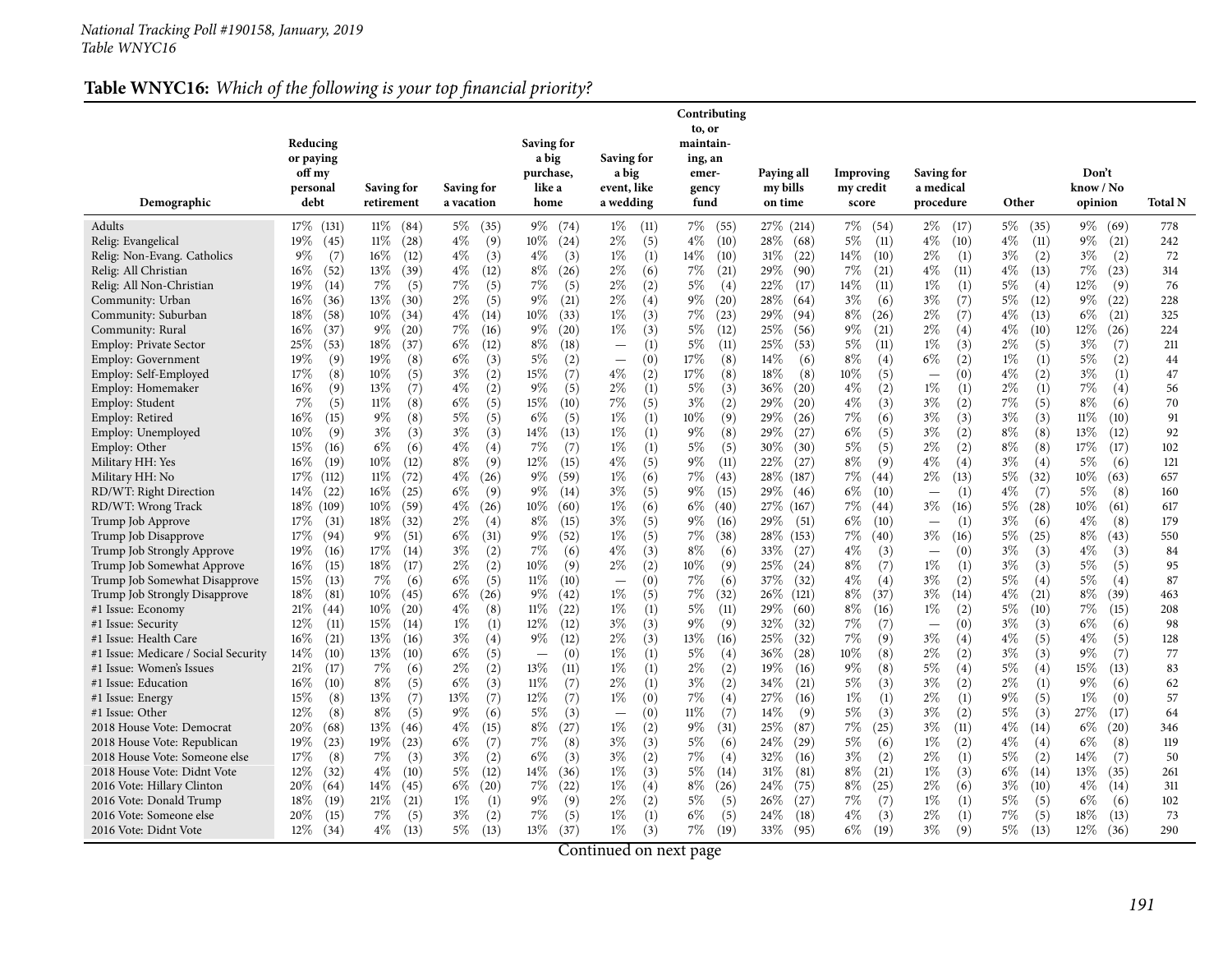*National Tracking Poll #190158, January, 2019*
*Table WNYC16*

## Table WNYC16: *Which of the following is your top financial priority?*

| Demographic | Reducing or paying off my personal debt | Saving for retirement | Saving for a vacation | Saving for a big purchase, like a home | Saving for a big event, like a wedding | Contributing to, or maintaining, an emergency fund | Paying all my bills on time | Improving my credit score | Saving for a medical procedure | Other | Don't know / No opinion | Total N |
|---|---|---|---|---|---|---|---|---|---|---|---|---|
| Adults | 17% (131) | 11% (84) | 5% (35) | 9% (74) | 1% (11) | 7% (55) | 27% (214) | 7% (54) | 2% (17) | 5% (35) | 9% (69) | 778 |
| Relig: Evangelical | 19% (45) | 11% (28) | 4% (9) | 10% (24) | 2% (5) | 4% (10) | 28% (68) | 5% (11) | 4% (10) | 4% (11) | 9% (21) | 242 |
| Relig: Non-Evang. Catholics | 9% (7) | 16% (12) | 4% (3) | 4% (3) | 1% (1) | 14% (10) | 31% (22) | 14% (10) | 2% (1) | 3% (2) | 3% (2) | 72 |
| Relig: All Christian | 16% (52) | 13% (39) | 4% (12) | 8% (26) | 2% (6) | 7% (21) | 29% (90) | 7% (21) | 4% (11) | 4% (13) | 7% (23) | 314 |
| Relig: All Non-Christian | 19% (14) | 7% (5) | 7% (5) | 7% (5) | 2% (2) | 5% (4) | 22% (17) | 14% (11) | 1% (1) | 5% (4) | 12% (9) | 76 |
| Community: Urban | 16% (36) | 13% (30) | 2% (5) | 9% (21) | 2% (4) | 9% (20) | 28% (64) | 3% (6) | 3% (7) | 5% (12) | 9% (22) | 228 |
| Community: Suburban | 18% (58) | 10% (34) | 4% (14) | 10% (33) | 1% (3) | 7% (23) | 29% (94) | 8% (26) | 2% (7) | 4% (13) | 6% (21) | 325 |
| Community: Rural | 16% (37) | 9% (20) | 7% (16) | 9% (20) | 1% (3) | 5% (12) | 25% (56) | 9% (21) | 2% (4) | 4% (10) | 12% (26) | 224 |
| Employ: Private Sector | 25% (53) | 18% (37) | 6% (12) | 8% (18) | — (1) | 5% (11) | 25% (53) | 5% (11) | 1% (3) | 2% (5) | 3% (7) | 211 |
| Employ: Government | 19% (9) | 19% (8) | 6% (3) | 5% (2) | — (0) | 17% (8) | 14% (6) | 8% (4) | 6% (2) | 1% (1) | 5% (2) | 44 |
| Employ: Self-Employed | 17% (8) | 10% (5) | 3% (2) | 15% (7) | 4% (2) | 17% (8) | 18% (8) | 10% (5) | — (0) | 4% (2) | 3% (1) | 47 |
| Employ: Homemaker | 16% (9) | 13% (7) | 4% (2) | 9% (5) | 2% (1) | 5% (3) | 36% (20) | 4% (2) | 1% (1) | 2% (1) | 7% (4) | 56 |
| Employ: Student | 7% (5) | 11% (8) | 6% (5) | 15% (10) | 7% (5) | 3% (2) | 29% (20) | 4% (3) | 3% (2) | 7% (5) | 8% (6) | 70 |
| Employ: Retired | 16% (15) | 9% (8) | 5% (5) | 6% (5) | 1% (1) | 10% (9) | 29% (26) | 7% (6) | 3% (3) | 3% (3) | 11% (10) | 91 |
| Employ: Unemployed | 10% (9) | 3% (3) | 3% (3) | 14% (13) | 1% (1) | 9% (8) | 29% (27) | 6% (5) | 3% (2) | 8% (8) | 13% (12) | 92 |
| Employ: Other | 15% (16) | 6% (6) | 4% (4) | 7% (7) | 1% (1) | 5% (5) | 30% (30) | 5% (5) | 2% (2) | 8% (8) | 17% (17) | 102 |
| Military HH: Yes | 16% (19) | 10% (12) | 8% (9) | 12% (15) | 4% (5) | 9% (11) | 22% (27) | 8% (9) | 4% (4) | 3% (4) | 5% (6) | 121 |
| Military HH: No | 17% (112) | 11% (72) | 4% (26) | 9% (59) | 1% (6) | 7% (43) | 28% (187) | 7% (44) | 2% (13) | 5% (32) | 10% (63) | 657 |
| RD/WT: Right Direction | 14% (22) | 16% (25) | 6% (9) | 9% (14) | 3% (5) | 9% (15) | 29% (46) | 6% (10) | — (1) | 4% (7) | 5% (8) | 160 |
| RD/WT: Wrong Track | 18% (109) | 10% (59) | 4% (26) | 10% (60) | 1% (6) | 6% (40) | 27% (167) | 7% (44) | 3% (16) | 5% (28) | 10% (61) | 617 |
| Trump Job Approve | 17% (31) | 18% (32) | 2% (4) | 8% (15) | 3% (5) | 9% (16) | 29% (51) | 6% (10) | — (1) | 3% (6) | 4% (8) | 179 |
| Trump Job Disapprove | 17% (94) | 9% (51) | 6% (31) | 9% (52) | 1% (5) | 7% (38) | 28% (153) | 7% (40) | 3% (16) | 5% (25) | 8% (43) | 550 |
| Trump Job Strongly Approve | 19% (16) | 17% (14) | 3% (2) | 7% (6) | 4% (3) | 8% (6) | 33% (27) | 4% (3) | — (0) | 3% (3) | 4% (3) | 84 |
| Trump Job Somewhat Approve | 16% (15) | 18% (17) | 2% (2) | 10% (9) | 2% (2) | 10% (9) | 25% (24) | 8% (7) | 1% (1) | 3% (3) | 5% (5) | 95 |
| Trump Job Somewhat Disapprove | 15% (13) | 7% (6) | 6% (5) | 11% (10) | — (0) | 7% (6) | 37% (32) | 4% (4) | 3% (2) | 5% (4) | 5% (4) | 87 |
| Trump Job Strongly Disapprove | 18% (81) | 10% (45) | 6% (26) | 9% (42) | 1% (5) | 7% (32) | 26% (121) | 8% (37) | 3% (14) | 4% (21) | 8% (39) | 463 |
| #1 Issue: Economy | 21% (44) | 10% (20) | 4% (8) | 11% (22) | 1% (1) | 5% (11) | 29% (60) | 8% (16) | 1% (2) | 5% (10) | 7% (15) | 208 |
| #1 Issue: Security | 12% (11) | 15% (14) | 1% (1) | 12% (12) | 3% (3) | 9% (9) | 32% (32) | 7% (7) | — (0) | 3% (3) | 6% (6) | 98 |
| #1 Issue: Health Care | 16% (21) | 13% (16) | 3% (4) | 9% (12) | 2% (3) | 13% (16) | 25% (32) | 7% (9) | 3% (4) | 4% (5) | 4% (5) | 128 |
| #1 Issue: Medicare / Social Security | 14% (10) | 13% (10) | 6% (5) | — (0) | 1% (1) | 5% (4) | 36% (28) | 10% (8) | 2% (2) | 3% (3) | 9% (7) | 77 |
| #1 Issue: Women's Issues | 21% (17) | 7% (6) | 2% (2) | 13% (11) | 1% (1) | 2% (2) | 19% (16) | 9% (8) | 5% (4) | 5% (4) | 15% (13) | 83 |
| #1 Issue: Education | 16% (10) | 8% (5) | 6% (3) | 11% (7) | 2% (1) | 3% (2) | 34% (21) | 5% (3) | 3% (2) | 2% (1) | 9% (6) | 62 |
| #1 Issue: Energy | 15% (8) | 13% (7) | 13% (7) | 12% (7) | 1% (0) | 7% (4) | 27% (16) | 1% (1) | 2% (1) | 9% (5) | 1% (0) | 57 |
| #1 Issue: Other | 12% (8) | 8% (5) | 9% (6) | 5% (3) | — (0) | 11% (7) | 14% (9) | 5% (3) | 3% (2) | 5% (3) | 27% (17) | 64 |
| 2018 House Vote: Democrat | 20% (68) | 13% (46) | 4% (15) | 8% (27) | 1% (2) | 9% (31) | 25% (87) | 7% (25) | 3% (11) | 4% (14) | 6% (20) | 346 |
| 2018 House Vote: Republican | 19% (23) | 19% (23) | 6% (7) | 7% (8) | 3% (3) | 5% (6) | 24% (29) | 5% (6) | 1% (2) | 4% (4) | 6% (8) | 119 |
| 2018 House Vote: Someone else | 17% (8) | 7% (3) | 3% (2) | 6% (3) | 3% (2) | 7% (4) | 32% (16) | 3% (2) | 2% (1) | 5% (2) | 14% (7) | 50 |
| 2018 House Vote: Didnt Vote | 12% (32) | 4% (10) | 5% (12) | 14% (36) | 1% (3) | 5% (14) | 31% (81) | 8% (21) | 1% (3) | 6% (14) | 13% (35) | 261 |
| 2016 Vote: Hillary Clinton | 20% (64) | 14% (45) | 6% (20) | 7% (22) | 1% (4) | 8% (26) | 24% (75) | 8% (25) | 2% (6) | 3% (10) | 4% (14) | 311 |
| 2016 Vote: Donald Trump | 18% (19) | 21% (21) | 1% (1) | 9% (9) | 2% (2) | 5% (5) | 26% (27) | 7% (7) | 1% (1) | 5% (5) | 6% (6) | 102 |
| 2016 Vote: Someone else | 20% (15) | 7% (5) | 3% (2) | 7% (5) | 1% (1) | 6% (5) | 24% (18) | 4% (3) | 2% (1) | 7% (5) | 18% (13) | 73 |
| 2016 Vote: Didnt Vote | 12% (34) | 4% (13) | 5% (13) | 13% (37) | 1% (3) | 7% (19) | 33% (95) | 6% (19) | 3% (9) | 5% (13) | 12% (36) | 290 |

Continued on next page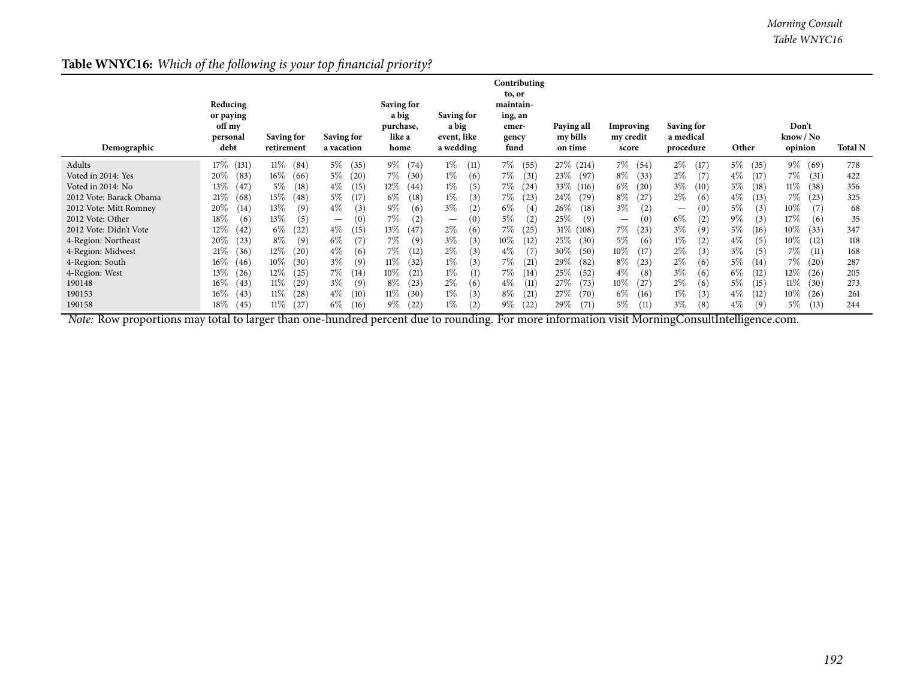**Table WNYC16:** *Which of the following is your top financial priority?*

| Demographic | Reducing or paying off my personal debt | Saving for retirement | Saving for a vacation | Saving for a big purchase, like a home | Saving for a big event, like a wedding | Contributing to, or maintaining, an emergency fund | Paying all my bills on time | Improving my credit score | Saving for a medical procedure | Other | Don't know / No opinion | Total N |
|---|---|---|---|---|---|---|---|---|---|---|---|---|
| Adults | 17% (131) | 11% (84) | 5% (35) | 9% (74) | 1% (11) | 7% (55) | 27% (214) | 7% (54) | 2% (17) | 5% (35) | 9% (69) | 778 |
| Voted in 2014: Yes | 20% (83) | 16% (66) | 5% (20) | 7% (30) | 1% (6) | 7% (31) | 23% (97) | 8% (33) | 2% (7) | 4% (17) | 7% (31) | 422 |
| Voted in 2014: No | 13% (47) | 5% (18) | 4% (15) | 12% (44) | 1% (5) | 7% (24) | 33% (116) | 6% (20) | 3% (10) | 5% (18) | 11% (38) | 356 |
| 2012 Vote: Barack Obama | 21% (68) | 15% (48) | 5% (17) | 6% (18) | 1% (3) | 7% (23) | 24% (79) | 8% (27) | 2% (6) | 4% (13) | 7% (23) | 325 |
| 2012 Vote: Mitt Romney | 20% (14) | 13% (9) | 4% (3) | 9% (6) | 3% (2) | 6% (4) | 26% (18) | 3% (2) | — (0) | 5% (3) | 10% (7) | 68 |
| 2012 Vote: Other | 18% (6) | 13% (5) | — (0) | 7% (2) | — (0) | 5% (2) | 25% (9) | — (0) | 6% (2) | 9% (3) | 17% (6) | 35 |
| 2012 Vote: Didn't Vote | 12% (42) | 6% (22) | 4% (15) | 13% (47) | 2% (6) | 7% (25) | 31% (108) | 7% (23) | 3% (9) | 5% (16) | 10% (33) | 347 |
| 4-Region: Northeast | 20% (23) | 8% (9) | 6% (7) | 7% (9) | 3% (3) | 10% (12) | 25% (30) | 5% (6) | 1% (2) | 4% (5) | 10% (12) | 118 |
| 4-Region: Midwest | 21% (36) | 12% (20) | 4% (6) | 7% (12) | 2% (3) | 4% (7) | 30% (50) | 10% (17) | 2% (3) | 3% (5) | 7% (11) | 168 |
| 4-Region: South | 16% (46) | 10% (30) | 3% (9) | 11% (32) | 1% (3) | 7% (21) | 29% (82) | 8% (23) | 2% (6) | 5% (14) | 7% (20) | 287 |
| 4-Region: West | 13% (26) | 12% (25) | 7% (14) | 10% (21) | 1% (1) | 7% (14) | 25% (52) | 4% (8) | 3% (6) | 6% (12) | 12% (26) | 205 |
| 190148 | 16% (43) | 11% (29) | 3% (9) | 8% (23) | 2% (6) | 4% (11) | 27% (73) | 10% (27) | 2% (6) | 5% (15) | 11% (30) | 273 |
| 190153 | 16% (43) | 11% (28) | 4% (10) | 11% (30) | 1% (3) | 8% (21) | 27% (70) | 6% (16) | 1% (3) | 4% (12) | 10% (26) | 261 |
| 190158 | 18% (45) | 11% (27) | 6% (16) | 9% (22) | 1% (2) | 9% (22) | 29% (71) | 5% (11) | 3% (8) | 4% (9) | 5% (13) | 244 |

*Note:* Row proportions may total to larger than one-hundred percent due to rounding. For more information visit MorningConsultIntelligence.com.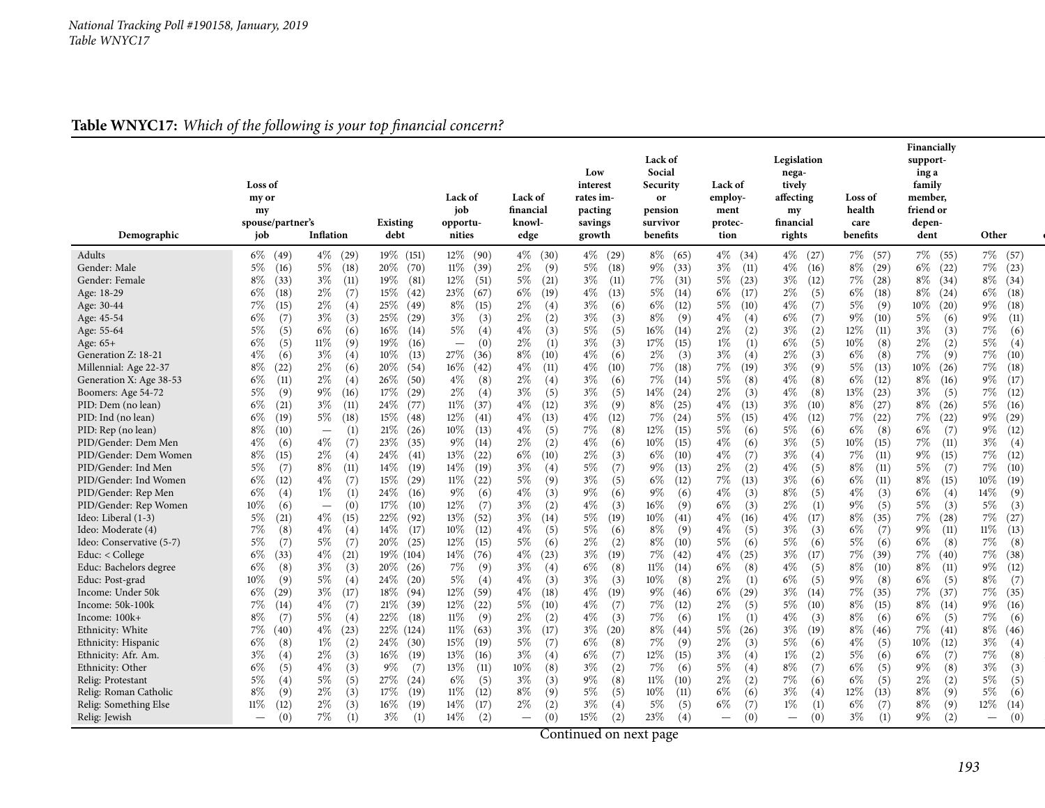National Tracking Poll #190158, January, 2019
Table WNYC17

**Table WNYC17:** *Which of the following is your top financial concern?*

| Demographic | Loss of my or my spouse/partner's job | Inflation | Existing debt | Lack of job opportu-nities | Lack of financial knowl-edge | Low interest rates im-pacting savings growth | Lack of Social Security or pension survivor benefits | Lack of employ-ment protec-tion | Legislation nega-tively affecting my financial rights | Loss of health care benefits | Financially support-ing a family member, friend or depen-dent | Other |
|---|---|---|---|---|---|---|---|---|---|---|---|---|
| Adults | 6% (49) | 4% (29) | 19% (151) | 12% (90) | 4% (30) | 4% (29) | 8% (65) | 4% (34) | 4% (27) | 7% (57) | 7% (55) | 7% (57) |
| Gender: Male | 5% (16) | 5% (18) | 20% (70) | 11% (39) | 2% (9) | 5% (18) | 9% (33) | 3% (11) | 4% (16) | 8% (29) | 6% (22) | 7% (23) |
| Gender: Female | 8% (33) | 3% (11) | 19% (81) | 12% (51) | 5% (21) | 3% (11) | 7% (31) | 5% (23) | 3% (12) | 7% (28) | 8% (34) | 8% (34) |
| Age: 18-29 | 6% (18) | 2% (7) | 15% (42) | 23% (67) | 6% (19) | 4% (13) | 5% (14) | 6% (17) | 2% (5) | 6% (18) | 8% (24) | 6% (18) |
| Age: 30-44 | 7% (15) | 2% (4) | 25% (49) | 8% (15) | 2% (4) | 3% (6) | 6% (12) | 5% (10) | 4% (7) | 5% (9) | 10% (20) | 9% (18) |
| Age: 45-54 | 6% (7) | 3% (3) | 25% (29) | 3% (3) | 2% (2) | 3% (3) | 8% (9) | 4% (4) | 6% (7) | 9% (10) | 5% (6) | 9% (11) |
| Age: 55-64 | 5% (5) | 6% (6) | 16% (14) | 5% (4) | 4% (3) | 5% (5) | 16% (14) | 2% (2) | 3% (2) | 12% (11) | 3% (3) | 7% (6) |
| Age: 65+ | 6% (5) | 11% (9) | 19% (16) | — (0) | 2% (1) | 3% (3) | 17% (15) | 1% (1) | 6% (5) | 10% (8) | 2% (2) | 5% (4) |
| Generation Z: 18-21 | 4% (6) | 3% (4) | 10% (13) | 27% (36) | 8% (10) | 4% (6) | 2% (3) | 3% (4) | 2% (3) | 6% (8) | 7% (9) | 7% (10) |
| Millennial: Age 22-37 | 8% (22) | 2% (6) | 20% (54) | 16% (42) | 4% (11) | 4% (10) | 7% (18) | 7% (19) | 3% (9) | 5% (13) | 10% (26) | 7% (18) |
| Generation X: Age 38-53 | 6% (11) | 2% (4) | 26% (50) | 4% (8) | 2% (4) | 3% (6) | 7% (14) | 5% (8) | 4% (8) | 6% (12) | 8% (16) | 9% (17) |
| Boomers: Age 54-72 | 5% (9) | 9% (16) | 17% (29) | 2% (4) | 3% (5) | 3% (5) | 14% (24) | 2% (3) | 4% (8) | 13% (23) | 3% (5) | 7% (12) |
| PID: Dem (no lean) | 6% (21) | 3% (11) | 24% (77) | 11% (37) | 4% (12) | 3% (9) | 8% (25) | 4% (13) | 3% (10) | 8% (27) | 8% (26) | 5% (16) |
| PID: Ind (no lean) | 6% (19) | 5% (18) | 15% (48) | 12% (41) | 4% (13) | 4% (12) | 7% (24) | 5% (15) | 4% (12) | 7% (22) | 7% (22) | 9% (29) |
| PID: Rep (no lean) | 8% (10) | — (1) | 21% (26) | 10% (13) | 4% (5) | 7% (8) | 12% (15) | 5% (6) | 5% (6) | 6% (8) | 6% (7) | 9% (12) |
| PID/Gender: Dem Men | 4% (6) | 4% (7) | 23% (35) | 9% (14) | 2% (2) | 4% (6) | 10% (15) | 4% (6) | 3% (5) | 10% (15) | 7% (11) | 3% (4) |
| PID/Gender: Dem Women | 8% (15) | 2% (4) | 24% (41) | 13% (22) | 6% (10) | 2% (3) | 6% (10) | 4% (7) | 3% (4) | 7% (11) | 9% (15) | 7% (12) |
| PID/Gender: Ind Men | 5% (7) | 8% (11) | 14% (19) | 14% (19) | 3% (4) | 5% (7) | 9% (13) | 2% (2) | 4% (5) | 8% (11) | 5% (7) | 7% (10) |
| PID/Gender: Ind Women | 6% (12) | 4% (7) | 15% (29) | 11% (22) | 5% (9) | 3% (5) | 6% (12) | 7% (13) | 3% (6) | 6% (11) | 8% (15) | 10% (19) |
| PID/Gender: Rep Men | 6% (4) | 1% (1) | 24% (16) | 9% (6) | 4% (3) | 9% (6) | 9% (6) | 4% (3) | 8% (5) | 4% (3) | 6% (4) | 14% (9) |
| PID/Gender: Rep Women | 10% (6) | — (0) | 17% (10) | 12% (7) | 3% (2) | 4% (3) | 16% (9) | 6% (3) | 2% (1) | 9% (5) | 5% (3) | 5% (3) |
| Ideo: Liberal (1-3) | 5% (21) | 4% (15) | 22% (92) | 13% (52) | 3% (14) | 5% (19) | 10% (41) | 4% (16) | 4% (17) | 8% (35) | 7% (28) | 7% (27) |
| Ideo: Moderate (4) | 7% (8) | 4% (4) | 14% (17) | 10% (12) | 4% (5) | 5% (6) | 8% (9) | 4% (5) | 3% (3) | 6% (7) | 9% (11) | 11% (13) |
| Ideo: Conservative (5-7) | 5% (7) | 5% (7) | 20% (25) | 12% (15) | 5% (6) | 2% (2) | 8% (10) | 5% (6) | 5% (6) | 5% (6) | 6% (8) | 7% (8) |
| Educ: < College | 6% (33) | 4% (21) | 19% (104) | 14% (76) | 4% (23) | 3% (19) | 7% (42) | 4% (25) | 3% (17) | 7% (39) | 7% (40) | 7% (38) |
| Educ: Bachelors degree | 6% (8) | 3% (3) | 20% (26) | 7% (9) | 3% (4) | 6% (8) | 11% (14) | 6% (8) | 4% (5) | 8% (10) | 8% (11) | 9% (12) |
| Educ: Post-grad | 10% (9) | 5% (4) | 24% (20) | 5% (4) | 4% (3) | 3% (3) | 10% (8) | 2% (1) | 6% (5) | 9% (8) | 6% (5) | 8% (7) |
| Income: Under 50k | 6% (29) | 3% (17) | 18% (94) | 12% (59) | 4% (18) | 4% (19) | 9% (46) | 6% (29) | 3% (14) | 7% (35) | 7% (37) | 7% (35) |
| Income: 50k-100k | 7% (14) | 4% (7) | 21% (39) | 12% (22) | 5% (10) | 4% (7) | 7% (12) | 2% (5) | 5% (10) | 8% (15) | 8% (14) | 9% (16) |
| Income: 100k+ | 8% (7) | 5% (4) | 22% (18) | 11% (9) | 2% (2) | 4% (3) | 7% (6) | 1% (1) | 4% (3) | 8% (6) | 6% (5) | 7% (6) |
| Ethnicity: White | 7% (40) | 4% (23) | 22% (124) | 11% (63) | 3% (17) | 3% (20) | 8% (44) | 5% (26) | 3% (19) | 8% (46) | 7% (41) | 8% (46) |
| Ethnicity: Hispanic | 6% (8) | 1% (2) | 24% (30) | 15% (19) | 5% (7) | 6% (8) | 7% (9) | 2% (3) | 5% (6) | 4% (5) | 10% (12) | 3% (4) |
| Ethnicity: Afr. Am. | 3% (4) | 2% (3) | 16% (19) | 13% (16) | 3% (4) | 6% (7) | 12% (15) | 3% (4) | 1% (2) | 5% (6) | 6% (7) | 7% (8) |
| Ethnicity: Other | 6% (5) | 4% (3) | 9% (7) | 13% (11) | 10% (8) | 3% (2) | 7% (6) | 5% (4) | 8% (7) | 6% (5) | 9% (8) | 3% (3) |
| Relig: Protestant | 5% (4) | 5% (5) | 27% (24) | 6% (5) | 3% (3) | 9% (8) | 11% (10) | 2% (2) | 7% (6) | 6% (5) | 2% (2) | 5% (5) |
| Relig: Roman Catholic | 8% (9) | 2% (3) | 17% (19) | 11% (12) | 8% (9) | 5% (5) | 10% (11) | 6% (6) | 3% (4) | 12% (13) | 8% (9) | 5% (6) |
| Relig: Something Else | 11% (12) | 2% (3) | 16% (19) | 14% (17) | 2% (2) | 3% (4) | 5% (5) | 6% (7) | 1% (1) | 6% (7) | 8% (9) | 12% (14) |
| Relig: Jewish | — (0) | 7% (1) | 3% (1) | 14% (2) | — (0) | 15% (2) | 23% (4) | — (0) | — (0) | 3% (1) | 9% (2) | — (0) |

Continued on next page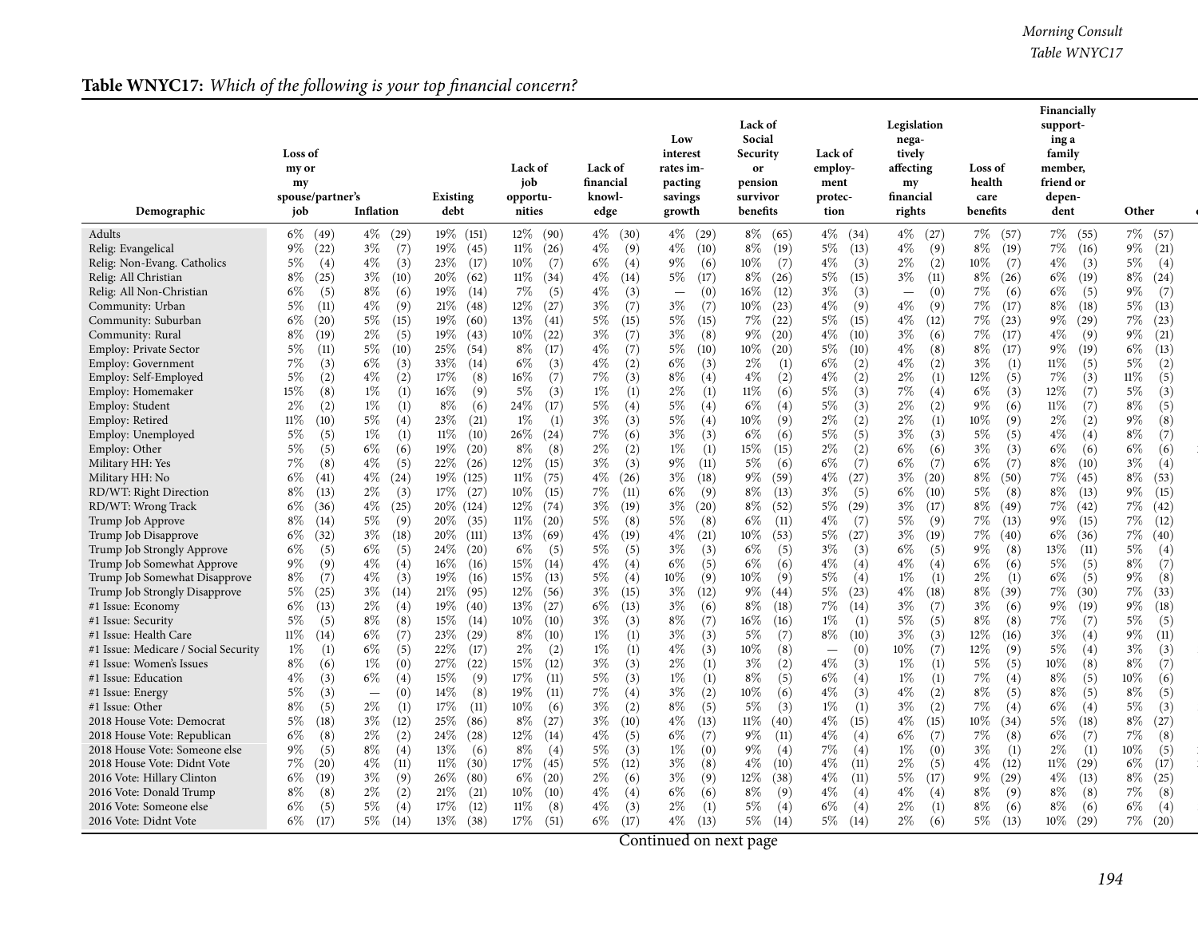## Table WNYC17: *Which of the following is your top financial concern?*

| Demographic | Loss of my or my spouse/partner's job | Inflation | Existing debt | Lack of job opportunities | Lack of financial knowledge | Low interest rates impacting savings growth | Lack of Social Security or pension survivor benefits | Lack of employment protection | Legislation negatively affecting my financial rights | Loss of health care benefits | Financially supporting a family member, friend or dependent | Other |
|---|---|---|---|---|---|---|---|---|---|---|---|---|
| Adults | 6% (49) | 4% (29) | 19% (151) | 12% (90) | 4% (30) | 4% (29) | 8% (65) | 4% (34) | 4% (27) | 7% (57) | 7% (55) | 7% (57) |
| Relig: Evangelical | 9% (22) | 3% (7) | 19% (45) | 11% (26) | 4% (9) | 4% (10) | 8% (19) | 5% (13) | 4% (9) | 8% (19) | 7% (16) | 9% (21) |
| Relig: Non-Evang. Catholics | 5% (4) | 4% (3) | 23% (17) | 10% (7) | 6% (4) | 9% (6) | 10% (7) | 4% (3) | 2% (2) | 10% (7) | 4% (3) | 5% (4) |
| Relig: All Christian | 8% (25) | 3% (10) | 20% (62) | 11% (34) | 4% (14) | 5% (17) | 8% (26) | 5% (15) | 3% (11) | 8% (26) | 6% (19) | 8% (24) |
| Relig: All Non-Christian | 6% (5) | 8% (6) | 19% (14) | 7% (5) | 4% (3) | — (0) | 16% (12) | 3% (3) | — (0) | 7% (6) | 6% (5) | 9% (7) |
| Community: Urban | 5% (11) | 4% (9) | 21% (48) | 12% (27) | 3% (7) | 3% (7) | 10% (23) | 4% (9) | 4% (9) | 7% (17) | 8% (18) | 5% (13) |
| Community: Suburban | 6% (20) | 5% (15) | 19% (60) | 13% (41) | 5% (15) | 5% (15) | 7% (22) | 5% (15) | 4% (12) | 7% (23) | 9% (29) | 7% (23) |
| Community: Rural | 8% (19) | 2% (5) | 19% (43) | 10% (22) | 3% (7) | 3% (8) | 9% (20) | 4% (10) | 3% (6) | 7% (17) | 4% (9) | 9% (21) |
| Employ: Private Sector | 5% (11) | 5% (10) | 25% (54) | 8% (17) | 4% (7) | 5% (10) | 10% (20) | 5% (10) | 4% (8) | 8% (17) | 9% (19) | 6% (13) |
| Employ: Government | 7% (3) | 6% (3) | 33% (14) | 6% (3) | 4% (2) | 6% (3) | 2% (1) | 6% (2) | 4% (2) | 3% (1) | 11% (5) | 5% (2) |
| Employ: Self-Employed | 5% (2) | 4% (2) | 17% (8) | 16% (7) | 7% (3) | 8% (4) | 4% (2) | 4% (2) | 2% (1) | 12% (5) | 7% (3) | 11% (5) |
| Employ: Homemaker | 15% (8) | 1% (1) | 16% (9) | 5% (3) | 1% (1) | 2% (1) | 11% (6) | 5% (3) | 7% (4) | 6% (3) | 12% (7) | 5% (3) |
| Employ: Student | 2% (2) | 1% (1) | 8% (6) | 24% (17) | 5% (4) | 5% (4) | 6% (4) | 5% (3) | 2% (2) | 9% (6) | 11% (7) | 8% (5) |
| Employ: Retired | 11% (10) | 5% (4) | 23% (21) | 1% (1) | 3% (3) | 5% (4) | 10% (9) | 2% (2) | 2% (1) | 10% (9) | 2% (2) | 9% (8) |
| Employ: Unemployed | 5% (5) | 1% (1) | 11% (10) | 26% (24) | 7% (6) | 3% (3) | 6% (6) | 5% (5) | 3% (3) | 5% (5) | 4% (4) | 8% (7) |
| Employ: Other | 5% (5) | 6% (6) | 19% (20) | 8% (8) | 2% (2) | 1% (1) | 15% (15) | 2% (2) | 6% (6) | 3% (3) | 6% (6) | 6% (6) |
| Military HH: Yes | 7% (8) | 4% (5) | 22% (26) | 12% (15) | 3% (3) | 9% (11) | 5% (6) | 6% (7) | 6% (7) | 6% (7) | 8% (10) | 3% (4) |
| Military HH: No | 6% (41) | 4% (24) | 19% (125) | 11% (75) | 4% (26) | 3% (18) | 9% (59) | 4% (27) | 3% (20) | 8% (50) | 7% (45) | 8% (53) |
| RD/WT: Right Direction | 8% (13) | 2% (3) | 17% (27) | 10% (15) | 7% (11) | 6% (9) | 8% (13) | 3% (5) | 6% (10) | 5% (8) | 8% (13) | 9% (15) |
| RD/WT: Wrong Track | 6% (36) | 4% (25) | 20% (124) | 12% (74) | 3% (19) | 3% (20) | 8% (52) | 5% (29) | 3% (17) | 8% (49) | 7% (42) | 7% (42) |
| Trump Job Approve | 8% (14) | 5% (9) | 20% (35) | 11% (20) | 5% (8) | 5% (8) | 6% (11) | 4% (7) | 5% (9) | 7% (13) | 9% (15) | 7% (12) |
| Trump Job Disapprove | 6% (32) | 3% (18) | 20% (111) | 13% (69) | 4% (19) | 4% (21) | 10% (53) | 5% (27) | 3% (19) | 7% (40) | 6% (36) | 7% (40) |
| Trump Job Strongly Approve | 6% (5) | 6% (5) | 24% (20) | 6% (5) | 5% (5) | 3% (3) | 6% (5) | 3% (3) | 6% (5) | 9% (8) | 13% (11) | 5% (4) |
| Trump Job Somewhat Approve | 9% (9) | 4% (4) | 16% (16) | 15% (14) | 4% (4) | 6% (5) | 6% (6) | 4% (4) | 4% (4) | 6% (6) | 5% (5) | 8% (7) |
| Trump Job Somewhat Disapprove | 8% (7) | 4% (3) | 19% (16) | 15% (13) | 5% (4) | 10% (9) | 10% (9) | 5% (4) | 1% (1) | 2% (1) | 6% (5) | 9% (8) |
| Trump Job Strongly Disapprove | 5% (25) | 3% (14) | 21% (95) | 12% (56) | 3% (15) | 3% (12) | 9% (44) | 5% (23) | 4% (18) | 8% (39) | 7% (30) | 7% (33) |
| #1 Issue: Economy | 6% (13) | 2% (4) | 19% (40) | 13% (27) | 6% (13) | 3% (6) | 8% (18) | 7% (14) | 3% (7) | 3% (6) | 9% (19) | 9% (18) |
| #1 Issue: Security | 5% (5) | 8% (8) | 15% (14) | 10% (10) | 3% (3) | 8% (7) | 16% (16) | 1% (1) | 5% (5) | 8% (8) | 7% (7) | 5% (5) |
| #1 Issue: Health Care | 11% (14) | 6% (7) | 23% (29) | 8% (10) | 1% (1) | 3% (3) | 5% (7) | 8% (10) | 3% (3) | 12% (16) | 3% (4) | 9% (11) |
| #1 Issue: Medicare / Social Security | 1% (1) | 6% (5) | 22% (17) | 2% (2) | 1% (1) | 4% (3) | 10% (8) | — (0) | 10% (7) | 12% (9) | 5% (4) | 3% (3) |
| #1 Issue: Women's Issues | 8% (6) | 1% (0) | 27% (22) | 15% (12) | 3% (3) | 2% (1) | 3% (2) | 4% (3) | 1% (1) | 5% (5) | 10% (8) | 8% (7) |
| #1 Issue: Education | 4% (3) | 6% (4) | 15% (9) | 17% (11) | 5% (3) | 1% (1) | 8% (5) | 6% (4) | 1% (1) | 7% (4) | 8% (5) | 10% (6) |
| #1 Issue: Energy | 5% (3) | — (0) | 14% (8) | 19% (11) | 7% (4) | 3% (2) | 10% (6) | 4% (3) | 4% (2) | 8% (5) | 8% (5) | 8% (5) |
| #1 Issue: Other | 8% (5) | 2% (1) | 17% (11) | 10% (6) | 3% (2) | 8% (5) | 5% (3) | 1% (1) | 3% (2) | 7% (4) | 6% (4) | 5% (3) |
| 2018 House Vote: Democrat | 5% (18) | 3% (12) | 25% (86) | 8% (27) | 3% (10) | 4% (13) | 11% (40) | 4% (15) | 4% (15) | 10% (34) | 5% (18) | 8% (27) |
| 2018 House Vote: Republican | 6% (8) | 2% (2) | 24% (28) | 12% (14) | 4% (5) | 6% (7) | 9% (11) | 4% (4) | 6% (7) | 7% (8) | 6% (7) | 7% (8) |
| 2018 House Vote: Someone else | 9% (5) | 8% (4) | 13% (6) | 8% (4) | 5% (3) | 1% (0) | 9% (4) | 7% (4) | 1% (0) | 3% (1) | 2% (1) | 10% (5) |
| 2018 House Vote: Didnt Vote | 7% (20) | 4% (11) | 11% (30) | 17% (45) | 5% (12) | 3% (8) | 4% (10) | 4% (11) | 2% (5) | 4% (12) | 11% (29) | 6% (17) |
| 2016 Vote: Hillary Clinton | 6% (19) | 3% (9) | 26% (80) | 6% (20) | 2% (6) | 3% (9) | 12% (38) | 4% (11) | 5% (17) | 9% (29) | 4% (13) | 8% (25) |
| 2016 Vote: Donald Trump | 8% (8) | 2% (2) | 21% (21) | 10% (10) | 4% (4) | 6% (6) | 8% (9) | 4% (4) | 4% (4) | 8% (9) | 8% (8) | 7% (8) |
| 2016 Vote: Someone else | 6% (5) | 5% (4) | 17% (12) | 11% (8) | 4% (3) | 2% (1) | 5% (4) | 6% (4) | 2% (1) | 8% (6) | 8% (6) | 6% (4) |
| 2016 Vote: Didnt Vote | 6% (17) | 5% (14) | 13% (38) | 17% (51) | 6% (17) | 4% (13) | 5% (14) | 5% (14) | 2% (6) | 5% (13) | 10% (29) | 7% (20) |

Continued on next page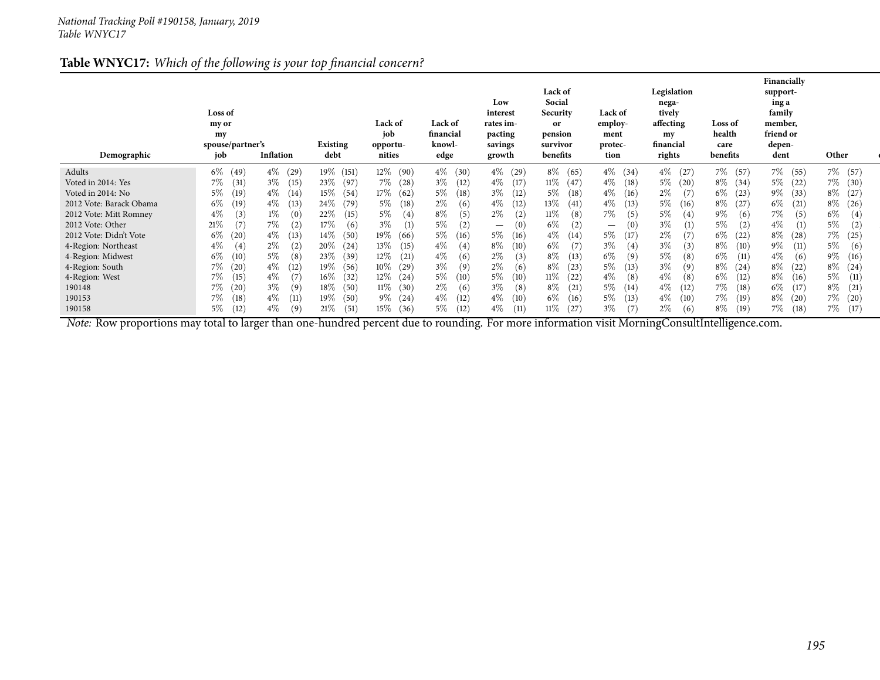*National Tracking Poll #190158, January, 2019*
*Table WNYC17*

**Table WNYC17:** *Which of the following is your top financial concern?*

| Demographic | Loss of my or my spouse/partner's job | Inflation | Existing debt | Lack of job opportunities | Lack of financial knowledge | Low interest rates impacting savings growth | Lack of Social Security or pension survivor benefits | Lack of employment protection | Legislation negatively affecting my financial rights | Loss of health care benefits | Financially supporting a family member, friend or dependent | Other |
|---|---|---|---|---|---|---|---|---|---|---|---|---|
| Adults | 6% (49) | 4% (29) | 19% (151) | 12% (90) | 4% (30) | 4% (29) | 8% (65) | 4% (34) | 4% (27) | 7% (57) | 7% (55) | 7% (57) |
| Voted in 2014: Yes | 7% (31) | 3% (15) | 23% (97) | 7% (28) | 3% (12) | 4% (17) | 11% (47) | 4% (18) | 5% (20) | 8% (34) | 5% (22) | 7% (30) |
| Voted in 2014: No | 5% (19) | 4% (14) | 15% (54) | 17% (62) | 5% (18) | 3% (12) | 5% (18) | 4% (16) | 2% (7) | 6% (23) | 9% (33) | 8% (27) |
| 2012 Vote: Barack Obama | 6% (19) | 4% (13) | 24% (79) | 5% (18) | 2% (6) | 4% (12) | 13% (41) | 4% (13) | 5% (16) | 8% (27) | 6% (21) | 8% (26) |
| 2012 Vote: Mitt Romney | 4% (3) | 1% (0) | 22% (15) | 5% (4) | 8% (5) | 2% (2) | 11% (8) | 7% (5) | 5% (4) | 9% (6) | 7% (5) | 6% (4) |
| 2012 Vote: Other | 21% (7) | 7% (2) | 17% (6) | 3% (1) | 5% (2) | — (0) | 6% (2) | — (0) | 3% (1) | 5% (2) | 4% (1) | 5% (2) |
| 2012 Vote: Didn't Vote | 6% (20) | 4% (13) | 14% (50) | 19% (66) | 5% (16) | 5% (16) | 4% (14) | 5% (17) | 2% (7) | 6% (22) | 8% (28) | 7% (25) |
| 4-Region: Northeast | 4% (4) | 2% (2) | 20% (24) | 13% (15) | 4% (4) | 8% (10) | 6% (7) | 3% (4) | 3% (3) | 8% (10) | 9% (11) | 5% (6) |
| 4-Region: Midwest | 6% (10) | 5% (8) | 23% (39) | 12% (21) | 4% (6) | 2% (3) | 8% (13) | 6% (9) | 5% (8) | 6% (11) | 4% (6) | 9% (16) |
| 4-Region: South | 7% (20) | 4% (12) | 19% (56) | 10% (29) | 3% (9) | 2% (6) | 8% (23) | 5% (13) | 3% (9) | 8% (24) | 8% (22) | 8% (24) |
| 4-Region: West | 7% (15) | 4% (7) | 16% (32) | 12% (24) | 5% (10) | 5% (10) | 11% (22) | 4% (8) | 4% (8) | 6% (12) | 8% (16) | 5% (11) |
| 190148 | 7% (20) | 3% (9) | 18% (50) | 11% (30) | 2% (6) | 3% (8) | 8% (21) | 5% (14) | 4% (12) | 7% (18) | 6% (17) | 8% (21) |
| 190153 | 7% (18) | 4% (11) | 19% (50) | 9% (24) | 4% (12) | 4% (10) | 6% (16) | 5% (13) | 4% (10) | 7% (19) | 8% (20) | 7% (20) |
| 190158 | 5% (12) | 4% (9) | 21% (51) | 15% (36) | 5% (12) | 4% (11) | 11% (27) | 3% (7) | 2% (6) | 8% (19) | 7% (18) | 7% (17) |

*Note:* Row proportions may total to larger than one-hundred percent due to rounding. For more information visit MorningConsultIntelligence.com.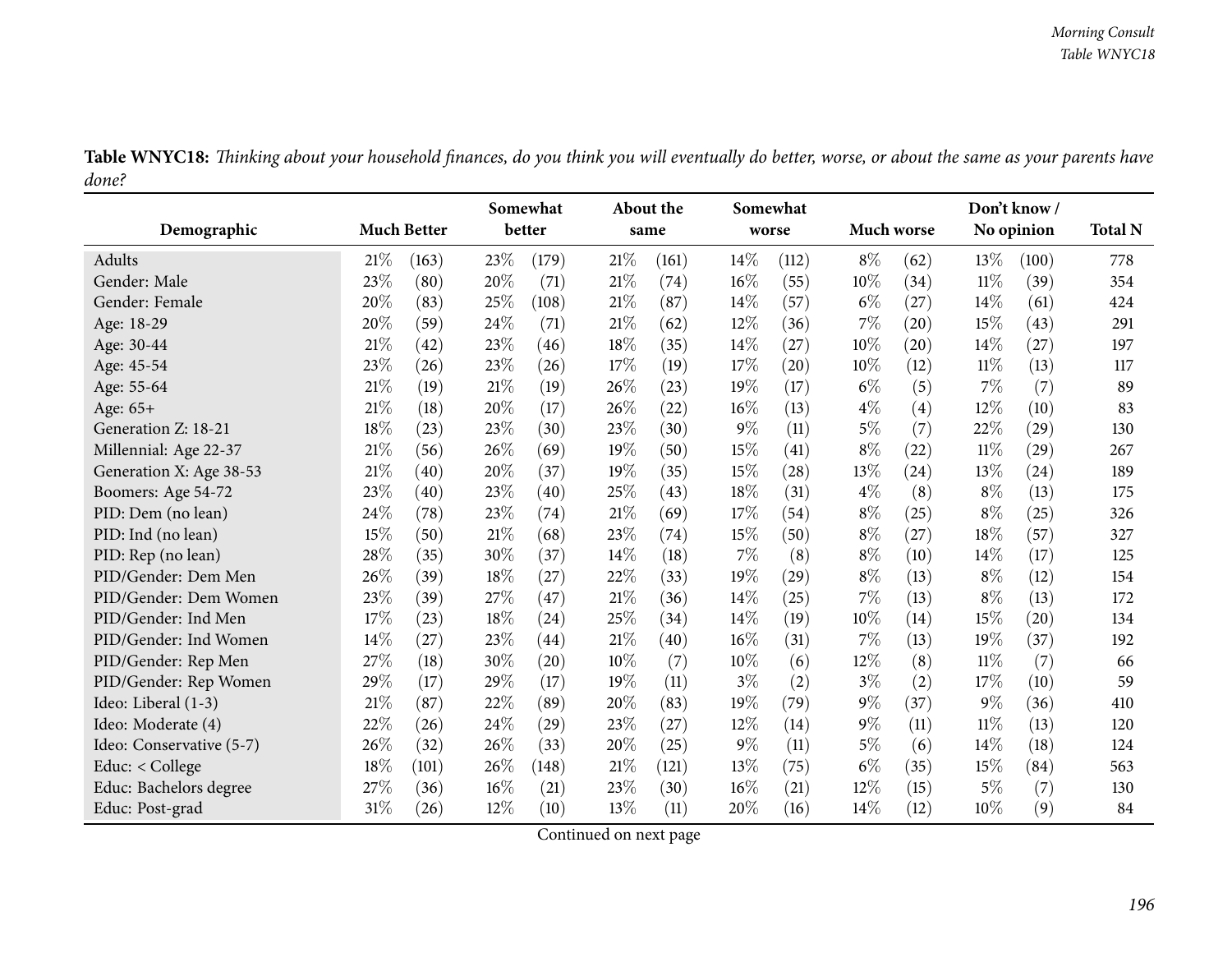**Table WNYC18:** *Thinking about your household finances, do you think you will eventually do better, worse, or about the same as your parents have done?*

| Demographic | Much Better | | Somewhat better | | About the same | | Somewhat worse | | Much worse | | Don't know / No opinion | | Total N |
|---|---|---|---|---|---|---|---|---|---|---|---|---|---|
| Adults | 21% | (163) | 23% | (179) | 21% | (161) | 14% | (112) | 8% | (62) | 13% | (100) | 778 |
| Gender: Male | 23% | (80) | 20% | (71) | 21% | (74) | 16% | (55) | 10% | (34) | 11% | (39) | 354 |
| Gender: Female | 20% | (83) | 25% | (108) | 21% | (87) | 14% | (57) | 6% | (27) | 14% | (61) | 424 |
| Age: 18-29 | 20% | (59) | 24% | (71) | 21% | (62) | 12% | (36) | 7% | (20) | 15% | (43) | 291 |
| Age: 30-44 | 21% | (42) | 23% | (46) | 18% | (35) | 14% | (27) | 10% | (20) | 14% | (27) | 197 |
| Age: 45-54 | 23% | (26) | 23% | (26) | 17% | (19) | 17% | (20) | 10% | (12) | 11% | (13) | 117 |
| Age: 55-64 | 21% | (19) | 21% | (19) | 26% | (23) | 19% | (17) | 6% | (5) | 7% | (7) | 89 |
| Age: 65+ | 21% | (18) | 20% | (17) | 26% | (22) | 16% | (13) | 4% | (4) | 12% | (10) | 83 |
| Generation Z: 18-21 | 18% | (23) | 23% | (30) | 23% | (30) | 9% | (11) | 5% | (7) | 22% | (29) | 130 |
| Millennial: Age 22-37 | 21% | (56) | 26% | (69) | 19% | (50) | 15% | (41) | 8% | (22) | 11% | (29) | 267 |
| Generation X: Age 38-53 | 21% | (40) | 20% | (37) | 19% | (35) | 15% | (28) | 13% | (24) | 13% | (24) | 189 |
| Boomers: Age 54-72 | 23% | (40) | 23% | (40) | 25% | (43) | 18% | (31) | 4% | (8) | 8% | (13) | 175 |
| PID: Dem (no lean) | 24% | (78) | 23% | (74) | 21% | (69) | 17% | (54) | 8% | (25) | 8% | (25) | 326 |
| PID: Ind (no lean) | 15% | (50) | 21% | (68) | 23% | (74) | 15% | (50) | 8% | (27) | 18% | (57) | 327 |
| PID: Rep (no lean) | 28% | (35) | 30% | (37) | 14% | (18) | 7% | (8) | 8% | (10) | 14% | (17) | 125 |
| PID/Gender: Dem Men | 26% | (39) | 18% | (27) | 22% | (33) | 19% | (29) | 8% | (13) | 8% | (12) | 154 |
| PID/Gender: Dem Women | 23% | (39) | 27% | (47) | 21% | (36) | 14% | (25) | 7% | (13) | 8% | (13) | 172 |
| PID/Gender: Ind Men | 17% | (23) | 18% | (24) | 25% | (34) | 14% | (19) | 10% | (14) | 15% | (20) | 134 |
| PID/Gender: Ind Women | 14% | (27) | 23% | (44) | 21% | (40) | 16% | (31) | 7% | (13) | 19% | (37) | 192 |
| PID/Gender: Rep Men | 27% | (18) | 30% | (20) | 10% | (7) | 10% | (6) | 12% | (8) | 11% | (7) | 66 |
| PID/Gender: Rep Women | 29% | (17) | 29% | (17) | 19% | (11) | 3% | (2) | 3% | (2) | 17% | (10) | 59 |
| Ideo: Liberal (1-3) | 21% | (87) | 22% | (89) | 20% | (83) | 19% | (79) | 9% | (37) | 9% | (36) | 410 |
| Ideo: Moderate (4) | 22% | (26) | 24% | (29) | 23% | (27) | 12% | (14) | 9% | (11) | 11% | (13) | 120 |
| Ideo: Conservative (5-7) | 26% | (32) | 26% | (33) | 20% | (25) | 9% | (11) | 5% | (6) | 14% | (18) | 124 |
| Educ: < College | 18% | (101) | 26% | (148) | 21% | (121) | 13% | (75) | 6% | (35) | 15% | (84) | 563 |
| Educ: Bachelors degree | 27% | (36) | 16% | (21) | 23% | (30) | 16% | (21) | 12% | (15) | 5% | (7) | 130 |
| Educ: Post-grad | 31% | (26) | 12% | (10) | 13% | (11) | 20% | (16) | 14% | (12) | 10% | (9) | 84 |

Continued on next page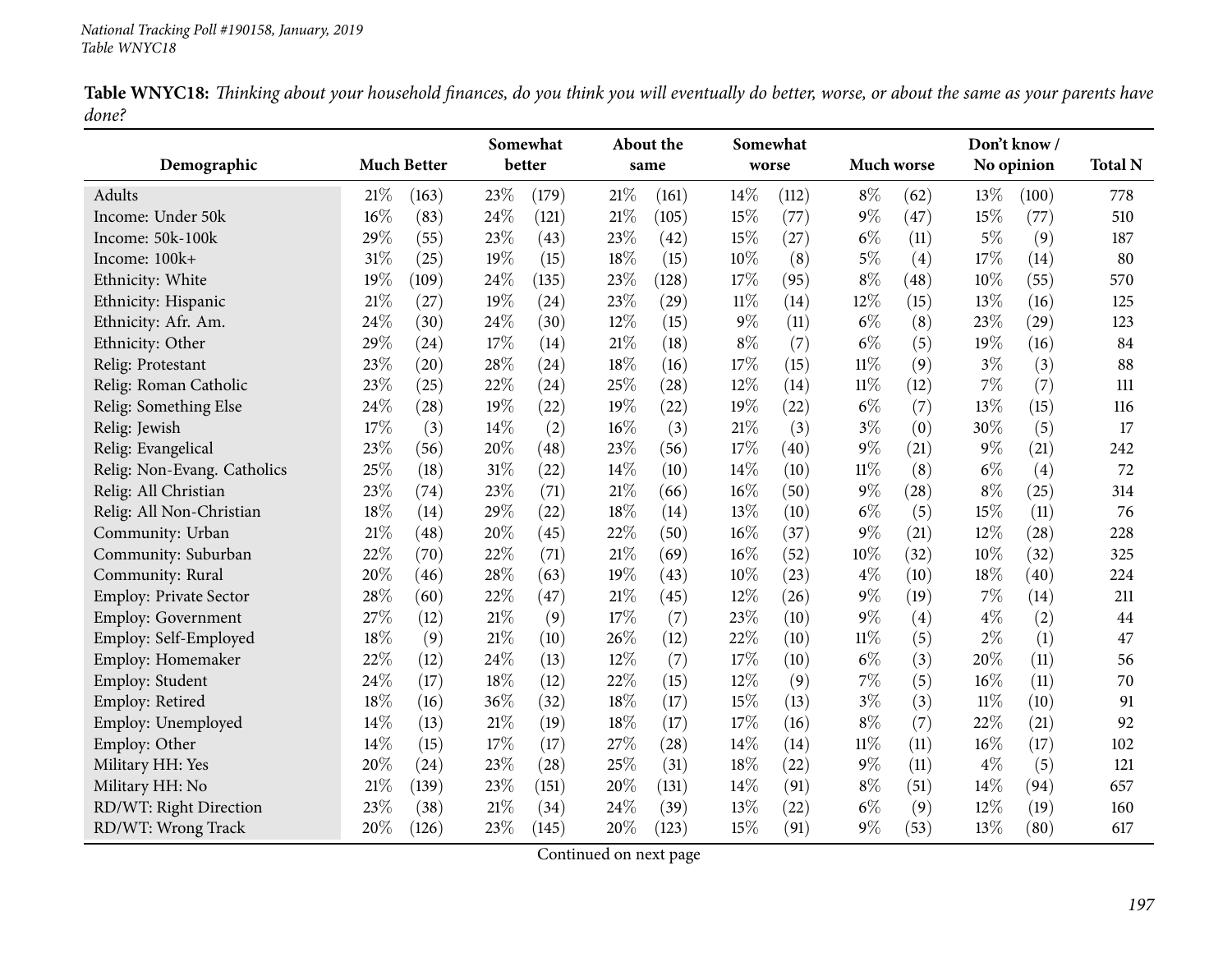**Table WNYC18:** *Thinking about your household finances, do you think you will eventually do better, worse, or about the same as your parents have done?*

| Demographic | Much Better | | Somewhat better | | About the same | | Somewhat worse | | Much worse | | Don't know / No opinion | | Total N |
|---|---|---|---|---|---|---|---|---|---|---|---|---|---|
| Adults | 21% | (163) | 23% | (179) | 21% | (161) | 14% | (112) | 8% | (62) | 13% | (100) | 778 |
| Income: Under 50k | 16% | (83) | 24% | (121) | 21% | (105) | 15% | (77) | 9% | (47) | 15% | (77) | 510 |
| Income: 50k-100k | 29% | (55) | 23% | (43) | 23% | (42) | 15% | (27) | 6% | (11) | 5% | (9) | 187 |
| Income: 100k+ | 31% | (25) | 19% | (15) | 18% | (15) | 10% | (8) | 5% | (4) | 17% | (14) | 80 |
| Ethnicity: White | 19% | (109) | 24% | (135) | 23% | (128) | 17% | (95) | 8% | (48) | 10% | (55) | 570 |
| Ethnicity: Hispanic | 21% | (27) | 19% | (24) | 23% | (29) | 11% | (14) | 12% | (15) | 13% | (16) | 125 |
| Ethnicity: Afr. Am. | 24% | (30) | 24% | (30) | 12% | (15) | 9% | (11) | 6% | (8) | 23% | (29) | 123 |
| Ethnicity: Other | 29% | (24) | 17% | (14) | 21% | (18) | 8% | (7) | 6% | (5) | 19% | (16) | 84 |
| Relig: Protestant | 23% | (20) | 28% | (24) | 18% | (16) | 17% | (15) | 11% | (9) | 3% | (3) | 88 |
| Relig: Roman Catholic | 23% | (25) | 22% | (24) | 25% | (28) | 12% | (14) | 11% | (12) | 7% | (7) | 111 |
| Relig: Something Else | 24% | (28) | 19% | (22) | 19% | (22) | 19% | (22) | 6% | (7) | 13% | (15) | 116 |
| Relig: Jewish | 17% | (3) | 14% | (2) | 16% | (3) | 21% | (3) | 3% | (0) | 30% | (5) | 17 |
| Relig: Evangelical | 23% | (56) | 20% | (48) | 23% | (56) | 17% | (40) | 9% | (21) | 9% | (21) | 242 |
| Relig: Non-Evang. Catholics | 25% | (18) | 31% | (22) | 14% | (10) | 14% | (10) | 11% | (8) | 6% | (4) | 72 |
| Relig: All Christian | 23% | (74) | 23% | (71) | 21% | (66) | 16% | (50) | 9% | (28) | 8% | (25) | 314 |
| Relig: All Non-Christian | 18% | (14) | 29% | (22) | 18% | (14) | 13% | (10) | 6% | (5) | 15% | (11) | 76 |
| Community: Urban | 21% | (48) | 20% | (45) | 22% | (50) | 16% | (37) | 9% | (21) | 12% | (28) | 228 |
| Community: Suburban | 22% | (70) | 22% | (71) | 21% | (69) | 16% | (52) | 10% | (32) | 10% | (32) | 325 |
| Community: Rural | 20% | (46) | 28% | (63) | 19% | (43) | 10% | (23) | 4% | (10) | 18% | (40) | 224 |
| Employ: Private Sector | 28% | (60) | 22% | (47) | 21% | (45) | 12% | (26) | 9% | (19) | 7% | (14) | 211 |
| Employ: Government | 27% | (12) | 21% | (9) | 17% | (7) | 23% | (10) | 9% | (4) | 4% | (2) | 44 |
| Employ: Self-Employed | 18% | (9) | 21% | (10) | 26% | (12) | 22% | (10) | 11% | (5) | 2% | (1) | 47 |
| Employ: Homemaker | 22% | (12) | 24% | (13) | 12% | (7) | 17% | (10) | 6% | (3) | 20% | (11) | 56 |
| Employ: Student | 24% | (17) | 18% | (12) | 22% | (15) | 12% | (9) | 7% | (5) | 16% | (11) | 70 |
| Employ: Retired | 18% | (16) | 36% | (32) | 18% | (17) | 15% | (13) | 3% | (3) | 11% | (10) | 91 |
| Employ: Unemployed | 14% | (13) | 21% | (19) | 18% | (17) | 17% | (16) | 8% | (7) | 22% | (21) | 92 |
| Employ: Other | 14% | (15) | 17% | (17) | 27% | (28) | 14% | (14) | 11% | (11) | 16% | (17) | 102 |
| Military HH: Yes | 20% | (24) | 23% | (28) | 25% | (31) | 18% | (22) | 9% | (11) | 4% | (5) | 121 |
| Military HH: No | 21% | (139) | 23% | (151) | 20% | (131) | 14% | (91) | 8% | (51) | 14% | (94) | 657 |
| RD/WT: Right Direction | 23% | (38) | 21% | (34) | 24% | (39) | 13% | (22) | 6% | (9) | 12% | (19) | 160 |
| RD/WT: Wrong Track | 20% | (126) | 23% | (145) | 20% | (123) | 15% | (91) | 9% | (53) | 13% | (80) | 617 |

Continued on next page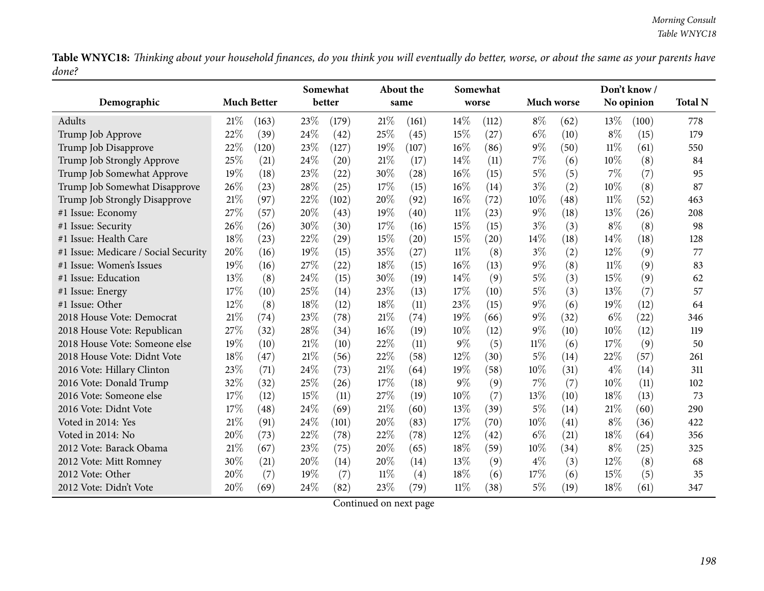**Table WNYC18:** *Thinking about your household finances, do you think you will eventually do better, worse, or about the same as your parents have done?*

| Demographic | Much Better | | Somewhat better | | About the same | | Somewhat worse | | Much worse | | Don't know / No opinion | | Total N |
|---|---|---|---|---|---|---|---|---|---|---|---|---|---|
| Adults | 21% | (163) | 23% | (179) | 21% | (161) | 14% | (112) | 8% | (62) | 13% | (100) | 778 |
| Trump Job Approve | 22% | (39) | 24% | (42) | 25% | (45) | 15% | (27) | 6% | (10) | 8% | (15) | 179 |
| Trump Job Disapprove | 22% | (120) | 23% | (127) | 19% | (107) | 16% | (86) | 9% | (50) | 11% | (61) | 550 |
| Trump Job Strongly Approve | 25% | (21) | 24% | (20) | 21% | (17) | 14% | (11) | 7% | (6) | 10% | (8) | 84 |
| Trump Job Somewhat Approve | 19% | (18) | 23% | (22) | 30% | (28) | 16% | (15) | 5% | (5) | 7% | (7) | 95 |
| Trump Job Somewhat Disapprove | 26% | (23) | 28% | (25) | 17% | (15) | 16% | (14) | 3% | (2) | 10% | (8) | 87 |
| Trump Job Strongly Disapprove | 21% | (97) | 22% | (102) | 20% | (92) | 16% | (72) | 10% | (48) | 11% | (52) | 463 |
| #1 Issue: Economy | 27% | (57) | 20% | (43) | 19% | (40) | 11% | (23) | 9% | (18) | 13% | (26) | 208 |
| #1 Issue: Security | 26% | (26) | 30% | (30) | 17% | (16) | 15% | (15) | 3% | (3) | 8% | (8) | 98 |
| #1 Issue: Health Care | 18% | (23) | 22% | (29) | 15% | (20) | 15% | (20) | 14% | (18) | 14% | (18) | 128 |
| #1 Issue: Medicare / Social Security | 20% | (16) | 19% | (15) | 35% | (27) | 11% | (8) | 3% | (2) | 12% | (9) | 77 |
| #1 Issue: Women's Issues | 19% | (16) | 27% | (22) | 18% | (15) | 16% | (13) | 9% | (8) | 11% | (9) | 83 |
| #1 Issue: Education | 13% | (8) | 24% | (15) | 30% | (19) | 14% | (9) | 5% | (3) | 15% | (9) | 62 |
| #1 Issue: Energy | 17% | (10) | 25% | (14) | 23% | (13) | 17% | (10) | 5% | (3) | 13% | (7) | 57 |
| #1 Issue: Other | 12% | (8) | 18% | (12) | 18% | (11) | 23% | (15) | 9% | (6) | 19% | (12) | 64 |
| 2018 House Vote: Democrat | 21% | (74) | 23% | (78) | 21% | (74) | 19% | (66) | 9% | (32) | 6% | (22) | 346 |
| 2018 House Vote: Republican | 27% | (32) | 28% | (34) | 16% | (19) | 10% | (12) | 9% | (10) | 10% | (12) | 119 |
| 2018 House Vote: Someone else | 19% | (10) | 21% | (10) | 22% | (11) | 9% | (5) | 11% | (6) | 17% | (9) | 50 |
| 2018 House Vote: Didnt Vote | 18% | (47) | 21% | (56) | 22% | (58) | 12% | (30) | 5% | (14) | 22% | (57) | 261 |
| 2016 Vote: Hillary Clinton | 23% | (71) | 24% | (73) | 21% | (64) | 19% | (58) | 10% | (31) | 4% | (14) | 311 |
| 2016 Vote: Donald Trump | 32% | (32) | 25% | (26) | 17% | (18) | 9% | (9) | 7% | (7) | 10% | (11) | 102 |
| 2016 Vote: Someone else | 17% | (12) | 15% | (11) | 27% | (19) | 10% | (7) | 13% | (10) | 18% | (13) | 73 |
| 2016 Vote: Didnt Vote | 17% | (48) | 24% | (69) | 21% | (60) | 13% | (39) | 5% | (14) | 21% | (60) | 290 |
| Voted in 2014: Yes | 21% | (91) | 24% | (101) | 20% | (83) | 17% | (70) | 10% | (41) | 8% | (36) | 422 |
| Voted in 2014: No | 20% | (73) | 22% | (78) | 22% | (78) | 12% | (42) | 6% | (21) | 18% | (64) | 356 |
| 2012 Vote: Barack Obama | 21% | (67) | 23% | (75) | 20% | (65) | 18% | (59) | 10% | (34) | 8% | (25) | 325 |
| 2012 Vote: Mitt Romney | 30% | (21) | 20% | (14) | 20% | (14) | 13% | (9) | 4% | (3) | 12% | (8) | 68 |
| 2012 Vote: Other | 20% | (7) | 19% | (7) | 11% | (4) | 18% | (6) | 17% | (6) | 15% | (5) | 35 |
| 2012 Vote: Didn't Vote | 20% | (69) | 24% | (82) | 23% | (79) | 11% | (38) | 5% | (19) | 18% | (61) | 347 |

Continued on next page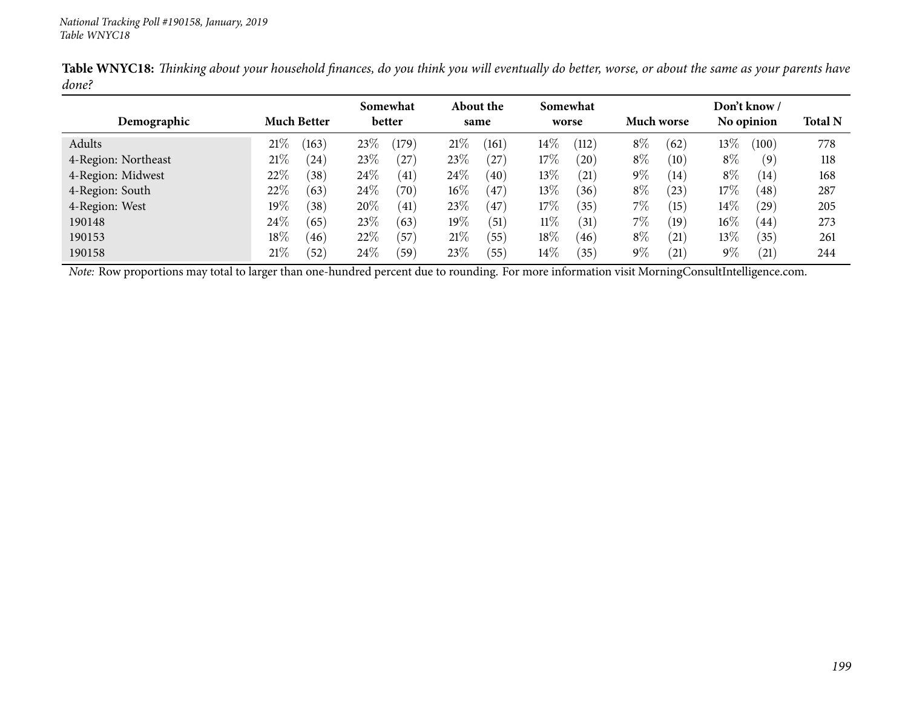*National Tracking Poll #190158, January, 2019*
*Table WNYC18*

**Table WNYC18:** *Thinking about your household finances, do you think you will eventually do better, worse, or about the same as your parents have done?*

| Demographic | Much Better | Somewhat better | About the same | Somewhat worse | Much worse | Don't know / No opinion | Total N |
|---|---|---|---|---|---|---|---|
| Adults | 21% (163) | 23% (179) | 21% (161) | 14% (112) | 8% (62) | 13% (100) | 778 |
| 4-Region: Northeast | 21% (24) | 23% (27) | 23% (27) | 17% (20) | 8% (10) | 8% (9) | 118 |
| 4-Region: Midwest | 22% (38) | 24% (41) | 24% (40) | 13% (21) | 9% (14) | 8% (14) | 168 |
| 4-Region: South | 22% (63) | 24% (70) | 16% (47) | 13% (36) | 8% (23) | 17% (48) | 287 |
| 4-Region: West | 19% (38) | 20% (41) | 23% (47) | 17% (35) | 7% (15) | 14% (29) | 205 |
| 190148 | 24% (65) | 23% (63) | 19% (51) | 11% (31) | 7% (19) | 16% (44) | 273 |
| 190153 | 18% (46) | 22% (57) | 21% (55) | 18% (46) | 8% (21) | 13% (35) | 261 |
| 190158 | 21% (52) | 24% (59) | 23% (55) | 14% (35) | 9% (21) | 9% (21) | 244 |

*Note:* Row proportions may total to larger than one-hundred percent due to rounding. For more information visit MorningConsultIntelligence.com.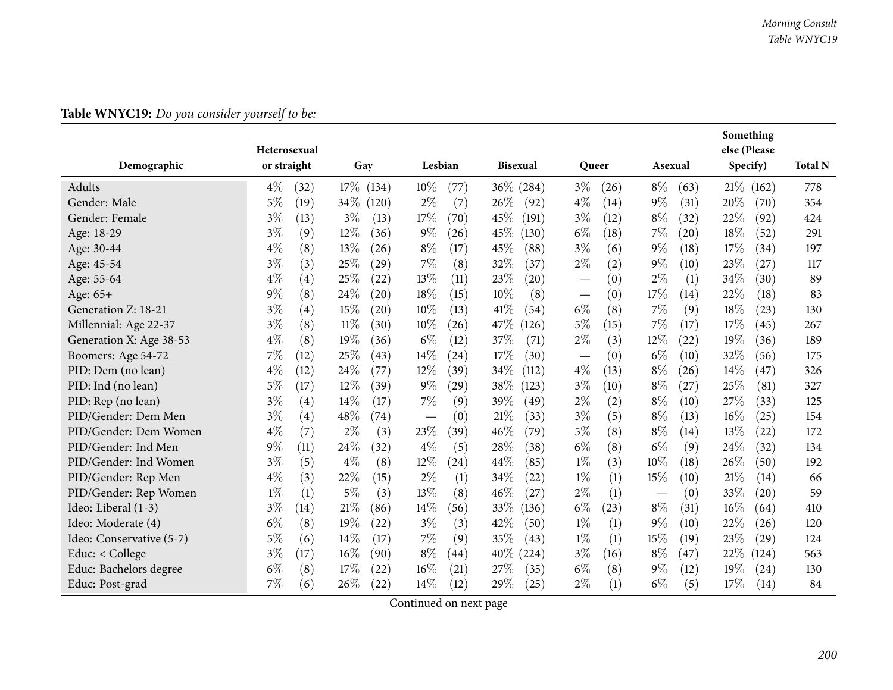**Table WNYC19:** *Do you consider yourself to be:*

| Demographic | Heterosexual or straight | Gay | Lesbian | Bisexual | Queer | Asexual | Something else (Please Specify) | Total N |
|---|---|---|---|---|---|---|---|---|
| Adults | 4% (32) | 17% (134) | 10% (77) | 36% (284) | 3% (26) | 8% (63) | 21% (162) | 778 |
| Gender: Male | 5% (19) | 34% (120) | 2% (7) | 26% (92) | 4% (14) | 9% (31) | 20% (70) | 354 |
| Gender: Female | 3% (13) | 3% (13) | 17% (70) | 45% (191) | 3% (12) | 8% (32) | 22% (92) | 424 |
| Age: 18-29 | 3% (9) | 12% (36) | 9% (26) | 45% (130) | 6% (18) | 7% (20) | 18% (52) | 291 |
| Age: 30-44 | 4% (8) | 13% (26) | 8% (17) | 45% (88) | 3% (6) | 9% (18) | 17% (34) | 197 |
| Age: 45-54 | 3% (3) | 25% (29) | 7% (8) | 32% (37) | 2% (2) | 9% (10) | 23% (27) | 117 |
| Age: 55-64 | 4% (4) | 25% (22) | 13% (11) | 23% (20) | — (0) | 2% (1) | 34% (30) | 89 |
| Age: 65+ | 9% (8) | 24% (20) | 18% (15) | 10% (8) | — (0) | 17% (14) | 22% (18) | 83 |
| Generation Z: 18-21 | 3% (4) | 15% (20) | 10% (13) | 41% (54) | 6% (8) | 7% (9) | 18% (23) | 130 |
| Millennial: Age 22-37 | 3% (8) | 11% (30) | 10% (26) | 47% (126) | 5% (15) | 7% (17) | 17% (45) | 267 |
| Generation X: Age 38-53 | 4% (8) | 19% (36) | 6% (12) | 37% (71) | 2% (3) | 12% (22) | 19% (36) | 189 |
| Boomers: Age 54-72 | 7% (12) | 25% (43) | 14% (24) | 17% (30) | — (0) | 6% (10) | 32% (56) | 175 |
| PID: Dem (no lean) | 4% (12) | 24% (77) | 12% (39) | 34% (112) | 4% (13) | 8% (26) | 14% (47) | 326 |
| PID: Ind (no lean) | 5% (17) | 12% (39) | 9% (29) | 38% (123) | 3% (10) | 8% (27) | 25% (81) | 327 |
| PID: Rep (no lean) | 3% (4) | 14% (17) | 7% (9) | 39% (49) | 2% (2) | 8% (10) | 27% (33) | 125 |
| PID/Gender: Dem Men | 3% (4) | 48% (74) | — (0) | 21% (33) | 3% (5) | 8% (13) | 16% (25) | 154 |
| PID/Gender: Dem Women | 4% (7) | 2% (3) | 23% (39) | 46% (79) | 5% (8) | 8% (14) | 13% (22) | 172 |
| PID/Gender: Ind Men | 9% (11) | 24% (32) | 4% (5) | 28% (38) | 6% (8) | 6% (9) | 24% (32) | 134 |
| PID/Gender: Ind Women | 3% (5) | 4% (8) | 12% (24) | 44% (85) | 1% (3) | 10% (18) | 26% (50) | 192 |
| PID/Gender: Rep Men | 4% (3) | 22% (15) | 2% (1) | 34% (22) | 1% (1) | 15% (10) | 21% (14) | 66 |
| PID/Gender: Rep Women | 1% (1) | 5% (3) | 13% (8) | 46% (27) | 2% (1) | — (0) | 33% (20) | 59 |
| Ideo: Liberal (1-3) | 3% (14) | 21% (86) | 14% (56) | 33% (136) | 6% (23) | 8% (31) | 16% (64) | 410 |
| Ideo: Moderate (4) | 6% (8) | 19% (22) | 3% (3) | 42% (50) | 1% (1) | 9% (10) | 22% (26) | 120 |
| Ideo: Conservative (5-7) | 5% (6) | 14% (17) | 7% (9) | 35% (43) | 1% (1) | 15% (19) | 23% (29) | 124 |
| Educ: < College | 3% (17) | 16% (90) | 8% (44) | 40% (224) | 3% (16) | 8% (47) | 22% (124) | 563 |
| Educ: Bachelors degree | 6% (8) | 17% (22) | 16% (21) | 27% (35) | 6% (8) | 9% (12) | 19% (24) | 130 |
| Educ: Post-grad | 7% (6) | 26% (22) | 14% (12) | 29% (25) | 2% (1) | 6% (5) | 17% (14) | 84 |

Continued on next page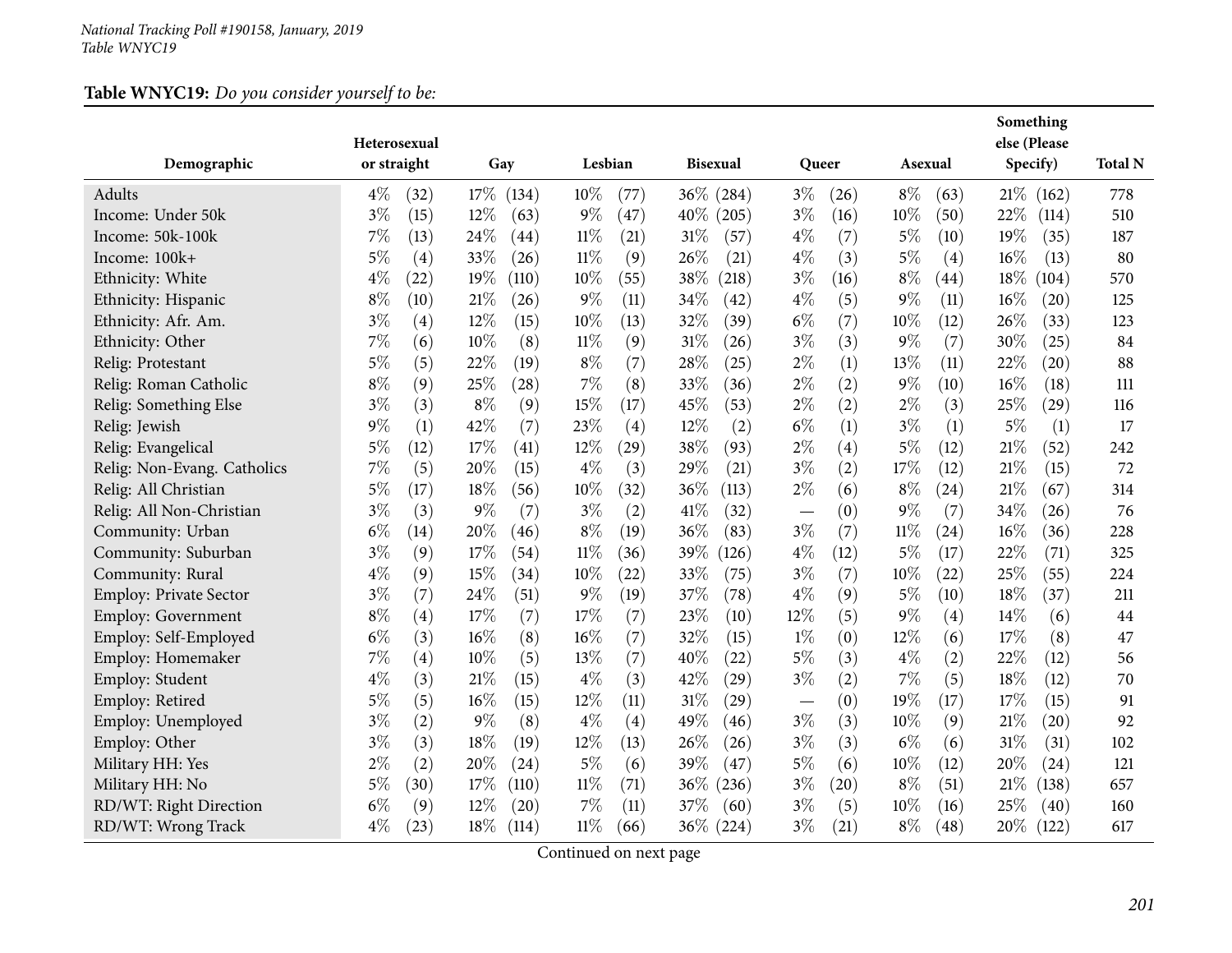*National Tracking Poll #190158, January, 2019*
*Table WNYC19*

**Table WNYC19:** *Do you consider yourself to be:*

| Demographic | Heterosexual or straight | Gay | Lesbian | Bisexual | Queer | Asexual | Something else (Please Specify) | Total N |
|---|---|---|---|---|---|---|---|---|
| Adults | 4% (32) | 17% (134) | 10% (77) | 36% (284) | 3% (26) | 8% (63) | 21% (162) | 778 |
| Income: Under 50k | 3% (15) | 12% (63) | 9% (47) | 40% (205) | 3% (16) | 10% (50) | 22% (114) | 510 |
| Income: 50k-100k | 7% (13) | 24% (44) | 11% (21) | 31% (57) | 4% (7) | 5% (10) | 19% (35) | 187 |
| Income: 100k+ | 5% (4) | 33% (26) | 11% (9) | 26% (21) | 4% (3) | 5% (4) | 16% (13) | 80 |
| Ethnicity: White | 4% (22) | 19% (110) | 10% (55) | 38% (218) | 3% (16) | 8% (44) | 18% (104) | 570 |
| Ethnicity: Hispanic | 8% (10) | 21% (26) | 9% (11) | 34% (42) | 4% (5) | 9% (11) | 16% (20) | 125 |
| Ethnicity: Afr. Am. | 3% (4) | 12% (15) | 10% (13) | 32% (39) | 6% (7) | 10% (12) | 26% (33) | 123 |
| Ethnicity: Other | 7% (6) | 10% (8) | 11% (9) | 31% (26) | 3% (3) | 9% (7) | 30% (25) | 84 |
| Relig: Protestant | 5% (5) | 22% (19) | 8% (7) | 28% (25) | 2% (1) | 13% (11) | 22% (20) | 88 |
| Relig: Roman Catholic | 8% (9) | 25% (28) | 7% (8) | 33% (36) | 2% (2) | 9% (10) | 16% (18) | 111 |
| Relig: Something Else | 3% (3) | 8% (9) | 15% (17) | 45% (53) | 2% (2) | 2% (3) | 25% (29) | 116 |
| Relig: Jewish | 9% (1) | 42% (7) | 23% (4) | 12% (2) | 6% (1) | 3% (1) | 5% (1) | 17 |
| Relig: Evangelical | 5% (12) | 17% (41) | 12% (29) | 38% (93) | 2% (4) | 5% (12) | 21% (52) | 242 |
| Relig: Non-Evang. Catholics | 7% (5) | 20% (15) | 4% (3) | 29% (21) | 3% (2) | 17% (12) | 21% (15) | 72 |
| Relig: All Christian | 5% (17) | 18% (56) | 10% (32) | 36% (113) | 2% (6) | 8% (24) | 21% (67) | 314 |
| Relig: All Non-Christian | 3% (3) | 9% (7) | 3% (2) | 41% (32) | — (0) | 9% (7) | 34% (26) | 76 |
| Community: Urban | 6% (14) | 20% (46) | 8% (19) | 36% (83) | 3% (7) | 11% (24) | 16% (36) | 228 |
| Community: Suburban | 3% (9) | 17% (54) | 11% (36) | 39% (126) | 4% (12) | 5% (17) | 22% (71) | 325 |
| Community: Rural | 4% (9) | 15% (34) | 10% (22) | 33% (75) | 3% (7) | 10% (22) | 25% (55) | 224 |
| Employ: Private Sector | 3% (7) | 24% (51) | 9% (19) | 37% (78) | 4% (9) | 5% (10) | 18% (37) | 211 |
| Employ: Government | 8% (4) | 17% (7) | 17% (7) | 23% (10) | 12% (5) | 9% (4) | 14% (6) | 44 |
| Employ: Self-Employed | 6% (3) | 16% (8) | 16% (7) | 32% (15) | 1% (0) | 12% (6) | 17% (8) | 47 |
| Employ: Homemaker | 7% (4) | 10% (5) | 13% (7) | 40% (22) | 5% (3) | 4% (2) | 22% (12) | 56 |
| Employ: Student | 4% (3) | 21% (15) | 4% (3) | 42% (29) | 3% (2) | 7% (5) | 18% (12) | 70 |
| Employ: Retired | 5% (5) | 16% (15) | 12% (11) | 31% (29) | — (0) | 19% (17) | 17% (15) | 91 |
| Employ: Unemployed | 3% (2) | 9% (8) | 4% (4) | 49% (46) | 3% (3) | 10% (9) | 21% (20) | 92 |
| Employ: Other | 3% (3) | 18% (19) | 12% (13) | 26% (26) | 3% (3) | 6% (6) | 31% (31) | 102 |
| Military HH: Yes | 2% (2) | 20% (24) | 5% (6) | 39% (47) | 5% (6) | 10% (12) | 20% (24) | 121 |
| Military HH: No | 5% (30) | 17% (110) | 11% (71) | 36% (236) | 3% (20) | 8% (51) | 21% (138) | 657 |
| RD/WT: Right Direction | 6% (9) | 12% (20) | 7% (11) | 37% (60) | 3% (5) | 10% (16) | 25% (40) | 160 |
| RD/WT: Wrong Track | 4% (23) | 18% (114) | 11% (66) | 36% (224) | 3% (21) | 8% (48) | 20% (122) | 617 |

Continued on next page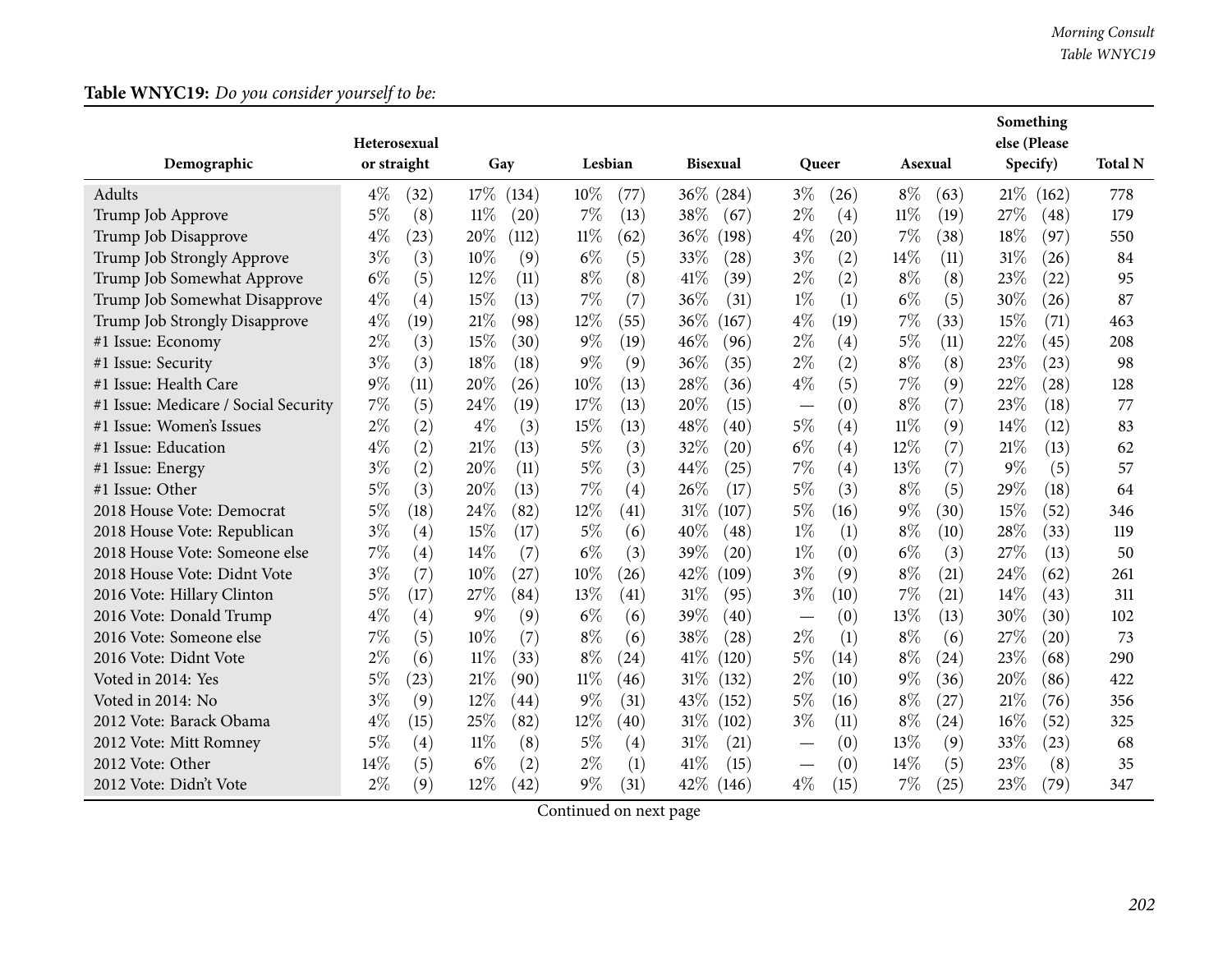**Table WNYC19:** *Do you consider yourself to be:*

| Demographic | Heterosexual or straight | | Gay | | Lesbian | | Bisexual | | Queer | | Asexual | | Something else (Please Specify) | | Total N |
|---|---|---|---|---|---|---|---|---|---|---|---|---|---|---|---|
| Adults | 4% | (32) | 17% | (134) | 10% | (77) | 36% | (284) | 3% | (26) | 8% | (63) | 21% | (162) | 778 |
| Trump Job Approve | 5% | (8) | 11% | (20) | 7% | (13) | 38% | (67) | 2% | (4) | 11% | (19) | 27% | (48) | 179 |
| Trump Job Disapprove | 4% | (23) | 20% | (112) | 11% | (62) | 36% | (198) | 4% | (20) | 7% | (38) | 18% | (97) | 550 |
| Trump Job Strongly Approve | 3% | (3) | 10% | (9) | 6% | (5) | 33% | (28) | 3% | (2) | 14% | (11) | 31% | (26) | 84 |
| Trump Job Somewhat Approve | 6% | (5) | 12% | (11) | 8% | (8) | 41% | (39) | 2% | (2) | 8% | (8) | 23% | (22) | 95 |
| Trump Job Somewhat Disapprove | 4% | (4) | 15% | (13) | 7% | (7) | 36% | (31) | 1% | (1) | 6% | (5) | 30% | (26) | 87 |
| Trump Job Strongly Disapprove | 4% | (19) | 21% | (98) | 12% | (55) | 36% | (167) | 4% | (19) | 7% | (33) | 15% | (71) | 463 |
| #1 Issue: Economy | 2% | (3) | 15% | (30) | 9% | (19) | 46% | (96) | 2% | (4) | 5% | (11) | 22% | (45) | 208 |
| #1 Issue: Security | 3% | (3) | 18% | (18) | 9% | (9) | 36% | (35) | 2% | (2) | 8% | (8) | 23% | (23) | 98 |
| #1 Issue: Health Care | 9% | (11) | 20% | (26) | 10% | (13) | 28% | (36) | 4% | (5) | 7% | (9) | 22% | (28) | 128 |
| #1 Issue: Medicare / Social Security | 7% | (5) | 24% | (19) | 17% | (13) | 20% | (15) | — | (0) | 8% | (7) | 23% | (18) | 77 |
| #1 Issue: Women's Issues | 2% | (2) | 4% | (3) | 15% | (13) | 48% | (40) | 5% | (4) | 11% | (9) | 14% | (12) | 83 |
| #1 Issue: Education | 4% | (2) | 21% | (13) | 5% | (3) | 32% | (20) | 6% | (4) | 12% | (7) | 21% | (13) | 62 |
| #1 Issue: Energy | 3% | (2) | 20% | (11) | 5% | (3) | 44% | (25) | 7% | (4) | 13% | (7) | 9% | (5) | 57 |
| #1 Issue: Other | 5% | (3) | 20% | (13) | 7% | (4) | 26% | (17) | 5% | (3) | 8% | (5) | 29% | (18) | 64 |
| 2018 House Vote: Democrat | 5% | (18) | 24% | (82) | 12% | (41) | 31% | (107) | 5% | (16) | 9% | (30) | 15% | (52) | 346 |
| 2018 House Vote: Republican | 3% | (4) | 15% | (17) | 5% | (6) | 40% | (48) | 1% | (1) | 8% | (10) | 28% | (33) | 119 |
| 2018 House Vote: Someone else | 7% | (4) | 14% | (7) | 6% | (3) | 39% | (20) | 1% | (0) | 6% | (3) | 27% | (13) | 50 |
| 2018 House Vote: Didnt Vote | 3% | (7) | 10% | (27) | 10% | (26) | 42% | (109) | 3% | (9) | 8% | (21) | 24% | (62) | 261 |
| 2016 Vote: Hillary Clinton | 5% | (17) | 27% | (84) | 13% | (41) | 31% | (95) | 3% | (10) | 7% | (21) | 14% | (43) | 311 |
| 2016 Vote: Donald Trump | 4% | (4) | 9% | (9) | 6% | (6) | 39% | (40) | — | (0) | 13% | (13) | 30% | (30) | 102 |
| 2016 Vote: Someone else | 7% | (5) | 10% | (7) | 8% | (6) | 38% | (28) | 2% | (1) | 8% | (6) | 27% | (20) | 73 |
| 2016 Vote: Didnt Vote | 2% | (6) | 11% | (33) | 8% | (24) | 41% | (120) | 5% | (14) | 8% | (24) | 23% | (68) | 290 |
| Voted in 2014: Yes | 5% | (23) | 21% | (90) | 11% | (46) | 31% | (132) | 2% | (10) | 9% | (36) | 20% | (86) | 422 |
| Voted in 2014: No | 3% | (9) | 12% | (44) | 9% | (31) | 43% | (152) | 5% | (16) | 8% | (27) | 21% | (76) | 356 |
| 2012 Vote: Barack Obama | 4% | (15) | 25% | (82) | 12% | (40) | 31% | (102) | 3% | (11) | 8% | (24) | 16% | (52) | 325 |
| 2012 Vote: Mitt Romney | 5% | (4) | 11% | (8) | 5% | (4) | 31% | (21) | — | (0) | 13% | (9) | 33% | (23) | 68 |
| 2012 Vote: Other | 14% | (5) | 6% | (2) | 2% | (1) | 41% | (15) | — | (0) | 14% | (5) | 23% | (8) | 35 |
| 2012 Vote: Didn't Vote | 2% | (9) | 12% | (42) | 9% | (31) | 42% | (146) | 4% | (15) | 7% | (25) | 23% | (79) | 347 |

Continued on next page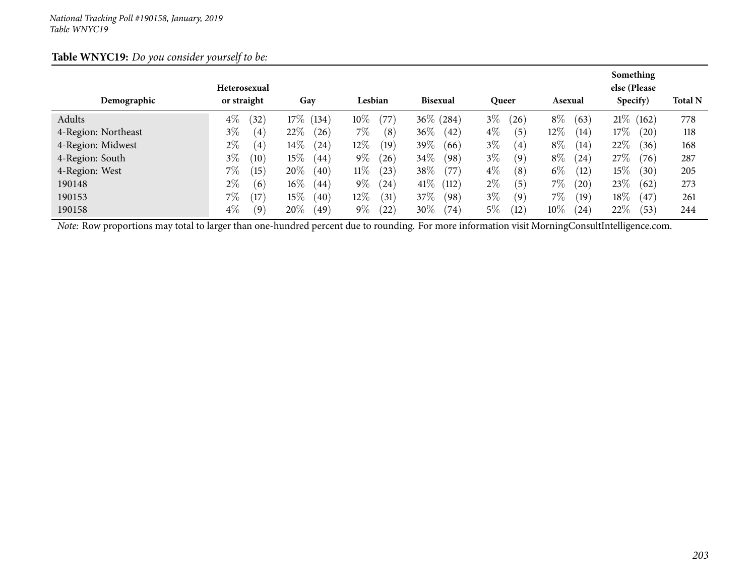*National Tracking Poll #190158, January, 2019*
*Table WNYC19*

**Table WNYC19:** *Do you consider yourself to be:*

| Demographic | Heterosexual or straight | Gay | Lesbian | Bisexual | Queer | Asexual | Something else (Please Specify) | Total N |
|---|---|---|---|---|---|---|---|---|
| Adults | 4% (32) | 17% (134) | 10% (77) | 36% (284) | 3% (26) | 8% (63) | 21% (162) | 778 |
| 4-Region: Northeast | 3% (4) | 22% (26) | 7% (8) | 36% (42) | 4% (5) | 12% (14) | 17% (20) | 118 |
| 4-Region: Midwest | 2% (4) | 14% (24) | 12% (19) | 39% (66) | 3% (4) | 8% (14) | 22% (36) | 168 |
| 4-Region: South | 3% (10) | 15% (44) | 9% (26) | 34% (98) | 3% (9) | 8% (24) | 27% (76) | 287 |
| 4-Region: West | 7% (15) | 20% (40) | 11% (23) | 38% (77) | 4% (8) | 6% (12) | 15% (30) | 205 |
| 190148 | 2% (6) | 16% (44) | 9% (24) | 41% (112) | 2% (5) | 7% (20) | 23% (62) | 273 |
| 190153 | 7% (17) | 15% (40) | 12% (31) | 37% (98) | 3% (9) | 7% (19) | 18% (47) | 261 |
| 190158 | 4% (9) | 20% (49) | 9% (22) | 30% (74) | 5% (12) | 10% (24) | 22% (53) | 244 |

*Note:* Row proportions may total to larger than one-hundred percent due to rounding. For more information visit MorningConsultIntelligence.com.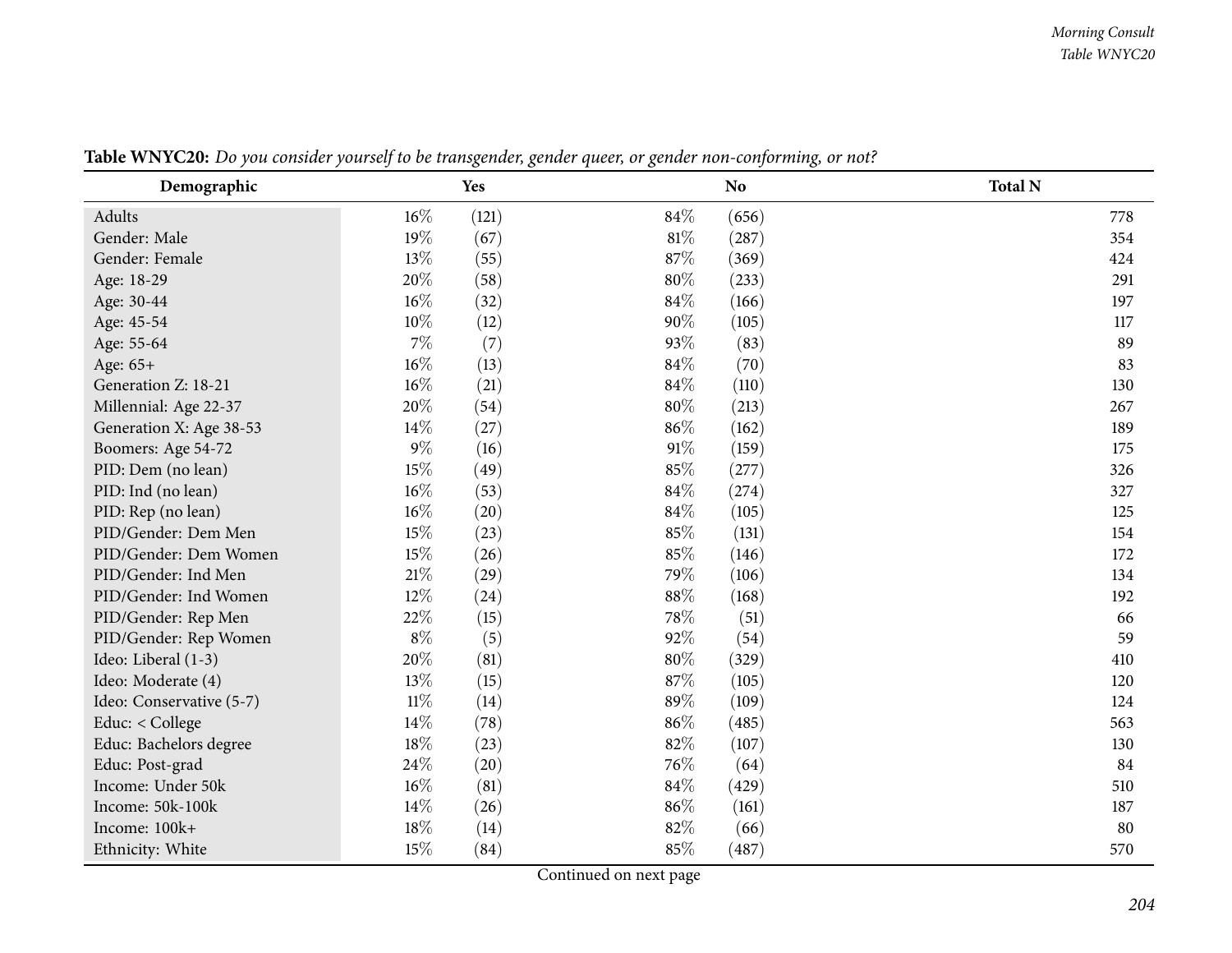**Table WNYC20:** *Do you consider yourself to be transgender, gender queer, or gender non-conforming, or not?*

| Demographic | Yes | | No | | Total N |
|---|---|---|---|---|---|
| Adults | 16% | (121) | 84% | (656) | 778 |
| Gender: Male | 19% | (67) | 81% | (287) | 354 |
| Gender: Female | 13% | (55) | 87% | (369) | 424 |
| Age: 18-29 | 20% | (58) | 80% | (233) | 291 |
| Age: 30-44 | 16% | (32) | 84% | (166) | 197 |
| Age: 45-54 | 10% | (12) | 90% | (105) | 117 |
| Age: 55-64 | 7% | (7) | 93% | (83) | 89 |
| Age: 65+ | 16% | (13) | 84% | (70) | 83 |
| Generation Z: 18-21 | 16% | (21) | 84% | (110) | 130 |
| Millennial: Age 22-37 | 20% | (54) | 80% | (213) | 267 |
| Generation X: Age 38-53 | 14% | (27) | 86% | (162) | 189 |
| Boomers: Age 54-72 | 9% | (16) | 91% | (159) | 175 |
| PID: Dem (no lean) | 15% | (49) | 85% | (277) | 326 |
| PID: Ind (no lean) | 16% | (53) | 84% | (274) | 327 |
| PID: Rep (no lean) | 16% | (20) | 84% | (105) | 125 |
| PID/Gender: Dem Men | 15% | (23) | 85% | (131) | 154 |
| PID/Gender: Dem Women | 15% | (26) | 85% | (146) | 172 |
| PID/Gender: Ind Men | 21% | (29) | 79% | (106) | 134 |
| PID/Gender: Ind Women | 12% | (24) | 88% | (168) | 192 |
| PID/Gender: Rep Men | 22% | (15) | 78% | (51) | 66 |
| PID/Gender: Rep Women | 8% | (5) | 92% | (54) | 59 |
| Ideo: Liberal (1-3) | 20% | (81) | 80% | (329) | 410 |
| Ideo: Moderate (4) | 13% | (15) | 87% | (105) | 120 |
| Ideo: Conservative (5-7) | 11% | (14) | 89% | (109) | 124 |
| Educ: < College | 14% | (78) | 86% | (485) | 563 |
| Educ: Bachelors degree | 18% | (23) | 82% | (107) | 130 |
| Educ: Post-grad | 24% | (20) | 76% | (64) | 84 |
| Income: Under 50k | 16% | (81) | 84% | (429) | 510 |
| Income: 50k-100k | 14% | (26) | 86% | (161) | 187 |
| Income: 100k+ | 18% | (14) | 82% | (66) | 80 |
| Ethnicity: White | 15% | (84) | 85% | (487) | 570 |

Continued on next page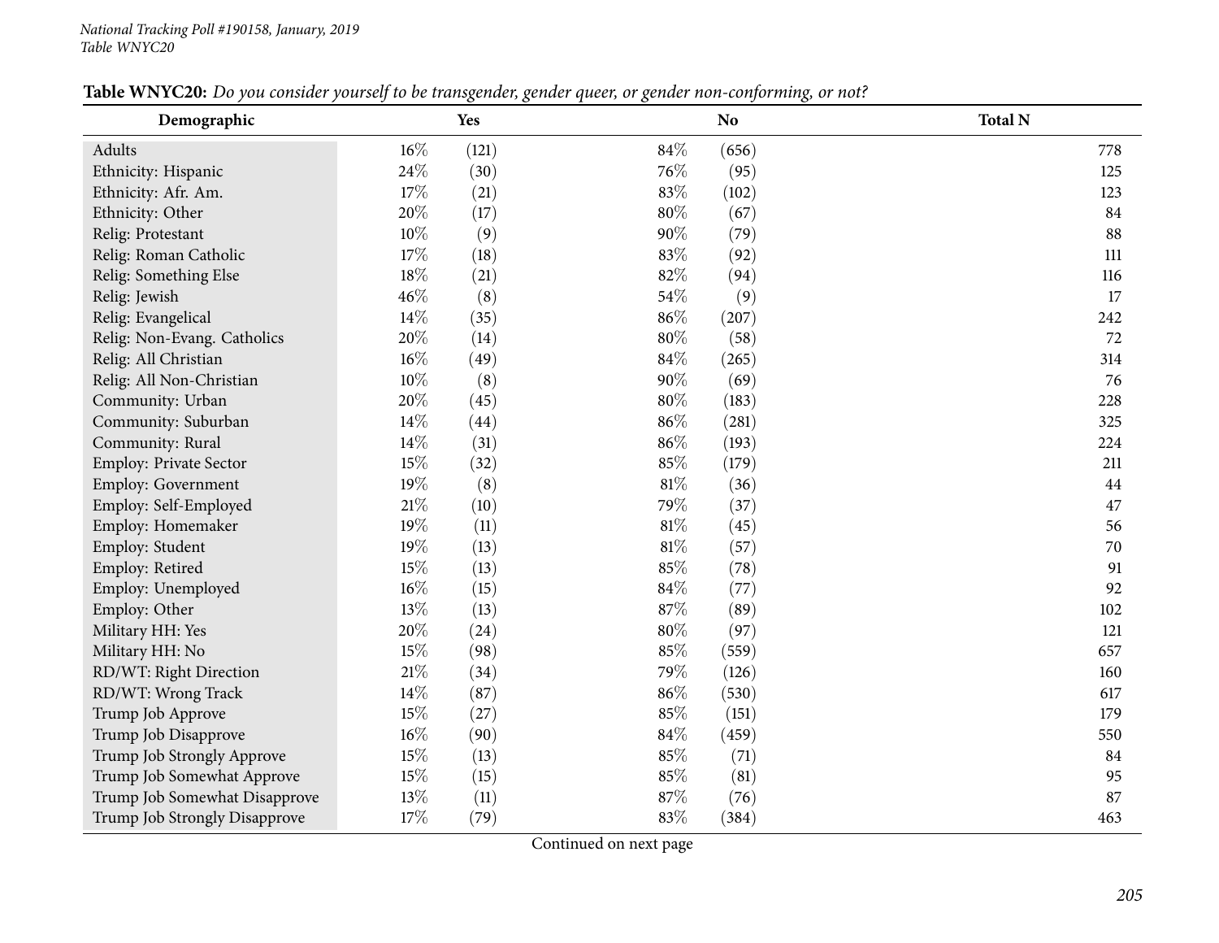*National Tracking Poll #190158, January, 2019*
*Table WNYC20*

**Table WNYC20:** *Do you consider yourself to be transgender, gender queer, or gender non-conforming, or not?*

| Demographic | Yes | | No | | Total N |
|---|---|---|---|---|---|
| Adults | 16% | (121) | 84% | (656) | 778 |
| Ethnicity: Hispanic | 24% | (30) | 76% | (95) | 125 |
| Ethnicity: Afr. Am. | 17% | (21) | 83% | (102) | 123 |
| Ethnicity: Other | 20% | (17) | 80% | (67) | 84 |
| Relig: Protestant | 10% | (9) | 90% | (79) | 88 |
| Relig: Roman Catholic | 17% | (18) | 83% | (92) | 111 |
| Relig: Something Else | 18% | (21) | 82% | (94) | 116 |
| Relig: Jewish | 46% | (8) | 54% | (9) | 17 |
| Relig: Evangelical | 14% | (35) | 86% | (207) | 242 |
| Relig: Non-Evang. Catholics | 20% | (14) | 80% | (58) | 72 |
| Relig: All Christian | 16% | (49) | 84% | (265) | 314 |
| Relig: All Non-Christian | 10% | (8) | 90% | (69) | 76 |
| Community: Urban | 20% | (45) | 80% | (183) | 228 |
| Community: Suburban | 14% | (44) | 86% | (281) | 325 |
| Community: Rural | 14% | (31) | 86% | (193) | 224 |
| Employ: Private Sector | 15% | (32) | 85% | (179) | 211 |
| Employ: Government | 19% | (8) | 81% | (36) | 44 |
| Employ: Self-Employed | 21% | (10) | 79% | (37) | 47 |
| Employ: Homemaker | 19% | (11) | 81% | (45) | 56 |
| Employ: Student | 19% | (13) | 81% | (57) | 70 |
| Employ: Retired | 15% | (13) | 85% | (78) | 91 |
| Employ: Unemployed | 16% | (15) | 84% | (77) | 92 |
| Employ: Other | 13% | (13) | 87% | (89) | 102 |
| Military HH: Yes | 20% | (24) | 80% | (97) | 121 |
| Military HH: No | 15% | (98) | 85% | (559) | 657 |
| RD/WT: Right Direction | 21% | (34) | 79% | (126) | 160 |
| RD/WT: Wrong Track | 14% | (87) | 86% | (530) | 617 |
| Trump Job Approve | 15% | (27) | 85% | (151) | 179 |
| Trump Job Disapprove | 16% | (90) | 84% | (459) | 550 |
| Trump Job Strongly Approve | 15% | (13) | 85% | (71) | 84 |
| Trump Job Somewhat Approve | 15% | (15) | 85% | (81) | 95 |
| Trump Job Somewhat Disapprove | 13% | (11) | 87% | (76) | 87 |
| Trump Job Strongly Disapprove | 17% | (79) | 83% | (384) | 463 |

Continued on next page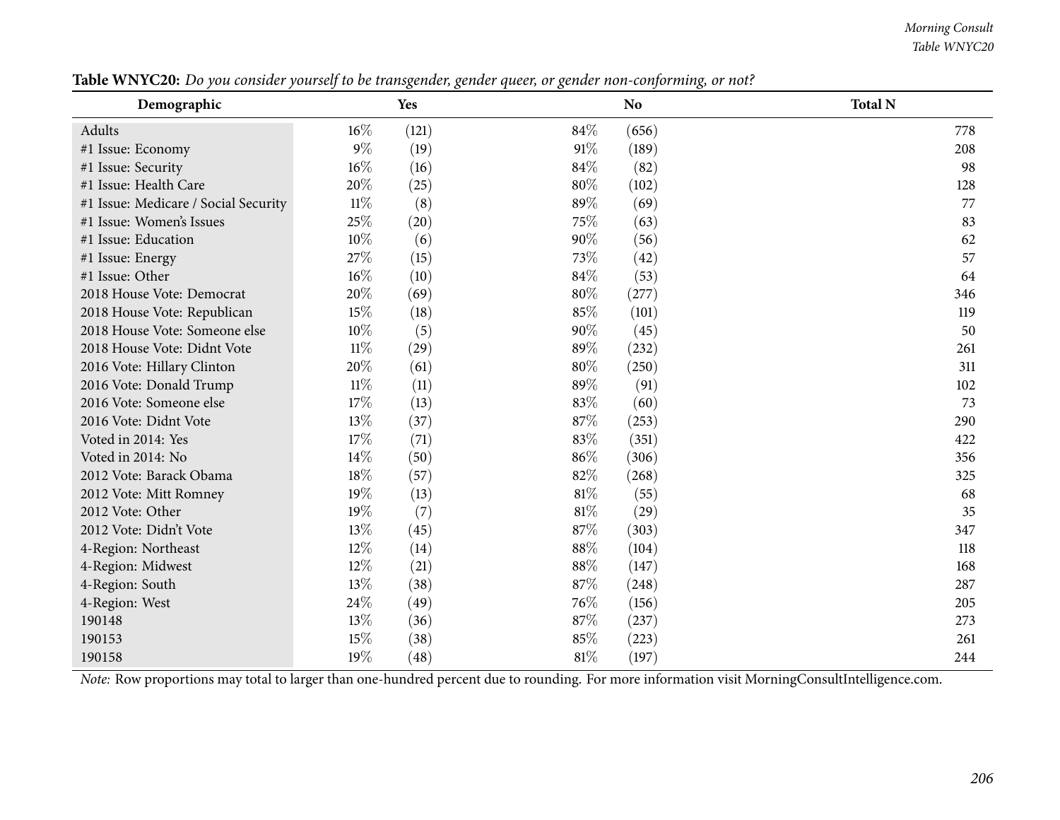**Table WNYC20:** *Do you consider yourself to be transgender, gender queer, or gender non-conforming, or not?*

| Demographic | Yes | | No | | Total N |
|---|---|---|---|---|---|
| Adults | 16% | (121) | 84% | (656) | 778 |
| #1 Issue: Economy | 9% | (19) | 91% | (189) | 208 |
| #1 Issue: Security | 16% | (16) | 84% | (82) | 98 |
| #1 Issue: Health Care | 20% | (25) | 80% | (102) | 128 |
| #1 Issue: Medicare / Social Security | 11% | (8) | 89% | (69) | 77 |
| #1 Issue: Women's Issues | 25% | (20) | 75% | (63) | 83 |
| #1 Issue: Education | 10% | (6) | 90% | (56) | 62 |
| #1 Issue: Energy | 27% | (15) | 73% | (42) | 57 |
| #1 Issue: Other | 16% | (10) | 84% | (53) | 64 |
| 2018 House Vote: Democrat | 20% | (69) | 80% | (277) | 346 |
| 2018 House Vote: Republican | 15% | (18) | 85% | (101) | 119 |
| 2018 House Vote: Someone else | 10% | (5) | 90% | (45) | 50 |
| 2018 House Vote: Didnt Vote | 11% | (29) | 89% | (232) | 261 |
| 2016 Vote: Hillary Clinton | 20% | (61) | 80% | (250) | 311 |
| 2016 Vote: Donald Trump | 11% | (11) | 89% | (91) | 102 |
| 2016 Vote: Someone else | 17% | (13) | 83% | (60) | 73 |
| 2016 Vote: Didnt Vote | 13% | (37) | 87% | (253) | 290 |
| Voted in 2014: Yes | 17% | (71) | 83% | (351) | 422 |
| Voted in 2014: No | 14% | (50) | 86% | (306) | 356 |
| 2012 Vote: Barack Obama | 18% | (57) | 82% | (268) | 325 |
| 2012 Vote: Mitt Romney | 19% | (13) | 81% | (55) | 68 |
| 2012 Vote: Other | 19% | (7) | 81% | (29) | 35 |
| 2012 Vote: Didn't Vote | 13% | (45) | 87% | (303) | 347 |
| 4-Region: Northeast | 12% | (14) | 88% | (104) | 118 |
| 4-Region: Midwest | 12% | (21) | 88% | (147) | 168 |
| 4-Region: South | 13% | (38) | 87% | (248) | 287 |
| 4-Region: West | 24% | (49) | 76% | (156) | 205 |
| 190148 | 13% | (36) | 87% | (237) | 273 |
| 190153 | 15% | (38) | 85% | (223) | 261 |
| 190158 | 19% | (48) | 81% | (197) | 244 |

*Note:* Row proportions may total to larger than one-hundred percent due to rounding. For more information visit MorningConsultIntelligence.com.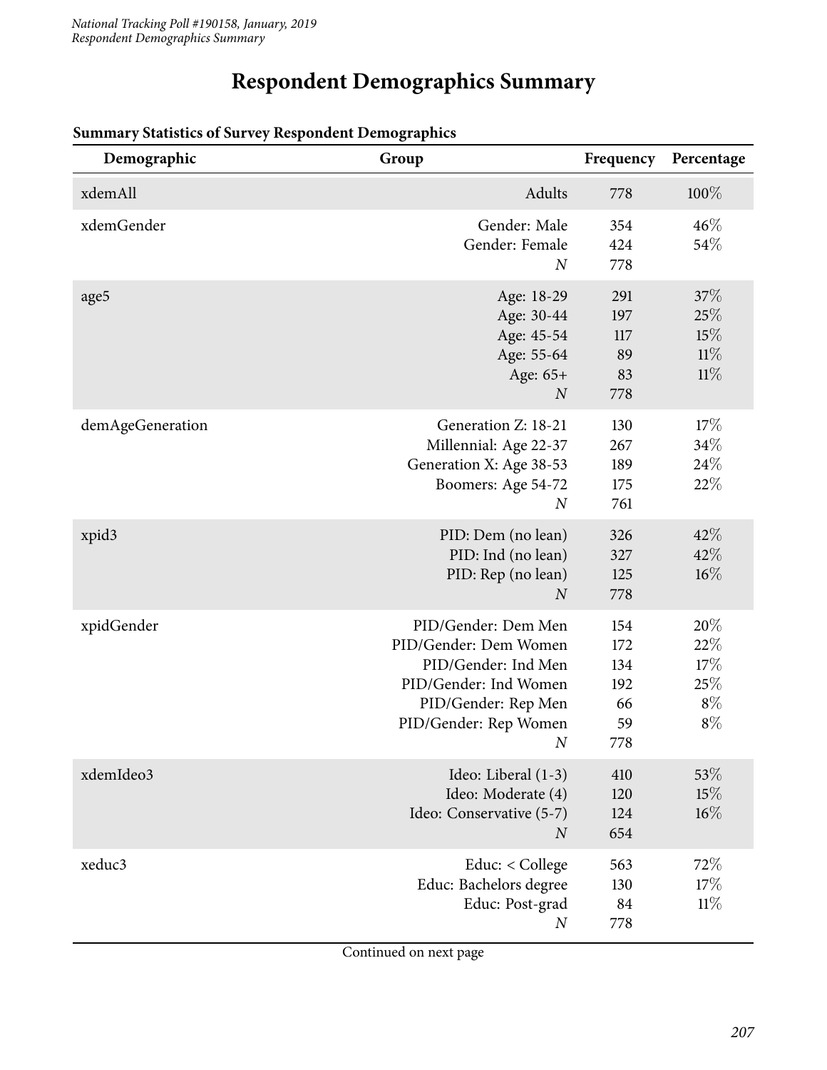# Respondent Demographics Summary

**Summary Statistics of Survey Respondent Demographics**

| Demographic | Group | Frequency | Percentage |
|---|---|---|---|
| xdemAll | Adults | 778 | 100% |
| xdemGender | Gender: Male | 354 | 46% |
| | Gender: Female | 424 | 54% |
| | *N* | 778 | |
| age5 | Age: 18-29 | 291 | 37% |
| | Age: 30-44 | 197 | 25% |
| | Age: 45-54 | 117 | 15% |
| | Age: 55-64 | 89 | 11% |
| | Age: 65+ | 83 | 11% |
| | *N* | 778 | |
| demAgeGeneration | Generation Z: 18-21 | 130 | 17% |
| | Millennial: Age 22-37 | 267 | 34% |
| | Generation X: Age 38-53 | 189 | 24% |
| | Boomers: Age 54-72 | 175 | 22% |
| | *N* | 761 | |
| xpid3 | PID: Dem (no lean) | 326 | 42% |
| | PID: Ind (no lean) | 327 | 42% |
| | PID: Rep (no lean) | 125 | 16% |
| | *N* | 778 | |
| xpidGender | PID/Gender: Dem Men | 154 | 20% |
| | PID/Gender: Dem Women | 172 | 22% |
| | PID/Gender: Ind Men | 134 | 17% |
| | PID/Gender: Ind Women | 192 | 25% |
| | PID/Gender: Rep Men | 66 | 8% |
| | PID/Gender: Rep Women | 59 | 8% |
| | *N* | 778 | |
| xdemIdeo3 | Ideo: Liberal (1-3) | 410 | 53% |
| | Ideo: Moderate (4) | 120 | 15% |
| | Ideo: Conservative (5-7) | 124 | 16% |
| | *N* | 654 | |
| xeduc3 | Educ: < College | 563 | 72% |
| | Educ: Bachelors degree | 130 | 17% |
| | Educ: Post-grad | 84 | 11% |
| | *N* | 778 | |

Continued on next page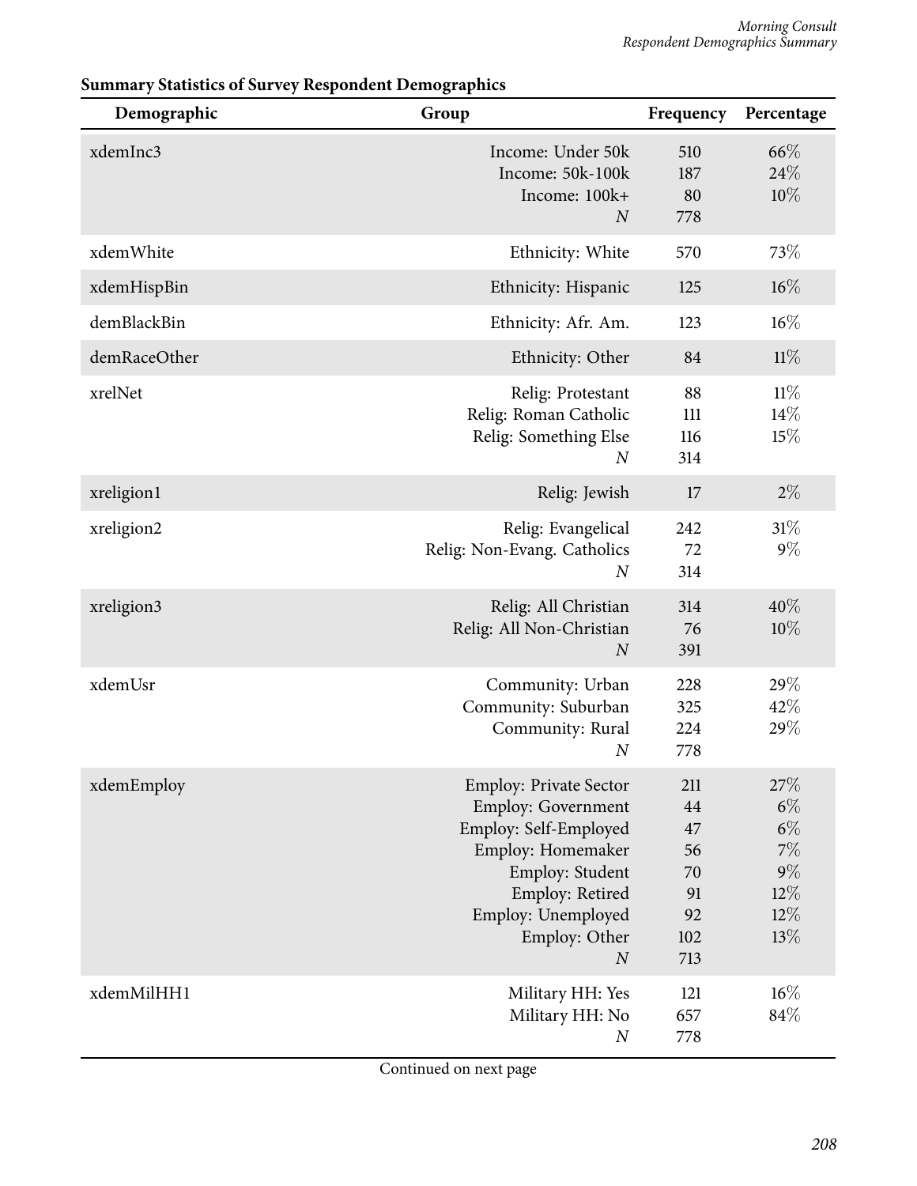**Summary Statistics of Survey Respondent Demographics**

| Demographic | Group | Frequency | Percentage |
|---|---|---|---|
| xdemInc3 | Income: Under 50k | 510 | 66% |
| | Income: 50k-100k | 187 | 24% |
| | Income: 100k+ | 80 | 10% |
| | *N* | 778 | |
| xdemWhite | Ethnicity: White | 570 | 73% |
| xdemHispBin | Ethnicity: Hispanic | 125 | 16% |
| demBlackBin | Ethnicity: Afr. Am. | 123 | 16% |
| demRaceOther | Ethnicity: Other | 84 | 11% |
| xrelNet | Relig: Protestant | 88 | 11% |
| | Relig: Roman Catholic | 111 | 14% |
| | Relig: Something Else | 116 | 15% |
| | *N* | 314 | |
| xreligion1 | Relig: Jewish | 17 | 2% |
| xreligion2 | Relig: Evangelical | 242 | 31% |
| | Relig: Non-Evang. Catholics | 72 | 9% |
| | *N* | 314 | |
| xreligion3 | Relig: All Christian | 314 | 40% |
| | Relig: All Non-Christian | 76 | 10% |
| | *N* | 391 | |
| xdemUsr | Community: Urban | 228 | 29% |
| | Community: Suburban | 325 | 42% |
| | Community: Rural | 224 | 29% |
| | *N* | 778 | |
| xdemEmploy | Employ: Private Sector | 211 | 27% |
| | Employ: Government | 44 | 6% |
| | Employ: Self-Employed | 47 | 6% |
| | Employ: Homemaker | 56 | 7% |
| | Employ: Student | 70 | 9% |
| | Employ: Retired | 91 | 12% |
| | Employ: Unemployed | 92 | 12% |
| | Employ: Other | 102 | 13% |
| | *N* | 713 | |
| xdemMilHH1 | Military HH: Yes | 121 | 16% |
| | Military HH: No | 657 | 84% |
| | *N* | 778 | |

Continued on next page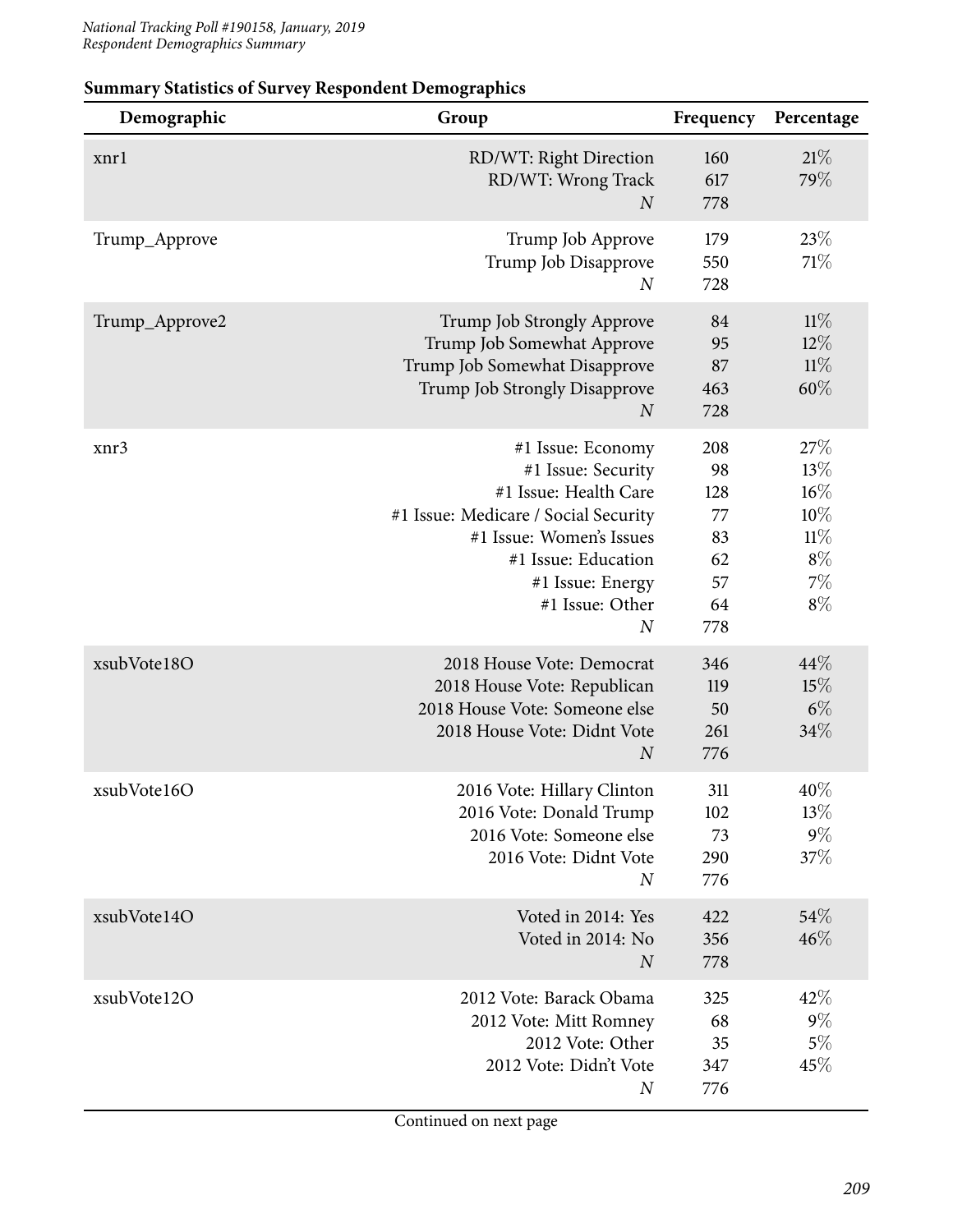**Summary Statistics of Survey Respondent Demographics**

| Demographic | Group | Frequency | Percentage |
|---|---|---|---|
| xnr1 | RD/WT: Right Direction | 160 | 21% |
| | RD/WT: Wrong Track | 617 | 79% |
| | *N* | 778 | |
| Trump_Approve | Trump Job Approve | 179 | 23% |
| | Trump Job Disapprove | 550 | 71% |
| | *N* | 728 | |
| Trump_Approve2 | Trump Job Strongly Approve | 84 | 11% |
| | Trump Job Somewhat Approve | 95 | 12% |
| | Trump Job Somewhat Disapprove | 87 | 11% |
| | Trump Job Strongly Disapprove | 463 | 60% |
| | *N* | 728 | |
| xnr3 | #1 Issue: Economy | 208 | 27% |
| | #1 Issue: Security | 98 | 13% |
| | #1 Issue: Health Care | 128 | 16% |
| | #1 Issue: Medicare / Social Security | 77 | 10% |
| | #1 Issue: Women's Issues | 83 | 11% |
| | #1 Issue: Education | 62 | 8% |
| | #1 Issue: Energy | 57 | 7% |
| | #1 Issue: Other | 64 | 8% |
| | *N* | 778 | |
| xsubVote18O | 2018 House Vote: Democrat | 346 | 44% |
| | 2018 House Vote: Republican | 119 | 15% |
| | 2018 House Vote: Someone else | 50 | 6% |
| | 2018 House Vote: Didnt Vote | 261 | 34% |
| | *N* | 776 | |
| xsubVote16O | 2016 Vote: Hillary Clinton | 311 | 40% |
| | 2016 Vote: Donald Trump | 102 | 13% |
| | 2016 Vote: Someone else | 73 | 9% |
| | 2016 Vote: Didnt Vote | 290 | 37% |
| | *N* | 776 | |
| xsubVote14O | Voted in 2014: Yes | 422 | 54% |
| | Voted in 2014: No | 356 | 46% |
| | *N* | 778 | |
| xsubVote12O | 2012 Vote: Barack Obama | 325 | 42% |
| | 2012 Vote: Mitt Romney | 68 | 9% |
| | 2012 Vote: Other | 35 | 5% |
| | 2012 Vote: Didn't Vote | 347 | 45% |
| | *N* | 776 | |

Continued on next page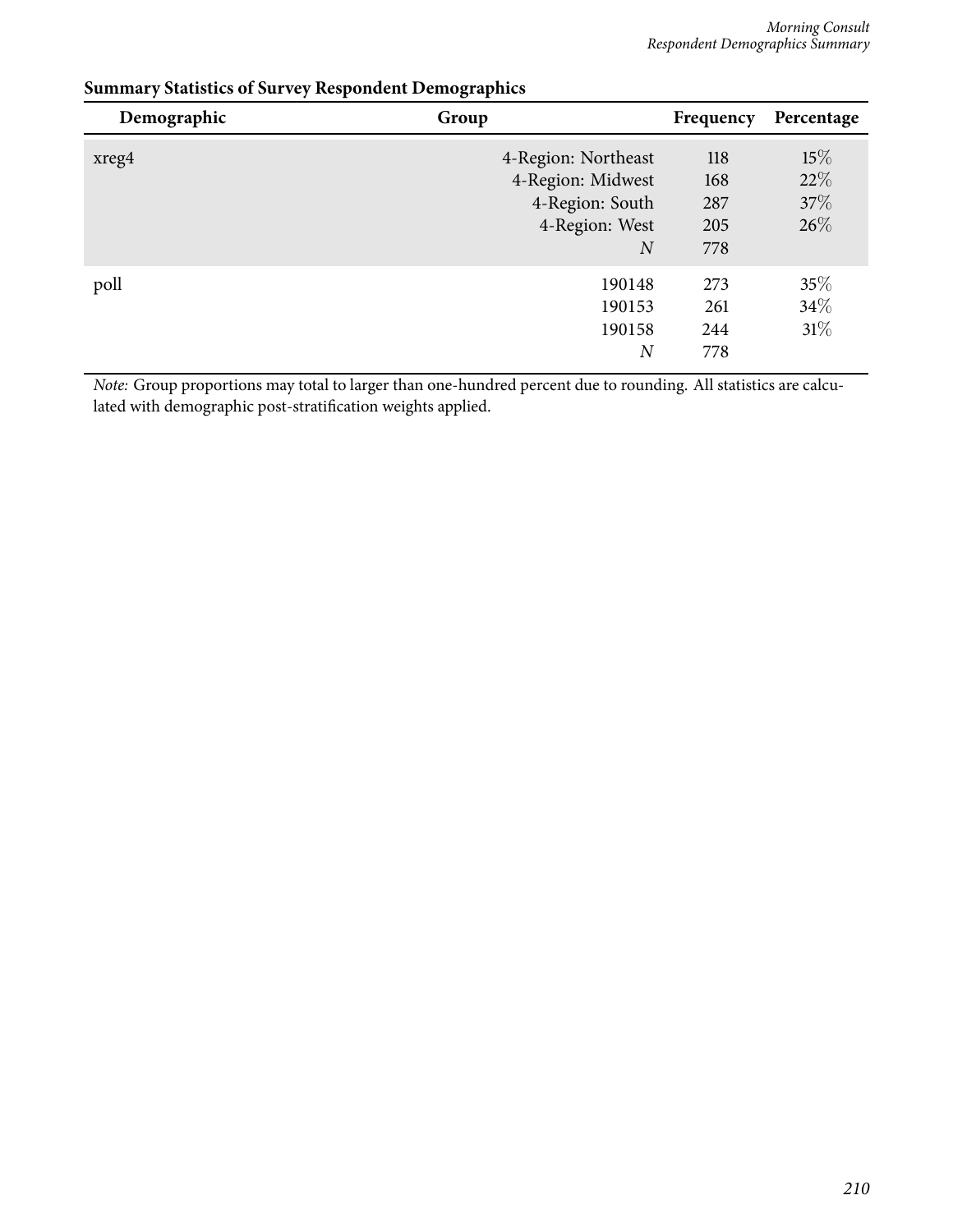**Summary Statistics of Survey Respondent Demographics**

| Demographic | Group | Frequency | Percentage |
|---|---|---|---|
| xreg4 | 4-Region: Northeast | 118 | 15% |
| | 4-Region: Midwest | 168 | 22% |
| | 4-Region: South | 287 | 37% |
| | 4-Region: West | 205 | 26% |
| | *N* | 778 | |
| poll | 190148 | 273 | 35% |
| | 190153 | 261 | 34% |
| | 190158 | 244 | 31% |
| | *N* | 778 | |

*Note:* Group proportions may total to larger than one-hundred percent due to rounding. All statistics are calculated with demographic post-stratification weights applied.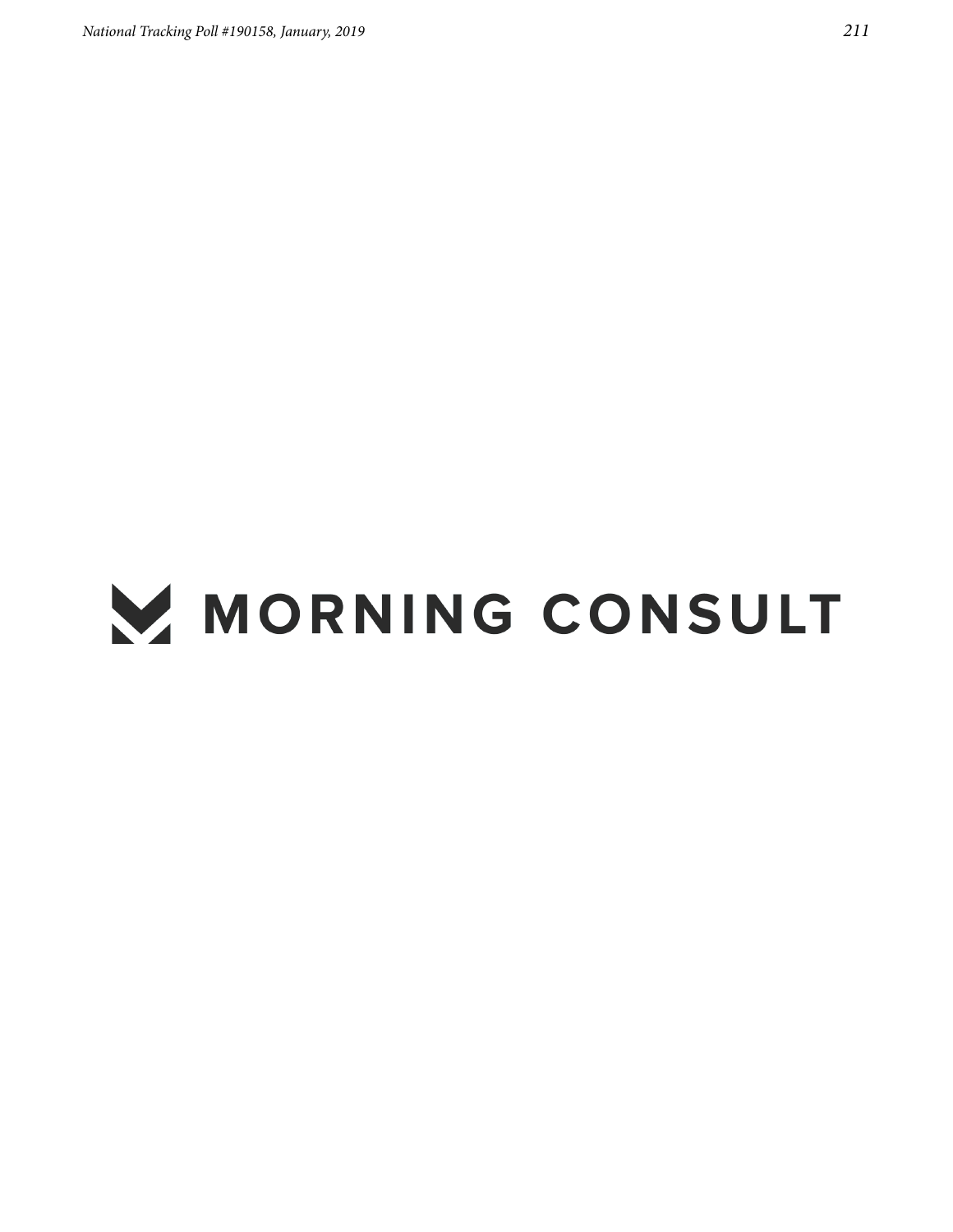MORNING CONSULT